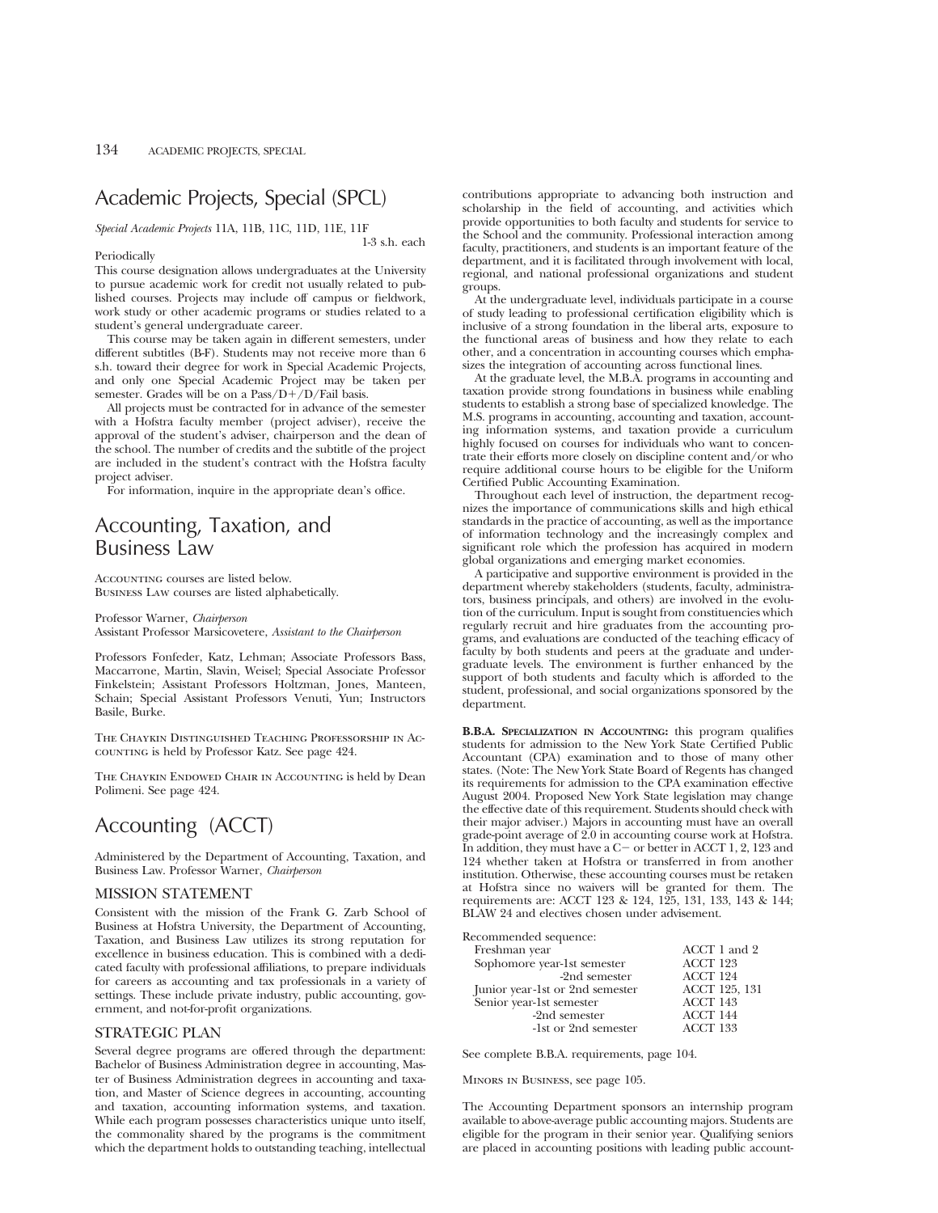# Academic Projects, Special (SPCL)

*Special Academic Projects* 11A, 11B, 11C, 11D, 11E, 11F

1-3 s.h. each

Periodically

This course designation allows undergraduates at the University to pursue academic work for credit not usually related to published courses. Projects may include off campus or fieldwork, work study or other academic programs or studies related to a student's general undergraduate career.

This course may be taken again in different semesters, under different subtitles (B-F). Students may not receive more than 6 s.h. toward their degree for work in Special Academic Projects, and only one Special Academic Project may be taken per semester. Grades will be on a Pass/D+/D/Fail basis.

All projects must be contracted for in advance of the semester with a Hofstra faculty member (project adviser), receive the approval of the student's adviser, chairperson and the dean of the school. The number of credits and the subtitle of the project are included in the student's contract with the Hofstra faculty project adviser.

For information, inquire in the appropriate dean's office.

# Accounting, Taxation, and Business Law

Accounting courses are listed below.
Business Law courses are listed alphabetically.

Professor Warner, *Chairperson*
Assistant Professor Marsicovetere, *Assistant to the Chairperson*

Professors Fonfeder, Katz, Lehman; Associate Professors Bass, Maccarrone, Martin, Slavin, Weisel; Special Associate Professor Finkelstein; Assistant Professors Holtzman, Jones, Manteen, Schain; Special Assistant Professors Venuti, Yun; Instructors Basile, Burke.

The Chaykin Distinguished Teaching Professorship in Accounting is held by Professor Katz. See page 424.

The Chaykin Endowed Chair in Accounting is held by Dean Polimeni. See page 424.

# Accounting (ACCT)

Administered by the Department of Accounting, Taxation, and Business Law. Professor Warner, *Chairperson*

## MISSION STATEMENT

Consistent with the mission of the Frank G. Zarb School of Business at Hofstra University, the Department of Accounting, Taxation, and Business Law utilizes its strong reputation for excellence in business education. This is combined with a dedicated faculty with professional affiliations, to prepare individuals for careers as accounting and tax professionals in a variety of settings. These include private industry, public accounting, government, and not-for-profit organizations.

## STRATEGIC PLAN

Several degree programs are offered through the department: Bachelor of Business Administration degree in accounting, Master of Business Administration degrees in accounting and taxation, and Master of Science degrees in accounting, accounting and taxation, accounting information systems, and taxation. While each program possesses characteristics unique unto itself, the commonality shared by the programs is the commitment which the department holds to outstanding teaching, intellectual contributions appropriate to advancing both instruction and scholarship in the field of accounting, and activities which provide opportunities to both faculty and students for service to the School and the community. Professional interaction among faculty, practitioners, and students is an important feature of the department, and it is facilitated through involvement with local, regional, and national professional organizations and student groups.

At the undergraduate level, individuals participate in a course of study leading to professional certification eligibility which is inclusive of a strong foundation in the liberal arts, exposure to the functional areas of business and how they relate to each other, and a concentration in accounting courses which emphasizes the integration of accounting across functional lines.

At the graduate level, the M.B.A. programs in accounting and taxation provide strong foundations in business while enabling students to establish a strong base of specialized knowledge. The M.S. programs in accounting, accounting and taxation, accounting information systems, and taxation provide a curriculum highly focused on courses for individuals who want to concentrate their efforts more closely on discipline content and/or who require additional course hours to be eligible for the Uniform Certified Public Accounting Examination.

Throughout each level of instruction, the department recognizes the importance of communications skills and high ethical standards in the practice of accounting, as well as the importance of information technology and the increasingly complex and significant role which the profession has acquired in modern global organizations and emerging market economies.

A participative and supportive environment is provided in the department whereby stakeholders (students, faculty, administrators, business principals, and others) are involved in the evolution of the curriculum. Input is sought from constituencies which regularly recruit and hire graduates from the accounting programs, and evaluations are conducted of the teaching efficacy of faculty by both students and peers at the graduate and undergraduate levels. The environment is further enhanced by the support of both students and faculty which is afforded to the student, professional, and social organizations sponsored by the department.

**B.B.A. Specialization in Accounting:** this program qualifies students for admission to the New York State Certified Public Accountant (CPA) examination and to those of many other states. (Note: The New York State Board of Regents has changed its requirements for admission to the CPA examination effective August 2004. Proposed New York State legislation may change the effective date of this requirement. Students should check with their major adviser.) Majors in accounting must have an overall grade-point average of 2.0 in accounting course work at Hofstra. In addition, they must have a C− or better in ACCT 1, 2, 123 and 124 whether taken at Hofstra or transferred in from another institution. Otherwise, these accounting courses must be retaken at Hofstra since no waivers will be granted for them. The requirements are: ACCT 123 & 124, 125, 131, 133, 143 & 144; BLAW 24 and electives chosen under advisement.

Recommended sequence:

| | |
|---|---|
| Freshman year | ACCT 1 and 2 |
| Sophomore year-1st semester | ACCT 123 |
| -2nd semester | ACCT 124 |
| Junior year-1st or 2nd semester | ACCT 125, 131 |
| Senior year-1st semester | ACCT 143 |
| -2nd semester | ACCT 144 |
| -1st or 2nd semester | ACCT 133 |

See complete B.B.A. requirements, page 104.

Minors in Business, see page 105.

The Accounting Department sponsors an internship program available to above-average public accounting majors. Students are eligible for the program in their senior year. Qualifying seniors are placed in accounting positions with leading public account-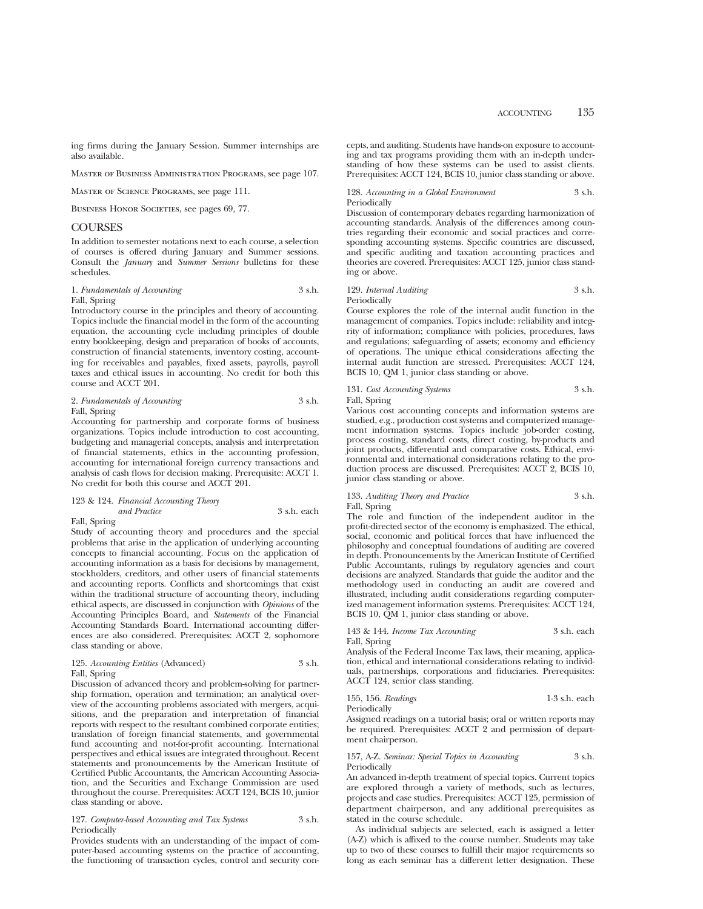ing firms during the January Session. Summer internships are also available.

Master of Business Administration Programs, see page 107.

Master of Science Programs, see page 111.

Business Honor Societies, see pages 69, 77.

## COURSES

In addition to semester notations next to each course, a selection of courses is offered during January and Summer sessions. Consult the *January* and *Summer Sessions* bulletins for these schedules.

1. *Fundamentals of Accounting* 3 s.h.
Fall, Spring
Introductory course in the principles and theory of accounting. Topics include the financial model in the form of the accounting equation, the accounting cycle including principles of double entry bookkeeping, design and preparation of books of accounts, construction of financial statements, inventory costing, accounting for receivables and payables, fixed assets, payrolls, payroll taxes and ethical issues in accounting. No credit for both this course and ACCT 201.

2. *Fundamentals of Accounting* 3 s.h.
Fall, Spring
Accounting for partnership and corporate forms of business organizations. Topics include introduction to cost accounting, budgeting and managerial concepts, analysis and interpretation of financial statements, ethics in the accounting profession, accounting for international foreign currency transactions and analysis of cash flows for decision making. Prerequisite: ACCT 1. No credit for both this course and ACCT 201.

123 & 124. *Financial Accounting Theory and Practice* 3 s.h. each
Fall, Spring
Study of accounting theory and procedures and the special problems that arise in the application of underlying accounting concepts to financial accounting. Focus on the application of accounting information as a basis for decisions by management, stockholders, creditors, and other users of financial statements and accounting reports. Conflicts and shortcomings that exist within the traditional structure of accounting theory, including ethical aspects, are discussed in conjunction with *Opinions* of the Accounting Principles Board, and *Statements* of the Financial Accounting Standards Board. International accounting differences are also considered. Prerequisites: ACCT 2, sophomore class standing or above.

125. *Accounting Entities* (Advanced) 3 s.h.
Fall, Spring
Discussion of advanced theory and problem-solving for partnership formation, operation and termination; an analytical overview of the accounting problems associated with mergers, acquisitions, and the preparation and interpretation of financial reports with respect to the resultant combined corporate entities; translation of foreign financial statements, and governmental fund accounting and not-for-profit accounting. International perspectives and ethical issues are integrated throughout. Recent statements and pronouncements by the American Institute of Certified Public Accountants, the American Accounting Association, and the Securities and Exchange Commission are used throughout the course. Prerequisites: ACCT 124, BCIS 10, junior class standing or above.

127. *Computer-based Accounting and Tax Systems* 3 s.h.
Periodically
Provides students with an understanding of the impact of computer-based accounting systems on the practice of accounting, the functioning of transaction cycles, control and security concepts, and auditing. Students have hands-on exposure to accounting and tax programs providing them with an in-depth understanding of how these systems can be used to assist clients. Prerequisites: ACCT 124, BCIS 10, junior class standing or above.

128. *Accounting in a Global Environment* 3 s.h.
Periodically
Discussion of contemporary debates regarding harmonization of accounting standards. Analysis of the differences among countries regarding their economic and social practices and corresponding accounting systems. Specific countries are discussed, and specific auditing and taxation accounting practices and theories are covered. Prerequisites: ACCT 125, junior class standing or above.

129. *Internal Auditing* 3 s.h.
Periodically
Course explores the role of the internal audit function in the management of companies. Topics include: reliability and integrity of information; compliance with policies, procedures, laws and regulations; safeguarding of assets; economy and efficiency of operations. The unique ethical considerations affecting the internal audit function are stressed. Prerequisites: ACCT 124, BCIS 10, QM 1, junior class standing or above.

131. *Cost Accounting Systems* 3 s.h.
Fall, Spring
Various cost accounting concepts and information systems are studied, e.g., production cost systems and computerized management information systems. Topics include job-order costing, process costing, standard costs, direct costing, by-products and joint products, differential and comparative costs. Ethical, environmental and international considerations relating to the production process are discussed. Prerequisites: ACCT 2, BCIS 10, junior class standing or above.

133. *Auditing Theory and Practice* 3 s.h.
Fall, Spring
The role and function of the independent auditor in the profit-directed sector of the economy is emphasized. The ethical, social, economic and political forces that have influenced the philosophy and conceptual foundations of auditing are covered in depth. Pronouncements by the American Institute of Certified Public Accountants, rulings by regulatory agencies and court decisions are analyzed. Standards that guide the auditor and the methodology used in conducting an audit are covered and illustrated, including audit considerations regarding computerized management information systems. Prerequisites: ACCT 124, BCIS 10, QM 1, junior class standing or above.

143 & 144. *Income Tax Accounting* 3 s.h. each
Fall, Spring
Analysis of the Federal Income Tax laws, their meaning, application, ethical and international considerations relating to individuals, partnerships, corporations and fiduciaries. Prerequisites: ACCT 124, senior class standing.

155, 156. *Readings* 1-3 s.h. each
Periodically
Assigned readings on a tutorial basis; oral or written reports may be required. Prerequisites: ACCT 2 and permission of department chairperson.

157, A-Z. *Seminar: Special Topics in Accounting* 3 s.h.
Periodically
An advanced in-depth treatment of special topics. Current topics are explored through a variety of methods, such as lectures, projects and case studies. Prerequisites: ACCT 125, permission of department chairperson, and any additional prerequisites as stated in the course schedule.

As individual subjects are selected, each is assigned a letter (A-Z) which is affixed to the course number. Students may take up to two of these courses to fulfill their major requirements so long as each seminar has a different letter designation. These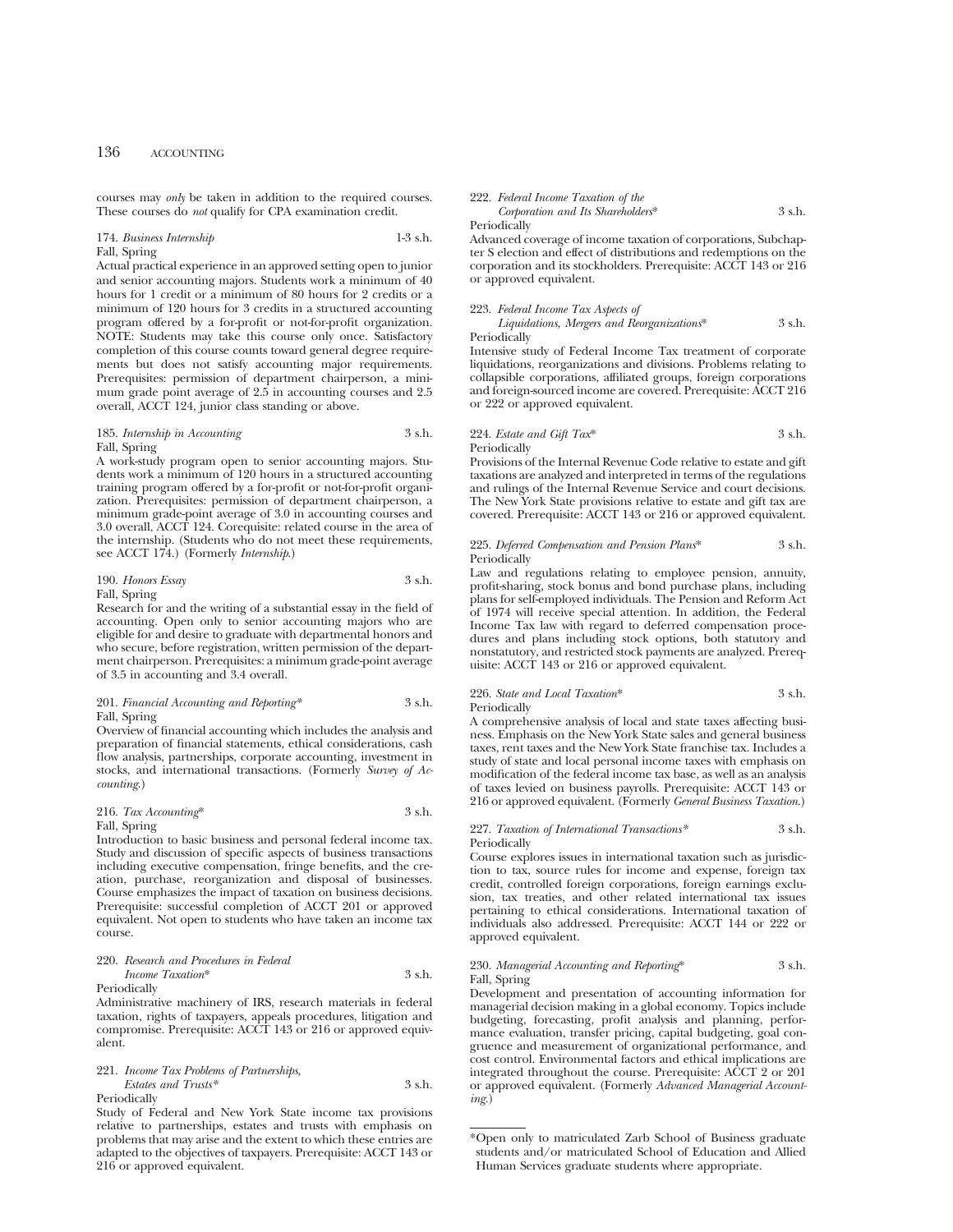courses may *only* be taken in addition to the required courses. These courses do *not* qualify for CPA examination credit.

174. *Business Internship* 1-3 s.h.
Fall, Spring
Actual practical experience in an approved setting open to junior and senior accounting majors. Students work a minimum of 40 hours for 1 credit or a minimum of 80 hours for 2 credits or a minimum of 120 hours for 3 credits in a structured accounting program offered by a for-profit or not-for-profit organization. NOTE: Students may take this course only once. Satisfactory completion of this course counts toward general degree requirements but does not satisfy accounting major requirements. Prerequisites: permission of department chairperson, a minimum grade point average of 2.5 in accounting courses and 2.5 overall, ACCT 124, junior class standing or above.

185. *Internship in Accounting* 3 s.h.
Fall, Spring
A work-study program open to senior accounting majors. Students work a minimum of 120 hours in a structured accounting training program offered by a for-profit or not-for-profit organization. Prerequisites: permission of department chairperson, a minimum grade-point average of 3.0 in accounting courses and 3.0 overall, ACCT 124. Corequisite: related course in the area of the internship. (Students who do not meet these requirements, see ACCT 174.) (Formerly *Internship*.)

190. *Honors Essay* 3 s.h.
Fall, Spring
Research for and the writing of a substantial essay in the field of accounting. Open only to senior accounting majors who are eligible for and desire to graduate with departmental honors and who secure, before registration, written permission of the department chairperson. Prerequisites: a minimum grade-point average of 3.5 in accounting and 3.4 overall.

201. *Financial Accounting and Reporting*\* 3 s.h.
Fall, Spring
Overview of financial accounting which includes the analysis and preparation of financial statements, ethical considerations, cash flow analysis, partnerships, corporate accounting, investment in stocks, and international transactions. (Formerly *Survey of Accounting*.)

216. *Tax Accounting*\* 3 s.h.
Fall, Spring
Introduction to basic business and personal federal income tax. Study and discussion of specific aspects of business transactions including executive compensation, fringe benefits, and the creation, purchase, reorganization and disposal of businesses. Course emphasizes the impact of taxation on business decisions. Prerequisite: successful completion of ACCT 201 or approved equivalent. Not open to students who have taken an income tax course.

220. *Research and Procedures in Federal Income Taxation*\* 3 s.h.
Periodically
Administrative machinery of IRS, research materials in federal taxation, rights of taxpayers, appeals procedures, litigation and compromise. Prerequisite: ACCT 143 or 216 or approved equivalent.

221. *Income Tax Problems of Partnerships, Estates and Trusts*\* 3 s.h.
Periodically
Study of Federal and New York State income tax provisions relative to partnerships, estates and trusts with emphasis on problems that may arise and the extent to which these entries are adapted to the objectives of taxpayers. Prerequisite: ACCT 143 or 216 or approved equivalent.

222. *Federal Income Taxation of the Corporation and Its Shareholders*\* 3 s.h.
Periodically
Advanced coverage of income taxation of corporations, Subchapter S election and effect of distributions and redemptions on the corporation and its stockholders. Prerequisite: ACCT 143 or 216 or approved equivalent.

223. *Federal Income Tax Aspects of Liquidations, Mergers and Reorganizations*\* 3 s.h.
Periodically
Intensive study of Federal Income Tax treatment of corporate liquidations, reorganizations and divisions. Problems relating to collapsible corporations, affiliated groups, foreign corporations and foreign-sourced income are covered. Prerequisite: ACCT 216 or 222 or approved equivalent.

224. *Estate and Gift Tax*\* 3 s.h.
Periodically
Provisions of the Internal Revenue Code relative to estate and gift taxations are analyzed and interpreted in terms of the regulations and rulings of the Internal Revenue Service and court decisions. The New York State provisions relative to estate and gift tax are covered. Prerequisite: ACCT 143 or 216 or approved equivalent.

225. *Deferred Compensation and Pension Plans*\* 3 s.h.
Periodically
Law and regulations relating to employee pension, annuity, profit-sharing, stock bonus and bond purchase plans, including plans for self-employed individuals. The Pension and Reform Act of 1974 will receive special attention. In addition, the Federal Income Tax law with regard to deferred compensation procedures and plans including stock options, both statutory and nonstatutory, and restricted stock payments are analyzed. Prerequisite: ACCT 143 or 216 or approved equivalent.

226. *State and Local Taxation*\* 3 s.h.
Periodically
A comprehensive analysis of local and state taxes affecting business. Emphasis on the New York State sales and general business taxes, rent taxes and the New York State franchise tax. Includes a study of state and local personal income taxes with emphasis on modification of the federal income tax base, as well as an analysis of taxes levied on business payrolls. Prerequisite: ACCT 143 or 216 or approved equivalent. (Formerly *General Business Taxation*.)

227. *Taxation of International Transactions*\* 3 s.h.
Periodically
Course explores issues in international taxation such as jurisdiction to tax, source rules for income and expense, foreign tax credit, controlled foreign corporations, foreign earnings exclusion, tax treaties, and other related international tax issues pertaining to ethical considerations. International taxation of individuals also addressed. Prerequisite: ACCT 144 or 222 or approved equivalent.

230. *Managerial Accounting and Reporting*\* 3 s.h.
Fall, Spring
Development and presentation of accounting information for managerial decision making in a global economy. Topics include budgeting, forecasting, profit analysis and planning, performance evaluation, transfer pricing, capital budgeting, goal congruence and measurement of organizational performance, and cost control. Environmental factors and ethical implications are integrated throughout the course. Prerequisite: ACCT 2 or 201 or approved equivalent. (Formerly *Advanced Managerial Accounting*.)

\*Open only to matriculated Zarb School of Business graduate students and/or matriculated School of Education and Allied Human Services graduate students where appropriate.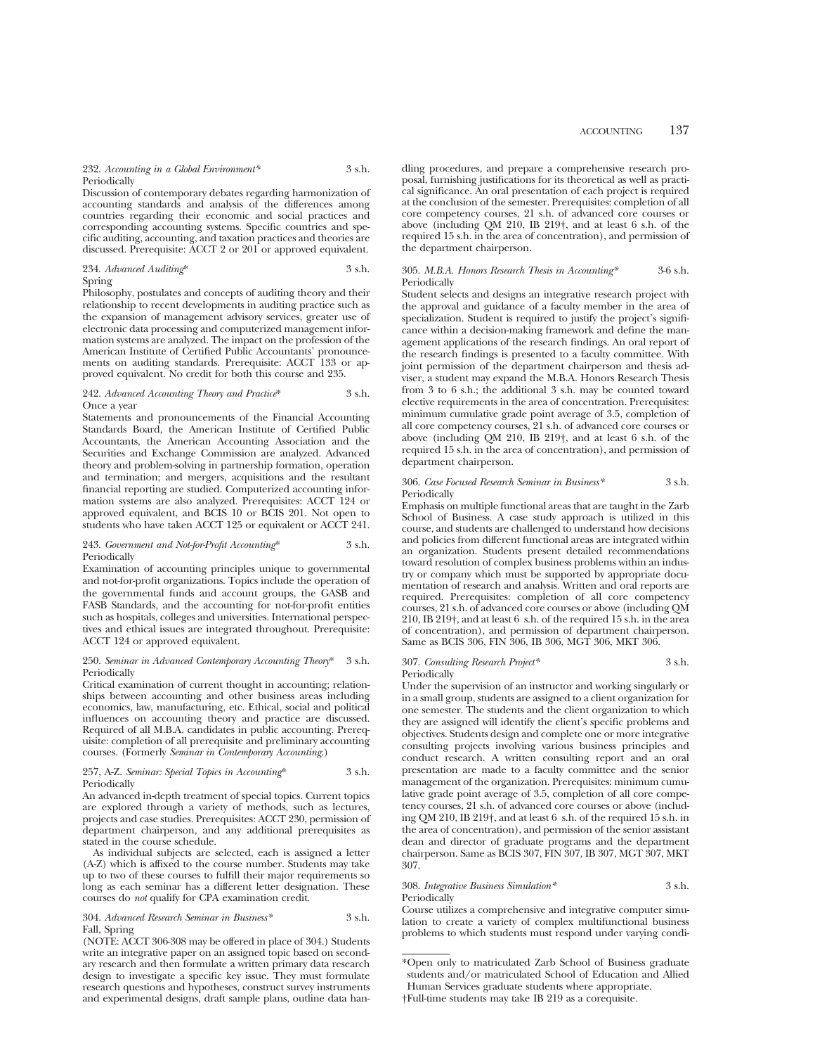232. *Accounting in a Global Environment** 3 s.h.
Periodically

Discussion of contemporary debates regarding harmonization of accounting standards and analysis of the differences among countries regarding their economic and social practices and corresponding accounting systems. Specific countries and specific auditing, accounting, and taxation practices and theories are discussed. Prerequisite: ACCT 2 or 201 or approved equivalent.

234. *Advanced Auditing** 3 s.h.
Spring

Philosophy, postulates and concepts of auditing theory and their relationship to recent developments in auditing practice such as the expansion of management advisory services, greater use of electronic data processing and computerized management information systems are analyzed. The impact on the profession of the American Institute of Certified Public Accountants' pronouncements on auditing standards. Prerequisite: ACCT 133 or approved equivalent. No credit for both this course and 235.

242. *Advanced Accounting Theory and Practice** 3 s.h.
Once a year

Statements and pronouncements of the Financial Accounting Standards Board, the American Institute of Certified Public Accountants, the American Accounting Association and the Securities and Exchange Commission are analyzed. Advanced theory and problem-solving in partnership formation, operation and termination; and mergers, acquisitions and the resultant financial reporting are studied. Computerized accounting information systems are also analyzed. Prerequisites: ACCT 124 or approved equivalent, and BCIS 10 or BCIS 201. Not open to students who have taken ACCT 125 or equivalent or ACCT 241.

243. *Government and Not-for-Profit Accounting** 3 s.h.
Periodically

Examination of accounting principles unique to governmental and not-for-profit organizations. Topics include the operation of the governmental funds and account groups, the GASB and FASB Standards, and the accounting for not-for-profit entities such as hospitals, colleges and universities. International perspectives and ethical issues are integrated throughout. Prerequisite: ACCT 124 or approved equivalent.

250. *Seminar in Advanced Contemporary Accounting Theory** 3 s.h.
Periodically

Critical examination of current thought in accounting; relationships between accounting and other business areas including economics, law, manufacturing, etc. Ethical, social and political influences on accounting theory and practice are discussed. Required of all M.B.A. candidates in public accounting. Prerequisite: completion of all prerequisite and preliminary accounting courses. (Formerly *Seminar in Contemporary Accounting*.)

257, A-Z. *Seminar: Special Topics in Accounting** 3 s.h.
Periodically

An advanced in-depth treatment of special topics. Current topics are explored through a variety of methods, such as lectures, projects and case studies. Prerequisites: ACCT 230, permission of department chairperson, and any additional prerequisites as stated in the course schedule.

As individual subjects are selected, each is assigned a letter (A-Z) which is affixed to the course number. Students may take up to two of these courses to fulfill their major requirements so long as each seminar has a different letter designation. These courses do *not* qualify for CPA examination credit.

304. *Advanced Research Seminar in Business** 3 s.h.
Fall, Spring

(NOTE: ACCT 306-308 may be offered in place of 304.) Students write an integrative paper on an assigned topic based on secondary research and then formulate a written primary data research design to investigate a specific key issue. They must formulate research questions and hypotheses, construct survey instruments and experimental designs, draft sample plans, outline data handling procedures, and prepare a comprehensive research proposal, furnishing justifications for its theoretical as well as practical significance. An oral presentation of each project is required at the conclusion of the semester. Prerequisites: completion of all core competency courses, 21 s.h. of advanced core courses or above (including QM 210, IB 219†, and at least 6 s.h. of the required 15 s.h. in the area of concentration), and permission of the department chairperson.

305. *M.B.A. Honors Research Thesis in Accounting** 3-6 s.h.
Periodically

Student selects and designs an integrative research project with the approval and guidance of a faculty member in the area of specialization. Student is required to justify the project's significance within a decision-making framework and define the management applications of the research findings. An oral report of the research findings is presented to a faculty committee. With joint permission of the department chairperson and thesis adviser, a student may expand the M.B.A. Honors Research Thesis from 3 to 6 s.h.; the additional 3 s.h. may be counted toward elective requirements in the area of concentration. Prerequisites: minimum cumulative grade point average of 3.5, completion of all core competency courses, 21 s.h. of advanced core courses or above (including QM 210, IB 219†, and at least 6 s.h. of the required 15 s.h. in the area of concentration), and permission of department chairperson.

306. *Case Focused Research Seminar in Business** 3 s.h.
Periodically

Emphasis on multiple functional areas that are taught in the Zarb School of Business. A case study approach is utilized in this course, and students are challenged to understand how decisions and policies from different functional areas are integrated within an organization. Students present detailed recommendations toward resolution of complex business problems within an industry or company which must be supported by appropriate documentation of research and analysis. Written and oral reports are required. Prerequisites: completion of all core competency courses, 21 s.h. of advanced core courses or above (including QM 210, IB 219†, and at least 6 s.h. of the required 15 s.h. in the area of concentration), and permission of department chairperson. Same as BCIS 306, FIN 306, IB 306, MGT 306, MKT 306.

307. *Consulting Research Project** 3 s.h.
Periodically

Under the supervision of an instructor and working singularly or in a small group, students are assigned to a client organization for one semester. The students and the client organization to which they are assigned will identify the client's specific problems and objectives. Students design and complete one or more integrative consulting projects involving various business principles and conduct research. A written consulting report and an oral presentation are made to a faculty committee and the senior management of the organization. Prerequisites: minimum cumulative grade point average of 3.5, completion of all core competency courses, 21 s.h. of advanced core courses or above (including QM 210, IB 219†, and at least 6 s.h. of the required 15 s.h. in the area of concentration), and permission of the senior assistant dean and director of graduate programs and the department chairperson. Same as BCIS 307, FIN 307, IB 307, MGT 307, MKT 307.

308. *Integrative Business Simulation** 3 s.h.
Periodically

Course utilizes a comprehensive and integrative computer simulation to create a variety of complex multifunctional business problems to which students must respond under varying condi-

*Open only to matriculated Zarb School of Business graduate students and/or matriculated School of Education and Allied Human Services graduate students where appropriate.

†Full-time students may take IB 219 as a corequisite.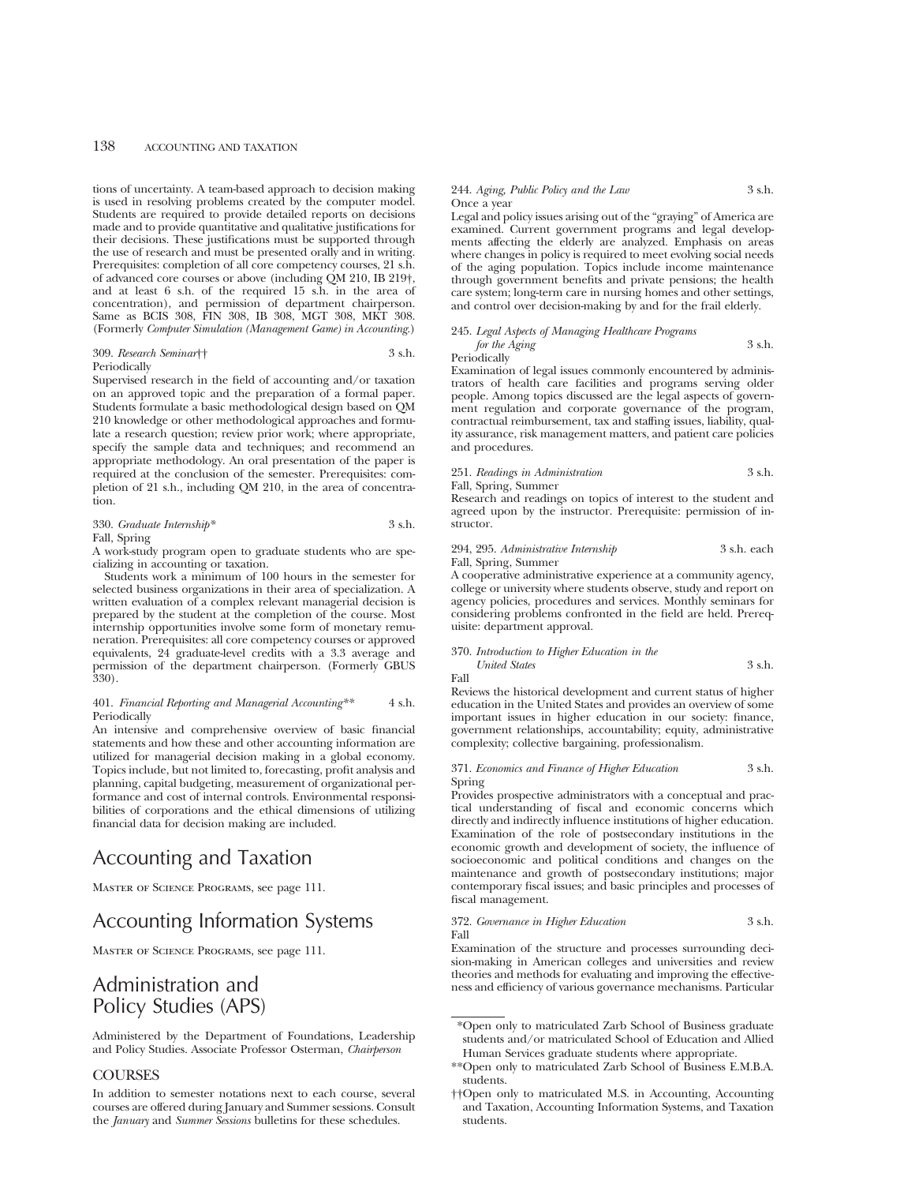tions of uncertainty. A team-based approach to decision making is used in resolving problems created by the computer model. Students are required to provide detailed reports on decisions made and to provide quantitative and qualitative justifications for their decisions. These justifications must be supported through the use of research and must be presented orally and in writing. Prerequisites: completion of all core competency courses, 21 s.h. of advanced core courses or above (including QM 210, IB 219†, and at least 6 s.h. of the required 15 s.h. in the area of concentration), and permission of department chairperson. Same as BCIS 308, FIN 308, IB 308, MGT 308, MKT 308. (Formerly *Computer Simulation (Management Game) in Accounting*.)

309. *Research Seminar*†† 3 s.h.
Periodically
Supervised research in the field of accounting and/or taxation on an approved topic and the preparation of a formal paper. Students formulate a basic methodological design based on QM 210 knowledge or other methodological approaches and formulate a research question; review prior work; where appropriate, specify the sample data and techniques; and recommend an appropriate methodology. An oral presentation of the paper is required at the conclusion of the semester. Prerequisites: completion of 21 s.h., including QM 210, in the area of concentration.

330. *Graduate Internship** 3 s.h.
Fall, Spring
A work-study program open to graduate students who are specializing in accounting or taxation.

Students work a minimum of 100 hours in the semester for selected business organizations in their area of specialization. A written evaluation of a complex relevant managerial decision is prepared by the student at the completion of the course. Most internship opportunities involve some form of monetary remuneration. Prerequisites: all core competency courses or approved equivalents, 24 graduate-level credits with a 3.3 average and permission of the department chairperson. (Formerly GBUS 330).

401. *Financial Reporting and Managerial Accounting*** 4 s.h.
Periodically
An intensive and comprehensive overview of basic financial statements and how these and other accounting information are utilized for managerial decision making in a global economy. Topics include, but not limited to, forecasting, profit analysis and planning, capital budgeting, measurement of organizational performance and cost of internal controls. Environmental responsibilities of corporations and the ethical dimensions of utilizing financial data for decision making are included.

# Accounting and Taxation

Master of Science Programs, see page 111.

# Accounting Information Systems

Master of Science Programs, see page 111.

# Administration and Policy Studies (APS)

Administered by the Department of Foundations, Leadership and Policy Studies. Associate Professor Osterman, *Chairperson*

## COURSES

In addition to semester notations next to each course, several courses are offered during January and Summer sessions. Consult the *January* and *Summer Sessions* bulletins for these schedules.

244. *Aging, Public Policy and the Law* 3 s.h.
Once a year
Legal and policy issues arising out of the "graying" of America are examined. Current government programs and legal developments affecting the elderly are analyzed. Emphasis on areas where changes in policy is required to meet evolving social needs of the aging population. Topics include income maintenance through government benefits and private pensions; the health care system; long-term care in nursing homes and other settings, and control over decision-making by and for the frail elderly.

245. *Legal Aspects of Managing Healthcare Programs for the Aging* 3 s.h.
Periodically
Examination of legal issues commonly encountered by administrators of health care facilities and programs serving older people. Among topics discussed are the legal aspects of government regulation and corporate governance of the program, contractual reimbursement, tax and staffing issues, liability, quality assurance, risk management matters, and patient care policies and procedures.

251. *Readings in Administration* 3 s.h.
Fall, Spring, Summer
Research and readings on topics of interest to the student and agreed upon by the instructor. Prerequisite: permission of instructor.

294, 295. *Administrative Internship* 3 s.h. each
Fall, Spring, Summer
A cooperative administrative experience at a community agency, college or university where students observe, study and report on agency policies, procedures and services. Monthly seminars for considering problems confronted in the field are held. Prerequisite: department approval.

370. *Introduction to Higher Education in the United States* 3 s.h.
Fall
Reviews the historical development and current status of higher education in the United States and provides an overview of some important issues in higher education in our society: finance, government relationships, accountability; equity, administrative complexity; collective bargaining, professionalism.

371. *Economics and Finance of Higher Education* 3 s.h.
Spring
Provides prospective administrators with a conceptual and practical understanding of fiscal and economic concerns which directly and indirectly influence institutions of higher education. Examination of the role of postsecondary institutions in the economic growth and development of society, the influence of socioeconomic and political conditions and changes on the maintenance and growth of postsecondary institutions; major contemporary fiscal issues; and basic principles and processes of fiscal management.

372. *Governance in Higher Education* 3 s.h.
Fall
Examination of the structure and processes surrounding decision-making in American colleges and universities and review theories and methods for evaluating and improving the effectiveness and efficiency of various governance mechanisms. Particular

---

*Open only to matriculated Zarb School of Business graduate students and/or matriculated School of Education and Allied Human Services graduate students where appropriate.

**Open only to matriculated Zarb School of Business E.M.B.A. students.

††Open only to matriculated M.S. in Accounting, Accounting and Taxation, Accounting Information Systems, and Taxation students.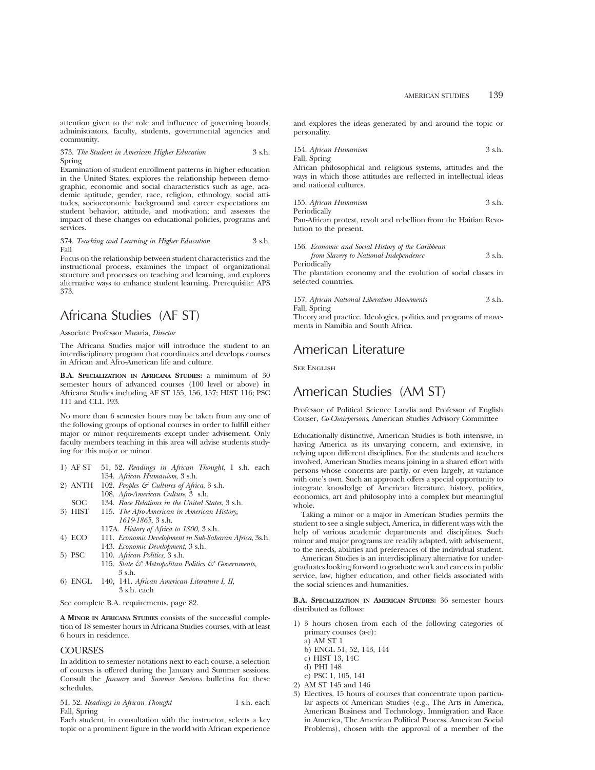attention given to the role and influence of governing boards, administrators, faculty, students, governmental agencies and community.

373. *The Student in American Higher Education* 3 s.h.
Spring
Examination of student enrollment patterns in higher education in the United States; explores the relationship between demographic, economic and social characteristics such as age, academic aptitude, gender, race, religion, ethnology, social attitudes, socioeconomic background and career expectations on student behavior, attitude, and motivation; and assesses the impact of these changes on educational policies, programs and services.

374. *Teaching and Learning in Higher Education* 3 s.h.
Fall
Focus on the relationship between student characteristics and the instructional process, examines the impact of organizational structure and processes on teaching and learning, and explores alternative ways to enhance student learning. Prerequisite: APS 373.

# Africana Studies (AF ST)

Associate Professor Mwaria, *Director*

The Africana Studies major will introduce the student to an interdisciplinary program that coordinates and develops courses in African and Afro-American life and culture.

**B.A. Specialization in Africana Studies:** a minimum of 30 semester hours of advanced courses (100 level or above) in Africana Studies including AF ST 155, 156, 157; HIST 116; PSC 111 and CLL 193.

No more than 6 semester hours may be taken from any one of the following groups of optional courses in order to fulfill either major or minor requirements except under advisement. Only faculty members teaching in this area will advise students studying for this major or minor.

1) AF ST 51, 52. *Readings in African Thought*, 1 s.h. each
   154. *African Humanism*, 3 s.h.
2) ANTH 102. *Peoples & Cultures of Africa*, 3 s.h.
   108. *Afro-American Culture*, 3 s.h.
   SOC 134. *Race Relations in the United States*, 3 s.h.
3) HIST 115. *The Afro-American in American History, 1619-1865*, 3 s.h.
   117A. *History of Africa to 1800*, 3 s.h.
4) ECO 111. *Economic Development in Sub-Saharan Africa*, 3s.h.
   143. *Economic Development*, 3 s.h.
5) PSC 110. *African Politics*, 3 s.h.
   115. *State & Metropolitan Politics & Governments*, 3 s.h.
6) ENGL 140, 141. *African American Literature I, II*, 3 s.h. each

See complete B.A. requirements, page 82.

**A Minor in Africana Studies** consists of the successful completion of 18 semester hours in Africana Studies courses, with at least 6 hours in residence.

## COURSES

In addition to semester notations next to each course, a selection of courses is offered during the January and Summer sessions. Consult the *January* and *Summer Sessions* bulletins for these schedules.

51, 52. *Readings in African Thought* 1 s.h. each
Fall, Spring
Each student, in consultation with the instructor, selects a key topic or a prominent figure in the world with African experience and explores the ideas generated by and around the topic or personality.

154. *African Humanism* 3 s.h.
Fall, Spring
African philosophical and religious systems, attitudes and the ways in which those attitudes are reflected in intellectual ideas and national cultures.

155. *African Humanism* 3 s.h.
Periodically
Pan-African protest, revolt and rebellion from the Haitian Revolution to the present.

156. *Economic and Social History of the Caribbean from Slavery to National Independence* 3 s.h.
Periodically
The plantation economy and the evolution of social classes in selected countries.

157. *African National Liberation Movements* 3 s.h.
Fall, Spring
Theory and practice. Ideologies, politics and programs of movements in Namibia and South Africa.

# American Literature

See English

# American Studies (AM ST)

Professor of Political Science Landis and Professor of English Couser, *Co-Chairpersons*, American Studies Advisory Committee

Educationally distinctive, American Studies is both intensive, in having America as its unvarying concern, and extensive, in relying upon different disciplines. For the students and teachers involved, American Studies means joining in a shared effort with persons whose concerns are partly, or even largely, at variance with one's own. Such an approach offers a special opportunity to integrate knowledge of American literature, history, politics, economics, art and philosophy into a complex but meaningful whole.

Taking a minor or a major in American Studies permits the student to see a single subject, America, in different ways with the help of various academic departments and disciplines. Such minor and major programs are readily adapted, with advisement, to the needs, abilities and preferences of the individual student.

American Studies is an interdisciplinary alternative for undergraduates looking forward to graduate work and careers in public service, law, higher education, and other fields associated with the social sciences and humanities.

**B.A. Specialization in American Studies:** 36 semester hours distributed as follows:

1) 3 hours chosen from each of the following categories of primary courses (a-e):
   a) AM ST 1
   b) ENGL 51, 52, 143, 144
   c) HIST 13, 14C
   d) PHI 148
   e) PSC 1, 105, 141
2) AM ST 145 and 146
3) Electives, 15 hours of courses that concentrate upon particular aspects of American Studies (e.g., The Arts in America, American Business and Technology, Immigration and Race in America, The American Political Process, American Social Problems), chosen with the approval of a member of the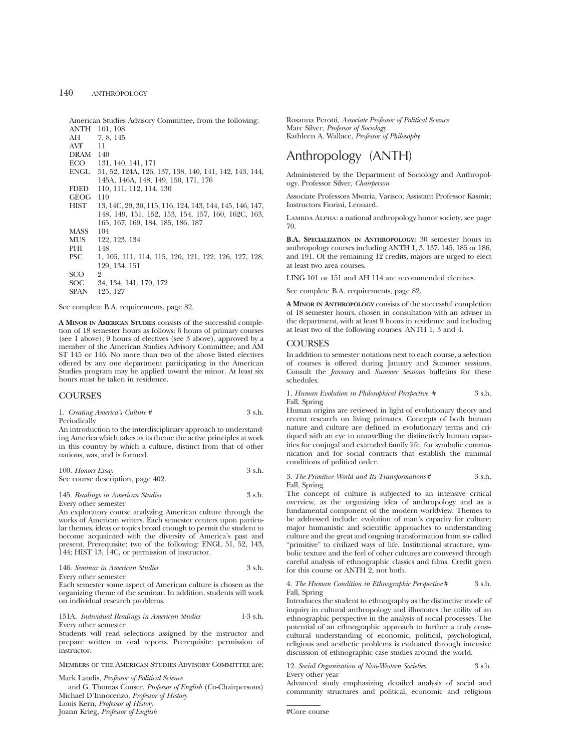American Studies Advisory Committee, from the following:

| | |
|---|---|
| ANTH | 101, 108 |
| AH | 7, 8, 145 |
| AVF | 11 |
| DRAM | 140 |
| ECO | 131, 140, 141, 171 |
| ENGL | 51, 52, 124A, 126, 137, 138, 140, 141, 142, 143, 144, 145A, 146A, 148, 149, 150, 171, 176 |
| FDED | 110, 111, 112, 114, 130 |
| GEOG | 110 |
| HIST | 13, 14C, 29, 30, 115, 116, 124, 143, 144, 145, 146, 147, 148, 149, 151, 152, 153, 154, 157, 160, 162C, 163, 165, 167, 169, 184, 185, 186, 187 |
| MASS | 104 |
| MUS | 122, 123, 134 |
| PHI | 148 |
| PSC | 1, 105, 111, 114, 115, 120, 121, 122, 126, 127, 128, 129, 134, 151 |
| SCO | 2 |
| SOC | 34, 134, 141, 170, 172 |
| SPAN | 125, 127 |

See complete B.A. requirements, page 82.

**A MINOR IN AMERICAN STUDIES** consists of the successful completion of 18 semester hours as follows: 6 hours of primary courses (see 1 above); 9 hours of electives (see 3 above), approved by a member of the American Studies Advisory Committee; and AM ST 145 or 146. No more than two of the above listed electives offered by any one department participating in the American Studies program may be applied toward the minor. At least six hours must be taken in residence.

## COURSES

1. *Creating America's Culture* # 3 s.h.
Periodically
An introduction to the interdisciplinary approach to understanding America which takes as its theme the active principles at work in this country by which a culture, distinct from that of other nations, was, and is formed.

100. *Honors Essay* 3 s.h.
See course description, page 402.

145. *Readings in American Studies* 3 s.h.
Every other semester
An exploratory course analyzing American culture through the works of American writers. Each semester centers upon particular themes, ideas or topics broad enough to permit the student to become acquainted with the diversity of America's past and present. Prerequisite: two of the following: ENGL 51, 52, 143, 144; HIST 13, 14C, or permission of instructor.

146. *Seminar in American Studies* 3 s.h.
Every other semester
Each semester some aspect of American culture is chosen as the organizing theme of the seminar. In addition, students will work on individual research problems.

151A. *Individual Readings in American Studies* 1-3 s.h.
Every other semester
Students will read selections assigned by the instructor and prepare written or oral reports. Prerequisite: permission of instructor.

MEMBERS OF THE AMERICAN STUDIES ADVISORY COMMITTEE are:

Mark Landis, *Professor of Political Science*
and G. Thomas Couser, *Professor of English* (Co-Chairpersons)
Michael D'Innocenzo, *Professor of History*
Louis Kern, *Professor of History*
Joann Krieg, *Professor of English*
Rosanna Perotti, *Associate Professor of Political Science*
Marc Silver, *Professor of Sociology*
Kathleen A. Wallace, *Professor of Philosophy*

# Anthropology (ANTH)

Administered by the Department of Sociology and Anthropology. Professor Silver, *Chairperson*

Associate Professors Mwaria, Varisco; Assistant Professor Kasmir; Instructors Fiorini, Leonard.

LAMBDA ALPHA: a national anthropology honor society, see page 70.

**B.A. SPECIALIZATION IN ANTHROPOLOGY:** 30 semester hours in anthropology courses including ANTH 1, 3, 137, 145, 185 or 186, and 191. Of the remaining 12 credits, majors are urged to elect at least two area courses.

LING 101 or 151 and AH 114 are recommended electives.

See complete B.A. requirements, page 82.

**A MINOR IN ANTHROPOLOGY** consists of the successful completion of 18 semester hours, chosen in consultation with an adviser in the department, with at least 9 hours in residence and including at least two of the following courses: ANTH 1, 3 and 4.

## COURSES

In addition to semester notations next to each course, a selection of courses is offered during January and Summer sessions. Consult the *January* and *Summer Sessions* bulletins for these schedules.

1. *Human Evolution in Philosophical Perspective* # 3 s.h.
Fall, Spring
Human origins are reviewed in light of evolutionary theory and recent research on living primates. Concepts of both human nature and culture are defined in evolutionary terms and critiqued with an eye to unravelling the distinctively human capacities for conjugal and extended family life, for symbolic communication and for social contracts that establish the minimal conditions of political order.

3. *The Primitive World and Its Transformations* # 3 s.h.
Fall, Spring
The concept of culture is subjected to an intensive critical overview, as the organizing idea of anthropology and as a fundamental component of the modern worldview. Themes to be addressed include: evolution of man's capacity for culture; major humanistic and scientific approaches to understanding culture and the great and ongoing transformation from so- called "primitive" to civilized ways of life. Institutional structure, symbolic texture and the feel of other cultures are conveyed through careful analysis of ethnographic classics and films. Credit given for this course or ANTH 2, not both.

4. *The Human Condition in Ethnographic Perspective* # 3 s.h.
Fall, Spring
Introduces the student to ethnography as the distinctive mode of inquiry in cultural anthropology and illustrates the utility of an ethnographic perspective in the analysis of social processes. The potential of an ethnographic approach to further a truly cross-cultural understanding of economic, political, psychological, religious and aesthetic problems is evaluated through intensive discussion of ethnographic case studies around the world.

12. *Social Organization of Non-Western Societies* 3 s.h.
Every other year
Advanced study emphasizing detailed analysis of social and community structures and political, economic and religious

#Core course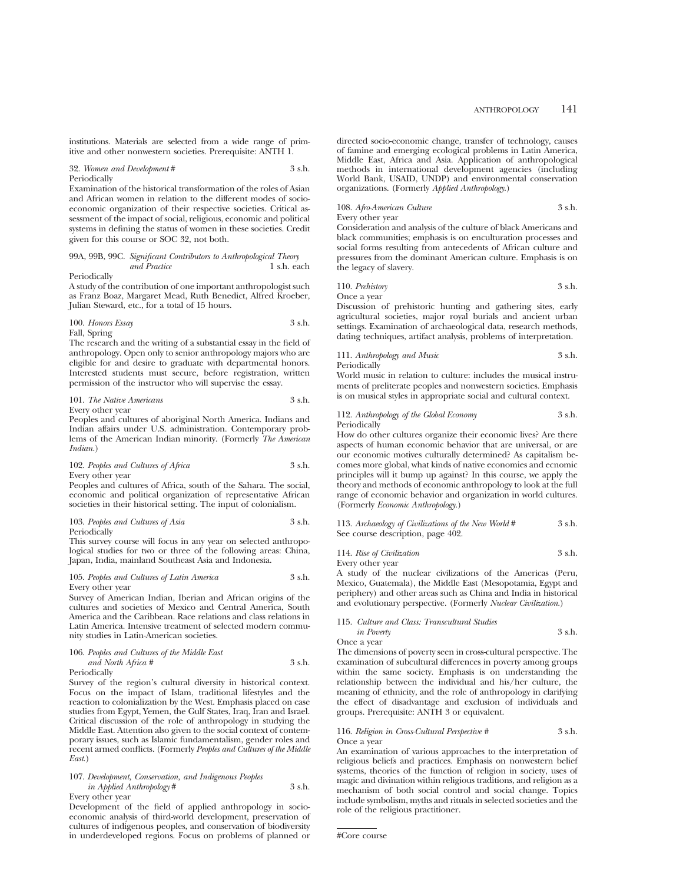institutions. Materials are selected from a wide range of primitive and other nonwestern societies. Prerequisite: ANTH 1.

32. *Women and Development* # 3 s.h.
Periodically

Examination of the historical transformation of the roles of Asian and African women in relation to the different modes of socioeconomic organization of their respective societies. Critical assessment of the impact of social, religious, economic and political systems in defining the status of women in these societies. Credit given for this course or SOC 32, not both.

99A, 99B, 99C. *Significant Contributors to Anthropological Theory and Practice* 1 s.h. each
Periodically

A study of the contribution of one important anthropologist such as Franz Boaz, Margaret Mead, Ruth Benedict, Alfred Kroeber, Julian Steward, etc., for a total of 15 hours.

100. *Honors Essay* 3 s.h.
Fall, Spring

The research and the writing of a substantial essay in the field of anthropology. Open only to senior anthropology majors who are eligible for and desire to graduate with departmental honors. Interested students must secure, before registration, written permission of the instructor who will supervise the essay.

101. *The Native Americans* 3 s.h.
Every other year

Peoples and cultures of aboriginal North America. Indians and Indian affairs under U.S. administration. Contemporary problems of the American Indian minority. (Formerly *The American Indian.*)

102. *Peoples and Cultures of Africa* 3 s.h.
Every other year

Peoples and cultures of Africa, south of the Sahara. The social, economic and political organization of representative African societies in their historical setting. The input of colonialism.

103. *Peoples and Cultures of Asia* 3 s.h.
Periodically

This survey course will focus in any year on selected anthropological studies for two or three of the following areas: China, Japan, India, mainland Southeast Asia and Indonesia.

105. *Peoples and Cultures of Latin America* 3 s.h.
Every other year

Survey of American Indian, Iberian and African origins of the cultures and societies of Mexico and Central America, South America and the Caribbean. Race relations and class relations in Latin America. Intensive treatment of selected modern community studies in Latin-American societies.

106. *Peoples and Cultures of the Middle East and North Africa* # 3 s.h.
Periodically

Survey of the region's cultural diversity in historical context. Focus on the impact of Islam, traditional lifestyles and the reaction to colonialization by the West. Emphasis placed on case studies from Egypt, Yemen, the Gulf States, Iraq, Iran and Israel. Critical discussion of the role of anthropology in studying the Middle East. Attention also given to the social context of contemporary issues, such as Islamic fundamentalism, gender roles and recent armed conflicts. (Formerly *Peoples and Cultures of the Middle East.*)

107. *Development, Conservation, and Indigenous Peoples in Applied Anthropology* # 3 s.h.
Every other year

Development of the field of applied anthropology in socioeconomic analysis of third-world development, preservation of cultures of indigenous peoples, and conservation of biodiversity in underdeveloped regions. Focus on problems of planned or directed socio-economic change, transfer of technology, causes of famine and emerging ecological problems in Latin America, Middle East, Africa and Asia. Application of anthropological methods in international development agencies (including World Bank, USAID, UNDP) and environmental conservation organizations. (Formerly *Applied Anthropology.*)

108. *Afro-American Culture* 3 s.h.
Every other year

Consideration and analysis of the culture of black Americans and black communities; emphasis is on enculturation processes and social forms resulting from antecedents of African culture and pressures from the dominant American culture. Emphasis is on the legacy of slavery.

110. *Prehistory* 3 s.h.
Once a year

Discussion of prehistoric hunting and gathering sites, early agricultural societies, major royal burials and ancient urban settings. Examination of archaeological data, research methods, dating techniques, artifact analysis, problems of interpretation.

111. *Anthropology and Music* 3 s.h.
Periodically

World music in relation to culture: includes the musical instruments of preliterate peoples and nonwestern societies. Emphasis is on musical styles in appropriate social and cultural context.

112. *Anthropology of the Global Economy* 3 s.h.
Periodically

How do other cultures organize their economic lives? Are there aspects of human economic behavior that are universal, or are our economic motives culturally determined? As capitalism becomes more global, what kinds of native economies and ecnomic principles will it bump up against? In this course, we apply the theory and methods of economic anthropology to look at the full range of economic behavior and organization in world cultures. (Formerly *Economic Anthropology.*)

113. *Archaeology of Civilizations of the New World* # 3 s.h.
See course description, page 402.

114. *Rise of Civilization* 3 s.h.
Every other year

A study of the nuclear civilizations of the Americas (Peru, Mexico, Guatemala), the Middle East (Mesopotamia, Egypt and periphery) and other areas such as China and India in historical and evolutionary perspective. (Formerly *Nuclear Civilization.*)

115. *Culture and Class: Transcultural Studies in Poverty* 3 s.h.
Once a year

The dimensions of poverty seen in cross-cultural perspective. The examination of subcultural differences in poverty among groups within the same society. Emphasis is on understanding the relationship between the individual and his/her culture, the meaning of ethnicity, and the role of anthropology in clarifying the effect of disadvantage and exclusion of individuals and groups. Prerequisite: ANTH 3 or equivalent.

116. *Religion in Cross-Cultural Perspective* # 3 s.h.
Once a year

An examination of various approaches to the interpretation of religious beliefs and practices. Emphasis on nonwestern belief systems, theories of the function of religion in society, uses of magic and divination within religious traditions, and religion as a mechanism of both social control and social change. Topics include symbolism, myths and rituals in selected societies and the role of the religious practitioner.

#Core course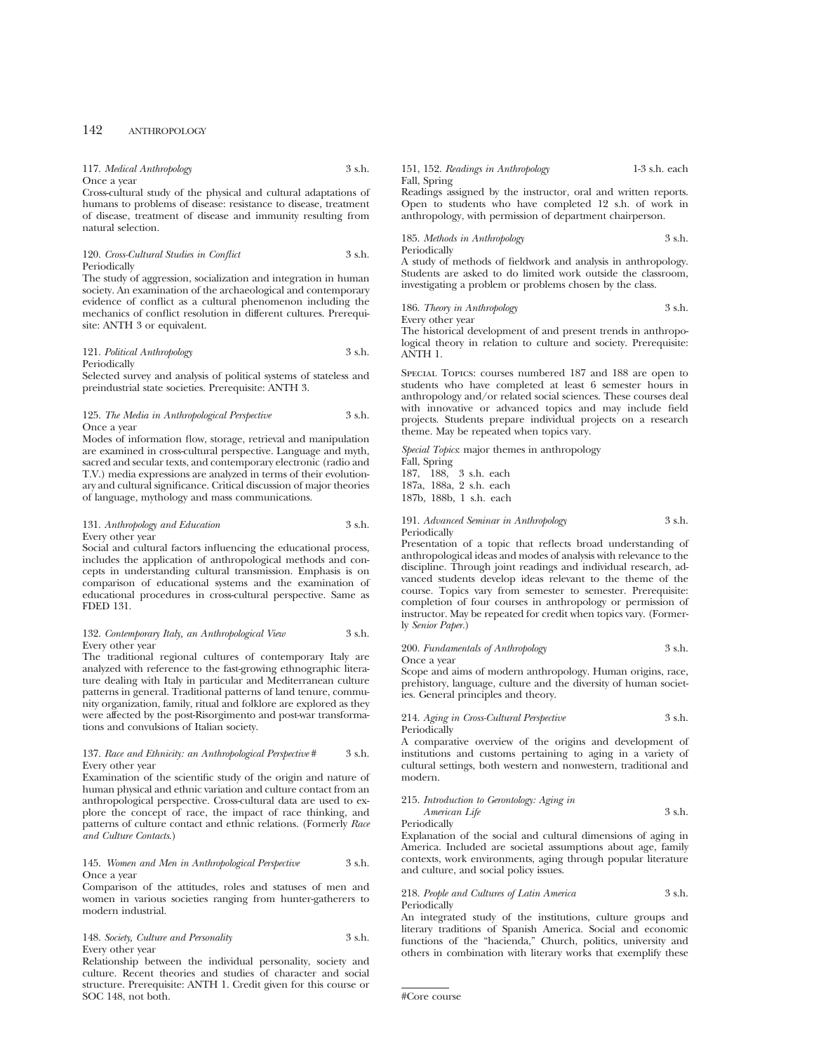117. *Medical Anthropology* 3 s.h.
Once a year
Cross-cultural study of the physical and cultural adaptations of humans to problems of disease: resistance to disease, treatment of disease, treatment of disease and immunity resulting from natural selection.

120. *Cross-Cultural Studies in Conflict* 3 s.h.
Periodically
The study of aggression, socialization and integration in human society. An examination of the archaeological and contemporary evidence of conflict as a cultural phenomenon including the mechanics of conflict resolution in different cultures. Prerequisite: ANTH 3 or equivalent.

121. *Political Anthropology* 3 s.h.
Periodically
Selected survey and analysis of political systems of stateless and preindustrial state societies. Prerequisite: ANTH 3.

125. *The Media in Anthropological Perspective* 3 s.h.
Once a year
Modes of information flow, storage, retrieval and manipulation are examined in cross-cultural perspective. Language and myth, sacred and secular texts, and contemporary electronic (radio and T.V.) media expressions are analyzed in terms of their evolutionary and cultural significance. Critical discussion of major theories of language, mythology and mass communications.

131. *Anthropology and Education* 3 s.h.
Every other year
Social and cultural factors influencing the educational process, includes the application of anthropological methods and concepts in understanding cultural transmission. Emphasis is on comparison of educational systems and the examination of educational procedures in cross-cultural perspective. Same as FDED 131.

132. *Contemporary Italy, an Anthropological View* 3 s.h.
Every other year
The traditional regional cultures of contemporary Italy are analyzed with reference to the fast-growing ethnographic literature dealing with Italy in particular and Mediterranean culture patterns in general. Traditional patterns of land tenure, community organization, family, ritual and folklore are explored as they were affected by the post-Risorgimento and post-war transformations and convulsions of Italian society.

137. *Race and Ethnicity: an Anthropological Perspective* # 3 s.h.
Every other year
Examination of the scientific study of the origin and nature of human physical and ethnic variation and culture contact from an anthropological perspective. Cross-cultural data are used to explore the concept of race, the impact of race thinking, and patterns of culture contact and ethnic relations. (Formerly *Race and Culture Contacts*.)

145. *Women and Men in Anthropological Perspective* 3 s.h.
Once a year
Comparison of the attitudes, roles and statuses of men and women in various societies ranging from hunter-gatherers to modern industrial.

148. *Society, Culture and Personality* 3 s.h.
Every other year
Relationship between the individual personality, society and culture. Recent theories and studies of character and social structure. Prerequisite: ANTH 1. Credit given for this course or SOC 148, not both.

151, 152. *Readings in Anthropology* 1-3 s.h. each
Fall, Spring
Readings assigned by the instructor, oral and written reports. Open to students who have completed 12 s.h. of work in anthropology, with permission of department chairperson.

185. *Methods in Anthropology* 3 s.h.
Periodically
A study of methods of fieldwork and analysis in anthropology. Students are asked to do limited work outside the classroom, investigating a problem or problems chosen by the class.

186. *Theory in Anthropology* 3 s.h.
Every other year
The historical development of and present trends in anthropological theory in relation to culture and society. Prerequisite: ANTH 1.

Special Topics: courses numbered 187 and 188 are open to students who have completed at least 6 semester hours in anthropology and/or related social sciences. These courses deal with innovative or advanced topics and may include field projects. Students prepare individual projects on a research theme. May be repeated when topics vary.

*Special Topics*: major themes in anthropology
Fall, Spring
187, 188, 3 s.h. each
187a, 188a, 2 s.h. each
187b, 188b, 1 s.h. each

191. *Advanced Seminar in Anthropology* 3 s.h.
Periodically
Presentation of a topic that reflects broad understanding of anthropological ideas and modes of analysis with relevance to the discipline. Through joint readings and individual research, advanced students develop ideas relevant to the theme of the course. Topics vary from semester to semester. Prerequisite: completion of four courses in anthropology or permission of instructor. May be repeated for credit when topics vary. (Formerly *Senior Paper*.)

200. *Fundamentals of Anthropology* 3 s.h.
Once a year
Scope and aims of modern anthropology. Human origins, race, prehistory, language, culture and the diversity of human societies. General principles and theory.

214. *Aging in Cross-Cultural Perspective* 3 s.h.
Periodically
A comparative overview of the origins and development of institutions and customs pertaining to aging in a variety of cultural settings, both western and nonwestern, traditional and modern.

215. *Introduction to Gerontology: Aging in American Life* 3 s.h.
Periodically
Explanation of the social and cultural dimensions of aging in America. Included are societal assumptions about age, family contexts, work environments, aging through popular literature and culture, and social policy issues.

218. *People and Cultures of Latin America* 3 s.h.
Periodically
An integrated study of the institutions, culture groups and literary traditions of Spanish America. Social and economic functions of the "hacienda," Church, politics, university and others in combination with literary works that exemplify these

#Core course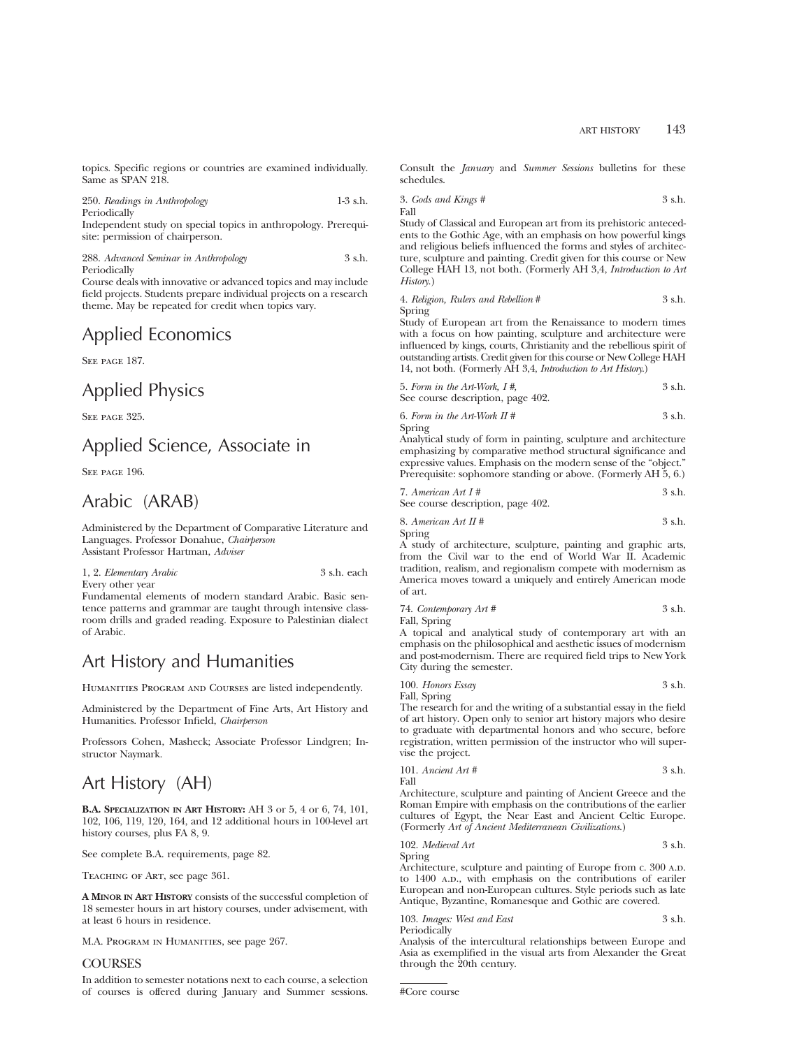topics. Specific regions or countries are examined individually. Same as SPAN 218.

250. *Readings in Anthropology* 1-3 s.h.
Periodically
Independent study on special topics in anthropology. Prerequisite: permission of chairperson.

288. *Advanced Seminar in Anthropology* 3 s.h.
Periodically
Course deals with innovative or advanced topics and may include field projects. Students prepare individual projects on a research theme. May be repeated for credit when topics vary.

# Applied Economics

SEE PAGE 187.

# Applied Physics

SEE PAGE 325.

# Applied Science, Associate in

SEE PAGE 196.

# Arabic (ARAB)

Administered by the Department of Comparative Literature and Languages. Professor Donahue, *Chairperson*
Assistant Professor Hartman, *Adviser*

1, 2. *Elementary Arabic* 3 s.h. each
Every other year
Fundamental elements of modern standard Arabic. Basic sentence patterns and grammar are taught through intensive classroom drills and graded reading. Exposure to Palestinian dialect of Arabic.

# Art History and Humanities

HUMANITIES PROGRAM AND COURSES are listed independently.

Administered by the Department of Fine Arts, Art History and Humanities. Professor Infield, *Chairperson*

Professors Cohen, Masheck; Associate Professor Lindgren; Instructor Naymark.

# Art History (AH)

**B.A. SPECIALIZATION IN ART HISTORY:** AH 3 or 5, 4 or 6, 74, 101, 102, 106, 119, 120, 164, and 12 additional hours in 100-level art history courses, plus FA 8, 9.

See complete B.A. requirements, page 82.

TEACHING OF ART, see page 361.

**A MINOR IN ART HISTORY** consists of the successful completion of 18 semester hours in art history courses, under advisement, with at least 6 hours in residence.

M.A. PROGRAM IN HUMANITIES, see page 267.

## COURSES

In addition to semester notations next to each course, a selection of courses is offered during January and Summer sessions. Consult the *January* and *Summer Sessions* bulletins for these schedules.

3. *Gods and Kings* # 3 s.h.
Fall
Study of Classical and European art from its prehistoric antecedents to the Gothic Age, with an emphasis on how powerful kings and religious beliefs influenced the forms and styles of architecture, sculpture and painting. Credit given for this course or New College HAH 13, not both. (Formerly AH 3,4, *Introduction to Art History*.)

4. *Religion, Rulers and Rebellion* # 3 s.h.
Spring
Study of European art from the Renaissance to modern times with a focus on how painting, sculpture and architecture were influenced by kings, courts, Christianity and the rebellious spirit of outstanding artists. Credit given for this course or New College HAH 14, not both. (Formerly AH 3,4, *Introduction to Art History*.)

5. *Form in the Art-Work, I* #, 3 s.h.
See course description, page 402.

6. *Form in the Art-Work II* # 3 s.h.
Spring
Analytical study of form in painting, sculpture and architecture emphasizing by comparative method structural significance and expressive values. Emphasis on the modern sense of the "object." Prerequisite: sophomore standing or above. (Formerly AH 5, 6.)

7. *American Art I* # 3 s.h.
See course description, page 402.

8. *American Art II* # 3 s.h.
Spring
A study of architecture, sculpture, painting and graphic arts, from the Civil war to the end of World War II. Academic tradition, realism, and regionalism compete with modernism as America moves toward a uniquely and entirely American mode of art.

74. *Contemporary Art* # 3 s.h.
Fall, Spring
A topical and analytical study of contemporary art with an emphasis on the philosophical and aesthetic issues of modernism and post-modernism. There are required field trips to New York City during the semester.

100. *Honors Essay* 3 s.h.
Fall, Spring
The research for and the writing of a substantial essay in the field of art history. Open only to senior art history majors who desire to graduate with departmental honors and who secure, before registration, written permission of the instructor who will supervise the project.

101. *Ancient Art* # 3 s.h.
Fall
Architecture, sculpture and painting of Ancient Greece and the Roman Empire with emphasis on the contributions of the earlier cultures of Egypt, the Near East and Ancient Celtic Europe. (Formerly *Art of Ancient Mediterranean Civilizations*.)

102. *Medieval Art* 3 s.h.
Spring
Architecture, sculpture and painting of Europe from c. 300 A.D. to 1400 A.D., with emphasis on the contributions of eariler European and non-European cultures. Style periods such as late Antique, Byzantine, Romanesque and Gothic are covered.

103. *Images: West and East* 3 s.h.
Periodically
Analysis of the intercultural relationships between Europe and Asia as exemplified in the visual arts from Alexander the Great through the 20th century.

#Core course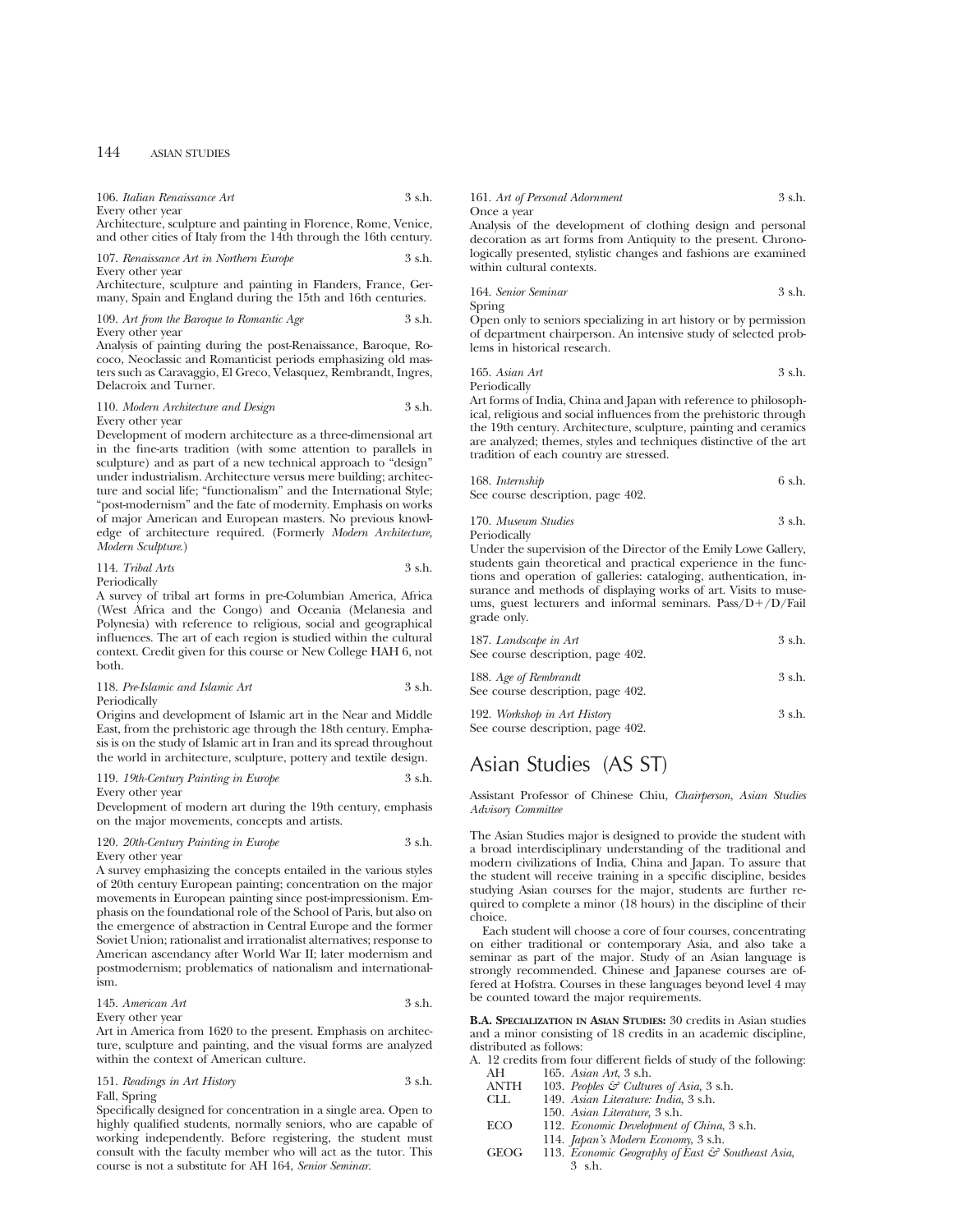106. *Italian Renaissance Art* 3 s.h.
Every other year
Architecture, sculpture and painting in Florence, Rome, Venice, and other cities of Italy from the 14th through the 16th century.

107. *Renaissance Art in Northern Europe* 3 s.h.
Every other year
Architecture, sculpture and painting in Flanders, France, Germany, Spain and England during the 15th and 16th centuries.

109. *Art from the Baroque to Romantic Age* 3 s.h.
Every other year
Analysis of painting during the post-Renaissance, Baroque, Rococo, Neoclassic and Romanticist periods emphasizing old masters such as Caravaggio, El Greco, Velasquez, Rembrandt, Ingres, Delacroix and Turner.

110. *Modern Architecture and Design* 3 s.h.
Every other year
Development of modern architecture as a three-dimensional art in the fine-arts tradition (with some attention to parallels in sculpture) and as part of a new technical approach to "design" under industrialism. Architecture versus mere building; architecture and social life; "functionalism" and the International Style; "post-modernism" and the fate of modernity. Emphasis on works of major American and European masters. No previous knowledge of architecture required. (Formerly *Modern Architecture, Modern Sculpture*.)

114. *Tribal Arts* 3 s.h.
Periodically
A survey of tribal art forms in pre-Columbian America, Africa (West Africa and the Congo) and Oceania (Melanesia and Polynesia) with reference to religious, social and geographical influences. The art of each region is studied within the cultural context. Credit given for this course or New College HAH 6, not both.

118. *Pre-Islamic and Islamic Art* 3 s.h.
Periodically
Origins and development of Islamic art in the Near and Middle East, from the prehistoric age through the 18th century. Emphasis is on the study of Islamic art in Iran and its spread throughout the world in architecture, sculpture, pottery and textile design.

119. *19th-Century Painting in Europe* 3 s.h.
Every other year
Development of modern art during the 19th century, emphasis on the major movements, concepts and artists.

120. *20th-Century Painting in Europe* 3 s.h.
Every other year
A survey emphasizing the concepts entailed in the various styles of 20th century European painting; concentration on the major movements in European painting since post-impressionism. Emphasis on the foundational role of the School of Paris, but also on the emergence of abstraction in Central Europe and the former Soviet Union; rationalist and irrationalist alternatives; response to American ascendancy after World War II; later modernism and postmodernism; problematics of nationalism and internationalism.

145. *American Art* 3 s.h.
Every other year
Art in America from 1620 to the present. Emphasis on architecture, sculpture and painting, and the visual forms are analyzed within the context of American culture.

151. *Readings in Art History* 3 s.h.
Fall, Spring
Specifically designed for concentration in a single area. Open to highly qualified students, normally seniors, who are capable of working independently. Before registering, the student must consult with the faculty member who will act as the tutor. This course is not a substitute for AH 164, *Senior Seminar*.

161. *Art of Personal Adornment* 3 s.h.
Once a year
Analysis of the development of clothing design and personal decoration as art forms from Antiquity to the present. Chronologically presented, stylistic changes and fashions are examined within cultural contexts.

164. *Senior Seminar* 3 s.h.
Spring
Open only to seniors specializing in art history or by permission of department chairperson. An intensive study of selected problems in historical research.

165. *Asian Art* 3 s.h.
Periodically
Art forms of India, China and Japan with reference to philosophical, religious and social influences from the prehistoric through the 19th century. Architecture, sculpture, painting and ceramics are analyzed; themes, styles and techniques distinctive of the art tradition of each country are stressed.

168. *Internship* 6 s.h.
See course description, page 402.

170. *Museum Studies* 3 s.h.
Periodically
Under the supervision of the Director of the Emily Lowe Gallery, students gain theoretical and practical experience in the functions and operation of galleries: cataloging, authentication, insurance and methods of displaying works of art. Visits to museums, guest lecturers and informal seminars. Pass/D+/D/Fail grade only.

187. *Landscape in Art* 3 s.h.
See course description, page 402.

188. *Age of Rembrandt* 3 s.h.
See course description, page 402.

192. *Workshop in Art History* 3 s.h.
See course description, page 402.

# Asian Studies (AS ST)

Assistant Professor of Chinese Chiu, *Chairperson, Asian Studies Advisory Committee*

The Asian Studies major is designed to provide the student with a broad interdisciplinary understanding of the traditional and modern civilizations of India, China and Japan. To assure that the student will receive training in a specific discipline, besides studying Asian courses for the major, students are further required to complete a minor (18 hours) in the discipline of their choice.

Each student will choose a core of four courses, concentrating on either traditional or contemporary Asia, and also take a seminar as part of the major. Study of an Asian language is strongly recommended. Chinese and Japanese courses are offered at Hofstra. Courses in these languages beyond level 4 may be counted toward the major requirements.

**B.A. Specialization in Asian Studies:** 30 credits in Asian studies and a minor consisting of 18 credits in an academic discipline, distributed as follows:

A. 12 credits from four different fields of study of the following:

| | |
|---|---|
| AH | 165. *Asian Art*, 3 s.h. |
| ANTH | 103. *Peoples & Cultures of Asia*, 3 s.h. |
| CLL | 149. *Asian Literature: India*, 3 s.h. |
| | 150. *Asian Literature*, 3 s.h. |
| ECO | 112. *Economic Development of China*, 3 s.h. |
| | 114. *Japan's Modern Economy*, 3 s.h. |
| GEOG | 113. *Economic Geography of East & Southeast Asia*, 3 s.h. |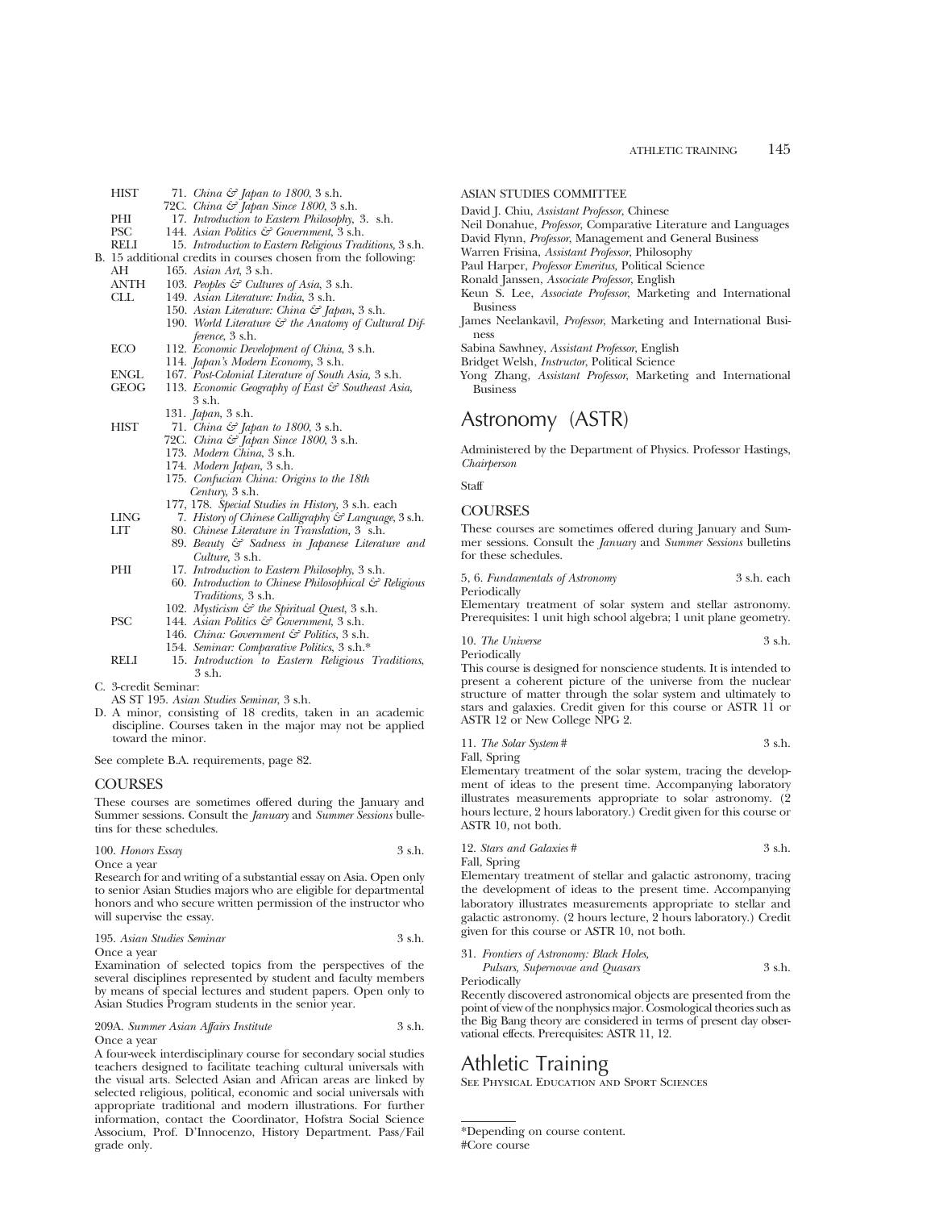| | |
|---|---|
| HIST | 71. *China & Japan to 1800,* 3 s.h. |
| | 72C. *China & Japan Since 1800,* 3 s.h. |
| PHI | 17. *Introduction to Eastern Philosophy,* 3. s.h. |
| PSC | 144. *Asian Politics & Government,* 3 s.h. |
| RELI | 15. *Introduction to Eastern Religious Traditions,* 3 s.h. |

B. 15 additional credits in courses chosen from the following:

| | |
|---|---|
| AH | 165. *Asian Art,* 3 s.h. |
| ANTH | 103. *Peoples & Cultures of Asia,* 3 s.h. |
| CLL | 149. *Asian Literature: India,* 3 s.h. |
| | 150. *Asian Literature: China & Japan,* 3 s.h. |
| | 190. *World Literature & the Anatomy of Cultural Difference,* 3 s.h. |
| ECO | 112. *Economic Development of China,* 3 s.h. |
| | 114. *Japan's Modern Economy,* 3 s.h. |
| ENGL | 167. *Post-Colonial Literature of South Asia,* 3 s.h. |
| GEOG | 113. *Economic Geography of East & Southeast Asia,* 3 s.h. |
| | 131. *Japan,* 3 s.h. |
| HIST | 71. *China & Japan to 1800,* 3 s.h. |
| | 72C. *China & Japan Since 1800,* 3 s.h. |
| | 173. *Modern China,* 3 s.h. |
| | 174. *Modern Japan,* 3 s.h. |
| | 175. *Confucian China: Origins to the 18th Century,* 3 s.h. |
| | 177, 178. *Special Studies in History,* 3 s.h. each |
| LING | 7. *History of Chinese Calligraphy & Language,* 3 s.h. |
| LIT | 80. *Chinese Literature in Translation,* 3 s.h. |
| | 89. *Beauty & Sadness in Japanese Literature and Culture,* 3 s.h. |
| PHI | 17. *Introduction to Eastern Philosophy,* 3 s.h. |
| | 60. *Introduction to Chinese Philosophical & Religious Traditions,* 3 s.h. |
| | 102. *Mysticism & the Spiritual Quest,* 3 s.h. |
| PSC | 144. *Asian Politics & Government,* 3 s.h. |
| | 146. *China: Government & Politics,* 3 s.h. |
| | 154. *Seminar: Comparative Politics,* 3 s.h.* |
| RELI | 15. *Introduction to Eastern Religious Traditions,* 3 s.h. |

C. 3-credit Seminar:
AS ST 195. *Asian Studies Seminar,* 3 s.h.

D. A minor, consisting of 18 credits, taken in an academic discipline. Courses taken in the major may not be applied toward the minor.

See complete B.A. requirements, page 82.

## COURSES

These courses are sometimes offered during the January and Summer sessions. Consult the *January* and *Summer Sessions* bulletins for these schedules.

100. *Honors Essay* 3 s.h.
Once a year
Research for and writing of a substantial essay on Asia. Open only to senior Asian Studies majors who are eligible for departmental honors and who secure written permission of the instructor who will supervise the essay.

195. *Asian Studies Seminar* 3 s.h.
Once a year
Examination of selected topics from the perspectives of the several disciplines represented by student and faculty members by means of special lectures and student papers. Open only to Asian Studies Program students in the senior year.

209A. *Summer Asian Affairs Institute* 3 s.h.
Once a year
A four-week interdisciplinary course for secondary social studies teachers designed to facilitate teaching cultural universals with the visual arts. Selected Asian and African areas are linked by selected religious, political, economic and social universals with appropriate traditional and modern illustrations. For further information, contact the Coordinator, Hofstra Social Science Associum, Prof. D'Innocenzo, History Department. Pass/Fail grade only.

## ASIAN STUDIES COMMITTEE

David J. Chiu, *Assistant Professor,* Chinese
Neil Donahue, *Professor,* Comparative Literature and Languages
David Flynn, *Professor,* Management and General Business
Warren Frisina, *Assistant Professor,* Philosophy
Paul Harper, *Professor Emeritus,* Political Science
Ronald Janssen, *Associate Professor,* English
Keun S. Lee, *Associate Professor,* Marketing and International Business
James Neelankavil, *Professor,* Marketing and International Business
Sabina Sawhney, *Assistant Professor,* English
Bridget Welsh, *Instructor,* Political Science
Yong Zhang, *Assistant Professor,* Marketing and International Business

# Astronomy (ASTR)

Administered by the Department of Physics. Professor Hastings, *Chairperson*

Staff

## COURSES

These courses are sometimes offered during January and Summer sessions. Consult the *January* and *Summer Sessions* bulletins for these schedules.

5, 6. *Fundamentals of Astronomy* 3 s.h. each
Periodically
Elementary treatment of solar system and stellar astronomy. Prerequisites: 1 unit high school algebra; 1 unit plane geometry.

10. *The Universe* 3 s.h.
Periodically
This course is designed for nonscience students. It is intended to present a coherent picture of the universe from the nuclear structure of matter through the solar system and ultimately to stars and galaxies. Credit given for this course or ASTR 11 or ASTR 12 or New College NPG 2.

11. *The Solar System* # 3 s.h.
Fall, Spring
Elementary treatment of the solar system, tracing the development of ideas to the present time. Accompanying laboratory illustrates measurements appropriate to solar astronomy. (2 hours lecture, 2 hours laboratory.) Credit given for this course or ASTR 10, not both.

12. *Stars and Galaxies* # 3 s.h.
Fall, Spring
Elementary treatment of stellar and galactic astronomy, tracing the development of ideas to the present time. Accompanying laboratory illustrates measurements appropriate to stellar and galactic astronomy. (2 hours lecture, 2 hours laboratory.) Credit given for this course or ASTR 10, not both.

31. *Frontiers of Astronomy: Black Holes, Pulsars, Supernovae and Quasars* 3 s.h.
Periodically
Recently discovered astronomical objects are presented from the point of view of the nonphysics major. Cosmological theories such as the Big Bang theory are considered in terms of present day observational effects. Prerequisites: ASTR 11, 12.

# Athletic Training

See Physical Education and Sport Sciences

---

*Depending on course content.
#Core course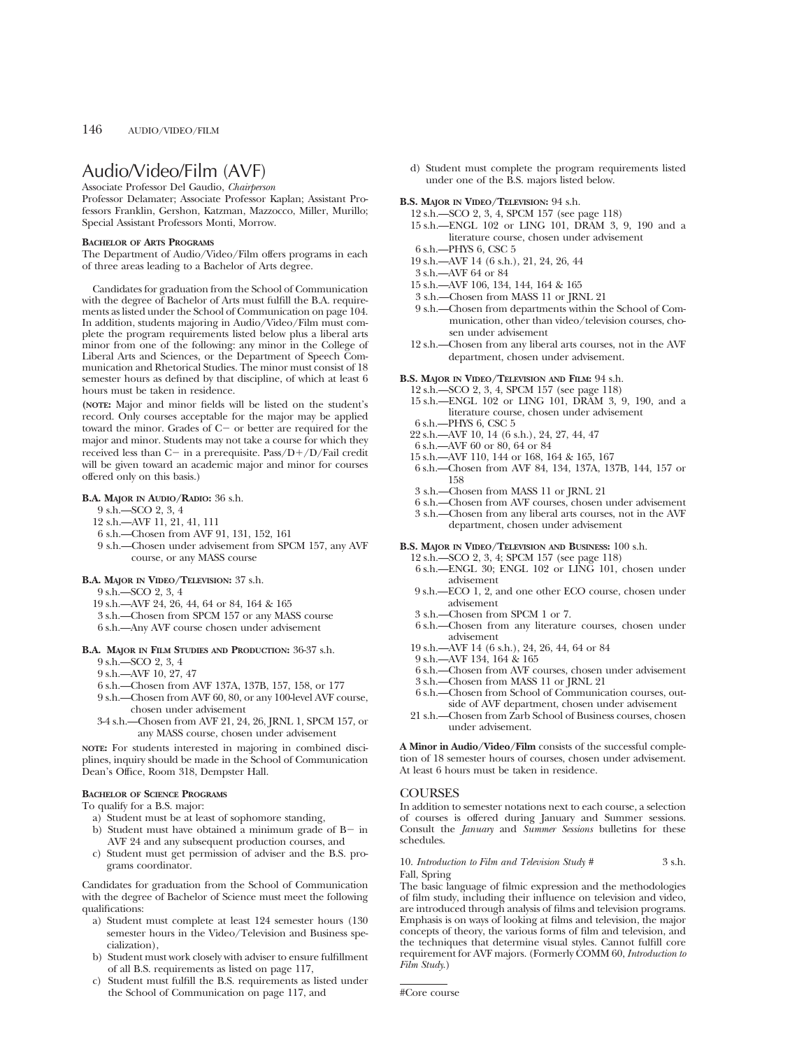# Audio/Video/Film (AVF)

Associate Professor Del Gaudio, *Chairperson*

Professor Delamater; Associate Professor Kaplan; Assistant Professors Franklin, Gershon, Katzman, Mazzocco, Miller, Murillo; Special Assistant Professors Monti, Morrow.

**BACHELOR OF ARTS PROGRAMS**

The Department of Audio/Video/Film offers programs in each of three areas leading to a Bachelor of Arts degree.

Candidates for graduation from the School of Communication with the degree of Bachelor of Arts must fulfill the B.A. requirements as listed under the School of Communication on page 104. In addition, students majoring in Audio/Video/Film must complete the program requirements listed below plus a liberal arts minor from one of the following: any minor in the College of Liberal Arts and Sciences, or the Department of Speech Communication and Rhetorical Studies. The minor must consist of 18 semester hours as defined by that discipline, of which at least 6 hours must be taken in residence.

**(NOTE:** Major and minor fields will be listed on the student's record. Only courses acceptable for the major may be applied toward the minor. Grades of C− or better are required for the major and minor. Students may not take a course for which they received less than C− in a prerequisite. Pass/D+/D/Fail credit will be given toward an academic major and minor for courses offered only on this basis.)

**B.A. MAJOR IN AUDIO/RADIO:** 36 s.h.

- 9 s.h.—SCO 2, 3, 4
- 12 s.h.—AVF 11, 21, 41, 111
- 6 s.h.—Chosen from AVF 91, 131, 152, 161
- 9 s.h.—Chosen under advisement from SPCM 157, any AVF course, or any MASS course

**B.A. MAJOR IN VIDEO/TELEVISION:** 37 s.h.

- 9 s.h.—SCO 2, 3, 4
- 19 s.h.—AVF 24, 26, 44, 64 or 84, 164 & 165
- 3 s.h.—Chosen from SPCM 157 or any MASS course
- 6 s.h.—Any AVF course chosen under advisement

**B.A. MAJOR IN FILM STUDIES AND PRODUCTION:** 36-37 s.h.

- 9 s.h.—SCO 2, 3, 4
- 9 s.h.—AVF 10, 27, 47
- 6 s.h.—Chosen from AVF 137A, 137B, 157, 158, or 177
- 9 s.h.—Chosen from AVF 60, 80, or any 100-level AVF course, chosen under advisement
- 3-4 s.h.—Chosen from AVF 21, 24, 26, JRNL 1, SPCM 157, or any MASS course, chosen under advisement

**NOTE:** For students interested in majoring in combined disciplines, inquiry should be made in the School of Communication Dean's Office, Room 318, Dempster Hall.

**BACHELOR OF SCIENCE PROGRAMS**

To qualify for a B.S. major:

a) Student must be at least of sophomore standing,
b) Student must have obtained a minimum grade of B− in AVF 24 and any subsequent production courses, and
c) Student must get permission of adviser and the B.S. programs coordinator.

Candidates for graduation from the School of Communication with the degree of Bachelor of Science must meet the following qualifications:

a) Student must complete at least 124 semester hours (130 semester hours in the Video/Television and Business specialization),
b) Student must work closely with adviser to ensure fulfillment of all B.S. requirements as listed on page 117,
c) Student must fulfill the B.S. requirements as listed under the School of Communication on page 117, and
d) Student must complete the program requirements listed under one of the B.S. majors listed below.

**B.S. MAJOR IN VIDEO/TELEVISION:** 94 s.h.

- 12 s.h.—SCO 2, 3, 4, SPCM 157 (see page 118)
- 15 s.h.—ENGL 102 or LING 101, DRAM 3, 9, 190 and a literature course, chosen under advisement
- 6 s.h.—PHYS 6, CSC 5
- 19 s.h.—AVF 14 (6 s.h.), 21, 24, 26, 44
- 3 s.h.—AVF 64 or 84
- 15 s.h.—AVF 106, 134, 144, 164 & 165
- 3 s.h.—Chosen from MASS 11 or JRNL 21
- 9 s.h.—Chosen from departments within the School of Communication, other than video/television courses, chosen under advisement
- 12 s.h.—Chosen from any liberal arts courses, not in the AVF department, chosen under advisement.

**B.S. MAJOR IN VIDEO/TELEVISION AND FILM:** 94 s.h.

- 12 s.h.—SCO 2, 3, 4, SPCM 157 (see page 118)
- 15 s.h.—ENGL 102 or LING 101, DRAM 3, 9, 190, and a literature course, chosen under advisement
- 6 s.h.—PHYS 6, CSC 5
- 22 s.h.—AVF 10, 14 (6 s.h.), 24, 27, 44, 47
- 6 s.h.—AVF 60 or 80, 64 or 84
- 15 s.h.—AVF 110, 144 or 168, 164 & 165, 167
- 6 s.h.—Chosen from AVF 84, 134, 137A, 137B, 144, 157 or 158
- 3 s.h.—Chosen from MASS 11 or JRNL 21
- 6 s.h.—Chosen from AVF courses, chosen under advisement
- 3 s.h.—Chosen from any liberal arts courses, not in the AVF department, chosen under advisement

**B.S. MAJOR IN VIDEO/TELEVISION AND BUSINESS:** 100 s.h.

- 12 s.h.—SCO 2, 3, 4; SPCM 157 (see page 118)
- 6 s.h.—ENGL 30; ENGL 102 or LING 101, chosen under advisement
- 9 s.h.—ECO 1, 2, and one other ECO course, chosen under advisement
- 3 s.h.—Chosen from SPCM 1 or 7.
- 6 s.h.—Chosen from any literature courses, chosen under advisement
- 19 s.h.—AVF 14 (6 s.h.), 24, 26, 44, 64 or 84
- 9 s.h.—AVF 134, 164 & 165
- 6 s.h.—Chosen from AVF courses, chosen under advisement
- 3 s.h.—Chosen from MASS 11 or JRNL 21
- 6 s.h.—Chosen from School of Communication courses, outside of AVF department, chosen under advisement
- 21 s.h.—Chosen from Zarb School of Business courses, chosen under advisement.

**A Minor in Audio/Video/Film** consists of the successful completion of 18 semester hours of courses, chosen under advisement. At least 6 hours must be taken in residence.

## COURSES

In addition to semester notations next to each course, a selection of courses is offered during January and Summer sessions. Consult the *January* and *Summer Sessions* bulletins for these schedules.

10. *Introduction to Film and Television Study #* 3 s.h.

Fall, Spring

The basic language of filmic expression and the methodologies of film study, including their influence on television and video, are introduced through analysis of films and television programs. Emphasis is on ways of looking at films and television, the major concepts of theory, the various forms of film and television, and the techniques that determine visual styles. Cannot fulfill core requirement for AVF majors. (Formerly COMM 60, *Introduction to Film Study*.)

#Core course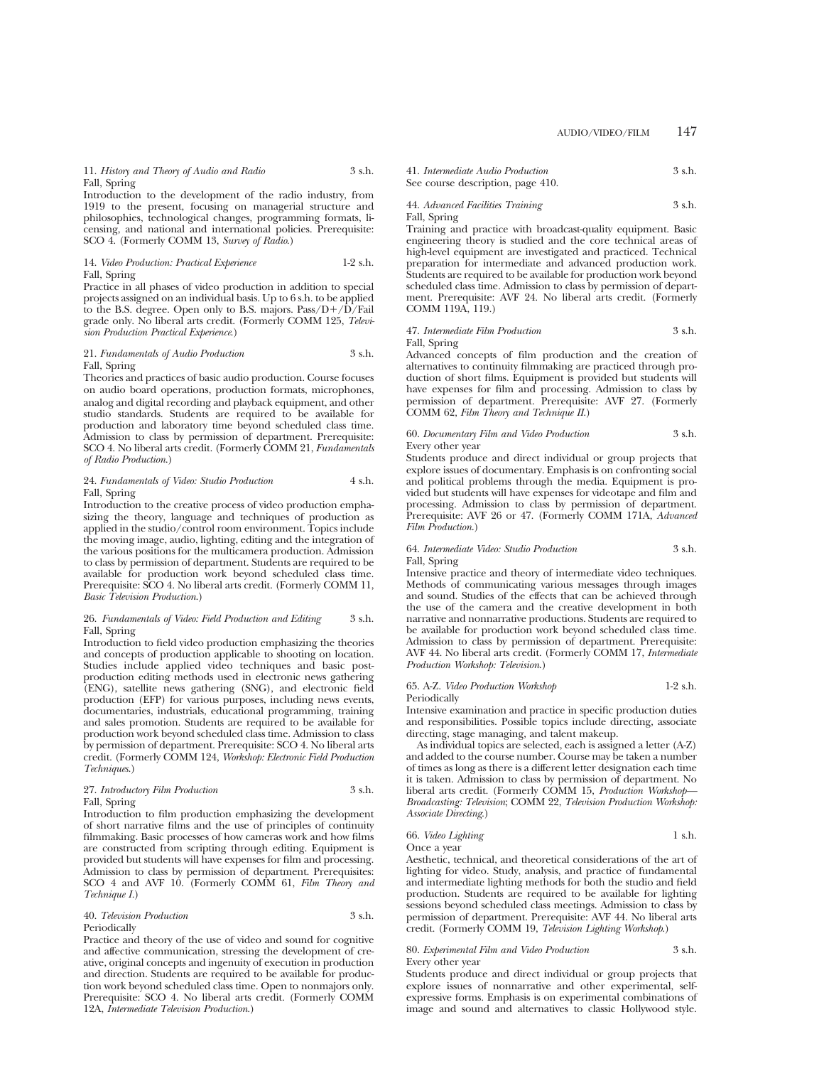11. *History and Theory of Audio and Radio* 3 s.h.
Fall, Spring

Introduction to the development of the radio industry, from 1919 to the present, focusing on managerial structure and philosophies, technological changes, programming formats, licensing, and national and international policies. Prerequisite: SCO 4. (Formerly COMM 13, *Survey of Radio*.)

14. *Video Production: Practical Experience* 1-2 s.h.
Fall, Spring

Practice in all phases of video production in addition to special projects assigned on an individual basis. Up to 6 s.h. to be applied to the B.S. degree. Open only to B.S. majors. Pass/D+/D/Fail grade only. No liberal arts credit. (Formerly COMM 125, *Television Production Practical Experience*.)

21. *Fundamentals of Audio Production* 3 s.h.
Fall, Spring

Theories and practices of basic audio production. Course focuses on audio board operations, production formats, microphones, analog and digital recording and playback equipment, and other studio standards. Students are required to be available for production and laboratory time beyond scheduled class time. Admission to class by permission of department. Prerequisite: SCO 4. No liberal arts credit. (Formerly COMM 21, *Fundamentals of Radio Production*.)

24. *Fundamentals of Video: Studio Production* 4 s.h.
Fall, Spring

Introduction to the creative process of video production emphasizing the theory, language and techniques of production as applied in the studio/control room environment. Topics include the moving image, audio, lighting, editing and the integration of the various positions for the multicamera production. Admission to class by permission of department. Students are required to be available for production work beyond scheduled class time. Prerequisite: SCO 4. No liberal arts credit. (Formerly COMM 11, *Basic Television Production*.)

26. *Fundamentals of Video: Field Production and Editing* 3 s.h.
Fall, Spring

Introduction to field video production emphasizing the theories and concepts of production applicable to shooting on location. Studies include applied video techniques and basic post-production editing methods used in electronic news gathering (ENG), satellite news gathering (SNG), and electronic field production (EFP) for various purposes, including news events, documentaries, industrials, educational programming, training and sales promotion. Students are required to be available for production work beyond scheduled class time. Admission to class by permission of department. Prerequisite: SCO 4. No liberal arts credit. (Formerly COMM 124, *Workshop: Electronic Field Production Techniques*.)

27. *Introductory Film Production* 3 s.h.
Fall, Spring

Introduction to film production emphasizing the development of short narrative films and the use of principles of continuity filmmaking. Basic processes of how cameras work and how films are constructed from scripting through editing. Equipment is provided but students will have expenses for film and processing. Admission to class by permission of department. Prerequisites: SCO 4 and AVF 10. (Formerly COMM 61, *Film Theory and Technique I*.)

40. *Television Production* 3 s.h.
Periodically

Practice and theory of the use of video and sound for cognitive and affective communication, stressing the development of creative, original concepts and ingenuity of execution in production and direction. Students are required to be available for production work beyond scheduled class time. Open to nonmajors only. Prerequisite: SCO 4. No liberal arts credit. (Formerly COMM 12A, *Intermediate Television Production*.)

41. *Intermediate Audio Production* 3 s.h.
See course description, page 410.

44. *Advanced Facilities Training* 3 s.h.
Fall, Spring

Training and practice with broadcast-quality equipment. Basic engineering theory is studied and the core technical areas of high-level equipment are investigated and practiced. Technical preparation for intermediate and advanced production work. Students are required to be available for production work beyond scheduled class time. Admission to class by permission of department. Prerequisite: AVF 24. No liberal arts credit. (Formerly COMM 119A, 119.)

47. *Intermediate Film Production* 3 s.h.
Fall, Spring

Advanced concepts of film production and the creation of alternatives to continuity filmmaking are practiced through production of short films. Equipment is provided but students will have expenses for film and processing. Admission to class by permission of department. Prerequisite: AVF 27. (Formerly COMM 62, *Film Theory and Technique II*.)

60. *Documentary Film and Video Production* 3 s.h.
Every other year

Students produce and direct individual or group projects that explore issues of documentary. Emphasis is on confronting social and political problems through the media. Equipment is provided but students will have expenses for videotape and film and processing. Admission to class by permission of department. Prerequisite: AVF 26 or 47. (Formerly COMM 171A, *Advanced Film Production*.)

64. *Intermediate Video: Studio Production* 3 s.h.
Fall, Spring

Intensive practice and theory of intermediate video techniques. Methods of communicating various messages through images and sound. Studies of the effects that can be achieved through the use of the camera and the creative development in both narrative and nonnarrative productions. Students are required to be available for production work beyond scheduled class time. Admission to class by permission of department. Prerequisite: AVF 44. No liberal arts credit. (Formerly COMM 17, *Intermediate Production Workshop: Television*.)

65. A-Z. *Video Production Workshop* 1-2 s.h.
Periodically

Intensive examination and practice in specific production duties and responsibilities. Possible topics include directing, associate directing, stage managing, and talent makeup.

As individual topics are selected, each is assigned a letter (A-Z) and added to the course number. Course may be taken a number of times as long as there is a different letter designation each time it is taken. Admission to class by permission of department. No liberal arts credit. (Formerly COMM 15, *Production Workshop—Broadcasting: Television*; COMM 22, *Television Production Workshop: Associate Directing*.)

66. *Video Lighting* 1 s.h.
Once a year

Aesthetic, technical, and theoretical considerations of the art of lighting for video. Study, analysis, and practice of fundamental and intermediate lighting methods for both the studio and field production. Students are required to be available for lighting sessions beyond scheduled class meetings. Admission to class by permission of department. Prerequisite: AVF 44. No liberal arts credit. (Formerly COMM 19, *Television Lighting Workshop*.)

80. *Experimental Film and Video Production* 3 s.h.
Every other year

Students produce and direct individual or group projects that explore issues of nonnarrative and other experimental, self-expressive forms. Emphasis is on experimental combinations of image and sound and alternatives to classic Hollywood style.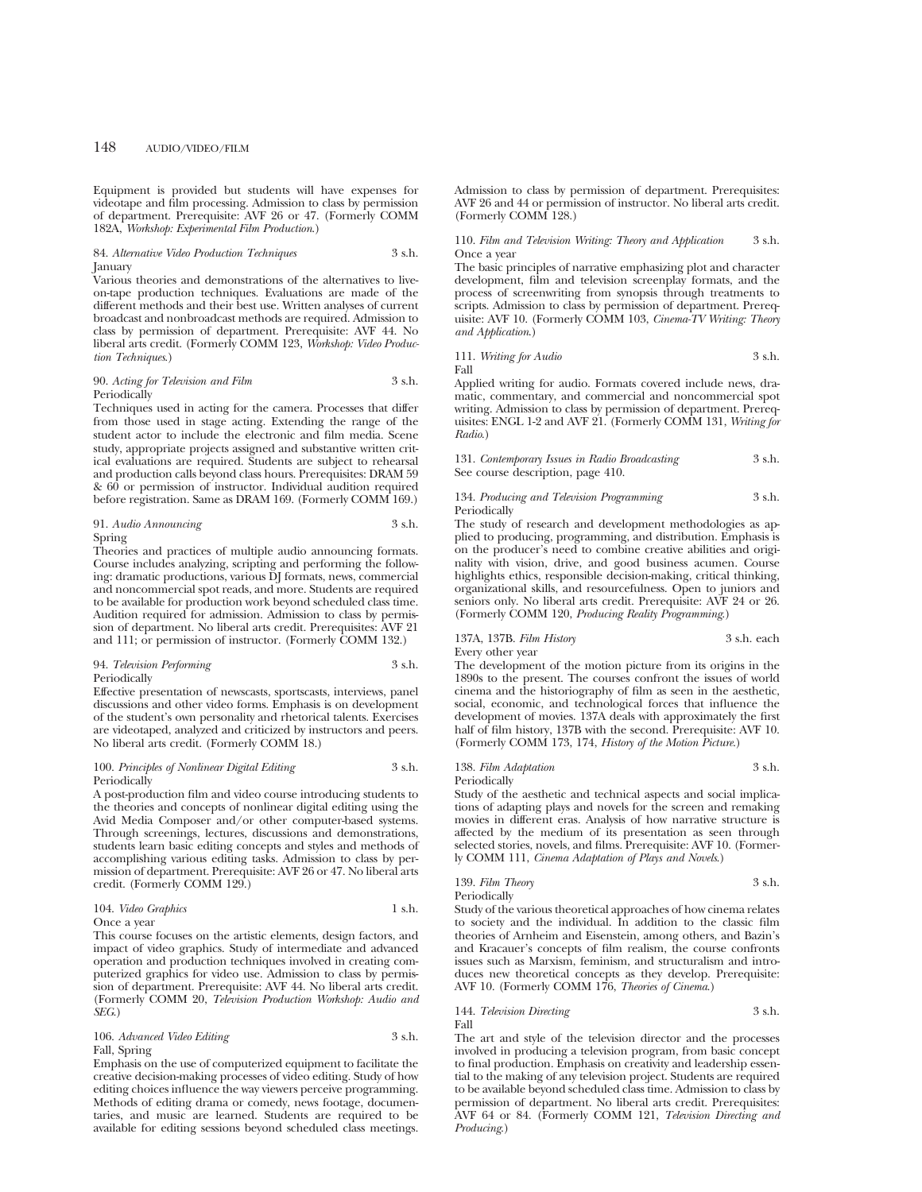Equipment is provided but students will have expenses for videotape and film processing. Admission to class by permission of department. Prerequisite: AVF 26 or 47. (Formerly COMM 182A, *Workshop: Experimental Film Production.*)

84. *Alternative Video Production Techniques* 3 s.h.
January

Various theories and demonstrations of the alternatives to live-on-tape production techniques. Evaluations are made of the different methods and their best use. Written analyses of current broadcast and nonbroadcast methods are required. Admission to class by permission of department. Prerequisite: AVF 44. No liberal arts credit. (Formerly COMM 123, *Workshop: Video Production Techniques.*)

90. *Acting for Television and Film* 3 s.h.
Periodically

Techniques used in acting for the camera. Processes that differ from those used in stage acting. Extending the range of the student actor to include the electronic and film media. Scene study, appropriate projects assigned and substantive written critical evaluations are required. Students are subject to rehearsal and production calls beyond class hours. Prerequisites: DRAM 59 & 60 or permission of instructor. Individual audition required before registration. Same as DRAM 169. (Formerly COMM 169.)

91. *Audio Announcing* 3 s.h.
Spring

Theories and practices of multiple audio announcing formats. Course includes analyzing, scripting and performing the following: dramatic productions, various DJ formats, news, commercial and noncommercial spot reads, and more. Students are required to be available for production work beyond scheduled class time. Audition required for admission. Admission to class by permission of department. No liberal arts credit. Prerequisites: AVF 21 and 111; or permission of instructor. (Formerly COMM 132.)

94. *Television Performing* 3 s.h.
Periodically

Effective presentation of newscasts, sportscasts, interviews, panel discussions and other video forms. Emphasis is on development of the student's own personality and rhetorical talents. Exercises are videotaped, analyzed and criticized by instructors and peers. No liberal arts credit. (Formerly COMM 18.)

100. *Principles of Nonlinear Digital Editing* 3 s.h.
Periodically

A post-production film and video course introducing students to the theories and concepts of nonlinear digital editing using the Avid Media Composer and/or other computer-based systems. Through screenings, lectures, discussions and demonstrations, students learn basic editing concepts and styles and methods of accomplishing various editing tasks. Admission to class by permission of department. Prerequisite: AVF 26 or 47. No liberal arts credit. (Formerly COMM 129.)

104. *Video Graphics* 1 s.h.
Once a year

This course focuses on the artistic elements, design factors, and impact of video graphics. Study of intermediate and advanced operation and production techniques involved in creating computerized graphics for video use. Admission to class by permission of department. Prerequisite: AVF 44. No liberal arts credit. (Formerly COMM 20, *Television Production Workshop: Audio and SEG.*)

106. *Advanced Video Editing* 3 s.h.
Fall, Spring

Emphasis on the use of computerized equipment to facilitate the creative decision-making processes of video editing. Study of how editing choices influence the way viewers perceive programming. Methods of editing drama or comedy, news footage, documentaries, and music are learned. Students are required to be available for editing sessions beyond scheduled class meetings. Admission to class by permission of department. Prerequisites: AVF 26 and 44 or permission of instructor. No liberal arts credit. (Formerly COMM 128.)

110. *Film and Television Writing: Theory and Application* 3 s.h.
Once a year

The basic principles of narrative emphasizing plot and character development, film and television screenplay formats, and the process of screenwriting from synopsis through treatments to scripts. Admission to class by permission of department. Prerequisite: AVF 10. (Formerly COMM 103, *Cinema-TV Writing: Theory and Application.*)

111. *Writing for Audio* 3 s.h.
Fall

Applied writing for audio. Formats covered include news, dramatic, commentary, and commercial and noncommercial spot writing. Admission to class by permission of department. Prerequisites: ENGL 1-2 and AVF 21. (Formerly COMM 131, *Writing for Radio.*)

131. *Contemporary Issues in Radio Broadcasting* 3 s.h.
See course description, page 410.

134. *Producing and Television Programming* 3 s.h.
Periodically

The study of research and development methodologies as applied to producing, programming, and distribution. Emphasis is on the producer's need to combine creative abilities and originality with vision, drive, and good business acumen. Course highlights ethics, responsible decision-making, critical thinking, organizational skills, and resourcefulness. Open to juniors and seniors only. No liberal arts credit. Prerequisite: AVF 24 or 26. (Formerly COMM 120, *Producing Reality Programming.*)

137A, 137B. *Film History* 3 s.h. each
Every other year

The development of the motion picture from its origins in the 1890s to the present. The courses confront the issues of world cinema and the historiography of film as seen in the aesthetic, social, economic, and technological forces that influence the development of movies. 137A deals with approximately the first half of film history, 137B with the second. Prerequisite: AVF 10. (Formerly COMM 173, 174, *History of the Motion Picture.*)

138. *Film Adaptation* 3 s.h.
Periodically

Study of the aesthetic and technical aspects and social implications of adapting plays and novels for the screen and remaking movies in different eras. Analysis of how narrative structure is affected by the medium of its presentation as seen through selected stories, novels, and films. Prerequisite: AVF 10. (Formerly COMM 111, *Cinema Adaptation of Plays and Novels.*)

139. *Film Theory* 3 s.h.
Periodically

Study of the various theoretical approaches of how cinema relates to society and the individual. In addition to the classic film theories of Arnheim and Eisenstein, among others, and Bazin's and Kracauer's concepts of film realism, the course confronts issues such as Marxism, feminism, and structuralism and introduces new theoretical concepts as they develop. Prerequisite: AVF 10. (Formerly COMM 176, *Theories of Cinema.*)

144. *Television Directing* 3 s.h.
Fall

The art and style of the television director and the processes involved in producing a television program, from basic concept to final production. Emphasis on creativity and leadership essential to the making of any television project. Students are required to be available beyond scheduled class time. Admission to class by permission of department. No liberal arts credit. Prerequisites: AVF 64 or 84. (Formerly COMM 121, *Television Directing and Producing.*)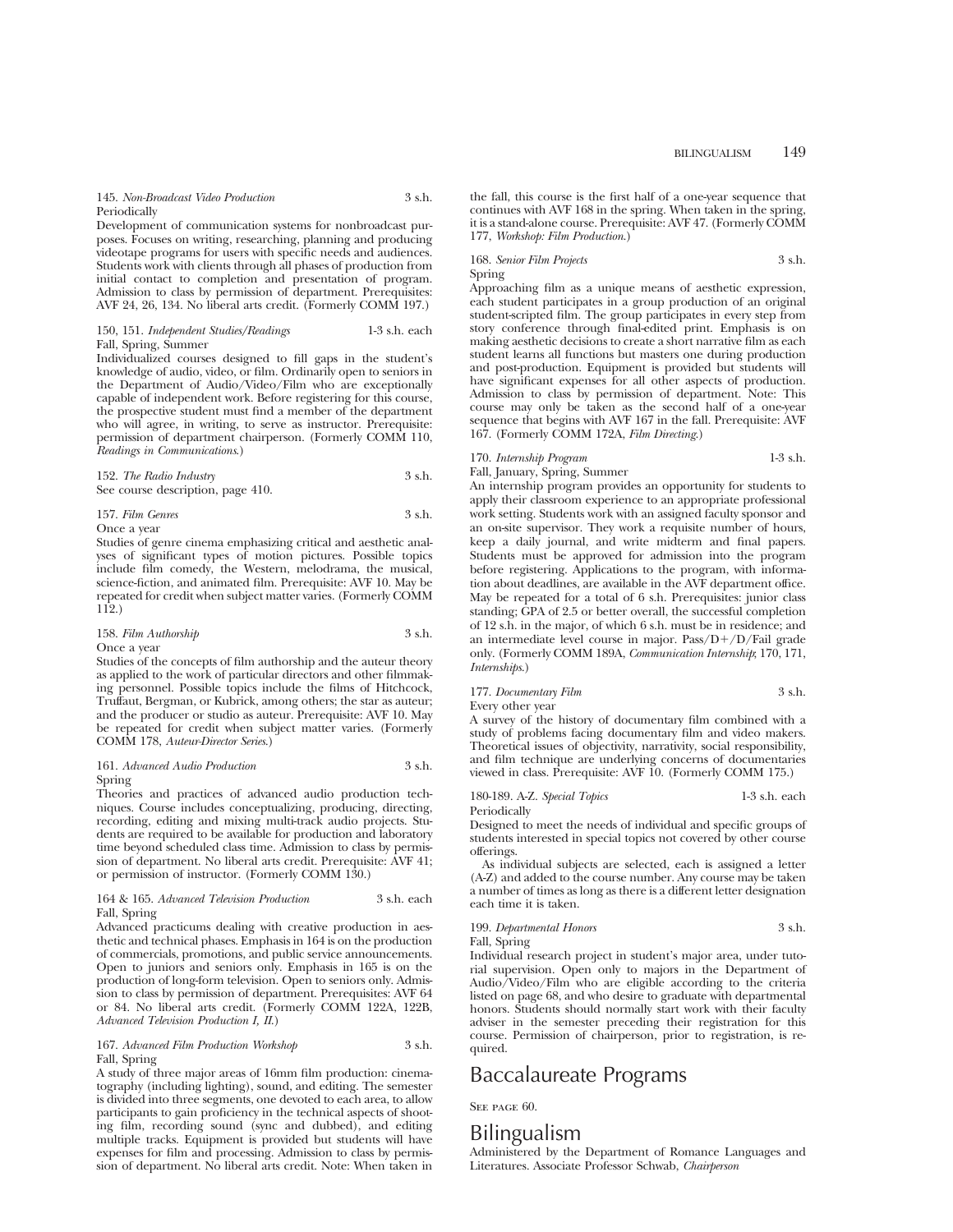145. *Non-Broadcast Video Production* 3 s.h.
Periodically

Development of communication systems for nonbroadcast purposes. Focuses on writing, researching, planning and producing videotape programs for users with specific needs and audiences. Students work with clients through all phases of production from initial contact to completion and presentation of program. Admission to class by permission of department. Prerequisites: AVF 24, 26, 134. No liberal arts credit. (Formerly COMM 197.)

150, 151. *Independent Studies/Readings* 1-3 s.h. each
Fall, Spring, Summer

Individualized courses designed to fill gaps in the student's knowledge of audio, video, or film. Ordinarily open to seniors in the Department of Audio/Video/Film who are exceptionally capable of independent work. Before registering for this course, the prospective student must find a member of the department who will agree, in writing, to serve as instructor. Prerequisite: permission of department chairperson. (Formerly COMM 110, *Readings in Communications*.)

152. *The Radio Industry* 3 s.h.
See course description, page 410.

157. *Film Genres* 3 s.h.
Once a year

Studies of genre cinema emphasizing critical and aesthetic analyses of significant types of motion pictures. Possible topics include film comedy, the Western, melodrama, the musical, science-fiction, and animated film. Prerequisite: AVF 10. May be repeated for credit when subject matter varies. (Formerly COMM 112.)

158. *Film Authorship* 3 s.h.
Once a year

Studies of the concepts of film authorship and the auteur theory as applied to the work of particular directors and other filmmaking personnel. Possible topics include the films of Hitchcock, Truffaut, Bergman, or Kubrick, among others; the star as auteur; and the producer or studio as auteur. Prerequisite: AVF 10. May be repeated for credit when subject matter varies. (Formerly COMM 178, *Auteur-Director Series*.)

161. *Advanced Audio Production* 3 s.h.
Spring

Theories and practices of advanced audio production techniques. Course includes conceptualizing, producing, directing, recording, editing and mixing multi-track audio projects. Students are required to be available for production and laboratory time beyond scheduled class time. Admission to class by permission of department. No liberal arts credit. Prerequisite: AVF 41; or permission of instructor. (Formerly COMM 130.)

164 & 165. *Advanced Television Production* 3 s.h. each
Fall, Spring

Advanced practicums dealing with creative production in aesthetic and technical phases. Emphasis in 164 is on the production of commercials, promotions, and public service announcements. Open to juniors and seniors only. Emphasis in 165 is on the production of long-form television. Open to seniors only. Admission to class by permission of department. Prerequisites: AVF 64 or 84. No liberal arts credit. (Formerly COMM 122A, 122B, *Advanced Television Production I, II*.)

167. *Advanced Film Production Workshop* 3 s.h.
Fall, Spring

A study of three major areas of 16mm film production: cinematography (including lighting), sound, and editing. The semester is divided into three segments, one devoted to each area, to allow participants to gain proficiency in the technical aspects of shooting film, recording sound (sync and dubbed), and editing multiple tracks. Equipment is provided but students will have expenses for film and processing. Admission to class by permission of department. No liberal arts credit. Note: When taken in the fall, this course is the first half of a one-year sequence that continues with AVF 168 in the spring. When taken in the spring, it is a stand-alone course. Prerequisite: AVF 47. (Formerly COMM 177, *Workshop: Film Production*.)

168. *Senior Film Projects* 3 s.h.
Spring

Approaching film as a unique means of aesthetic expression, each student participates in a group production of an original student-scripted film. The group participates in every step from story conference through final-edited print. Emphasis is on making aesthetic decisions to create a short narrative film as each student learns all functions but masters one during production and post-production. Equipment is provided but students will have significant expenses for all other aspects of production. Admission to class by permission of department. Note: This course may only be taken as the second half of a one-year sequence that begins with AVF 167 in the fall. Prerequisite: AVF 167. (Formerly COMM 172A, *Film Directing*.)

170. *Internship Program* 1-3 s.h.
Fall, January, Spring, Summer

An internship program provides an opportunity for students to apply their classroom experience to an appropriate professional work setting. Students work with an assigned faculty sponsor and an on-site supervisor. They work a requisite number of hours, keep a daily journal, and write midterm and final papers. Students must be approved for admission into the program before registering. Applications to the program, with information about deadlines, are available in the AVF department office. May be repeated for a total of 6 s.h. Prerequisites: junior class standing; GPA of 2.5 or better overall, the successful completion of 12 s.h. in the major, of which 6 s.h. must be in residence; and an intermediate level course in major. Pass/D+/D/Fail grade only. (Formerly COMM 189A, *Communication Internship*; 170, 171, *Internships*.)

177. *Documentary Film* 3 s.h.
Every other year

A survey of the history of documentary film combined with a study of problems facing documentary film and video makers. Theoretical issues of objectivity, narrativity, social responsibility, and film technique are underlying concerns of documentaries viewed in class. Prerequisite: AVF 10. (Formerly COMM 175.)

180-189. A-Z. *Special Topics* 1-3 s.h. each
Periodically

Designed to meet the needs of individual and specific groups of students interested in special topics not covered by other course offerings.

As individual subjects are selected, each is assigned a letter (A-Z) and added to the course number. Any course may be taken a number of times as long as there is a different letter designation each time it is taken.

199. *Departmental Honors* 3 s.h.
Fall, Spring

Individual research project in student's major area, under tutorial supervision. Open only to majors in the Department of Audio/Video/Film who are eligible according to the criteria listed on page 68, and who desire to graduate with departmental honors. Students should normally start work with their faculty adviser in the semester preceding their registration for this course. Permission of chairperson, prior to registration, is required.

# Baccalaureate Programs

See page 60.

# Bilingualism

Administered by the Department of Romance Languages and Literatures. Associate Professor Schwab, *Chairperson*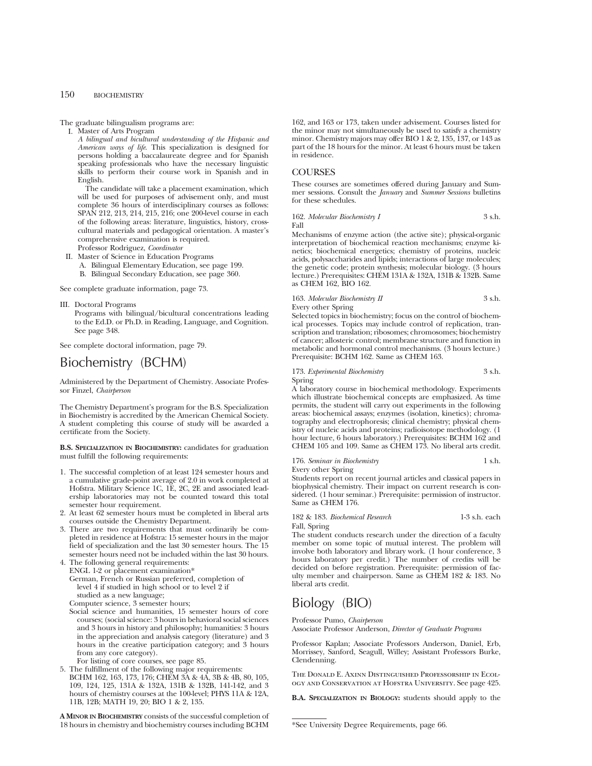The graduate bilingualism programs are:

I. Master of Arts Program

*A bilingual and bicultural understanding of the Hispanic and American ways of life.* This specialization is designed for persons holding a baccalaureate degree and for Spanish speaking professionals who have the necessary linguistic skills to perform their course work in Spanish and in English.

The candidate will take a placement examination, which will be used for purposes of advisement only, and must complete 36 hours of interdisciplinary courses as follows: SPAN 212, 213, 214, 215, 216; one 200-level course in each of the following areas: literature, linguistics, history, cross-cultural materials and pedagogical orientation. A master's comprehensive examination is required.

Professor Rodriguez, *Coordinator*

II. Master of Science in Education Programs
   A. Bilingual Elementary Education, see page 199.
   B. Bilingual Secondary Education, see page 360.

See complete graduate information, page 73.

III. Doctoral Programs

Programs with bilingual/bicultural concentrations leading to the Ed.D. or Ph.D. in Reading, Language, and Cognition. See page 348.

See complete doctoral information, page 79.

# Biochemistry (BCHM)

Administered by the Department of Chemistry. Associate Professor Finzel, *Chairperson*

The Chemistry Department's program for the B.S. Specialization in Biochemistry is accredited by the American Chemical Society. A student completing this course of study will be awarded a certificate from the Society.

**B.S. Specialization in Biochemistry:** candidates for graduation must fulfill the following requirements:

1. The successful completion of at least 124 semester hours and a cumulative grade-point average of 2.0 in work completed at Hofstra. Military Science 1C, 1E, 2C, 2E and associated leadership laboratories may not be counted toward this total semester hour requirement.
2. At least 62 semester hours must be completed in liberal arts courses outside the Chemistry Department.
3. There are two requirements that must ordinarily be completed in residence at Hofstra: 15 semester hours in the major field of specialization and the last 30 semester hours. The 15 semester hours need not be included within the last 30 hours.
4. The following general requirements:
   ENGL 1-2 or placement examination*
   German, French or Russian preferred, completion of level 4 if studied in high school or to level 2 if studied as a new language;
   Computer science, 3 semester hours;
   Social science and humanities, 15 semester hours of core courses; (social science: 3 hours in behavioral social sciences and 3 hours in history and philosophy; humanities: 3 hours in the appreciation and analysis category (literature) and 3 hours in the creative participation category; and 3 hours from any core category).
   For listing of core courses, see page 85.
5. The fulfillment of the following major requirements: BCHM 162, 163, 173, 176; CHEM 3A & 4A, 3B & 4B, 80, 105, 109, 124, 125, 131A & 132A, 131B & 132B, 141-142, and 3 hours of chemistry courses at the 100-level; PHYS 11A & 12A, 11B, 12B; MATH 19, 20; BIO 1 & 2, 135.

**A Minor in Biochemistry** consists of the successful completion of 18 hours in chemistry and biochemistry courses including BCHM 162, and 163 or 173, taken under advisement. Courses listed for the minor may not simultaneously be used to satisfy a chemistry minor. Chemistry majors may offer BIO 1 & 2, 135, 137, or 143 as part of the 18 hours for the minor. At least 6 hours must be taken in residence.

## COURSES

These courses are sometimes offered during January and Summer sessions. Consult the *January* and *Summer Sessions* bulletins for these schedules.

162. *Molecular Biochemistry I* 3 s.h.
Fall

Mechanisms of enzyme action (the active site); physical-organic interpretation of biochemical reaction mechanisms; enzyme kinetics; biochemical energetics; chemistry of proteins, nucleic acids, polysaccharides and lipids; interactions of large molecules; the genetic code; protein synthesis; molecular biology. (3 hours lecture.) Prerequisites: CHEM 131A & 132A, 131B & 132B. Same as CHEM 162, BIO 162.

163. *Molecular Biochemistry II* 3 s.h.
Every other Spring

Selected topics in biochemistry; focus on the control of biochemical processes. Topics may include control of replication, transcription and translation; ribosomes; chromosomes; biochemistry of cancer; allosteric control; membrane structure and function in metabolic and hormonal control mechanisms. (3 hours lecture.) Prerequisite: BCHM 162. Same as CHEM 163.

173. *Experimental Biochemistry* 3 s.h.
Spring

A laboratory course in biochemical methodology. Experiments which illustrate biochemical concepts are emphasized. As time permits, the student will carry out experiments in the following areas: biochemical assays; enzymes (isolation, kinetics); chromatography and electrophoresis; clinical chemistry; physical chemistry of nucleic acids and proteins; radioisotope methodology. (1 hour lecture, 6 hours laboratory.) Prerequisites: BCHM 162 and CHEM 105 and 109. Same as CHEM 173. No liberal arts credit.

176. *Seminar in Biochemistry* 1 s.h.
Every other Spring

Students report on recent journal articles and classical papers in biophysical chemistry. Their impact on current research is considered. (1 hour seminar.) Prerequisite: permission of instructor. Same as CHEM 176.

182 & 183. *Biochemical Research* 1-3 s.h. each
Fall, Spring

The student conducts research under the direction of a faculty member on some topic of mutual interest. The problem will involve both laboratory and library work. (1 hour conference, 3 hours laboratory per credit.) The number of credits will be decided on before registration. Prerequisite: permission of faculty member and chairperson. Same as CHEM 182 & 183. No liberal arts credit.

# Biology (BIO)

Professor Pumo, *Chairperson*
Associate Professor Anderson, *Director of Graduate Programs*

Professor Kaplan; Associate Professors Anderson, Daniel, Erb, Morrissey, Sanford, Seagull, Willey; Assistant Professors Burke, Clendenning.

The Donald E. Axinn Distinguished Professorship in Ecology and Conservation at Hofstra University. See page 425.

**B.A. Specialization in Biology:** students should apply to the

*See University Degree Requirements, page 66.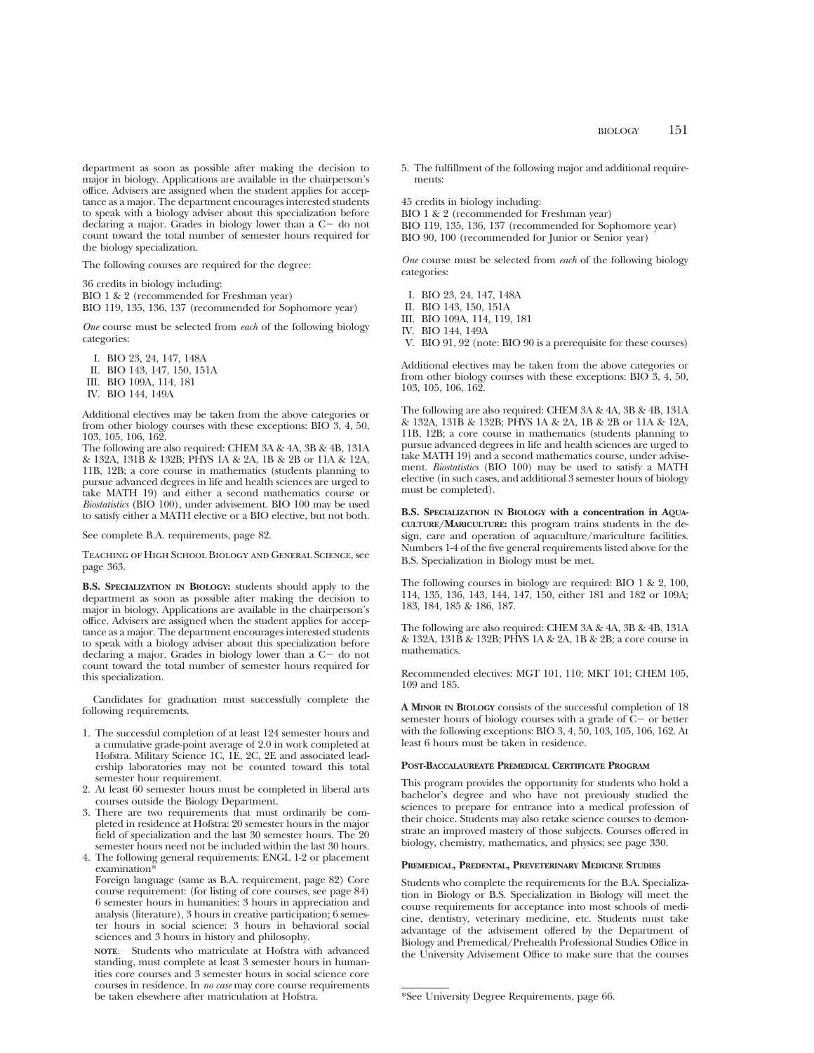department as soon as possible after making the decision to major in biology. Applications are available in the chairperson's office. Advisers are assigned when the student applies for acceptance as a major. The department encourages interested students to speak with a biology adviser about this specialization before declaring a major. Grades in biology lower than a C− do not count toward the total number of semester hours required for the biology specialization.

The following courses are required for the degree:

36 credits in biology including:
BIO 1 & 2 (recommended for Freshman year)
BIO 119, 135, 136, 137 (recommended for Sophomore year)

*One* course must be selected from *each* of the following biology categories:

I. BIO 23, 24, 147, 148A
II. BIO 143, 147, 150, 151A
III. BIO 109A, 114, 181
IV. BIO 144, 149A

Additional electives may be taken from the above categories or from other biology courses with these exceptions: BIO 3, 4, 50, 103, 105, 106, 162.

The following are also required: CHEM 3A & 4A, 3B & 4B, 131A & 132A, 131B & 132B; PHYS 1A & 2A, 1B & 2B or 11A & 12A, 11B, 12B; a core course in mathematics (students planning to pursue advanced degrees in life and health sciences are urged to take MATH 19) and either a second mathematics course or *Biostatistics* (BIO 100), under advisement. BIO 100 may be used to satisfy either a MATH elective or a BIO elective, but not both.

See complete B.A. requirements, page 82.

Teaching of High School Biology and General Science, see page 363.

**B.S. Specialization in Biology:** students should apply to the department as soon as possible after making the decision to major in biology. Applications are available in the chairperson's office. Advisers are assigned when the student applies for acceptance as a major. The department encourages interested students to speak with a biology adviser about this specialization before declaring a major. Grades in biology lower than a C− do not count toward the total number of semester hours required for this specialization.

Candidates for graduation must successfully complete the following requirements.

1. The successful completion of at least 124 semester hours and a cumulative grade-point average of 2.0 in work completed at Hofstra. Military Science 1C, 1E, 2C, 2E and associated leadership laboratories may not be counted toward this total semester hour requirement.
2. At least 60 semester hours must be completed in liberal arts courses outside the Biology Department.
3. There are two requirements that must ordinarily be completed in residence at Hofstra: 20 semester hours in the major field of specialization and the last 30 semester hours. The 20 semester hours need not be included within the last 30 hours.
4. The following general requirements: ENGL 1-2 or placement examination*
   Foreign language (same as B.A. requirement, page 82) Core course requirement: (for listing of core courses, see page 84) 6 semester hours in humanities: 3 hours in appreciation and analysis (literature), 3 hours in creative participation; 6 semester hours in social science: 3 hours in behavioral social sciences and 3 hours in history and philosophy.

   **note**: Students who matriculate at Hofstra with advanced standing, must complete at least 3 semester hours in humanities core courses and 3 semester hours in social science core courses in residence. In *no case* may core course requirements be taken elsewhere after matriculation at Hofstra.
5. The fulfillment of the following major and additional requirements:

45 credits in biology including:
BIO 1 & 2 (recommended for Freshman year)
BIO 119, 135, 136, 137 (recommended for Sophomore year)
BIO 90, 100 (recommended for Junior or Senior year)

*One* course must be selected from *each* of the following biology categories:

I. BIO 23, 24, 147, 148A
II. BIO 143, 150, 151A
III. BIO 109A, 114, 119, 181
IV. BIO 144, 149A
V. BIO 91, 92 (note: BIO 90 is a prerequisite for these courses)

Additional electives may be taken from the above categories or from other biology courses with these exceptions: BIO 3, 4, 50, 103, 105, 106, 162.

The following are also required: CHEM 3A & 4A, 3B & 4B, 131A & 132A, 131B & 132B; PHYS 1A & 2A, 1B & 2B or 11A & 12A, 11B, 12B; a core course in mathematics (students planning to pursue advanced degrees in life and health sciences are urged to take MATH 19) and a second mathematics course, under advisement. *Biostatistics* (BIO 100) may be used to satisfy a MATH elective (in such cases, and additional 3 semester hours of biology must be completed).

**B.S. Specialization in Biology with a concentration in Aquaculture/Mariculture:** this program trains students in the design, care and operation of aquaculture/mariculture facilities. Numbers 1-4 of the five general requirements listed above for the B.S. Specialization in Biology must be met.

The following courses in biology are required: BIO 1 & 2, 100, 114, 135, 136, 143, 144, 147, 150, either 181 and 182 or 109A; 183, 184, 185 & 186, 187.

The following are also required: CHEM 3A & 4A, 3B & 4B, 131A & 132A, 131B & 132B; PHYS 1A & 2A, 1B & 2B; a core course in mathematics.

Recommended electives: MGT 101, 110; MKT 101; CHEM 105, 109 and 185.

**A Minor in Biology** consists of the successful completion of 18 semester hours of biology courses with a grade of C− or better with the following exceptions: BIO 3, 4, 50, 103, 105, 106, 162. At least 6 hours must be taken in residence.

### Post-Baccalaureate Premedical Certificate Program

This program provides the opportunity for students who hold a bachelor's degree and who have not previously studied the sciences to prepare for entrance into a medical profession of their choice. Students may also retake science courses to demonstrate an improved mastery of those subjects. Courses offered in biology, chemistry, mathematics, and physics; see page 330.

### Premedical, Predental, Preveterinary Medicine Studies

Students who complete the requirements for the B.A. Specialization in Biology or B.S. Specialization in Biology will meet the course requirements for acceptance into most schools of medicine, dentistry, veterinary medicine, etc. Students must take advantage of the advisement offered by the Department of Biology and Premedical/Prehealth Professional Studies Office in the University Advisement Office to make sure that the courses

*See University Degree Requirements, page 66.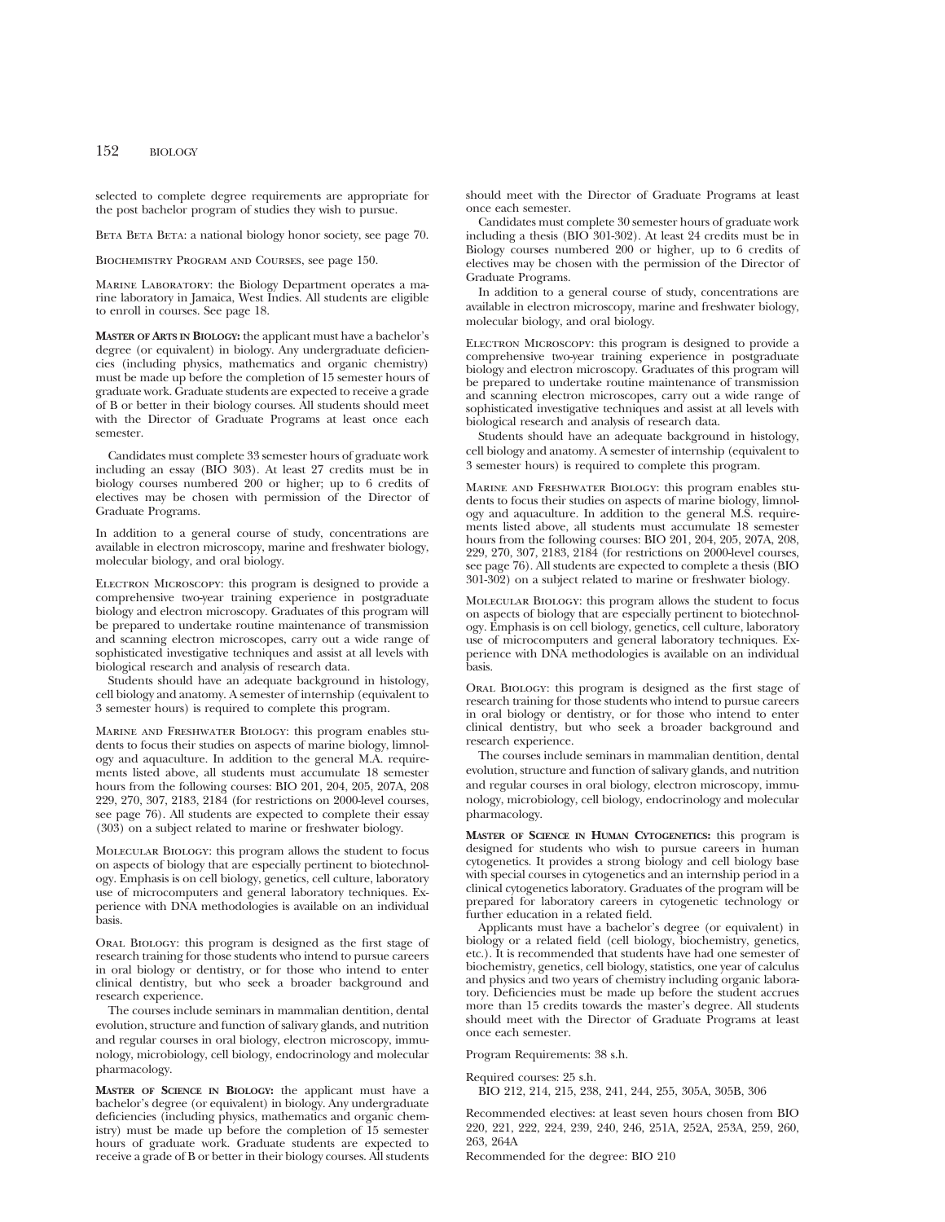selected to complete degree requirements are appropriate for the post bachelor program of studies they wish to pursue.

Beta Beta Beta: a national biology honor society, see page 70.

Biochemistry Program and Courses, see page 150.

Marine Laboratory: the Biology Department operates a marine laboratory in Jamaica, West Indies. All students are eligible to enroll in courses. See page 18.

**Master of Arts in Biology:** the applicant must have a bachelor's degree (or equivalent) in biology. Any undergraduate deficiencies (including physics, mathematics and organic chemistry) must be made up before the completion of 15 semester hours of graduate work. Graduate students are expected to receive a grade of B or better in their biology courses. All students should meet with the Director of Graduate Programs at least once each semester.

Candidates must complete 33 semester hours of graduate work including an essay (BIO 303). At least 27 credits must be in biology courses numbered 200 or higher; up to 6 credits of electives may be chosen with permission of the Director of Graduate Programs.

In addition to a general course of study, concentrations are available in electron microscopy, marine and freshwater biology, molecular biology, and oral biology.

Electron Microscopy: this program is designed to provide a comprehensive two-year training experience in postgraduate biology and electron microscopy. Graduates of this program will be prepared to undertake routine maintenance of transmission and scanning electron microscopes, carry out a wide range of sophisticated investigative techniques and assist at all levels with biological research and analysis of research data.

Students should have an adequate background in histology, cell biology and anatomy. A semester of internship (equivalent to 3 semester hours) is required to complete this program.

Marine and Freshwater Biology: this program enables students to focus their studies on aspects of marine biology, limnology and aquaculture. In addition to the general M.A. requirements listed above, all students must accumulate 18 semester hours from the following courses: BIO 201, 204, 205, 207A, 208 229, 270, 307, 2183, 2184 (for restrictions on 2000-level courses, see page 76). All students are expected to complete their essay (303) on a subject related to marine or freshwater biology.

Molecular Biology: this program allows the student to focus on aspects of biology that are especially pertinent to biotechnology. Emphasis is on cell biology, genetics, cell culture, laboratory use of microcomputers and general laboratory techniques. Experience with DNA methodologies is available on an individual basis.

Oral Biology: this program is designed as the first stage of research training for those students who intend to pursue careers in oral biology or dentistry, or for those who intend to enter clinical dentistry, but who seek a broader background and research experience.

The courses include seminars in mammalian dentition, dental evolution, structure and function of salivary glands, and nutrition and regular courses in oral biology, electron microscopy, immunology, microbiology, cell biology, endocrinology and molecular pharmacology.

**Master of Science in Biology:** the applicant must have a bachelor's degree (or equivalent) in biology. Any undergraduate deficiencies (including physics, mathematics and organic chemistry) must be made up before the completion of 15 semester hours of graduate work. Graduate students are expected to receive a grade of B or better in their biology courses. All students should meet with the Director of Graduate Programs at least once each semester.

Candidates must complete 30 semester hours of graduate work including a thesis (BIO 301-302). At least 24 credits must be in Biology courses numbered 200 or higher, up to 6 credits of electives may be chosen with the permission of the Director of Graduate Programs.

In addition to a general course of study, concentrations are available in electron microscopy, marine and freshwater biology, molecular biology, and oral biology.

Electron Microscopy: this program is designed to provide a comprehensive two-year training experience in postgraduate biology and electron microscopy. Graduates of this program will be prepared to undertake routine maintenance of transmission and scanning electron microscopes, carry out a wide range of sophisticated investigative techniques and assist at all levels with biological research and analysis of research data.

Students should have an adequate background in histology, cell biology and anatomy. A semester of internship (equivalent to 3 semester hours) is required to complete this program.

Marine and Freshwater Biology: this program enables students to focus their studies on aspects of marine biology, limnology and aquaculture. In addition to the general M.S. requirements listed above, all students must accumulate 18 semester hours from the following courses: BIO 201, 204, 205, 207A, 208, 229, 270, 307, 2183, 2184 (for restrictions on 2000-level courses, see page 76). All students are expected to complete a thesis (BIO 301-302) on a subject related to marine or freshwater biology.

Molecular Biology: this program allows the student to focus on aspects of biology that are especially pertinent to biotechnology. Emphasis is on cell biology, genetics, cell culture, laboratory use of microcomputers and general laboratory techniques. Experience with DNA methodologies is available on an individual basis.

Oral Biology: this program is designed as the first stage of research training for those students who intend to pursue careers in oral biology or dentistry, or for those who intend to enter clinical dentistry, but who seek a broader background and research experience.

The courses include seminars in mammalian dentition, dental evolution, structure and function of salivary glands, and nutrition and regular courses in oral biology, electron microscopy, immunology, microbiology, cell biology, endocrinology and molecular pharmacology.

**Master of Science in Human Cytogenetics:** this program is designed for students who wish to pursue careers in human cytogenetics. It provides a strong biology and cell biology base with special courses in cytogenetics and an internship period in a clinical cytogenetics laboratory. Graduates of the program will be prepared for laboratory careers in cytogenetic technology or further education in a related field.

Applicants must have a bachelor's degree (or equivalent) in biology or a related field (cell biology, biochemistry, genetics, etc.). It is recommended that students have had one semester of biochemistry, genetics, cell biology, statistics, one year of calculus and physics and two years of chemistry including organic laboratory. Deficiencies must be made up before the student accrues more than 15 credits towards the master's degree. All students should meet with the Director of Graduate Programs at least once each semester.

Program Requirements: 38 s.h.

Required courses: 25 s.h.
BIO 212, 214, 215, 238, 241, 244, 255, 305A, 305B, 306

Recommended electives: at least seven hours chosen from BIO 220, 221, 222, 224, 239, 240, 246, 251A, 252A, 253A, 259, 260, 263, 264A

Recommended for the degree: BIO 210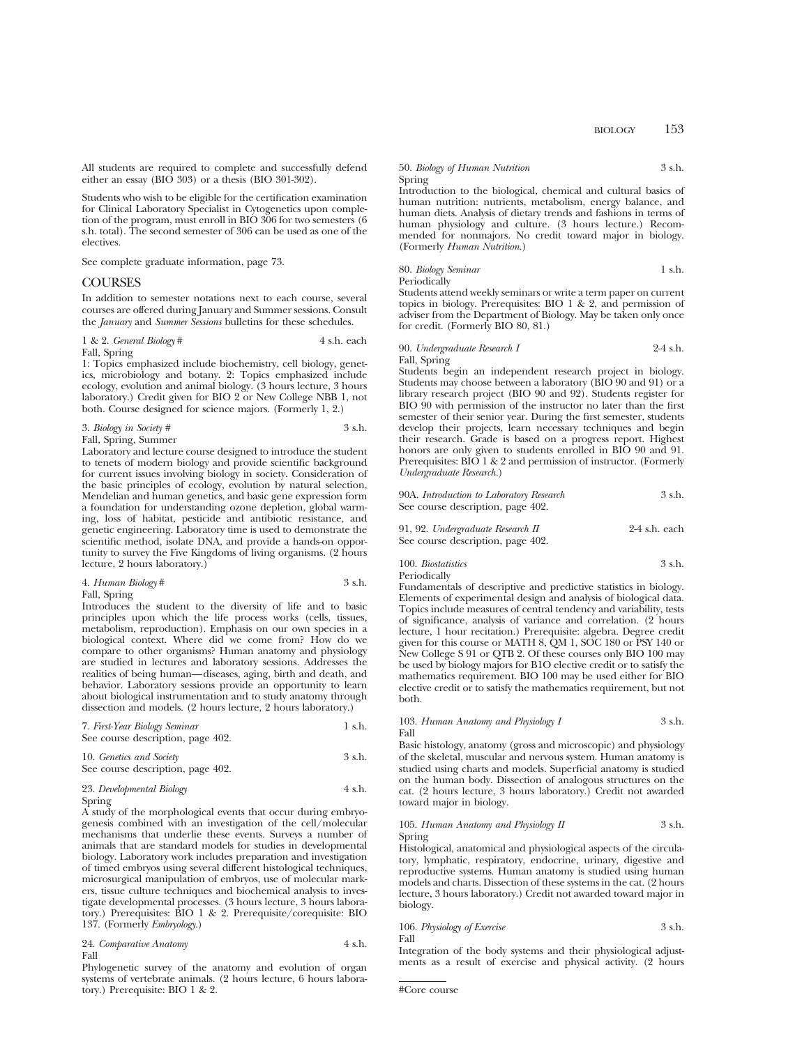All students are required to complete and successfully defend either an essay (BIO 303) or a thesis (BIO 301-302).

Students who wish to be eligible for the certification examination for Clinical Laboratory Specialist in Cytogenetics upon completion of the program, must enroll in BIO 306 for two semesters (6 s.h. total). The second semester of 306 can be used as one of the electives.

See complete graduate information, page 73.

## COURSES

In addition to semester notations next to each course, several courses are offered during January and Summer sessions. Consult the *January* and *Summer Sessions* bulletins for these schedules.

1 & 2. *General Biology* # — 4 s.h. each
Fall, Spring
1: Topics emphasized include biochemistry, cell biology, genetics, microbiology and botany. 2: Topics emphasized include ecology, evolution and animal biology. (3 hours lecture, 3 hours laboratory.) Credit given for BIO 2 or New College NBB 1, not both. Course designed for science majors. (Formerly 1, 2.)

3. *Biology in Society* # — 3 s.h.
Fall, Spring, Summer
Laboratory and lecture course designed to introduce the student to tenets of modern biology and provide scientific background for current issues involving biology in society. Consideration of the basic principles of ecology, evolution by natural selection, Mendelian and human genetics, and basic gene expression form a foundation for understanding ozone depletion, global warming, loss of habitat, pesticide and antibiotic resistance, and genetic engineering. Laboratory time is used to demonstrate the scientific method, isolate DNA, and provide a hands-on opportunity to survey the Five Kingdoms of living organisms. (2 hours lecture, 2 hours laboratory.)

4. *Human Biology* # — 3 s.h.
Fall, Spring
Introduces the student to the diversity of life and to basic principles upon which the life process works (cells, tissues, metabolism, reproduction). Emphasis on our own species in a biological context. Where did we come from? How do we compare to other organisms? Human anatomy and physiology are studied in lectures and laboratory sessions. Addresses the realities of being human—diseases, aging, birth and death, and behavior. Laboratory sessions provide an opportunity to learn about biological instrumentation and to study anatomy through dissection and models. (2 hours lecture, 2 hours laboratory.)

7. *First-Year Biology Seminar* — 1 s.h.
See course description, page 402.

10. *Genetics and Society* — 3 s.h.
See course description, page 402.

23. *Developmental Biology* — 4 s.h.
Spring
A study of the morphological events that occur during embryogenesis combined with an investigation of the cell/molecular mechanisms that underlie these events. Surveys a number of animals that are standard models for studies in developmental biology. Laboratory work includes preparation and investigation of timed embryos using several different histological techniques, microsurgical manipulation of embryos, use of molecular markers, tissue culture techniques and biochemical analysis to investigate developmental processes. (3 hours lecture, 3 hours laboratory.) Prerequisites: BIO 1 & 2. Prerequisite/corequisite: BIO 137. (Formerly *Embryology*.)

24. *Comparative Anatomy* — 4 s.h.
Fall
Phylogenetic survey of the anatomy and evolution of organ systems of vertebrate animals. (2 hours lecture, 6 hours laboratory.) Prerequisite: BIO 1 & 2.

50. *Biology of Human Nutrition* — 3 s.h.
Spring
Introduction to the biological, chemical and cultural basics of human nutrition: nutrients, metabolism, energy balance, and human diets. Analysis of dietary trends and fashions in terms of human physiology and culture. (3 hours lecture.) Recommended for nonmajors. No credit toward major in biology. (Formerly *Human Nutrition*.)

80. *Biology Seminar* — 1 s.h.
Periodically
Students attend weekly seminars or write a term paper on current topics in biology. Prerequisites: BIO 1 & 2, and permission of adviser from the Department of Biology. May be taken only once for credit. (Formerly BIO 80, 81.)

90. *Undergraduate Research I* — 2-4 s.h.
Fall, Spring
Students begin an independent research project in biology. Students may choose between a laboratory (BIO 90 and 91) or a library research project (BIO 90 and 92). Students register for BIO 90 with permission of the instructor no later than the first semester of their senior year. During the first semester, students develop their projects, learn necessary techniques and begin their research. Grade is based on a progress report. Highest honors are only given to students enrolled in BIO 90 and 91. Prerequisites: BIO 1 & 2 and permission of instructor. (Formerly *Undergraduate Research*.)

90A. *Introduction to Laboratory Research* — 3 s.h.
See course description, page 402.

91, 92. *Undergraduate Research II* — 2-4 s.h. each
See course description, page 402.

100. *Biostatistics* — 3 s.h.
Periodically
Fundamentals of descriptive and predictive statistics in biology. Elements of experimental design and analysis of biological data. Topics include measures of central tendency and variability, tests of significance, analysis of variance and correlation. (2 hours lecture, 1 hour recitation.) Prerequisite: algebra. Degree credit given for this course or MATH 8, QM 1, SOC 180 or PSY 140 or New College S 91 or QTB 2. Of these courses only BIO 100 may be used by biology majors for BIO elective credit or to satisfy the mathematics requirement. BIO 100 may be used either for BIO elective credit or to satisfy the mathematics requirement, but not both.

103. *Human Anatomy and Physiology I* — 3 s.h.
Fall
Basic histology, anatomy (gross and microscopic) and physiology of the skeletal, muscular and nervous system. Human anatomy is studied using charts and models. Superficial anatomy is studied on the human body. Dissection of analogous structures on the cat. (2 hours lecture, 3 hours laboratory.) Credit not awarded toward major in biology.

105. *Human Anatomy and Physiology II* — 3 s.h.
Spring
Histological, anatomical and physiological aspects of the circulatory, lymphatic, respiratory, endocrine, urinary, digestive and reproductive systems. Human anatomy is studied using human models and charts. Dissection of these systems in the cat. (2 hours lecture, 3 hours laboratory.) Credit not awarded toward major in biology.

106. *Physiology of Exercise* — 3 s.h.
Fall
Integration of the body systems and their physiological adjustments as a result of exercise and physical activity. (2 hours

#Core course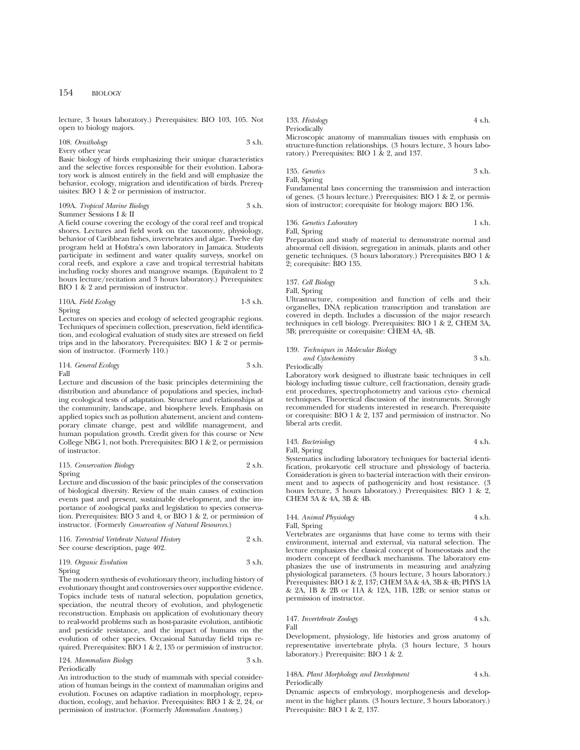lecture, 3 hours laboratory.) Prerequisites: BIO 103, 105. Not open to biology majors.

108. *Ornithology* 3 s.h.
Every other year
Basic biology of birds emphasizing their unique characteristics and the selective forces responsible for their evolution. Laboratory work is almost entirely in the field and will emphasize the behavior, ecology, migration and identification of birds. Prerequisites: BIO 1 & 2 or permission of instructor.

109A. *Tropical Marine Biology* 3 s.h.
Summer Sessions I & II
A field course covering the ecology of the coral reef and tropical shores. Lectures and field work on the taxonomy, physiology, behavior of Caribbean fishes, invertebrates and algae. Twelve day program held at Hofstra's own laboratory in Jamaica. Students participate in sediment and water quality surveys, snorkel on coral reefs, and explore a cave and tropical terrestrial habitats including rocky shores and mangrove swamps. (Equivalent to 2 hours lecture/recitation and 3 hours laboratory.) Prerequisites: BIO 1 & 2 and permission of instructor.

110A. *Field Ecology* 1-3 s.h.
Spring
Lectures on species and ecology of selected geographic regions. Techniques of specimen collection, preservation, field identification, and ecological evaluation of study sites are stressed on field trips and in the laboratory. Prerequisites: BIO 1 & 2 or permission of instructor. (Formerly 110.)

114. *General Ecology* 3 s.h.
Fall
Lecture and discussion of the basic principles determining the distribution and abundance of populations and species, including ecological tests of adaptation. Structure and relationships at the community, landscape, and biosphere levels. Emphasis on applied topics such as pollution abatement, ancient and contemporary climate change, pest and wildlife management, and human population growth. Credit given for this course or New College NBG 1, not both. Prerequisites: BIO 1 & 2, or permission of instructor.

115. *Conservation Biology* 2 s.h.
Spring
Lecture and discussion of the basic principles of the conservation of biological diversity. Review of the main causes of extinction events past and present, sustainable development, and the importance of zoological parks and legislation to species conservation. Prerequisites: BIO 3 and 4, or BIO 1 & 2, or permission of instructor. (Formerly *Conservation of Natural Resources.*)

116. *Terrestrial Vertebrate Natural History* 2 s.h.
See course description, page 402.

119. *Organic Evolution* 3 s.h.
Spring
The modern synthesis of evolutionary theory, including history of evolutionary thought and controversies over supportive evidence. Topics include tests of natural selection, population genetics, speciation, the neutral theory of evolution, and phylogenetic reconstruction. Emphasis on application of evolutionary theory to real-world problems such as host-parasite evolution, antibiotic and pesticide resistance, and the impact of humans on the evolution of other species. Occasional Saturday field trips required. Prerequisites: BIO 1 & 2, 135 or permission of instructor.

124. *Mammalian Biology* 3 s.h.
Periodically
An introduction to the study of mammals with special consideration of human beings in the context of mammalian origins and evolution. Focuses on adaptive radiation in morphology, reproduction, ecology, and behavior. Prerequisites: BIO 1 & 2, 24, or permission of instructor. (Formerly *Mammalian Anatomy.*)

133. *Histology* 4 s.h.
Periodically
Microscopic anatomy of mammalian tissues with emphasis on structure-function relationships. (3 hours lecture, 3 hours laboratory.) Prerequisites: BIO 1 & 2, and 137.

135. *Genetics* 3 s.h.
Fall, Spring
Fundamental laws concerning the transmission and interaction of genes. (3 hours lecture.) Prerequisites: BIO 1 & 2, or permission of instructor; corequisite for biology majors: BIO 136.

136. *Genetics Laboratory* 1 s.h.
Fall, Spring
Preparation and study of material to demonstrate normal and abnormal cell division, segregation in animals, plants and other genetic techniques. (3 hours laboratory.) Prerequisites BIO 1 & 2; corequisite: BIO 135.

137. *Cell Biology* 3 s.h.
Fall, Spring
Ultrastructure, composition and function of cells and their organelles, DNA replication transcription and translation are covered in depth. Includes a discussion of the major research techniques in cell biology. Prerequisites: BIO 1 & 2, CHEM 3A, 3B; prerequisite or corequisite: CHEM 4A, 4B.

139. *Techniques in Molecular Biology and Cytochemistry* 3 s.h.
Periodically
Laboratory work designed to illustrate basic techniques in cell biology including tissue culture, cell fractionation, density gradient procedures, spectrophotometry and various cyto- chemical techniques. Theoretical discussion of the instruments. Strongly recommended for students interested in research. Prerequisite or corequisite: BIO 1 & 2, 137 and permission of instructor. No liberal arts credit.

143. *Bacteriology* 4 s.h.
Fall, Spring
Systematics including laboratory techniques for bacterial identification, prokaryotic cell structure and physiology of bacteria. Consideration is given to bacterial interaction with their environment and to aspects of pathogenicity and host resistance. (3 hours lecture, 3 hours laboratory.) Prerequisites: BIO 1 & 2, CHEM 3A & 4A, 3B & 4B.

144. *Animal Physiology* 4 s.h.
Fall, Spring
Vertebrates are organisms that have come to terms with their environment, internal and external, via natural selection. The lecture emphasizes the classical concept of homeostasis and the modern concept of feedback mechanisms. The laboratory emphasizes the use of instruments in measuring and analyzing physiological parameters. (3 hours lecture, 3 hours laboratory.) Prerequisites: BIO 1 & 2, 137; CHEM 3A & 4A, 3B & 4B; PHYS 1A & 2A, 1B & 2B or 11A & 12A, 11B, 12B; or senior status or permission of instructor.

147. *Invertebrate Zoology* 4 s.h.
Fall
Development, physiology, life histories and gross anatomy of representative invertebrate phyla. (3 hours lecture, 3 hours laboratory.) Prerequisite: BIO 1 & 2.

148A. *Plant Morphology and Development* 4 s.h.
Periodically
Dynamic aspects of embryology, morphogenesis and development in the higher plants. (3 hours lecture, 3 hours laboratory.) Prerequisite: BIO 1 & 2, 137.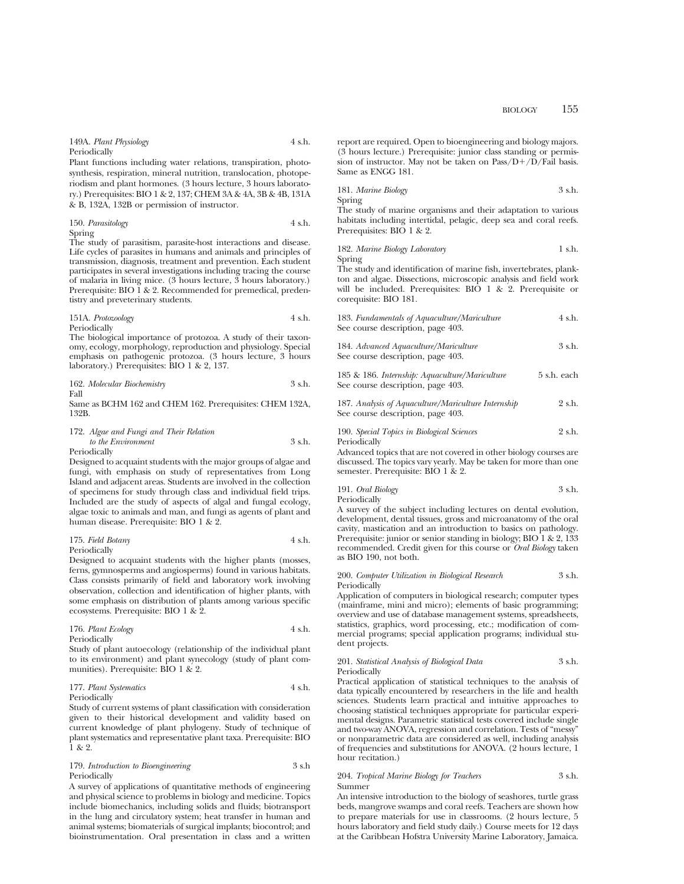149A. *Plant Physiology* 4 s.h.
Periodically
Plant functions including water relations, transpiration, photosynthesis, respiration, mineral nutrition, translocation, photoperiodism and plant hormones. (3 hours lecture, 3 hours laboratory.) Prerequisites: BIO 1 & 2, 137; CHEM 3A & 4A, 3B & 4B, 131A & B, 132A, 132B or permission of instructor.

150. *Parasitology* 4 s.h.
Spring
The study of parasitism, parasite-host interactions and disease. Life cycles of parasites in humans and animals and principles of transmission, diagnosis, treatment and prevention. Each student participates in several investigations including tracing the course of malaria in living mice. (3 hours lecture, 3 hours laboratory.) Prerequisite: BIO 1 & 2. Recommended for premedical, predentistry and preveterinary students.

151A. *Protozoology* 4 s.h.
Periodically
The biological importance of protozoa. A study of their taxonomy, ecology, morphology, reproduction and physiology. Special emphasis on pathogenic protozoa. (3 hours lecture, 3 hours laboratory.) Prerequisites: BIO 1 & 2, 137.

162. *Molecular Biochemistry* 3 s.h.
Fall
Same as BCHM 162 and CHEM 162. Prerequisites: CHEM 132A, 132B.

172. *Algae and Fungi and Their Relation to the Environment* 3 s.h.
Periodically
Designed to acquaint students with the major groups of algae and fungi, with emphasis on study of representatives from Long Island and adjacent areas. Students are involved in the collection of specimens for study through class and individual field trips. Included are the study of aspects of algal and fungal ecology, algae toxic to animals and man, and fungi as agents of plant and human disease. Prerequisite: BIO 1 & 2.

175. *Field Botany* 4 s.h.
Periodically
Designed to acquaint students with the higher plants (mosses, ferns, gymnosperms and angiosperms) found in various habitats. Class consists primarily of field and laboratory work involving observation, collection and identification of higher plants, with some emphasis on distribution of plants among various specific ecosystems. Prerequisite: BIO 1 & 2.

176. *Plant Ecology* 4 s.h.
Periodically
Study of plant autoecology (relationship of the individual plant to its environment) and plant synecology (study of plant communities). Prerequisite: BIO 1 & 2.

177. *Plant Systematics* 4 s.h.
Periodically
Study of current systems of plant classification with consideration given to their historical development and validity based on current knowledge of plant phylogeny. Study of technique of plant systematics and representative plant taxa. Prerequisite: BIO 1 & 2.

179. *Introduction to Bioengineering* 3 s.h
Periodically
A survey of applications of quantitative methods of engineering and physical science to problems in biology and medicine. Topics include biomechanics, including solids and fluids; biotransport in the lung and circulatory system; heat transfer in human and animal systems; biomaterials of surgical implants; biocontrol; and bioinstrumentation. Oral presentation in class and a written report are required. Open to bioengineering and biology majors. (3 hours lecture.) Prerequisite: junior class standing or permission of instructor. May not be taken on Pass/D+/D/Fail basis. Same as ENGG 181.

181. *Marine Biology* 3 s.h.
Spring
The study of marine organisms and their adaptation to various habitats including intertidal, pelagic, deep sea and coral reefs. Prerequisites: BIO 1 & 2.

182. *Marine Biology Laboratory* 1 s.h.
Spring
The study and identification of marine fish, invertebrates, plankton and algae. Dissections, microscopic analysis and field work will be included. Prerequisites: BIO 1 & 2. Prerequisite or corequisite: BIO 181.

183. *Fundamentals of Aquaculture/Mariculture* 4 s.h.
See course description, page 403.

184. *Advanced Aquaculture/Mariculture* 3 s.h.
See course description, page 403.

185 & 186. *Internship: Aquaculture/Mariculture* 5 s.h. each
See course description, page 403.

187. *Analysis of Aquaculture/Mariculture Internship* 2 s.h.
See course description, page 403.

190. *Special Topics in Biological Sciences* 2 s.h.
Periodically
Advanced topics that are not covered in other biology courses are discussed. The topics vary yearly. May be taken for more than one semester. Prerequisite: BIO 1 & 2.

191. *Oral Biology* 3 s.h.
Periodically
A survey of the subject including lectures on dental evolution, development, dental tissues, gross and microanatomy of the oral cavity, mastication and an introduction to basics on pathology. Prerequisite: junior or senior standing in biology; BIO 1 & 2, 133 recommended. Credit given for this course or *Oral Biology* taken as BIO 190, not both.

200. *Computer Utilization in Biological Research* 3 s.h.
Periodically
Application of computers in biological research; computer types (mainframe, mini and micro); elements of basic programming; overview and use of database management systems, spreadsheets, statistics, graphics, word processing, etc.; modification of commercial programs; special application programs; individual student projects.

201. *Statistical Analysis of Biological Data* 3 s.h.
Periodically
Practical application of statistical techniques to the analysis of data typically encountered by researchers in the life and health sciences. Students learn practical and intuitive approaches to choosing statistical techniques appropriate for particular experimental designs. Parametric statistical tests covered include single and two-way ANOVA, regression and correlation. Tests of "messy" or nonparametric data are considered as well, including analysis of frequencies and substitutions for ANOVA. (2 hours lecture, 1 hour recitation.)

204. *Tropical Marine Biology for Teachers* 3 s.h.
Summer
An intensive introduction to the biology of seashores, turtle grass beds, mangrove swamps and coral reefs. Teachers are shown how to prepare materials for use in classrooms. (2 hours lecture, 5 hours laboratory and field study daily.) Course meets for 12 days at the Caribbean Hofstra University Marine Laboratory, Jamaica.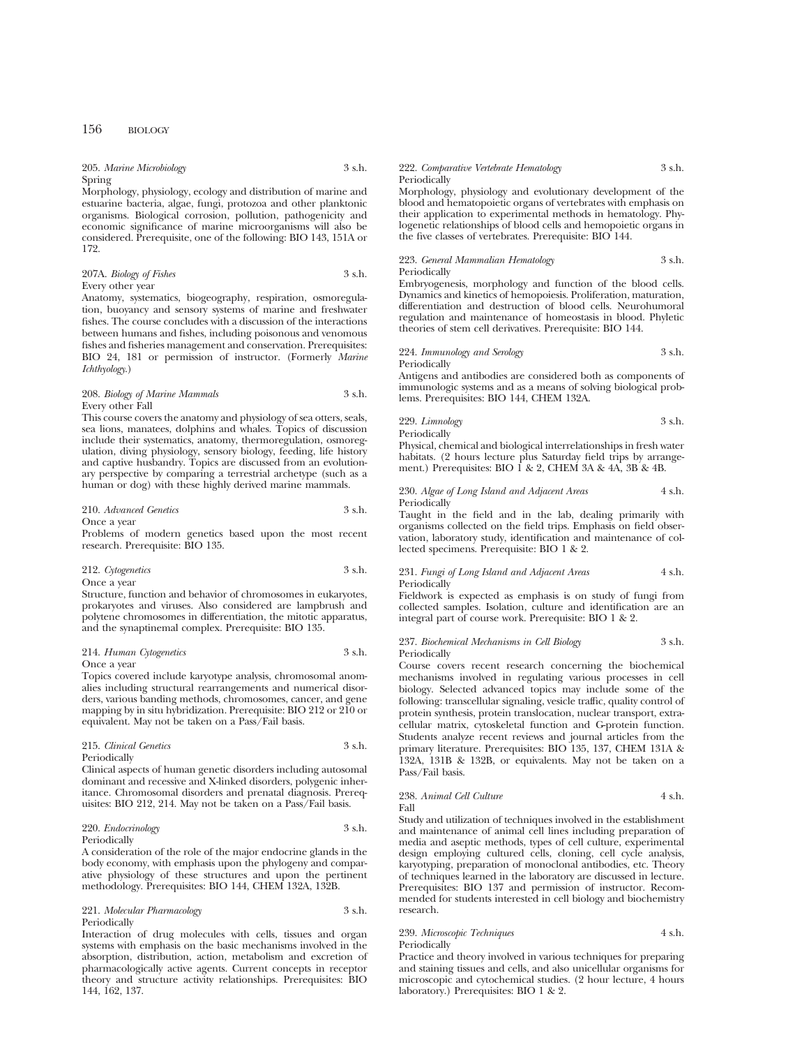205. *Marine Microbiology* 3 s.h.
Spring

Morphology, physiology, ecology and distribution of marine and estuarine bacteria, algae, fungi, protozoa and other planktonic organisms. Biological corrosion, pollution, pathogenicity and economic significance of marine microorganisms will also be considered. Prerequisite, one of the following: BIO 143, 151A or 172.

207A. *Biology of Fishes* 3 s.h.
Every other year

Anatomy, systematics, biogeography, respiration, osmoregulation, buoyancy and sensory systems of marine and freshwater fishes. The course concludes with a discussion of the interactions between humans and fishes, including poisonous and venomous fishes and fisheries management and conservation. Prerequisites: BIO 24, 181 or permission of instructor. (Formerly *Marine Ichthyology*.)

208. *Biology of Marine Mammals* 3 s.h.
Every other Fall

This course covers the anatomy and physiology of sea otters, seals, sea lions, manatees, dolphins and whales. Topics of discussion include their systematics, anatomy, thermoregulation, osmoregulation, diving physiology, sensory biology, feeding, life history and captive husbandry. Topics are discussed from an evolutionary perspective by comparing a terrestrial archetype (such as a human or dog) with these highly derived marine mammals.

210. *Advanced Genetics* 3 s.h.
Once a year

Problems of modern genetics based upon the most recent research. Prerequisite: BIO 135.

212. *Cytogenetics* 3 s.h.
Once a year

Structure, function and behavior of chromosomes in eukaryotes, prokaryotes and viruses. Also considered are lampbrush and polytene chromosomes in differentiation, the mitotic apparatus, and the synaptinemal complex. Prerequisite: BIO 135.

214. *Human Cytogenetics* 3 s.h.
Once a year

Topics covered include karyotype analysis, chromosomal anomalies including structural rearrangements and numerical disorders, various banding methods, chromosomes, cancer, and gene mapping by in situ hybridization. Prerequisite: BIO 212 or 210 or equivalent. May not be taken on a Pass/Fail basis.

215. *Clinical Genetics* 3 s.h.
Periodically

Clinical aspects of human genetic disorders including autosomal dominant and recessive and X-linked disorders, polygenic inheritance. Chromosomal disorders and prenatal diagnosis. Prerequisites: BIO 212, 214. May not be taken on a Pass/Fail basis.

220. *Endocrinology* 3 s.h.
Periodically

A consideration of the role of the major endocrine glands in the body economy, with emphasis upon the phylogeny and comparative physiology of these structures and upon the pertinent methodology. Prerequisites: BIO 144, CHEM 132A, 132B.

221. *Molecular Pharmacology* 3 s.h.
Periodically

Interaction of drug molecules with cells, tissues and organ systems with emphasis on the basic mechanisms involved in the absorption, distribution, action, metabolism and excretion of pharmacologically active agents. Current concepts in receptor theory and structure activity relationships. Prerequisites: BIO 144, 162, 137.

222. *Comparative Vertebrate Hematology* 3 s.h.
Periodically

Morphology, physiology and evolutionary development of the blood and hematopoietic organs of vertebrates with emphasis on their application to experimental methods in hematology. Phylogenetic relationships of blood cells and hemopoietic organs in the five classes of vertebrates. Prerequisite: BIO 144.

223. *General Mammalian Hematology* 3 s.h.
Periodically

Embryogenesis, morphology and function of the blood cells. Dynamics and kinetics of hemopoiesis. Proliferation, maturation, differentiation and destruction of blood cells. Neurohumoral regulation and maintenance of homeostasis in blood. Phyletic theories of stem cell derivatives. Prerequisite: BIO 144.

224. *Immunology and Serology* 3 s.h.
Periodically

Antigens and antibodies are considered both as components of immunologic systems and as a means of solving biological problems. Prerequisites: BIO 144, CHEM 132A.

229. *Limnology* 3 s.h.
Periodically

Physical, chemical and biological interrelationships in fresh water habitats. (2 hours lecture plus Saturday field trips by arrangement.) Prerequisites: BIO 1 & 2, CHEM 3A & 4A, 3B & 4B.

230. *Algae of Long Island and Adjacent Areas* 4 s.h.
Periodically

Taught in the field and in the lab, dealing primarily with organisms collected on the field trips. Emphasis on field observation, laboratory study, identification and maintenance of collected specimens. Prerequisite: BIO 1 & 2.

231. *Fungi of Long Island and Adjacent Areas* 4 s.h.
Periodically

Fieldwork is expected as emphasis is on study of fungi from collected samples. Isolation, culture and identification are an integral part of course work. Prerequisite: BIO 1 & 2.

237. *Biochemical Mechanisms in Cell Biology* 3 s.h.
Periodically

Course covers recent research concerning the biochemical mechanisms involved in regulating various processes in cell biology. Selected advanced topics may include some of the following: transcellular signaling, vesicle traffic, quality control of protein synthesis, protein translocation, nuclear transport, extracellular matrix, cytoskeletal function and G-protein function. Students analyze recent reviews and journal articles from the primary literature. Prerequisites: BIO 135, 137, CHEM 131A & 132A, 131B & 132B, or equivalents. May not be taken on a Pass/Fail basis.

238. *Animal Cell Culture* 4 s.h.
Fall

Study and utilization of techniques involved in the establishment and maintenance of animal cell lines including preparation of media and aseptic methods, types of cell culture, experimental design employing cultured cells, cloning, cell cycle analysis, karyotyping, preparation of monoclonal antibodies, etc. Theory of techniques learned in the laboratory are discussed in lecture. Prerequisites: BIO 137 and permission of instructor. Recommended for students interested in cell biology and biochemistry research.

239. *Microscopic Techniques* 4 s.h.
Periodically

Practice and theory involved in various techniques for preparing and staining tissues and cells, and also unicellular organisms for microscopic and cytochemical studies. (2 hour lecture, 4 hours laboratory.) Prerequisites: BIO 1 & 2.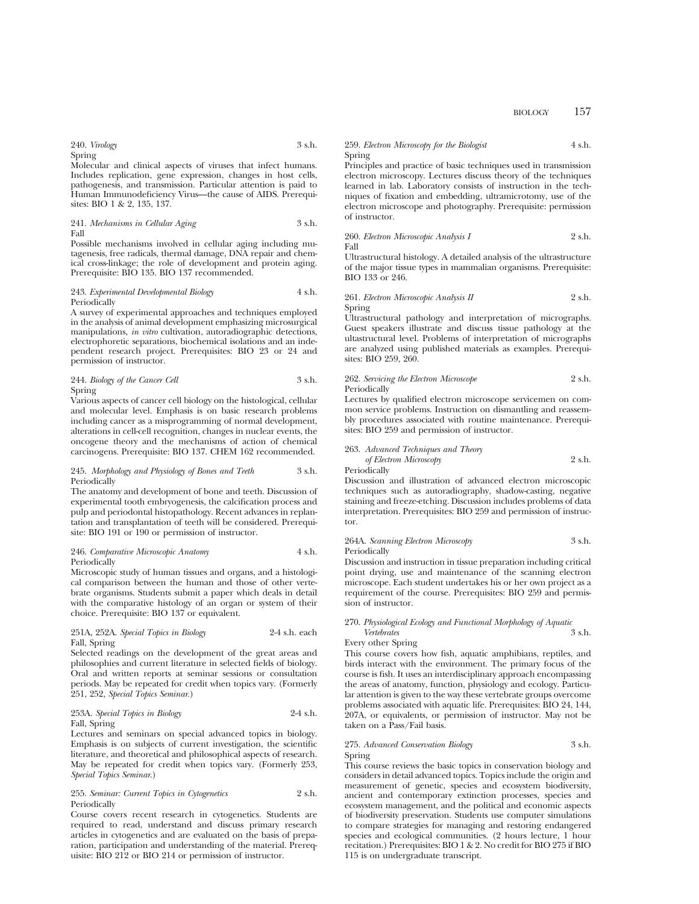240. *Virology* 3 s.h.
Spring
Molecular and clinical aspects of viruses that infect humans. Includes replication, gene expression, changes in host cells, pathogenesis, and transmission. Particular attention is paid to Human Immunodeficiency Virus—the cause of AIDS. Prerequisites: BIO 1 & 2, 135, 137.

241. *Mechanisms in Cellular Aging* 3 s.h.
Fall
Possible mechanisms involved in cellular aging including mutagenesis, free radicals, thermal damage, DNA repair and chemical cross-linkage; the role of development and protein aging. Prerequisite: BIO 135. BIO 137 recommended.

243. *Experimental Developmental Biology* 4 s.h.
Periodically
A survey of experimental approaches and techniques employed in the analysis of animal development emphasizing microsurgical manipulations, *in vitro* cultivation, autoradiographic detections, electrophoretic separations, biochemical isolations and an independent research project. Prerequisites: BIO 23 or 24 and permission of instructor.

244. *Biology of the Cancer Cell* 3 s.h.
Spring
Various aspects of cancer cell biology on the histological, cellular and molecular level. Emphasis is on basic research problems including cancer as a misprogramming of normal development, alterations in cell-cell recognition, changes in nuclear events, the oncogene theory and the mechanisms of action of chemical carcinogens. Prerequisite: BIO 137. CHEM 162 recommended.

245. *Morphology and Physiology of Bones and Teeth* 3 s.h.
Periodically
The anatomy and development of bone and teeth. Discussion of experimental tooth embryogenesis, the calcification process and pulp and periodontal histopathology. Recent advances in replantation and transplantation of teeth will be considered. Prerequisite: BIO 191 or 190 or permission of instructor.

246. *Comparative Microscopic Anatomy* 4 s.h.
Periodically
Microscopic study of human tissues and organs, and a histological comparison between the human and those of other vertebrate organisms. Students submit a paper which deals in detail with the comparative histology of an organ or system of their choice. Prerequisite: BIO 137 or equivalent.

251A, 252A. *Special Topics in Biology* 2-4 s.h. each
Fall, Spring
Selected readings on the development of the great areas and philosophies and current literature in selected fields of biology. Oral and written reports at seminar sessions or consultation periods. May be repeated for credit when topics vary. (Formerly 251, 252, *Special Topics Seminar.*)

253A. *Special Topics in Biology* 2-4 s.h.
Fall, Spring
Lectures and seminars on special advanced topics in biology. Emphasis is on subjects of current investigation, the scientific literature, and theoretical and philosophical aspects of research. May be repeated for credit when topics vary. (Formerly 253, *Special Topics Seminar.*)

255. *Seminar: Current Topics in Cytogenetics* 2 s.h.
Periodically
Course covers recent research in cytogenetics. Students are required to read, understand and discuss primary research articles in cytogenetics and are evaluated on the basis of preparation, participation and understanding of the material. Prerequisite: BIO 212 or BIO 214 or permission of instructor.

259. *Electron Microscopy for the Biologist* 4 s.h.
Spring
Principles and practice of basic techniques used in transmission electron microscopy. Lectures discuss theory of the techniques learned in lab. Laboratory consists of instruction in the techniques of fixation and embedding, ultramicrotomy, use of the electron microscope and photography. Prerequisite: permission of instructor.

260. *Electron Microscopic Analysis I* 2 s.h.
Fall
Ultrastructural histology. A detailed analysis of the ultrastructure of the major tissue types in mammalian organisms. Prerequisite: BIO 133 or 246.

261. *Electron Microscopic Analysis II* 2 s.h.
Spring
Ultrastructural pathology and interpretation of micrographs. Guest speakers illustrate and discuss tissue pathology at the ultastructural level. Problems of interpretation of micrographs are analyzed using published materials as examples. Prerequisites: BIO 259, 260.

262. *Servicing the Electron Microscope* 2 s.h.
Periodically
Lectures by qualified electron microscope servicemen on common service problems. Instruction on dismantling and reassembly procedures associated with routine maintenance. Prerequisites: BIO 259 and permission of instructor.

263. *Advanced Techniques and Theory of Electron Microscopy* 2 s.h.
Periodically
Discussion and illustration of advanced electron microscopic techniques such as autoradiography, shadow-casting, negative staining and freeze-etching. Discussion includes problems of data interpretation. Prerequisites: BIO 259 and permission of instructor.

264A. *Scanning Electron Microscopy* 3 s.h.
Periodically
Discussion and instruction in tissue preparation including critical point drying, use and maintenance of the scanning electron microscope. Each student undertakes his or her own project as a requirement of the course. Prerequisites: BIO 259 and permission of instructor.

270. *Physiological Ecology and Functional Morphology of Aquatic Vertebrates* 3 s.h.
Every other Spring
This course covers how fish, aquatic amphibians, reptiles, and birds interact with the environment. The primary focus of the course is fish. It uses an interdisciplinary approach encompassing the areas of anatomy, function, physiology and ecology. Particular attention is given to the way these vertebrate groups overcome problems associated with aquatic life. Prerequisites: BIO 24, 144, 207A, or equivalents, or permission of instructor. May not be taken on a Pass/Fail basis.

275. *Advanced Conservation Biology* 3 s.h.
Spring
This course reviews the basic topics in conservation biology and considers in detail advanced topics. Topics include the origin and measurement of genetic, species and ecosystem biodiversity, ancient and contemporary extinction processes, species and ecosystem management, and the political and economic aspects of biodiversity preservation. Students use computer simulations to compare strategies for managing and restoring endangered species and ecological communities. (2 hours lecture, 1 hour recitation.) Prerequisites: BIO 1 & 2. No credit for BIO 275 if BIO 115 is on undergraduate transcript.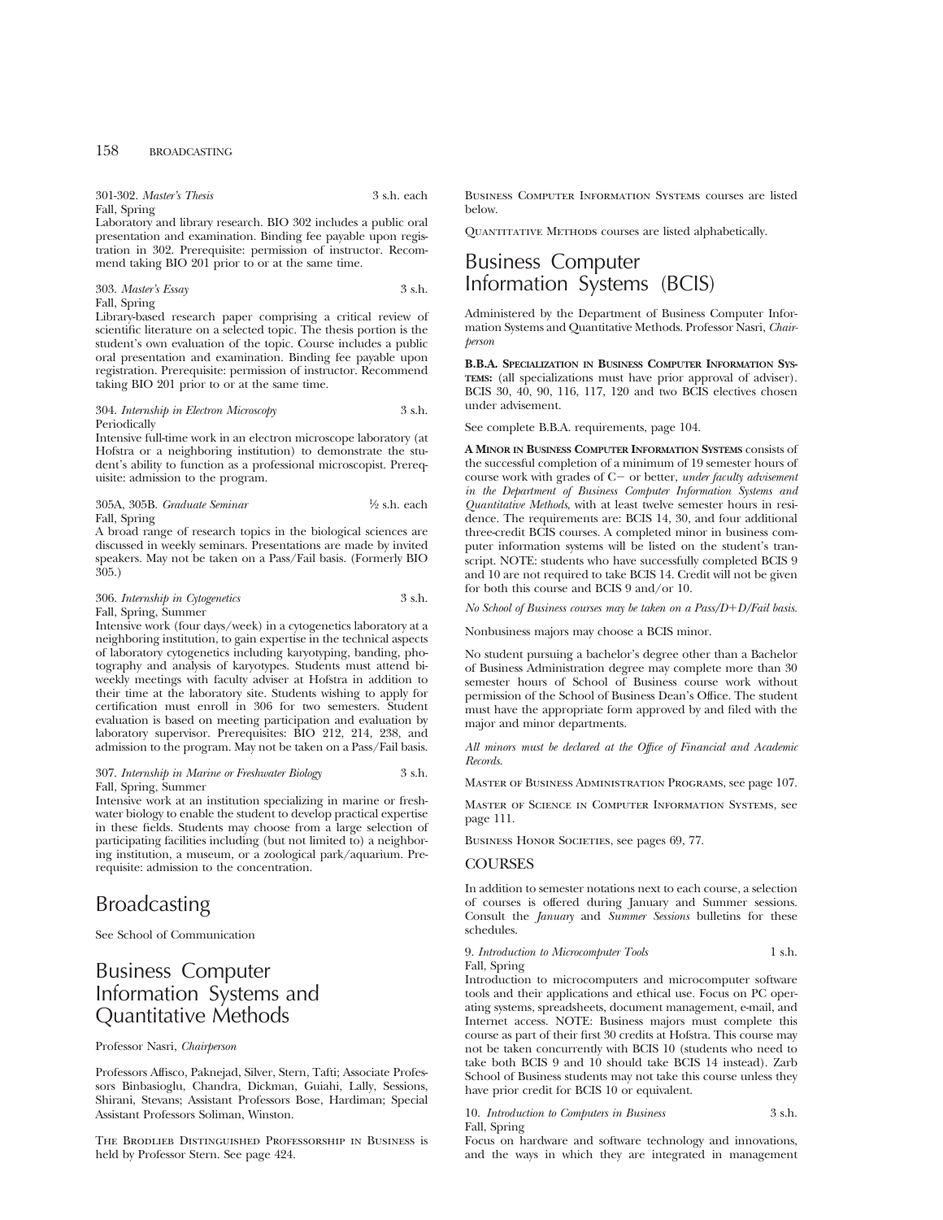301-302. *Master's Thesis* 3 s.h. each
Fall, Spring
Laboratory and library research. BIO 302 includes a public oral presentation and examination. Binding fee payable upon registration in 302. Prerequisite: permission of instructor. Recommend taking BIO 201 prior to or at the same time.

303. *Master's Essay* 3 s.h.
Fall, Spring
Library-based research paper comprising a critical review of scientific literature on a selected topic. The thesis portion is the student's own evaluation of the topic. Course includes a public oral presentation and examination. Binding fee payable upon registration. Prerequisite: permission of instructor. Recommend taking BIO 201 prior to or at the same time.

304. *Internship in Electron Microscopy* 3 s.h.
Periodically
Intensive full-time work in an electron microscope laboratory (at Hofstra or a neighboring institution) to demonstrate the student's ability to function as a professional microscopist. Prerequisite: admission to the program.

305A, 305B. *Graduate Seminar* ½ s.h. each
Fall, Spring
A broad range of research topics in the biological sciences are discussed in weekly seminars. Presentations are made by invited speakers. May not be taken on a Pass/Fail basis. (Formerly BIO 305.)

306. *Internship in Cytogenetics* 3 s.h.
Fall, Spring, Summer
Intensive work (four days/week) in a cytogenetics laboratory at a neighboring institution, to gain expertise in the technical aspects of laboratory cytogenetics including karyotyping, banding, photography and analysis of karyotypes. Students must attend biweekly meetings with faculty adviser at Hofstra in addition to their time at the laboratory site. Students wishing to apply for certification must enroll in 306 for two semesters. Student evaluation is based on meeting participation and evaluation by laboratory supervisor. Prerequisites: BIO 212, 214, 238, and admission to the program. May not be taken on a Pass/Fail basis.

307. *Internship in Marine or Freshwater Biology* 3 s.h.
Fall, Spring, Summer
Intensive work at an institution specializing in marine or freshwater biology to enable the student to develop practical expertise in these fields. Students may choose from a large selection of participating facilities including (but not limited to) a neighboring institution, a museum, or a zoological park/aquarium. Prerequisite: admission to the concentration.

# Broadcasting

See School of Communication

# Business Computer Information Systems and Quantitative Methods

Professor Nasri, *Chairperson*

Professors Affisco, Paknejad, Silver, Stern, Tafti; Associate Professors Binbasioglu, Chandra, Dickman, Guiahi, Lally, Sessions, Shirani, Stevans; Assistant Professors Bose, Hardiman; Special Assistant Professors Soliman, Winston.

The Brodlieb Distinguished Professorship in Business is held by Professor Stern. See page 424.

Business Computer Information Systems courses are listed below.

Quantitative Methods courses are listed alphabetically.

# Business Computer Information Systems (BCIS)

Administered by the Department of Business Computer Information Systems and Quantitative Methods. Professor Nasri, *Chairperson*

**B.B.A. Specialization in Business Computer Information Systems:** (all specializations must have prior approval of adviser). BCIS 30, 40, 90, 116, 117, 120 and two BCIS electives chosen under advisement.

See complete B.B.A. requirements, page 104.

**A Minor in Business Computer Information Systems** consists of the successful completion of a minimum of 19 semester hours of course work with grades of C− or better, *under faculty advisement in the Department of Business Computer Information Systems and Quantitative Methods*, with at least twelve semester hours in residence. The requirements are: BCIS 14, 30, and four additional three-credit BCIS courses. A completed minor in business computer information systems will be listed on the student's transcript. NOTE: students who have successfully completed BCIS 9 and 10 are not required to take BCIS 14. Credit will not be given for both this course and BCIS 9 and/or 10.

*No School of Business courses may be taken on a Pass/D+D/Fail basis.*

Nonbusiness majors may choose a BCIS minor.

No student pursuing a bachelor's degree other than a Bachelor of Business Administration degree may complete more than 30 semester hours of School of Business course work without permission of the School of Business Dean's Office. The student must have the appropriate form approved by and filed with the major and minor departments.

*All minors must be declared at the Office of Financial and Academic Records.*

Master of Business Administration Programs, see page 107.

Master of Science in Computer Information Systems, see page 111.

Business Honor Societies, see pages 69, 77.

## COURSES

In addition to semester notations next to each course, a selection of courses is offered during January and Summer sessions. Consult the *January* and *Summer Sessions* bulletins for these schedules.

9. *Introduction to Microcomputer Tools* 1 s.h.
Fall, Spring
Introduction to microcomputers and microcomputer software tools and their applications and ethical use. Focus on PC operating systems, spreadsheets, document management, e-mail, and Internet access. NOTE: Business majors must complete this course as part of their first 30 credits at Hofstra. This course may not be taken concurrently with BCIS 10 (students who need to take both BCIS 9 and 10 should take BCIS 14 instead). Zarb School of Business students may not take this course unless they have prior credit for BCIS 10 or equivalent.

10. *Introduction to Computers in Business* 3 s.h.
Fall, Spring
Focus on hardware and software technology and innovations, and the ways in which they are integrated in management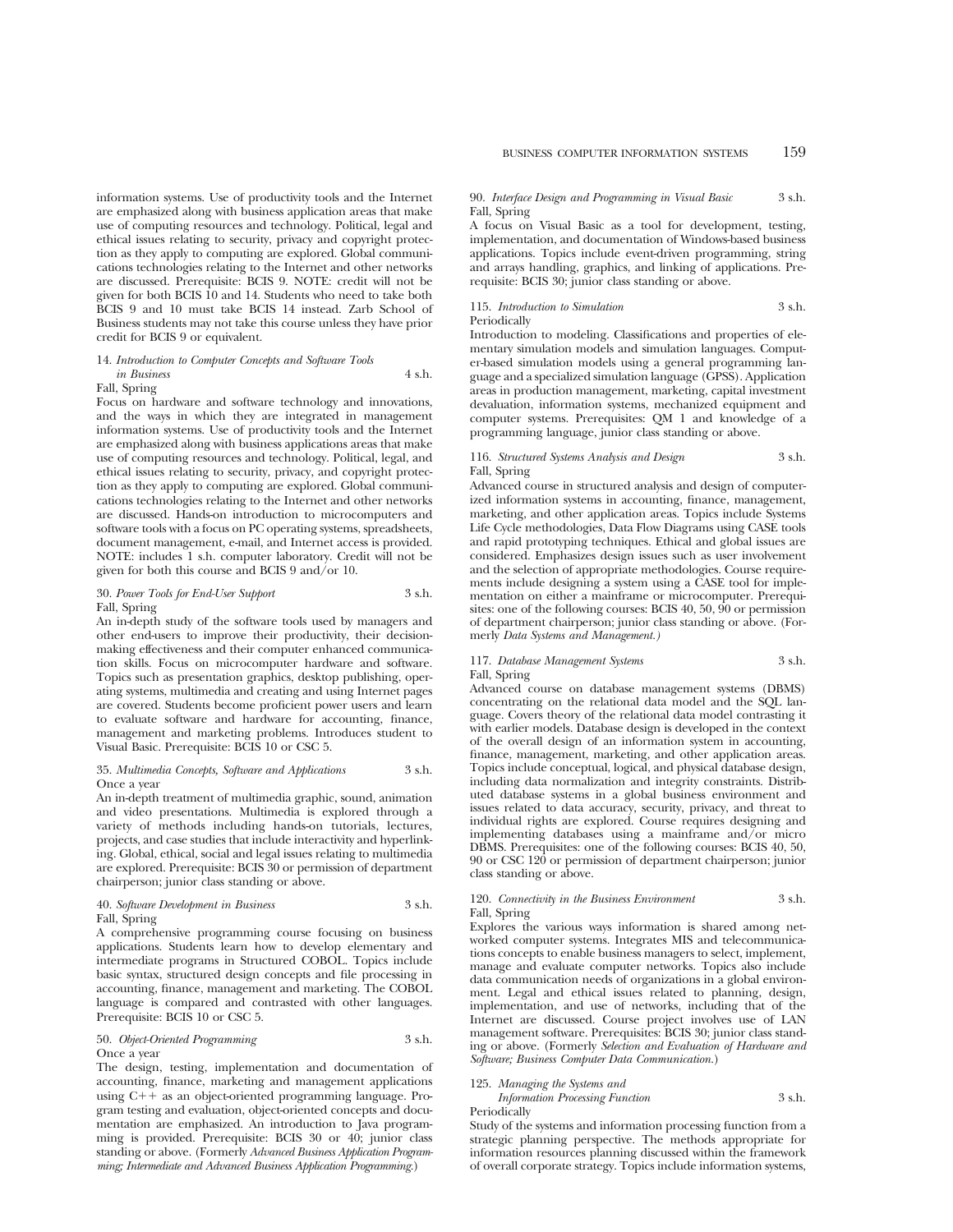information systems. Use of productivity tools and the Internet are emphasized along with business application areas that make use of computing resources and technology. Political, legal and ethical issues relating to security, privacy and copyright protection as they apply to computing are explored. Global communications technologies relating to the Internet and other networks are discussed. Prerequisite: BCIS 9. NOTE: credit will not be given for both BCIS 10 and 14. Students who need to take both BCIS 9 and 10 must take BCIS 14 instead. Zarb School of Business students may not take this course unless they have prior credit for BCIS 9 or equivalent.

14. *Introduction to Computer Concepts and Software Tools in Business* 4 s.h.
Fall, Spring
Focus on hardware and software technology and innovations, and the ways in which they are integrated in management information systems. Use of productivity tools and the Internet are emphasized along with business applications areas that make use of computing resources and technology. Political, legal, and ethical issues relating to security, privacy, and copyright protection as they apply to computing are explored. Global communications technologies relating to the Internet and other networks are discussed. Hands-on introduction to microcomputers and software tools with a focus on PC operating systems, spreadsheets, document management, e-mail, and Internet access is provided. NOTE: includes 1 s.h. computer laboratory. Credit will not be given for both this course and BCIS 9 and/or 10.

30. *Power Tools for End-User Support* 3 s.h.
Fall, Spring
An in-depth study of the software tools used by managers and other end-users to improve their productivity, their decision-making effectiveness and their computer enhanced communication skills. Focus on microcomputer hardware and software. Topics such as presentation graphics, desktop publishing, operating systems, multimedia and creating and using Internet pages are covered. Students become proficient power users and learn to evaluate software and hardware for accounting, finance, management and marketing problems. Introduces student to Visual Basic. Prerequisite: BCIS 10 or CSC 5.

35. *Multimedia Concepts, Software and Applications* 3 s.h.
Once a year
An in-depth treatment of multimedia graphic, sound, animation and video presentations. Multimedia is explored through a variety of methods including hands-on tutorials, lectures, projects, and case studies that include interactivity and hyperlinking. Global, ethical, social and legal issues relating to multimedia are explored. Prerequisite: BCIS 30 or permission of department chairperson; junior class standing or above.

40. *Software Development in Business* 3 s.h.
Fall, Spring
A comprehensive programming course focusing on business applications. Students learn how to develop elementary and intermediate programs in Structured COBOL. Topics include basic syntax, structured design concepts and file processing in accounting, finance, management and marketing. The COBOL language is compared and contrasted with other languages. Prerequisite: BCIS 10 or CSC 5.

50. *Object-Oriented Programming* 3 s.h.
Once a year
The design, testing, implementation and documentation of accounting, finance, marketing and management applications using C++ as an object-oriented programming language. Program testing and evaluation, object-oriented concepts and documentation are emphasized. An introduction to Java programming is provided. Prerequisite: BCIS 30 or 40; junior class standing or above. (Formerly *Advanced Business Application Programming; Intermediate and Advanced Business Application Programming.*)

90. *Interface Design and Programming in Visual Basic* 3 s.h.
Fall, Spring
A focus on Visual Basic as a tool for development, testing, implementation, and documentation of Windows-based business applications. Topics include event-driven programming, string and arrays handling, graphics, and linking of applications. Prerequisite: BCIS 30; junior class standing or above.

115. *Introduction to Simulation* 3 s.h.
Periodically
Introduction to modeling. Classifications and properties of elementary simulation models and simulation languages. Computer-based simulation models using a general programming language and a specialized simulation language (GPSS). Application areas in production management, marketing, capital investment devaluation, information systems, mechanized equipment and computer systems. Prerequisites: QM 1 and knowledge of a programming language, junior class standing or above.

116. *Structured Systems Analysis and Design* 3 s.h.
Fall, Spring
Advanced course in structured analysis and design of computerized information systems in accounting, finance, management, marketing, and other application areas. Topics include Systems Life Cycle methodologies, Data Flow Diagrams using CASE tools and rapid prototyping techniques. Ethical and global issues are considered. Emphasizes design issues such as user involvement and the selection of appropriate methodologies. Course requirements include designing a system using a CASE tool for implementation on either a mainframe or microcomputer. Prerequisites: one of the following courses: BCIS 40, 50, 90 or permission of department chairperson; junior class standing or above. (Formerly *Data Systems and Management.*)

117. *Database Management Systems* 3 s.h.
Fall, Spring
Advanced course on database management systems (DBMS) concentrating on the relational data model and the SQL language. Covers theory of the relational data model contrasting it with earlier models. Database design is developed in the context of the overall design of an information system in accounting, finance, management, marketing, and other application areas. Topics include conceptual, logical, and physical database design, including data normalization and integrity constraints. Distributed database systems in a global business environment and issues related to data accuracy, security, privacy, and threat to individual rights are explored. Course requires designing and implementing databases using a mainframe and/or micro DBMS. Prerequisites: one of the following courses: BCIS 40, 50, 90 or CSC 120 or permission of department chairperson; junior class standing or above.

120. *Connectivity in the Business Environment* 3 s.h.
Fall, Spring
Explores the various ways information is shared among networked computer systems. Integrates MIS and telecommunications concepts to enable business managers to select, implement, manage and evaluate computer networks. Topics also include data communication needs of organizations in a global environment. Legal and ethical issues related to planning, design, implementation, and use of networks, including that of the Internet are discussed. Course project involves use of LAN management software. Prerequisites: BCIS 30; junior class standing or above. (Formerly *Selection and Evaluation of Hardware and Software; Business Computer Data Communication.*)

125. *Managing the Systems and Information Processing Function* 3 s.h.
Periodically
Study of the systems and information processing function from a strategic planning perspective. The methods appropriate for information resources planning discussed within the framework of overall corporate strategy. Topics include information systems,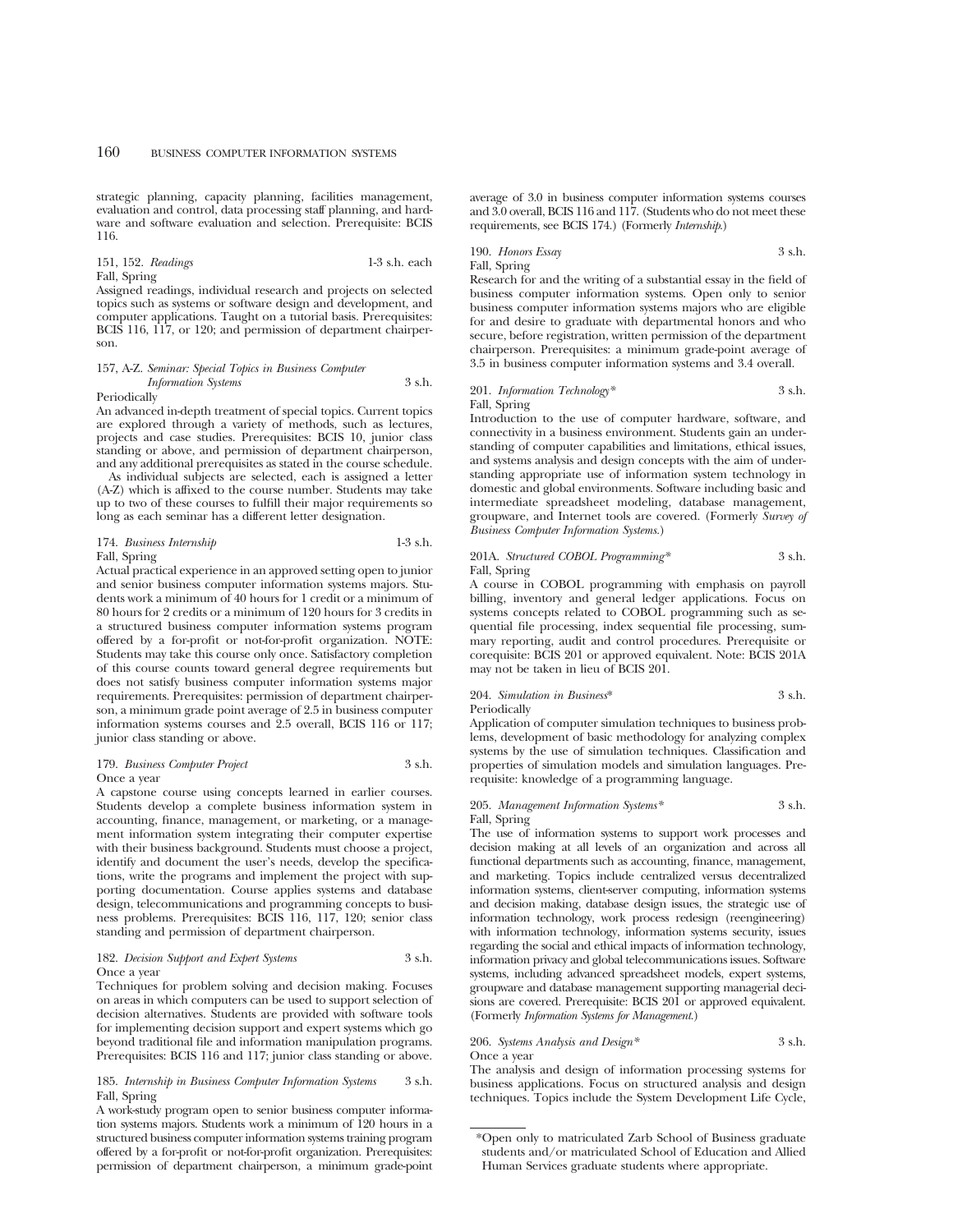strategic planning, capacity planning, facilities management, evaluation and control, data processing staff planning, and hardware and software evaluation and selection. Prerequisite: BCIS 116.

151, 152. *Readings* 1-3 s.h. each
Fall, Spring
Assigned readings, individual research and projects on selected topics such as systems or software design and development, and computer applications. Taught on a tutorial basis. Prerequisites: BCIS 116, 117, or 120; and permission of department chairperson.

157, A-Z. *Seminar: Special Topics in Business Computer Information Systems* 3 s.h.
Periodically
An advanced in-depth treatment of special topics. Current topics are explored through a variety of methods, such as lectures, projects and case studies. Prerequisites: BCIS 10, junior class standing or above, and permission of department chairperson, and any additional prerequisites as stated in the course schedule.

As individual subjects are selected, each is assigned a letter (A-Z) which is affixed to the course number. Students may take up to two of these courses to fulfill their major requirements so long as each seminar has a different letter designation.

174. *Business Internship* 1-3 s.h.
Fall, Spring
Actual practical experience in an approved setting open to junior and senior business computer information systems majors. Students work a minimum of 40 hours for 1 credit or a minimum of 80 hours for 2 credits or a minimum of 120 hours for 3 credits in a structured business computer information systems program offered by a for-profit or not-for-profit organization. NOTE: Students may take this course only once. Satisfactory completion of this course counts toward general degree requirements but does not satisfy business computer information systems major requirements. Prerequisites: permission of department chairperson, a minimum grade point average of 2.5 in business computer information systems courses and 2.5 overall, BCIS 116 or 117; junior class standing or above.

179. *Business Computer Project* 3 s.h.
Once a year
A capstone course using concepts learned in earlier courses. Students develop a complete business information system in accounting, finance, management, or marketing, or a management information system integrating their computer expertise with their business background. Students must choose a project, identify and document the user's needs, develop the specifications, write the programs and implement the project with supporting documentation. Course applies systems and database design, telecommunications and programming concepts to business problems. Prerequisites: BCIS 116, 117, 120; senior class standing and permission of department chairperson.

182. *Decision Support and Expert Systems* 3 s.h.
Once a year
Techniques for problem solving and decision making. Focuses on areas in which computers can be used to support selection of decision alternatives. Students are provided with software tools for implementing decision support and expert systems which go beyond traditional file and information manipulation programs. Prerequisites: BCIS 116 and 117; junior class standing or above.

185. *Internship in Business Computer Information Systems* 3 s.h.
Fall, Spring
A work-study program open to senior business computer information systems majors. Students work a minimum of 120 hours in a structured business computer information systems training program offered by a for-profit or not-for-profit organization. Prerequisites: permission of department chairperson, a minimum grade-point average of 3.0 in business computer information systems courses and 3.0 overall, BCIS 116 and 117. (Students who do not meet these requirements, see BCIS 174.) (Formerly *Internship*.)

190. *Honors Essay* 3 s.h.
Fall, Spring
Research for and the writing of a substantial essay in the field of business computer information systems. Open only to senior business computer information systems majors who are eligible for and desire to graduate with departmental honors and who secure, before registration, written permission of the department chairperson. Prerequisites: a minimum grade-point average of 3.5 in business computer information systems and 3.4 overall.

201. *Information Technology** 3 s.h.
Fall, Spring
Introduction to the use of computer hardware, software, and connectivity in a business environment. Students gain an understanding of computer capabilities and limitations, ethical issues, and systems analysis and design concepts with the aim of understanding appropriate use of information system technology in domestic and global environments. Software including basic and intermediate spreadsheet modeling, database management, groupware, and Internet tools are covered. (Formerly *Survey of Business Computer Information Systems*.)

201A. *Structured COBOL Programming** 3 s.h.
Fall, Spring
A course in COBOL programming with emphasis on payroll billing, inventory and general ledger applications. Focus on systems concepts related to COBOL programming such as sequential file processing, index sequential file processing, summary reporting, audit and control procedures. Prerequisite or corequisite: BCIS 201 or approved equivalent. Note: BCIS 201A may not be taken in lieu of BCIS 201.

204. *Simulation in Business** 3 s.h.
Periodically
Application of computer simulation techniques to business problems, development of basic methodology for analyzing complex systems by the use of simulation techniques. Classification and properties of simulation models and simulation languages. Prerequisite: knowledge of a programming language.

205. *Management Information Systems** 3 s.h.
Fall, Spring
The use of information systems to support work processes and decision making at all levels of an organization and across all functional departments such as accounting, finance, management, and marketing. Topics include centralized versus decentralized information systems, client-server computing, information systems and decision making, database design issues, the strategic use of information technology, work process redesign (reengineering) with information technology, information systems security, issues regarding the social and ethical impacts of information technology, information privacy and global telecommunications issues. Software systems, including advanced spreadsheet models, expert systems, groupware and database management supporting managerial decisions are covered. Prerequisite: BCIS 201 or approved equivalent. (Formerly *Information Systems for Management*.)

206. *Systems Analysis and Design** 3 s.h.
Once a year
The analysis and design of information processing systems for business applications. Focus on structured analysis and design techniques. Topics include the System Development Life Cycle,

*Open only to matriculated Zarb School of Business graduate students and/or matriculated School of Education and Allied Human Services graduate students where appropriate.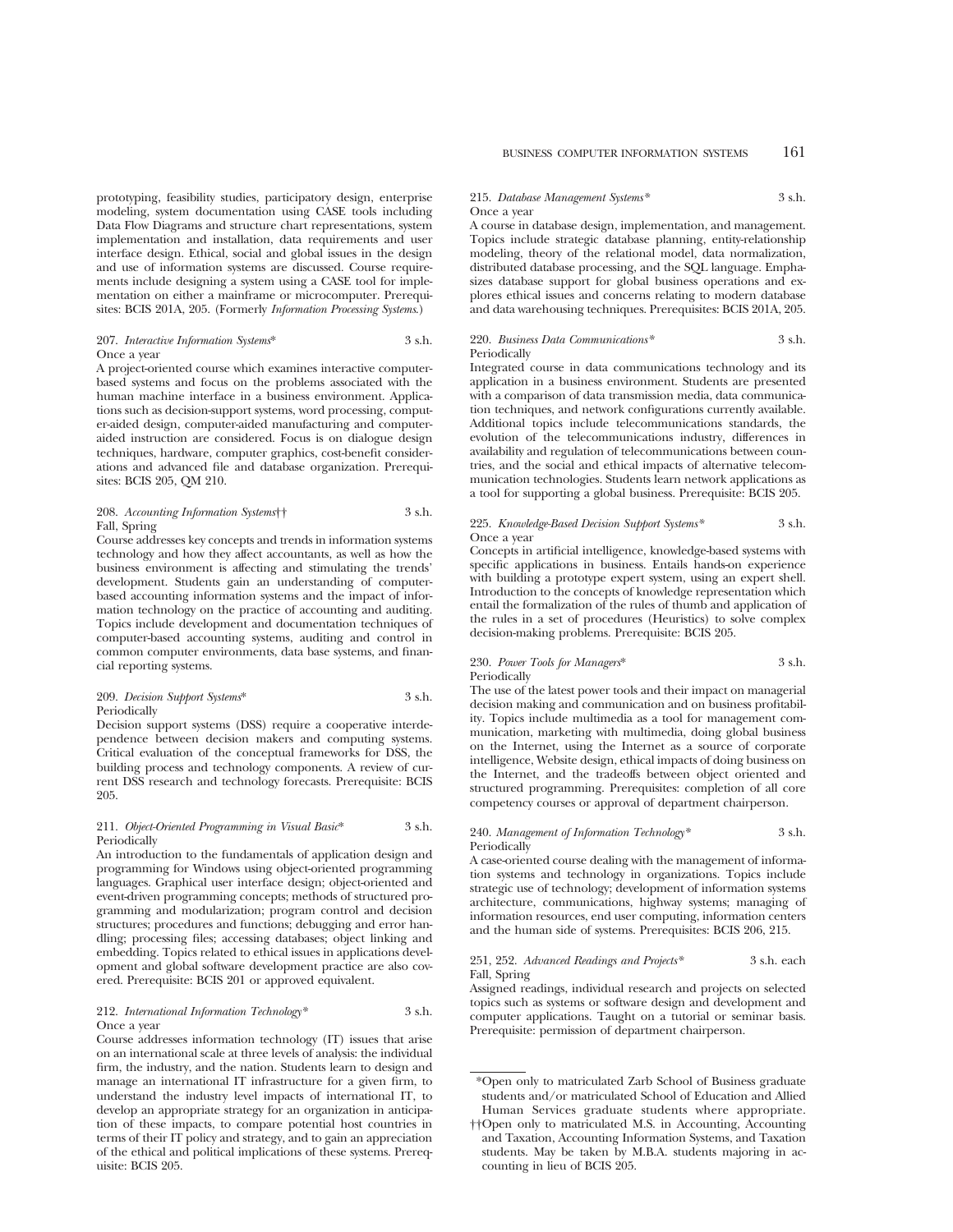prototyping, feasibility studies, participatory design, enterprise modeling, system documentation using CASE tools including Data Flow Diagrams and structure chart representations, system implementation and installation, data requirements and user interface design. Ethical, social and global issues in the design and use of information systems are discussed. Course requirements include designing a system using a CASE tool for implementation on either a mainframe or microcomputer. Prerequisites: BCIS 201A, 205. (Formerly *Information Processing Systems.*)

207. *Interactive Information Systems** 3 s.h.
Once a year
A project-oriented course which examines interactive computer-based systems and focus on the problems associated with the human machine interface in a business environment. Applications such as decision-support systems, word processing, computer-aided design, computer-aided manufacturing and computer-aided instruction are considered. Focus is on dialogue design techniques, hardware, computer graphics, cost-benefit considerations and advanced file and database organization. Prerequisites: BCIS 205, QM 210.

208. *Accounting Information Systems*†† 3 s.h.
Fall, Spring
Course addresses key concepts and trends in information systems technology and how they affect accountants, as well as how the business environment is affecting and stimulating the trends' development. Students gain an understanding of computer-based accounting information systems and the impact of information technology on the practice of accounting and auditing. Topics include development and documentation techniques of computer-based accounting systems, auditing and control in common computer environments, data base systems, and financial reporting systems.

209. *Decision Support Systems** 3 s.h.
Periodically
Decision support systems (DSS) require a cooperative interdependence between decision makers and computing systems. Critical evaluation of the conceptual frameworks for DSS, the building process and technology components. A review of current DSS research and technology forecasts. Prerequisite: BCIS 205.

211. *Object-Oriented Programming in Visual Basic** 3 s.h.
Periodically
An introduction to the fundamentals of application design and programming for Windows using object-oriented programming languages. Graphical user interface design; object-oriented and event-driven programming concepts; methods of structured programming and modularization; program control and decision structures; procedures and functions; debugging and error handling; processing files; accessing databases; object linking and embedding. Topics related to ethical issues in applications development and global software development practice are also covered. Prerequisite: BCIS 201 or approved equivalent.

212. *International Information Technology** 3 s.h.
Once a year
Course addresses information technology (IT) issues that arise on an international scale at three levels of analysis: the individual firm, the industry, and the nation. Students learn to design and manage an international IT infrastructure for a given firm, to understand the industry level impacts of international IT, to develop an appropriate strategy for an organization in anticipation of these impacts, to compare potential host countries in terms of their IT policy and strategy, and to gain an appreciation of the ethical and political implications of these systems. Prerequisite: BCIS 205.

215. *Database Management Systems** 3 s.h.
Once a year
A course in database design, implementation, and management. Topics include strategic database planning, entity-relationship modeling, theory of the relational model, data normalization, distributed database processing, and the SQL language. Emphasizes database support for global business operations and explores ethical issues and concerns relating to modern database and data warehousing techniques. Prerequisites: BCIS 201A, 205.

220. *Business Data Communications** 3 s.h.
Periodically
Integrated course in data communications technology and its application in a business environment. Students are presented with a comparison of data transmission media, data communication techniques, and network configurations currently available. Additional topics include telecommunications standards, the evolution of the telecommunications industry, differences in availability and regulation of telecommunications between countries, and the social and ethical impacts of alternative telecommunication technologies. Students learn network applications as a tool for supporting a global business. Prerequisite: BCIS 205.

225. *Knowledge-Based Decision Support Systems** 3 s.h.
Once a year
Concepts in artificial intelligence, knowledge-based systems with specific applications in business. Entails hands-on experience with building a prototype expert system, using an expert shell. Introduction to the concepts of knowledge representation which entail the formalization of the rules of thumb and application of the rules in a set of procedures (Heuristics) to solve complex decision-making problems. Prerequisite: BCIS 205.

230. *Power Tools for Managers** 3 s.h.
Periodically
The use of the latest power tools and their impact on managerial decision making and communication and on business profitability. Topics include multimedia as a tool for management communication, marketing with multimedia, doing global business on the Internet, using the Internet as a source of corporate intelligence, Website design, ethical impacts of doing business on the Internet, and the tradeoffs between object oriented and structured programming. Prerequisites: completion of all core competency courses or approval of department chairperson.

240. *Management of Information Technology** 3 s.h.
Periodically
A case-oriented course dealing with the management of information systems and technology in organizations. Topics include strategic use of technology; development of information systems architecture, communications, highway systems; managing of information resources, end user computing, information centers and the human side of systems. Prerequisites: BCIS 206, 215.

251, 252. *Advanced Readings and Projects** 3 s.h. each
Fall, Spring
Assigned readings, individual research and projects on selected topics such as systems or software design and development and computer applications. Taught on a tutorial or seminar basis. Prerequisite: permission of department chairperson.

---

*Open only to matriculated Zarb School of Business graduate students and/or matriculated School of Education and Allied Human Services graduate students where appropriate.

††Open only to matriculated M.S. in Accounting, Accounting and Taxation, Accounting Information Systems, and Taxation students. May be taken by M.B.A. students majoring in accounting in lieu of BCIS 205.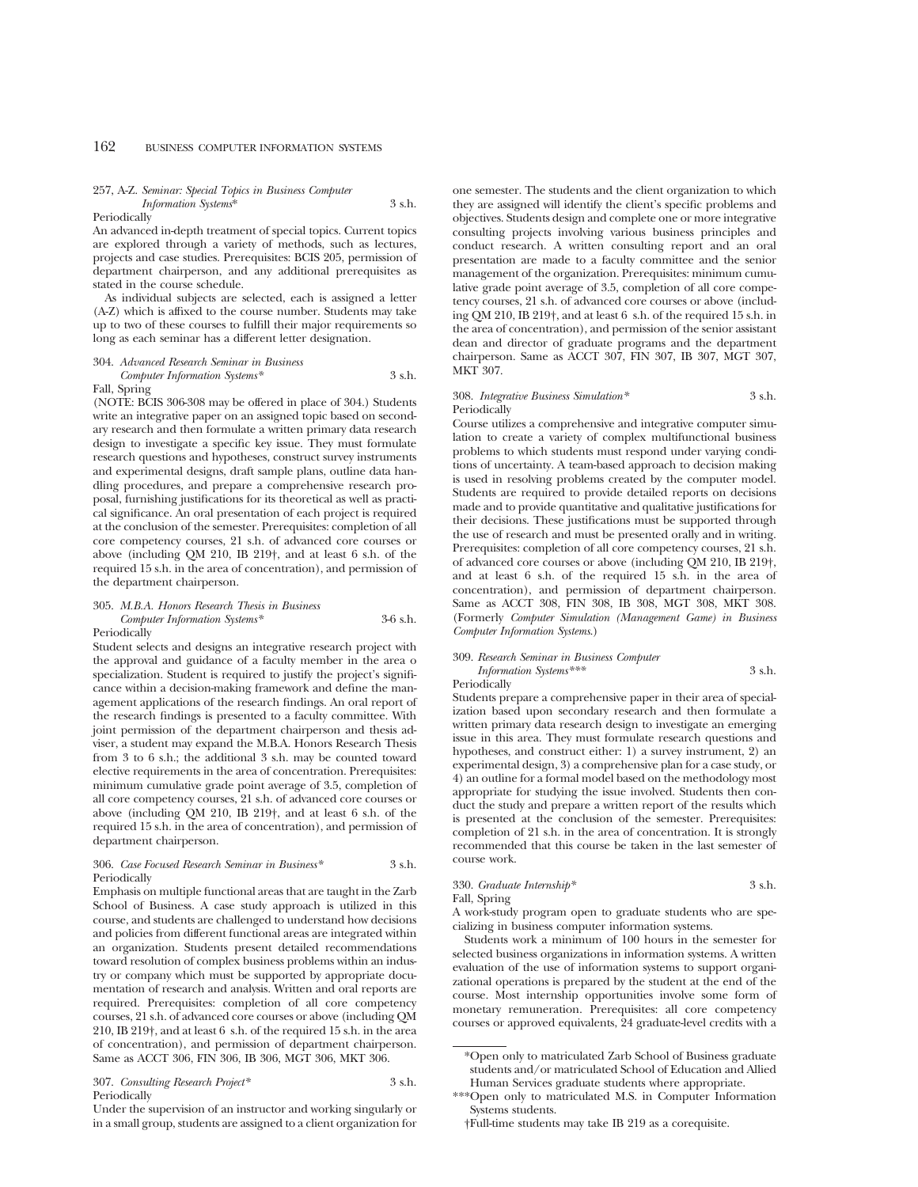257, A-Z. *Seminar: Special Topics in Business Computer Information Systems** 3 s.h.

Periodically

An advanced in-depth treatment of special topics. Current topics are explored through a variety of methods, such as lectures, projects and case studies. Prerequisites: BCIS 205, permission of department chairperson, and any additional prerequisites as stated in the course schedule.

As individual subjects are selected, each is assigned a letter (A-Z) which is affixed to the course number. Students may take up to two of these courses to fulfill their major requirements so long as each seminar has a different letter designation.

304. *Advanced Research Seminar in Business Computer Information Systems** 3 s.h.

Fall, Spring

(NOTE: BCIS 306-308 may be offered in place of 304.) Students write an integrative paper on an assigned topic based on secondary research and then formulate a written primary data research design to investigate a specific key issue. They must formulate research questions and hypotheses, construct survey instruments and experimental designs, draft sample plans, outline data handling procedures, and prepare a comprehensive research proposal, furnishing justifications for its theoretical as well as practical significance. An oral presentation of each project is required at the conclusion of the semester. Prerequisites: completion of all core competency courses, 21 s.h. of advanced core courses or above (including QM 210, IB 219†, and at least 6 s.h. of the required 15 s.h. in the area of concentration), and permission of the department chairperson.

305. *M.B.A. Honors Research Thesis in Business Computer Information Systems** 3-6 s.h.

Periodically

Student selects and designs an integrative research project with the approval and guidance of a faculty member in the area o specialization. Student is required to justify the project's significance within a decision-making framework and define the management applications of the research findings. An oral report of the research findings is presented to a faculty committee. With joint permission of the department chairperson and thesis adviser, a student may expand the M.B.A. Honors Research Thesis from 3 to 6 s.h.; the additional 3 s.h. may be counted toward elective requirements in the area of concentration. Prerequisites: minimum cumulative grade point average of 3.5, completion of all core competency courses, 21 s.h. of advanced core courses or above (including QM 210, IB 219†, and at least 6 s.h. of the required 15 s.h. in the area of concentration), and permission of department chairperson.

306. *Case Focused Research Seminar in Business** 3 s.h.

Periodically

Emphasis on multiple functional areas that are taught in the Zarb School of Business. A case study approach is utilized in this course, and students are challenged to understand how decisions and policies from different functional areas are integrated within an organization. Students present detailed recommendations toward resolution of complex business problems within an industry or company which must be supported by appropriate documentation of research and analysis. Written and oral reports are required. Prerequisites: completion of all core competency courses, 21 s.h. of advanced core courses or above (including QM 210, IB 219†, and at least 6 s.h. of the required 15 s.h. in the area of concentration), and permission of department chairperson. Same as ACCT 306, FIN 306, IB 306, MGT 306, MKT 306.

307. *Consulting Research Project** 3 s.h.

Periodically

Under the supervision of an instructor and working singularly or in a small group, students are assigned to a client organization for one semester. The students and the client organization to which they are assigned will identify the client's specific problems and objectives. Students design and complete one or more integrative consulting projects involving various business principles and conduct research. A written consulting report and an oral presentation are made to a faculty committee and the senior management of the organization. Prerequisites: minimum cumulative grade point average of 3.5, completion of all core competency courses, 21 s.h. of advanced core courses or above (including QM 210, IB 219†, and at least 6 s.h. of the required 15 s.h. in the area of concentration), and permission of the senior assistant dean and director of graduate programs and the department chairperson. Same as ACCT 307, FIN 307, IB 307, MGT 307, MKT 307.

308. *Integrative Business Simulation** 3 s.h.

Periodically

Course utilizes a comprehensive and integrative computer simulation to create a variety of complex multifunctional business problems to which students must respond under varying conditions of uncertainty. A team-based approach to decision making is used in resolving problems created by the computer model. Students are required to provide detailed reports on decisions made and to provide quantitative and qualitative justifications for their decisions. These justifications must be supported through the use of research and must be presented orally and in writing. Prerequisites: completion of all core competency courses, 21 s.h. of advanced core courses or above (including QM 210, IB 219†, and at least 6 s.h. of the required 15 s.h. in the area of concentration), and permission of department chairperson. Same as ACCT 308, FIN 308, IB 308, MGT 308, MKT 308. (Formerly *Computer Simulation (Management Game) in Business Computer Information Systems.*)

309. *Research Seminar in Business Computer Information Systems**** 3 s.h.

Periodically

Students prepare a comprehensive paper in their area of specialization based upon secondary research and then formulate a written primary data research design to investigate an emerging issue in this area. They must formulate research questions and hypotheses, and construct either: 1) a survey instrument, 2) an experimental design, 3) a comprehensive plan for a case study, or 4) an outline for a formal model based on the methodology most appropriate for studying the issue involved. Students then conduct the study and prepare a written report of the results which is presented at the conclusion of the semester. Prerequisites: completion of 21 s.h. in the area of concentration. It is strongly recommended that this course be taken in the last semester of course work.

330. *Graduate Internship** 3 s.h.

Fall, Spring

A work-study program open to graduate students who are specializing in business computer information systems.

Students work a minimum of 100 hours in the semester for selected business organizations in information systems. A written evaluation of the use of information systems to support organizational operations is prepared by the student at the end of the course. Most internship opportunities involve some form of monetary remuneration. Prerequisites: all core competency courses or approved equivalents, 24 graduate-level credits with a

---

*Open only to matriculated Zarb School of Business graduate students and/or matriculated School of Education and Allied Human Services graduate students where appropriate.

***Open only to matriculated M.S. in Computer Information Systems students.

†Full-time students may take IB 219 as a corequisite.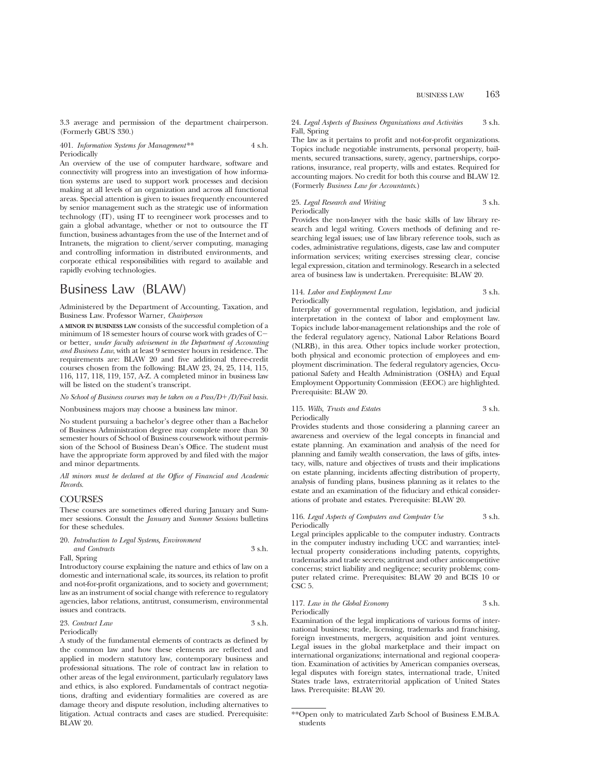3.3 average and permission of the department chairperson. (Formerly GBUS 330.)

401. *Information Systems for Management*** 4 s.h.
Periodically
An overview of the use of computer hardware, software and connectivity will progress into an investigation of how information systems are used to support work processes and decision making at all levels of an organization and across all functional areas. Special attention is given to issues frequently encountered by senior management such as the strategic use of information technology (IT), using IT to reengineer work processes and to gain a global advantage, whether or not to outsource the IT function, business advantages from the use of the Internet and of Intranets, the migration to client/server computing, managing and controlling information in distributed environments, and corporate ethical responsibilities with regard to available and rapidly evolving technologies.

# Business Law (BLAW)

Administered by the Department of Accounting, Taxation, and Business Law. Professor Warner, *Chairperson*

**A MINOR IN BUSINESS LAW** consists of the successful completion of a minimum of 18 semester hours of course work with grades of C− or better, *under faculty advisement in the Department of Accounting and Business Law,* with at least 9 semester hours in residence. The requirements are: BLAW 20 and five additional three-credit courses chosen from the following: BLAW 23, 24, 25, 114, 115, 116, 117, 118, 119, 157, A-Z. A completed minor in business law will be listed on the student's transcript.

*No School of Business courses may be taken on a Pass/D+/D/Fail basis.*

Nonbusiness majors may choose a business law minor.

No student pursuing a bachelor's degree other than a Bachelor of Business Administration degree may complete more than 30 semester hours of School of Business coursework without permission of the School of Business Dean's Office. The student must have the appropriate form approved by and filed with the major and minor departments.

*All minors must be declared at the Office of Financial and Academic Records.*

## COURSES

These courses are sometimes offered during January and Summer sessions. Consult the *January* and *Summer Sessions* bulletins for these schedules.

20. *Introduction to Legal Systems, Environment and Contracts* 3 s.h.
Fall, Spring
Introductory course explaining the nature and ethics of law on a domestic and international scale, its sources, its relation to profit and not-for-profit organizations, and to society and government; law as an instrument of social change with reference to regulatory agencies, labor relations, antitrust, consumerism, environmental issues and contracts.

23. *Contract Law* 3 s.h.
Periodically
A study of the fundamental elements of contracts as defined by the common law and how these elements are reflected and applied in modern statutory law, contemporary business and professional situations. The role of contract law in relation to other areas of the legal environment, particularly regulatory laws and ethics, is also explored. Fundamentals of contract negotiations, drafting and evidentiary formalities are covered as are damage theory and dispute resolution, including alternatives to litigation. Actual contracts and cases are studied. Prerequisite: BLAW 20.

24. *Legal Aspects of Business Organizations and Activities* 3 s.h.
Fall, Spring
The law as it pertains to profit and not-for-profit organizations. Topics include negotiable instruments, personal property, bailments, secured transactions, surety, agency, partnerships, corporations, insurance, real property, wills and estates. Required for accounting majors. No credit for both this course and BLAW 12. (Formerly *Business Law for Accountants*.)

25. *Legal Research and Writing* 3 s.h.
Periodically
Provides the non-lawyer with the basic skills of law library research and legal writing. Covers methods of defining and researching legal issues; use of law library reference tools, such as codes, administrative regulations, digests, case law and computer information services; writing exercises stressing clear, concise legal expression, citation and terminology. Research in a selected area of business law is undertaken. Prerequisite: BLAW 20.

114. *Labor and Employment Law* 3 s.h.
Periodically
Interplay of governmental regulation, legislation, and judicial interpretation in the context of labor and employment law. Topics include labor-management relationships and the role of the federal regulatory agency, National Labor Relations Board (NLRB), in this area. Other topics include worker protection, both physical and economic protection of employees and employment discrimination. The federal regulatory agencies, Occupational Safety and Health Administration (OSHA) and Equal Employment Opportunity Commission (EEOC) are highlighted. Prerequisite: BLAW 20.

115. *Wills, Trusts and Estates* 3 s.h.
Periodically
Provides students and those considering a planning career an awareness and overview of the legal concepts in financial and estate planning. An examination and analysis of the need for planning and family wealth conservation, the laws of gifts, intestacy, wills, nature and objectives of trusts and their implications on estate planning, incidents affecting distribution of property, analysis of funding plans, business planning as it relates to the estate and an examination of the fiduciary and ethical considerations of probate and estates. Prerequisite: BLAW 20.

116. *Legal Aspects of Computers and Computer Use* 3 s.h.
Periodically
Legal principles applicable to the computer industry. Contracts in the computer industry including UCC and warranties; intellectual property considerations including patents, copyrights, trademarks and trade secrets; antitrust and other anticompetitive concerns; strict liability and negligence; security problems; computer related crime. Prerequisites: BLAW 20 and BCIS 10 or CSC 5.

117. *Law in the Global Economy* 3 s.h.
Periodically
Examination of the legal implications of various forms of international business; trade, licensing, trademarks and franchising, foreign investments, mergers, acquisition and joint ventures. Legal issues in the global marketplace and their impact on international organizations; international and regional cooperation. Examination of activities by American companies overseas, legal disputes with foreign states, international trade, United States trade laws, extraterritorial application of United States laws. Prerequisite: BLAW 20.

**Open only to matriculated Zarb School of Business E.M.B.A. students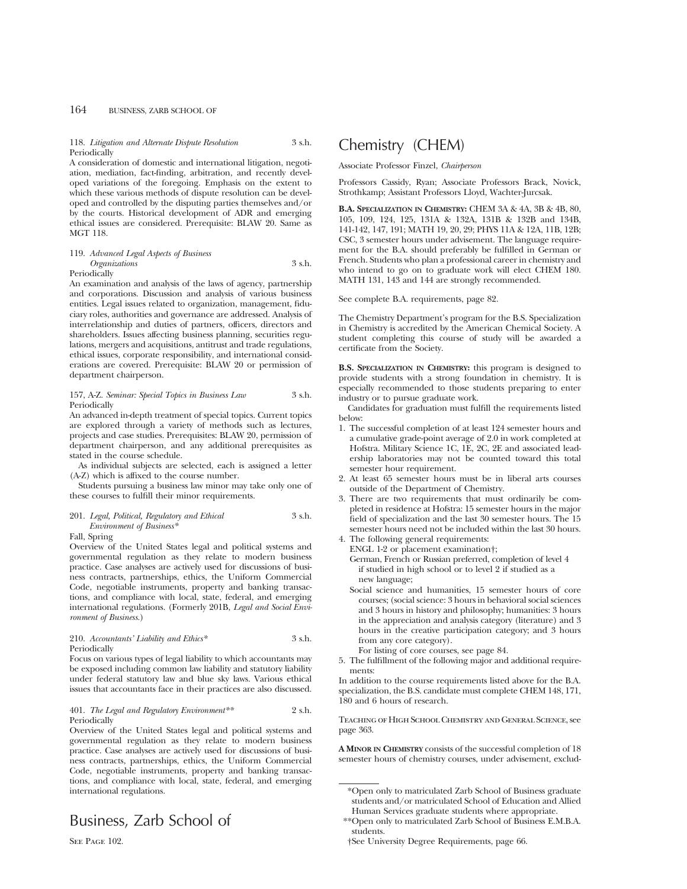118. *Litigation and Alternate Dispute Resolution* 3 s.h.
Periodically
A consideration of domestic and international litigation, negotiation, mediation, fact-finding, arbitration, and recently developed variations of the foregoing. Emphasis on the extent to which these various methods of dispute resolution can be developed and controlled by the disputing parties themselves and/or by the courts. Historical development of ADR and emerging ethical issues are considered. Prerequisite: BLAW 20. Same as MGT 118.

119. *Advanced Legal Aspects of Business Organizations* 3 s.h.
Periodically
An examination and analysis of the laws of agency, partnership and corporations. Discussion and analysis of various business entities. Legal issues related to organization, management, fiduciary roles, authorities and governance are addressed. Analysis of interrelationship and duties of partners, officers, directors and shareholders. Issues affecting business planning, securities regulations, mergers and acquisitions, antitrust and trade regulations, ethical issues, corporate responsibility, and international considerations are covered. Prerequisite: BLAW 20 or permission of department chairperson.

157, A-Z. *Seminar: Special Topics in Business Law* 3 s.h.
Periodically
An advanced in-depth treatment of special topics. Current topics are explored through a variety of methods such as lectures, projects and case studies. Prerequisites: BLAW 20, permission of department chairperson, and any additional prerequisites as stated in the course schedule.

As individual subjects are selected, each is assigned a letter (A-Z) which is affixed to the course number.

Students pursuing a business law minor may take only one of these courses to fulfill their minor requirements.

201. *Legal, Political, Regulatory and Ethical Environment of Business** 3 s.h.
Fall, Spring
Overview of the United States legal and political systems and governmental regulation as they relate to modern business practice. Case analyses are actively used for discussions of business contracts, partnerships, ethics, the Uniform Commercial Code, negotiable instruments, property and banking transactions, and compliance with local, state, federal, and emerging international regulations. (Formerly 201B, *Legal and Social Environment of Business.*)

210. *Accountants' Liability and Ethics** 3 s.h.
Periodically
Focus on various types of legal liability to which accountants may be exposed including common law liability and statutory liability under federal statutory law and blue sky laws. Various ethical issues that accountants face in their practices are also discussed.

401. *The Legal and Regulatory Environment*** 2 s.h.
Periodically
Overview of the United States legal and political systems and governmental regulation as they relate to modern business practice. Case analyses are actively used for discussions of business contracts, partnerships, ethics, the Uniform Commercial Code, negotiable instruments, property and banking transactions, and compliance with local, state, federal, and emerging international regulations.

# Business, Zarb School of

SEE PAGE 102.

# Chemistry (CHEM)

Associate Professor Finzel, *Chairperson*

Professors Cassidy, Ryan; Associate Professors Brack, Novick, Strothkamp; Assistant Professors Lloyd, Wachter-Jurcsak.

**B.A. SPECIALIZATION IN CHEMISTRY:** CHEM 3A & 4A, 3B & 4B, 80, 105, 109, 124, 125, 131A & 132A, 131B & 132B and 134B, 141-142, 147, 191; MATH 19, 20, 29; PHYS 11A & 12A, 11B, 12B; CSC, 3 semester hours under advisement. The language requirement for the B.A. should preferably be fulfilled in German or French. Students who plan a professional career in chemistry and who intend to go on to graduate work will elect CHEM 180. MATH 131, 143 and 144 are strongly recommended.

See complete B.A. requirements, page 82.

The Chemistry Department's program for the B.S. Specialization in Chemistry is accredited by the American Chemical Society. A student completing this course of study will be awarded a certificate from the Society.

**B.S. SPECIALIZATION IN CHEMISTRY:** this program is designed to provide students with a strong foundation in chemistry. It is especially recommended to those students preparing to enter industry or to pursue graduate work.

Candidates for graduation must fulfill the requirements listed below:

1. The successful completion of at least 124 semester hours and a cumulative grade-point average of 2.0 in work completed at Hofstra. Military Science 1C, 1E, 2C, 2E and associated leadership laboratories may not be counted toward this total semester hour requirement.
2. At least 65 semester hours must be in liberal arts courses outside of the Department of Chemistry.
3. There are two requirements that must ordinarily be completed in residence at Hofstra: 15 semester hours in the major field of specialization and the last 30 semester hours. The 15 semester hours need not be included within the last 30 hours.
4. The following general requirements:
   ENGL 1-2 or placement examination†;
   German, French or Russian preferred, completion of level 4 if studied in high school or to level 2 if studied as a new language;
   Social science and humanities, 15 semester hours of core courses; (social science: 3 hours in behavioral social sciences and 3 hours in history and philosophy; humanities: 3 hours in the appreciation and analysis category (literature) and 3 hours in the creative participation category; and 3 hours from any core category).
   For listing of core courses, see page 84.
5. The fulfillment of the following major and additional requirements:

In addition to the course requirements listed above for the B.A. specialization, the B.S. candidate must complete CHEM 148, 171, 180 and 6 hours of research.

TEACHING OF HIGH SCHOOL CHEMISTRY AND GENERAL SCIENCE, see page 363.

**A MINOR IN CHEMISTRY** consists of the successful completion of 18 semester hours of chemistry courses, under advisement, exclud-

---

*Open only to matriculated Zarb School of Business graduate students and/or matriculated School of Education and Allied Human Services graduate students where appropriate.

**Open only to matriculated Zarb School of Business E.M.B.A. students.

†See University Degree Requirements, page 66.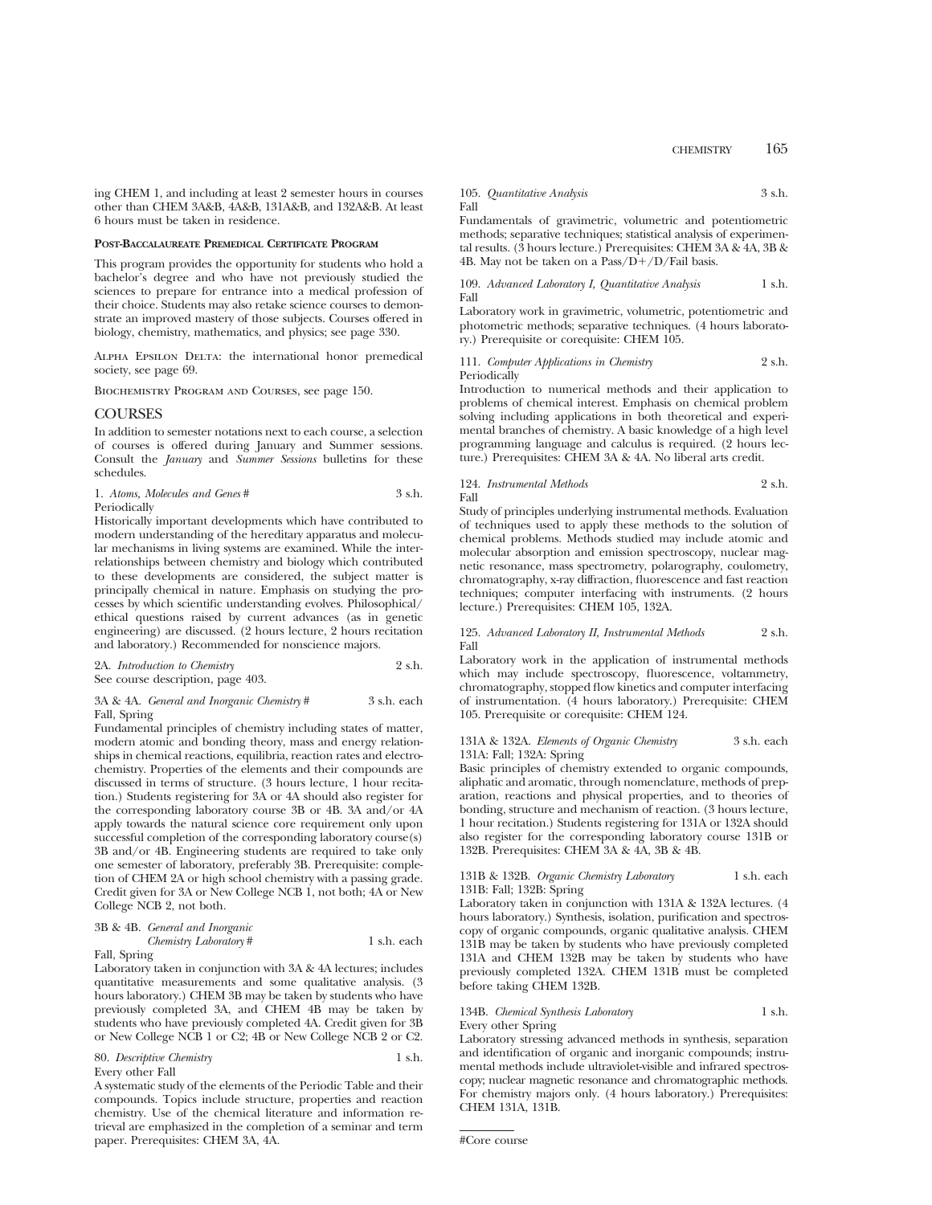ing CHEM 1, and including at least 2 semester hours in courses other than CHEM 3A&B, 4A&B, 131A&B, and 132A&B. At least 6 hours must be taken in residence.

**Post-Baccalaureate Premedical Certificate Program**

This program provides the opportunity for students who hold a bachelor's degree and who have not previously studied the sciences to prepare for entrance into a medical profession of their choice. Students may also retake science courses to demonstrate an improved mastery of those subjects. Courses offered in biology, chemistry, mathematics, and physics; see page 330.

Alpha Epsilon Delta: the international honor premedical society, see page 69.

Biochemistry Program and Courses, see page 150.

## COURSES

In addition to semester notations next to each course, a selection of courses is offered during January and Summer sessions. Consult the *January* and *Summer Sessions* bulletins for these schedules.

1. *Atoms, Molecules and Genes* # 3 s.h.
Periodically
Historically important developments which have contributed to modern understanding of the hereditary apparatus and molecular mechanisms in living systems are examined. While the interrelationships between chemistry and biology which contributed to these developments are considered, the subject matter is principally chemical in nature. Emphasis on studying the processes by which scientific understanding evolves. Philosophical/ethical questions raised by current advances (as in genetic engineering) are discussed. (2 hours lecture, 2 hours recitation and laboratory.) Recommended for nonscience majors.

2A. *Introduction to Chemistry* 2 s.h.
See course description, page 403.

3A & 4A. *General and Inorganic Chemistry* # 3 s.h. each
Fall, Spring
Fundamental principles of chemistry including states of matter, modern atomic and bonding theory, mass and energy relationships in chemical reactions, equilibria, reaction rates and electrochemistry. Properties of the elements and their compounds are discussed in terms of structure. (3 hours lecture, 1 hour recitation.) Students registering for 3A or 4A should also register for the corresponding laboratory course 3B or 4B. 3A and/or 4A apply towards the natural science core requirement only upon successful completion of the corresponding laboratory course(s) 3B and/or 4B. Engineering students are required to take only one semester of laboratory, preferably 3B. Prerequisite: completion of CHEM 2A or high school chemistry with a passing grade. Credit given for 3A or New College NCB 1, not both; 4A or New College NCB 2, not both.

3B & 4B. *General and Inorganic Chemistry Laboratory* # 1 s.h. each
Fall, Spring
Laboratory taken in conjunction with 3A & 4A lectures; includes quantitative measurements and some qualitative analysis. (3 hours laboratory.) CHEM 3B may be taken by students who have previously completed 3A, and CHEM 4B may be taken by students who have previously completed 4A. Credit given for 3B or New College NCB 1 or C2; 4B or New College NCB 2 or C2.

80. *Descriptive Chemistry* 1 s.h.
Every other Fall
A systematic study of the elements of the Periodic Table and their compounds. Topics include structure, properties and reaction chemistry. Use of the chemical literature and information retrieval are emphasized in the completion of a seminar and term paper. Prerequisites: CHEM 3A, 4A.

105. *Quantitative Analysis* 3 s.h.
Fall
Fundamentals of gravimetric, volumetric and potentiometric methods; separative techniques; statistical analysis of experimental results. (3 hours lecture.) Prerequisites: CHEM 3A & 4A, 3B & 4B. May not be taken on a Pass/D+/D/Fail basis.

109. *Advanced Laboratory I, Quantitative Analysis* 1 s.h.
Fall
Laboratory work in gravimetric, volumetric, potentiometric and photometric methods; separative techniques. (4 hours laboratory.) Prerequisite or corequisite: CHEM 105.

111. *Computer Applications in Chemistry* 2 s.h.
Periodically
Introduction to numerical methods and their application to problems of chemical interest. Emphasis on chemical problem solving including applications in both theoretical and experimental branches of chemistry. A basic knowledge of a high level programming language and calculus is required. (2 hours lecture.) Prerequisites: CHEM 3A & 4A. No liberal arts credit.

124. *Instrumental Methods* 2 s.h.
Fall
Study of principles underlying instrumental methods. Evaluation of techniques used to apply these methods to the solution of chemical problems. Methods studied may include atomic and molecular absorption and emission spectroscopy, nuclear magnetic resonance, mass spectrometry, polarography, coulometry, chromatography, x-ray diffraction, fluorescence and fast reaction techniques; computer interfacing with instruments. (2 hours lecture.) Prerequisites: CHEM 105, 132A.

125. *Advanced Laboratory II, Instrumental Methods* 2 s.h.
Fall
Laboratory work in the application of instrumental methods which may include spectroscopy, fluorescence, voltammetry, chromatography, stopped flow kinetics and computer interfacing of instrumentation. (4 hours laboratory.) Prerequisite: CHEM 105. Prerequisite or corequisite: CHEM 124.

131A & 132A. *Elements of Organic Chemistry* 3 s.h. each
131A: Fall; 132A: Spring
Basic principles of chemistry extended to organic compounds, aliphatic and aromatic, through nomenclature, methods of preparation, reactions and physical properties, and to theories of bonding, structure and mechanism of reaction. (3 hours lecture, 1 hour recitation.) Students registering for 131A or 132A should also register for the corresponding laboratory course 131B or 132B. Prerequisites: CHEM 3A & 4A, 3B & 4B.

131B & 132B. *Organic Chemistry Laboratory* 1 s.h. each
131B: Fall; 132B: Spring
Laboratory taken in conjunction with 131A & 132A lectures. (4 hours laboratory.) Synthesis, isolation, purification and spectroscopy of organic compounds, organic qualitative analysis. CHEM 131B may be taken by students who have previously completed 131A and CHEM 132B may be taken by students who have previously completed 132A. CHEM 131B must be completed before taking CHEM 132B.

134B. *Chemical Synthesis Laboratory* 1 s.h.
Every other Spring
Laboratory stressing advanced methods in synthesis, separation and identification of organic and inorganic compounds; instrumental methods include ultraviolet-visible and infrared spectroscopy; nuclear magnetic resonance and chromatographic methods. For chemistry majors only. (4 hours laboratory.) Prerequisites: CHEM 131A, 131B.

#Core course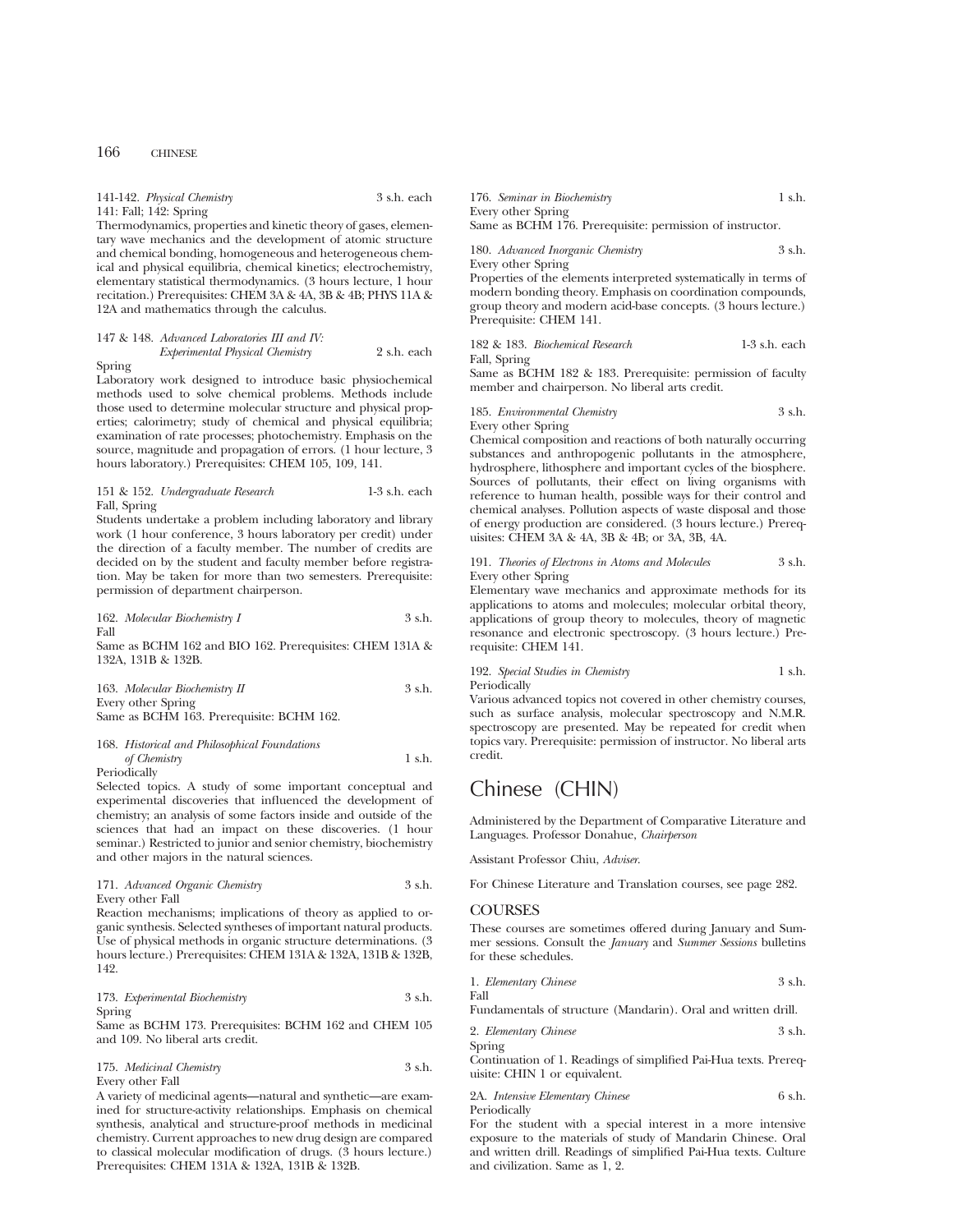141-142. *Physical Chemistry* 3 s.h. each
141: Fall; 142: Spring

Thermodynamics, properties and kinetic theory of gases, elementary wave mechanics and the development of atomic structure and chemical bonding, homogeneous and heterogeneous chemical and physical equilibria, chemical kinetics; electrochemistry, elementary statistical thermodynamics. (3 hours lecture, 1 hour recitation.) Prerequisites: CHEM 3A & 4A, 3B & 4B; PHYS 11A & 12A and mathematics through the calculus.

147 & 148. *Advanced Laboratories III and IV: Experimental Physical Chemistry* 2 s.h. each
Spring

Laboratory work designed to introduce basic physiochemical methods used to solve chemical problems. Methods include those used to determine molecular structure and physical properties; calorimetry; study of chemical and physical equilibria; examination of rate processes; photochemistry. Emphasis on the source, magnitude and propagation of errors. (1 hour lecture, 3 hours laboratory.) Prerequisites: CHEM 105, 109, 141.

151 & 152. *Undergraduate Research* 1-3 s.h. each
Fall, Spring

Students undertake a problem including laboratory and library work (1 hour conference, 3 hours laboratory per credit) under the direction of a faculty member. The number of credits are decided on by the student and faculty member before registration. May be taken for more than two semesters. Prerequisite: permission of department chairperson.

162. *Molecular Biochemistry I* 3 s.h.
Fall

Same as BCHM 162 and BIO 162. Prerequisites: CHEM 131A & 132A, 131B & 132B.

163. *Molecular Biochemistry II* 3 s.h.
Every other Spring

Same as BCHM 163. Prerequisite: BCHM 162.

168. *Historical and Philosophical Foundations of Chemistry* 1 s.h.
Periodically

Selected topics. A study of some important conceptual and experimental discoveries that influenced the development of chemistry; an analysis of some factors inside and outside of the sciences that had an impact on these discoveries. (1 hour seminar.) Restricted to junior and senior chemistry, biochemistry and other majors in the natural sciences.

171. *Advanced Organic Chemistry* 3 s.h.
Every other Fall

Reaction mechanisms; implications of theory as applied to organic synthesis. Selected syntheses of important natural products. Use of physical methods in organic structure determinations. (3 hours lecture.) Prerequisites: CHEM 131A & 132A, 131B & 132B, 142.

173. *Experimental Biochemistry* 3 s.h.
Spring

Same as BCHM 173. Prerequisites: BCHM 162 and CHEM 105 and 109. No liberal arts credit.

175. *Medicinal Chemistry* 3 s.h.
Every other Fall

A variety of medicinal agents—natural and synthetic—are examined for structure-activity relationships. Emphasis on chemical synthesis, analytical and structure-proof methods in medicinal chemistry. Current approaches to new drug design are compared to classical molecular modification of drugs. (3 hours lecture.) Prerequisites: CHEM 131A & 132A, 131B & 132B.

176. *Seminar in Biochemistry* 1 s.h.
Every other Spring

Same as BCHM 176. Prerequisite: permission of instructor.

180. *Advanced Inorganic Chemistry* 3 s.h.
Every other Spring

Properties of the elements interpreted systematically in terms of modern bonding theory. Emphasis on coordination compounds, group theory and modern acid-base concepts. (3 hours lecture.) Prerequisite: CHEM 141.

182 & 183. *Biochemical Research* 1-3 s.h. each
Fall, Spring

Same as BCHM 182 & 183. Prerequisite: permission of faculty member and chairperson. No liberal arts credit.

185. *Environmental Chemistry* 3 s.h.
Every other Spring

Chemical composition and reactions of both naturally occurring substances and anthropogenic pollutants in the atmosphere, hydrosphere, lithosphere and important cycles of the biosphere. Sources of pollutants, their effect on living organisms with reference to human health, possible ways for their control and chemical analyses. Pollution aspects of waste disposal and those of energy production are considered. (3 hours lecture.) Prerequisites: CHEM 3A & 4A, 3B & 4B; or 3A, 3B, 4A.

191. *Theories of Electrons in Atoms and Molecules* 3 s.h.
Every other Spring

Elementary wave mechanics and approximate methods for its applications to atoms and molecules; molecular orbital theory, applications of group theory to molecules, theory of magnetic resonance and electronic spectroscopy. (3 hours lecture.) Prerequisite: CHEM 141.

192. *Special Studies in Chemistry* 1 s.h.
Periodically

Various advanced topics not covered in other chemistry courses, such as surface analysis, molecular spectroscopy and N.M.R. spectroscopy are presented. May be repeated for credit when topics vary. Prerequisite: permission of instructor. No liberal arts credit.

# Chinese (CHIN)

Administered by the Department of Comparative Literature and Languages. Professor Donahue, *Chairperson*

Assistant Professor Chiu, *Adviser*.

For Chinese Literature and Translation courses, see page 282.

## COURSES

These courses are sometimes offered during January and Summer sessions. Consult the *January* and *Summer Sessions* bulletins for these schedules.

1. *Elementary Chinese* 3 s.h.
Fall

Fundamentals of structure (Mandarin). Oral and written drill.

2. *Elementary Chinese* 3 s.h.
Spring

Continuation of 1. Readings of simplified Pai-Hua texts. Prerequisite: CHIN 1 or equivalent.

2A. *Intensive Elementary Chinese* 6 s.h.
Periodically

For the student with a special interest in a more intensive exposure to the materials of study of Mandarin Chinese. Oral and written drill. Readings of simplified Pai-Hua texts. Culture and civilization. Same as 1, 2.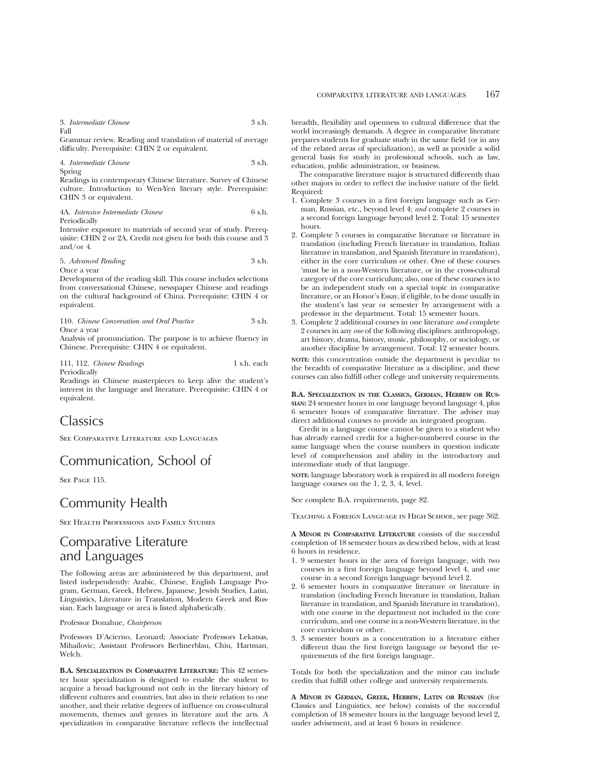3. *Intermediate Chinese* 3 s.h.
Fall
Grammar review. Reading and translation of material of average difficulty. Prerequisite: CHIN 2 or equivalent.

4. *Intermediate Chinese* 3 s.h.
Spring
Readings in contemporary Chinese literature. Survey of Chinese culture. Introduction to Wen-Yen literary style. Prerequisite: CHIN 3 or equivalent.

4A. *Intensive Intermediate Chinese* 6 s.h.
Periodically
Intensive exposure to materials of second year of study. Prerequisite: CHIN 2 or 2A. Credit not given for both this course and 3 and/or 4.

5. *Advanced Reading* 3 s.h.
Once a year
Development of the reading skill. This course includes selections from conversational Chinese, newspaper Chinese and readings on the cultural background of China. Prerequisite: CHIN 4 or equivalent.

110. *Chinese Conversation and Oral Practice* 3 s.h.
Once a year
Analysis of pronunciation. The purpose is to achieve fluency in Chinese. Prerequisite: CHIN 4 or equivalent.

111, 112. *Chinese Readings* 1 s.h. each
Periodically
Readings in Chinese masterpieces to keep alive the student's interest in the language and literature. Prerequisite: CHIN 4 or equivalent.

# Classics

See Comparative Literature and Languages

# Communication, School of

See Page 115.

# Community Health

See Health Professions and Family Studies

# Comparative Literature and Languages

The following areas are administered by this department, and listed independently: Arabic, Chinese, English Language Program, German, Greek, Hebrew, Japanese, Jewish Studies, Latin, Linguistics, Literature in Translation, Modern Greek and Russian. Each language or area is listed alphabetically.

Professor Donahue, *Chairperson*

Professors D'Acierno, Leonard; Associate Professors Lekatsas, Mihailovic; Assistant Professors Berlinerblau, Chiu, Hartman, Welch.

**B.A. Specialization in Comparative Literature:** This 42 semester hour specialization is designed to enable the student to acquire a broad background not only in the literary history of different cultures and countries, but also in their relation to one another, and their relative degrees of influence on cross-cultural movements, themes and genres in literature and the arts. A specialization in comparative literature reflects the intellectual breadth, flexibility and openness to cultural difference that the world increasingly demands. A degree in comparative literature prepares students for graduate study in the same field (or in any of the related areas of specialization), as well as provide a solid general basis for study in professional schools, such as law, education, public administration, or business.

The comparative literature major is structured differently than other majors in order to reflect the inclusive nature of the field. Required:

1. Complete 3 courses in a first foreign language such as German, Russian, etc., beyond level 4; *and* complete 2 courses in a second foreign language beyond level 2. Total: 15 semester hours.
2. Complete 5 courses in comparative literature or literature in translation (including French literature in translation, Italian literature in translation, and Spanish literature in translation), either in the core curriculum or other. One of these courses 'must be in a non-Western literature, or in the cross-cultural category of the core curriculum; also, one of these courses is to be an independent study on a special topic in comparative literature, or an Honor's Essay, if eligible, to be done usually in the student's last year or semester by arrangement with a professor in the department. Total: 15 semester hours.
3. Complete 2 additional courses in one literature *and* complete 2 courses in any *one* of the following disciplines: anthropology, art history, drama, history, music, philosophy, or sociology, or another discipline by arrangement. Total: 12 semester hours.

**note:** this concentration outside the department is peculiar to the breadth of comparative literature as a discipline, and these courses can also fulfill other college and university requirements.

**B.A. Specialization in the Classics, German, Hebrew or Russian:** 24 semester hours in one language beyond language 4, plus 6 semester hours of comparative literature. The adviser may direct additional courses to provide an integrated program.

Credit in a language course cannot be given to a student who has already earned credit for a higher-numbered course in the same language when the course numbers in question indicate level of comprehension and ability in the introductory and intermediate study of that language.

**note:** language laboratory work is required in all modern foreign language courses on the 1, 2, 3, 4, level.

See complete B.A. requirements, page 82.

Teaching a Foreign Language in High School, see page 362.

**A Minor in Comparative Literature** consists of the successful completion of 18 semester hours as described below, with at least 6 hours in residence.

1. 9 semester hours in the area of foreign language, with two courses in a first foreign language beyond level 4, and one course in a second foreign language beyond level 2.
2. 6 semester hours in comparative literature or literature in translation (including French literature in translation, Italian literature in translation, and Spanish literature in translation), with one course in the department not included in the core curriculum, and one course in a non-Western literature, in the core curriculum or other.
3. 3 semester hours as a concentration in a literature either different than the first foreign language or beyond the requirements of the first foreign language.

Totals for both the specialization and the minor can include credits that fulfill other college and university requirements.

**A Minor in German, Greek, Hebrew, Latin or Russian** (for Classics and Linguistics, see below) consists of the successful completion of 18 semester hours in the language beyond level 2, under advisement, and at least 6 hours in residence.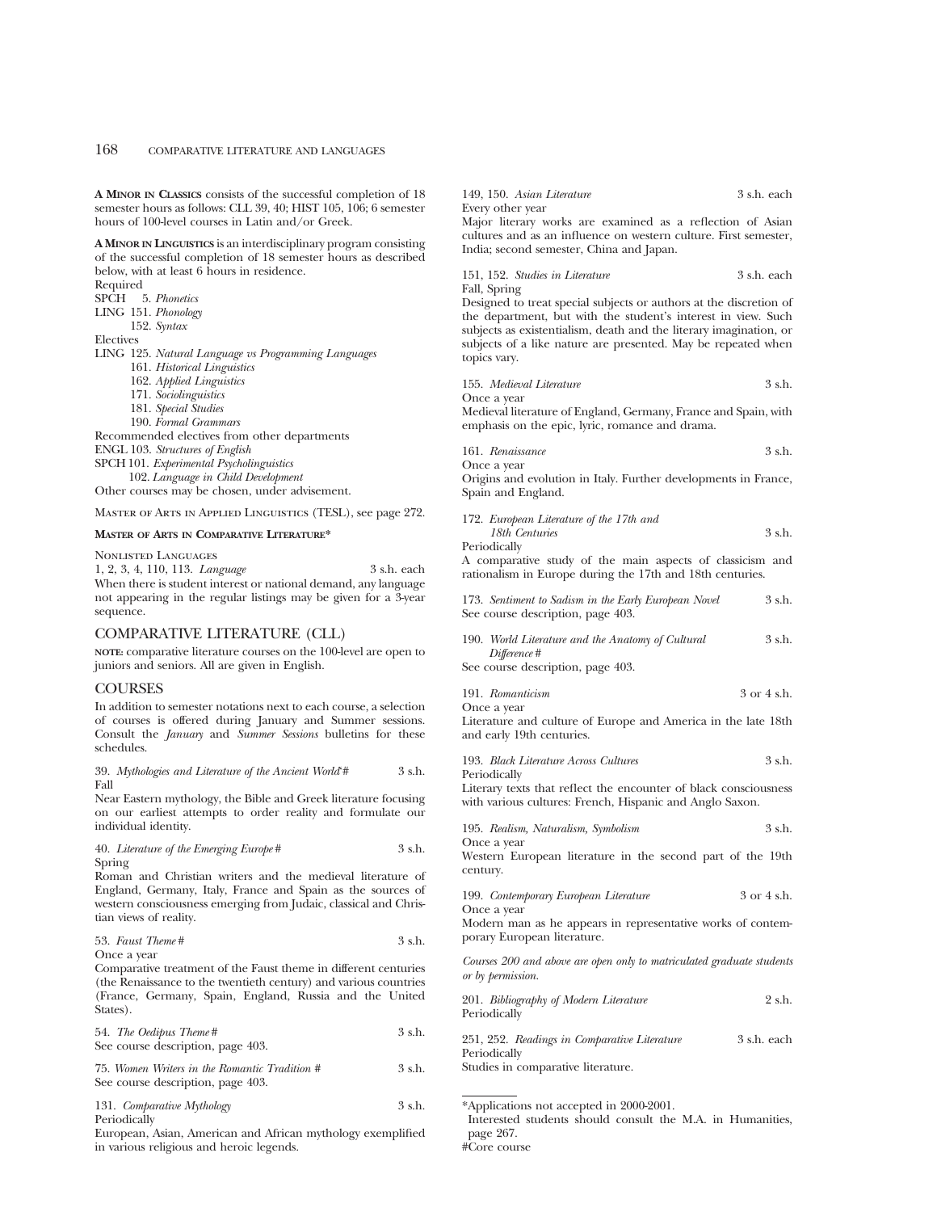**A Minor in Classics** consists of the successful completion of 18 semester hours as follows: CLL 39, 40; HIST 105, 106; 6 semester hours of 100-level courses in Latin and/or Greek.

**A Minor in Linguistics** is an interdisciplinary program consisting of the successful completion of 18 semester hours as described below, with at least 6 hours in residence.

Required

SPCH 5. *Phonetics*
LING 151. *Phonology*
152. *Syntax*

Electives

LING 125. *Natural Language vs Programming Languages*
161. *Historical Linguistics*
162. *Applied Linguistics*
171. *Sociolinguistics*
181. *Special Studies*
190. *Formal Grammars*

Recommended electives from other departments

ENGL 103. *Structures of English*
SPCH 101. *Experimental Psycholinguistics*
102. *Language in Child Development*

Other courses may be chosen, under advisement.

Master of Arts in Applied Linguistics (TESL), see page 272.

**Master of Arts in Comparative Literature***

Nonlisted Languages

1, 2, 3, 4, 110, 113. *Language* 3 s.h. each

When there is student interest or national demand, any language not appearing in the regular listings may be given for a 3-year sequence.

## COMPARATIVE LITERATURE (CLL)

**note:** comparative literature courses on the 100-level are open to juniors and seniors. All are given in English.

## COURSES

In addition to semester notations next to each course, a selection of courses is offered during January and Summer sessions. Consult the *January* and *Summer Sessions* bulletins for these schedules.

39. *Mythologies and Literature of the Ancient World*# 3 s.h.
Fall
Near Eastern mythology, the Bible and Greek literature focusing on our earliest attempts to order reality and formulate our individual identity.

40. *Literature of the Emerging Europe*# 3 s.h.
Spring
Roman and Christian writers and the medieval literature of England, Germany, Italy, France and Spain as the sources of western consciousness emerging from Judaic, classical and Christian views of reality.

53. *Faust Theme*# 3 s.h.
Once a year
Comparative treatment of the Faust theme in different centuries (the Renaissance to the twentieth century) and various countries (France, Germany, Spain, England, Russia and the United States).

54. *The Oedipus Theme*# 3 s.h.
See course description, page 403.

75. *Women Writers in the Romantic Tradition* # 3 s.h.
See course description, page 403.

131. *Comparative Mythology* 3 s.h.
Periodically
European, Asian, American and African mythology exemplified in various religious and heroic legends.

149, 150. *Asian Literature* 3 s.h. each
Every other year
Major literary works are examined as a reflection of Asian cultures and as an influence on western culture. First semester, India; second semester, China and Japan.

151, 152. *Studies in Literature* 3 s.h. each
Fall, Spring
Designed to treat special subjects or authors at the discretion of the department, but with the student's interest in view. Such subjects as existentialism, death and the literary imagination, or subjects of a like nature are presented. May be repeated when topics vary.

155. *Medieval Literature* 3 s.h.
Once a year
Medieval literature of England, Germany, France and Spain, with emphasis on the epic, lyric, romance and drama.

161. *Renaissance* 3 s.h.
Once a year
Origins and evolution in Italy. Further developments in France, Spain and England.

172. *European Literature of the 17th and 18th Centuries* 3 s.h.
Periodically
A comparative study of the main aspects of classicism and rationalism in Europe during the 17th and 18th centuries.

173. *Sentiment to Sadism in the Early European Novel* 3 s.h.
See course description, page 403.

190. *World Literature and the Anatomy of Cultural Difference*# 3 s.h.
See course description, page 403.

191. *Romanticism* 3 or 4 s.h.
Once a year
Literature and culture of Europe and America in the late 18th and early 19th centuries.

193. *Black Literature Across Cultures* 3 s.h.
Periodically
Literary texts that reflect the encounter of black consciousness with various cultures: French, Hispanic and Anglo Saxon.

195. *Realism, Naturalism, Symbolism* 3 s.h.
Once a year
Western European literature in the second part of the 19th century.

199. *Contemporary European Literature* 3 or 4 s.h.
Once a year
Modern man as he appears in representative works of contemporary European literature.

*Courses 200 and above are open only to matriculated graduate students or by permission.*

201. *Bibliography of Modern Literature* 2 s.h.
Periodically

251, 252. *Readings in Comparative Literature* 3 s.h. each
Periodically
Studies in comparative literature.

---

*Applications not accepted in 2000-2001.
Interested students should consult the M.A. in Humanities, page 267.

#Core course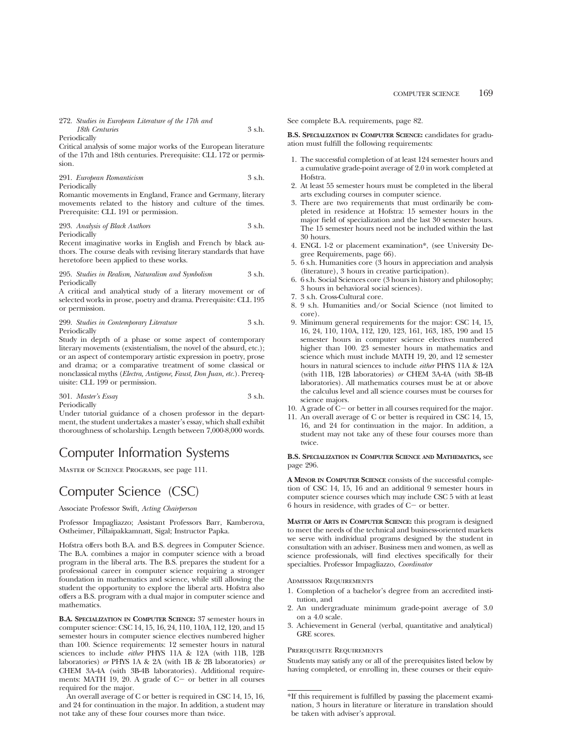272. *Studies in European Literature of the 17th and 18th Centuries* 3 s.h.
Periodically
Critical analysis of some major works of the European literature of the 17th and 18th centuries. Prerequisite: CLL 172 or permission.

291. *European Romanticism* 3 s.h.
Periodically
Romantic movements in England, France and Germany, literary movements related to the history and culture of the times. Prerequisite: CLL 191 or permission.

293. *Analysis of Black Authors* 3 s.h.
Periodically
Recent imaginative works in English and French by black authors. The course deals with revising literary standards that have heretofore been applied to these works.

295. *Studies in Realism, Naturalism and Symbolism* 3 s.h.
Periodically
A critical and analytical study of a literary movement or of selected works in prose, poetry and drama. Prerequisite: CLL 195 or permission.

299. *Studies in Contemporary Literature* 3 s.h.
Periodically
Study in depth of a phase or some aspect of contemporary literary movements (existentialism, the novel of the absurd, etc.); or an aspect of contemporary artistic expression in poetry, prose and drama; or a comparative treatment of some classical or nonclassical myths (*Electra, Antigone, Faust, Don Juan, etc.*). Prerequisite: CLL 199 or permission.

301. *Master's Essay* 3 s.h.
Periodically
Under tutorial guidance of a chosen professor in the department, the student undertakes a master's essay, which shall exhibit thoroughness of scholarship. Length between 7,000-8,000 words.

# Computer Information Systems

MASTER OF SCIENCE PROGRAMS, see page 111.

# Computer Science (CSC)

Associate Professor Swift, *Acting Chairperson*

Professor Impagliazzo; Assistant Professors Barr, Kamberova, Ostheimer, Pillaipakkamnatt, Sigal; Instructor Papka.

Hofstra offers both B.A. and B.S. degrees in Computer Science. The B.A. combines a major in computer science with a broad program in the liberal arts. The B.S. prepares the student for a professional career in computer science requiring a stronger foundation in mathematics and science, while still allowing the student the opportunity to explore the liberal arts. Hofstra also offers a B.S. program with a dual major in computer science and mathematics.

**B.A. SPECIALIZATION IN COMPUTER SCIENCE:** 37 semester hours in computer science: CSC 14, 15, 16, 24, 110, 110A, 112, 120, and 15 semester hours in computer science electives numbered higher than 100. Science requirements: 12 semester hours in natural sciences to include *either* PHYS 11A & 12A (with 11B, 12B laboratories) *or* PHYS 1A & 2A (with 1B & 2B laboratories) *or* CHEM 3A-4A (with 3B-4B laboratories). Additional requirements: MATH 19, 20. A grade of C− or better in all courses required for the major.

An overall average of C or better is required in CSC 14, 15, 16, and 24 for continuation in the major. In addition, a student may not take any of these four courses more than twice.

See complete B.A. requirements, page 82.

**B.S. SPECIALIZATION IN COMPUTER SCIENCE:** candidates for graduation must fulfill the following requirements:

1. The successful completion of at least 124 semester hours and a cumulative grade-point average of 2.0 in work completed at Hofstra.
2. At least 55 semester hours must be completed in the liberal arts excluding courses in computer science.
3. There are two requirements that must ordinarily be completed in residence at Hofstra: 15 semester hours in the major field of specialization and the last 30 semester hours. The 15 semester hours need not be included within the last 30 hours.
4. ENGL 1-2 or placement examination*, (see University Degree Requirements, page 66).
5. 6 s.h. Humanities core (3 hours in appreciation and analysis (literature), 3 hours in creative participation).
6. 6 s.h. Social Sciences core (3 hours in history and philosophy; 3 hours in behavioral social sciences).
7. 3 s.h. Cross-Cultural core.
8. 9 s.h. Humanities and/or Social Science (not limited to core).
9. Minimum general requirements for the major: CSC 14, 15, 16, 24, 110, 110A, 112, 120, 123, 161, 163, 185, 190 and 15 semester hours in computer science electives numbered higher than 100. 23 semester hours in mathematics and science which must include MATH 19, 20, and 12 semester hours in natural sciences to include *either* PHYS 11A & 12A (with 11B, 12B laboratories) *or* CHEM 3A-4A (with 3B-4B laboratories). All mathematics courses must be at or above the calculus level and all science courses must be courses for science majors.
10. A grade of C− or better in all courses required for the major.
11. An overall average of C or better is required in CSC 14, 15, 16, and 24 for continuation in the major. In addition, a student may not take any of these four courses more than twice.

**B.S. SPECIALIZATION IN COMPUTER SCIENCE AND MATHEMATICS,** see page 296.

**A MINOR IN COMPUTER SCIENCE** consists of the successful completion of CSC 14, 15, 16 and an additional 9 semester hours in computer science courses which may include CSC 5 with at least 6 hours in residence, with grades of C− or better.

**MASTER OF ARTS IN COMPUTER SCIENCE:** this program is designed to meet the needs of the technical and business-oriented markets we serve with individual programs designed by the student in consultation with an adviser. Business men and women, as well as science professionals, will find electives specifically for their specialties. Professor Impagliazzo, *Coordinator*

ADMISSION REQUIREMENTS

1. Completion of a bachelor's degree from an accredited institution, and
2. An undergraduate minimum grade-point average of 3.0 on a 4.0 scale.
3. Achievement in General (verbal, quantitative and analytical) GRE scores.

PREREQUISITE REQUIREMENTS

Students may satisfy any or all of the prerequisites listed below by having completed, or enrolling in, these courses or their equiv-

*If this requirement is fulfilled by passing the placement examination, 3 hours in literature or literature in translation should be taken with adviser's approval.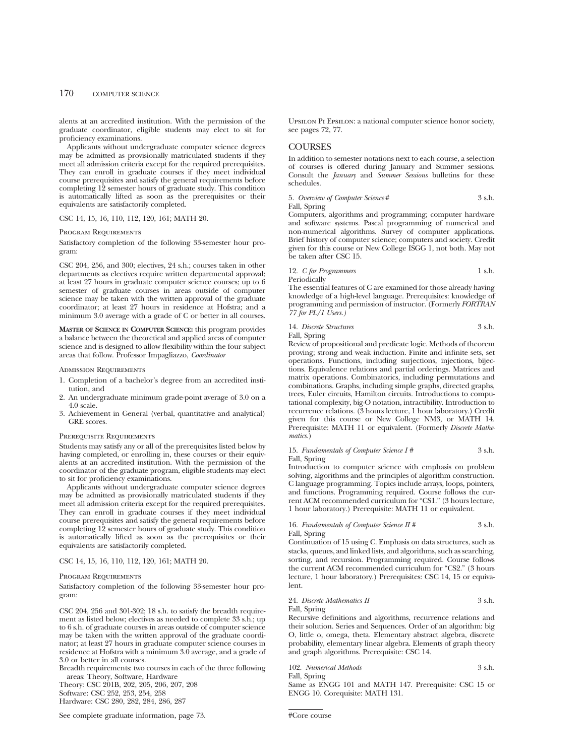alents at an accredited institution. With the permission of the graduate coordinator, eligible students may elect to sit for proficiency examinations.

Applicants without undergraduate computer science degrees may be admitted as provisionally matriculated students if they meet all admission criteria except for the required prerequisites. They can enroll in graduate courses if they meet individual course prerequisites and satisfy the general requirements before completing 12 semester hours of graduate study. This condition is automatically lifted as soon as the prerequisites or their equivalents are satisfactorily completed.

CSC 14, 15, 16, 110, 112, 120, 161; MATH 20.

Program Requirements

Satisfactory completion of the following 33-semester hour program:

CSC 204, 256, and 300; electives, 24 s.h.; courses taken in other departments as electives require written departmental approval; at least 27 hours in graduate computer science courses; up to 6 semester of graduate courses in areas outside of computer science may be taken with the written approval of the graduate coordinator; at least 27 hours in residence at Hofstra; and a minimum 3.0 average with a grade of C or better in all courses.

**Master of Science in Computer Science:** this program provides a balance between the theoretical and applied areas of computer science and is designed to allow flexibility within the four subject areas that follow. Professor Impagliazzo, *Coordinator*

Admission Requirements

1. Completion of a bachelor's degree from an accredited institution, and
2. An undergraduate minimum grade-point average of 3.0 on a 4.0 scale.
3. Achievement in General (verbal, quantitative and analytical) GRE scores.

Prerequisite Requirements

Students may satisfy any or all of the prerequisites listed below by having completed, or enrolling in, these courses or their equivalents at an accredited institution. With the permission of the coordinator of the graduate program, eligible students may elect to sit for proficiency examinations.

Applicants without undergraduate computer science degrees may be admitted as provisionally matriculated students if they meet all admission criteria except for the required prerequisites. They can enroll in graduate courses if they meet individual course prerequisites and satisfy the general requirements before completing 12 semester hours of graduate study. This condition is automatically lifted as soon as the prerequisites or their equivalents are satisfactorily completed.

CSC 14, 15, 16, 110, 112, 120, 161; MATH 20.

Program Requirements

Satisfactory completion of the following 33-semester hour program:

CSC 204, 256 and 301-302; 18 s.h. to satisfy the breadth requirement as listed below; electives as needed to complete 33 s.h.; up to 6 s.h. of graduate courses in areas outside of computer science may be taken with the written approval of the graduate coordinator; at least 27 hours in graduate computer science courses in residence at Hofstra with a minimum 3.0 average, and a grade of 3.0 or better in all courses.

Breadth requirements: two courses in each of the three following areas: Theory, Software, Hardware

Theory: CSC 201B, 202, 205, 206, 207, 208

Software: CSC 252, 253, 254, 258

Hardware: CSC 280, 282, 284, 286, 287

See complete graduate information, page 73.

Upsilon Pi Epsilon: a national computer science honor society, see pages 72, 77.

## COURSES

In addition to semester notations next to each course, a selection of courses is offered during January and Summer sessions. Consult the *January* and *Summer Sessions* bulletins for these schedules.

5. *Overview of Computer Science* # — 3 s.h.
Fall, Spring
Computers, algorithms and programming; computer hardware and software systems. Pascal programming of numerical and non-numerical algorithms. Survey of computer applications. Brief history of computer science; computers and society. Credit given for this course or New College ISGG 1, not both. May not be taken after CSC 15.

12. *C for Programmers* — 1 s.h.
Periodically
The essential features of C are examined for those already having knowledge of a high-level language. Prerequisites: knowledge of programming and permission of instructor. (Formerly *FORTRAN 77 for PL/1 Users.*)

14. *Discrete Structures* — 3 s.h.
Fall, Spring
Review of propositional and predicate logic. Methods of theorem proving; strong and weak induction. Finite and infinite sets, set operations. Functions, including surjections, injections, bijections. Equivalence relations and partial orderings. Matrices and matrix operations. Combinatorics, including permutations and combinations. Graphs, including simple graphs, directed graphs, trees, Euler circuits, Hamilton circuits. Introductions to computational complexity, big-O notation, intractibility. Introduction to recurrence relations. (3 hours lecture, 1 hour laboratory.) Credit given for this course or New College NM3, or MATH 14. Prerequisite: MATH 11 or equivalent. (Formerly *Discrete Mathematics.*)

15. *Fundamentals of Computer Science I* # — 3 s.h.
Fall, Spring
Introduction to computer science with emphasis on problem solving, algorithms and the principles of algorithm construction. C language programming. Topics include arrays, loops, pointers, and functions. Programming required. Course follows the current ACM recommended curriculum for "CS1." (3 hours lecture, 1 hour laboratory.) Prerequisite: MATH 11 or equivalent.

16. *Fundamentals of Computer Science II* # — 3 s.h.
Fall, Spring
Continuation of 15 using C. Emphasis on data structures, such as stacks, queues, and linked lists, and algorithms, such as searching, sorting, and recursion. Programming required. Course follows the current ACM recommended curriculum for "CS2." (3 hours lecture, 1 hour laboratory.) Prerequisites: CSC 14, 15 or equivalent.

24. *Discrete Mathematics II* — 3 s.h.
Fall, Spring
Recursive definitions and algorithms, recurrence relations and their solution. Series and Sequences. Order of an algorithm: big O, little o, omega, theta. Elementary abstract algebra, discrete probability, elementary linear algebra. Elements of graph theory and graph algorithms. Prerequisite: CSC 14.

102. *Numerical Methods* — 3 s.h.
Fall, Spring
Same as ENGG 101 and MATH 147. Prerequisite: CSC 15 or ENGG 10. Corequisite: MATH 131.

#Core course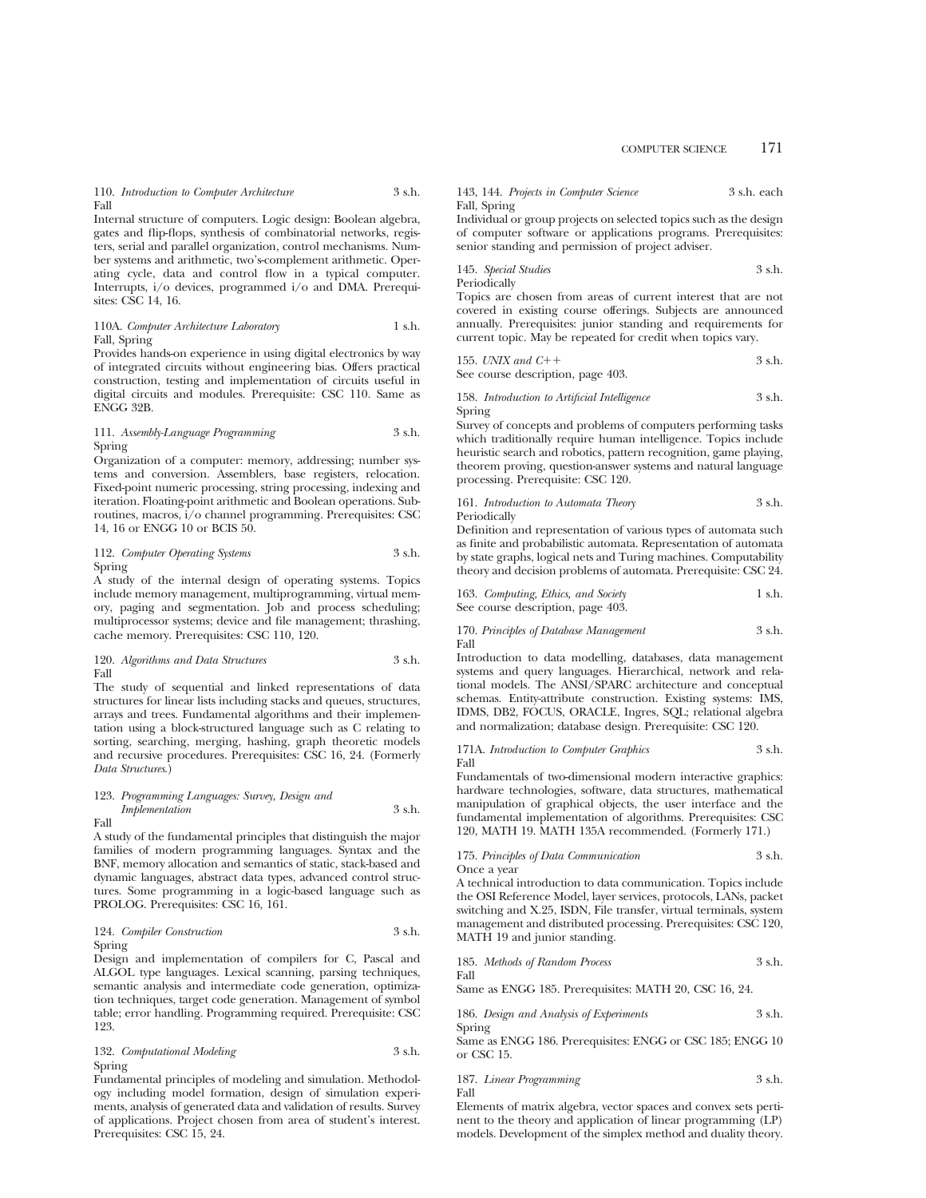110. *Introduction to Computer Architecture* 3 s.h.
Fall

Internal structure of computers. Logic design: Boolean algebra, gates and flip-flops, synthesis of combinatorial networks, registers, serial and parallel organization, control mechanisms. Number systems and arithmetic, two's-complement arithmetic. Operating cycle, data and control flow in a typical computer. Interrupts, i/o devices, programmed i/o and DMA. Prerequisites: CSC 14, 16.

110A. *Computer Architecture Laboratory* 1 s.h.
Fall, Spring

Provides hands-on experience in using digital electronics by way of integrated circuits without engineering bias. Offers practical construction, testing and implementation of circuits useful in digital circuits and modules. Prerequisite: CSC 110. Same as ENGG 32B.

111. *Assembly-Language Programming* 3 s.h.
Spring

Organization of a computer: memory, addressing; number systems and conversion. Assemblers, base registers, relocation. Fixed-point numeric processing, string processing, indexing and iteration. Floating-point arithmetic and Boolean operations. Subroutines, macros, i/o channel programming. Prerequisites: CSC 14, 16 or ENGG 10 or BCIS 50.

112. *Computer Operating Systems* 3 s.h.
Spring

A study of the internal design of operating systems. Topics include memory management, multiprogramming, virtual memory, paging and segmentation. Job and process scheduling; multiprocessor systems; device and file management; thrashing, cache memory. Prerequisites: CSC 110, 120.

120. *Algorithms and Data Structures* 3 s.h.
Fall

The study of sequential and linked representations of data structures for linear lists including stacks and queues, structures, arrays and trees. Fundamental algorithms and their implementation using a block-structured language such as C relating to sorting, searching, merging, hashing, graph theoretic models and recursive procedures. Prerequisites: CSC 16, 24. (Formerly *Data Structures*.)

123. *Programming Languages: Survey, Design and Implementation* 3 s.h.
Fall

A study of the fundamental principles that distinguish the major families of modern programming languages. Syntax and the BNF, memory allocation and semantics of static, stack-based and dynamic languages, abstract data types, advanced control structures. Some programming in a logic-based language such as PROLOG. Prerequisites: CSC 16, 161.

124. *Compiler Construction* 3 s.h.
Spring

Design and implementation of compilers for C, Pascal and ALGOL type languages. Lexical scanning, parsing techniques, semantic analysis and intermediate code generation, optimization techniques, target code generation. Management of symbol table; error handling. Programming required. Prerequisite: CSC 123.

132. *Computational Modeling* 3 s.h.
Spring

Fundamental principles of modeling and simulation. Methodology including model formation, design of simulation experiments, analysis of generated data and validation of results. Survey of applications. Project chosen from area of student's interest. Prerequisites: CSC 15, 24.

143, 144. *Projects in Computer Science* 3 s.h. each
Fall, Spring

Individual or group projects on selected topics such as the design of computer software or applications programs. Prerequisites: senior standing and permission of project adviser.

145. *Special Studies* 3 s.h.
Periodically

Topics are chosen from areas of current interest that are not covered in existing course offerings. Subjects are announced annually. Prerequisites: junior standing and requirements for current topic. May be repeated for credit when topics vary.

155. *UNIX and C++* 3 s.h.
See course description, page 403.

158. *Introduction to Artificial Intelligence* 3 s.h.
Spring

Survey of concepts and problems of computers performing tasks which traditionally require human intelligence. Topics include heuristic search and robotics, pattern recognition, game playing, theorem proving, question-answer systems and natural language processing. Prerequisite: CSC 120.

161. *Introduction to Automata Theory* 3 s.h.
Periodically

Definition and representation of various types of automata such as finite and probabilistic automata. Representation of automata by state graphs, logical nets and Turing machines. Computability theory and decision problems of automata. Prerequisite: CSC 24.

163. *Computing, Ethics, and Society* 1 s.h.
See course description, page 403.

170. *Principles of Database Management* 3 s.h.
Fall

Introduction to data modelling, databases, data management systems and query languages. Hierarchical, network and relational models. The ANSI/SPARC architecture and conceptual schemas. Entity-attribute construction. Existing systems: IMS, IDMS, DB2, FOCUS, ORACLE, Ingres, SQL; relational algebra and normalization; database design. Prerequisite: CSC 120.

171A. *Introduction to Computer Graphics* 3 s.h.
Fall

Fundamentals of two-dimensional modern interactive graphics: hardware technologies, software, data structures, mathematical manipulation of graphical objects, the user interface and the fundamental implementation of algorithms. Prerequisites: CSC 120, MATH 19. MATH 135A recommended. (Formerly 171.)

175. *Principles of Data Communication* 3 s.h.
Once a year

A technical introduction to data communication. Topics include the OSI Reference Model, layer services, protocols, LANs, packet switching and X.25, ISDN, File transfer, virtual terminals, system management and distributed processing. Prerequisites: CSC 120, MATH 19 and junior standing.

185. *Methods of Random Process* 3 s.h.
Fall

Same as ENGG 185. Prerequisites: MATH 20, CSC 16, 24.

186. *Design and Analysis of Experiments* 3 s.h.
Spring

Same as ENGG 186. Prerequisites: ENGG or CSC 185; ENGG 10 or CSC 15.

187. *Linear Programming* 3 s.h.
Fall

Elements of matrix algebra, vector spaces and convex sets pertinent to the theory and application of linear programming (LP) models. Development of the simplex method and duality theory.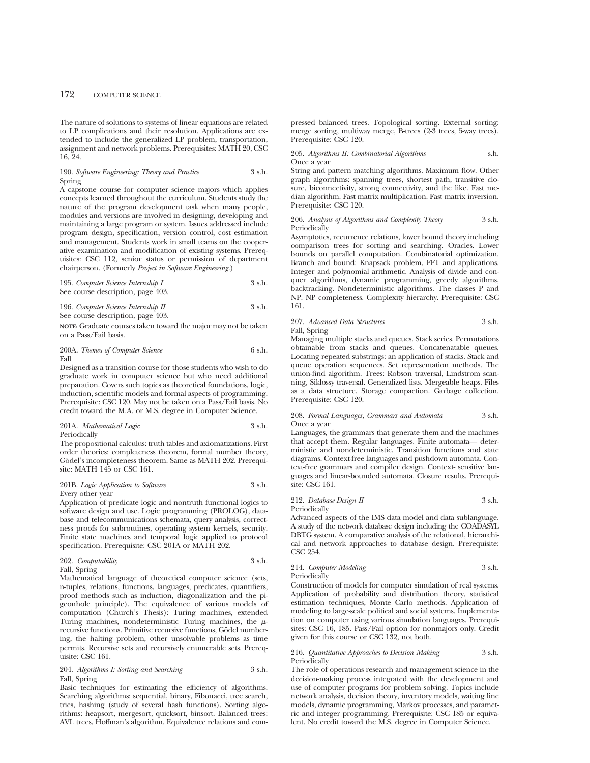The nature of solutions to systems of linear equations are related to LP complications and their resolution. Applications are extended to include the generalized LP problem, transportation, assignment and network problems. Prerequisites: MATH 20, CSC 16, 24.

190. *Software Engineering: Theory and Practice* 3 s.h.
Spring
A capstone course for computer science majors which applies concepts learned throughout the curriculum. Students study the nature of the program development task when many people, modules and versions are involved in designing, developing and maintaining a large program or system. Issues addressed include program design, specification, version control, cost estimation and management. Students work in small teams on the cooperative examination and modification of existing systems. Prerequisites: CSC 112, senior status or permission of department chairperson. (Formerly *Project in Software Engineering.*)

195. *Computer Science Internship I* 3 s.h.
See course description, page 403.

196. *Computer Science Internship II* 3 s.h.
See course description, page 403.

**NOTE:** Graduate courses taken toward the major may not be taken on a Pass/Fail basis.

200A. *Themes of Computer Science* 6 s.h.
Fall
Designed as a transition course for those students who wish to do graduate work in computer science but who need additional preparation. Covers such topics as theoretical foundations, logic, induction, scientific models and formal aspects of programming. Prerequisite: CSC 120. May not be taken on a Pass/Fail basis. No credit toward the M.A. or M.S. degree in Computer Science.

201A. *Mathematical Logic* 3 s.h.
Periodically
The propositional calculus: truth tables and axiomatizations. First order theories: completeness theorem, formal number theory, Gödel's incompleteness theorem. Same as MATH 202. Prerequisite: MATH 145 or CSC 161.

201B. *Logic Application to Software* 3 s.h.
Every other year
Application of predicate logic and nontruth functional logics to software design and use. Logic programming (PROLOG), database and telecommunications schemata, query analysis, correctness proofs for subroutines, operating system kernels, security. Finite state machines and temporal logic applied to protocol specification. Prerequisite: CSC 201A or MATH 202.

202. *Computability* 3 s.h.
Fall, Spring
Mathematical language of theoretical computer science (sets, n-tuples, relations, functions, languages, predicates, quantifiers, proof methods such as induction, diagonalization and the pigeonhole principle). The equivalence of various models of computation (Church's Thesis): Turing machines, extended Turing machines, nondeterministic Turing machines, the $\mu$-recursive functions. Primitive recursive functions, Gödel numbering, the halting problem, other unsolvable problems as time permits. Recursive sets and recursively enumerable sets. Prerequisite: CSC 161.

204. *Algorithms I: Sorting and Searching* 3 s.h.
Fall, Spring
Basic techniques for estimating the efficiency of algorithms. Searching algorithms: sequential, binary, Fibonacci, tree search, tries, hashing (study of several hash functions). Sorting algorithms: heapsort, mergesort, quicksort, binsort. Balanced trees: AVL trees, Hoffman's algorithm. Equivalence relations and compressed balanced trees. Topological sorting. External sorting: merge sorting, multiway merge, B-trees (2-3 trees, 5-way trees). Prerequisite: CSC 120.

205. *Algorithms II: Combinatorial Algorithms* s.h.
Once a year
String and pattern matching algorithms. Maximum flow. Other graph algorithms: spanning trees, shortest path, transitive closure, biconnectivity, strong connectivity, and the like. Fast median algorithm. Fast matrix multiplication. Fast matrix inversion. Prerequisite: CSC 120.

206. *Analysis of Algorithms and Complexity Theory* 3 s.h.
Periodically
Asymptotics, recurrence relations, lower bound theory including comparison trees for sorting and searching. Oracles. Lower bounds on parallel computation. Combinatorial optimization. Branch and bound: Knapsack problem, FFT and applications. Integer and polynomial arithmetic. Analysis of divide and conquer algorithms, dynamic programming, greedy algorithms, backtracking. Nondeterministic algorithms. The classes P and NP. NP completeness. Complexity hierarchy. Prerequisite: CSC 161.

207. *Advanced Data Structures* 3 s.h.
Fall, Spring
Managing multiple stacks and queues. Stack series. Permutations obtainable from stacks and queues. Concatenatable queues. Locating repeated substrings: an application of stacks. Stack and queue operation sequences. Set representation methods. The union-find algorithm. Trees: Robson traversal, Lindstrom scanning, Siklossy traversal. Generalized lists. Mergeable heaps. Files as a data structure. Storage compaction. Garbage collection. Prerequisite: CSC 120.

208. *Formal Languages, Grammars and Automata* 3 s.h.
Once a year
Languages, the grammars that generate them and the machines that accept them. Regular languages. Finite automata— deterministic and nondeterministic. Transition functions and state diagrams. Context-free languages and pushdown automata. Context-free grammars and compiler design. Context- sensitive languages and linear-bounded automata. Closure results. Prerequisite: CSC 161.

212. *Database Design II* 3 s.h.
Periodically
Advanced aspects of the IMS data model and data sublanguage. A study of the network database design including the COADASYL DBTG system. A comparative analysis of the relational, hierarchical and network approaches to database design. Prerequisite: CSC 254.

214. *Computer Modeling* 3 s.h.
Periodically
Construction of models for computer simulation of real systems. Application of probability and distribution theory, statistical estimation techniques, Monte Carlo methods. Application of modeling to large-scale political and social systems. Implementation on computer using various simulation languages. Prerequisites: CSC 16, 185. Pass/Fail option for nonmajors only. Credit given for this course or CSC 132, not both.

216. *Quantitative Approaches to Decision Making* 3 s.h.
Periodically
The role of operations research and management science in the decision-making process integrated with the development and use of computer programs for problem solving. Topics include network analysis, decision theory, inventory models, waiting line models, dynamic programming, Markov processes, and parametric and integer programming. Prerequisite: CSC 185 or equivalent. No credit toward the M.S. degree in Computer Science.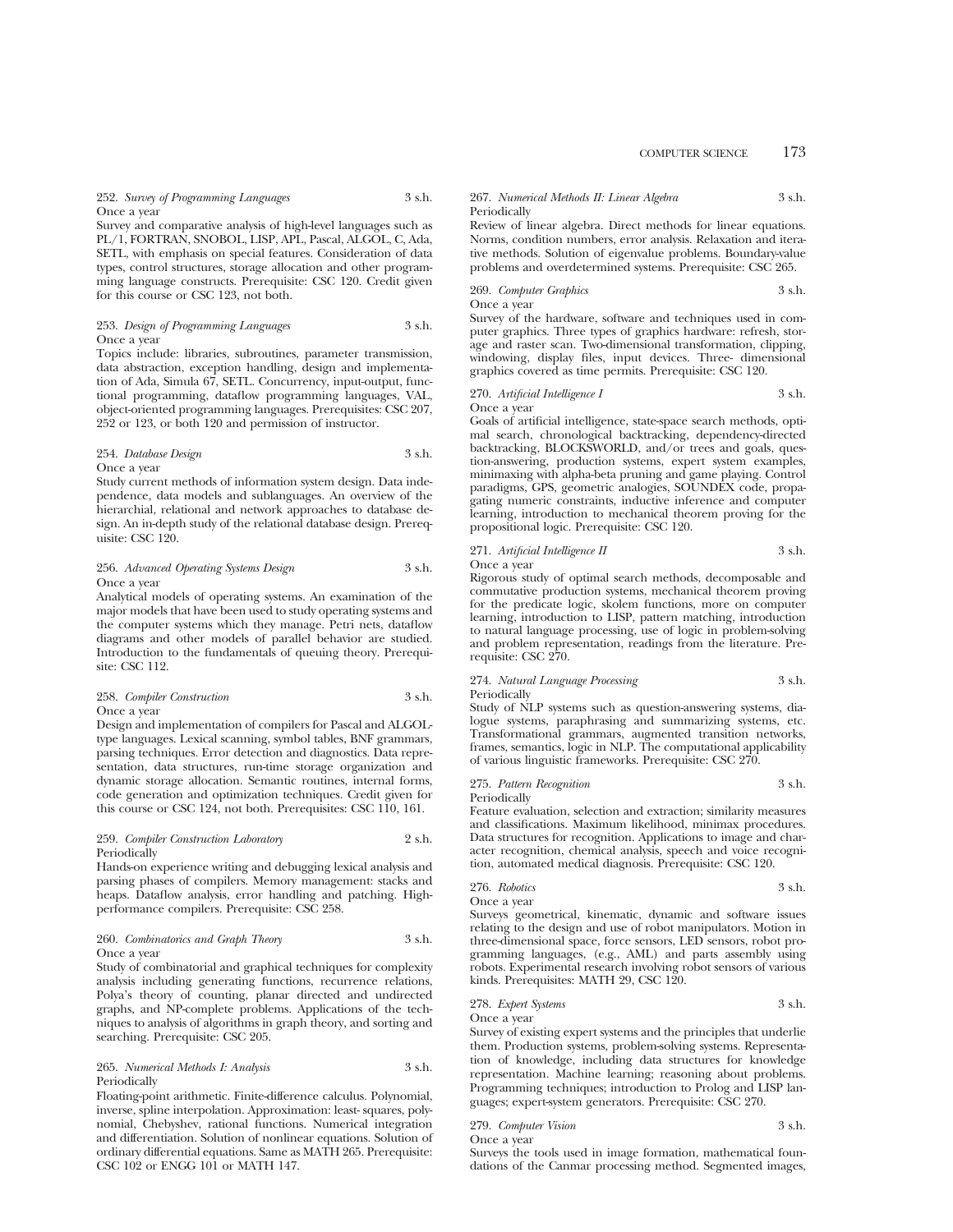252. *Survey of Programming Languages* 3 s.h.
Once a year

Survey and comparative analysis of high-level languages such as PL/1, FORTRAN, SNOBOL, LISP, APL, Pascal, ALGOL, C, Ada, SETL, with emphasis on special features. Consideration of data types, control structures, storage allocation and other programming language constructs. Prerequisite: CSC 120. Credit given for this course or CSC 123, not both.

253. *Design of Programming Languages* 3 s.h.
Once a year

Topics include: libraries, subroutines, parameter transmission, data abstraction, exception handling, design and implementation of Ada, Simula 67, SETL. Concurrency, input-output, functional programming, dataflow programming languages, VAL, object-oriented programming languages. Prerequisites: CSC 207, 252 or 123, or both 120 and permission of instructor.

254. *Database Design* 3 s.h.
Once a year

Study current methods of information system design. Data independence, data models and sublanguages. An overview of the hierarchial, relational and network approaches to database design. An in-depth study of the relational database design. Prerequisite: CSC 120.

256. *Advanced Operating Systems Design* 3 s.h.
Once a year

Analytical models of operating systems. An examination of the major models that have been used to study operating systems and the computer systems which they manage. Petri nets, dataflow diagrams and other models of parallel behavior are studied. Introduction to the fundamentals of queuing theory. Prerequisite: CSC 112.

258. *Compiler Construction* 3 s.h.
Once a year

Design and implementation of compilers for Pascal and ALGOL-type languages. Lexical scanning, symbol tables, BNF grammars, parsing techniques. Error detection and diagnostics. Data representation, data structures, run-time storage organization and dynamic storage allocation. Semantic routines, internal forms, code generation and optimization techniques. Credit given for this course or CSC 124, not both. Prerequisites: CSC 110, 161.

259. *Compiler Construction Laboratory* 2 s.h.
Periodically

Hands-on experience writing and debugging lexical analysis and parsing phases of compilers. Memory management: stacks and heaps. Dataflow analysis, error handling and patching. High-performance compilers. Prerequisite: CSC 258.

260. *Combinatorics and Graph Theory* 3 s.h.
Once a year

Study of combinatorial and graphical techniques for complexity analysis including generating functions, recurrence relations, Polya's theory of counting, planar directed and undirected graphs, and NP-complete problems. Applications of the techniques to analysis of algorithms in graph theory, and sorting and searching. Prerequisite: CSC 205.

265. *Numerical Methods I: Analysis* 3 s.h.
Periodically

Floating-point arithmetic. Finite-difference calculus. Polynomial, inverse, spline interpolation. Approximation: least- squares, polynomial, Chebyshev, rational functions. Numerical integration and differentiation. Solution of nonlinear equations. Solution of ordinary differential equations. Same as MATH 265. Prerequisite: CSC 102 or ENGG 101 or MATH 147.

267. *Numerical Methods II: Linear Algebra* 3 s.h.
Periodically

Review of linear algebra. Direct methods for linear equations. Norms, condition numbers, error analysis. Relaxation and iterative methods. Solution of eigenvalue problems. Boundary-value problems and overdetermined systems. Prerequisite: CSC 265.

269. *Computer Graphics* 3 s.h.
Once a year

Survey of the hardware, software and techniques used in computer graphics. Three types of graphics hardware: refresh, storage and raster scan. Two-dimensional transformation, clipping, windowing, display files, input devices. Three- dimensional graphics covered as time permits. Prerequisite: CSC 120.

270. *Artificial Intelligence I* 3 s.h.
Once a year

Goals of artificial intelligence, state-space search methods, optimal search, chronological backtracking, dependency-directed backtracking, BLOCKSWORLD, and/or trees and goals, question-answering, production systems, expert system examples, minimaxing with alpha-beta pruning and game playing. Control paradigms, GPS, geometric analogies, SOUNDEX code, propagating numeric constraints, inductive inference and computer learning, introduction to mechanical theorem proving for the propositional logic. Prerequisite: CSC 120.

271. *Artificial Intelligence II* 3 s.h.
Once a year

Rigorous study of optimal search methods, decomposable and commutative production systems, mechanical theorem proving for the predicate logic, skolem functions, more on computer learning, introduction to LISP, pattern matching, introduction to natural language processing, use of logic in problem-solving and problem representation, readings from the literature. Prerequisite: CSC 270.

274. *Natural Language Processing* 3 s.h.
Periodically

Study of NLP systems such as question-answering systems, dialogue systems, paraphrasing and summarizing systems, etc. Transformational grammars, augmented transition networks, frames, semantics, logic in NLP. The computational applicability of various linguistic frameworks. Prerequisite: CSC 270.

275. *Pattern Recognition* 3 s.h.
Periodically

Feature evaluation, selection and extraction; similarity measures and classifications. Maximum likelihood, minimax procedures. Data structures for recognition. Applications to image and character recognition, chemical analysis, speech and voice recognition, automated medical diagnosis. Prerequisite: CSC 120.

276. *Robotics* 3 s.h.
Once a year

Surveys geometrical, kinematic, dynamic and software issues relating to the design and use of robot manipulators. Motion in three-dimensional space, force sensors, LED sensors, robot programming languages, (e.g., AML) and parts assembly using robots. Experimental research involving robot sensors of various kinds. Prerequisites: MATH 29, CSC 120.

278. *Expert Systems* 3 s.h.
Once a year

Survey of existing expert systems and the principles that underlie them. Production systems, problem-solving systems. Representation of knowledge, including data structures for knowledge representation. Machine learning; reasoning about problems. Programming techniques; introduction to Prolog and LISP languages; expert-system generators. Prerequisite: CSC 270.

279. *Computer Vision* 3 s.h.
Once a year

Surveys the tools used in image formation, mathematical foundations of the Canmar processing method. Segmented images,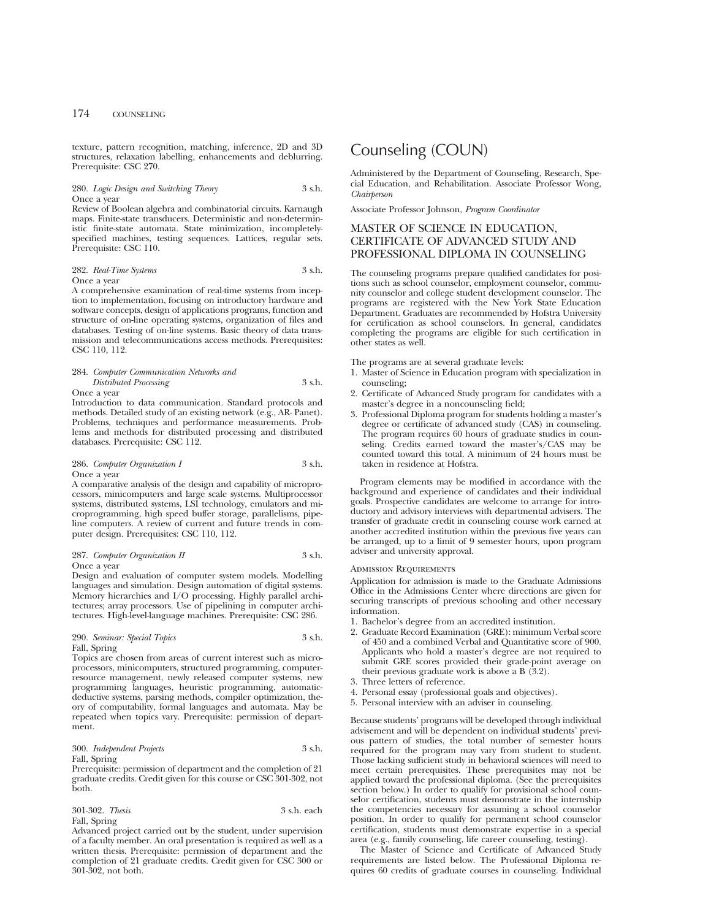texture, pattern recognition, matching, inference, 2D and 3D structures, relaxation labelling, enhancements and deblurring. Prerequisite: CSC 270.

280. *Logic Design and Switching Theory* 3 s.h.
Once a year
Review of Boolean algebra and combinatorial circuits. Karnaugh maps. Finite-state transducers. Deterministic and non-deterministic finite-state automata. State minimization, incompletely-specified machines, testing sequences. Lattices, regular sets. Prerequisite: CSC 110.

282. *Real-Time Systems* 3 s.h.
Once a year
A comprehensive examination of real-time systems from inception to implementation, focusing on introductory hardware and software concepts, design of applications programs, function and structure of on-line operating systems, organization of files and databases. Testing of on-line systems. Basic theory of data transmission and telecommunications access methods. Prerequisites: CSC 110, 112.

284. *Computer Communication Networks and Distributed Processing* 3 s.h.
Once a year
Introduction to data communication. Standard protocols and methods. Detailed study of an existing network (e.g., AR- Panet). Problems, techniques and performance measurements. Problems and methods for distributed processing and distributed databases. Prerequisite: CSC 112.

286. *Computer Organization I* 3 s.h.
Once a year
A comparative analysis of the design and capability of microprocessors, minicomputers and large scale systems. Multiprocessor systems, distributed systems, LSI technology, emulators and microprogramming, high speed buffer storage, parallelisms, pipeline computers. A review of current and future trends in computer design. Prerequisites: CSC 110, 112.

287. *Computer Organization II* 3 s.h.
Once a year
Design and evaluation of computer system models. Modelling languages and simulation. Design automation of digital systems. Memory hierarchies and I/O processing. Highly parallel architectures; array processors. Use of pipelining in computer architectures. High-level-language machines. Prerequisite: CSC 286.

290. *Seminar: Special Topics* 3 s.h.
Fall, Spring
Topics are chosen from areas of current interest such as microprocessors, minicomputers, structured programming, computer-resource management, newly released computer systems, new programming languages, heuristic programming, automatic-deductive systems, parsing methods, compiler optimization, theory of computability, formal languages and automata. May be repeated when topics vary. Prerequisite: permission of department.

300. *Independent Projects* 3 s.h.
Fall, Spring
Prerequisite: permission of department and the completion of 21 graduate credits. Credit given for this course or CSC 301-302, not both.

301-302. *Thesis* 3 s.h. each
Fall, Spring
Advanced project carried out by the student, under supervision of a faculty member. An oral presentation is required as well as a written thesis. Prerequisite: permission of department and the completion of 21 graduate credits. Credit given for CSC 300 or 301-302, not both.

# Counseling (COUN)

Administered by the Department of Counseling, Research, Special Education, and Rehabilitation. Associate Professor Wong, *Chairperson*

Associate Professor Johnson, *Program Coordinator*

## MASTER OF SCIENCE IN EDUCATION, CERTIFICATE OF ADVANCED STUDY AND PROFESSIONAL DIPLOMA IN COUNSELING

The counseling programs prepare qualified candidates for positions such as school counselor, employment counselor, community counselor and college student development counselor. The programs are registered with the New York State Education Department. Graduates are recommended by Hofstra University for certification as school counselors. In general, candidates completing the programs are eligible for such certification in other states as well.

The programs are at several graduate levels:

1. Master of Science in Education program with specialization in counseling;
2. Certificate of Advanced Study program for candidates with a master's degree in a noncounseling field;
3. Professional Diploma program for students holding a master's degree or certificate of advanced study (CAS) in counseling. The program requires 60 hours of graduate studies in counseling. Credits earned toward the master's/CAS may be counted toward this total. A minimum of 24 hours must be taken in residence at Hofstra.

Program elements may be modified in accordance with the background and experience of candidates and their individual goals. Prospective candidates are welcome to arrange for introductory and advisory interviews with departmental advisers. The transfer of graduate credit in counseling course work earned at another accredited institution within the previous five years can be arranged, up to a limit of 9 semester hours, upon program adviser and university approval.

### Admission Requirements

Application for admission is made to the Graduate Admissions Office in the Admissions Center where directions are given for securing transcripts of previous schooling and other necessary information.

1. Bachelor's degree from an accredited institution.
2. Graduate Record Examination (GRE): minimum Verbal score of 450 and a combined Verbal and Quantitative score of 900. Applicants who hold a master's degree are not required to submit GRE scores provided their grade-point average on their previous graduate work is above a B (3.2).
3. Three letters of reference.
4. Personal essay (professional goals and objectives).
5. Personal interview with an adviser in counseling.

Because students' programs will be developed through individual advisement and will be dependent on individual students' previous pattern of studies, the total number of semester hours required for the program may vary from student to student. Those lacking sufficient study in behavioral sciences will need to meet certain prerequisites. These prerequisites may not be applied toward the professional diploma. (See the prerequisites section below.) In order to qualify for provisional school counselor certification, students must demonstrate in the internship the competencies necessary for assuming a school counselor position. In order to qualify for permanent school counselor certification, students must demonstrate expertise in a special area (e.g., family counseling, life career counseling, testing).

The Master of Science and Certificate of Advanced Study requirements are listed below. The Professional Diploma requires 60 credits of graduate courses in counseling. Individual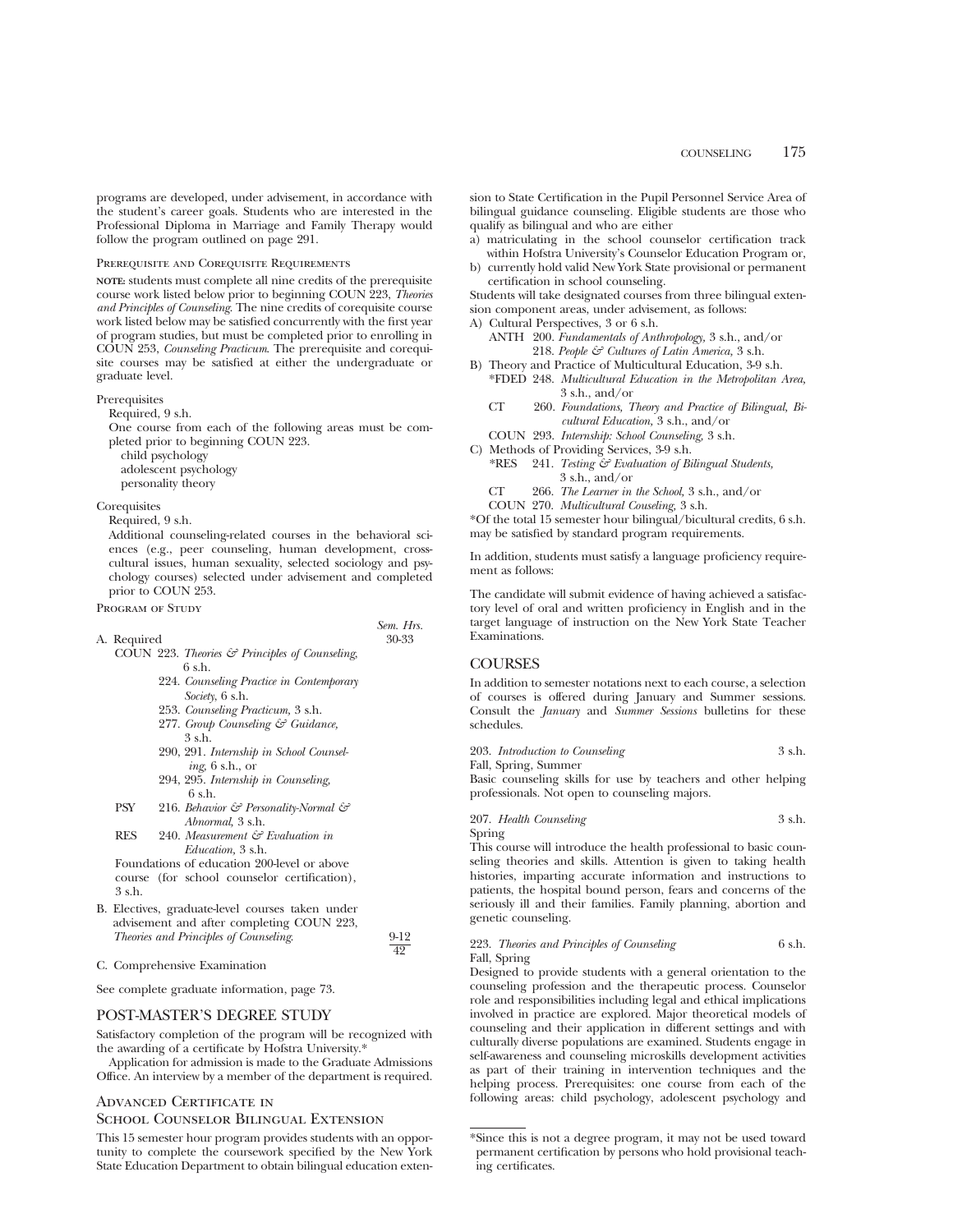programs are developed, under advisement, in accordance with the student's career goals. Students who are interested in the Professional Diploma in Marriage and Family Therapy would follow the program outlined on page 291.

#### Prerequisite and Corequisite Requirements

**NOTE:** students must complete all nine credits of the prerequisite course work listed below prior to beginning COUN 223, *Theories and Principles of Counseling.* The nine credits of corequisite course work listed below may be satisfied concurrently with the first year of program studies, but must be completed prior to enrolling in COUN 253, *Counseling Practicum.* The prerequisite and corequisite courses may be satisfied at either the undergraduate or graduate level.

Prerequisites

Required, 9 s.h.

One course from each of the following areas must be completed prior to beginning COUN 223.

- child psychology
- adolescent psychology
- personality theory

Corequisites

Required, 9 s.h.

Additional counseling-related courses in the behavioral sciences (e.g., peer counseling, human development, cross-cultural issues, human sexuality, selected sociology and psychology courses) selected under advisement and completed prior to COUN 253.

#### Program of Study

| | Sem. Hrs. |
|---|---|
| A. Required | 30-33 |
| COUN 223. *Theories & Principles of Counseling,* 6 s.h. | |
| 224. *Counseling Practice in Contemporary Society,* 6 s.h. | |
| 253. *Counseling Practicum,* 3 s.h. | |
| 277. *Group Counseling & Guidance,* 3 s.h. | |
| 290, 291. *Internship in School Counseling,* 6 s.h., or | |
| 294, 295. *Internship in Counseling,* 6 s.h. | |
| PSY 216. *Behavior & Personality-Normal & Abnormal,* 3 s.h. | |
| RES 240. *Measurement & Evaluation in Education,* 3 s.h. | |
| Foundations of education 200-level or above course (for school counselor certification), 3 s.h. | |
| B. Electives, graduate-level courses taken under advisement and after completing COUN 223, *Theories and Principles of Counseling.* | 9-12 |
| | 42 |

C. Comprehensive Examination

See complete graduate information, page 73.

## POST-MASTER'S DEGREE STUDY

Satisfactory completion of the program will be recognized with the awarding of a certificate by Hofstra University.*

Application for admission is made to the Graduate Admissions Office. An interview by a member of the department is required.

### Advanced Certificate in School Counselor Bilingual Extension

This 15 semester hour program provides students with an opportunity to complete the coursework specified by the New York State Education Department to obtain bilingual education extension to State Certification in the Pupil Personnel Service Area of bilingual guidance counseling. Eligible students are those who qualify as bilingual and who are either

a) matriculating in the school counselor certification track within Hofstra University's Counselor Education Program or,
b) currently hold valid New York State provisional or permanent certification in school counseling.

Students will take designated courses from three bilingual extension component areas, under advisement, as follows:

A) Cultural Perspectives, 3 or 6 s.h.
   - ANTH 200. *Fundamentals of Anthropology,* 3 s.h., and/or
   - 218. *People & Cultures of Latin America,* 3 s.h.

B) Theory and Practice of Multicultural Education, 3-9 s.h.
   - *FDED 248. *Multicultural Education in the Metropolitan Area,* 3 s.h., and/or
   - CT 260. *Foundations, Theory and Practice of Bilingual, Bicultural Education,* 3 s.h., and/or
   - COUN 293. *Internship: School Counseling,* 3 s.h.

C) Methods of Providing Services, 3-9 s.h.
   - *RES 241. *Testing & Evaluation of Bilingual Students,* 3 s.h., and/or
   - CT 266. *The Learner in the School,* 3 s.h., and/or
   - COUN 270. *Multicultural Couseling,* 3 s.h.

*Of the total 15 semester hour bilingual/bicultural credits, 6 s.h. may be satisfied by standard program requirements.

In addition, students must satisfy a language proficiency requirement as follows:

The candidate will submit evidence of having achieved a satisfactory level of oral and written proficiency in English and in the target language of instruction on the New York State Teacher Examinations.

## COURSES

In addition to semester notations next to each course, a selection of courses is offered during January and Summer sessions. Consult the *January* and *Summer Sessions* bulletins for these schedules.

**203.** *Introduction to Counseling* — 3 s.h.
Fall, Spring, Summer
Basic counseling skills for use by teachers and other helping professionals. Not open to counseling majors.

**207.** *Health Counseling* — 3 s.h.
Spring
This course will introduce the health professional to basic counseling theories and skills. Attention is given to taking health histories, imparting accurate information and instructions to patients, the hospital bound person, fears and concerns of the seriously ill and their families. Family planning, abortion and genetic counseling.

**223.** *Theories and Principles of Counseling* — 6 s.h.
Fall, Spring
Designed to provide students with a general orientation to the counseling profession and the therapeutic process. Counselor role and responsibilities including legal and ethical implications involved in practice are explored. Major theoretical models of counseling and their application in different settings and with culturally diverse populations are examined. Students engage in self-awareness and counseling microskills development activities as part of their training in intervention techniques and the helping process. Prerequisites: one course from each of the following areas: child psychology, adolescent psychology and

*Since this is not a degree program, it may not be used toward permanent certification by persons who hold provisional teaching certificates.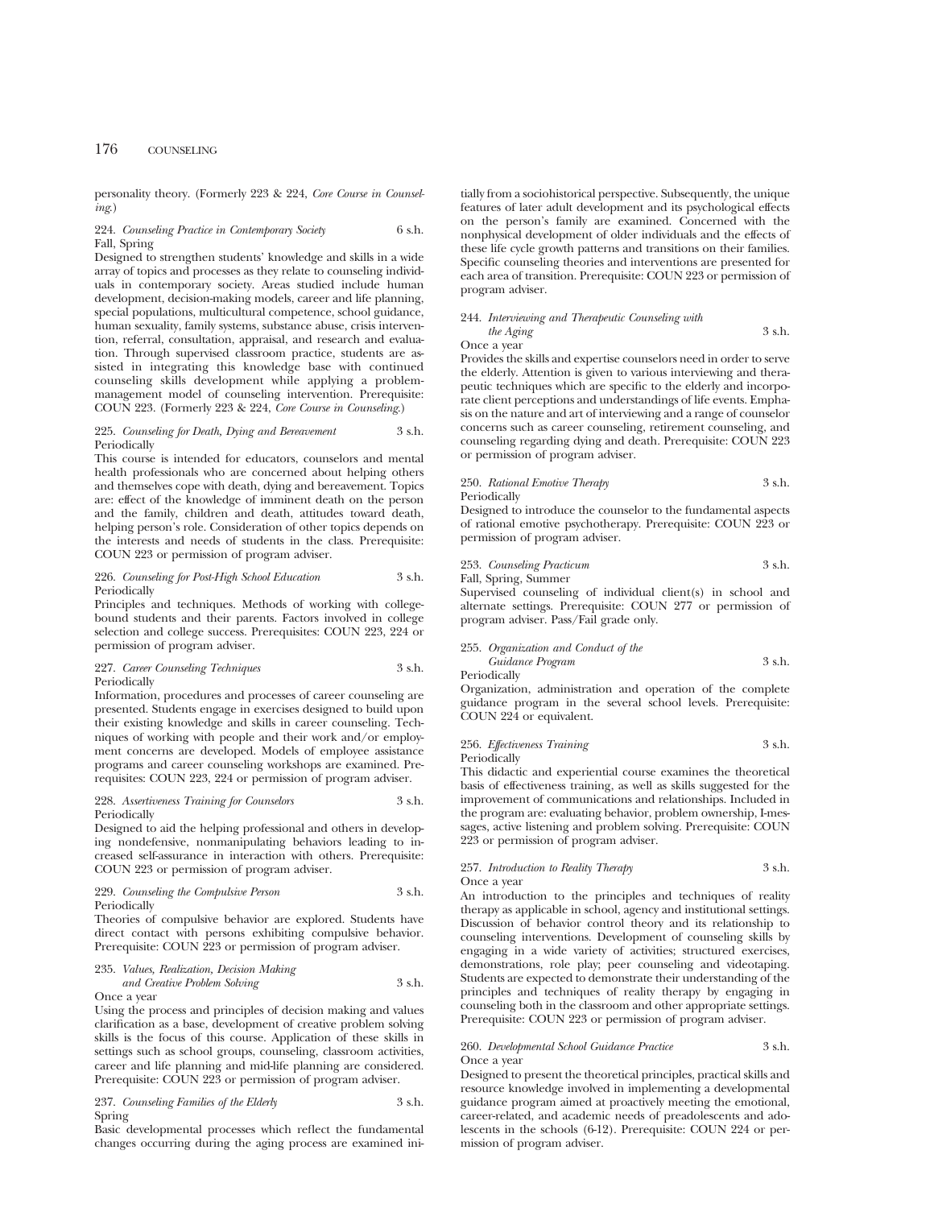personality theory. (Formerly 223 & 224, *Core Course in Counseling.*)

224. *Counseling Practice in Contemporary Society* 6 s.h.
Fall, Spring

Designed to strengthen students' knowledge and skills in a wide array of topics and processes as they relate to counseling individuals in contemporary society. Areas studied include human development, decision-making models, career and life planning, special populations, multicultural competence, school guidance, human sexuality, family systems, substance abuse, crisis intervention, referral, consultation, appraisal, and research and evaluation. Through supervised classroom practice, students are assisted in integrating this knowledge base with continued counseling skills development while applying a problem-management model of counseling intervention. Prerequisite: COUN 223. (Formerly 223 & 224, *Core Course in Counseling.*)

225. *Counseling for Death, Dying and Bereavement* 3 s.h.
Periodically

This course is intended for educators, counselors and mental health professionals who are concerned about helping others and themselves cope with death, dying and bereavement. Topics are: effect of the knowledge of imminent death on the person and the family, children and death, attitudes toward death, helping person's role. Consideration of other topics depends on the interests and needs of students in the class. Prerequisite: COUN 223 or permission of program adviser.

226. *Counseling for Post-High School Education* 3 s.h.
Periodically

Principles and techniques. Methods of working with college-bound students and their parents. Factors involved in college selection and college success. Prerequisites: COUN 223, 224 or permission of program adviser.

227. *Career Counseling Techniques* 3 s.h.
Periodically

Information, procedures and processes of career counseling are presented. Students engage in exercises designed to build upon their existing knowledge and skills in career counseling. Techniques of working with people and their work and/or employment concerns are developed. Models of employee assistance programs and career counseling workshops are examined. Prerequisites: COUN 223, 224 or permission of program adviser.

228. *Assertiveness Training for Counselors* 3 s.h.
Periodically

Designed to aid the helping professional and others in developing nondefensive, nonmanipulating behaviors leading to increased self-assurance in interaction with others. Prerequisite: COUN 223 or permission of program adviser.

229. *Counseling the Compulsive Person* 3 s.h.
Periodically

Theories of compulsive behavior are explored. Students have direct contact with persons exhibiting compulsive behavior. Prerequisite: COUN 223 or permission of program adviser.

235. *Values, Realization, Decision Making and Creative Problem Solving* 3 s.h.
Once a year

Using the process and principles of decision making and values clarification as a base, development of creative problem solving skills is the focus of this course. Application of these skills in settings such as school groups, counseling, classroom activities, career and life planning and mid-life planning are considered. Prerequisite: COUN 223 or permission of program adviser.

237. *Counseling Families of the Elderly* 3 s.h.
Spring

Basic developmental processes which reflect the fundamental changes occurring during the aging process are examined initially from a sociohistorical perspective. Subsequently, the unique features of later adult development and its psychological effects on the person's family are examined. Concerned with the nonphysical development of older individuals and the effects of these life cycle growth patterns and transitions on their families. Specific counseling theories and interventions are presented for each area of transition. Prerequisite: COUN 223 or permission of program adviser.

244. *Interviewing and Therapeutic Counseling with the Aging* 3 s.h.
Once a year

Provides the skills and expertise counselors need in order to serve the elderly. Attention is given to various interviewing and therapeutic techniques which are specific to the elderly and incorporate client perceptions and understandings of life events. Emphasis on the nature and art of interviewing and a range of counselor concerns such as career counseling, retirement counseling, and counseling regarding dying and death. Prerequisite: COUN 223 or permission of program adviser.

250. *Rational Emotive Therapy* 3 s.h.
Periodically

Designed to introduce the counselor to the fundamental aspects of rational emotive psychotherapy. Prerequisite: COUN 223 or permission of program adviser.

253. *Counseling Practicum* 3 s.h.
Fall, Spring, Summer

Supervised counseling of individual client(s) in school and alternate settings. Prerequisite: COUN 277 or permission of program adviser. Pass/Fail grade only.

255. *Organization and Conduct of the Guidance Program* 3 s.h.
Periodically

Organization, administration and operation of the complete guidance program in the several school levels. Prerequisite: COUN 224 or equivalent.

256. *Effectiveness Training* 3 s.h.
Periodically

This didactic and experiential course examines the theoretical basis of effectiveness training, as well as skills suggested for the improvement of communications and relationships. Included in the program are: evaluating behavior, problem ownership, I-messages, active listening and problem solving. Prerequisite: COUN 223 or permission of program adviser.

257. *Introduction to Reality Therapy* 3 s.h.
Once a year

An introduction to the principles and techniques of reality therapy as applicable in school, agency and institutional settings. Discussion of behavior control theory and its relationship to counseling interventions. Development of counseling skills by engaging in a wide variety of activities; structured exercises, demonstrations, role play; peer counseling and videotaping. Students are expected to demonstrate their understanding of the principles and techniques of reality therapy by engaging in counseling both in the classroom and other appropriate settings. Prerequisite: COUN 223 or permission of program adviser.

260. *Developmental School Guidance Practice* 3 s.h.
Once a year

Designed to present the theoretical principles, practical skills and resource knowledge involved in implementing a developmental guidance program aimed at proactively meeting the emotional, career-related, and academic needs of preadolescents and adolescents in the schools (6-12). Prerequisite: COUN 224 or permission of program adviser.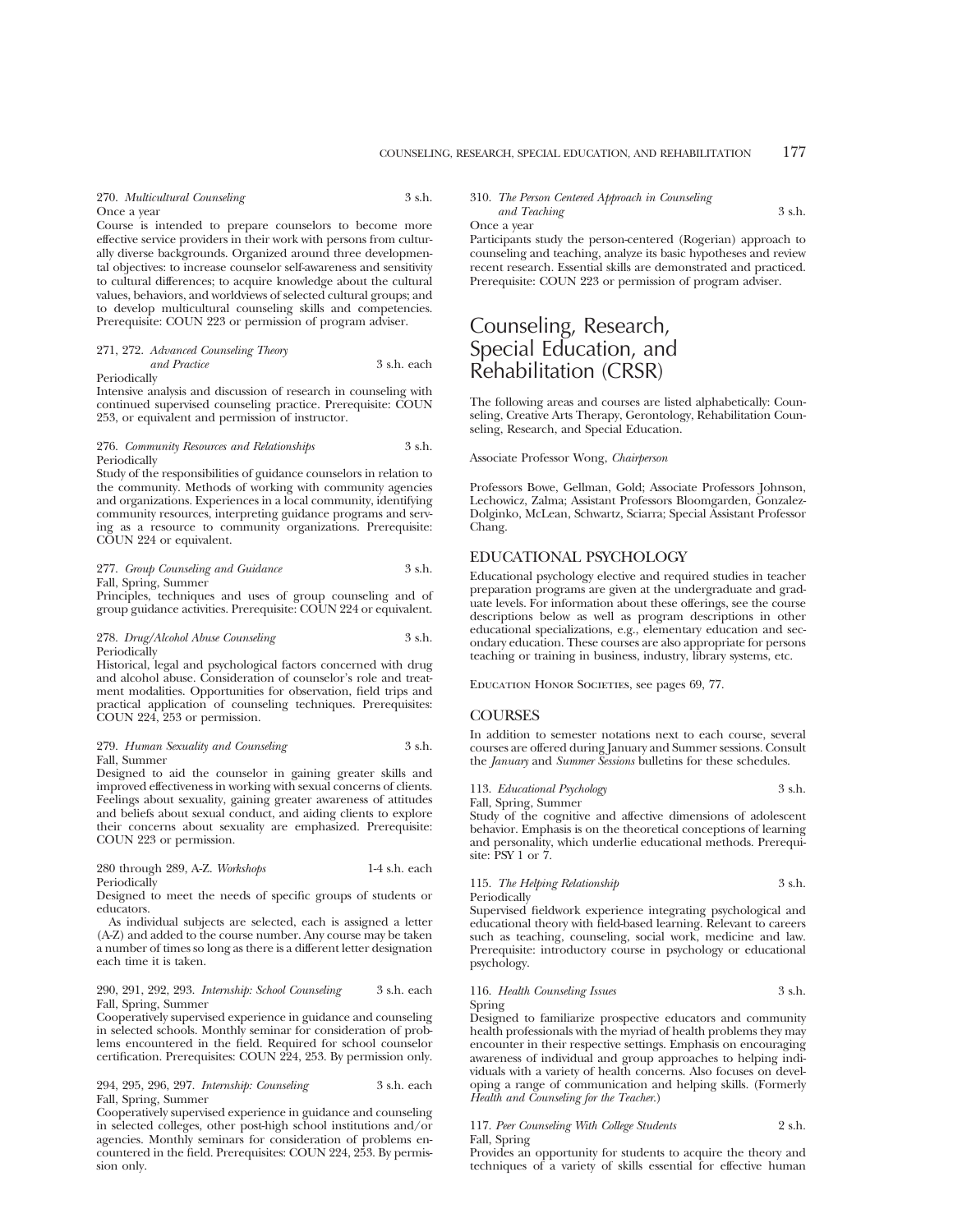270. *Multicultural Counseling* 3 s.h.
Once a year
Course is intended to prepare counselors to become more effective service providers in their work with persons from culturally diverse backgrounds. Organized around three developmental objectives: to increase counselor self-awareness and sensitivity to cultural differences; to acquire knowledge about the cultural values, behaviors, and worldviews of selected cultural groups; and to develop multicultural counseling skills and competencies. Prerequisite: COUN 223 or permission of program adviser.

271, 272. *Advanced Counseling Theory and Practice* 3 s.h. each
Periodically
Intensive analysis and discussion of research in counseling with continued supervised counseling practice. Prerequisite: COUN 253, or equivalent and permission of instructor.

276. *Community Resources and Relationships* 3 s.h.
Periodically
Study of the responsibilities of guidance counselors in relation to the community. Methods of working with community agencies and organizations. Experiences in a local community, identifying community resources, interpreting guidance programs and serving as a resource to community organizations. Prerequisite: COUN 224 or equivalent.

277. *Group Counseling and Guidance* 3 s.h.
Fall, Spring, Summer
Principles, techniques and uses of group counseling and of group guidance activities. Prerequisite: COUN 224 or equivalent.

278. *Drug/Alcohol Abuse Counseling* 3 s.h.
Periodically
Historical, legal and psychological factors concerned with drug and alcohol abuse. Consideration of counselor's role and treatment modalities. Opportunities for observation, field trips and practical application of counseling techniques. Prerequisites: COUN 224, 253 or permission.

279. *Human Sexuality and Counseling* 3 s.h.
Fall, Summer
Designed to aid the counselor in gaining greater skills and improved effectiveness in working with sexual concerns of clients. Feelings about sexuality, gaining greater awareness of attitudes and beliefs about sexual conduct, and aiding clients to explore their concerns about sexuality are emphasized. Prerequisite: COUN 223 or permission.

280 through 289, A-Z. *Workshops* 1-4 s.h. each
Periodically
Designed to meet the needs of specific groups of students or educators.

As individual subjects are selected, each is assigned a letter (A-Z) and added to the course number. Any course may be taken a number of times so long as there is a different letter designation each time it is taken.

290, 291, 292, 293. *Internship: School Counseling* 3 s.h. each
Fall, Spring, Summer
Cooperatively supervised experience in guidance and counseling in selected schools. Monthly seminar for consideration of problems encountered in the field. Required for school counselor certification. Prerequisites: COUN 224, 253. By permission only.

294, 295, 296, 297. *Internship: Counseling* 3 s.h. each
Fall, Spring, Summer
Cooperatively supervised experience in guidance and counseling in selected colleges, other post-high school institutions and/or agencies. Monthly seminars for consideration of problems encountered in the field. Prerequisites: COUN 224, 253. By permission only.

310. *The Person Centered Approach in Counseling and Teaching* 3 s.h.
Once a year
Participants study the person-centered (Rogerian) approach to counseling and teaching, analyze its basic hypotheses and review recent research. Essential skills are demonstrated and practiced. Prerequisite: COUN 223 or permission of program adviser.

# Counseling, Research, Special Education, and Rehabilitation (CRSR)

The following areas and courses are listed alphabetically: Counseling, Creative Arts Therapy, Gerontology, Rehabilitation Counseling, Research, and Special Education.

Associate Professor Wong, *Chairperson*

Professors Bowe, Gellman, Gold; Associate Professors Johnson, Lechowicz, Zalma; Assistant Professors Bloomgarden, Gonzalez-Dolginko, McLean, Schwartz, Sciarra; Special Assistant Professor Chang.

## EDUCATIONAL PSYCHOLOGY

Educational psychology elective and required studies in teacher preparation programs are given at the undergraduate and graduate levels. For information about these offerings, see the course descriptions below as well as program descriptions in other educational specializations, e.g., elementary education and secondary education. These courses are also appropriate for persons teaching or training in business, industry, library systems, etc.

Education Honor Societies, see pages 69, 77.

## COURSES

In addition to semester notations next to each course, several courses are offered during January and Summer sessions. Consult the *January* and *Summer Sessions* bulletins for these schedules.

113. *Educational Psychology* 3 s.h.
Fall, Spring, Summer
Study of the cognitive and affective dimensions of adolescent behavior. Emphasis is on the theoretical conceptions of learning and personality, which underlie educational methods. Prerequisite: PSY 1 or 7.

115. *The Helping Relationship* 3 s.h.
Periodically
Supervised fieldwork experience integrating psychological and educational theory with field-based learning. Relevant to careers such as teaching, counseling, social work, medicine and law. Prerequisite: introductory course in psychology or educational psychology.

116. *Health Counseling Issues* 3 s.h.
Spring
Designed to familiarize prospective educators and community health professionals with the myriad of health problems they may encounter in their respective settings. Emphasis on encouraging awareness of individual and group approaches to helping individuals with a variety of health concerns. Also focuses on developing a range of communication and helping skills. (Formerly *Health and Counseling for the Teacher.*)

117. *Peer Counseling With College Students* 2 s.h.
Fall, Spring
Provides an opportunity for students to acquire the theory and techniques of a variety of skills essential for effective human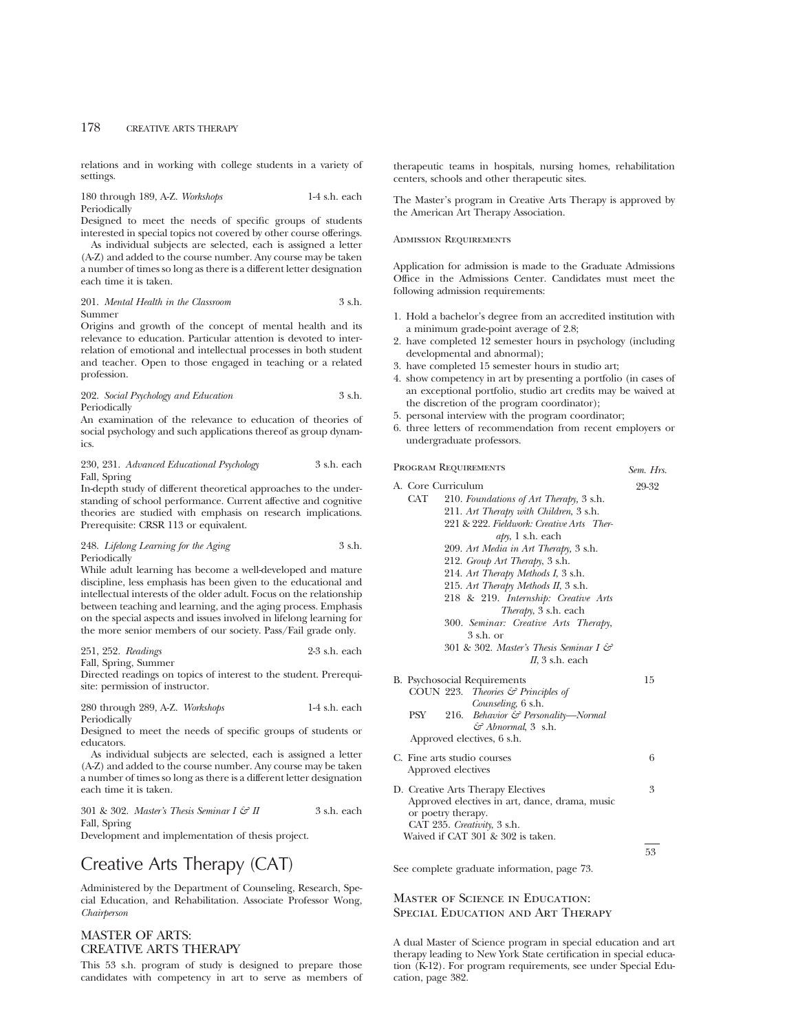relations and in working with college students in a variety of settings.

180 through 189, A-Z. *Workshops* 1-4 s.h. each
Periodically
Designed to meet the needs of specific groups of students interested in special topics not covered by other course offerings.
As individual subjects are selected, each is assigned a letter (A-Z) and added to the course number. Any course may be taken a number of times so long as there is a different letter designation each time it is taken.

201. *Mental Health in the Classroom* 3 s.h.
Summer
Origins and growth of the concept of mental health and its relevance to education. Particular attention is devoted to interrelation of emotional and intellectual processes in both student and teacher. Open to those engaged in teaching or a related profession.

202. *Social Psychology and Education* 3 s.h.
Periodically
An examination of the relevance to education of theories of social psychology and such applications thereof as group dynamics.

230, 231. *Advanced Educational Psychology* 3 s.h. each
Fall, Spring
In-depth study of different theoretical approaches to the understanding of school performance. Current affective and cognitive theories are studied with emphasis on research implications. Prerequisite: CRSR 113 or equivalent.

248. *Lifelong Learning for the Aging* 3 s.h.
Periodically
While adult learning has become a well-developed and mature discipline, less emphasis has been given to the educational and intellectual interests of the older adult. Focus on the relationship between teaching and learning, and the aging process. Emphasis on the special aspects and issues involved in lifelong learning for the more senior members of our society. Pass/Fail grade only.

251, 252. *Readings* 2-3 s.h. each
Fall, Spring, Summer
Directed readings on topics of interest to the student. Prerequisite: permission of instructor.

280 through 289, A-Z. *Workshops* 1-4 s.h. each
Periodically
Designed to meet the needs of specific groups of students or educators.
As individual subjects are selected, each is assigned a letter (A-Z) and added to the course number. Any course may be taken a number of times so long as there is a different letter designation each time it is taken.

301 & 302. *Master's Thesis Seminar I & II* 3 s.h. each
Fall, Spring
Development and implementation of thesis project.

# Creative Arts Therapy (CAT)

Administered by the Department of Counseling, Research, Special Education, and Rehabilitation. Associate Professor Wong, *Chairperson*

## MASTER OF ARTS: CREATIVE ARTS THERAPY

This 53 s.h. program of study is designed to prepare those candidates with competency in art to serve as members of therapeutic teams in hospitals, nursing homes, rehabilitation centers, schools and other therapeutic sites.

The Master's program in Creative Arts Therapy is approved by the American Art Therapy Association.

### Admission Requirements

Application for admission is made to the Graduate Admissions Office in the Admissions Center. Candidates must meet the following admission requirements:

1. Hold a bachelor's degree from an accredited institution with a minimum grade-point average of 2.8;
2. have completed 12 semester hours in psychology (including developmental and abnormal);
3. have completed 15 semester hours in studio art;
4. show competency in art by presenting a portfolio (in cases of an exceptional portfolio, studio art credits may be waived at the discretion of the program coordinator);
5. personal interview with the program coordinator;
6. three letters of recommendation from recent employers or undergraduate professors.

### Program Requirements *Sem. Hrs.*

A. Core Curriculum — 29-32
- CAT 210. *Foundations of Art Therapy*, 3 s.h.
- 211. *Art Therapy with Children*, 3 s.h.
- 221 & 222. *Fieldwork: Creative Arts Therapy*, 1 s.h. each
- 209. *Art Media in Art Therapy,* 3 s.h.
- 212. *Group Art Therapy*, 3 s.h.
- 214. *Art Therapy Methods I,* 3 s.h.
- 215. *Art Therapy Methods II*, 3 s.h.
- 218 & 219. *Internship: Creative Arts Therapy*, 3 s.h. each
- 300. *Seminar: Creative Arts Therapy*, 3 s.h. or
- 301 & 302. *Master's Thesis Seminar I & II*, 3 s.h. each

B. Psychosocial Requirements — 15
- COUN 223. *Theories & Principles of Counseling*, 6 s.h.
- PSY 216. *Behavior & Personality—Normal & Abnormal*, 3 s.h.
- Approved electives, 6 s.h.

C. Fine arts studio courses — 6
- Approved electives

D. Creative Arts Therapy Electives — 3
- Approved electives in art, dance, drama, music or poetry therapy.
- CAT 235. *Creativity*, 3 s.h.
- Waived if CAT 301 & 302 is taken.

Total: 53

See complete graduate information, page 73.

## Master of Science in Education: Special Education and Art Therapy

A dual Master of Science program in special education and art therapy leading to New York State certification in special education (K-12). For program requirements, see under Special Education, page 382.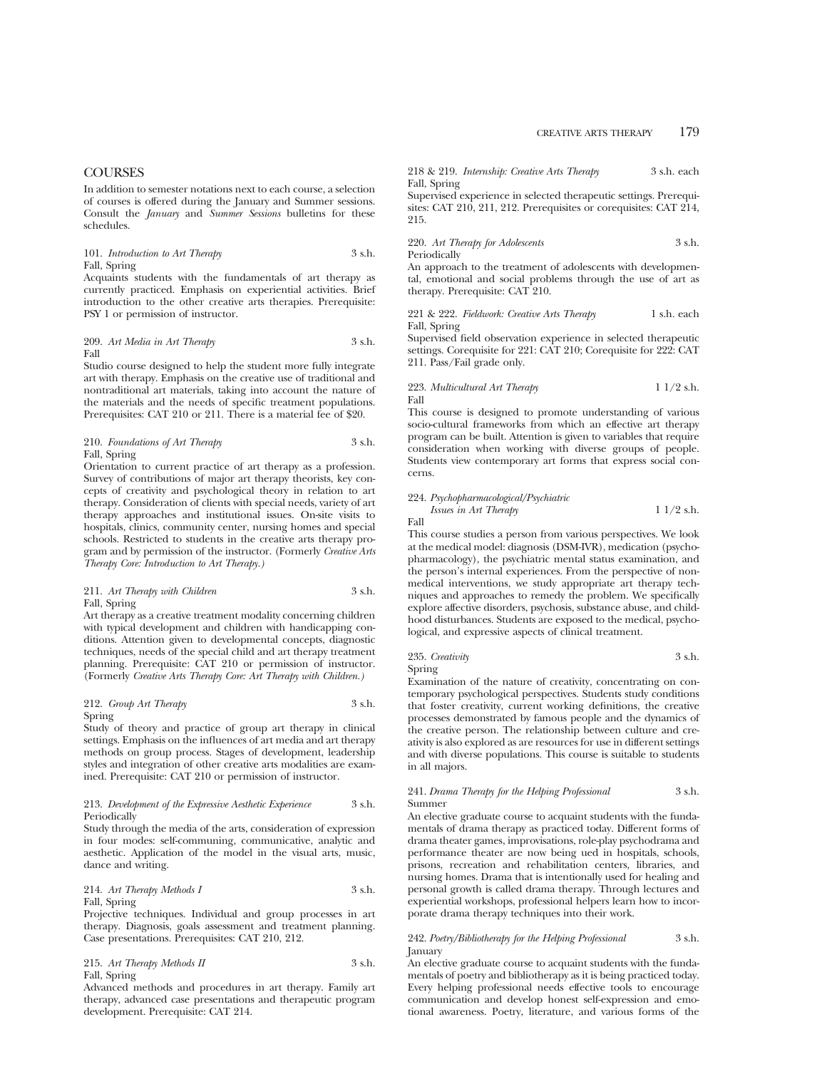## COURSES

In addition to semester notations next to each course, a selection of courses is offered during the January and Summer sessions. Consult the *January* and *Summer Sessions* bulletins for these schedules.

101. *Introduction to Art Therapy* 3 s.h.
Fall, Spring
Acquaints students with the fundamentals of art therapy as currently practiced. Emphasis on experiential activities. Brief introduction to the other creative arts therapies. Prerequisite: PSY 1 or permission of instructor.

209. *Art Media in Art Therapy* 3 s.h.
Fall
Studio course designed to help the student more fully integrate art with therapy. Emphasis on the creative use of traditional and nontraditional art materials, taking into account the nature of the materials and the needs of specific treatment populations. Prerequisites: CAT 210 or 211. There is a material fee of $20.

210. *Foundations of Art Therapy* 3 s.h.
Fall, Spring
Orientation to current practice of art therapy as a profession. Survey of contributions of major art therapy theorists, key concepts of creativity and psychological theory in relation to art therapy. Consideration of clients with special needs, variety of art therapy approaches and institutional issues. On-site visits to hospitals, clinics, community center, nursing homes and special schools. Restricted to students in the creative arts therapy program and by permission of the instructor. (Formerly *Creative Arts Therapy Core: Introduction to Art Therapy.)*

211. *Art Therapy with Children* 3 s.h.
Fall, Spring
Art therapy as a creative treatment modality concerning children with typical development and children with handicapping conditions. Attention given to developmental concepts, diagnostic techniques, needs of the special child and art therapy treatment planning. Prerequisite: CAT 210 or permission of instructor. (Formerly *Creative Arts Therapy Core: Art Therapy with Children.)*

212. *Group Art Therapy* 3 s.h.
Spring
Study of theory and practice of group art therapy in clinical settings. Emphasis on the influences of art media and art therapy methods on group process. Stages of development, leadership styles and integration of other creative arts modalities are examined. Prerequisite: CAT 210 or permission of instructor.

213. *Development of the Expressive Aesthetic Experience* 3 s.h.
Periodically
Study through the media of the arts, consideration of expression in four modes: self-communing, communicative, analytic and aesthetic. Application of the model in the visual arts, music, dance and writing.

214. *Art Therapy Methods I* 3 s.h.
Fall, Spring
Projective techniques. Individual and group processes in art therapy. Diagnosis, goals assessment and treatment planning. Case presentations. Prerequisites: CAT 210, 212.

215. *Art Therapy Methods II* 3 s.h.
Fall, Spring
Advanced methods and procedures in art therapy. Family art therapy, advanced case presentations and therapeutic program development. Prerequisite: CAT 214.

218 & 219. *Internship: Creative Arts Therapy* 3 s.h. each
Fall, Spring
Supervised experience in selected therapeutic settings. Prerequisites: CAT 210, 211, 212. Prerequisites or corequisites: CAT 214, 215.

220. *Art Therapy for Adolescents* 3 s.h.
Periodically
An approach to the treatment of adolescents with developmental, emotional and social problems through the use of art as therapy. Prerequisite: CAT 210.

221 & 222. *Fieldwork: Creative Arts Therapy* 1 s.h. each
Fall, Spring
Supervised field observation experience in selected therapeutic settings. Corequisite for 221: CAT 210; Corequisite for 222: CAT 211. Pass/Fail grade only.

223. *Multicultural Art Therapy* 1 1/2 s.h.
Fall
This course is designed to promote understanding of various socio-cultural frameworks from which an effective art therapy program can be built. Attention is given to variables that require consideration when working with diverse groups of people. Students view contemporary art forms that express social concerns.

224. *Psychopharmacological/Psychiatric Issues in Art Therapy* 1 1/2 s.h.
Fall
This course studies a person from various perspectives. We look at the medical model: diagnosis (DSM-IVR), medication (psychopharmacology), the psychiatric mental status examination, and the person's internal experiences. From the perspective of nonmedical interventions, we study appropriate art therapy techniques and approaches to remedy the problem. We specifically explore affective disorders, psychosis, substance abuse, and childhood disturbances. Students are exposed to the medical, psychological, and expressive aspects of clinical treatment.

235. *Creativity* 3 s.h.
Spring
Examination of the nature of creativity, concentrating on contemporary psychological perspectives. Students study conditions that foster creativity, current working definitions, the creative processes demonstrated by famous people and the dynamics of the creative person. The relationship between culture and creativity is also explored as are resources for use in different settings and with diverse populations. This course is suitable to students in all majors.

241. *Drama Therapy for the Helping Professional* 3 s.h.
Summer
An elective graduate course to acquaint students with the fundamentals of drama therapy as practiced today. Different forms of drama theater games, improvisations, role-play psychodrama and performance theater are now being ued in hospitals, schools, prisons, recreation and rehabilitation centers, libraries, and nursing homes. Drama that is intentionally used for healing and personal growth is called drama therapy. Through lectures and experiential workshops, professional helpers learn how to incorporate drama therapy techniques into their work.

242. *Poetry/Bibliotherapy for the Helping Professional* 3 s.h.
January
An elective graduate course to acquaint students with the fundamentals of poetry and bibliotherapy as it is being practiced today. Every helping professional needs effective tools to encourage communication and develop honest self-expression and emotional awareness. Poetry, literature, and various forms of the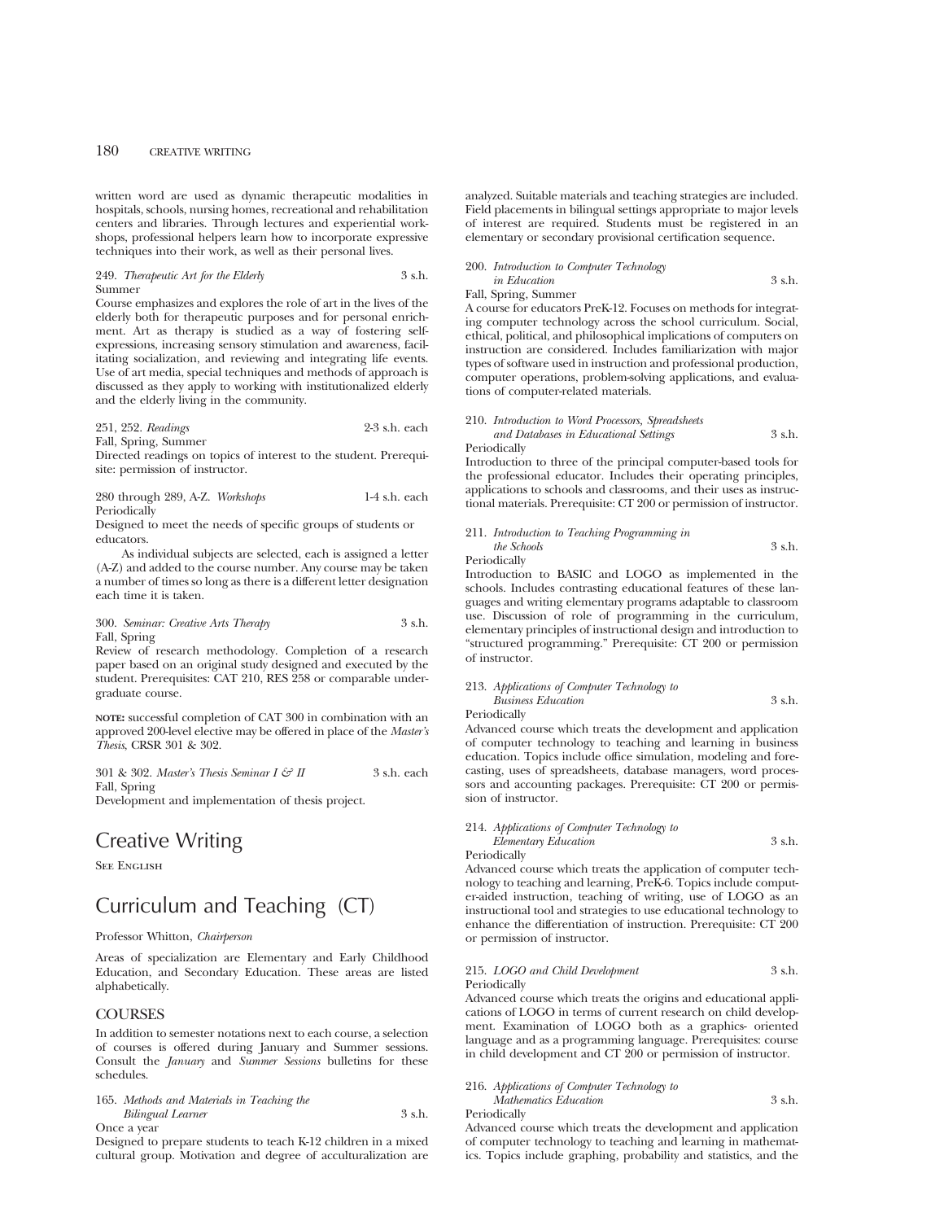written word are used as dynamic therapeutic modalities in hospitals, schools, nursing homes, recreational and rehabilitation centers and libraries. Through lectures and experiential workshops, professional helpers learn how to incorporate expressive techniques into their work, as well as their personal lives.

249. *Therapeutic Art for the Elderly* 3 s.h.
Summer
Course emphasizes and explores the role of art in the lives of the elderly both for therapeutic purposes and for personal enrichment. Art as therapy is studied as a way of fostering self-expressions, increasing sensory stimulation and awareness, facilitating socialization, and reviewing and integrating life events. Use of art media, special techniques and methods of approach is discussed as they apply to working with institutionalized elderly and the elderly living in the community.

251, 252. *Readings* 2-3 s.h. each
Fall, Spring, Summer
Directed readings on topics of interest to the student. Prerequisite: permission of instructor.

280 through 289, A-Z. *Workshops* 1-4 s.h. each
Periodically
Designed to meet the needs of specific groups of students or educators.

As individual subjects are selected, each is assigned a letter (A-Z) and added to the course number. Any course may be taken a number of times so long as there is a different letter designation each time it is taken.

300. *Seminar: Creative Arts Therapy* 3 s.h.
Fall, Spring
Review of research methodology. Completion of a research paper based on an original study designed and executed by the student. Prerequisites: CAT 210, RES 258 or comparable undergraduate course.

**NOTE:** successful completion of CAT 300 in combination with an approved 200-level elective may be offered in place of the *Master's Thesis*, CRSR 301 & 302.

301 & 302. *Master's Thesis Seminar I & II* 3 s.h. each
Fall, Spring
Development and implementation of thesis project.

# Creative Writing

See English

# Curriculum and Teaching (CT)

Professor Whitton, *Chairperson*

Areas of specialization are Elementary and Early Childhood Education, and Secondary Education. These areas are listed alphabetically.

## COURSES

In addition to semester notations next to each course, a selection of courses is offered during January and Summer sessions. Consult the *January* and *Summer Sessions* bulletins for these schedules.

165. *Methods and Materials in Teaching the Bilingual Learner* 3 s.h.
Once a year
Designed to prepare students to teach K-12 children in a mixed cultural group. Motivation and degree of acculturalization are analyzed. Suitable materials and teaching strategies are included. Field placements in bilingual settings appropriate to major levels of interest are required. Students must be registered in an elementary or secondary provisional certification sequence.

200. *Introduction to Computer Technology in Education* 3 s.h.
Fall, Spring, Summer
A course for educators PreK-12. Focuses on methods for integrating computer technology across the school curriculum. Social, ethical, political, and philosophical implications of computers on instruction are considered. Includes familiarization with major types of software used in instruction and professional production, computer operations, problem-solving applications, and evaluations of computer-related materials.

210. *Introduction to Word Processors, Spreadsheets and Databases in Educational Settings* 3 s.h.
Periodically
Introduction to three of the principal computer-based tools for the professional educator. Includes their operating principles, applications to schools and classrooms, and their uses as instructional materials. Prerequisite: CT 200 or permission of instructor.

211. *Introduction to Teaching Programming in the Schools* 3 s.h.
Periodically
Introduction to BASIC and LOGO as implemented in the schools. Includes contrasting educational features of these languages and writing elementary programs adaptable to classroom use. Discussion of role of programming in the curriculum, elementary principles of instructional design and introduction to "structured programming." Prerequisite: CT 200 or permission of instructor.

213. *Applications of Computer Technology to Business Education* 3 s.h.
Periodically
Advanced course which treats the development and application of computer technology to teaching and learning in business education. Topics include office simulation, modeling and forecasting, uses of spreadsheets, database managers, word processors and accounting packages. Prerequisite: CT 200 or permission of instructor.

214. *Applications of Computer Technology to Elementary Education* 3 s.h.
Periodically
Advanced course which treats the application of computer technology to teaching and learning, PreK-6. Topics include computer-aided instruction, teaching of writing, use of LOGO as an instructional tool and strategies to use educational technology to enhance the differentiation of instruction. Prerequisite: CT 200 or permission of instructor.

215. *LOGO and Child Development* 3 s.h.
Periodically
Advanced course which treats the origins and educational applications of LOGO in terms of current research on child development. Examination of LOGO both as a graphics- oriented language and as a programming language. Prerequisites: course in child development and CT 200 or permission of instructor.

216. *Applications of Computer Technology to Mathematics Education* 3 s.h.
Periodically
Advanced course which treats the development and application of computer technology to teaching and learning in mathematics. Topics include graphing, probability and statistics, and the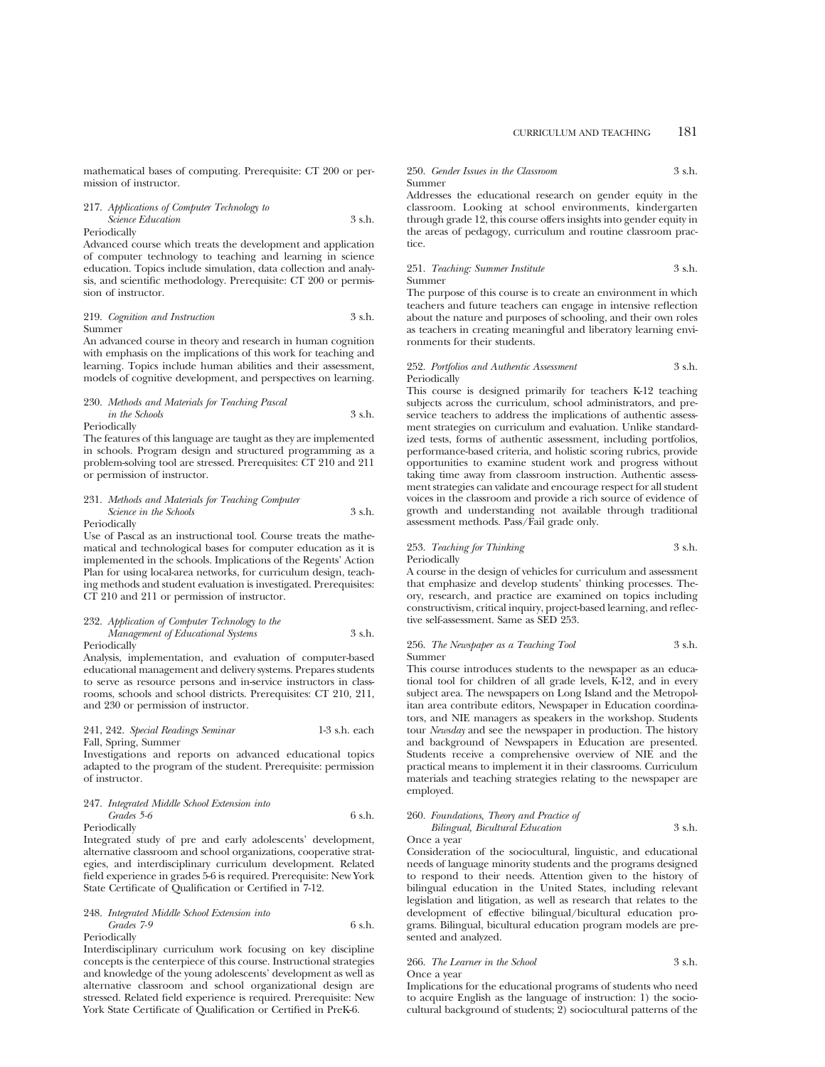mathematical bases of computing. Prerequisite: CT 200 or permission of instructor.

217. *Applications of Computer Technology to Science Education* 3 s.h.
Periodically
Advanced course which treats the development and application of computer technology to teaching and learning in science education. Topics include simulation, data collection and analysis, and scientific methodology. Prerequisite: CT 200 or permission of instructor.

219. *Cognition and Instruction* 3 s.h.
Summer
An advanced course in theory and research in human cognition with emphasis on the implications of this work for teaching and learning. Topics include human abilities and their assessment, models of cognitive development, and perspectives on learning.

230. *Methods and Materials for Teaching Pascal in the Schools* 3 s.h.
Periodically
The features of this language are taught as they are implemented in schools. Program design and structured programming as a problem-solving tool are stressed. Prerequisites: CT 210 and 211 or permission of instructor.

231. *Methods and Materials for Teaching Computer Science in the Schools* 3 s.h.
Periodically
Use of Pascal as an instructional tool. Course treats the mathematical and technological bases for computer education as it is implemented in the schools. Implications of the Regents' Action Plan for using local-area networks, for curriculum design, teaching methods and student evaluation is investigated. Prerequisites: CT 210 and 211 or permission of instructor.

232. *Application of Computer Technology to the Management of Educational Systems* 3 s.h.
Periodically
Analysis, implementation, and evaluation of computer-based educational management and delivery systems. Prepares students to serve as resource persons and in-service instructors in classrooms, schools and school districts. Prerequisites: CT 210, 211, and 230 or permission of instructor.

241, 242. *Special Readings Seminar* 1-3 s.h. each
Fall, Spring, Summer
Investigations and reports on advanced educational topics adapted to the program of the student. Prerequisite: permission of instructor.

247. *Integrated Middle School Extension into Grades 5-6* 6 s.h.
Periodically
Integrated study of pre and early adolescents' development, alternative classroom and school organizations, cooperative strategies, and interdisciplinary curriculum development. Related field experience in grades 5-6 is required. Prerequisite: New York State Certificate of Qualification or Certified in 7-12.

248. *Integrated Middle School Extension into Grades 7-9* 6 s.h.
Periodically
Interdisciplinary curriculum work focusing on key discipline concepts is the centerpiece of this course. Instructional strategies and knowledge of the young adolescents' development as well as alternative classroom and school organizational design are stressed. Related field experience is required. Prerequisite: New York State Certificate of Qualification or Certified in PreK-6.

250. *Gender Issues in the Classroom* 3 s.h.
Summer
Addresses the educational research on gender equity in the classroom. Looking at school environments, kindergarten through grade 12, this course offers insights into gender equity in the areas of pedagogy, curriculum and routine classroom practice.

251. *Teaching: Summer Institute* 3 s.h.
Summer
The purpose of this course is to create an environment in which teachers and future teachers can engage in intensive reflection about the nature and purposes of schooling, and their own roles as teachers in creating meaningful and liberatory learning environments for their students.

252. *Portfolios and Authentic Assessment* 3 s.h.
Periodically
This course is designed primarily for teachers K-12 teaching subjects across the curriculum, school administrators, and preservice teachers to address the implications of authentic assessment strategies on curriculum and evaluation. Unlike standardized tests, forms of authentic assessment, including portfolios, performance-based criteria, and holistic scoring rubrics, provide opportunities to examine student work and progress without taking time away from classroom instruction. Authentic assessment strategies can validate and encourage respect for all student voices in the classroom and provide a rich source of evidence of growth and understanding not available through traditional assessment methods. Pass/Fail grade only.

253. *Teaching for Thinking* 3 s.h.
Periodically
A course in the design of vehicles for curriculum and assessment that emphasize and develop students' thinking processes. Theory, research, and practice are examined on topics including constructivism, critical inquiry, project-based learning, and reflective self-assessment. Same as SED 253.

256. *The Newspaper as a Teaching Tool* 3 s.h.
Summer
This course introduces students to the newspaper as an educational tool for children of all grade levels, K-12, and in every subject area. The newspapers on Long Island and the Metropolitan area contribute editors, Newspaper in Education coordinators, and NIE managers as speakers in the workshop. Students tour *Newsday* and see the newspaper in production. The history and background of Newspapers in Education are presented. Students receive a comprehensive overview of NIE and the practical means to implement it in their classrooms. Curriculum materials and teaching strategies relating to the newspaper are employed.

260. *Foundations, Theory and Practice of Bilingual, Bicultural Education* 3 s.h.
Once a year
Consideration of the sociocultural, linguistic, and educational needs of language minority students and the programs designed to respond to their needs. Attention given to the history of bilingual education in the United States, including relevant legislation and litigation, as well as research that relates to the development of effective bilingual/bicultural education programs. Bilingual, bicultural education program models are presented and analyzed.

266. *The Learner in the School* 3 s.h.
Once a year
Implications for the educational programs of students who need to acquire English as the language of instruction: 1) the sociocultural background of students; 2) sociocultural patterns of the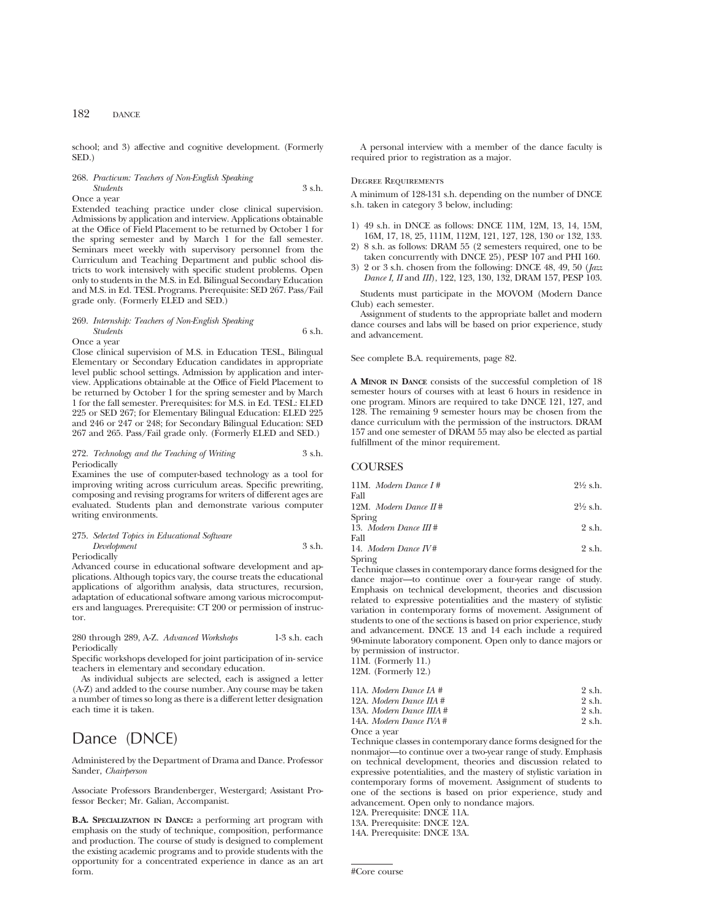school; and 3) affective and cognitive development. (Formerly SED.)

268. *Practicum: Teachers of Non-English Speaking Students* 3 s.h.
Once a year
Extended teaching practice under close clinical supervision. Admissions by application and interview. Applications obtainable at the Office of Field Placement to be returned by October 1 for the spring semester and by March 1 for the fall semester. Seminars meet weekly with supervisory personnel from the Curriculum and Teaching Department and public school districts to work intensively with specific student problems. Open only to students in the M.S. in Ed. Bilingual Secondary Education and M.S. in Ed. TESL Programs. Prerequisite: SED 267. Pass/Fail grade only. (Formerly ELED and SED.)

269. *Internship: Teachers of Non-English Speaking Students* 6 s.h.
Once a year
Close clinical supervision of M.S. in Education TESL, Bilingual Elementary or Secondary Education candidates in appropriate level public school settings. Admission by application and interview. Applications obtainable at the Office of Field Placement to be returned by October 1 for the spring semester and by March 1 for the fall semester. Prerequisites: for M.S. in Ed. TESL: ELED 225 or SED 267; for Elementary Bilingual Education: ELED 225 and 246 or 247 or 248; for Secondary Bilingual Education: SED 267 and 265. Pass/Fail grade only. (Formerly ELED and SED.)

272. *Technology and the Teaching of Writing* 3 s.h.
Periodically
Examines the use of computer-based technology as a tool for improving writing across curriculum areas. Specific prewriting, composing and revising programs for writers of different ages are evaluated. Students plan and demonstrate various computer writing environments.

275. *Selected Topics in Educational Software Development* 3 s.h.
Periodically
Advanced course in educational software development and applications. Although topics vary, the course treats the educational applications of algorithm analysis, data structures, recursion, adaptation of educational software among various microcomputers and languages. Prerequisite: CT 200 or permission of instructor.

280 through 289, A-Z. *Advanced Workshops* 1-3 s.h. each
Periodically
Specific workshops developed for joint participation of in-service teachers in elementary and secondary education.

As individual subjects are selected, each is assigned a letter (A-Z) and added to the course number. Any course may be taken a number of times so long as there is a different letter designation each time it is taken.

# Dance (DNCE)

Administered by the Department of Drama and Dance. Professor Sander, *Chairperson*

Associate Professors Brandenberger, Westergard; Assistant Professor Becker; Mr. Galian, Accompanist.

**B.A. Specialization in Dance:** a performing art program with emphasis on the study of technique, composition, performance and production. The course of study is designed to complement the existing academic programs and to provide students with the opportunity for a concentrated experience in dance as an art form.

A personal interview with a member of the dance faculty is required prior to registration as a major.

Degree Requirements

A minimum of 128-131 s.h. depending on the number of DNCE s.h. taken in category 3 below, including:

1) 49 s.h. in DNCE as follows: DNCE 11M, 12M, 13, 14, 15M, 16M, 17, 18, 25, 111M, 112M, 121, 127, 128, 130 or 132, 133.
2) 8 s.h. as follows: DRAM 55 (2 semesters required, one to be taken concurrently with DNCE 25), PESP 107 and PHI 160.
3) 2 or 3 s.h. chosen from the following: DNCE 48, 49, 50 (*Jazz Dance I, II* and *III*), 122, 123, 130, 132, DRAM 157, PESP 103.

Students must participate in the MOVOM (Modern Dance Club) each semester.

Assignment of students to the appropriate ballet and modern dance courses and labs will be based on prior experience, study and advancement.

See complete B.A. requirements, page 82.

**A Minor in Dance** consists of the successful completion of 18 semester hours of courses with at least 6 hours in residence in one program. Minors are required to take DNCE 121, 127, and 128. The remaining 9 semester hours may be chosen from the dance curriculum with the permission of the instructors. DRAM 157 and one semester of DRAM 55 may also be elected as partial fulfillment of the minor requirement.

## COURSES

11M. *Modern Dance I #* 2½ s.h.
Fall
12M. *Modern Dance II #* 2½ s.h.
Spring
13. *Modern Dance III #* 2 s.h.
Fall
14. *Modern Dance IV #* 2 s.h.
Spring
Technique classes in contemporary dance forms designed for the dance major—to continue over a four-year range of study. Emphasis on technical development, theories and discussion related to expressive potentialities and the mastery of stylistic variation in contemporary forms of movement. Assignment of students to one of the sections is based on prior experience, study and advancement. DNCE 13 and 14 each include a required 90-minute laboratory component. Open only to dance majors or by permission of instructor.
11M. (Formerly 11.)
12M. (Formerly 12.)

11A. *Modern Dance IA #* 2 s.h.
12A. *Modern Dance IIA #* 2 s.h.
13A. *Modern Dance IIIA #* 2 s.h.
14A. *Modern Dance IVA #* 2 s.h.
Once a year
Technique classes in contemporary dance forms designed for the nonmajor—to continue over a two-year range of study. Emphasis on technical development, theories and discussion related to expressive potentialities, and the mastery of stylistic variation in contemporary forms of movement. Assignment of students to one of the sections is based on prior experience, study and advancement. Open only to nondance majors.
12A. Prerequisite: DNCE 11A.
13A. Prerequisite: DNCE 12A.
14A. Prerequisite: DNCE 13A.

#Core course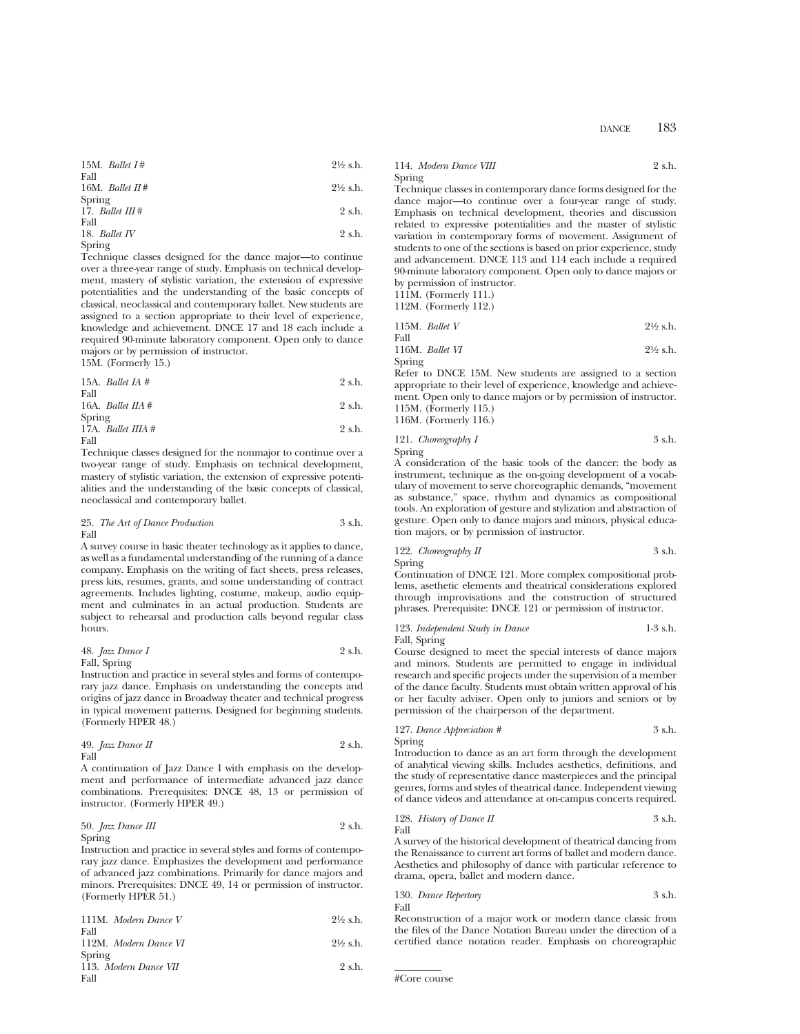15M. *Ballet I* # 2½ s.h.
Fall
16M. *Ballet II* # 2½ s.h.
Spring
17. *Ballet III* # 2 s.h.
Fall
18. *Ballet IV* 2 s.h.
Spring
Technique classes designed for the dance major—to continue over a three-year range of study. Emphasis on technical development, mastery of stylistic variation, the extension of expressive potentialities and the understanding of the basic concepts of classical, neoclassical and contemporary ballet. New students are assigned to a section appropriate to their level of experience, knowledge and achievement. DNCE 17 and 18 each include a required 90-minute laboratory component. Open only to dance majors or by permission of instructor.
15M. (Formerly 15.)

15A. *Ballet IA* # 2 s.h.
Fall
16A. *Ballet IIA* # 2 s.h.
Spring
17A. *Ballet IIIA* # 2 s.h.
Fall
Technique classes designed for the nonmajor to continue over a two-year range of study. Emphasis on technical development, mastery of stylistic variation, the extension of expressive potentialities and the understanding of the basic concepts of classical, neoclassical and contemporary ballet.

25. *The Art of Dance Production* 3 s.h.
Fall
A survey course in basic theater technology as it applies to dance, as well as a fundamental understanding of the running of a dance company. Emphasis on the writing of fact sheets, press releases, press kits, resumes, grants, and some understanding of contract agreements. Includes lighting, costume, makeup, audio equipment and culminates in an actual production. Students are subject to rehearsal and production calls beyond regular class hours.

48. *Jazz Dance I* 2 s.h.
Fall, Spring
Instruction and practice in several styles and forms of contemporary jazz dance. Emphasis on understanding the concepts and origins of jazz dance in Broadway theater and technical progress in typical movement patterns. Designed for beginning students. (Formerly HPER 48.)

49. *Jazz Dance II* 2 s.h.
Fall
A continuation of Jazz Dance I with emphasis on the development and performance of intermediate advanced jazz dance combinations. Prerequisites: DNCE 48, 13 or permission of instructor. (Formerly HPER 49.)

50. *Jazz Dance III* 2 s.h.
Spring
Instruction and practice in several styles and forms of contemporary jazz dance. Emphasizes the development and performance of advanced jazz combinations. Primarily for dance majors and minors. Prerequisites: DNCE 49, 14 or permission of instructor. (Formerly HPER 51.)

111M. *Modern Dance V* 2½ s.h.
Fall
112M. *Modern Dance VI* 2½ s.h.
Spring
113. *Modern Dance VII* 2 s.h.
Fall
114. *Modern Dance VIII* 2 s.h.
Spring
Technique classes in contemporary dance forms designed for the dance major—to continue over a four-year range of study. Emphasis on technical development, theories and discussion related to expressive potentialities and the master of stylistic variation in contemporary forms of movement. Assignment of students to one of the sections is based on prior experience, study and advancement. DNCE 113 and 114 each include a required 90-minute laboratory component. Open only to dance majors or by permission of instructor.
111M. (Formerly 111.)
112M. (Formerly 112.)

115M. *Ballet V* 2½ s.h.
Fall
116M. *Ballet VI* 2½ s.h.
Spring
Refer to DNCE 15M. New students are assigned to a section appropriate to their level of experience, knowledge and achievement. Open only to dance majors or by permission of instructor.
115M. (Formerly 115.)
116M. (Formerly 116.)

121. *Choreography I* 3 s.h.
Spring
A consideration of the basic tools of the dancer: the body as instrument, technique as the on-going development of a vocabulary of movement to serve choreographic demands, "movement as substance," space, rhythm and dynamics as compositional tools. An exploration of gesture and stylization and abstraction of gesture. Open only to dance majors and minors, physical education majors, or by permission of instructor.

122. *Choreography II* 3 s.h.
Spring
Continuation of DNCE 121. More complex compositional problems, asethetic elements and theatrical considerations explored through improvisations and the construction of structured phrases. Prerequisite: DNCE 121 or permission of instructor.

123. *Independent Study in Dance* 1-3 s.h.
Fall, Spring
Course designed to meet the special interests of dance majors and minors. Students are permitted to engage in individual research and specific projects under the supervision of a member of the dance faculty. Students must obtain written approval of his or her faculty adviser. Open only to juniors and seniors or by permission of the chairperson of the department.

127. *Dance Appreciation* # 3 s.h.
Spring
Introduction to dance as an art form through the development of analytical viewing skills. Includes aesthetics, definitions, and the study of representative dance masterpieces and the principal genres, forms and styles of theatrical dance. Independent viewing of dance videos and attendance at on-campus concerts required.

128. *History of Dance II* 3 s.h.
Fall
A survey of the historical development of theatrical dancing from the Renaissance to current art forms of ballet and modern dance. Aesthetics and philosophy of dance with particular reference to drama, opera, ballet and modern dance.

130. *Dance Repertory* 3 s.h.
Fall
Reconstruction of a major work or modern dance classic from the files of the Dance Notation Bureau under the direction of a certified dance notation reader. Emphasis on choreographic

#Core course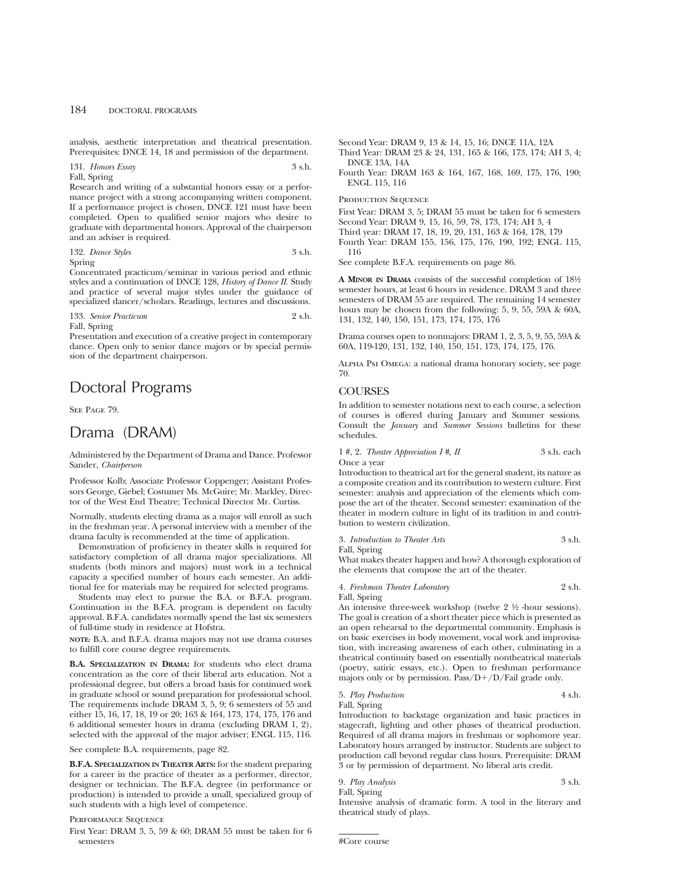analysis, aesthetic interpretation and theatrical presentation. Prerequisites: DNCE 14, 18 and permission of the department.

131. *Honors Essay* 3 s.h.
Fall, Spring
Research and writing of a substantial honors essay or a performance project with a strong accompanying written component. If a performance project is chosen, DNCE 121 must have been completed. Open to qualified senior majors who desire to graduate with departmental honors. Approval of the chairperson and an adviser is required.

132. *Dance Styles* 3 s.h.
Spring
Concentrated practicum/seminar in various period and ethnic styles and a continuation of DNCE 128, *History of Dance II*. Study and practice of several major styles under the guidance of specialized dancer/scholars. Readings, lectures and discussions.

133. *Senior Practicum* 2 s.h.
Fall, Spring
Presentation and execution of a creative project in contemporary dance. Open only to senior dance majors or by special permission of the department chairperson.

# Doctoral Programs

See Page 79.

# Drama (DRAM)

Administered by the Department of Drama and Dance. Professor Sander, *Chairperson*

Professor Kolb; Associate Professor Coppenger; Assistant Professors George, Giebel; Costumer Ms. McGuire; Mr. Markley, Director of the West End Theatre; Technical Director Mr. Curtiss.

Normally, students electing drama as a major will enroll as such in the freshman year. A personal interview with a member of the drama faculty is recommended at the time of application.

Demonstration of proficiency in theater skills is required for satisfactory completion of all drama major specializations. All students (both minors and majors) must work in a technical capacity a specified number of hours each semester. An additional fee for materials may be required for selected programs.

Students may elect to pursue the B.A. or B.F.A. program. Continuation in the B.F.A. program is dependent on faculty approval. B.F.A. candidates normally spend the last six semesters of full-time study in residence at Hofstra.

**NOTE:** B.A. and B.F.A. drama majors may not use drama courses to fulfill core course degree requirements.

**B.A. Specialization in Drama:** for students who elect drama concentration as the core of their liberal arts education. Not a professional degree, but offers a broad basis for continued work in graduate school or sound preparation for professional school. The requirements include DRAM 3, 5, 9; 6 semesters of 55 and either 15, 16, 17, 18, 19 or 20; 163 & 164, 173, 174, 175, 176 and 6 additional semester hours in drama (excluding DRAM 1, 2), selected with the approval of the major adviser; ENGL 115, 116.

See complete B.A. requirements, page 82.

**B.F.A. Specialization in Theater Arts:** for the student preparing for a career in the practice of theater as a performer, director, designer or technician. The B.F.A. degree (in performance or production) is intended to provide a small, specialized group of such students with a high level of competence.

Performance Sequence

First Year: DRAM 3, 5, 59 & 60; DRAM 55 must be taken for 6 semesters
Second Year: DRAM 9, 13 & 14, 15, 16; DNCE 11A, 12A
Third Year: DRAM 23 & 24, 131, 165 & 166, 173, 174; AH 3, 4; DNCE 13A, 14A
Fourth Year: DRAM 163 & 164, 167, 168, 169, 175, 176, 190; ENGL 115, 116

Production Sequence

First Year: DRAM 3, 5; DRAM 55 must be taken for 6 semesters
Second Year: DRAM 9, 15, 16, 59, 78, 173, 174; AH 3, 4
Third year: DRAM 17, 18, 19, 20, 131, 163 & 164, 178, 179
Fourth Year: DRAM 155, 156, 175, 176, 190, 192; ENGL 115, 116

See complete B.F.A. requirements on page 86.

**A Minor in Drama** consists of the successful completion of 18½ semester hours, at least 6 hours in residence. DRAM 3 and three semesters of DRAM 55 are required. The remaining 14 semester hours may be chosen from the following: 5, 9, 55, 59A & 60A, 131, 132, 140, 150, 151, 173, 174, 175, 176

Drama courses open to nonmajors: DRAM 1, 2, 3, 5, 9, 55, 59A & 60A, 119-120, 131, 132, 140, 150, 151, 173, 174, 175, 176.

Alpha Psi Omega: a national drama honorary society, see page 70.

## COURSES

In addition to semester notations next to each course, a selection of courses is offered during January and Summer sessions. Consult the *January* and *Summer Sessions* bulletins for these schedules.

1 #, 2. *Theater Appreciation I #, II* 3 s.h. each
Once a year
Introduction to theatrical art for the general student, its nature as a composite creation and its contribution to western culture. First semester: analysis and appreciation of the elements which compose the art of the theater. Second semester: examination of the theater in modern culture in light of its tradition in and contribution to western civilization.

3. *Introduction to Theater Arts* 3 s.h.
Fall, Spring
What makes theater happen and how? A thorough exploration of the elements that compose the art of the theater.

4. *Freshman Theater Laboratory* 2 s.h.
Fall, Spring
An intensive three-week workshop (twelve 2 ½ -hour sessions). The goal is creation of a short theater piece which is presented as an open rehearsal to the departmental community. Emphasis is on basic exercises in body movement, vocal work and improvisation, with increasing awareness of each other, culminating in a theatrical continuity based on essentially nontheatrical materials (poetry, satiric essays, etc.). Open to freshman performance majors only or by permission. Pass/D+/D/Fail grade only.

5. *Play Production* 4 s.h.
Fall, Spring
Introduction to backstage organization and basic practices in stagecraft, lighting and other phases of theatrical production. Required of all drama majors in freshman or sophomore year. Laboratory hours arranged by instructor. Students are subject to production call beyond regular class hours. Prerequisite: DRAM 3 or by permission of department. No liberal arts credit.

9. *Play Analysis* 3 s.h.
Fall, Spring
Intensive analysis of dramatic form. A tool in the literary and theatrical study of plays.

#Core course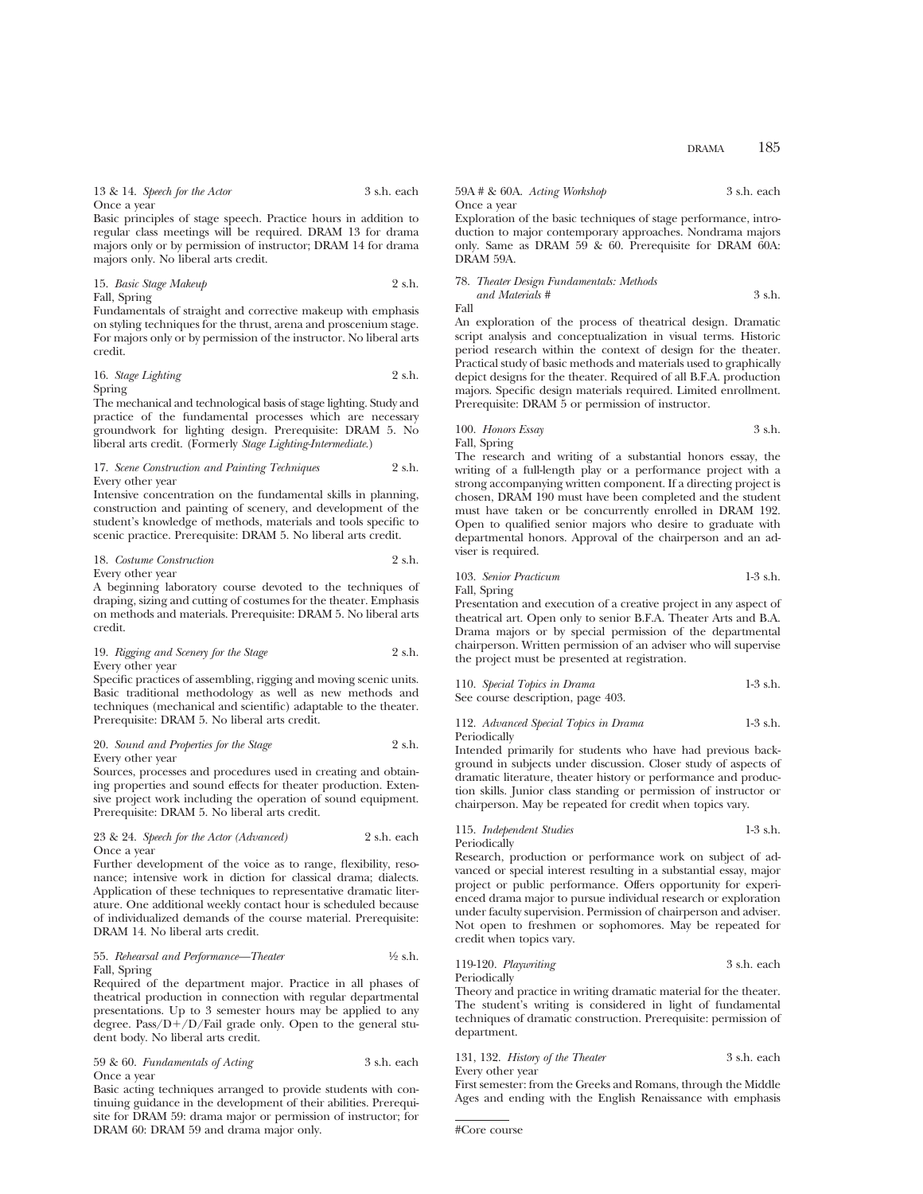13 & 14. *Speech for the Actor* 3 s.h. each
Once a year
Basic principles of stage speech. Practice hours in addition to regular class meetings will be required. DRAM 13 for drama majors only or by permission of instructor; DRAM 14 for drama majors only. No liberal arts credit.

15. *Basic Stage Makeup* 2 s.h.
Fall, Spring
Fundamentals of straight and corrective makeup with emphasis on styling techniques for the thrust, arena and proscenium stage. For majors only or by permission of the instructor. No liberal arts credit.

16. *Stage Lighting* 2 s.h.
Spring
The mechanical and technological basis of stage lighting. Study and practice of the fundamental processes which are necessary groundwork for lighting design. Prerequisite: DRAM 5. No liberal arts credit. (Formerly *Stage Lighting-Intermediate.*)

17. *Scene Construction and Painting Techniques* 2 s.h.
Every other year
Intensive concentration on the fundamental skills in planning, construction and painting of scenery, and development of the student's knowledge of methods, materials and tools specific to scenic practice. Prerequisite: DRAM 5. No liberal arts credit.

18. *Costume Construction* 2 s.h.
Every other year
A beginning laboratory course devoted to the techniques of draping, sizing and cutting of costumes for the theater. Emphasis on methods and materials. Prerequisite: DRAM 5. No liberal arts credit.

19. *Rigging and Scenery for the Stage* 2 s.h.
Every other year
Specific practices of assembling, rigging and moving scenic units. Basic traditional methodology as well as new methods and techniques (mechanical and scientific) adaptable to the theater. Prerequisite: DRAM 5. No liberal arts credit.

20. *Sound and Properties for the Stage* 2 s.h.
Every other year
Sources, processes and procedures used in creating and obtaining properties and sound effects for theater production. Extensive project work including the operation of sound equipment. Prerequisite: DRAM 5. No liberal arts credit.

23 & 24. *Speech for the Actor (Advanced)* 2 s.h. each
Once a year
Further development of the voice as to range, flexibility, resonance; intensive work in diction for classical drama; dialects. Application of these techniques to representative dramatic literature. One additional weekly contact hour is scheduled because of individualized demands of the course material. Prerequisite: DRAM 14. No liberal arts credit.

55. *Rehearsal and Performance—Theater* ½ s.h.
Fall, Spring
Required of the department major. Practice in all phases of theatrical production in connection with regular departmental presentations. Up to 3 semester hours may be applied to any degree. Pass/D+/D/Fail grade only. Open to the general student body. No liberal arts credit.

59 & 60. *Fundamentals of Acting* 3 s.h. each
Once a year
Basic acting techniques arranged to provide students with continuing guidance in the development of their abilities. Prerequisite for DRAM 59: drama major or permission of instructor; for DRAM 60: DRAM 59 and drama major only.

59A # & 60A. *Acting Workshop* 3 s.h. each
Once a year
Exploration of the basic techniques of stage performance, introduction to major contemporary approaches. Nondrama majors only. Same as DRAM 59 & 60. Prerequisite for DRAM 60A: DRAM 59A.

78. *Theater Design Fundamentals: Methods and Materials #* 3 s.h.
Fall
An exploration of the process of theatrical design. Dramatic script analysis and conceptualization in visual terms. Historic period research within the context of design for the theater. Practical study of basic methods and materials used to graphically depict designs for the theater. Required of all B.F.A. production majors. Specific design materials required. Limited enrollment. Prerequisite: DRAM 5 or permission of instructor.

100. *Honors Essay* 3 s.h.
Fall, Spring
The research and writing of a substantial honors essay, the writing of a full-length play or a performance project with a strong accompanying written component. If a directing project is chosen, DRAM 190 must have been completed and the student must have taken or be concurrently enrolled in DRAM 192. Open to qualified senior majors who desire to graduate with departmental honors. Approval of the chairperson and an adviser is required.

103. *Senior Practicum* 1-3 s.h.
Fall, Spring
Presentation and execution of a creative project in any aspect of theatrical art. Open only to senior B.F.A. Theater Arts and B.A. Drama majors or by special permission of the departmental chairperson. Written permission of an adviser who will supervise the project must be presented at registration.

110. *Special Topics in Drama* 1-3 s.h.
See course description, page 403.

112. *Advanced Special Topics in Drama* 1-3 s.h.
Periodically
Intended primarily for students who have had previous background in subjects under discussion. Closer study of aspects of dramatic literature, theater history or performance and production skills. Junior class standing or permission of instructor or chairperson. May be repeated for credit when topics vary.

115. *Independent Studies* 1-3 s.h.
Periodically
Research, production or performance work on subject of advanced or special interest resulting in a substantial essay, major project or public performance. Offers opportunity for experienced drama major to pursue individual research or exploration under faculty supervision. Permission of chairperson and adviser. Not open to freshmen or sophomores. May be repeated for credit when topics vary.

119-120. *Playwriting* 3 s.h. each
Periodically
Theory and practice in writing dramatic material for the theater. The student's writing is considered in light of fundamental techniques of dramatic construction. Prerequisite: permission of department.

131, 132. *History of the Theater* 3 s.h. each
Every other year
First semester: from the Greeks and Romans, through the Middle Ages and ending with the English Renaissance with emphasis

#Core course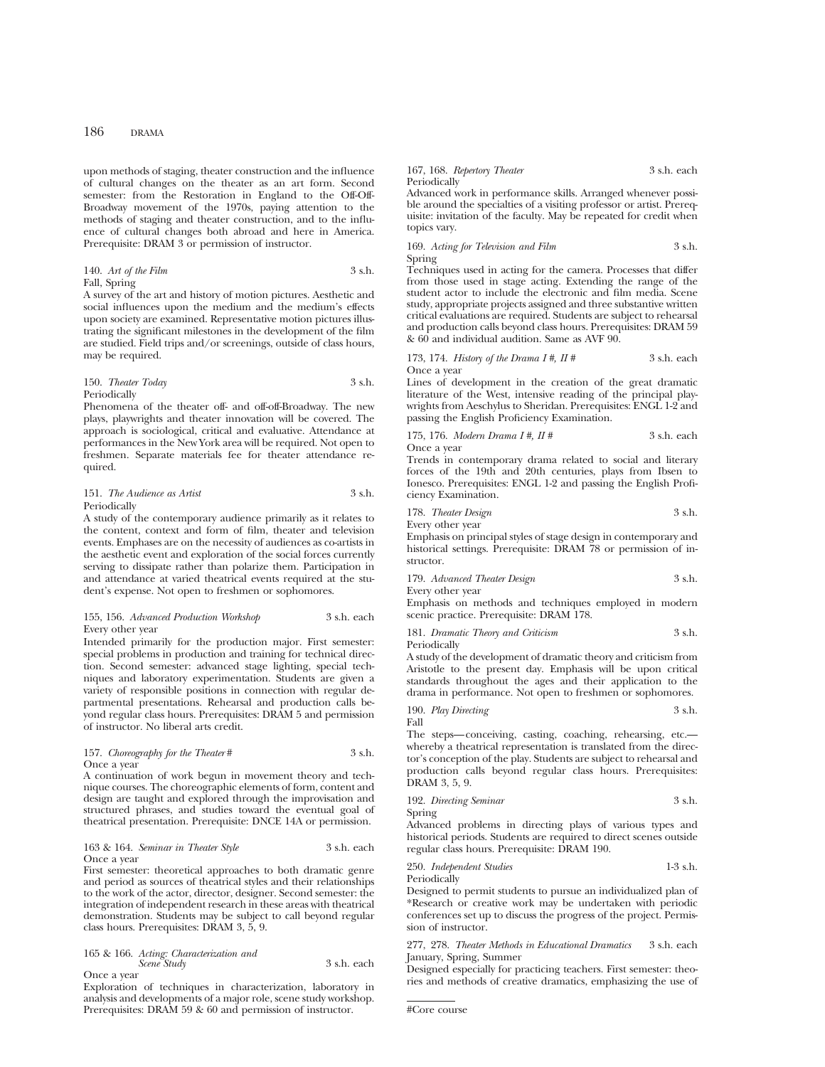upon methods of staging, theater construction and the influence of cultural changes on the theater as an art form. Second semester: from the Restoration in England to the Off-Off-Broadway movement of the 1970s, paying attention to the methods of staging and theater construction, and to the influence of cultural changes both abroad and here in America. Prerequisite: DRAM 3 or permission of instructor.

140. *Art of the Film* 3 s.h.
Fall, Spring
A survey of the art and history of motion pictures. Aesthetic and social influences upon the medium and the medium's effects upon society are examined. Representative motion pictures illustrating the significant milestones in the development of the film are studied. Field trips and/or screenings, outside of class hours, may be required.

150. *Theater Today* 3 s.h.
Periodically
Phenomena of the theater off- and off-off-Broadway. The new plays, playwrights and theater innovation will be covered. The approach is sociological, critical and evaluative. Attendance at performances in the New York area will be required. Not open to freshmen. Separate materials fee for theater attendance required.

151. *The Audience as Artist* 3 s.h.
Periodically
A study of the contemporary audience primarily as it relates to the content, context and form of film, theater and television events. Emphases are on the necessity of audiences as co-artists in the aesthetic event and exploration of the social forces currently serving to dissipate rather than polarize them. Participation in and attendance at varied theatrical events required at the student's expense. Not open to freshmen or sophomores.

155, 156. *Advanced Production Workshop* 3 s.h. each
Every other year
Intended primarily for the production major. First semester: special problems in production and training for technical direction. Second semester: advanced stage lighting, special techniques and laboratory experimentation. Students are given a variety of responsible positions in connection with regular departmental presentations. Rehearsal and production calls beyond regular class hours. Prerequisites: DRAM 5 and permission of instructor. No liberal arts credit.

157. *Choreography for the Theater* # 3 s.h.
Once a year
A continuation of work begun in movement theory and technique courses. The choreographic elements of form, content and design are taught and explored through the improvisation and structured phrases, and studies toward the eventual goal of theatrical presentation. Prerequisite: DNCE 14A or permission.

163 & 164. *Seminar in Theater Style* 3 s.h. each
Once a year
First semester: theoretical approaches to both dramatic genre and period as sources of theatrical styles and their relationships to the work of the actor, director, designer. Second semester: the integration of independent research in these areas with theatrical demonstration. Students may be subject to call beyond regular class hours. Prerequisites: DRAM 3, 5, 9.

165 & 166. *Acting: Characterization and Scene Study* 3 s.h. each
Once a year
Exploration of techniques in characterization, laboratory in analysis and developments of a major role, scene study workshop. Prerequisites: DRAM 59 & 60 and permission of instructor.

167, 168. *Repertory Theater* 3 s.h. each
Periodically
Advanced work in performance skills. Arranged whenever possible around the specialties of a visiting professor or artist. Prerequisite: invitation of the faculty. May be repeated for credit when topics vary.

169. *Acting for Television and Film* 3 s.h.
Spring
Techniques used in acting for the camera. Processes that differ from those used in stage acting. Extending the range of the student actor to include the electronic and film media. Scene study, appropriate projects assigned and three substantive written critical evaluations are required. Students are subject to rehearsal and production calls beyond class hours. Prerequisites: DRAM 59 & 60 and individual audition. Same as AVF 90.

173, 174. *History of the Drama I #, II #* 3 s.h. each
Once a year
Lines of development in the creation of the great dramatic literature of the West, intensive reading of the principal playwrights from Aeschylus to Sheridan. Prerequisites: ENGL 1-2 and passing the English Proficiency Examination.

175, 176. *Modern Drama I #, II #* 3 s.h. each
Once a year
Trends in contemporary drama related to social and literary forces of the 19th and 20th centuries, plays from Ibsen to Ionesco. Prerequisites: ENGL 1-2 and passing the English Proficiency Examination.

178. *Theater Design* 3 s.h.
Every other year
Emphasis on principal styles of stage design in contemporary and historical settings. Prerequisite: DRAM 78 or permission of instructor.

179. *Advanced Theater Design* 3 s.h.
Every other year
Emphasis on methods and techniques employed in modern scenic practice. Prerequisite: DRAM 178.

181. *Dramatic Theory and Criticism* 3 s.h.
Periodically
A study of the development of dramatic theory and criticism from Aristotle to the present day. Emphasis will be upon critical standards throughout the ages and their application to the drama in performance. Not open to freshmen or sophomores.

190. *Play Directing* 3 s.h.
Fall
The steps—conceiving, casting, coaching, rehearsing, etc.—whereby a theatrical representation is translated from the director's conception of the play. Students are subject to rehearsal and production calls beyond regular class hours. Prerequisites: DRAM 3, 5, 9.

192. *Directing Seminar* 3 s.h.
Spring
Advanced problems in directing plays of various types and historical periods. Students are required to direct scenes outside regular class hours. Prerequisite: DRAM 190.

250. *Independent Studies* 1-3 s.h.
Periodically
Designed to permit students to pursue an individualized plan of *Research or creative work may be undertaken with periodic conferences set up to discuss the progress of the project. Permission of instructor.

277, 278. *Theater Methods in Educational Dramatics* 3 s.h. each
January, Spring, Summer
Designed especially for practicing teachers. First semester: theories and methods of creative dramatics, emphasizing the use of

#Core course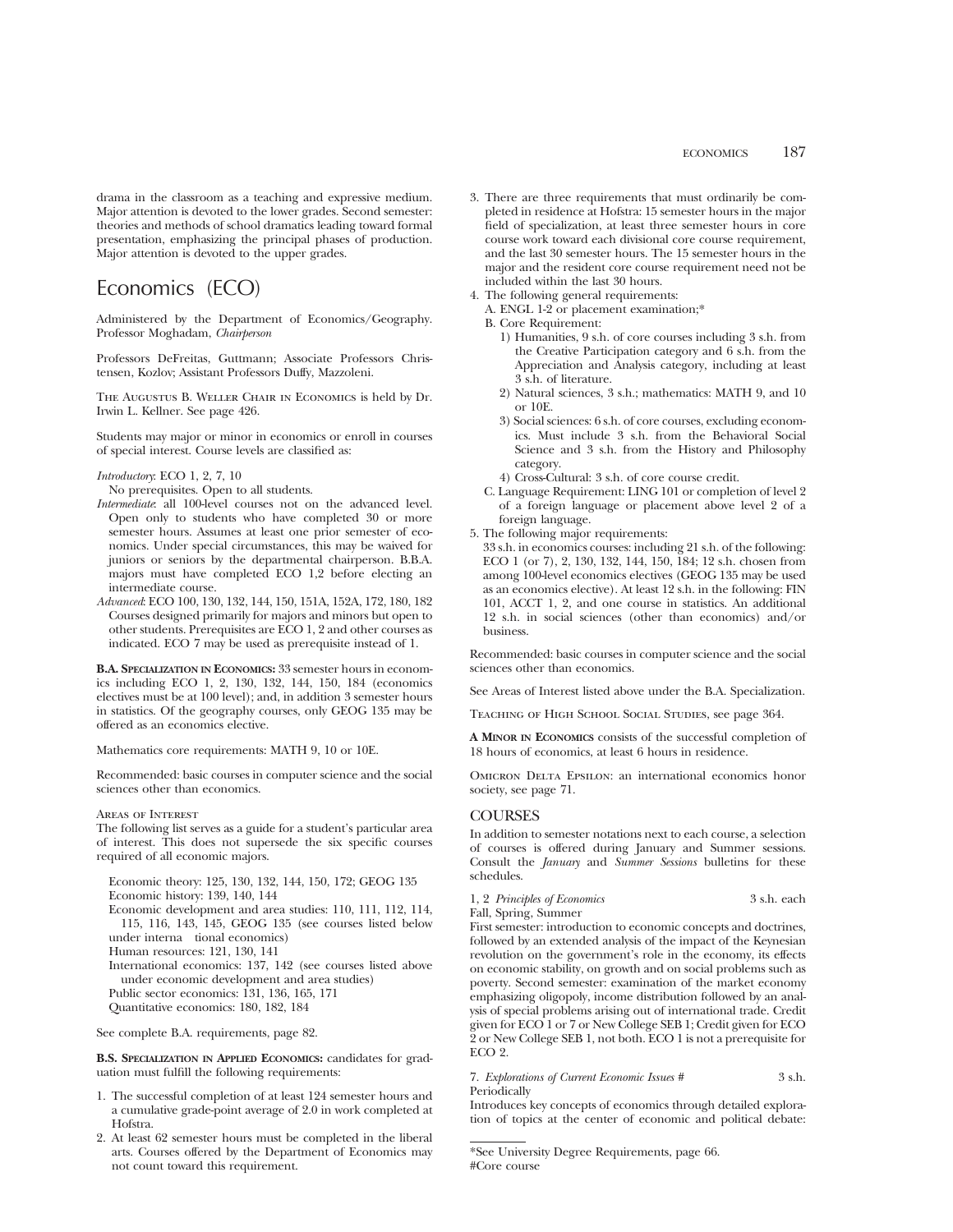drama in the classroom as a teaching and expressive medium. Major attention is devoted to the lower grades. Second semester: theories and methods of school dramatics leading toward formal presentation, emphasizing the principal phases of production. Major attention is devoted to the upper grades.

# Economics (ECO)

Administered by the Department of Economics/Geography. Professor Moghadam, *Chairperson*

Professors DeFreitas, Guttmann; Associate Professors Christensen, Kozlov; Assistant Professors Duffy, Mazzoleni.

The Augustus B. Weller Chair in Economics is held by Dr. Irwin L. Kellner. See page 426.

Students may major or minor in economics or enroll in courses of special interest. Course levels are classified as:

*Introductory*: ECO 1, 2, 7, 10
No prerequisites. Open to all students.

*Intermediate*: all 100-level courses not on the advanced level. Open only to students who have completed 30 or more semester hours. Assumes at least one prior semester of economics. Under special circumstances, this may be waived for juniors or seniors by the departmental chairperson. B.B.A. majors must have completed ECO 1,2 before electing an intermediate course.

*Advanced*: ECO 100, 130, 132, 144, 150, 151A, 152A, 172, 180, 182
Courses designed primarily for majors and minors but open to other students. Prerequisites are ECO 1, 2 and other courses as indicated. ECO 7 may be used as prerequisite instead of 1.

**B.A. Specialization in Economics:** 33 semester hours in economics including ECO 1, 2, 130, 132, 144, 150, 184 (economics electives must be at 100 level); and, in addition 3 semester hours in statistics. Of the geography courses, only GEOG 135 may be offered as an economics elective.

Mathematics core requirements: MATH 9, 10 or 10E.

Recommended: basic courses in computer science and the social sciences other than economics.

Areas of Interest

The following list serves as a guide for a student's particular area of interest. This does not supersede the six specific courses required of all economic majors.

Economic theory: 125, 130, 132, 144, 150, 172; GEOG 135
Economic history: 139, 140, 144
Economic development and area studies: 110, 111, 112, 114, 115, 116, 143, 145, GEOG 135 (see courses listed below under international economics)
Human resources: 121, 130, 141
International economics: 137, 142 (see courses listed above under economic development and area studies)
Public sector economics: 131, 136, 165, 171
Quantitative economics: 180, 182, 184

See complete B.A. requirements, page 82.

**B.S. Specialization in Applied Economics:** candidates for graduation must fulfill the following requirements:

1. The successful completion of at least 124 semester hours and a cumulative grade-point average of 2.0 in work completed at Hofstra.
2. At least 62 semester hours must be completed in the liberal arts. Courses offered by the Department of Economics may not count toward this requirement.
3. There are three requirements that must ordinarily be completed in residence at Hofstra: 15 semester hours in the major field of specialization, at least three semester hours in core course work toward each divisional core course requirement, and the last 30 semester hours. The 15 semester hours in the major and the resident core course requirement need not be included within the last 30 hours.
4. The following general requirements:
   A. ENGL 1-2 or placement examination;*
   B. Core Requirement:
      1) Humanities, 9 s.h. of core courses including 3 s.h. from the Creative Participation category and 6 s.h. from the Appreciation and Analysis category, including at least 3 s.h. of literature.
      2) Natural sciences, 3 s.h.; mathematics: MATH 9, and 10 or 10E.
      3) Social sciences: 6 s.h. of core courses, excluding economics. Must include 3 s.h. from the Behavioral Social Science and 3 s.h. from the History and Philosophy category.
      4) Cross-Cultural: 3 s.h. of core course credit.
   C. Language Requirement: LING 101 or completion of level 2 of a foreign language or placement above level 2 of a foreign language.
5. The following major requirements:
   33 s.h. in economics courses: including 21 s.h. of the following: ECO 1 (or 7), 2, 130, 132, 144, 150, 184; 12 s.h. chosen from among 100-level economics electives (GEOG 135 may be used as an economics elective). At least 12 s.h. in the following: FIN 101, ACCT 1, 2, and one course in statistics. An additional 12 s.h. in social sciences (other than economics) and/or business.

Recommended: basic courses in computer science and the social sciences other than economics.

See Areas of Interest listed above under the B.A. Specialization.

Teaching of High School Social Studies, see page 364.

**A Minor in Economics** consists of the successful completion of 18 hours of economics, at least 6 hours in residence.

Omicron Delta Epsilon: an international economics honor society, see page 71.

## COURSES

In addition to semester notations next to each course, a selection of courses is offered during January and Summer sessions. Consult the *January* and *Summer Sessions* bulletins for these schedules.

1, 2 *Principles of Economics* 3 s.h. each
Fall, Spring, Summer

First semester: introduction to economic concepts and doctrines, followed by an extended analysis of the impact of the Keynesian revolution on the government's role in the economy, its effects on economic stability, on growth and on social problems such as poverty. Second semester: examination of the market economy emphasizing oligopoly, income distribution followed by an analysis of special problems arising out of international trade. Credit given for ECO 1 or 7 or New College SEB 1; Credit given for ECO 2 or New College SEB 1, not both. ECO 1 is not a prerequisite for ECO 2.

7. *Explorations of Current Economic Issues* # 3 s.h.
Periodically

Introduces key concepts of economics through detailed exploration of topics at the center of economic and political debate:

*See University Degree Requirements, page 66.
#Core course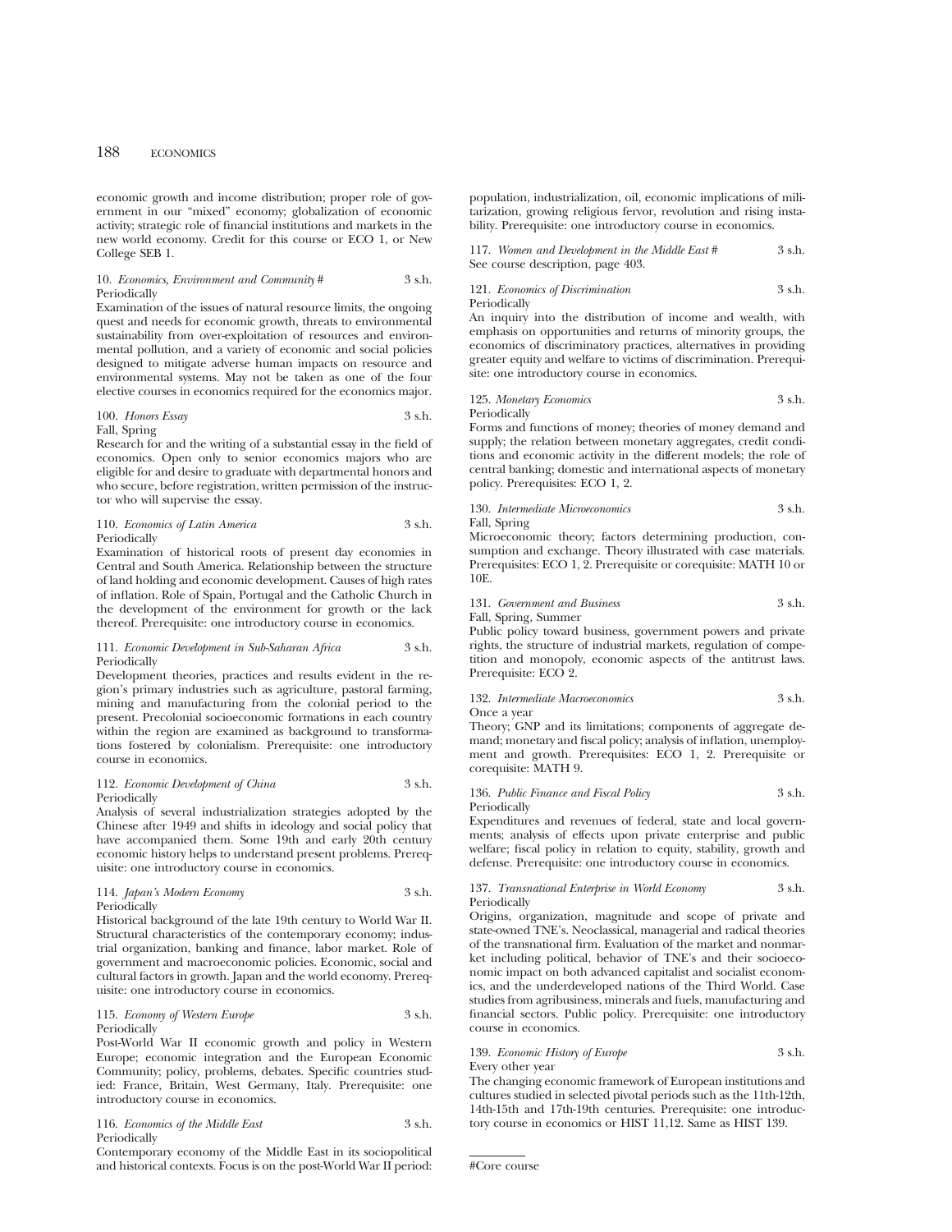economic growth and income distribution; proper role of government in our "mixed" economy; globalization of economic activity; strategic role of financial institutions and markets in the new world economy. Credit for this course or ECO 1, or New College SEB 1.

10. *Economics, Environment and Community* # 3 s.h.
Periodically
Examination of the issues of natural resource limits, the ongoing quest and needs for economic growth, threats to environmental sustainability from over-exploitation of resources and environmental pollution, and a variety of economic and social policies designed to mitigate adverse human impacts on resource and environmental systems. May not be taken as one of the four elective courses in economics required for the economics major.

100. *Honors Essay* 3 s.h.
Fall, Spring
Research for and the writing of a substantial essay in the field of economics. Open only to senior economics majors who are eligible for and desire to graduate with departmental honors and who secure, before registration, written permission of the instructor who will supervise the essay.

110. *Economics of Latin America* 3 s.h.
Periodically
Examination of historical roots of present day economies in Central and South America. Relationship between the structure of land holding and economic development. Causes of high rates of inflation. Role of Spain, Portugal and the Catholic Church in the development of the environment for growth or the lack thereof. Prerequisite: one introductory course in economics.

111. *Economic Development in Sub-Saharan Africa* 3 s.h.
Periodically
Development theories, practices and results evident in the region's primary industries such as agriculture, pastoral farming, mining and manufacturing from the colonial period to the present. Precolonial socioeconomic formations in each country within the region are examined as background to transformations fostered by colonialism. Prerequisite: one introductory course in economics.

112. *Economic Development of China* 3 s.h.
Periodically
Analysis of several industrialization strategies adopted by the Chinese after 1949 and shifts in ideology and social policy that have accompanied them. Some 19th and early 20th century economic history helps to understand present problems. Prerequisite: one introductory course in economics.

114. *Japan's Modern Economy* 3 s.h.
Periodically
Historical background of the late 19th century to World War II. Structural characteristics of the contemporary economy; industrial organization, banking and finance, labor market. Role of government and macroeconomic policies. Economic, social and cultural factors in growth. Japan and the world economy. Prerequisite: one introductory course in economics.

115. *Economy of Western Europe* 3 s.h.
Periodically
Post-World War II economic growth and policy in Western Europe; economic integration and the European Economic Community; policy, problems, debates. Specific countries studied: France, Britain, West Germany, Italy. Prerequisite: one introductory course in economics.

116. *Economics of the Middle East* 3 s.h.
Periodically
Contemporary economy of the Middle East in its sociopolitical and historical contexts. Focus is on the post-World War II period: population, industrialization, oil, economic implications of militarization, growing religious fervor, revolution and rising instability. Prerequisite: one introductory course in economics.

117. *Women and Development in the Middle East* # 3 s.h.
See course description, page 403.

121. *Economics of Discrimination* 3 s.h.
Periodically
An inquiry into the distribution of income and wealth, with emphasis on opportunities and returns of minority groups, the economics of discriminatory practices, alternatives in providing greater equity and welfare to victims of discrimination. Prerequisite: one introductory course in economics.

125. *Monetary Economics* 3 s.h.
Periodically
Forms and functions of money; theories of money demand and supply; the relation between monetary aggregates, credit conditions and economic activity in the different models; the role of central banking; domestic and international aspects of monetary policy. Prerequisites: ECO 1, 2.

130. *Intermediate Microeconomics* 3 s.h.
Fall, Spring
Microeconomic theory; factors determining production, consumption and exchange. Theory illustrated with case materials. Prerequisites: ECO 1, 2. Prerequisite or corequisite: MATH 10 or 10E.

131. *Government and Business* 3 s.h.
Fall, Spring, Summer
Public policy toward business, government powers and private rights, the structure of industrial markets, regulation of competition and monopoly, economic aspects of the antitrust laws. Prerequisite: ECO 2.

132. *Intermediate Macroeconomics* 3 s.h.
Once a year
Theory; GNP and its limitations; components of aggregate demand; monetary and fiscal policy; analysis of inflation, unemployment and growth. Prerequisites: ECO 1, 2. Prerequisite or corequisite: MATH 9.

136. *Public Finance and Fiscal Policy* 3 s.h.
Periodically
Expenditures and revenues of federal, state and local governments; analysis of effects upon private enterprise and public welfare; fiscal policy in relation to equity, stability, growth and defense. Prerequisite: one introductory course in economics.

137. *Transnational Enterprise in World Economy* 3 s.h.
Periodically
Origins, organization, magnitude and scope of private and state-owned TNE's. Neoclassical, managerial and radical theories of the transnational firm. Evaluation of the market and nonmarket including political, behavior of TNE's and their socioeconomic impact on both advanced capitalist and socialist economics, and the underdeveloped nations of the Third World. Case studies from agribusiness, minerals and fuels, manufacturing and financial sectors. Public policy. Prerequisite: one introductory course in economics.

139. *Economic History of Europe* 3 s.h.
Every other year
The changing economic framework of European institutions and cultures studied in selected pivotal periods such as the 11th-12th, 14th-15th and 17th-19th centuries. Prerequisite: one introductory course in economics or HIST 11,12. Same as HIST 139.

#Core course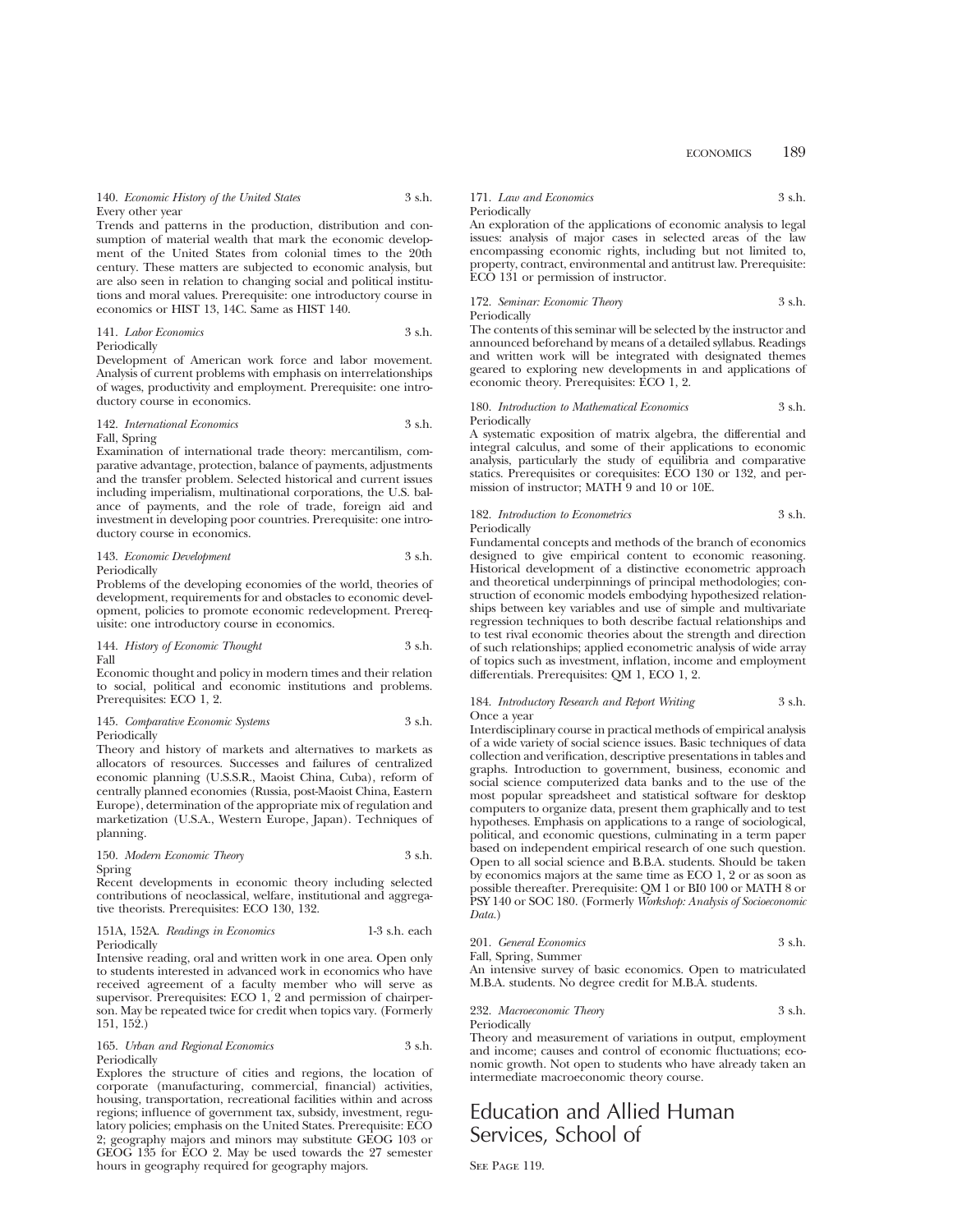140. *Economic History of the United States* 3 s.h.
Every other year
Trends and patterns in the production, distribution and consumption of material wealth that mark the economic development of the United States from colonial times to the 20th century. These matters are subjected to economic analysis, but are also seen in relation to changing social and political institutions and moral values. Prerequisite: one introductory course in economics or HIST 13, 14C. Same as HIST 140.

141. *Labor Economics* 3 s.h.
Periodically
Development of American work force and labor movement. Analysis of current problems with emphasis on interrelationships of wages, productivity and employment. Prerequisite: one introductory course in economics.

142. *International Economics* 3 s.h.
Fall, Spring
Examination of international trade theory: mercantilism, comparative advantage, protection, balance of payments, adjustments and the transfer problem. Selected historical and current issues including imperialism, multinational corporations, the U.S. balance of payments, and the role of trade, foreign aid and investment in developing poor countries. Prerequisite: one introductory course in economics.

143. *Economic Development* 3 s.h.
Periodically
Problems of the developing economies of the world, theories of development, requirements for and obstacles to economic development, policies to promote economic redevelopment. Prerequisite: one introductory course in economics.

144. *History of Economic Thought* 3 s.h.
Fall
Economic thought and policy in modern times and their relation to social, political and economic institutions and problems. Prerequisites: ECO 1, 2.

145. *Comparative Economic Systems* 3 s.h.
Periodically
Theory and history of markets and alternatives to markets as allocators of resources. Successes and failures of centralized economic planning (U.S.S.R., Maoist China, Cuba), reform of centrally planned economies (Russia, post-Maoist China, Eastern Europe), determination of the appropriate mix of regulation and marketization (U.S.A., Western Europe, Japan). Techniques of planning.

150. *Modern Economic Theory* 3 s.h.
Spring
Recent developments in economic theory including selected contributions of neoclassical, welfare, institutional and aggregative theorists. Prerequisites: ECO 130, 132.

151A, 152A. *Readings in Economics* 1-3 s.h. each
Periodically
Intensive reading, oral and written work in one area. Open only to students interested in advanced work in economics who have received agreement of a faculty member who will serve as supervisor. Prerequisites: ECO 1, 2 and permission of chairperson. May be repeated twice for credit when topics vary. (Formerly 151, 152.)

165. *Urban and Regional Economics* 3 s.h.
Periodically
Explores the structure of cities and regions, the location of corporate (manufacturing, commercial, financial) activities, housing, transportation, recreational facilities within and across regions; influence of government tax, subsidy, investment, regulatory policies; emphasis on the United States. Prerequisite: ECO 2; geography majors and minors may substitute GEOG 103 or GEOG 135 for ECO 2. May be used towards the 27 semester hours in geography required for geography majors.

171. *Law and Economics* 3 s.h.
Periodically
An exploration of the applications of economic analysis to legal issues: analysis of major cases in selected areas of the law encompassing economic rights, including but not limited to, property, contract, environmental and antitrust law. Prerequisite: ECO 131 or permission of instructor.

172. *Seminar: Economic Theory* 3 s.h.
Periodically
The contents of this seminar will be selected by the instructor and announced beforehand by means of a detailed syllabus. Readings and written work will be integrated with designated themes geared to exploring new developments in and applications of economic theory. Prerequisites: ECO 1, 2.

180. *Introduction to Mathematical Economics* 3 s.h.
Periodically
A systematic exposition of matrix algebra, the differential and integral calculus, and some of their applications to economic analysis, particularly the study of equilibria and comparative statics. Prerequisites or corequisites: ECO 130 or 132, and permission of instructor; MATH 9 and 10 or 10E.

182. *Introduction to Econometrics* 3 s.h.
Periodically
Fundamental concepts and methods of the branch of economics designed to give empirical content to economic reasoning. Historical development of a distinctive econometric approach and theoretical underpinnings of principal methodologies; construction of economic models embodying hypothesized relationships between key variables and use of simple and multivariate regression techniques to both describe factual relationships and to test rival economic theories about the strength and direction of such relationships; applied econometric analysis of wide array of topics such as investment, inflation, income and employment differentials. Prerequisites: QM 1, ECO 1, 2.

184. *Introductory Research and Report Writing* 3 s.h.
Once a year
Interdisciplinary course in practical methods of empirical analysis of a wide variety of social science issues. Basic techniques of data collection and verification, descriptive presentations in tables and graphs. Introduction to government, business, economic and social science computerized data banks and to the use of the most popular spreadsheet and statistical software for desktop computers to organize data, present them graphically and to test hypotheses. Emphasis on applications to a range of sociological, political, and economic questions, culminating in a term paper based on independent empirical research of one such question. Open to all social science and B.B.A. students. Should be taken by economics majors at the same time as ECO 1, 2 or as soon as possible thereafter. Prerequisite: QM 1 or BI0 100 or MATH 8 or PSY 140 or SOC 180. (Formerly *Workshop: Analysis of Socioeconomic Data.*)

201. *General Economics* 3 s.h.
Fall, Spring, Summer
An intensive survey of basic economics. Open to matriculated M.B.A. students. No degree credit for M.B.A. students.

232. *Macroeconomic Theory* 3 s.h.
Periodically
Theory and measurement of variations in output, employment and income; causes and control of economic fluctuations; economic growth. Not open to students who have already taken an intermediate macroeconomic theory course.

# Education and Allied Human Services, School of

See Page 119.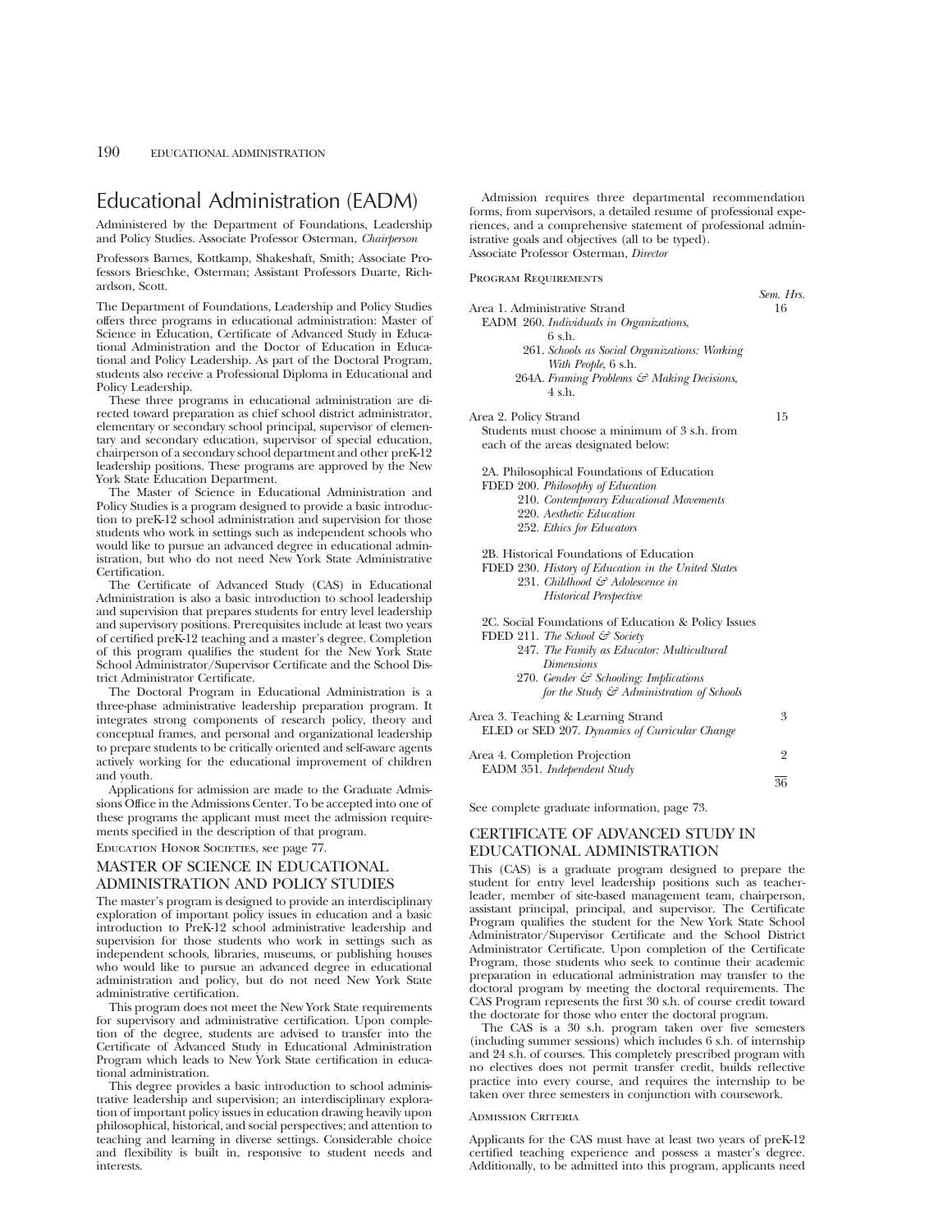# Educational Administration (EADM)

Administered by the Department of Foundations, Leadership and Policy Studies. Associate Professor Osterman, *Chairperson*

Professors Barnes, Kottkamp, Shakeshaft, Smith; Associate Professors Brieschke, Osterman; Assistant Professors Duarte, Richardson, Scott.

The Department of Foundations, Leadership and Policy Studies offers three programs in educational administration: Master of Science in Education, Certificate of Advanced Study in Educational Administration and the Doctor of Education in Educational and Policy Leadership. As part of the Doctoral Program, students also receive a Professional Diploma in Educational and Policy Leadership.

These three programs in educational administration are directed toward preparation as chief school district administrator, elementary or secondary school principal, supervisor of elementary and secondary education, supervisor of special education, chairperson of a secondary school department and other preK-12 leadership positions. These programs are approved by the New York State Education Department.

The Master of Science in Educational Administration and Policy Studies is a program designed to provide a basic introduction to preK-12 school administration and supervision for those students who work in settings such as independent schools who would like to pursue an advanced degree in educational administration, but who do not need New York State Administrative Certification.

The Certificate of Advanced Study (CAS) in Educational Administration is also a basic introduction to school leadership and supervision that prepares students for entry level leadership and supervisory positions. Prerequisites include at least two years of certified preK-12 teaching and a master's degree. Completion of this program qualifies the student for the New York State School Administrator/Supervisor Certificate and the School District Administrator Certificate.

The Doctoral Program in Educational Administration is a three-phase administrative leadership preparation program. It integrates strong components of research policy, theory and conceptual frames, and personal and organizational leadership to prepare students to be critically oriented and self-aware agents actively working for the educational improvement of children and youth.

Applications for admission are made to the Graduate Admissions Office in the Admissions Center. To be accepted into one of these programs the applicant must meet the admission requirements specified in the description of that program.

Education Honor Societies, see page 77.

## MASTER OF SCIENCE IN EDUCATIONAL ADMINISTRATION AND POLICY STUDIES

The master's program is designed to provide an interdisciplinary exploration of important policy issues in education and a basic introduction to PreK-12 school administrative leadership and supervision for those students who work in settings such as independent schools, libraries, museums, or publishing houses who would like to pursue an advanced degree in educational administration and policy, but do not need New York State administrative certification.

This program does not meet the New York State requirements for supervisory and administrative certification. Upon completion of the degree, students are advised to transfer into the Certificate of Advanced Study in Educational Administration Program which leads to New York State certification in educational administration.

This degree provides a basic introduction to school administrative leadership and supervision; an interdisciplinary exploration of important policy issues in education drawing heavily upon philosophical, historical, and social perspectives; and attention to teaching and learning in diverse settings. Considerable choice and flexibility is built in, responsive to student needs and interests.

Admission requires three departmental recommendation forms, from supervisors, a detailed resume of professional experiences, and a comprehensive statement of professional administrative goals and objectives (all to be typed).
Associate Professor Osterman, *Director*

### Program Requirements

| | *Sem. Hrs.* |
|---|---|
| Area 1. Administrative Strand | 16 |
| EADM 260. *Individuals in Organizations*, 6 s.h. | |
| 261. *Schools as Social Organizations: Working With People*, 6 s.h. | |
| 264A. *Framing Problems & Making Decisions*, 4 s.h. | |
| Area 2. Policy Strand | 15 |
| Students must choose a minimum of 3 s.h. from each of the areas designated below: | |
| 2A. Philosophical Foundations of Education | |
| FDED 200. *Philosophy of Education* | |
| 210. *Contemporary Educational Movements* | |
| 220. *Aesthetic Education* | |
| 252. *Ethics for Educators* | |
| 2B. Historical Foundations of Education | |
| FDED 230. *History of Education in the United States* | |
| 231. *Childhood & Adolescence in Historical Perspective* | |
| 2C. Social Foundations of Education & Policy Issues | |
| FDED 211. *The School & Society* | |
| 247. *The Family as Educator: Multicultural Dimensions* | |
| 270. *Gender & Schooling: Implications for the Study & Administration of Schools* | |
| Area 3. Teaching & Learning Strand | 3 |
| ELED or SED 207. *Dynamics of Curricular Change* | |
| Area 4. Completion Projection | 2 |
| EADM 351. *Independent Study* | |
| | 36 |

See complete graduate information, page 73.

## CERTIFICATE OF ADVANCED STUDY IN EDUCATIONAL ADMINISTRATION

This (CAS) is a graduate program designed to prepare the student for entry level leadership positions such as teacher-leader, member of site-based management team, chairperson, assistant principal, principal, and supervisor. The Certificate Program qualifies the student for the New York State School Administrator/Supervisor Certificate and the School District Administrator Certificate. Upon completion of the Certificate Program, those students who seek to continue their academic preparation in educational administration may transfer to the doctoral program by meeting the doctoral requirements. The CAS Program represents the first 30 s.h. of course credit toward the doctorate for those who enter the doctoral program.

The CAS is a 30 s.h. program taken over five semesters (including summer sessions) which includes 6 s.h. of internship and 24 s.h. of courses. This completely prescribed program with no electives does not permit transfer credit, builds reflective practice into every course, and requires the internship to be taken over three semesters in conjunction with coursework.

### Admission Criteria

Applicants for the CAS must have at least two years of preK-12 certified teaching experience and possess a master's degree. Additionally, to be admitted into this program, applicants need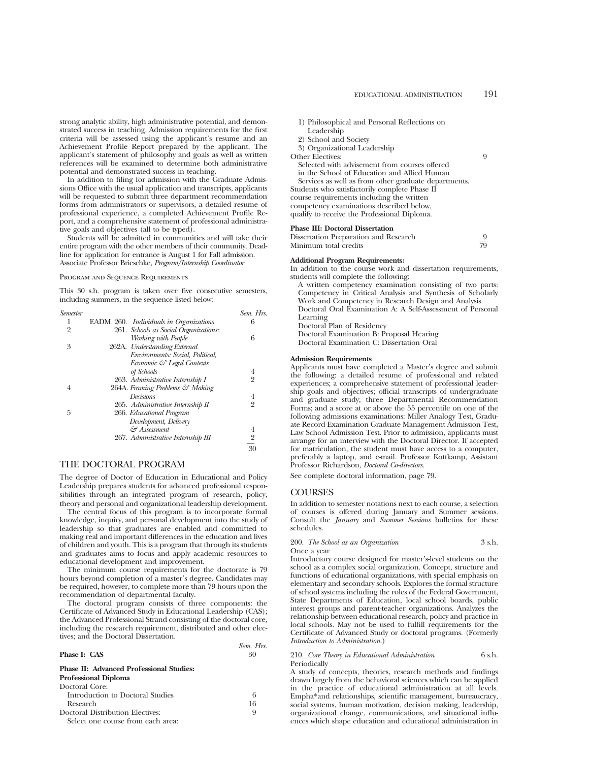strong analytic ability, high administrative potential, and demonstrated success in teaching. Admission requirements for the first criteria will be assessed using the applicant's resume and an Achievement Profile Report prepared by the applicant. The applicant's statement of philosophy and goals as well as written references will be examined to determine both administrative potential and demonstrated success in teaching.

In addition to filing for admission with the Graduate Admissions Office with the usual application and transcripts, applicants will be requested to submit three department recommendation forms from administrators or supervisors, a detailed resume of professional experience, a completed Achievement Profile Report, and a comprehensive statement of professional administrative goals and objectives (all to be typed).

Students will be admitted in communities and will take their entire program with the other members of their community. Deadline for application for entrance is August 1 for Fall admission. Associate Professor Brieschke, *Program/Internship Coordinator*

PROGRAM AND SEQUENCE REQUIREMENTS

This 30 s.h. program is taken over five consecutive semesters, including summers, in the sequence listed below:

| *Semester* | | *Sem. Hrs.* |
|---|---|---|
| 1 | EADM 260. *Individuals in Organizations* | 6 |
| 2 | 261. *Schools as Social Organizations: Working with People* | 6 |
| 3 | 262A. *Understanding External Environments: Social, Political, Economic & Legal Contexts of Schools* | 4 |
| | 263. *Administrative Internship I* | 2 |
| 4 | 264A. *Framing Problems & Making Decisions* | 4 |
| | 265. *Administrative Internship II* | 2 |
| 5 | 266. *Educational Program Development, Delivery & Assessment* | 4 |
| | 267. *Administrative Internship III* | 2 |
| | | 30 |

## THE DOCTORAL PROGRAM

The degree of Doctor of Education in Educational and Policy Leadership prepares students for advanced professional responsibilities through an integrated program of research, policy, theory and personal and organizational leadership development.

The central focus of this program is to incorporate formal knowledge, inquiry, and personal development into the study of leadership so that graduates are enabled and committed to making real and important differences in the education and lives of children and youth. This is a program that through its students and graduates aims to focus and apply academic resources to educational development and improvement.

The minimum course requirements for the doctorate is 79 hours beyond completion of a master's degree. Candidates may be required, however, to complete more than 79 hours upon the recommendation of departmental faculty.

The doctoral program consists of three components: the Certificate of Advanced Study in Educational Leadership (CAS); the Advanced Professional Strand consisting of the doctoral core, including the research requirement, distributed and other electives; and the Doctoral Dissertation.

| | *Sem. Hrs.* |
|---|---|
| **Phase I: CAS** | 30 |
| **Phase II: Advanced Professional Studies: Professional Diploma** | |
| Doctoral Core: | |
| Introduction to Doctoral Studies | 6 |
| Research | 16 |
| Doctoral Distribution Electives: | 9 |
| Select one course from each area: | |
| 1) Philosophical and Personal Reflections on Leadership | |
| 2) School and Society | |
| 3) Organizational Leadership | |
| Other Electives: | 9 |
| Selected with advisement from courses offered in the School of Education and Allied Human Services as well as from other graduate departments. | |

Students who satisfactorily complete Phase II course requirements including the written competency examinations described below, qualify to receive the Professional Diploma.

| **Phase III: Doctoral Dissertation** | |
|---|---|
| Dissertation Preparation and Research | 9 |
| Minimum total credits | 79 |

**Additional Program Requirements:**

In addition to the course work and dissertation requirements, students will complete the following:

A written competency examination consisting of two parts: Competency in Critical Analysis and Synthesis of Scholarly Work and Competency in Research Design and Analysis

Doctoral Oral Examination A: A Self-Assessment of Personal Learning

Doctoral Plan of Residency

Doctoral Examination B: Proposal Hearing

Doctoral Examination C: Dissertation Oral

**Admission Requirements**

Applicants must have completed a Master's degree and submit the following: a detailed resume of professional and related experiences; a comprehensive statement of professional leadership goals and objectives; official transcripts of undergraduate and graduate study; three Departmental Recommendation Forms; and a score at or above the 55 percentile on one of the following admissions examinations: Miller Analogy Test, Graduate Record Examination Graduate Management Admission Test, Law School Admission Test. Prior to admission, applicants must arrange for an interview with the Doctoral Director. If accepted for matriculation, the student must have access to a computer, preferably a laptop, and e-mail. Professor Kottkamp, Assistant Professor Richardson, *Doctoral Co-directors*.

See complete doctoral information, page 79.

## COURSES

In addition to semester notations next to each course, a selection of courses is offered during January and Summer sessions. Consult the *January* and *Summer Sessions* bulletins for these schedules.

200. *The School as an Organization* 3 s.h.
Once a year
Introductory course designed for master's-level students on the school as a complex social organization. Concept, structure and functions of educational organizations, with special emphasis on elementary and secondary schools. Explores the formal structure of school systems including the roles of the Federal Government, State Departments of Education, local school boards, public interest groups and parent-teacher organizations. Analyzes the relationship between educational research, policy and practice in local schools. May not be used to fulfill requirements for the Certificate of Advanced Study or doctoral programs. (Formerly *Introduction to Administration*.)

210. *Core Theory in Educational Administration* 6 s.h.
Periodically
A study of concepts, theories, research methods and findings drawn largely from the behavioral sciences which can be applied in the practice of educational administration at all levels. Empha*and relationships, scientific management, bureaucracy, social systems, human motivation, decision making, leadership, organizational change, communications, and situational influences which shape education and educational administration in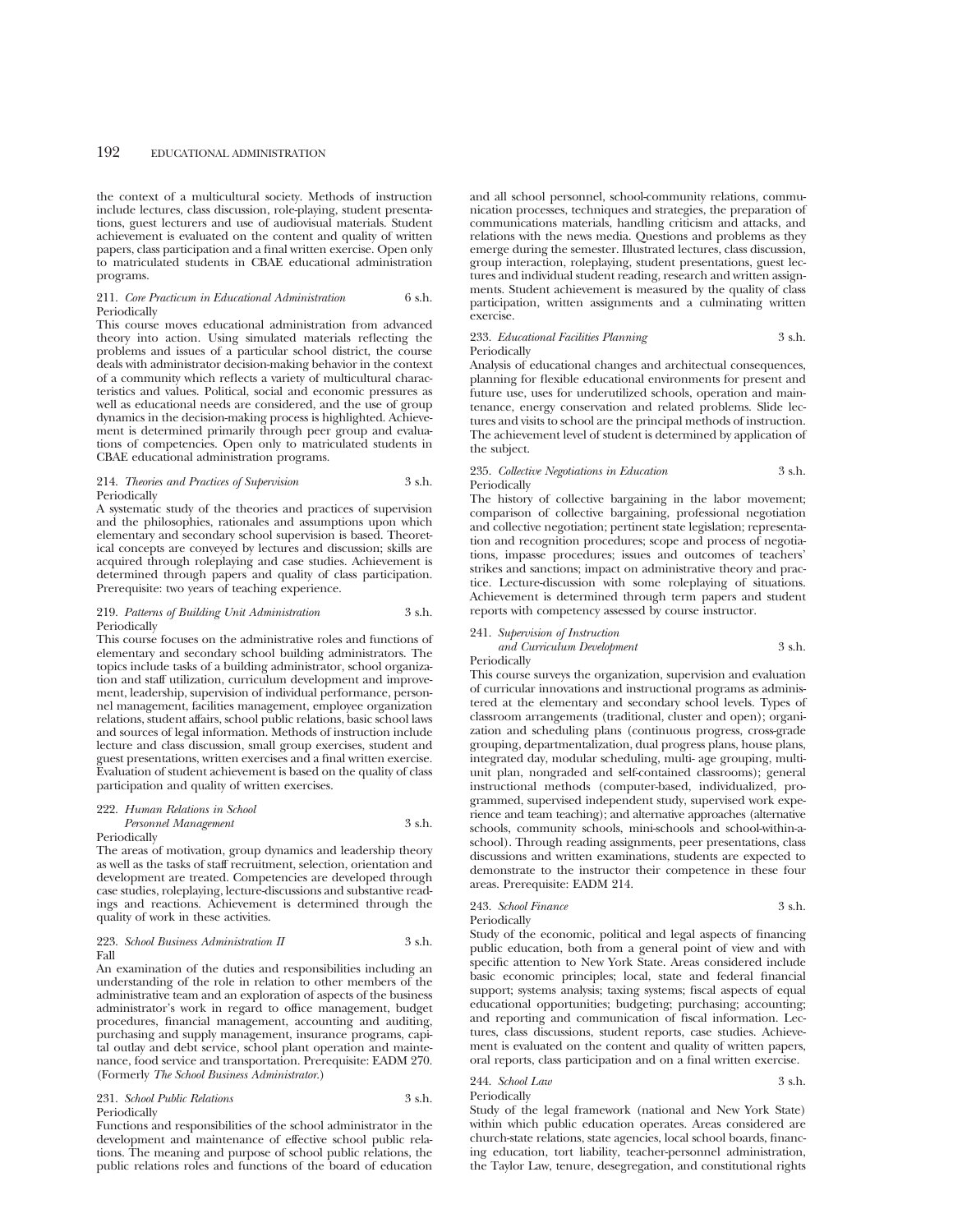the context of a multicultural society. Methods of instruction include lectures, class discussion, role-playing, student presentations, guest lecturers and use of audiovisual materials. Student achievement is evaluated on the content and quality of written papers, class participation and a final written exercise. Open only to matriculated students in CBAE educational administration programs.

211. *Core Practicum in Educational Administration* 6 s.h.
Periodically

This course moves educational administration from advanced theory into action. Using simulated materials reflecting the problems and issues of a particular school district, the course deals with administrator decision-making behavior in the context of a community which reflects a variety of multicultural characteristics and values. Political, social and economic pressures as well as educational needs are considered, and the use of group dynamics in the decision-making process is highlighted. Achievement is determined primarily through peer group and evaluations of competencies. Open only to matriculated students in CBAE educational administration programs.

214. *Theories and Practices of Supervision* 3 s.h.
Periodically

A systematic study of the theories and practices of supervision and the philosophies, rationales and assumptions upon which elementary and secondary school supervision is based. Theoretical concepts are conveyed by lectures and discussion; skills are acquired through roleplaying and case studies. Achievement is determined through papers and quality of class participation. Prerequisite: two years of teaching experience.

219. *Patterns of Building Unit Administration* 3 s.h.
Periodically

This course focuses on the administrative roles and functions of elementary and secondary school building administrators. The topics include tasks of a building administrator, school organization and staff utilization, curriculum development and improvement, leadership, supervision of individual performance, personnel management, facilities management, employee organization relations, student affairs, school public relations, basic school laws and sources of legal information. Methods of instruction include lecture and class discussion, small group exercises, student and guest presentations, written exercises and a final written exercise. Evaluation of student achievement is based on the quality of class participation and quality of written exercises.

222. *Human Relations in School Personnel Management* 3 s.h.
Periodically

The areas of motivation, group dynamics and leadership theory as well as the tasks of staff recruitment, selection, orientation and development are treated. Competencies are developed through case studies, roleplaying, lecture-discussions and substantive readings and reactions. Achievement is determined through the quality of work in these activities.

223. *School Business Administration II* 3 s.h.
Fall

An examination of the duties and responsibilities including an understanding of the role in relation to other members of the administrative team and an exploration of aspects of the business administrator's work in regard to office management, budget procedures, financial management, accounting and auditing, purchasing and supply management, insurance programs, capital outlay and debt service, school plant operation and maintenance, food service and transportation. Prerequisite: EADM 270. (Formerly *The School Business Administrator.*)

231. *School Public Relations* 3 s.h.
Periodically

Functions and responsibilities of the school administrator in the development and maintenance of effective school public relations. The meaning and purpose of school public relations, the public relations roles and functions of the board of education and all school personnel, school-community relations, communication processes, techniques and strategies, the preparation of communications materials, handling criticism and attacks, and relations with the news media. Questions and problems as they emerge during the semester. Illustrated lectures, class discussion, group interaction, roleplaying, student presentations, guest lectures and individual student reading, research and written assignments. Student achievement is measured by the quality of class participation, written assignments and a culminating written exercise.

233. *Educational Facilities Planning* 3 s.h.
Periodically

Analysis of educational changes and architectual consequences, planning for flexible educational environments for present and future use, uses for underutilized schools, operation and maintenance, energy conservation and related problems. Slide lectures and visits to school are the principal methods of instruction. The achievement level of student is determined by application of the subject.

235. *Collective Negotiations in Education* 3 s.h.
Periodically

The history of collective bargaining in the labor movement; comparison of collective bargaining, professional negotiation and collective negotiation; pertinent state legislation; representation and recognition procedures; scope and process of negotiations, impasse procedures; issues and outcomes of teachers' strikes and sanctions; impact on administrative theory and practice. Lecture-discussion with some roleplaying of situations. Achievement is determined through term papers and student reports with competency assessed by course instructor.

241. *Supervision of Instruction and Curriculum Development* 3 s.h.
Periodically

This course surveys the organization, supervision and evaluation of curricular innovations and instructional programs as administered at the elementary and secondary school levels. Types of classroom arrangements (traditional, cluster and open); organization and scheduling plans (continuous progress, cross-grade grouping, departmentalization, dual progress plans, house plans, integrated day, modular scheduling, multi- age grouping, multiunit plan, nongraded and self-contained classrooms); general instructional methods (computer-based, individualized, programmed, supervised independent study, supervised work experience and team teaching); and alternative approaches (alternative schools, community schools, mini-schools and school-within-a-school). Through reading assignments, peer presentations, class discussions and written examinations, students are expected to demonstrate to the instructor their competence in these four areas. Prerequisite: EADM 214.

243. *School Finance* 3 s.h.
Periodically

Study of the economic, political and legal aspects of financing public education, both from a general point of view and with specific attention to New York State. Areas considered include basic economic principles; local, state and federal financial support; systems analysis; taxing systems; fiscal aspects of equal educational opportunities; budgeting; purchasing; accounting; and reporting and communication of fiscal information. Lectures, class discussions, student reports, case studies. Achievement is evaluated on the content and quality of written papers, oral reports, class participation and on a final written exercise.

244. *School Law* 3 s.h.
Periodically

Study of the legal framework (national and New York State) within which public education operates. Areas considered are church-state relations, state agencies, local school boards, financing education, tort liability, teacher-personnel administration, the Taylor Law, tenure, desegregation, and constitutional rights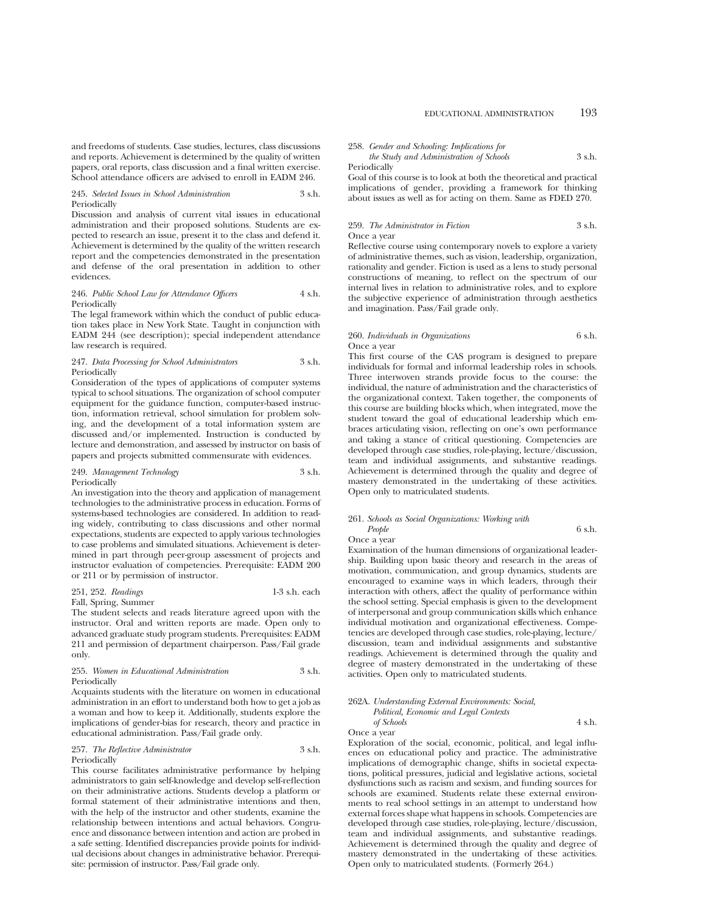and freedoms of students. Case studies, lectures, class discussions and reports. Achievement is determined by the quality of written papers, oral reports, class discussion and a final written exercise. School attendance officers are advised to enroll in EADM 246.

245. *Selected Issues in School Administration* 3 s.h.
Periodically

Discussion and analysis of current vital issues in educational administration and their proposed solutions. Students are expected to research an issue, present it to the class and defend it. Achievement is determined by the quality of the written research report and the competencies demonstrated in the presentation and defense of the oral presentation in addition to other evidences.

246. *Public School Law for Attendance Officers* 4 s.h.
Periodically

The legal framework within which the conduct of public education takes place in New York State. Taught in conjunction with EADM 244 (see description); special independent attendance law research is required.

247. *Data Processing for School Administrators* 3 s.h.
Periodically

Consideration of the types of applications of computer systems typical to school situations. The organization of school computer equipment for the guidance function, computer-based instruction, information retrieval, school simulation for problem solving, and the development of a total information system are discussed and/or implemented. Instruction is conducted by lecture and demonstration, and assessed by instructor on basis of papers and projects submitted commensurate with evidences.

249. *Management Technology* 3 s.h.
Periodically

An investigation into the theory and application of management technologies to the administrative process in education. Forms of systems-based technologies are considered. In addition to reading widely, contributing to class discussions and other normal expectations, students are expected to apply various technologies to case problems and simulated situations. Achievement is determined in part through peer-group assessment of projects and instructor evaluation of competencies. Prerequisite: EADM 200 or 211 or by permission of instructor.

251, 252. *Readings* 1-3 s.h. each
Fall, Spring, Summer

The student selects and reads literature agreed upon with the instructor. Oral and written reports are made. Open only to advanced graduate study program students. Prerequisites: EADM 211 and permission of department chairperson. Pass/Fail grade only.

255. *Women in Educational Administration* 3 s.h.
Periodically

Acquaints students with the literature on women in educational administration in an effort to understand both how to get a job as a woman and how to keep it. Additionally, students explore the implications of gender-bias for research, theory and practice in educational administration. Pass/Fail grade only.

257. *The Reflective Administrator* 3 s.h.
Periodically

This course facilitates administrative performance by helping administrators to gain self-knowledge and develop self-reflection on their administrative actions. Students develop a platform or formal statement of their administrative intentions and then, with the help of the instructor and other students, examine the relationship between intentions and actual behaviors. Congruence and dissonance between intention and action are probed in a safe setting. Identified discrepancies provide points for individual decisions about changes in administrative behavior. Prerequisite: permission of instructor. Pass/Fail grade only.

258. *Gender and Schooling: Implications for the Study and Administration of Schools* 3 s.h.
Periodically

Goal of this course is to look at both the theoretical and practical implications of gender, providing a framework for thinking about issues as well as for acting on them. Same as FDED 270.

259. *The Administrator in Fiction* 3 s.h.
Once a year

Reflective course using contemporary novels to explore a variety of administrative themes, such as vision, leadership, organization, rationality and gender. Fiction is used as a lens to study personal constructions of meaning, to reflect on the spectrum of our internal lives in relation to administrative roles, and to explore the subjective experience of administration through aesthetics and imagination. Pass/Fail grade only.

260. *Individuals in Organizations* 6 s.h.
Once a year

This first course of the CAS program is designed to prepare individuals for formal and informal leadership roles in schools. Three interwoven strands provide focus to the course: the individual, the nature of administration and the characteristics of the organizational context. Taken together, the components of this course are building blocks which, when integrated, move the student toward the goal of educational leadership which embraces articulating vision, reflecting on one's own performance and taking a stance of critical questioning. Competencies are developed through case studies, role-playing, lecture/discussion, team and individual assignments, and substantive readings. Achievement is determined through the quality and degree of mastery demonstrated in the undertaking of these activities. Open only to matriculated students.

261. *Schools as Social Organizations: Working with People* 6 s.h.
Once a year

Examination of the human dimensions of organizational leadership. Building upon basic theory and research in the areas of motivation, communication, and group dynamics, students are encouraged to examine ways in which leaders, through their interaction with others, affect the quality of performance within the school setting. Special emphasis is given to the development of interpersonal and group communication skills which enhance individual motivation and organizational effectiveness. Competencies are developed through case studies, role-playing, lecture/discussion, team and individual assignments and substantive readings. Achievement is determined through the quality and degree of mastery demonstrated in the undertaking of these activities. Open only to matriculated students.

262A. *Understanding External Environments: Social, Political, Economic and Legal Contexts of Schools* 4 s.h.
Once a year

Exploration of the social, economic, political, and legal influences on educational policy and practice. The administrative implications of demographic change, shifts in societal expectations, political pressures, judicial and legislative actions, societal dysfunctions such as racism and sexism, and funding sources for schools are examined. Students relate these external environments to real school settings in an attempt to understand how external forces shape what happens in schools. Competencies are developed through case studies, role-playing, lecture/discussion, team and individual assignments, and substantive readings. Achievement is determined through the quality and degree of mastery demonstrated in the undertaking of these activities. Open only to matriculated students. (Formerly 264.)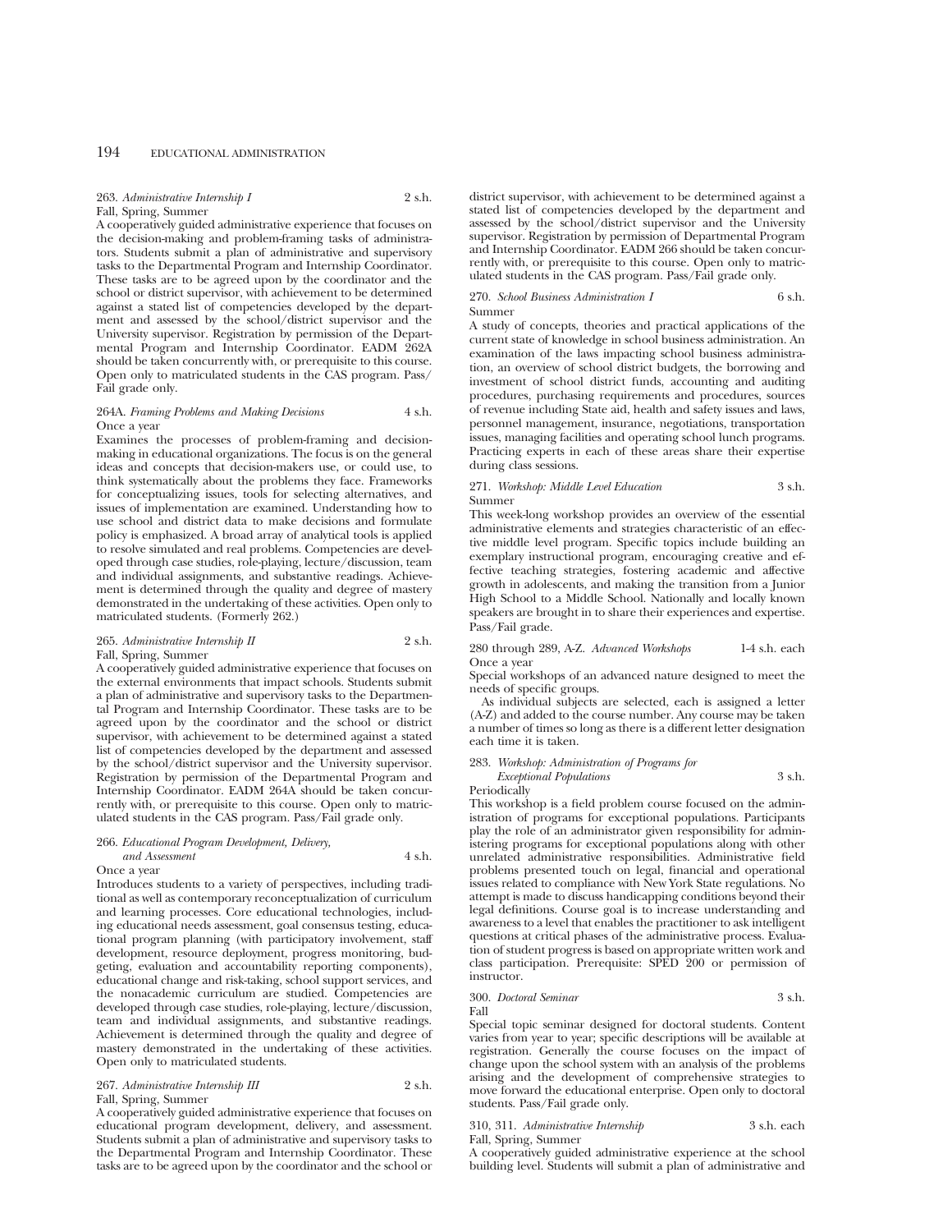263. *Administrative Internship I* 2 s.h.
Fall, Spring, Summer

A cooperatively guided administrative experience that focuses on the decision-making and problem-framing tasks of administrators. Students submit a plan of administrative and supervisory tasks to the Departmental Program and Internship Coordinator. These tasks are to be agreed upon by the coordinator and the school or district supervisor, with achievement to be determined against a stated list of competencies developed by the department and assessed by the school/district supervisor and the University supervisor. Registration by permission of the Departmental Program and Internship Coordinator. EADM 262A should be taken concurrently with, or prerequisite to this course. Open only to matriculated students in the CAS program. Pass/Fail grade only.

264A. *Framing Problems and Making Decisions* 4 s.h.
Once a year

Examines the processes of problem-framing and decision-making in educational organizations. The focus is on the general ideas and concepts that decision-makers use, or could use, to think systematically about the problems they face. Frameworks for conceptualizing issues, tools for selecting alternatives, and issues of implementation are examined. Understanding how to use school and district data to make decisions and formulate policy is emphasized. A broad array of analytical tools is applied to resolve simulated and real problems. Competencies are developed through case studies, role-playing, lecture/discussion, team and individual assignments, and substantive readings. Achievement is determined through the quality and degree of mastery demonstrated in the undertaking of these activities. Open only to matriculated students. (Formerly 262.)

265. *Administrative Internship II* 2 s.h.
Fall, Spring, Summer

A cooperatively guided administrative experience that focuses on the external environments that impact schools. Students submit a plan of administrative and supervisory tasks to the Departmental Program and Internship Coordinator. These tasks are to be agreed upon by the coordinator and the school or district supervisor, with achievement to be determined against a stated list of competencies developed by the department and assessed by the school/district supervisor and the University supervisor. Registration by permission of the Departmental Program and Internship Coordinator. EADM 264A should be taken concurrently with, or prerequisite to this course. Open only to matriculated students in the CAS program. Pass/Fail grade only.

266. *Educational Program Development, Delivery, and Assessment* 4 s.h.
Once a year

Introduces students to a variety of perspectives, including traditional as well as contemporary reconceptualization of curriculum and learning processes. Core educational technologies, including educational needs assessment, goal consensus testing, educational program planning (with participatory involvement, staff development, resource deployment, progress monitoring, budgeting, evaluation and accountability reporting components), educational change and risk-taking, school support services, and the nonacademic curriculum are studied. Competencies are developed through case studies, role-playing, lecture/discussion, team and individual assignments, and substantive readings. Achievement is determined through the quality and degree of mastery demonstrated in the undertaking of these activities. Open only to matriculated students.

267. *Administrative Internship III* 2 s.h.
Fall, Spring, Summer

A cooperatively guided administrative experience that focuses on educational program development, delivery, and assessment. Students submit a plan of administrative and supervisory tasks to the Departmental Program and Internship Coordinator. These tasks are to be agreed upon by the coordinator and the school or district supervisor, with achievement to be determined against a stated list of competencies developed by the department and assessed by the school/district supervisor and the University supervisor. Registration by permission of Departmental Program and Internship Coordinator. EADM 266 should be taken concurrently with, or prerequisite to this course. Open only to matriculated students in the CAS program. Pass/Fail grade only.

270. *School Business Administration I* 6 s.h.
Summer

A study of concepts, theories and practical applications of the current state of knowledge in school business administration. An examination of the laws impacting school business administration, an overview of school district budgets, the borrowing and investment of school district funds, accounting and auditing procedures, purchasing requirements and procedures, sources of revenue including State aid, health and safety issues and laws, personnel management, insurance, negotiations, transportation issues, managing facilities and operating school lunch programs. Practicing experts in each of these areas share their expertise during class sessions.

271. *Workshop: Middle Level Education* 3 s.h.
Summer

This week-long workshop provides an overview of the essential administrative elements and strategies characteristic of an effective middle level program. Specific topics include building an exemplary instructional program, encouraging creative and effective teaching strategies, fostering academic and affective growth in adolescents, and making the transition from a Junior High School to a Middle School. Nationally and locally known speakers are brought in to share their experiences and expertise. Pass/Fail grade.

280 through 289, A-Z. *Advanced Workshops* 1-4 s.h. each
Once a year

Special workshops of an advanced nature designed to meet the needs of specific groups.

As individual subjects are selected, each is assigned a letter (A-Z) and added to the course number. Any course may be taken a number of times so long as there is a different letter designation each time it is taken.

283. *Workshop: Administration of Programs for Exceptional Populations* 3 s.h.
Periodically

This workshop is a field problem course focused on the administration of programs for exceptional populations. Participants play the role of an administrator given responsibility for administering programs for exceptional populations along with other unrelated administrative responsibilities. Administrative field problems presented touch on legal, financial and operational issues related to compliance with New York State regulations. No attempt is made to discuss handicapping conditions beyond their legal definitions. Course goal is to increase understanding and awareness to a level that enables the practitioner to ask intelligent questions at critical phases of the administrative process. Evaluation of student progress is based on appropriate written work and class participation. Prerequisite: SPED 200 or permission of instructor.

300. *Doctoral Seminar* 3 s.h.
Fall

Special topic seminar designed for doctoral students. Content varies from year to year; specific descriptions will be available at registration. Generally the course focuses on the impact of change upon the school system with an analysis of the problems arising and the development of comprehensive strategies to move forward the educational enterprise. Open only to doctoral students. Pass/Fail grade only.

310, 311. *Administrative Internship* 3 s.h. each
Fall, Spring, Summer

A cooperatively guided administrative experience at the school building level. Students will submit a plan of administrative and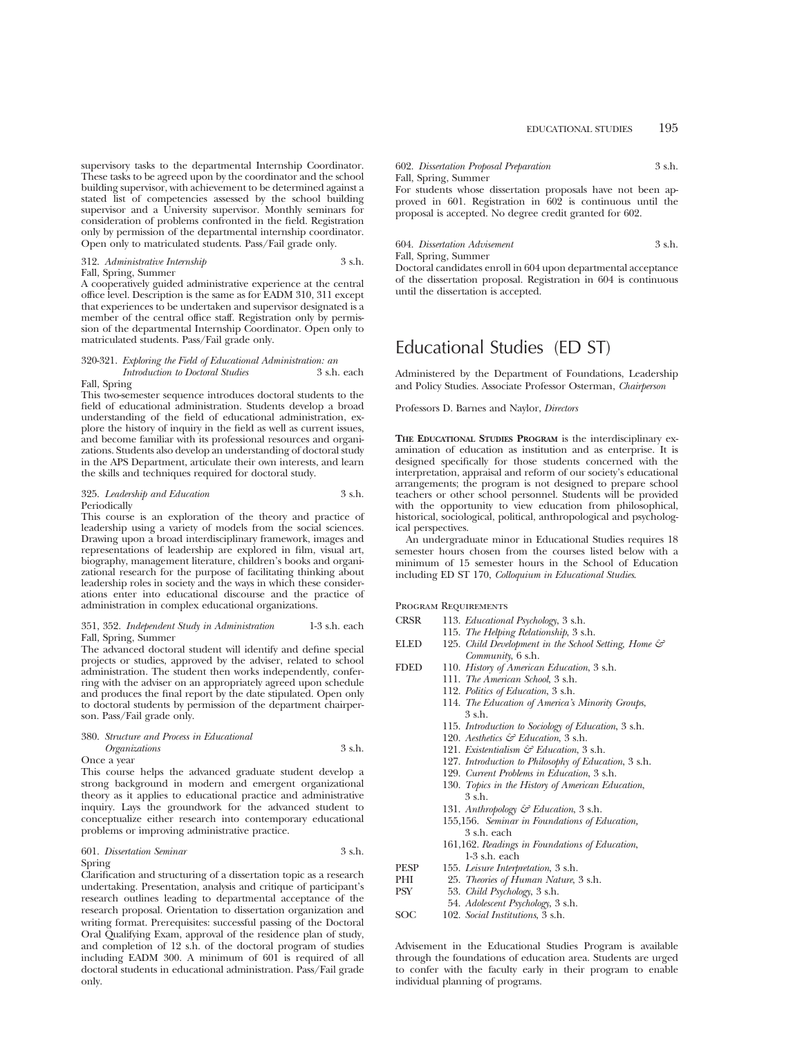supervisory tasks to the departmental Internship Coordinator. These tasks to be agreed upon by the coordinator and the school building supervisor, with achievement to be determined against a stated list of competencies assessed by the school building supervisor and a University supervisor. Monthly seminars for consideration of problems confronted in the field. Registration only by permission of the departmental internship coordinator. Open only to matriculated students. Pass/Fail grade only.

312. *Administrative Internship* 3 s.h.
Fall, Spring, Summer
A cooperatively guided administrative experience at the central office level. Description is the same as for EADM 310, 311 except that experiences to be undertaken and supervisor designated is a member of the central office staff. Registration only by permission of the departmental Internship Coordinator. Open only to matriculated students. Pass/Fail grade only.

320-321. *Exploring the Field of Educational Administration: an Introduction to Doctoral Studies* 3 s.h. each
Fall, Spring
This two-semester sequence introduces doctoral students to the field of educational administration. Students develop a broad understanding of the field of educational administration, explore the history of inquiry in the field as well as current issues, and become familiar with its professional resources and organizations. Students also develop an understanding of doctoral study in the APS Department, articulate their own interests, and learn the skills and techniques required for doctoral study.

325. *Leadership and Education* 3 s.h.
Periodically
This course is an exploration of the theory and practice of leadership using a variety of models from the social sciences. Drawing upon a broad interdisciplinary framework, images and representations of leadership are explored in film, visual art, biography, management literature, children's books and organizational research for the purpose of facilitating thinking about leadership roles in society and the ways in which these considerations enter into educational discourse and the practice of administration in complex educational organizations.

351, 352. *Independent Study in Administration* 1-3 s.h. each
Fall, Spring, Summer
The advanced doctoral student will identify and define special projects or studies, approved by the adviser, related to school administration. The student then works independently, conferring with the adviser on an appropriately agreed upon schedule and produces the final report by the date stipulated. Open only to doctoral students by permission of the department chairperson. Pass/Fail grade only.

380. *Structure and Process in Educational Organizations* 3 s.h.
Once a year
This course helps the advanced graduate student develop a strong background in modern and emergent organizational theory as it applies to educational practice and administrative inquiry. Lays the groundwork for the advanced student to conceptualize either research into contemporary educational problems or improving administrative practice.

601. *Dissertation Seminar* 3 s.h.
Spring
Clarification and structuring of a dissertation topic as a research undertaking. Presentation, analysis and critique of participant's research outlines leading to departmental acceptance of the research proposal. Orientation to dissertation organization and writing format. Prerequisites: successful passing of the Doctoral Oral Qualifying Exam, approval of the residence plan of study, and completion of 12 s.h. of the doctoral program of studies including EADM 300. A minimum of 601 is required of all doctoral students in educational administration. Pass/Fail grade only.

602. *Dissertation Proposal Preparation* 3 s.h.
Fall, Spring, Summer
For students whose dissertation proposals have not been approved in 601. Registration in 602 is continuous until the proposal is accepted. No degree credit granted for 602.

604. *Dissertation Advisement* 3 s.h.
Fall, Spring, Summer
Doctoral candidates enroll in 604 upon departmental acceptance of the dissertation proposal. Registration in 604 is continuous until the dissertation is accepted.

# Educational Studies (ED ST)

Administered by the Department of Foundations, Leadership and Policy Studies. Associate Professor Osterman, *Chairperson*

Professors D. Barnes and Naylor, *Directors*

**The Educational Studies Program** is the interdisciplinary examination of education as institution and as enterprise. It is designed specifically for those students concerned with the interpretation, appraisal and reform of our society's educational arrangements; the program is not designed to prepare school teachers or other school personnel. Students will be provided with the opportunity to view education from philosophical, historical, sociological, political, anthropological and psychological perspectives.

An undergraduate minor in Educational Studies requires 18 semester hours chosen from the courses listed below with a minimum of 15 semester hours in the School of Education including ED ST 170, *Colloquium in Educational Studies*.

Program Requirements

CRSR 113. *Educational Psychology*, 3 s.h.
115. *The Helping Relationship*, 3 s.h.

ELED 125. *Child Development in the School Setting, Home & Community*, 6 s.h.

FDED 110. *History of American Education*, 3 s.h.
111. *The American School*, 3 s.h.
112. *Politics of Education*, 3 s.h.
114. *The Education of America's Minority Groups*, 3 s.h.
115. *Introduction to Sociology of Education*, 3 s.h.
120. *Aesthetics & Education*, 3 s.h.
121. *Existentialism & Education*, 3 s.h.
127. *Introduction to Philosophy of Education*, 3 s.h.
129. *Current Problems in Education*, 3 s.h.
130. *Topics in the History of American Education*, 3 s.h.
131. *Anthropology & Education*, 3 s.h.
155,156. *Seminar in Foundations of Education*, 3 s.h. each
161,162. *Readings in Foundations of Education*, 1-3 s.h. each

PESP 155. *Leisure Interpretation*, 3 s.h.

PHI 25. *Theories of Human Nature*, 3 s.h.

PSY 53. *Child Psychology*, 3 s.h.
54. *Adolescent Psychology*, 3 s.h.

SOC 102. *Social Institutions*, 3 s.h.

Advisement in the Educational Studies Program is available through the foundations of education area. Students are urged to confer with the faculty early in their program to enable individual planning of programs.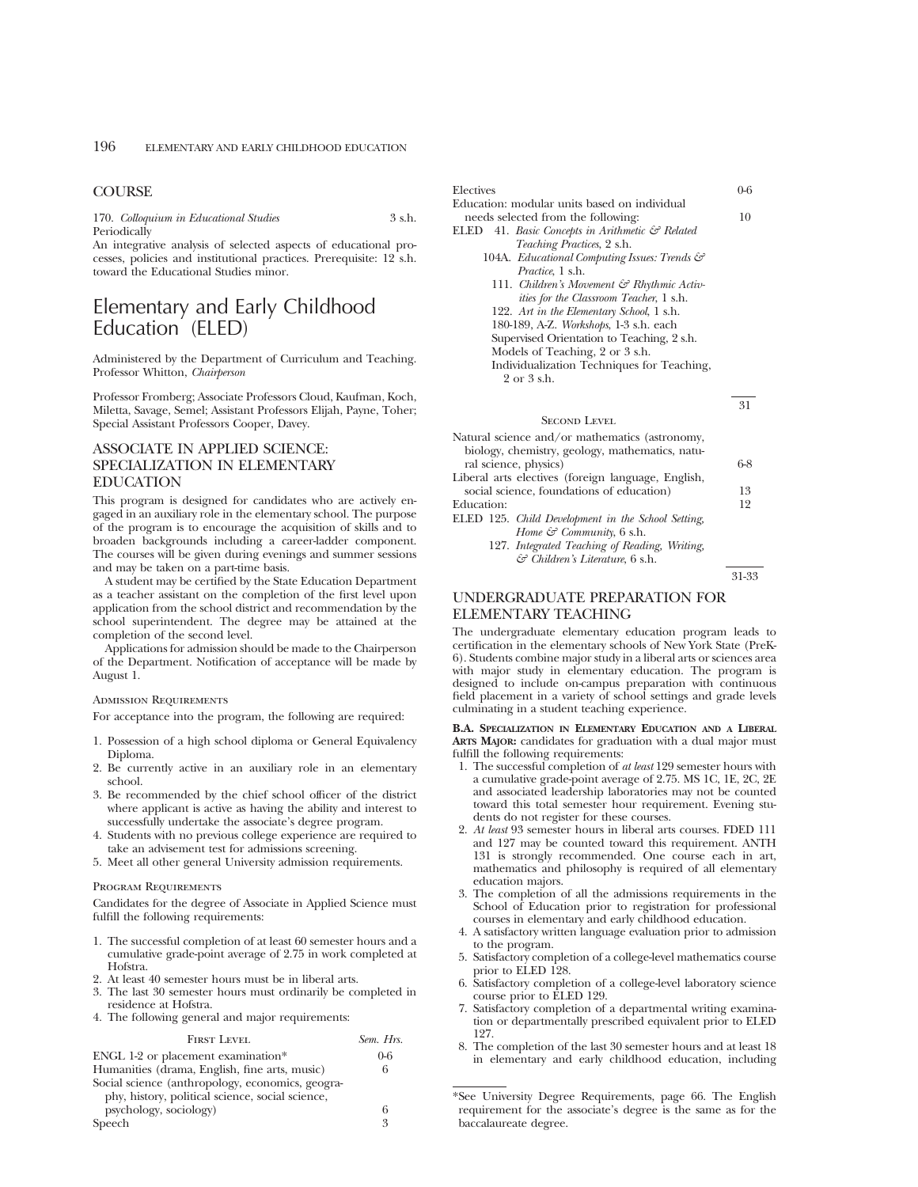## COURSE

170. *Colloquium in Educational Studies* 3 s.h.
Periodically
An integrative analysis of selected aspects of educational processes, policies and institutional practices. Prerequisite: 12 s.h. toward the Educational Studies minor.

# Elementary and Early Childhood Education (ELED)

Administered by the Department of Curriculum and Teaching. Professor Whitton, *Chairperson*

Professor Fromberg; Associate Professors Cloud, Kaufman, Koch, Miletta, Savage, Semel; Assistant Professors Elijah, Payne, Toher; Special Assistant Professors Cooper, Davey.

## ASSOCIATE IN APPLIED SCIENCE: SPECIALIZATION IN ELEMENTARY EDUCATION

This program is designed for candidates who are actively engaged in an auxiliary role in the elementary school. The purpose of the program is to encourage the acquisition of skills and to broaden backgrounds including a career-ladder component. The courses will be given during evenings and summer sessions and may be taken on a part-time basis.

A student may be certified by the State Education Department as a teacher assistant on the completion of the first level upon application from the school district and recommendation by the school superintendent. The degree may be attained at the completion of the second level.

Applications for admission should be made to the Chairperson of the Department. Notification of acceptance will be made by August 1.

### Admission Requirements

For acceptance into the program, the following are required:

1. Possession of a high school diploma or General Equivalency Diploma.
2. Be currently active in an auxiliary role in an elementary school.
3. Be recommended by the chief school officer of the district where applicant is active as having the ability and interest to successfully undertake the associate's degree program.
4. Students with no previous college experience are required to take an advisement test for admissions screening.
5. Meet all other general University admission requirements.

### Program Requirements

Candidates for the degree of Associate in Applied Science must fulfill the following requirements:

1. The successful completion of at least 60 semester hours and a cumulative grade-point average of 2.75 in work completed at Hofstra.
2. At least 40 semester hours must be in liberal arts.
3. The last 30 semester hours must ordinarily be completed in residence at Hofstra.
4. The following general and major requirements:

| First Level | *Sem. Hrs.* |
|---|---|
| ENGL 1-2 or placement examination* | 0-6 |
| Humanities (drama, English, fine arts, music) | 6 |
| Social science (anthropology, economics, geography, history, political science, social science, psychology, sociology) | 6 |
| Speech | 3 |
| Electives | 0-6 |
| Education: modular units based on individual needs selected from the following: | 10 |
| ELED 41. *Basic Concepts in Arithmetic & Related Teaching Practices,* 2 s.h. | |
| 104A. *Educational Computing Issues: Trends & Practice,* 1 s.h. | |
| 111. *Children's Movement & Rhythmic Activities for the Classroom Teacher,* 1 s.h. | |
| 122. *Art in the Elementary School,* 1 s.h. | |
| 180-189, A-Z. *Workshops,* 1-3 s.h. each | |
| Supervised Orientation to Teaching, 2 s.h. | |
| Models of Teaching, 2 or 3 s.h. | |
| Individualization Techniques for Teaching, 2 or 3 s.h. | |
| | 31 |

| Second Level | |
|---|---|
| Natural science and/or mathematics (astronomy, biology, chemistry, geology, mathematics, natural science, physics) | 6-8 |
| Liberal arts electives (foreign language, English, social science, foundations of education) | 13 |
| Education: | 12 |
| ELED 125. *Child Development in the School Setting, Home & Community,* 6 s.h. | |
| 127. *Integrated Teaching of Reading, Writing, & Children's Literature,* 6 s.h. | |
| | 31-33 |

## UNDERGRADUATE PREPARATION FOR ELEMENTARY TEACHING

The undergraduate elementary education program leads to certification in the elementary schools of New York State (PreK-6). Students combine major study in a liberal arts or sciences area with major study in elementary education. The program is designed to include on-campus preparation with continuous field placement in a variety of school settings and grade levels culminating in a student teaching experience.

**B.A. Specialization in Elementary Education and a Liberal Arts Major:** candidates for graduation with a dual major must fulfill the following requirements:

1. The successful completion of *at least* 129 semester hours with a cumulative grade-point average of 2.75. MS 1C, 1E, 2C, 2E and associated leadership laboratories may not be counted toward this total semester hour requirement. Evening students do not register for these courses.
2. *At least* 93 semester hours in liberal arts courses. FDED 111 and 127 may be counted toward this requirement. ANTH 131 is strongly recommended. One course each in art, mathematics and philosophy is required of all elementary education majors.
3. The completion of all the admissions requirements in the School of Education prior to registration for professional courses in elementary and early childhood education.
4. A satisfactory written language evaluation prior to admission to the program.
5. Satisfactory completion of a college-level mathematics course prior to ELED 128.
6. Satisfactory completion of a college-level laboratory science course prior to ELED 129.
7. Satisfactory completion of a departmental writing examination or departmentally prescribed equivalent prior to ELED 127.
8. The completion of the last 30 semester hours and at least 18 in elementary and early childhood education, including

*See University Degree Requirements, page 66. The English requirement for the associate's degree is the same as for the baccalaureate degree.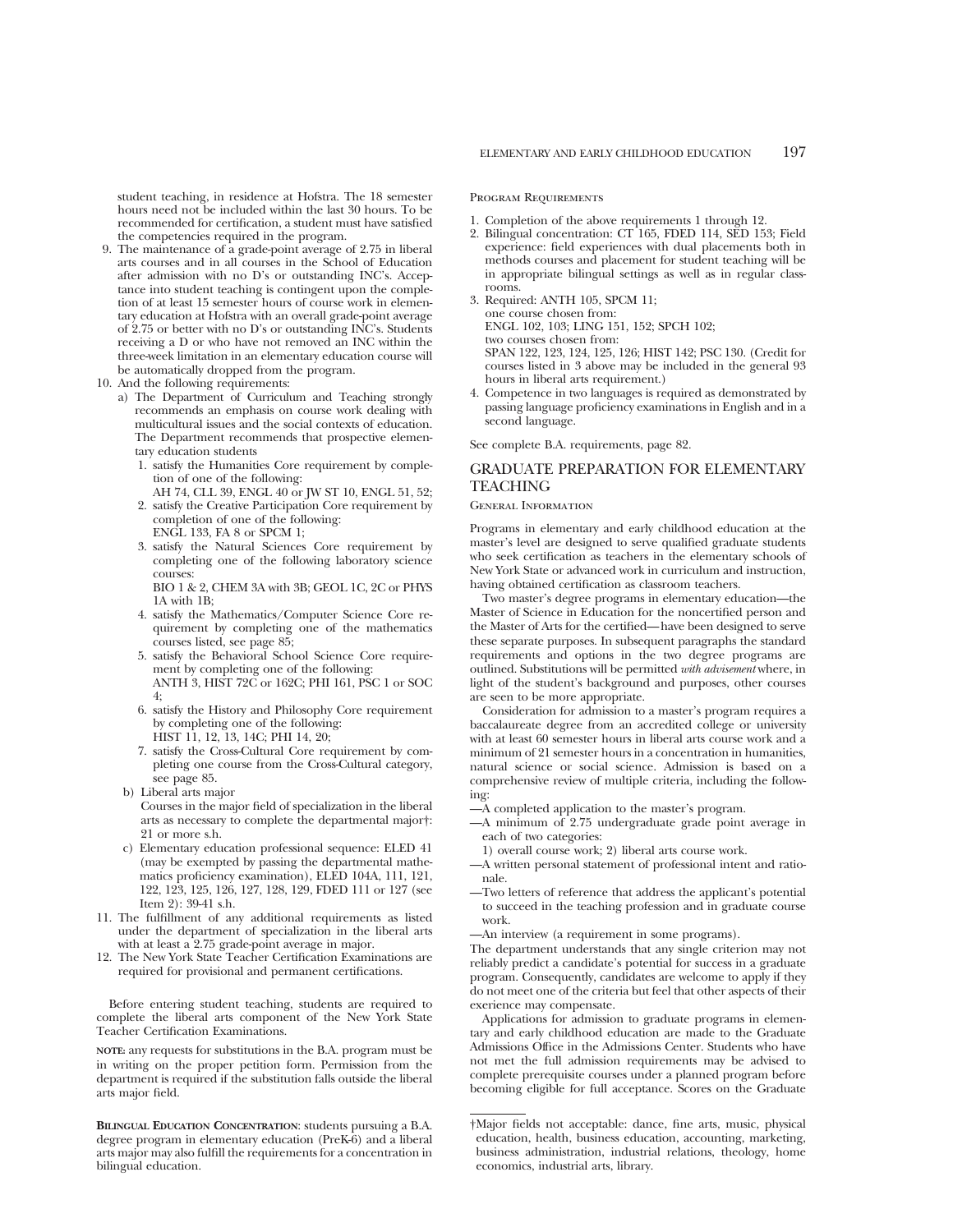student teaching, in residence at Hofstra. The 18 semester hours need not be included within the last 30 hours. To be recommended for certification, a student must have satisfied the competencies required in the program.

9. The maintenance of a grade-point average of 2.75 in liberal arts courses and in all courses in the School of Education after admission with no D's or outstanding INC's. Acceptance into student teaching is contingent upon the completion of at least 15 semester hours of course work in elementary education at Hofstra with an overall grade-point average of 2.75 or better with no D's or outstanding INC's. Students receiving a D or who have not removed an INC within the three-week limitation in an elementary education course will be automatically dropped from the program.
10. And the following requirements:
    a) The Department of Curriculum and Teaching strongly recommends an emphasis on course work dealing with multicultural issues and the social contexts of education. The Department recommends that prospective elementary education students
        1. satisfy the Humanities Core requirement by completion of one of the following: AH 74, CLL 39, ENGL 40 or JW ST 10, ENGL 51, 52;
        2. satisfy the Creative Participation Core requirement by completion of one of the following: ENGL 133, FA 8 or SPCM 1;
        3. satisfy the Natural Sciences Core requirement by completing one of the following laboratory science courses: BIO 1 & 2, CHEM 3A with 3B; GEOL 1C, 2C or PHYS 1A with 1B;
        4. satisfy the Mathematics/Computer Science Core requirement by completing one of the mathematics courses listed, see page 85;
        5. satisfy the Behavioral School Science Core requirement by completing one of the following: ANTH 3, HIST 72C or 162C; PHI 161, PSC 1 or SOC 4;
        6. satisfy the History and Philosophy Core requirement by completing one of the following: HIST 11, 12, 13, 14C; PHI 14, 20;
        7. satisfy the Cross-Cultural Core requirement by completing one course from the Cross-Cultural category, see page 85.
    b) Liberal arts major
       Courses in the major field of specialization in the liberal arts as necessary to complete the departmental major†: 21 or more s.h.
    c) Elementary education professional sequence: ELED 41 (may be exempted by passing the departmental mathematics proficiency examination), ELED 104A, 111, 121, 122, 123, 125, 126, 127, 128, 129, FDED 111 or 127 (see Item 2): 39-41 s.h.
11. The fulfillment of any additional requirements as listed under the department of specialization in the liberal arts with at least a 2.75 grade-point average in major.
12. The New York State Teacher Certification Examinations are required for provisional and permanent certifications.

Before entering student teaching, students are required to complete the liberal arts component of the New York State Teacher Certification Examinations.

**NOTE:** any requests for substitutions in the B.A. program must be in writing on the proper petition form. Permission from the department is required if the substitution falls outside the liberal arts major field.

**BILINGUAL EDUCATION CONCENTRATION**: students pursuing a B.A. degree program in elementary education (PreK-6) and a liberal arts major may also fulfill the requirements for a concentration in bilingual education.

PROGRAM REQUIREMENTS

1. Completion of the above requirements 1 through 12.
2. Bilingual concentration: CT 165, FDED 114, SED 153; Field experience: field experiences with dual placements both in methods courses and placement for student teaching will be in appropriate bilingual settings as well as in regular classrooms.
3. Required: ANTH 105, SPCM 11;
   one course chosen from:
   ENGL 102, 103; LING 151, 152; SPCH 102;
   two courses chosen from:
   SPAN 122, 123, 124, 125, 126; HIST 142; PSC 130. (Credit for courses listed in 3 above may be included in the general 93 hours in liberal arts requirement.)
4. Competence in two languages is required as demonstrated by passing language proficiency examinations in English and in a second language.

See complete B.A. requirements, page 82.

## GRADUATE PREPARATION FOR ELEMENTARY TEACHING

GENERAL INFORMATION

Programs in elementary and early childhood education at the master's level are designed to serve qualified graduate students who seek certification as teachers in the elementary schools of New York State or advanced work in curriculum and instruction, having obtained certification as classroom teachers.

Two master's degree programs in elementary education—the Master of Science in Education for the noncertified person and the Master of Arts for the certified—have been designed to serve these separate purposes. In subsequent paragraphs the standard requirements and options in the two degree programs are outlined. Substitutions will be permitted *with advisement* where, in light of the student's background and purposes, other courses are seen to be more appropriate.

Consideration for admission to a master's program requires a baccalaureate degree from an accredited college or university with at least 60 semester hours in liberal arts course work and a minimum of 21 semester hours in a concentration in humanities, natural science or social science. Admission is based on a comprehensive review of multiple criteria, including the following:

—A completed application to the master's program.

—A minimum of 2.75 undergraduate grade point average in each of two categories:
1) overall course work; 2) liberal arts course work.

—A written personal statement of professional intent and rationale.

—Two letters of reference that address the applicant's potential to succeed in the teaching profession and in graduate course work.

—An interview (a requirement in some programs).

The department understands that any single criterion may not reliably predict a candidate's potential for success in a graduate program. Consequently, candidates are welcome to apply if they do not meet one of the criteria but feel that other aspects of their exerience may compensate.

Applications for admission to graduate programs in elementary and early childhood education are made to the Graduate Admissions Office in the Admissions Center. Students who have not met the full admission requirements may be advised to complete prerequisite courses under a planned program before becoming eligible for full acceptance. Scores on the Graduate

†Major fields not acceptable: dance, fine arts, music, physical education, health, business education, accounting, marketing, business administration, industrial relations, theology, home economics, industrial arts, library.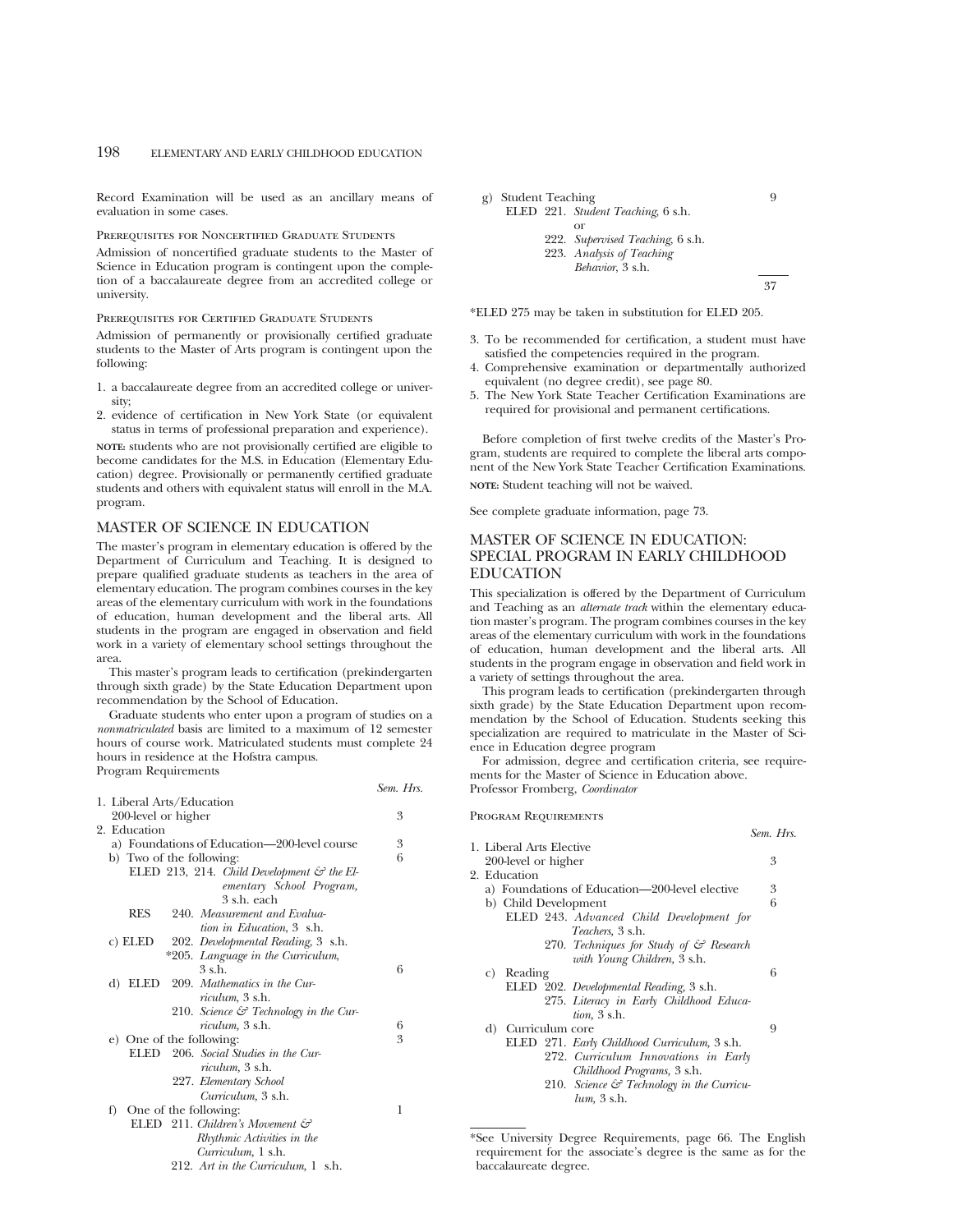Record Examination will be used as an ancillary means of evaluation in some cases.

#### Prerequisites for Noncertified Graduate Students

Admission of noncertified graduate students to the Master of Science in Education program is contingent upon the completion of a baccalaureate degree from an accredited college or university.

#### Prerequisites for Certified Graduate Students

Admission of permanently or provisionally certified graduate students to the Master of Arts program is contingent upon the following:

1. a baccalaureate degree from an accredited college or university;
2. evidence of certification in New York State (or equivalent status in terms of professional preparation and experience).

**NOTE:** students who are not provisionally certified are eligible to become candidates for the M.S. in Education (Elementary Education) degree. Provisionally or permanently certified graduate students and others with equivalent status will enroll in the M.A. program.

## MASTER OF SCIENCE IN EDUCATION

The master's program in elementary education is offered by the Department of Curriculum and Teaching. It is designed to prepare qualified graduate students as teachers in the area of elementary education. The program combines courses in the key areas of the elementary curriculum with work in the foundations of education, human development and the liberal arts. All students in the program are engaged in observation and field work in a variety of elementary school settings throughout the area.

This master's program leads to certification (prekindergarten through sixth grade) by the State Education Department upon recommendation by the School of Education.

Graduate students who enter upon a program of studies on a *nonmatriculated* basis are limited to a maximum of 12 semester hours of course work. Matriculated students must complete 24 hours in residence at the Hofstra campus.

Program Requirements

| | *Sem. Hrs.* |
|---|---|
| 1. Liberal Arts/Education 200-level or higher | 3 |
| 2. Education | |
| a) Foundations of Education—200-level course | 3 |
| b) Two of the following: | 6 |
| ELED 213, 214. *Child Development & the Elementary School Program,* 3 s.h. each | |
| RES 240. *Measurement and Evaluation in Education,* 3 s.h. | |
| c) ELED 202. *Developmental Reading,* 3 s.h. | |
| *205. *Language in the Curriculum,* 3 s.h. | 6 |
| d) ELED 209. *Mathematics in the Curriculum,* 3 s.h. | |
| 210. *Science & Technology in the Curriculum,* 3 s.h. | 6 |
| e) One of the following: | 3 |
| ELED 206. *Social Studies in the Curriculum,* 3 s.h. | |
| 227. *Elementary School Curriculum,* 3 s.h. | |
| f) One of the following: | 1 |
| ELED 211. *Children's Movement & Rhythmic Activities in the Curriculum,* 1 s.h. | |
| 212. *Art in the Curriculum,* 1 s.h. | |
| g) Student Teaching | 9 |
| ELED 221. *Student Teaching,* 6 s.h. | |
| or | |
| 222. *Supervised Teaching,* 6 s.h. | |
| 223. *Analysis of Teaching Behavior,* 3 s.h. | |
| | 37 |

*ELED 275 may be taken in substitution for ELED 205.

3. To be recommended for certification, a student must have satisfied the competencies required in the program.
4. Comprehensive examination or departmentally authorized equivalent (no degree credit), see page 80.
5. The New York State Teacher Certification Examinations are required for provisional and permanent certifications.

Before completion of first twelve credits of the Master's Program, students are required to complete the liberal arts component of the New York State Teacher Certification Examinations.

**NOTE:** Student teaching will not be waived.

See complete graduate information, page 73.

## MASTER OF SCIENCE IN EDUCATION: SPECIAL PROGRAM IN EARLY CHILDHOOD EDUCATION

This specialization is offered by the Department of Curriculum and Teaching as an *alternate track* within the elementary education master's program. The program combines courses in the key areas of the elementary curriculum with work in the foundations of education, human development and the liberal arts. All students in the program engage in observation and field work in a variety of settings throughout the area.

This program leads to certification (prekindergarten through sixth grade) by the State Education Department upon recommendation by the School of Education. Students seeking this specialization are required to matriculate in the Master of Science in Education degree program

For admission, degree and certification criteria, see requirements for the Master of Science in Education above.

Professor Fromberg, *Coordinator*

#### Program Requirements

| | *Sem. Hrs.* |
|---|---|
| 1. Liberal Arts Elective 200-level or higher | 3 |
| 2. Education | |
| a) Foundations of Education—200-level elective | 3 |
| b) Child Development | 6 |
| ELED 243. *Advanced Child Development for Teachers,* 3 s.h. | |
| 270. *Techniques for Study of & Research with Young Children,* 3 s.h. | |
| c) Reading | 6 |
| ELED 202. *Developmental Reading,* 3 s.h. | |
| 275. *Literacy in Early Childhood Education,* 3 s.h. | |
| d) Curriculum core | 9 |
| ELED 271. *Early Childhood Curriculum,* 3 s.h. | |
| 272. *Curriculum Innovations in Early Childhood Programs,* 3 s.h. | |
| 210. *Science & Technology in the Curriculum,* 3 s.h. | |

*See University Degree Requirements, page 66. The English requirement for the associate's degree is the same as for the baccalaureate degree.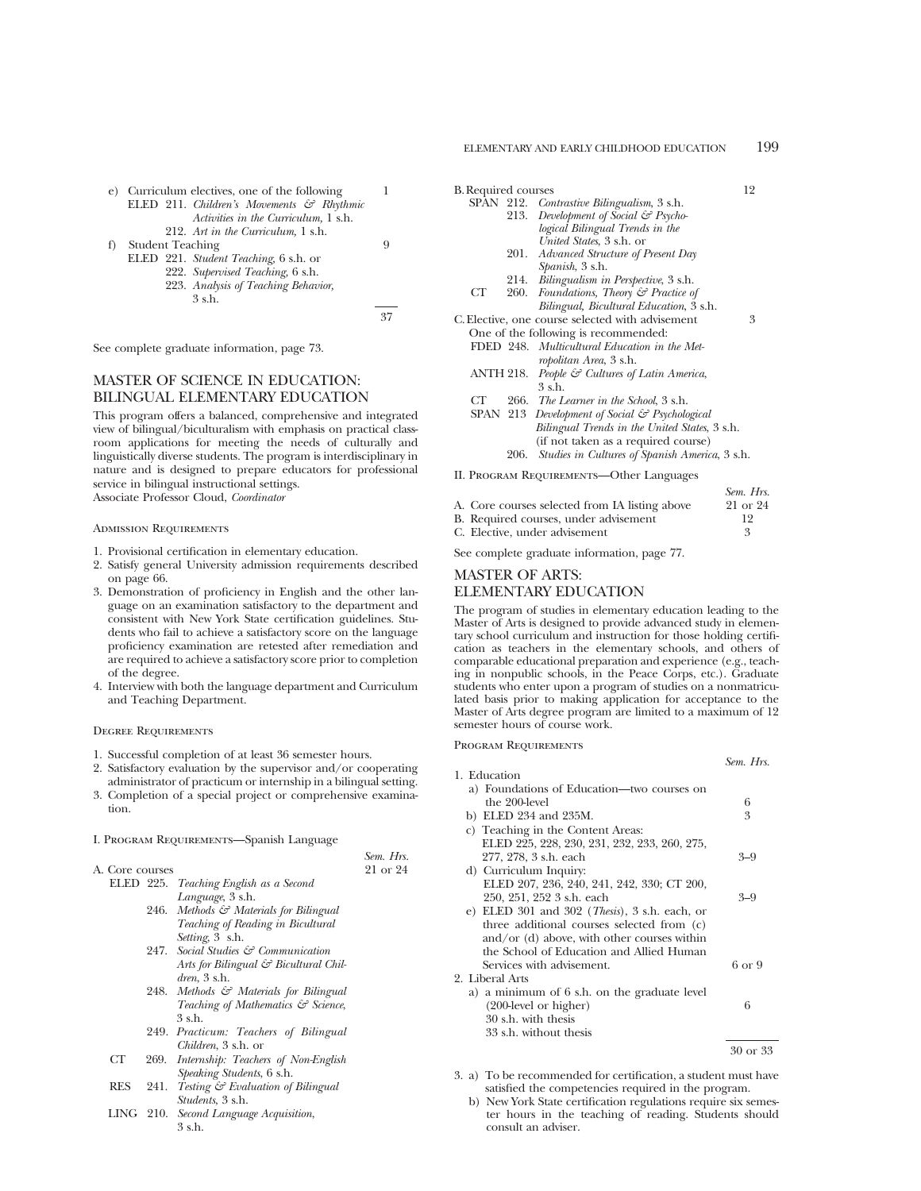e) Curriculum electives, one of the following — 1
   - ELED 211. *Children's Movements & Rhythmic Activities in the Curriculum,* 1 s.h.
   - 212. *Art in the Curriculum,* 1 s.h.

f) Student Teaching — 9
   - ELED 221. *Student Teaching,* 6 s.h. or
   - 222. *Supervised Teaching,* 6 s.h.
   - 223. *Analysis of Teaching Behavior,* 3 s.h.

Total: 37

See complete graduate information, page 73.

## MASTER OF SCIENCE IN EDUCATION: BILINGUAL ELEMENTARY EDUCATION

This program offers a balanced, comprehensive and integrated view of bilingual/biculturalism with emphasis on practical classroom applications for meeting the needs of culturally and linguistically diverse students. The program is interdisciplinary in nature and is designed to prepare educators for professional service in bilingual instructional settings.
Associate Professor Cloud, *Coordinator*

### Admission Requirements

1. Provisional certification in elementary education.
2. Satisfy general University admission requirements described on page 66.
3. Demonstration of proficiency in English and the other language on an examination satisfactory to the department and consistent with New York State certification guidelines. Students who fail to achieve a satisfactory score on the language proficiency examination are retested after remediation and are required to achieve a satisfactory score prior to completion of the degree.
4. Interview with both the language department and Curriculum and Teaching Department.

### Degree Requirements

1. Successful completion of at least 36 semester hours.
2. Satisfactory evaluation by the supervisor and/or cooperating administrator of practicum or internship in a bilingual setting.
3. Completion of a special project or comprehensive examination.

### I. Program Requirements—Spanish Language

*Sem. Hrs.*

A. Core courses — 21 or 24
   - ELED 225. *Teaching English as a Second Language,* 3 s.h.
   - 246. *Methods & Materials for Bilingual Teaching of Reading in Bicultural Setting,* 3 s.h.
   - 247. *Social Studies & Communication Arts for Bilingual & Bicultural Children,* 3 s.h.
   - 248. *Methods & Materials for Bilingual Teaching of Mathematics & Science,* 3 s.h.
   - 249. *Practicum: Teachers of Bilingual Children,* 3 s.h. or
   - CT 269. *Internship: Teachers of Non-English Speaking Students,* 6 s.h.
   - RES 241. *Testing & Evaluation of Bilingual Students,* 3 s.h.
   - LING 210. *Second Language Acquisition,* 3 s.h.

B. Required courses — 12
   - SPAN 212. *Contrastive Bilingualism,* 3 s.h.
   - 213. *Development of Social & Psychological Bilingual Trends in the United States,* 3 s.h. or
   - 201. *Advanced Structure of Present Day Spanish,* 3 s.h.
   - 214. *Bilingualism in Perspective,* 3 s.h.
   - CT 260. *Foundations, Theory & Practice of Bilingual, Bicultural Education,* 3 s.h.

C. Elective, one course selected with advisement — 3
   One of the following is recommended:
   - FDED 248. *Multicultural Education in the Metropolitan Area,* 3 s.h.
   - ANTH 218. *People & Cultures of Latin America,* 3 s.h.
   - CT 266. *The Learner in the School,* 3 s.h.
   - SPAN 213 *Development of Social & Psychological Bilingual Trends in the United States,* 3 s.h. (if not taken as a required course)
   - 206. *Studies in Cultures of Spanish America,* 3 s.h.

### II. Program Requirements—Other Languages

| | Sem. Hrs. |
|---|---|
| A. Core courses selected from IA listing above | 21 or 24 |
| B. Required courses, under advisement | 12 |
| C. Elective, under advisement | 3 |

See complete graduate information, page 77.

## MASTER OF ARTS: ELEMENTARY EDUCATION

The program of studies in elementary education leading to the Master of Arts is designed to provide advanced study in elementary school curriculum and instruction for those holding certification as teachers in the elementary schools, and others of comparable educational preparation and experience (e.g., teaching in nonpublic schools, in the Peace Corps, etc.). Graduate students who enter upon a program of studies on a nonmatriculated basis prior to making application for acceptance to the Master of Arts degree program are limited to a maximum of 12 semester hours of course work.

### Program Requirements

| | Sem. Hrs. |
|---|---|
| 1. Education | |
| a) Foundations of Education—two courses on the 200-level | 6 |
| b) ELED 234 and 235M. | 3 |
| c) Teaching in the Content Areas: ELED 225, 228, 230, 231, 232, 233, 260, 275, 277, 278, 3 s.h. each | 3–9 |
| d) Curriculum Inquiry: ELED 207, 236, 240, 241, 242, 330; CT 200, 250, 251, 252 3 s.h. each | 3–9 |
| e) ELED 301 and 302 (*Thesis*), 3 s.h. each, or three additional courses selected from (c) and/or (d) above, with other courses within the School of Education and Allied Human Services with advisement. | 6 or 9 |
| 2. Liberal Arts | |
| a) a minimum of 6 s.h. on the graduate level (200-level or higher) | 6 |
| 30 s.h. with thesis | |
| 33 s.h. without thesis | |
| | 30 or 33 |

3. a) To be recommended for certification, a student must have satisfied the competencies required in the program.
   b) New York State certification regulations require six semester hours in the teaching of reading. Students should consult an adviser.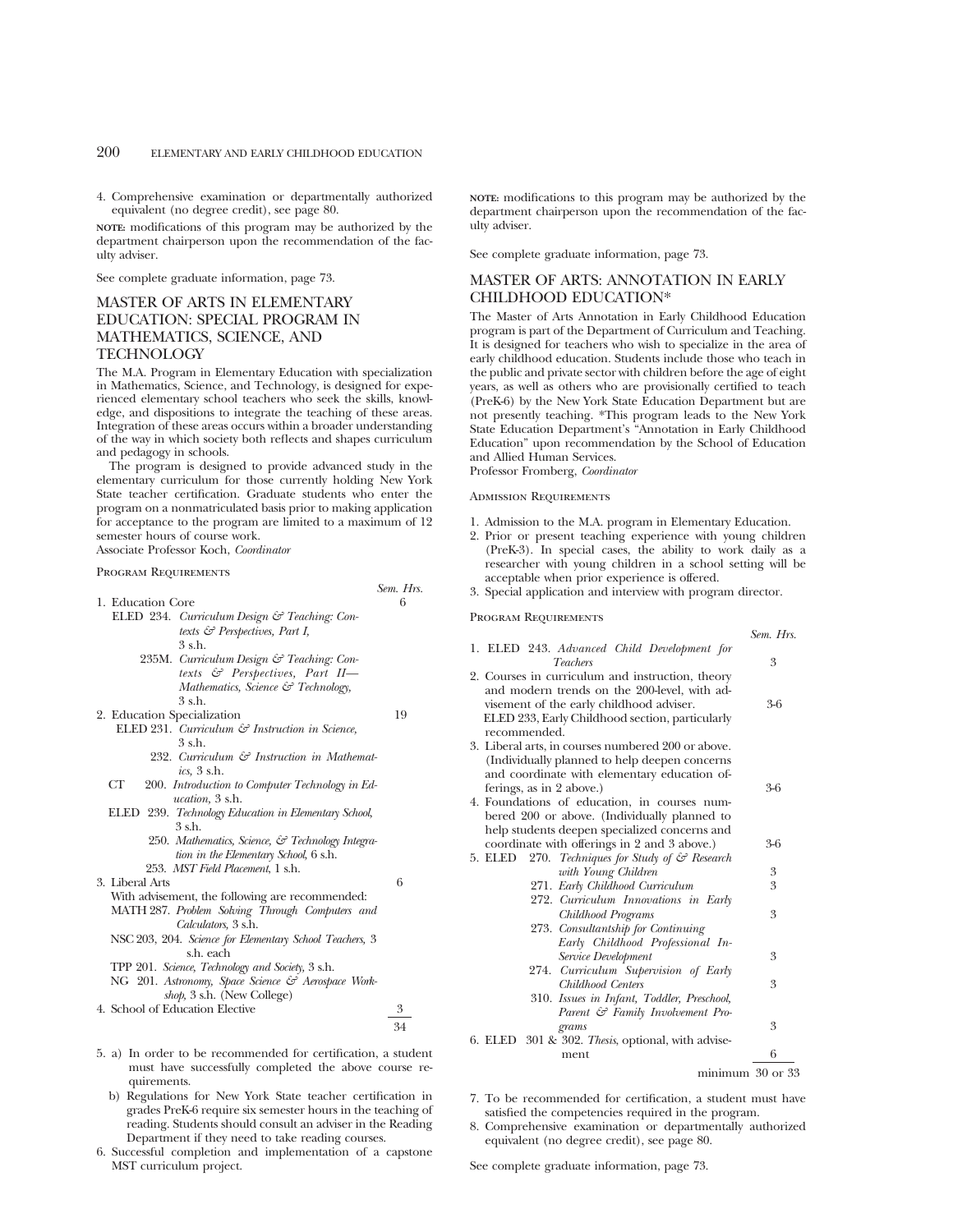4. Comprehensive examination or departmentally authorized equivalent (no degree credit), see page 80.

**NOTE:** modifications of this program may be authorized by the department chairperson upon the recommendation of the faculty adviser.

See complete graduate information, page 73.

## MASTER OF ARTS IN ELEMENTARY EDUCATION: SPECIAL PROGRAM IN MATHEMATICS, SCIENCE, AND TECHNOLOGY

The M.A. Program in Elementary Education with specialization in Mathematics, Science, and Technology, is designed for experienced elementary school teachers who seek the skills, knowledge, and dispositions to integrate the teaching of these areas. Integration of these areas occurs within a broader understanding of the way in which society both reflects and shapes curriculum and pedagogy in schools.

The program is designed to provide advanced study in the elementary curriculum for those currently holding New York State teacher certification. Graduate students who enter the program on a nonmatriculated basis prior to making application for acceptance to the program are limited to a maximum of 12 semester hours of course work.

Associate Professor Koch, *Coordinator*

### Program Requirements

| | Sem. Hrs. |
|---|---|
| 1. Education Core | 6 |
| ELED 234. *Curriculum Design & Teaching: Contexts & Perspectives, Part I,* 3 s.h. | |
| 235M. *Curriculum Design & Teaching: Contexts & Perspectives, Part II—Mathematics, Science & Technology,* 3 s.h. | |
| 2. Education Specialization | 19 |
| ELED 231. *Curriculum & Instruction in Science,* 3 s.h. | |
| 232. *Curriculum & Instruction in Mathematics,* 3 s.h. | |
| CT 200. *Introduction to Computer Technology in Education,* 3 s.h. | |
| ELED 239. *Technology Education in Elementary School,* 3 s.h. | |
| 250. *Mathematics, Science, & Technology Integration in the Elementary School,* 6 s.h. | |
| 253. *MST Field Placement,* 1 s.h. | |
| 3. Liberal Arts | 6 |
| With advisement, the following are recommended: | |
| MATH 287. *Problem Solving Through Computers and Calculators,* 3 s.h. | |
| NSC 203, 204. *Science for Elementary School Teachers,* 3 s.h. each | |
| TPP 201. *Science, Technology and Society,* 3 s.h. | |
| NG 201. *Astronomy, Space Science & Aerospace Workshop,* 3 s.h. (New College) | |
| 4. School of Education Elective | 3 |
| | 34 |

5. a) In order to be recommended for certification, a student must have successfully completed the above course requirements.
   b) Regulations for New York State teacher certification in grades PreK-6 require six semester hours in the teaching of reading. Students should consult an adviser in the Reading Department if they need to take reading courses.
6. Successful completion and implementation of a capstone MST curriculum project.

**NOTE:** modifications to this program may be authorized by the department chairperson upon the recommendation of the faculty adviser.

See complete graduate information, page 73.

## MASTER OF ARTS: ANNOTATION IN EARLY CHILDHOOD EDUCATION*

The Master of Arts Annotation in Early Childhood Education program is part of the Department of Curriculum and Teaching. It is designed for teachers who wish to specialize in the area of early childhood education. Students include those who teach in the public and private sector with children before the age of eight years, as well as others who are provisionally certified to teach (PreK-6) by the New York State Education Department but are not presently teaching. *This program leads to the New York State Education Department's "Annotation in Early Childhood Education" upon recommendation by the School of Education and Allied Human Services.

Professor Fromberg, *Coordinator*

### Admission Requirements

1. Admission to the M.A. program in Elementary Education.
2. Prior or present teaching experience with young children (PreK-3). In special cases, the ability to work daily as a researcher with young children in a school setting will be acceptable when prior experience is offered.
3. Special application and interview with program director.

### Program Requirements

| | Sem. Hrs. |
|---|---|
| 1. ELED 243. *Advanced Child Development for Teachers* | 3 |
| 2. Courses in curriculum and instruction, theory and modern trends on the 200-level, with advisement of the early childhood adviser. ELED 233, Early Childhood section, particularly recommended. | 3-6 |
| 3. Liberal arts, in courses numbered 200 or above. (Individually planned to help deepen concerns and coordinate with elementary education offerings, as in 2 above.) | 3-6 |
| 4. Foundations of education, in courses numbered 200 or above. (Individually planned to help students deepen specialized concerns and coordinate with offerings in 2 and 3 above.) | 3-6 |
| 5. ELED 270. *Techniques for Study of & Research with Young Children* | 3 |
| 271. *Early Childhood Curriculum* | 3 |
| 272. *Curriculum Innovations in Early Childhood Programs* | 3 |
| 273. *Consultantship for Continuing Early Childhood Professional In-Service Development* | 3 |
| 274. *Curriculum Supervision of Early Childhood Centers* | 3 |
| 310. *Issues in Infant, Toddler, Preschool, Parent & Family Involvement Programs* | 3 |
| 6. ELED 301 & 302. *Thesis,* optional, with advisement | 6 |
| minimum | 30 or 33 |

7. To be recommended for certification, a student must have satisfied the competencies required in the program.
8. Comprehensive examination or departmentally authorized equivalent (no degree credit), see page 80.

See complete graduate information, page 73.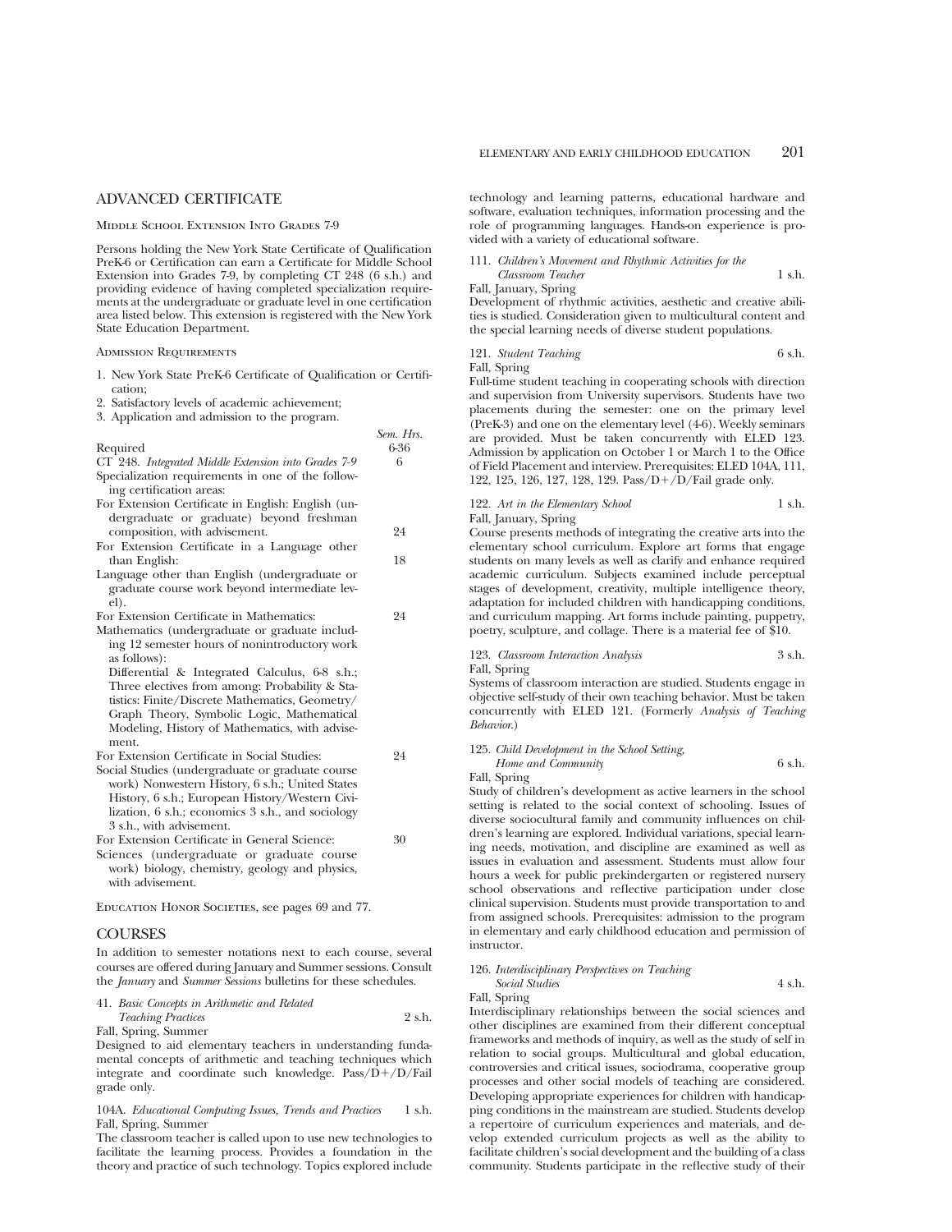## ADVANCED CERTIFICATE

### Middle School Extension Into Grades 7-9

Persons holding the New York State Certificate of Qualification PreK-6 or Certification can earn a Certificate for Middle School Extension into Grades 7-9, by completing CT 248 (6 s.h.) and providing evidence of having completed specialization requirements at the undergraduate or graduate level in one certification area listed below. This extension is registered with the New York State Education Department.

### Admission Requirements

1. New York State PreK-6 Certificate of Qualification or Certification;
2. Satisfactory levels of academic achievement;
3. Application and admission to the program.

| | Sem. Hrs. |
|---|---|
| Required | 6-36 |
| CT 248. *Integrated Middle Extension into Grades 7-9* | 6 |
| Specialization requirements in one of the following certification areas: | |
| For Extension Certificate in English: English (undergraduate or graduate) beyond freshman composition, with advisement. | 24 |
| For Extension Certificate in a Language other than English: | 18 |
| Language other than English (undergraduate or graduate course work beyond intermediate level). | |
| For Extension Certificate in Mathematics: | 24 |
| Mathematics (undergraduate or graduate including 12 semester hours of nonintroductory work as follows): Differential & Integrated Calculus, 6-8 s.h.; Three electives from among: Probability & Statistics: Finite/Discrete Mathematics, Geometry/Graph Theory, Symbolic Logic, Mathematical Modeling, History of Mathematics, with advisement. | |
| For Extension Certificate in Social Studies: | 24 |
| Social Studies (undergraduate or graduate course work) Nonwestern History, 6 s.h.; United States History, 6 s.h.; European History/Western Civilization, 6 s.h.; economics 3 s.h., and sociology 3 s.h., with advisement. | |
| For Extension Certificate in General Science: | 30 |
| Sciences (undergraduate or graduate course work) biology, chemistry, geology and physics, with advisement. | |

Education Honor Societies, see pages 69 and 77.

## COURSES

In addition to semester notations next to each course, several courses are offered during January and Summer sessions. Consult the *January* and *Summer Sessions* bulletins for these schedules.

**41.** *Basic Concepts in Arithmetic and Related Teaching Practices* — 2 s.h.
Fall, Spring, Summer
Designed to aid elementary teachers in understanding fundamental concepts of arithmetic and teaching techniques which integrate and coordinate such knowledge. Pass/D+/D/Fail grade only.

**104A.** *Educational Computing Issues, Trends and Practices* — 1 s.h.
Fall, Spring, Summer
The classroom teacher is called upon to use new technologies to facilitate the learning process. Provides a foundation in the theory and practice of such technology. Topics explored include technology and learning patterns, educational hardware and software, evaluation techniques, information processing and the role of programming languages. Hands-on experience is provided with a variety of educational software.

**111.** *Children's Movement and Rhythmic Activities for the Classroom Teacher* — 1 s.h.
Fall, January, Spring
Development of rhythmic activities, aesthetic and creative abilities is studied. Consideration given to multicultural content and the special learning needs of diverse student populations.

**121.** *Student Teaching* — 6 s.h.
Fall, Spring
Full-time student teaching in cooperating schools with direction and supervision from University supervisors. Students have two placements during the semester: one on the primary level (PreK-3) and one on the elementary level (4-6). Weekly seminars are provided. Must be taken concurrently with ELED 123. Admission by application on October 1 or March 1 to the Office of Field Placement and interview. Prerequisites: ELED 104A, 111, 122, 125, 126, 127, 128, 129. Pass/D+/D/Fail grade only.

**122.** *Art in the Elementary School* — 1 s.h.
Fall, January, Spring
Course presents methods of integrating the creative arts into the elementary school curriculum. Explore art forms that engage students on many levels as well as clarify and enhance required academic curriculum. Subjects examined include perceptual stages of development, creativity, multiple intelligence theory, adaptation for included children with handicapping conditions, and curriculum mapping. Art forms include painting, puppetry, poetry, sculpture, and collage. There is a material fee of $10.

**123.** *Classroom Interaction Analysis* — 3 s.h.
Fall, Spring
Systems of classroom interaction are studied. Students engage in objective self-study of their own teaching behavior. Must be taken concurrently with ELED 121. (Formerly *Analysis of Teaching Behavior.*)

**125.** *Child Development in the School Setting, Home and Community* — 6 s.h.
Fall, Spring
Study of children's development as active learners in the school setting is related to the social context of schooling. Issues of diverse sociocultural family and community influences on children's learning are explored. Individual variations, special learning needs, motivation, and discipline are examined as well as issues in evaluation and assessment. Students must allow four hours a week for public prekindergarten or registered nursery school observations and reflective participation under close clinical supervision. Students must provide transportation to and from assigned schools. Prerequisites: admission to the program in elementary and early childhood education and permission of instructor.

**126.** *Interdisciplinary Perspectives on Teaching Social Studies* — 4 s.h.
Fall, Spring
Interdisciplinary relationships between the social sciences and other disciplines are examined from their different conceptual frameworks and methods of inquiry, as well as the study of self in relation to social groups. Multicultural and global education, controversies and critical issues, sociodrama, cooperative group processes and other social models of teaching are considered. Developing appropriate experiences for children with handicapping conditions in the mainstream are studied. Students develop a repertoire of curriculum experiences and materials, and develop extended curriculum projects as well as the ability to facilitate children's social development and the building of a class community. Students participate in the reflective study of their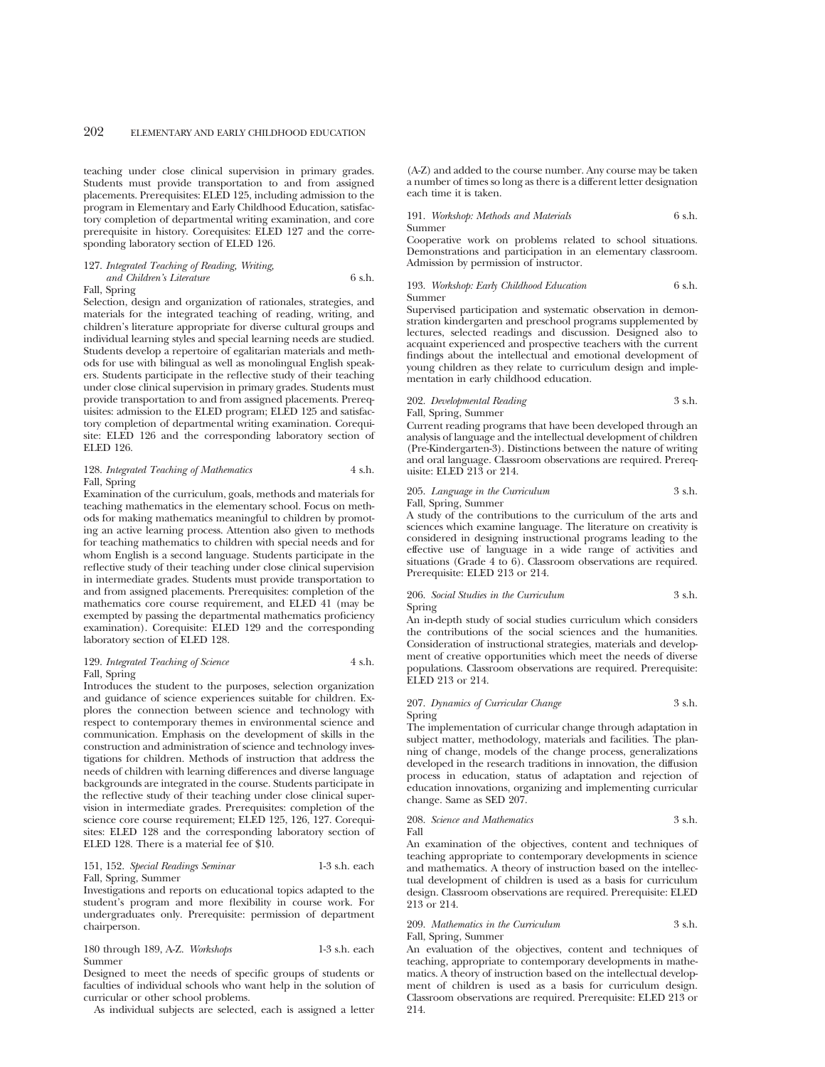teaching under close clinical supervision in primary grades. Students must provide transportation to and from assigned placements. Prerequisites: ELED 125, including admission to the program in Elementary and Early Childhood Education, satisfactory completion of departmental writing examination, and core prerequisite in history. Corequisites: ELED 127 and the corresponding laboratory section of ELED 126.

127. *Integrated Teaching of Reading, Writing, and Children's Literature* 6 s.h.
Fall, Spring

Selection, design and organization of rationales, strategies, and materials for the integrated teaching of reading, writing, and children's literature appropriate for diverse cultural groups and individual learning styles and special learning needs are studied. Students develop a repertoire of egalitarian materials and methods for use with bilingual as well as monolingual English speakers. Students participate in the reflective study of their teaching under close clinical supervision in primary grades. Students must provide transportation to and from assigned placements. Prerequisites: admission to the ELED program; ELED 125 and satisfactory completion of departmental writing examination. Corequisite: ELED 126 and the corresponding laboratory section of ELED 126.

128. *Integrated Teaching of Mathematics* 4 s.h.
Fall, Spring

Examination of the curriculum, goals, methods and materials for teaching mathematics in the elementary school. Focus on methods for making mathematics meaningful to children by promoting an active learning process. Attention also given to methods for teaching mathematics to children with special needs and for whom English is a second language. Students participate in the reflective study of their teaching under close clinical supervision in intermediate grades. Students must provide transportation to and from assigned placements. Prerequisites: completion of the mathematics core course requirement, and ELED 41 (may be exempted by passing the departmental mathematics proficiency examination). Corequisite: ELED 129 and the corresponding laboratory section of ELED 128.

129. *Integrated Teaching of Science* 4 s.h.
Fall, Spring

Introduces the student to the purposes, selection organization and guidance of science experiences suitable for children. Explores the connection between science and technology with respect to contemporary themes in environmental science and communication. Emphasis on the development of skills in the construction and administration of science and technology investigations for children. Methods of instruction that address the needs of children with learning differences and diverse language backgrounds are integrated in the course. Students participate in the reflective study of their teaching under close clinical supervision in intermediate grades. Prerequisites: completion of the science core course requirement; ELED 125, 126, 127. Corequisites: ELED 128 and the corresponding laboratory section of ELED 128. There is a material fee of $10.

151, 152. *Special Readings Seminar* 1-3 s.h. each
Fall, Spring, Summer

Investigations and reports on educational topics adapted to the student's program and more flexibility in course work. For undergraduates only. Prerequisite: permission of department chairperson.

180 through 189, A-Z. *Workshops* 1-3 s.h. each
Summer

Designed to meet the needs of specific groups of students or faculties of individual schools who want help in the solution of curricular or other school problems.

As individual subjects are selected, each is assigned a letter (A-Z) and added to the course number. Any course may be taken a number of times so long as there is a different letter designation each time it is taken.

191. *Workshop: Methods and Materials* 6 s.h.
Summer

Cooperative work on problems related to school situations. Demonstrations and participation in an elementary classroom. Admission by permission of instructor.

193. *Workshop: Early Childhood Education* 6 s.h.
Summer

Supervised participation and systematic observation in demonstration kindergarten and preschool programs supplemented by lectures, selected readings and discussion. Designed also to acquaint experienced and prospective teachers with the current findings about the intellectual and emotional development of young children as they relate to curriculum design and implementation in early childhood education.

202. *Developmental Reading* 3 s.h.
Fall, Spring, Summer

Current reading programs that have been developed through an analysis of language and the intellectual development of children (Pre-Kindergarten-3). Distinctions between the nature of writing and oral language. Classroom observations are required. Prerequisite: ELED 213 or 214.

205. *Language in the Curriculum* 3 s.h.
Fall, Spring, Summer

A study of the contributions to the curriculum of the arts and sciences which examine language. The literature on creativity is considered in designing instructional programs leading to the effective use of language in a wide range of activities and situations (Grade 4 to 6). Classroom observations are required. Prerequisite: ELED 213 or 214.

206. *Social Studies in the Curriculum* 3 s.h.
Spring

An in-depth study of social studies curriculum which considers the contributions of the social sciences and the humanities. Consideration of instructional strategies, materials and development of creative opportunities which meet the needs of diverse populations. Classroom observations are required. Prerequisite: ELED 213 or 214.

207. *Dynamics of Curricular Change* 3 s.h.
Spring

The implementation of curricular change through adaptation in subject matter, methodology, materials and facilities. The planning of change, models of the change process, generalizations developed in the research traditions in innovation, the diffusion process in education, status of adaptation and rejection of education innovations, organizing and implementing curricular change. Same as SED 207.

208. *Science and Mathematics* 3 s.h.
Fall

An examination of the objectives, content and techniques of teaching appropriate to contemporary developments in science and mathematics. A theory of instruction based on the intellectual development of children is used as a basis for curriculum design. Classroom observations are required. Prerequisite: ELED 213 or 214.

209. *Mathematics in the Curriculum* 3 s.h.
Fall, Spring, Summer

An evaluation of the objectives, content and techniques of teaching, appropriate to contemporary developments in mathematics. A theory of instruction based on the intellectual development of children is used as a basis for curriculum design. Classroom observations are required. Prerequisite: ELED 213 or 214.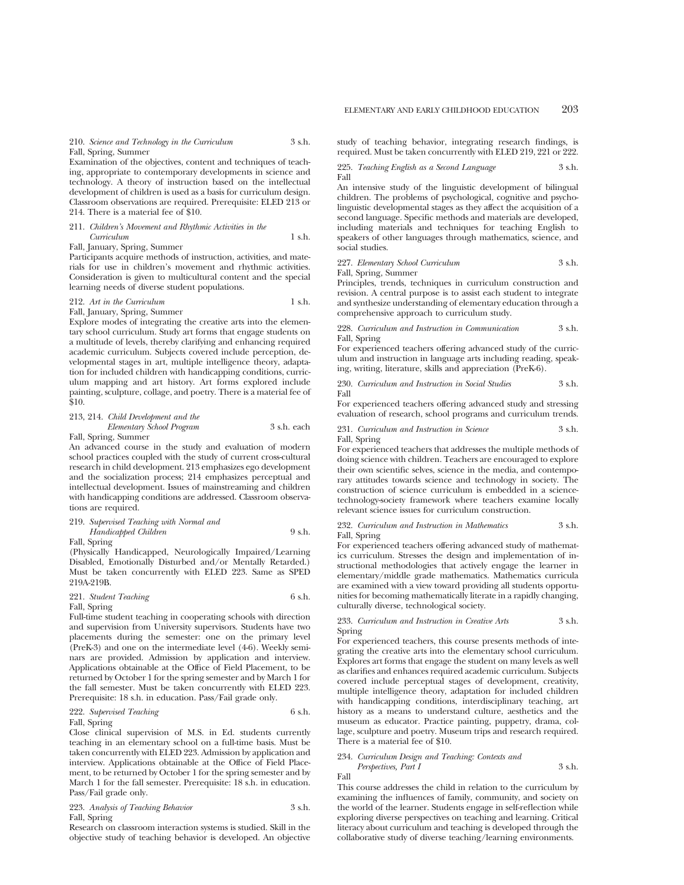210. *Science and Technology in the Curriculum* 3 s.h.
Fall, Spring, Summer

Examination of the objectives, content and techniques of teaching, appropriate to contemporary developments in science and technology. A theory of instruction based on the intellectual development of children is used as a basis for curriculum design. Classroom observations are required. Prerequisite: ELED 213 or 214. There is a material fee of $10.

211. *Children's Movement and Rhythmic Activities in the Curriculum* 1 s.h.
Fall, January, Spring, Summer

Participants acquire methods of instruction, activities, and materials for use in children's movement and rhythmic activities. Consideration is given to multicultural content and the special learning needs of diverse student populations.

212. *Art in the Curriculum* 1 s.h.
Fall, January, Spring, Summer

Explore modes of integrating the creative arts into the elementary school curriculum. Study art forms that engage students on a multitude of levels, thereby clarifying and enhancing required academic curriculum. Subjects covered include perception, developmental stages in art, multiple intelligence theory, adaptation for included children with handicapping conditions, curriculum mapping and art history. Art forms explored include painting, sculpture, collage, and poetry. There is a material fee of $10.

213, 214. *Child Development and the Elementary School Program* 3 s.h. each
Fall, Spring, Summer

An advanced course in the study and evaluation of modern school practices coupled with the study of current cross-cultural research in child development. 213 emphasizes ego development and the socialization process; 214 emphasizes perceptual and intellectual development. Issues of mainstreaming and children with handicapping conditions are addressed. Classroom observations are required.

219. *Supervised Teaching with Normal and Handicapped Children* 9 s.h.
Fall, Spring

(Physically Handicapped, Neurologically Impaired/Learning Disabled, Emotionally Disturbed and/or Mentally Retarded.) Must be taken concurrently with ELED 223. Same as SPED 219A-219B.

221. *Student Teaching* 6 s.h.
Fall, Spring

Full-time student teaching in cooperating schools with direction and supervision from University supervisors. Students have two placements during the semester: one on the primary level (PreK-3) and one on the intermediate level (4-6). Weekly seminars are provided. Admission by application and interview. Applications obtainable at the Office of Field Placement, to be returned by October 1 for the spring semester and by March 1 for the fall semester. Must be taken concurrently with ELED 223. Prerequisite: 18 s.h. in education. Pass/Fail grade only.

222. *Supervised Teaching* 6 s.h.
Fall, Spring

Close clinical supervision of M.S. in Ed. students currently teaching in an elementary school on a full-time basis. Must be taken concurrently with ELED 223. Admission by application and interview. Applications obtainable at the Office of Field Placement, to be returned by October 1 for the spring semester and by March 1 for the fall semester. Prerequisite: 18 s.h. in education. Pass/Fail grade only.

223. *Analysis of Teaching Behavior* 3 s.h.
Fall, Spring

Research on classroom interaction systems is studied. Skill in the objective study of teaching behavior is developed. An objective study of teaching behavior, integrating research findings, is required. Must be taken concurrently with ELED 219, 221 or 222.

225. *Teaching English as a Second Language* 3 s.h.
Fall

An intensive study of the linguistic development of bilingual children. The problems of psychological, cognitive and psycholinguistic developmental stages as they affect the acquisition of a second language. Specific methods and materials are developed, including materials and techniques for teaching English to speakers of other languages through mathematics, science, and social studies.

227. *Elementary School Curriculum* 3 s.h.
Fall, Spring, Summer

Principles, trends, techniques in curriculum construction and revision. A central purpose is to assist each student to integrate and synthesize understanding of elementary education through a comprehensive approach to curriculum study.

228. *Curriculum and Instruction in Communication* 3 s.h.
Fall, Spring

For experienced teachers offering advanced study of the curriculum and instruction in language arts including reading, speaking, writing, literature, skills and appreciation (PreK-6).

230. *Curriculum and Instruction in Social Studies* 3 s.h.
Fall

For experienced teachers offering advanced study and stressing evaluation of research, school programs and curriculum trends.

231. *Curriculum and Instruction in Science* 3 s.h.
Fall, Spring

For experienced teachers that addresses the multiple methods of doing science with children. Teachers are encouraged to explore their own scientific selves, science in the media, and contemporary attitudes towards science and technology in society. The construction of science curriculum is embedded in a science-technology-society framework where teachers examine locally relevant science issues for curriculum construction.

232. *Curriculum and Instruction in Mathematics* 3 s.h.
Fall, Spring

For experienced teachers offering advanced study of mathematics curriculum. Stresses the design and implementation of instructional methodologies that actively engage the learner in elementary/middle grade mathematics. Mathematics curricula are examined with a view toward providing all students opportunities for becoming mathematically literate in a rapidly changing, culturally diverse, technological society.

233. *Curriculum and Instruction in Creative Arts* 3 s.h.
Spring

For experienced teachers, this course presents methods of integrating the creative arts into the elementary school curriculum. Explores art forms that engage the student on many levels as well as clarifies and enhances required academic curriculum. Subjects covered include perceptual stages of development, creativity, multiple intelligence theory, adaptation for included children with handicapping conditions, interdisciplinary teaching, art history as a means to understand culture, aesthetics and the museum as educator. Practice painting, puppetry, drama, collage, sculpture and poetry. Museum trips and research required. There is a material fee of $10.

234. *Curriculum Design and Teaching: Contexts and Perspectives, Part I* 3 s.h.
Fall

This course addresses the child in relation to the curriculum by examining the influences of family, community, and society on the world of the learner. Students engage in self-reflection while exploring diverse perspectives on teaching and learning. Critical literacy about curriculum and teaching is developed through the collaborative study of diverse teaching/learning environments.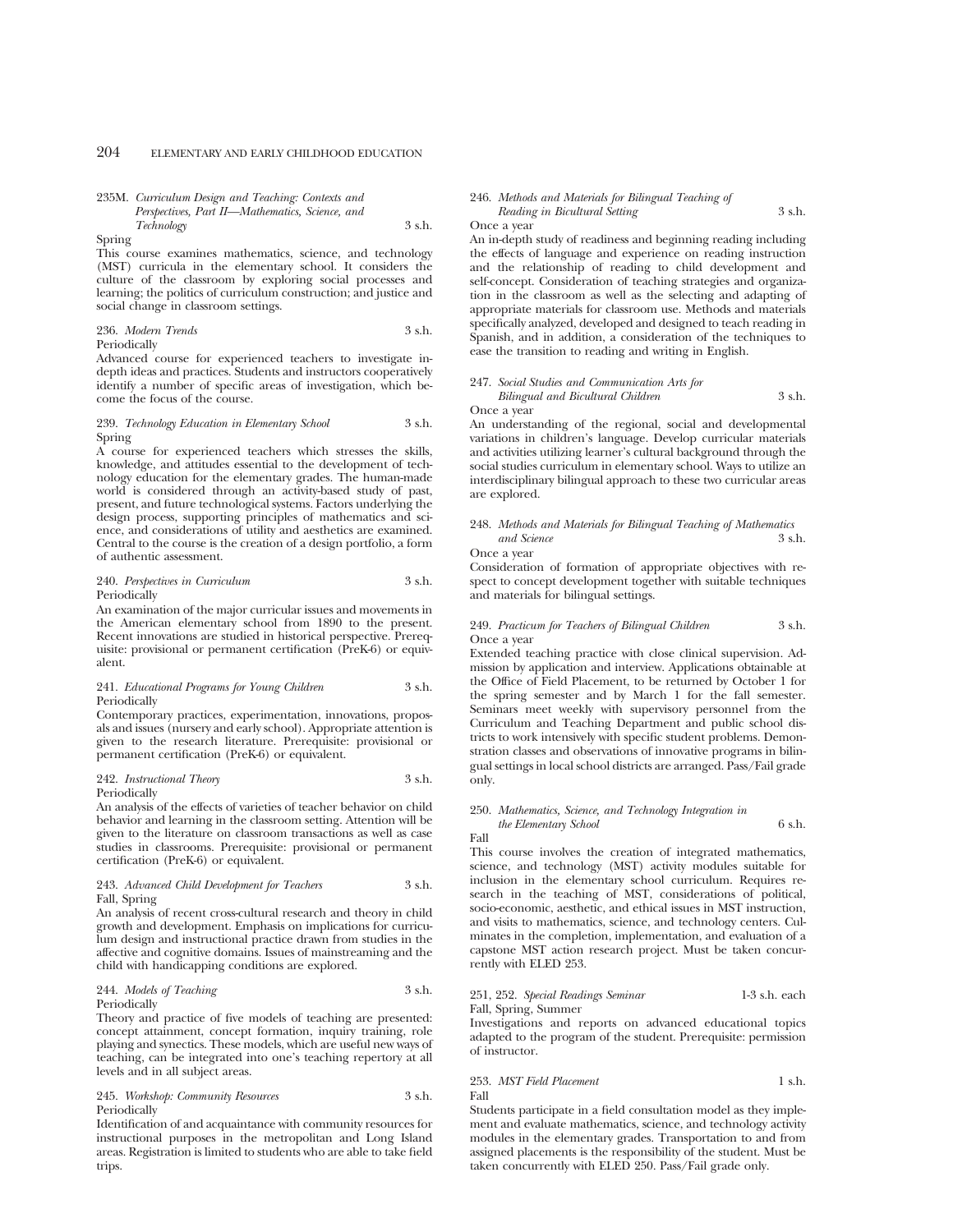235M. *Curriculum Design and Teaching: Contexts and Perspectives, Part II—Mathematics, Science, and Technology* 3 s.h.
Spring
This course examines mathematics, science, and technology (MST) curricula in the elementary school. It considers the culture of the classroom by exploring social processes and learning; the politics of curriculum construction; and justice and social change in classroom settings.

236. *Modern Trends* 3 s.h.
Periodically
Advanced course for experienced teachers to investigate in-depth ideas and practices. Students and instructors cooperatively identify a number of specific areas of investigation, which become the focus of the course.

239. *Technology Education in Elementary School* 3 s.h.
Spring
A course for experienced teachers which stresses the skills, knowledge, and attitudes essential to the development of technology education for the elementary grades. The human-made world is considered through an activity-based study of past, present, and future technological systems. Factors underlying the design process, supporting principles of mathematics and science, and considerations of utility and aesthetics are examined. Central to the course is the creation of a design portfolio, a form of authentic assessment.

240. *Perspectives in Curriculum* 3 s.h.
Periodically
An examination of the major curricular issues and movements in the American elementary school from 1890 to the present. Recent innovations are studied in historical perspective. Prerequisite: provisional or permanent certification (PreK-6) or equivalent.

241. *Educational Programs for Young Children* 3 s.h.
Periodically
Contemporary practices, experimentation, innovations, proposals and issues (nursery and early school). Appropriate attention is given to the research literature. Prerequisite: provisional or permanent certification (PreK-6) or equivalent.

242. *Instructional Theory* 3 s.h.
Periodically
An analysis of the effects of varieties of teacher behavior on child behavior and learning in the classroom setting. Attention will be given to the literature on classroom transactions as well as case studies in classrooms. Prerequisite: provisional or permanent certification (PreK-6) or equivalent.

243. *Advanced Child Development for Teachers* 3 s.h.
Fall, Spring
An analysis of recent cross-cultural research and theory in child growth and development. Emphasis on implications for curriculum design and instructional practice drawn from studies in the affective and cognitive domains. Issues of mainstreaming and the child with handicapping conditions are explored.

244. *Models of Teaching* 3 s.h.
Periodically
Theory and practice of five models of teaching are presented: concept attainment, concept formation, inquiry training, role playing and synectics. These models, which are useful new ways of teaching, can be integrated into one's teaching repertory at all levels and in all subject areas.

245. *Workshop: Community Resources* 3 s.h.
Periodically
Identification of and acquaintance with community resources for instructional purposes in the metropolitan and Long Island areas. Registration is limited to students who are able to take field trips.

246. *Methods and Materials for Bilingual Teaching of Reading in Bicultural Setting* 3 s.h.
Once a year
An in-depth study of readiness and beginning reading including the effects of language and experience on reading instruction and the relationship of reading to child development and self-concept. Consideration of teaching strategies and organization in the classroom as well as the selecting and adapting of appropriate materials for classroom use. Methods and materials specifically analyzed, developed and designed to teach reading in Spanish, and in addition, a consideration of the techniques to ease the transition to reading and writing in English.

247. *Social Studies and Communication Arts for Bilingual and Bicultural Children* 3 s.h.
Once a year
An understanding of the regional, social and developmental variations in children's language. Develop curricular materials and activities utilizing learner's cultural background through the social studies curriculum in elementary school. Ways to utilize an interdisciplinary bilingual approach to these two curricular areas are explored.

248. *Methods and Materials for Bilingual Teaching of Mathematics and Science* 3 s.h.
Once a year
Consideration of formation of appropriate objectives with respect to concept development together with suitable techniques and materials for bilingual settings.

249. *Practicum for Teachers of Bilingual Children* 3 s.h.
Once a year
Extended teaching practice with close clinical supervision. Admission by application and interview. Applications obtainable at the Office of Field Placement, to be returned by October 1 for the spring semester and by March 1 for the fall semester. Seminars meet weekly with supervisory personnel from the Curriculum and Teaching Department and public school districts to work intensively with specific student problems. Demonstration classes and observations of innovative programs in bilingual settings in local school districts are arranged. Pass/Fail grade only.

250. *Mathematics, Science, and Technology Integration in the Elementary School* 6 s.h.
Fall
This course involves the creation of integrated mathematics, science, and technology (MST) activity modules suitable for inclusion in the elementary school curriculum. Requires research in the teaching of MST, considerations of political, socio-economic, aesthetic, and ethical issues in MST instruction, and visits to mathematics, science, and technology centers. Culminates in the completion, implementation, and evaluation of a capstone MST action research project. Must be taken concurrently with ELED 253.

251, 252. *Special Readings Seminar* 1-3 s.h. each
Fall, Spring, Summer
Investigations and reports on advanced educational topics adapted to the program of the student. Prerequisite: permission of instructor.

253. *MST Field Placement* 1 s.h.
Fall
Students participate in a field consultation model as they implement and evaluate mathematics, science, and technology activity modules in the elementary grades. Transportation to and from assigned placements is the responsibility of the student. Must be taken concurrently with ELED 250. Pass/Fail grade only.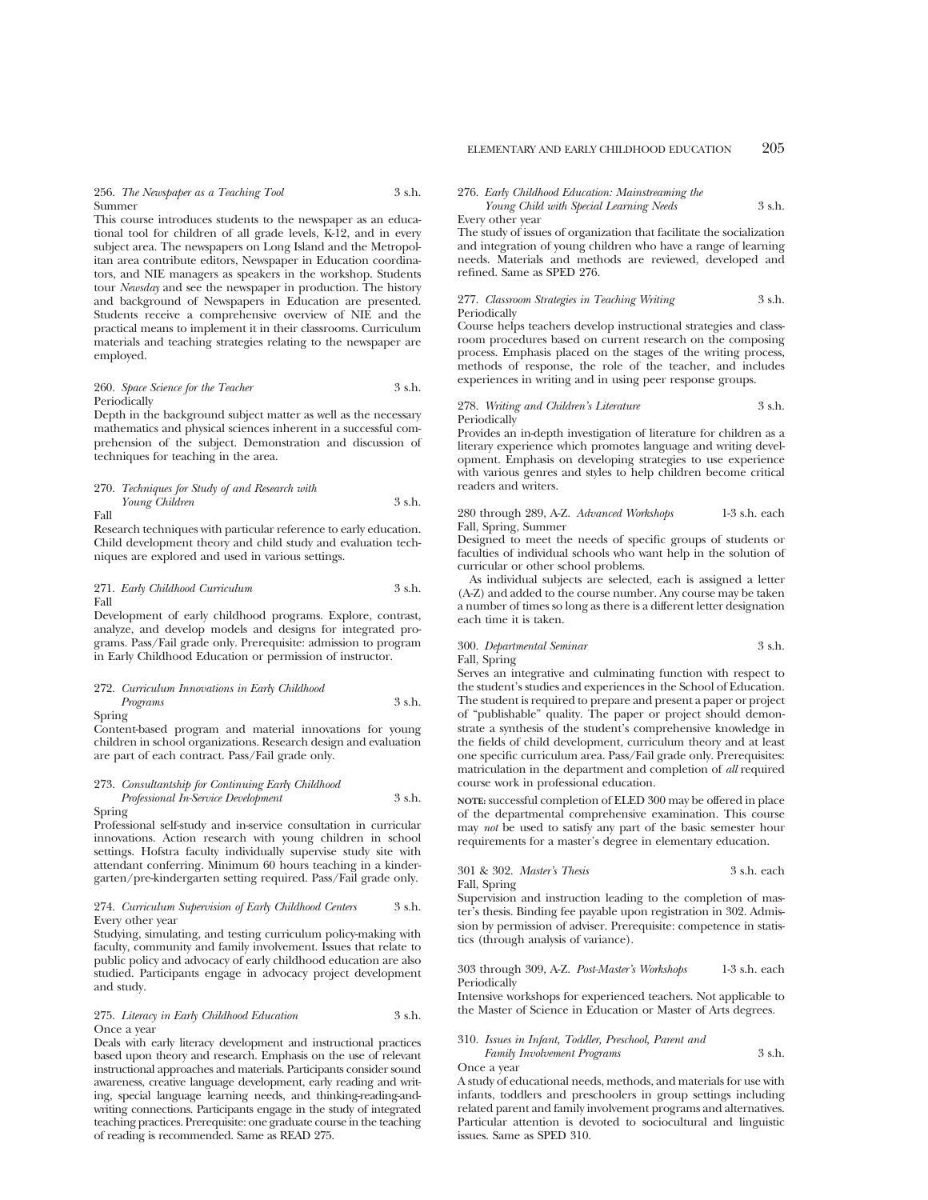256. *The Newspaper as a Teaching Tool* 3 s.h.
Summer

This course introduces students to the newspaper as an educational tool for children of all grade levels, K-12, and in every subject area. The newspapers on Long Island and the Metropolitan area contribute editors, Newspaper in Education coordinators, and NIE managers as speakers in the workshop. Students tour *Newsday* and see the newspaper in production. The history and background of Newspapers in Education are presented. Students receive a comprehensive overview of NIE and the practical means to implement it in their classrooms. Curriculum materials and teaching strategies relating to the newspaper are employed.

260. *Space Science for the Teacher* 3 s.h.
Periodically

Depth in the background subject matter as well as the necessary mathematics and physical sciences inherent in a successful comprehension of the subject. Demonstration and discussion of techniques for teaching in the area.

270. *Techniques for Study of and Research with Young Children* 3 s.h.
Fall

Research techniques with particular reference to early education. Child development theory and child study and evaluation techniques are explored and used in various settings.

271. *Early Childhood Curriculum* 3 s.h.
Fall

Development of early childhood programs. Explore, contrast, analyze, and develop models and designs for integrated programs. Pass/Fail grade only. Prerequisite: admission to program in Early Childhood Education or permission of instructor.

272. *Curriculum Innovations in Early Childhood Programs* 3 s.h.
Spring

Content-based program and material innovations for young children in school organizations. Research design and evaluation are part of each contract. Pass/Fail grade only.

273. *Consultantship for Continuing Early Childhood Professional In-Service Development* 3 s.h.
Spring

Professional self-study and in-service consultation in curricular innovations. Action research with young children in school settings. Hofstra faculty individually supervise study site with attendant conferring. Minimum 60 hours teaching in a kindergarten/pre-kindergarten setting required. Pass/Fail grade only.

274. *Curriculum Supervision of Early Childhood Centers* 3 s.h.
Every other year

Studying, simulating, and testing curriculum policy-making with faculty, community and family involvement. Issues that relate to public policy and advocacy of early childhood education are also studied. Participants engage in advocacy project development and study.

275. *Literacy in Early Childhood Education* 3 s.h.
Once a year

Deals with early literacy development and instructional practices based upon theory and research. Emphasis on the use of relevant instructional approaches and materials. Participants consider sound awareness, creative language development, early reading and writing, special language learning needs, and thinking-reading-and-writing connections. Participants engage in the study of integrated teaching practices. Prerequisite: one graduate course in the teaching of reading is recommended. Same as READ 275.

276. *Early Childhood Education: Mainstreaming the Young Child with Special Learning Needs* 3 s.h.
Every other year

The study of issues of organization that facilitate the socialization and integration of young children who have a range of learning needs. Materials and methods are reviewed, developed and refined. Same as SPED 276.

277. *Classroom Strategies in Teaching Writing* 3 s.h.
Periodically

Course helps teachers develop instructional strategies and classroom procedures based on current research on the composing process. Emphasis placed on the stages of the writing process, methods of response, the role of the teacher, and includes experiences in writing and in using peer response groups.

278. *Writing and Children's Literature* 3 s.h.
Periodically

Provides an in-depth investigation of literature for children as a literary experience which promotes language and writing development. Emphasis on developing strategies to use experience with various genres and styles to help children become critical readers and writers.

280 through 289, A-Z. *Advanced Workshops* 1-3 s.h. each
Fall, Spring, Summer

Designed to meet the needs of specific groups of students or faculties of individual schools who want help in the solution of curricular or other school problems.

As individual subjects are selected, each is assigned a letter (A-Z) and added to the course number. Any course may be taken a number of times so long as there is a different letter designation each time it is taken.

300. *Departmental Seminar* 3 s.h.
Fall, Spring

Serves an integrative and culminating function with respect to the student's studies and experiences in the School of Education. The student is required to prepare and present a paper or project of "publishable" quality. The paper or project should demonstrate a synthesis of the student's comprehensive knowledge in the fields of child development, curriculum theory and at least one specific curriculum area. Pass/Fail grade only. Prerequisites: matriculation in the department and completion of *all* required course work in professional education.

**NOTE:** successful completion of ELED 300 may be offered in place of the departmental comprehensive examination. This course may *not* be used to satisfy any part of the basic semester hour requirements for a master's degree in elementary education.

301 & 302. *Master's Thesis* 3 s.h. each
Fall, Spring

Supervision and instruction leading to the completion of master's thesis. Binding fee payable upon registration in 302. Admission by permission of adviser. Prerequisite: competence in statistics (through analysis of variance).

303 through 309, A-Z. *Post-Master's Workshops* 1-3 s.h. each
Periodically

Intensive workshops for experienced teachers. Not applicable to the Master of Science in Education or Master of Arts degrees.

310. *Issues in Infant, Toddler, Preschool, Parent and Family Involvement Programs* 3 s.h.
Once a year

A study of educational needs, methods, and materials for use with infants, toddlers and preschoolers in group settings including related parent and family involvement programs and alternatives. Particular attention is devoted to sociocultural and linguistic issues. Same as SPED 310.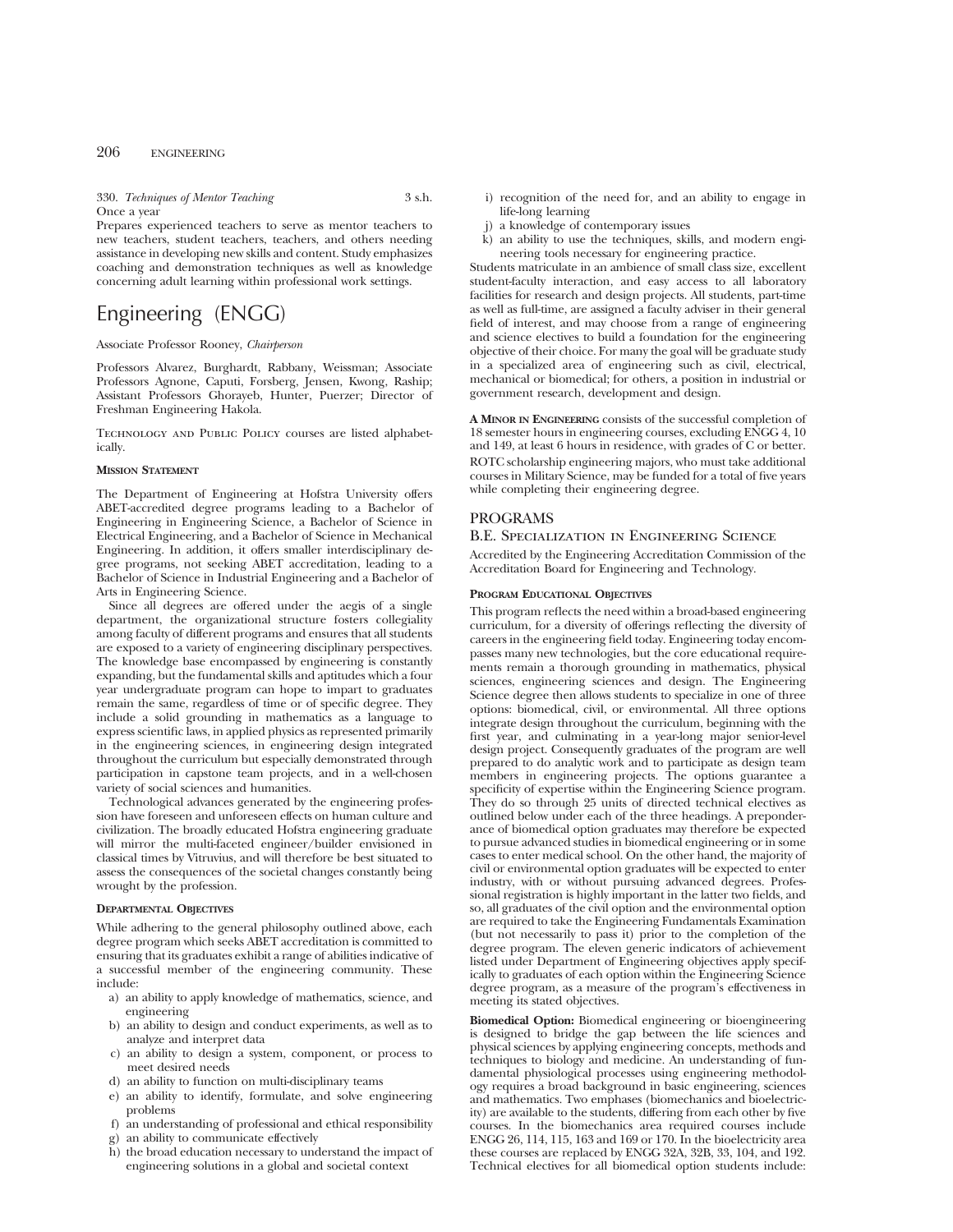330. *Techniques of Mentor Teaching* 3 s.h.
Once a year
Prepares experienced teachers to serve as mentor teachers to new teachers, student teachers, teachers, and others needing assistance in developing new skills and content. Study emphasizes coaching and demonstration techniques as well as knowledge concerning adult learning within professional work settings.

# Engineering (ENGG)

Associate Professor Rooney, *Chairperson*

Professors Alvarez, Burghardt, Rabbany, Weissman; Associate Professors Agnone, Caputi, Forsberg, Jensen, Kwong, Raship; Assistant Professors Ghorayeb, Hunter, Puerzer; Director of Freshman Engineering Hakola.

Technology and Public Policy courses are listed alphabetically.

**Mission Statement**

The Department of Engineering at Hofstra University offers ABET-accredited degree programs leading to a Bachelor of Engineering in Engineering Science, a Bachelor of Science in Electrical Engineering, and a Bachelor of Science in Mechanical Engineering. In addition, it offers smaller interdisciplinary degree programs, not seeking ABET accreditation, leading to a Bachelor of Science in Industrial Engineering and a Bachelor of Arts in Engineering Science.

Since all degrees are offered under the aegis of a single department, the organizational structure fosters collegiality among faculty of different programs and ensures that all students are exposed to a variety of engineering disciplinary perspectives. The knowledge base encompassed by engineering is constantly expanding, but the fundamental skills and aptitudes which a four year undergraduate program can hope to impart to graduates remain the same, regardless of time or of specific degree. They include a solid grounding in mathematics as a language to express scientific laws, in applied physics as represented primarily in the engineering sciences, in engineering design integrated throughout the curriculum but especially demonstrated through participation in capstone team projects, and in a well-chosen variety of social sciences and humanities.

Technological advances generated by the engineering profession have foreseen and unforeseen effects on human culture and civilization. The broadly educated Hofstra engineering graduate will mirror the multi-faceted engineer/builder envisioned in classical times by Vitruvius, and will therefore be best situated to assess the consequences of the societal changes constantly being wrought by the profession.

**Departmental Objectives**

While adhering to the general philosophy outlined above, each degree program which seeks ABET accreditation is committed to ensuring that its graduates exhibit a range of abilities indicative of a successful member of the engineering community. These include:

a) an ability to apply knowledge of mathematics, science, and engineering
b) an ability to design and conduct experiments, as well as to analyze and interpret data
c) an ability to design a system, component, or process to meet desired needs
d) an ability to function on multi-disciplinary teams
e) an ability to identify, formulate, and solve engineering problems
f) an understanding of professional and ethical responsibility
g) an ability to communicate effectively
h) the broad education necessary to understand the impact of engineering solutions in a global and societal context
i) recognition of the need for, and an ability to engage in life-long learning
j) a knowledge of contemporary issues
k) an ability to use the techniques, skills, and modern engineering tools necessary for engineering practice.

Students matriculate in an ambience of small class size, excellent student-faculty interaction, and easy access to all laboratory facilities for research and design projects. All students, part-time as well as full-time, are assigned a faculty adviser in their general field of interest, and may choose from a range of engineering and science electives to build a foundation for the engineering objective of their choice. For many the goal will be graduate study in a specialized area of engineering such as civil, electrical, mechanical or biomedical; for others, a position in industrial or government research, development and design.

**A Minor in Engineering** consists of the successful completion of 18 semester hours in engineering courses, excluding ENGG 4, 10 and 149, at least 6 hours in residence, with grades of C or better.

ROTC scholarship engineering majors, who must take additional courses in Military Science, may be funded for a total of five years while completing their engineering degree.

## PROGRAMS

### B.E. Specialization in Engineering Science

Accredited by the Engineering Accreditation Commission of the Accreditation Board for Engineering and Technology.

**Program Educational Objectives**

This program reflects the need within a broad-based engineering curriculum, for a diversity of offerings reflecting the diversity of careers in the engineering field today. Engineering today encompasses many new technologies, but the core educational requirements remain a thorough grounding in mathematics, physical sciences, engineering sciences and design. The Engineering Science degree then allows students to specialize in one of three options: biomedical, civil, or environmental. All three options integrate design throughout the curriculum, beginning with the first year, and culminating in a year-long major senior-level design project. Consequently graduates of the program are well prepared to do analytic work and to participate as design team members in engineering projects. The options guarantee a specificity of expertise within the Engineering Science program. They do so through 25 units of directed technical electives as outlined below under each of the three headings. A preponderance of biomedical option graduates may therefore be expected to pursue advanced studies in biomedical engineering or in some cases to enter medical school. On the other hand, the majority of civil or environmental option graduates will be expected to enter industry, with or without pursuing advanced degrees. Professional registration is highly important in the latter two fields, and so, all graduates of the civil option and the environmental option are required to take the Engineering Fundamentals Examination (but not necessarily to pass it) prior to the completion of the degree program. The eleven generic indicators of achievement listed under Department of Engineering objectives apply specifically to graduates of each option within the Engineering Science degree program, as a measure of the program's effectiveness in meeting its stated objectives.

**Biomedical Option:** Biomedical engineering or bioengineering is designed to bridge the gap between the life sciences and physical sciences by applying engineering concepts, methods and techniques to biology and medicine. An understanding of fundamental physiological processes using engineering methodology requires a broad background in basic engineering, sciences and mathematics. Two emphases (biomechanics and bioelectricity) are available to the students, differing from each other by five courses. In the biomechanics area required courses include ENGG 26, 114, 115, 163 and 169 or 170. In the bioelectricity area these courses are replaced by ENGG 32A, 32B, 33, 104, and 192. Technical electives for all biomedical option students include: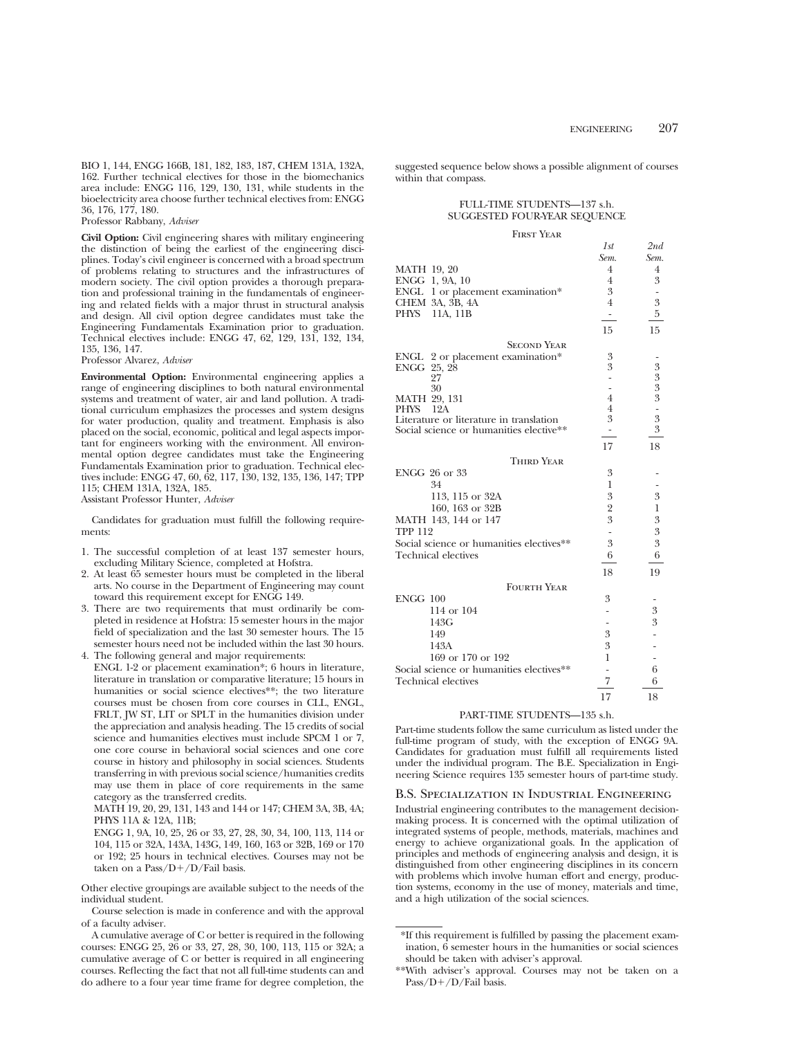BIO 1, 144, ENGG 166B, 181, 182, 183, 187, CHEM 131A, 132A, 162. Further technical electives for those in the biomechanics area include: ENGG 116, 129, 130, 131, while students in the bioelectricity area choose further technical electives from: ENGG 36, 176, 177, 180.
Professor Rabbany, *Adviser*

**Civil Option:** Civil engineering shares with military engineering the distinction of being the earliest of the engineering disciplines. Today's civil engineer is concerned with a broad spectrum of problems relating to structures and the infrastructures of modern society. The civil option provides a thorough preparation and professional training in the fundamentals of engineering and related fields with a major thrust in structural analysis and design. All civil option degree candidates must take the Engineering Fundamentals Examination prior to graduation. Technical electives include: ENGG 47, 62, 129, 131, 132, 134, 135, 136, 147.
Professor Alvarez, *Adviser*

**Environmental Option:** Environmental engineering applies a range of engineering disciplines to both natural environmental systems and treatment of water, air and land pollution. A traditional curriculum emphasizes the processes and system designs for water production, quality and treatment. Emphasis is also placed on the social, economic, political and legal aspects important for engineers working with the environment. All environmental option degree candidates must take the Engineering Fundamentals Examination prior to graduation. Technical electives include: ENGG 47, 60, 62, 117, 130, 132, 135, 136, 147; TPP 115; CHEM 131A, 132A, 185.
Assistant Professor Hunter, *Adviser*

Candidates for graduation must fulfill the following requirements:

1. The successful completion of at least 137 semester hours, excluding Military Science, completed at Hofstra.
2. At least 65 semester hours must be completed in the liberal arts. No course in the Department of Engineering may count toward this requirement except for ENGG 149.
3. There are two requirements that must ordinarily be completed in residence at Hofstra: 15 semester hours in the major field of specialization and the last 30 semester hours. The 15 semester hours need not be included within the last 30 hours.
4. The following general and major requirements:
   ENGL 1-2 or placement examination*; 6 hours in literature, literature in translation or comparative literature; 15 hours in humanities or social science electives**; the two literature courses must be chosen from core courses in CLL, ENGL, FRLT, JW ST, LIT or SPLT in the humanities division under the appreciation and analysis heading. The 15 credits of social science and humanities electives must include SPCM 1 or 7, one core course in behavioral social sciences and one core course in history and philosophy in social sciences. Students transferring in with previous social science/humanities credits may use them in place of core requirements in the same category as the transferred credits.
   MATH 19, 20, 29, 131, 143 and 144 or 147; CHEM 3A, 3B, 4A; PHYS 11A & 12A, 11B;
   ENGG 1, 9A, 10, 25, 26 or 33, 27, 28, 30, 34, 100, 113, 114 or 104, 115 or 32A, 143A, 143G, 149, 160, 163 or 32B, 169 or 170 or 192; 25 hours in technical electives. Courses may not be taken on a Pass/D+/D/Fail basis.

Other elective groupings are available subject to the needs of the individual student.

Course selection is made in conference and with the approval of a faculty adviser.

A cumulative average of C or better is required in the following courses: ENGG 25, 26 or 33, 27, 28, 30, 100, 113, 115 or 32A; a cumulative average of C or better is required in all engineering courses. Reflecting the fact that not all full-time students can and do adhere to a four year time frame for degree completion, the suggested sequence below shows a possible alignment of courses within that compass.

### FULL-TIME STUDENTS—137 s.h.
### SUGGESTED FOUR-YEAR SEQUENCE

| | 1st Sem. | 2nd Sem. |
|---|---|---|
| **First Year** | | |
| MATH 19, 20 | 4 | 4 |
| ENGG 1, 9A, 10 | 4 | 3 |
| ENGL 1 or placement examination* | 3 | - |
| CHEM 3A, 3B, 4A | 4 | 3 |
| PHYS 11A, 11B | - | 5 |
| | 15 | 15 |
| **Second Year** | | |
| ENGL 2 or placement examination* | 3 | - |
| ENGG 25, 28 | 3 | 3 |
| 27 | - | 3 |
| 30 | - | 3 |
| MATH 29, 131 | 4 | 3 |
| PHYS 12A | 4 | - |
| Literature or literature in translation | 3 | 3 |
| Social science or humanities elective** | - | 3 |
| | 17 | 18 |
| **Third Year** | | |
| ENGG 26 or 33 | 3 | - |
| 34 | 1 | - |
| 113, 115 or 32A | 3 | 3 |
| 160, 163 or 32B | 2 | 1 |
| MATH 143, 144 or 147 | 3 | 3 |
| TPP 112 | - | 3 |
| Social science or humanities electives** | 3 | 3 |
| Technical electives | 6 | 6 |
| | 18 | 19 |
| **Fourth Year** | | |
| ENGG 100 | 3 | - |
| 114 or 104 | - | 3 |
| 143G | - | 3 |
| 149 | 3 | - |
| 143A | 3 | - |
| 169 or 170 or 192 | 1 | - |
| Social science or humanities electives** | - | 6 |
| Technical electives | 7 | 6 |
| | 17 | 18 |

### PART-TIME STUDENTS—135 s.h.

Part-time students follow the same curriculum as listed under the full-time program of study, with the exception of ENGG 9A. Candidates for graduation must fulfill all requirements listed under the individual program. The B.E. Specialization in Engineering Science requires 135 semester hours of part-time study.

## B.S. Specialization in Industrial Engineering

Industrial engineering contributes to the management decision-making process. It is concerned with the optimal utilization of integrated systems of people, methods, materials, machines and energy to achieve organizational goals. In the application of principles and methods of engineering analysis and design, it is distinguished from other engineering disciplines in its concern with problems which involve human effort and energy, production systems, economy in the use of money, materials and time, and a high utilization of the social sciences.

---

*If this requirement is fulfilled by passing the placement examination, 6 semester hours in the humanities or social sciences should be taken with adviser's approval.

**With adviser's approval. Courses may not be taken on a Pass/D+/D/Fail basis.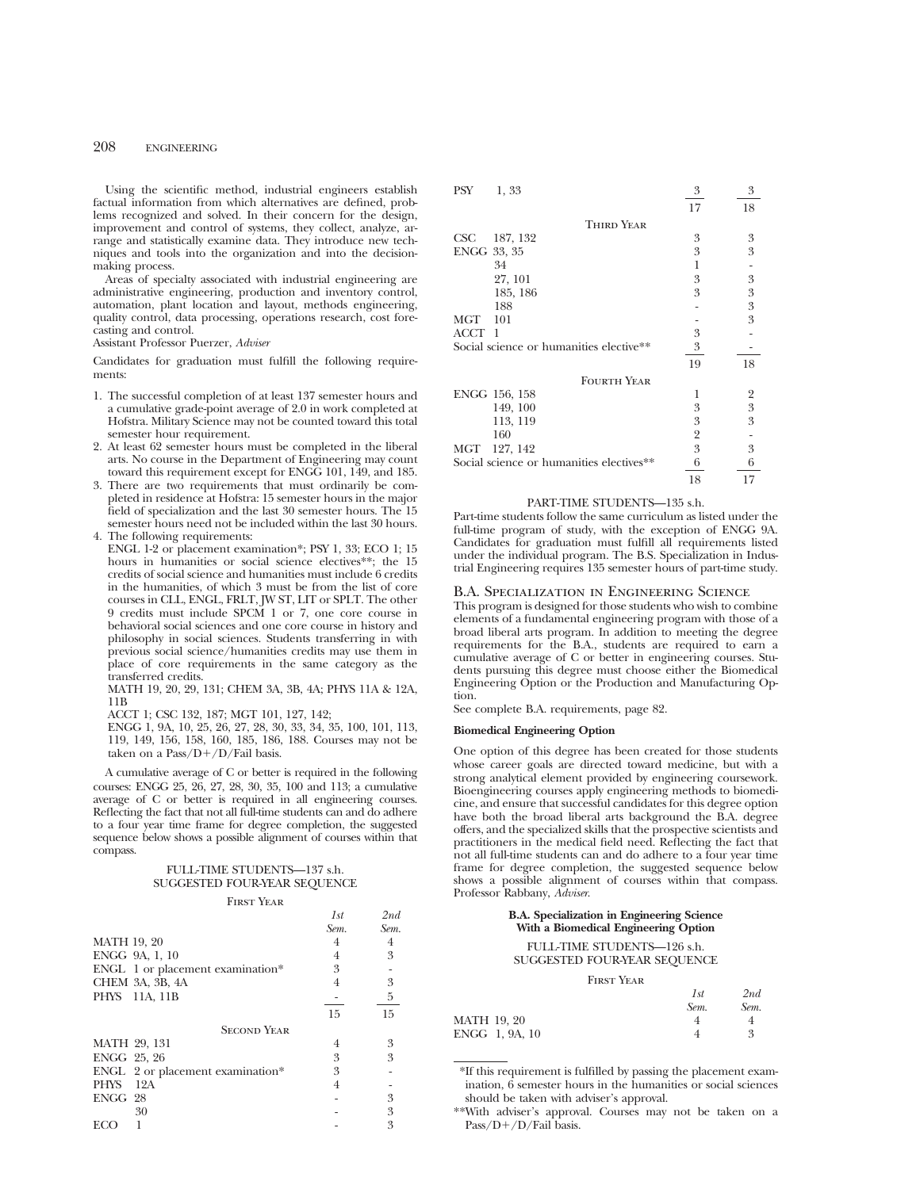Using the scientific method, industrial engineers establish factual information from which alternatives are defined, problems recognized and solved. In their concern for the design, improvement and control of systems, they collect, analyze, arrange and statistically examine data. They introduce new techniques and tools into the organization and into the decision-making process.

Areas of specialty associated with industrial engineering are administrative engineering, production and inventory control, automation, plant location and layout, methods engineering, quality control, data processing, operations research, cost forecasting and control.

Assistant Professor Puerzer, *Adviser*

Candidates for graduation must fulfill the following requirements:

1. The successful completion of at least 137 semester hours and a cumulative grade-point average of 2.0 in work completed at Hofstra. Military Science may not be counted toward this total semester hour requirement.
2. At least 62 semester hours must be completed in the liberal arts. No course in the Department of Engineering may count toward this requirement except for ENGG 101, 149, and 185.
3. There are two requirements that must ordinarily be completed in residence at Hofstra: 15 semester hours in the major field of specialization and the last 30 semester hours. The 15 semester hours need not be included within the last 30 hours.
4. The following requirements:
   ENGL 1-2 or placement examination*; PSY 1, 33; ECO 1; 15 hours in humanities or social science electives**; the 15 credits of social science and humanities must include 6 credits in the humanities, of which 3 must be from the list of core courses in CLL, ENGL, FRLT, JW ST, LIT or SPLT. The other 9 credits must include SPCM 1 or 7, one core course in behavioral social sciences and one core course in history and philosophy in social sciences. Students transferring in with previous social science/humanities credits may use them in place of core requirements in the same category as the transferred credits.
   MATH 19, 20, 29, 131; CHEM 3A, 3B, 4A; PHYS 11A & 12A, 11B
   ACCT 1; CSC 132, 187; MGT 101, 127, 142;
   ENGG 1, 9A, 10, 25, 26, 27, 28, 30, 33, 34, 35, 100, 101, 113, 119, 149, 156, 158, 160, 185, 186, 188. Courses may not be taken on a Pass/D+/D/Fail basis.

A cumulative average of C or better is required in the following courses: ENGG 25, 26, 27, 28, 30, 35, 100 and 113; a cumulative average of C or better is required in all engineering courses. Reflecting the fact that not all full-time students can and do adhere to a four year time frame for degree completion, the suggested sequence below shows a possible alignment of courses within that compass.

FULL-TIME STUDENTS—137 s.h.
SUGGESTED FOUR-YEAR SEQUENCE

| First Year | 1st Sem. | 2nd Sem. |
|---|---|---|
| MATH 19, 20 | 4 | 4 |
| ENGG 9A, 1, 10 | 4 | 3 |
| ENGL 1 or placement examination* | 3 | - |
| CHEM 3A, 3B, 4A | 4 | 3 |
| PHYS 11A, 11B | - | 5 |
| | 15 | 15 |
| **Second Year** | | |
| MATH 29, 131 | 4 | 3 |
| ENGG 25, 26 | 3 | 3 |
| ENGL 2 or placement examination* | 3 | - |
| PHYS 12A | 4 | - |
| ENGG 28 | - | 3 |
| 30 | - | 3 |
| ECO 1 | - | 3 |
| PSY 1, 33 | 3 | 3 |
| | 17 | 18 |
| **Third Year** | | |
| CSC 187, 132 | 3 | 3 |
| ENGG 33, 35 | 3 | 3 |
| 34 | 1 | - |
| 27, 101 | 3 | 3 |
| 185, 186 | 3 | 3 |
| 188 | - | 3 |
| MGT 101 | - | 3 |
| ACCT 1 | 3 | - |
| Social science or humanities elective** | 3 | - |
| | 19 | 18 |
| **Fourth Year** | | |
| ENGG 156, 158 | 1 | 2 |
| 149, 100 | 3 | 3 |
| 113, 119 | 3 | 3 |
| 160 | 2 | - |
| MGT 127, 142 | 3 | 3 |
| Social science or humanities electives** | 6 | 6 |
| | 18 | 17 |

PART-TIME STUDENTS—135 s.h.

Part-time students follow the same curriculum as listed under the full-time program of study, with the exception of ENGG 9A. Candidates for graduation must fulfill all requirements listed under the individual program. The B.S. Specialization in Industrial Engineering requires 135 semester hours of part-time study.

## B.A. Specialization in Engineering Science

This program is designed for those students who wish to combine elements of a fundamental engineering program with those of a broad liberal arts program. In addition to meeting the degree requirements for the B.A., students are required to earn a cumulative average of C or better in engineering courses. Students pursuing this degree must choose either the Biomedical Engineering Option or the Production and Manufacturing Option.

See complete B.A. requirements, page 82.

**Biomedical Engineering Option**

One option of this degree has been created for those students whose career goals are directed toward medicine, but with a strong analytical element provided by engineering coursework. Bioengineering courses apply engineering methods to biomedicine, and ensure that successful candidates for this degree option have both the broad liberal arts background the B.A. degree offers, and the specialized skills that the prospective scientists and practitioners in the medical field need. Reflecting the fact that not all full-time students can and do adhere to a four year time frame for degree completion, the suggested sequence below shows a possible alignment of courses within that compass.

Professor Rabbany, *Adviser.*

**B.A. Specialization in Engineering Science With a Biomedical Engineering Option**

FULL-TIME STUDENTS—126 s.h.
SUGGESTED FOUR-YEAR SEQUENCE

| First Year | 1st Sem. | 2nd Sem. |
|---|---|---|
| MATH 19, 20 | 4 | 4 |
| ENGG 1, 9A, 10 | 4 | 3 |

*If this requirement is fulfilled by passing the placement examination, 6 semester hours in the humanities or social sciences should be taken with adviser's approval.

**With adviser's approval. Courses may not be taken on a Pass/D+/D/Fail basis.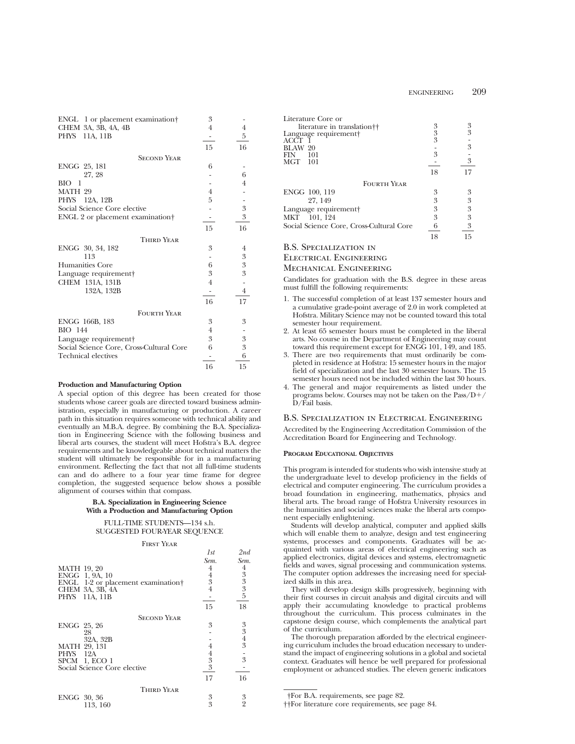| | | |
|---|---|---|
| ENGL 1 or placement examination† | 3 | - |
| CHEM 3A, 3B, 4A, 4B | 4 | 4 |
| PHYS 11A, 11B | - | 5 |
| | 15 | 16 |
| **Second Year** | | |
| ENGG 25, 181 | 6 | - |
| 27, 28 | - | 6 |
| BIO 1 | - | 4 |
| MATH 29 | 4 | - |
| PHYS 12A, 12B | 5 | - |
| Social Science Core elective | - | 3 |
| ENGL 2 or placement examination† | - | 3 |
| | 15 | 16 |
| **Third Year** | | |
| ENGG 30, 34, 182 | 3 | 4 |
| 113 | - | 3 |
| Humanities Core | 6 | 3 |
| Language requirement† | 3 | 3 |
| CHEM 131A, 131B | 4 | - |
| 132A, 132B | - | 4 |
| | 16 | 17 |
| **Fourth Year** | | |
| ENGG 166B, 183 | 3 | 3 |
| BIO 144 | 4 | - |
| Language requirement† | 3 | 3 |
| Social Science Core, Cross-Cultural Core | 6 | 3 |
| Technical electives | - | 6 |
| | 16 | 15 |

**Production and Manufacturing Option**

A special option of this degree has been created for those students whose career goals are directed toward business administration, especially in manufacturing or production. A career path in this situation requires someone with technical ability and eventually an M.B.A. degree. By combining the B.A. Specialization in Engineering Science with the following business and liberal arts courses, the student will meet Hofstra's B.A. degree requirements and be knowledgeable about technical matters the student will ultimately be responsible for in a manufacturing environment. Reflecting the fact that not all full-time students can and do adhere to a four year time frame for degree completion, the suggested sequence below shows a possible alignment of courses within that compass.

**B.A. Specialization in Engineering Science With a Production and Manufacturing Option**

FULL-TIME STUDENTS—134 s.h.
SUGGESTED FOUR-YEAR SEQUENCE

| First Year | 1st Sem. | 2nd Sem. |
|---|---|---|
| MATH 19, 20 | 4 | 4 |
| ENGG 1, 9A, 10 | 4 | 3 |
| ENGL 1-2 or placement examination† | 3 | 3 |
| CHEM 3A, 3B, 4A | 4 | 3 |
| PHYS 11A, 11B | - | 5 |
| | 15 | 18 |
| **Second Year** | | |
| ENGG 25, 26 | 3 | 3 |
| 28 | - | 3 |
| 32A, 32B | - | 4 |
| MATH 29, 131 | 4 | 3 |
| PHYS 12A | 4 | - |
| SPCM 1, ECO 1 | 3 | 3 |
| Social Science Core elective | 3 | - |
| | 17 | 16 |
| **Third Year** | | |
| ENGG 30, 36 | 3 | 3 |
| 113, 160 | 3 | 2 |
| Literature Core or literature in translation†† | 3 | 3 |
| Language requirement† | 3 | 3 |
| ACCT 1 | 3 | - |
| BLAW 20 | - | 3 |
| FIN 101 | 3 | - |
| MGT 101 | - | 3 |
| | 18 | 17 |
| **Fourth Year** | | |
| ENGG 100, 119 | 3 | 3 |
| 27, 149 | 3 | 3 |
| Language requirement† | 3 | 3 |
| MKT 101, 124 | 3 | 3 |
| Social Science Core, Cross-Cultural Core | 6 | 3 |
| | 18 | 15 |

## B.S. Specialization in Electrical Engineering Mechanical Engineering

Candidates for graduation with the B.S. degree in these areas must fulfill the following requirements:

1. The successful completion of at least 137 semester hours and a cumulative grade-point average of 2.0 in work completed at Hofstra. Military Science may not be counted toward this total semester hour requirement.
2. At least 65 semester hours must be completed in the liberal arts. No course in the Department of Engineering may count toward this requirement except for ENGG 101, 149, and 185.
3. There are two requirements that must ordinarily be completed in residence at Hofstra: 15 semester hours in the major field of specialization and the last 30 semester hours. The 15 semester hours need not be included within the last 30 hours.
4. The general and major requirements as listed under the programs below. Courses may not be taken on the Pass/D+/D/Fail basis.

## B.S. Specialization in Electrical Engineering

Accredited by the Engineering Accreditation Commission of the Accreditation Board for Engineering and Technology.

### Program Educational Objectives

This program is intended for students who wish intensive study at the undergraduate level to develop proficiency in the fields of electrical and computer engineering. The curriculum provides a broad foundation in engineering, mathematics, physics and liberal arts. The broad range of Hofstra University resources in the humanities and social sciences make the liberal arts component especially enlightening.

Students will develop analytical, computer and applied skills which will enable them to analyze, design and test engineering systems, processes and components. Graduates will be acquainted with various areas of electrical engineering such as applied electronics, digital devices and systems, electromagnetic fields and waves, signal processing and communication systems. The computer option addresses the increasing need for specialized skills in this area.

They will develop design skills progressively, beginning with their first courses in circuit analysis and digital circuits and will apply their accumulating knowledge to practical problems throughout the curriculum. This process culminates in the capstone design course, which complements the analytical part of the curriculum.

The thorough preparation afforded by the electrical engineering curriculum includes the broad education necessary to understand the impact of engineering solutions in a global and societal context. Graduates will hence be well prepared for professional employment or advanced studies. The eleven generic indicators

†For B.A. requirements, see page 82.

††For literature core requirements, see page 84.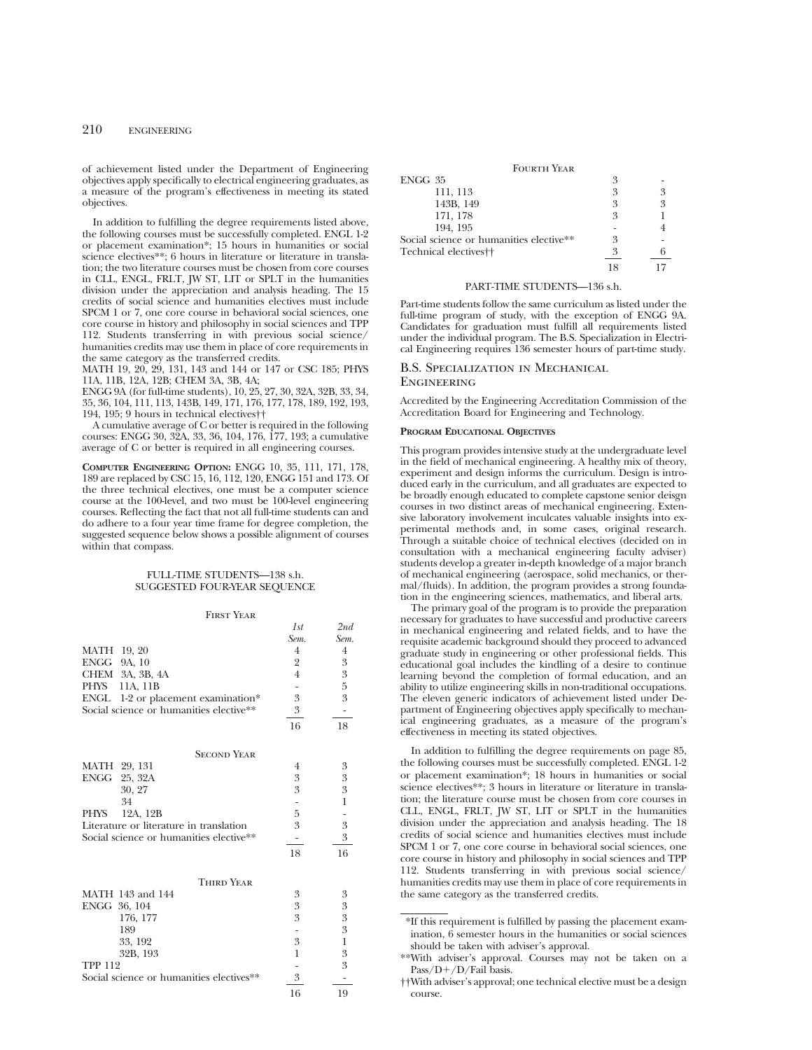of achievement listed under the Department of Engineering objectives apply specifically to electrical engineering graduates, as a measure of the program's effectiveness in meeting its stated objectives.

In addition to fulfilling the degree requirements listed above, the following courses must be successfully completed. ENGL 1-2 or placement examination*; 15 hours in humanities or social science electives**; 6 hours in literature or literature in translation; the two literature courses must be chosen from core courses in CLL, ENGL, FRLT, JW ST, LIT or SPLT in the humanities division under the appreciation and analysis heading. The 15 credits of social science and humanities electives must include SPCM 1 or 7, one core course in behavioral social sciences, one core course in history and philosophy in social sciences and TPP 112. Students transferring in with previous social science/humanities credits may use them in place of core requirements in the same category as the transferred credits.

MATH 19, 20, 29, 131, 143 and 144 or 147 or CSC 185; PHYS 11A, 11B, 12A, 12B; CHEM 3A, 3B, 4A;

ENGG 9A (for full-time students), 10, 25, 27, 30, 32A, 32B, 33, 34, 35, 36, 104, 111, 113, 143B, 149, 171, 176, 177, 178, 189, 192, 193, 194, 195; 9 hours in technical electives††

A cumulative average of C or better is required in the following courses: ENGG 30, 32A, 33, 36, 104, 176, 177, 193; a cumulative average of C or better is required in all engineering courses.

**Computer Engineering Option:** ENGG 10, 35, 111, 171, 178, 189 are replaced by CSC 15, 16, 112, 120, ENGG 151 and 173. Of the three technical electives, one must be a computer science course at the 100-level, and two must be 100-level engineering courses. Reflecting the fact that not all full-time students can and do adhere to a four year time frame for degree completion, the suggested sequence below shows a possible alignment of courses within that compass.

FULL-TIME STUDENTS—138 s.h.
SUGGESTED FOUR-YEAR SEQUENCE

| First Year | 1st Sem. | 2nd Sem. |
|---|---|---|
| MATH 19, 20 | 4 | 4 |
| ENGG 9A, 10 | 2 | 3 |
| CHEM 3A, 3B, 4A | 4 | 3 |
| PHYS 11A, 11B | - | 5 |
| ENGL 1-2 or placement examination* | 3 | 3 |
| Social science or humanities elective** | 3 | - |
| | 16 | 18 |

| Second Year | | |
|---|---|---|
| MATH 29, 131 | 4 | 3 |
| ENGG 25, 32A | 3 | 3 |
| 30, 27 | 3 | 3 |
| 34 | - | 1 |
| PHYS 12A, 12B | 5 | - |
| Literature or literature in translation | 3 | 3 |
| Social science or humanities elective** | - | 3 |
| | 18 | 16 |

| Third Year | | |
|---|---|---|
| MATH 143 and 144 | 3 | 3 |
| ENGG 36, 104 | 3 | 3 |
| 176, 177 | 3 | 3 |
| 189 | - | 3 |
| 33, 192 | 3 | 1 |
| 32B, 193 | 1 | 3 |
| TPP 112 | - | 3 |
| Social science or humanities electives** | 3 | - |
| | 16 | 19 |

| Fourth Year | | |
|---|---|---|
| ENGG 35 | 3 | - |
| 111, 113 | 3 | 3 |
| 143B, 149 | 3 | 3 |
| 171, 178 | 3 | 1 |
| 194, 195 | - | 4 |
| Social science or humanities elective** | 3 | - |
| Technical electives†† | 3 | 6 |
| | 18 | 17 |

PART-TIME STUDENTS—136 s.h.

Part-time students follow the same curriculum as listed under the full-time program of study, with the exception of ENGG 9A. Candidates for graduation must fulfill all requirements listed under the individual program. The B.S. Specialization in Electrical Engineering requires 136 semester hours of part-time study.

## B.S. Specialization in Mechanical Engineering

Accredited by the Engineering Accreditation Commission of the Accreditation Board for Engineering and Technology.

**Program Educational Objectives**

This program provides intensive study at the undergraduate level in the field of mechanical engineering. A healthy mix of theory, experiment and design informs the curriculum. Design is introduced early in the curriculum, and all graduates are expected to be broadly enough educated to complete capstone senior deisgn courses in two distinct areas of mechanical engineering. Extensive laboratory involvement inculcates valuable insights into experimental methods and, in some cases, original research. Through a suitable choice of technical electives (decided on in consultation with a mechanical engineering faculty adviser) students develop a greater in-depth knowledge of a major branch of mechanical engineering (aerospace, solid mechanics, or thermal/fluids). In addition, the program provides a strong foundation in the engineering sciences, mathematics, and liberal arts.

The primary goal of the program is to provide the preparation necessary for graduates to have successful and productive careers in mechanical engineering and related fields, and to have the requisite academic background should they proceed to advanced graduate study in engineering or other professional fields. This educational goal includes the kindling of a desire to continue learning beyond the completion of formal education, and an ability to utilize engineering skills in non-traditional occupations. The eleven generic indicators of achievement listed under Department of Engineering objectives apply specifically to mechanical engineering graduates, as a measure of the program's effectiveness in meeting its stated objectives.

In addition to fulfilling the degree requirements on page 85, the following courses must be successfully completed. ENGL 1-2 or placement examination*; 18 hours in humanities or social science electives**; 3 hours in literature or literature in translation; the literature course must be chosen from core courses in CLL, ENGL, FRLT, JW ST, LIT or SPLT in the humanities division under the appreciation and analysis heading. The 18 credits of social science and humanities electives must include SPCM 1 or 7, one core course in behavioral social sciences, one core course in history and philosophy in social sciences and TPP 112. Students transferring in with previous social science/humanities credits may use them in place of core requirements in the same category as the transferred credits.

*If this requirement is fulfilled by passing the placement examination, 6 semester hours in the humanities or social sciences should be taken with adviser's approval.

**With adviser's approval. Courses may not be taken on a Pass/D+/D/Fail basis.

††With adviser's approval; one technical elective must be a design course.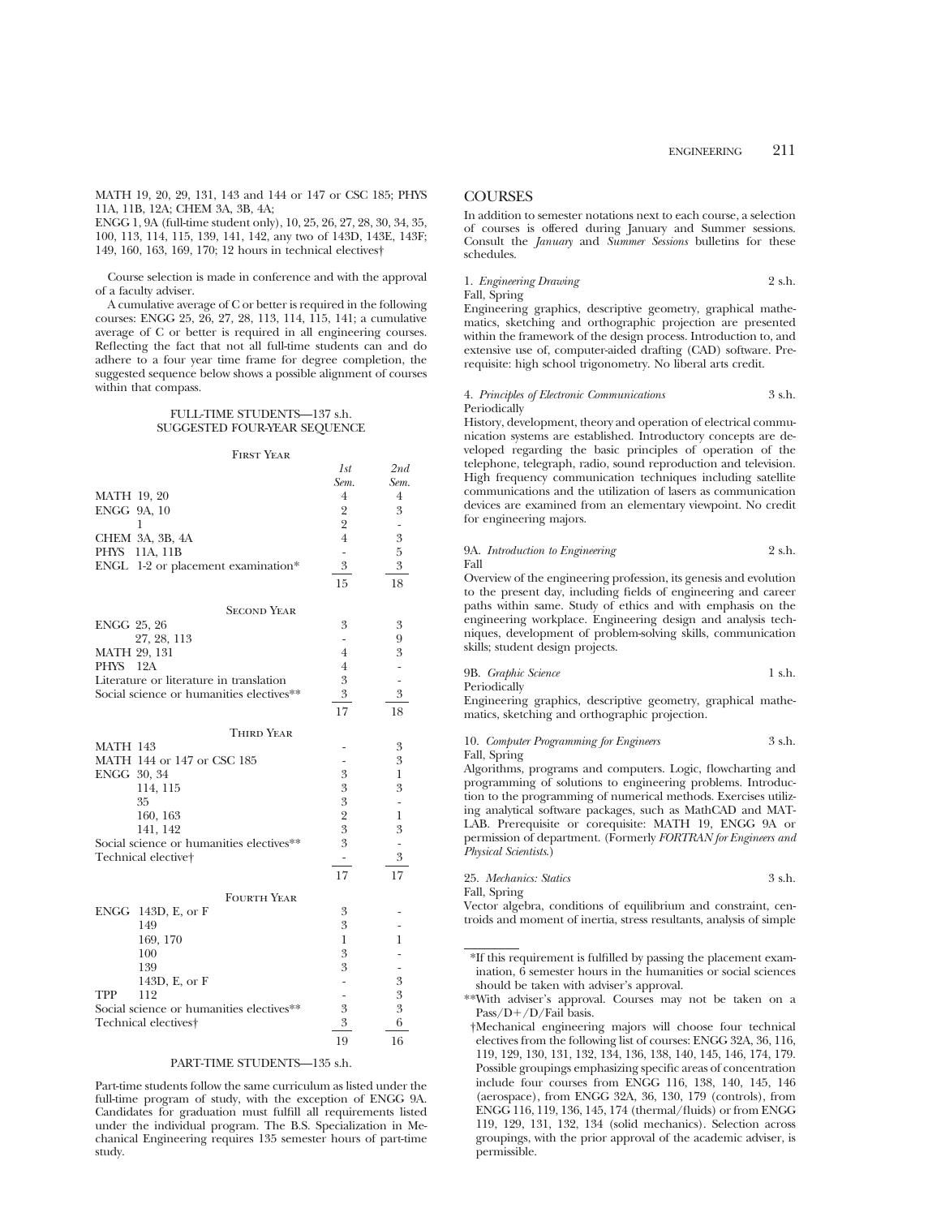MATH 19, 20, 29, 131, 143 and 144 or 147 or CSC 185; PHYS 11A, 11B, 12A; CHEM 3A, 3B, 4A;
ENGG 1, 9A (full-time student only), 10, 25, 26, 27, 28, 30, 34, 35, 100, 113, 114, 115, 139, 141, 142, any two of 143D, 143E, 143F; 149, 160, 163, 169, 170; 12 hours in technical electives†

Course selection is made in conference and with the approval of a faculty adviser.

A cumulative average of C or better is required in the following courses: ENGG 25, 26, 27, 28, 113, 114, 115, 141; a cumulative average of C or better is required in all engineering courses. Reflecting the fact that not all full-time students can and do adhere to a four year time frame for degree completion, the suggested sequence below shows a possible alignment of courses within that compass.

### FULL-TIME STUDENTS—137 s.h.
### SUGGESTED FOUR-YEAR SEQUENCE

| First Year | 1st Sem. | 2nd Sem. |
|---|---|---|
| MATH 19, 20 | 4 | 4 |
| ENGG 9A, 10 | 2 | 3 |
| 1 | 2 | - |
| CHEM 3A, 3B, 4A | 4 | 3 |
| PHYS 11A, 11B | - | 5 |
| ENGL 1-2 or placement examination* | 3 | 3 |
| | 15 | 18 |

| Second Year | | |
|---|---|---|
| ENGG 25, 26 | 3 | 3 |
| 27, 28, 113 | - | 9 |
| MATH 29, 131 | 4 | 3 |
| PHYS 12A | 4 | - |
| Literature or literature in translation | 3 | - |
| Social science or humanities electives** | 3 | 3 |
| | 17 | 18 |

| Third Year | | |
|---|---|---|
| MATH 143 | - | 3 |
| MATH 144 or 147 or CSC 185 | - | 3 |
| ENGG 30, 34 | 3 | 1 |
| 114, 115 | 3 | 3 |
| 35 | 3 | - |
| 160, 163 | 2 | 1 |
| 141, 142 | 3 | 3 |
| Social science or humanities electives** | 3 | - |
| Technical elective† | - | 3 |
| | 17 | 17 |

| Fourth Year | | |
|---|---|---|
| ENGG 143D, E, or F | 3 | - |
| 149 | 3 | - |
| 169, 170 | 1 | 1 |
| 100 | 3 | - |
| 139 | 3 | - |
| 143D, E, or F | - | 3 |
| TPP 112 | - | 3 |
| Social science or humanities electives** | 3 | 3 |
| Technical electives† | 3 | 6 |
| | 19 | 16 |

### PART-TIME STUDENTS—135 s.h.

Part-time students follow the same curriculum as listed under the full-time program of study, with the exception of ENGG 9A. Candidates for graduation must fulfill all requirements listed under the individual program. The B.S. Specialization in Mechanical Engineering requires 135 semester hours of part-time study.

## COURSES

In addition to semester notations next to each course, a selection of courses is offered during January and Summer sessions. Consult the *January* and *Summer Sessions* bulletins for these schedules.

1. *Engineering Drawing* 2 s.h.
Fall, Spring
Engineering graphics, descriptive geometry, graphical mathematics, sketching and orthographic projection are presented within the framework of the design process. Introduction to, and extensive use of, computer-aided drafting (CAD) software. Prerequisite: high school trigonometry. No liberal arts credit.

4. *Principles of Electronic Communications* 3 s.h.
Periodically
History, development, theory and operation of electrical communication systems are established. Introductory concepts are developed regarding the basic principles of operation of the telephone, telegraph, radio, sound reproduction and television. High frequency communication techniques including satellite communications and the utilization of lasers as communication devices are examined from an elementary viewpoint. No credit for engineering majors.

9A. *Introduction to Engineering* 2 s.h.
Fall
Overview of the engineering profession, its genesis and evolution to the present day, including fields of engineering and career paths within same. Study of ethics and with emphasis on the engineering workplace. Engineering design and analysis techniques, development of problem-solving skills, communication skills; student design projects.

9B. *Graphic Science* 1 s.h.
Periodically
Engineering graphics, descriptive geometry, graphical mathematics, sketching and orthographic projection.

10. *Computer Programming for Engineers* 3 s.h.
Fall, Spring
Algorithms, programs and computers. Logic, flowcharting and programming of solutions to engineering problems. Introduction to the programming of numerical methods. Exercises utilizing analytical software packages, such as MathCAD and MATLAB. Prerequisite or corequisite: MATH 19, ENGG 9A or permission of department. (Formerly *FORTRAN for Engineers and Physical Scientists*.)

25. *Mechanics: Statics* 3 s.h.
Fall, Spring
Vector algebra, conditions of equilibrium and constraint, centroids and moment of inertia, stress resultants, analysis of simple

*If this requirement is fulfilled by passing the placement examination, 6 semester hours in the humanities or social sciences should be taken with adviser's approval.

**With adviser's approval. Courses may not be taken on a Pass/D+/D/Fail basis.

†Mechanical engineering majors will choose four technical electives from the following list of courses: ENGG 32A, 36, 116, 119, 129, 130, 131, 132, 134, 136, 138, 140, 145, 146, 174, 179. Possible groupings emphasizing specific areas of concentration include four courses from ENGG 116, 138, 140, 145, 146 (aerospace), from ENGG 32A, 36, 130, 179 (controls), from ENGG 116, 119, 136, 145, 174 (thermal/fluids) or from ENGG 119, 129, 131, 132, 134 (solid mechanics). Selection across groupings, with the prior approval of the academic adviser, is permissible.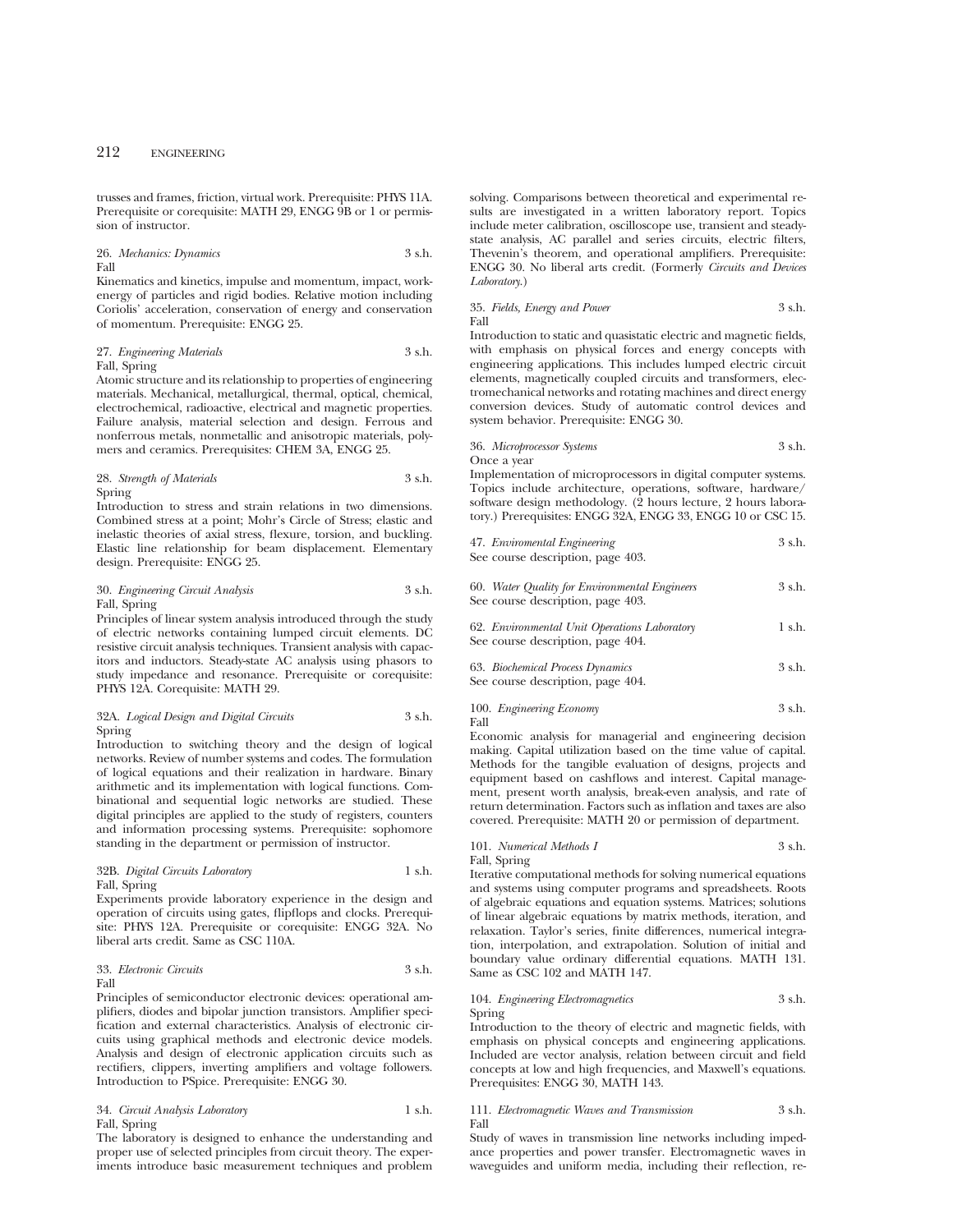trusses and frames, friction, virtual work. Prerequisite: PHYS 11A. Prerequisite or corequisite: MATH 29, ENGG 9B or 1 or permission of instructor.

26. *Mechanics: Dynamics* 3 s.h.
Fall
Kinematics and kinetics, impulse and momentum, impact, work-energy of particles and rigid bodies. Relative motion including Coriolis' acceleration, conservation of energy and conservation of momentum. Prerequisite: ENGG 25.

27. *Engineering Materials* 3 s.h.
Fall, Spring
Atomic structure and its relationship to properties of engineering materials. Mechanical, metallurgical, thermal, optical, chemical, electrochemical, radioactive, electrical and magnetic properties. Failure analysis, material selection and design. Ferrous and nonferrous metals, nonmetallic and anisotropic materials, polymers and ceramics. Prerequisites: CHEM 3A, ENGG 25.

28. *Strength of Materials* 3 s.h.
Spring
Introduction to stress and strain relations in two dimensions. Combined stress at a point; Mohr's Circle of Stress; elastic and inelastic theories of axial stress, flexure, torsion, and buckling. Elastic line relationship for beam displacement. Elementary design. Prerequisite: ENGG 25.

30. *Engineering Circuit Analysis* 3 s.h.
Fall, Spring
Principles of linear system analysis introduced through the study of electric networks containing lumped circuit elements. DC resistive circuit analysis techniques. Transient analysis with capacitors and inductors. Steady-state AC analysis using phasors to study impedance and resonance. Prerequisite or corequisite: PHYS 12A. Corequisite: MATH 29.

32A. *Logical Design and Digital Circuits* 3 s.h.
Spring
Introduction to switching theory and the design of logical networks. Review of number systems and codes. The formulation of logical equations and their realization in hardware. Binary arithmetic and its implementation with logical functions. Combinational and sequential logic networks are studied. These digital principles are applied to the study of registers, counters and information processing systems. Prerequisite: sophomore standing in the department or permission of instructor.

32B. *Digital Circuits Laboratory* 1 s.h.
Fall, Spring
Experiments provide laboratory experience in the design and operation of circuits using gates, flipflops and clocks. Prerequisite: PHYS 12A. Prerequisite or corequisite: ENGG 32A. No liberal arts credit. Same as CSC 110A.

33. *Electronic Circuits* 3 s.h.
Fall
Principles of semiconductor electronic devices: operational amplifiers, diodes and bipolar junction transistors. Amplifier specification and external characteristics. Analysis of electronic circuits using graphical methods and electronic device models. Analysis and design of electronic application circuits such as rectifiers, clippers, inverting amplifiers and voltage followers. Introduction to PSpice. Prerequisite: ENGG 30.

34. *Circuit Analysis Laboratory* 1 s.h.
Fall, Spring
The laboratory is designed to enhance the understanding and proper use of selected principles from circuit theory. The experiments introduce basic measurement techniques and problem solving. Comparisons between theoretical and experimental results are investigated in a written laboratory report. Topics include meter calibration, oscilloscope use, transient and steady-state analysis, AC parallel and series circuits, electric filters, Thevenin's theorem, and operational amplifiers. Prerequisite: ENGG 30. No liberal arts credit. (Formerly *Circuits and Devices Laboratory.*)

35. *Fields, Energy and Power* 3 s.h.
Fall
Introduction to static and quasistatic electric and magnetic fields, with emphasis on physical forces and energy concepts with engineering applications. This includes lumped electric circuit elements, magnetically coupled circuits and transformers, electromechanical networks and rotating machines and direct energy conversion devices. Study of automatic control devices and system behavior. Prerequisite: ENGG 30.

36. *Microprocessor Systems* 3 s.h.
Once a year
Implementation of microprocessors in digital computer systems. Topics include architecture, operations, software, hardware/software design methodology. (2 hours lecture, 2 hours laboratory.) Prerequisites: ENGG 32A, ENGG 33, ENGG 10 or CSC 15.

47. *Enviromental Engineering* 3 s.h.
See course description, page 403.

60. *Water Quality for Environmental Engineers* 3 s.h.
See course description, page 403.

62. *Environmental Unit Operations Laboratory* 1 s.h.
See course description, page 404.

63. *Biochemical Process Dynamics* 3 s.h.
See course description, page 404.

100. *Engineering Economy* 3 s.h.
Fall
Economic analysis for managerial and engineering decision making. Capital utilization based on the time value of capital. Methods for the tangible evaluation of designs, projects and equipment based on cashflows and interest. Capital management, present worth analysis, break-even analysis, and rate of return determination. Factors such as inflation and taxes are also covered. Prerequisite: MATH 20 or permission of department.

101. *Numerical Methods I* 3 s.h.
Fall, Spring
Iterative computational methods for solving numerical equations and systems using computer programs and spreadsheets. Roots of algebraic equations and equation systems. Matrices; solutions of linear algebraic equations by matrix methods, iteration, and relaxation. Taylor's series, finite differences, numerical integration, interpolation, and extrapolation. Solution of initial and boundary value ordinary differential equations. MATH 131. Same as CSC 102 and MATH 147.

104. *Engineering Electromagnetics* 3 s.h.
Spring
Introduction to the theory of electric and magnetic fields, with emphasis on physical concepts and engineering applications. Included are vector analysis, relation between circuit and field concepts at low and high frequencies, and Maxwell's equations. Prerequisites: ENGG 30, MATH 143.

111. *Electromagnetic Waves and Transmission* 3 s.h.
Fall
Study of waves in transmission line networks including impedance properties and power transfer. Electromagnetic waves in waveguides and uniform media, including their reflection, re-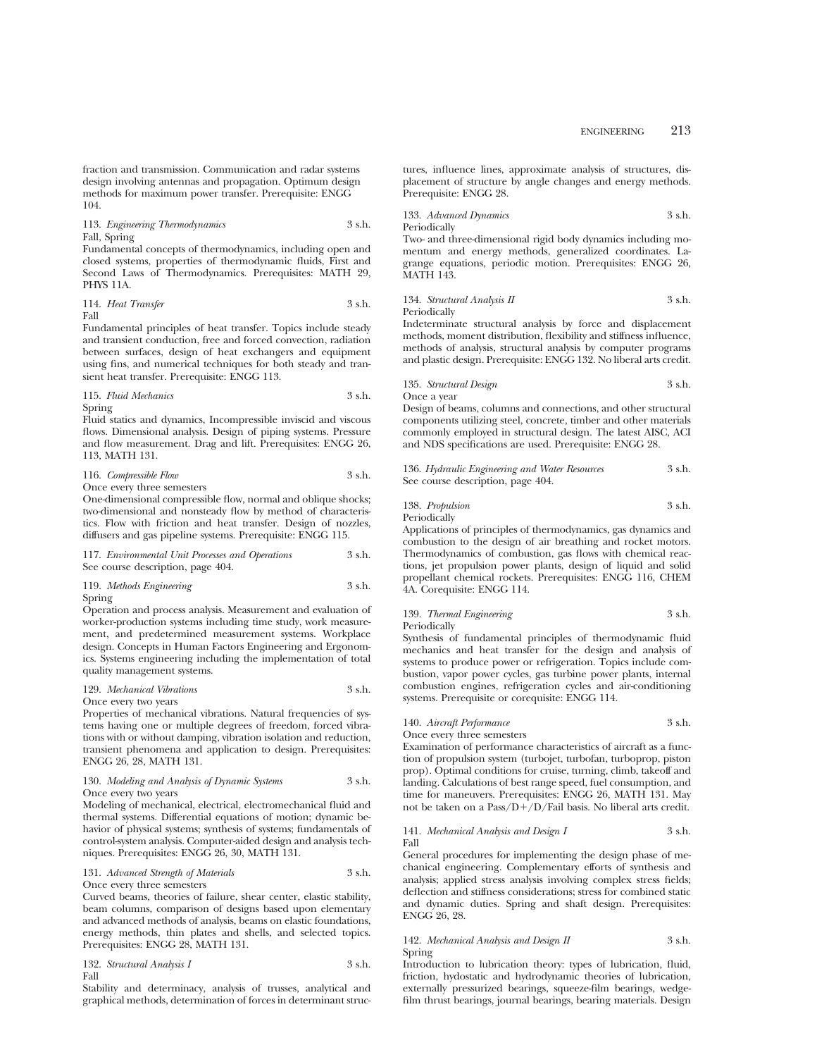fraction and transmission. Communication and radar systems design involving antennas and propagation. Optimum design methods for maximum power transfer. Prerequisite: ENGG 104.

113. *Engineering Thermodynamics* 3 s.h.
Fall, Spring
Fundamental concepts of thermodynamics, including open and closed systems, properties of thermodynamic fluids, First and Second Laws of Thermodynamics. Prerequisites: MATH 29, PHYS 11A.

114. *Heat Transfer* 3 s.h.
Fall
Fundamental principles of heat transfer. Topics include steady and transient conduction, free and forced convection, radiation between surfaces, design of heat exchangers and equipment using fins, and numerical techniques for both steady and transient heat transfer. Prerequisite: ENGG 113.

115. *Fluid Mechanics* 3 s.h.
Spring
Fluid statics and dynamics, Incompressible inviscid and viscous flows. Dimensional analysis. Design of piping systems. Pressure and flow measurement. Drag and lift. Prerequisites: ENGG 26, 113, MATH 131.

116. *Compressible Flow* 3 s.h.
Once every three semesters
One-dimensional compressible flow, normal and oblique shocks; two-dimensional and nonsteady flow by method of characteristics. Flow with friction and heat transfer. Design of nozzles, diffusers and gas pipeline systems. Prerequisite: ENGG 115.

117. *Environmental Unit Processes and Operations* 3 s.h.
See course description, page 404.

119. *Methods Engineering* 3 s.h.
Spring
Operation and process analysis. Measurement and evaluation of worker-production systems including time study, work measurement, and predetermined measurement systems. Workplace design. Concepts in Human Factors Engineering and Ergonomics. Systems engineering including the implementation of total quality management systems.

129. *Mechanical Vibrations* 3 s.h.
Once every two years
Properties of mechanical vibrations. Natural frequencies of systems having one or multiple degrees of freedom, forced vibrations with or without damping, vibration isolation and reduction, transient phenomena and application to design. Prerequisites: ENGG 26, 28, MATH 131.

130. *Modeling and Analysis of Dynamic Systems* 3 s.h.
Once every two years
Modeling of mechanical, electrical, electromechanical fluid and thermal systems. Differential equations of motion; dynamic behavior of physical systems; synthesis of systems; fundamentals of control-system analysis. Computer-aided design and analysis techniques. Prerequisites: ENGG 26, 30, MATH 131.

131. *Advanced Strength of Materials* 3 s.h.
Once every three semesters
Curved beams, theories of failure, shear center, elastic stability, beam columns, comparison of designs based upon elementary and advanced methods of analysis, beams on elastic foundations, energy methods, thin plates and shells, and selected topics. Prerequisites: ENGG 28, MATH 131.

132. *Structural Analysis I* 3 s.h.
Fall
Stability and determinacy, analysis of trusses, analytical and graphical methods, determination of forces in determinant structures, influence lines, approximate analysis of structures, displacement of structure by angle changes and energy methods. Prerequisite: ENGG 28.

133. *Advanced Dynamics* 3 s.h.
Periodically
Two- and three-dimensional rigid body dynamics including momentum and energy methods, generalized coordinates. Lagrange equations, periodic motion. Prerequisites: ENGG 26, MATH 143.

134. *Structural Analysis II* 3 s.h.
Periodically
Indeterminate structural analysis by force and displacement methods, moment distribution, flexibility and stiffness influence, methods of analysis, structural analysis by computer programs and plastic design. Prerequisite: ENGG 132. No liberal arts credit.

135. *Structural Design* 3 s.h.
Once a year
Design of beams, columns and connections, and other structural components utilizing steel, concrete, timber and other materials commonly employed in structural design. The latest AISC, ACI and NDS specifications are used. Prerequisite: ENGG 28.

136. *Hydraulic Engineering and Water Resources* 3 s.h.
See course description, page 404.

138. *Propulsion* 3 s.h.
Periodically
Applications of principles of thermodynamics, gas dynamics and combustion to the design of air breathing and rocket motors. Thermodynamics of combustion, gas flows with chemical reactions, jet propulsion power plants, design of liquid and solid propellant chemical rockets. Prerequisites: ENGG 116, CHEM 4A. Corequisite: ENGG 114.

139. *Thermal Engineering* 3 s.h.
Periodically
Synthesis of fundamental principles of thermodynamic fluid mechanics and heat transfer for the design and analysis of systems to produce power or refrigeration. Topics include combustion, vapor power cycles, gas turbine power plants, internal combustion engines, refrigeration cycles and air-conditioning systems. Prerequisite or corequisite: ENGG 114.

140. *Aircraft Performance* 3 s.h.
Once every three semesters
Examination of performance characteristics of aircraft as a function of propulsion system (turbojet, turbofan, turboprop, piston prop). Optimal conditions for cruise, turning, climb, takeoff and landing. Calculations of best range speed, fuel consumption, and time for maneuvers. Prerequisites: ENGG 26, MATH 131. May not be taken on a Pass/D+/D/Fail basis. No liberal arts credit.

141. *Mechanical Analysis and Design I* 3 s.h.
Fall
General procedures for implementing the design phase of mechanical engineering. Complementary efforts of synthesis and analysis; applied stress analysis involving complex stress fields; deflection and stiffness considerations; stress for combined static and dynamic duties. Spring and shaft design. Prerequisites: ENGG 26, 28.

142. *Mechanical Analysis and Design II* 3 s.h.
Spring
Introduction to lubrication theory: types of lubrication, fluid, friction, hydostatic and hydrodynamic theories of lubrication, externally pressurized bearings, squeeze-film bearings, wedge-film thrust bearings, journal bearings, bearing materials. Design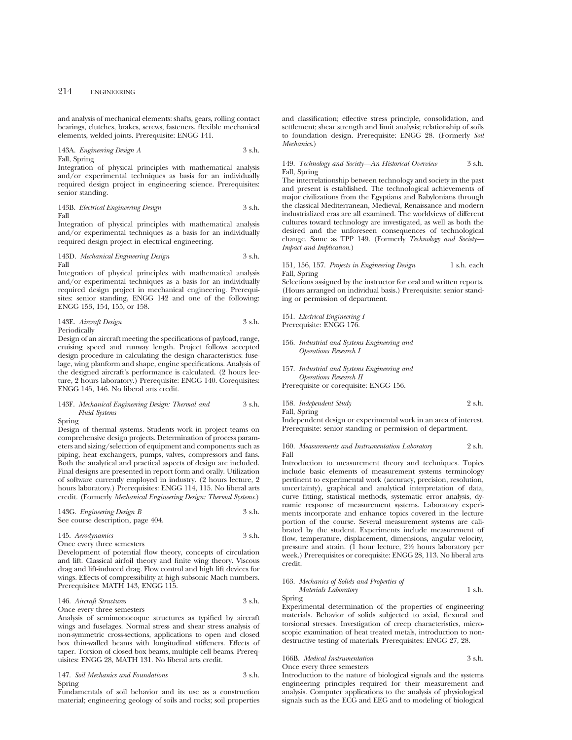and analysis of mechanical elements: shafts, gears, rolling contact bearings, clutches, brakes, screws, fasteners, flexible mechanical elements, welded joints. Prerequisite: ENGG 141.

143A. *Engineering Design A* 3 s.h.
Fall, Spring
Integration of physical principles with mathematical analysis and/or experimental techniques as basis for an individually required design project in engineering science. Prerequisites: senior standing.

143B. *Electrical Engineering Design* 3 s.h.
Fall
Integration of physical principles with mathematical analysis and/or experimental techniques as a basis for an individually required design project in electrical engineering.

143D. *Mechanical Engineering Design* 3 s.h.
Fall
Integration of physical principles with mathematical analysis and/or experimental techniques as a basis for an individually required design project in mechanical engineering. Prerequisites: senior standing, ENGG 142 and one of the following: ENGG 153, 154, 155, or 158.

143E. *Aircraft Design* 3 s.h.
Periodically
Design of an aircraft meeting the specifications of payload, range, cruising speed and runway length. Project follows accepted design procedure in calculating the design characteristics: fuselage, wing planform and shape, engine specifications. Analysis of the designed aircraft's performance is calculated. (2 hours lecture, 2 hours laboratory.) Prerequisite: ENGG 140. Corequisites: ENGG 145, 146. No liberal arts credit.

143F. *Mechanical Engineering Design: Thermal and Fluid Systems* 3 s.h.
Spring
Design of thermal systems. Students work in project teams on comprehensive design projects. Determination of process parameters and sizing/selection of equipment and components such as piping, heat exchangers, pumps, valves, compressors and fans. Both the analytical and practical aspects of design are included. Final designs are presented in report form and orally. Utilization of software currently employed in industry. (2 hours lecture, 2 hours laboratory.) Prerequisites: ENGG 114, 115. No liberal arts credit. (Formerly *Mechanical Engineering Design: Thermal Systems*.)

143G. *Engineering Design B* 3 s.h.
See course description, page 404.

145. *Aerodynamics* 3 s.h.
Once every three semesters
Development of potential flow theory, concepts of circulation and lift. Classical airfoil theory and finite wing theory. Viscous drag and lift-induced drag. Flow control and high lift devices for wings. Effects of compressibility at high subsonic Mach numbers. Prerequisites: MATH 143, ENGG 115.

146. *Aircraft Structures* 3 s.h.
Once every three semesters
Analysis of semimonocoque structures as typified by aircraft wings and fuselages. Normal stress and shear stress analysis of non-symmetric cross-sections, applications to open and closed box thin-walled beams with longitudinal stiffeners. Effects of taper. Torsion of closed box beams, multiple cell beams. Prerequisites: ENGG 28, MATH 131. No liberal arts credit.

147. *Soil Mechanics and Foundations* 3 s.h.
Spring
Fundamentals of soil behavior and its use as a construction material; engineering geology of soils and rocks; soil properties and classification; effective stress principle, consolidation, and settlement; shear strength and limit analysis; relationship of soils to foundation design. Prerequisite: ENGG 28. (Formerly *Soil Mechanics*.)

149. *Technology and Society—An Historical Overview* 3 s.h.
Fall, Spring
The interrelationship between technology and society in the past and present is established. The technological achievements of major civilizations from the Egyptians and Babylonians through the classical Mediterranean, Medieval, Renaissance and modern industrialized eras are all examined. The worldviews of different cultures toward technology are investigated, as well as both the desired and the unforeseen consequences of technological change. Same as TPP 149. (Formerly *Technology and Society—Impact and Implication*.)

151, 156, 157. *Projects in Engineering Design* 1 s.h. each
Fall, Spring
Selections assigned by the instructor for oral and written reports. (Hours arranged on individual basis.) Prerequisite: senior standing or permission of department.

151. *Electrical Engineering I*
Prerequisite: ENGG 176.

156. *Industrial and Systems Engineering and Operations Research I*

157. *Industrial and Systems Engineering and Operations Research II*
Prerequisite or corequisite: ENGG 156.

158. *Independent Study* 2 s.h.
Fall, Spring
Independent design or experimental work in an area of interest. Prerequisite: senior standing or permission of department.

160. *Measurements and Instrumentation Laboratory* 2 s.h.
Fall
Introduction to measurement theory and techniques. Topics include basic elements of measurement systems terminology pertinent to experimental work (accuracy, precision, resolution, uncertainty), graphical and analytical interpretation of data, curve fitting, statistical methods, systematic error analysis, dynamic response of measurement systems. Laboratory experiments incorporate and enhance topics covered in the lecture portion of the course. Several measurement systems are calibrated by the student. Experiments include measurement of flow, temperature, displacement, dimensions, angular velocity, pressure and strain. (1 hour lecture, 2½ hours laboratory per week.) Prerequisites or corequisite: ENGG 28, 113. No liberal arts credit.

163. *Mechanics of Solids and Properties of Materials Laboratory* 1 s.h.
Spring
Experimental determination of the properties of engineering materials. Behavior of solids subjected to axial, flexural and torsional stresses. Investigation of creep characteristics, microscopic examination of heat treated metals, introduction to nondestructive testing of materials. Prerequisites: ENGG 27, 28.

166B. *Medical Instrumentation* 3 s.h.
Once every three semesters
Introduction to the nature of biological signals and the systems engineering principles required for their measurement and analysis. Computer applications to the analysis of physiological signals such as the ECG and EEG and to modeling of biological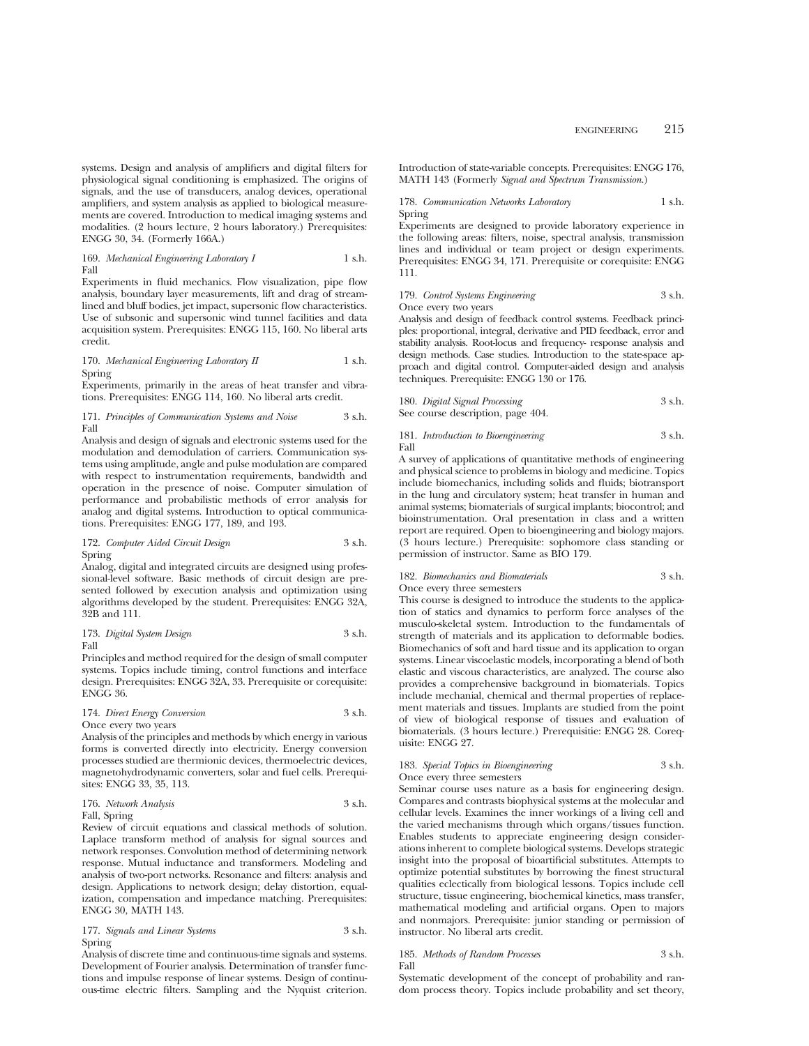systems. Design and analysis of amplifiers and digital filters for physiological signal conditioning is emphasized. The origins of signals, and the use of transducers, analog devices, operational amplifiers, and system analysis as applied to biological measurements are covered. Introduction to medical imaging systems and modalities. (2 hours lecture, 2 hours laboratory.) Prerequisites: ENGG 30, 34. (Formerly 166A.)

169. *Mechanical Engineering Laboratory I* 1 s.h.
Fall
Experiments in fluid mechanics. Flow visualization, pipe flow analysis, boundary layer measurements, lift and drag of streamlined and bluff bodies, jet impact, supersonic flow characteristics. Use of subsonic and supersonic wind tunnel facilities and data acquisition system. Prerequisites: ENGG 115, 160. No liberal arts credit.

170. *Mechanical Engineering Laboratory II* 1 s.h.
Spring
Experiments, primarily in the areas of heat transfer and vibrations. Prerequisites: ENGG 114, 160. No liberal arts credit.

171. *Principles of Communication Systems and Noise* 3 s.h.
Fall
Analysis and design of signals and electronic systems used for the modulation and demodulation of carriers. Communication systems using amplitude, angle and pulse modulation are compared with respect to instrumentation requirements, bandwidth and operation in the presence of noise. Computer simulation of performance and probabilistic methods of error analysis for analog and digital systems. Introduction to optical communications. Prerequisites: ENGG 177, 189, and 193.

172. *Computer Aided Circuit Design* 3 s.h.
Spring
Analog, digital and integrated circuits are designed using professional-level software. Basic methods of circuit design are presented followed by execution analysis and optimization using algorithms developed by the student. Prerequisites: ENGG 32A, 32B and 111.

173. *Digital System Design* 3 s.h.
Fall
Principles and method required for the design of small computer systems. Topics include timing, control functions and interface design. Prerequisites: ENGG 32A, 33. Prerequisite or corequisite: ENGG 36.

174. *Direct Energy Conversion* 3 s.h.
Once every two years
Analysis of the principles and methods by which energy in various forms is converted directly into electricity. Energy conversion processes studied are thermionic devices, thermoelectric devices, magnetohydrodynamic converters, solar and fuel cells. Prerequisites: ENGG 33, 35, 113.

176. *Network Analysis* 3 s.h.
Fall, Spring
Review of circuit equations and classical methods of solution. Laplace transform method of analysis for signal sources and network responses. Convolution method of determining network response. Mutual inductance and transformers. Modeling and analysis of two-port networks. Resonance and filters: analysis and design. Applications to network design; delay distortion, equalization, compensation and impedance matching. Prerequisites: ENGG 30, MATH 143.

177. *Signals and Linear Systems* 3 s.h.
Spring
Analysis of discrete time and continuous-time signals and systems. Development of Fourier analysis. Determination of transfer functions and impulse response of linear systems. Design of continuous-time electric filters. Sampling and the Nyquist criterion. Introduction of state-variable concepts. Prerequisites: ENGG 176, MATH 143 (Formerly *Signal and Spectrum Transmission.*)

178. *Communication Networks Laboratory* 1 s.h.
Spring
Experiments are designed to provide laboratory experience in the following areas: filters, noise, spectral analysis, transmission lines and individual or team project or design experiments. Prerequisites: ENGG 34, 171. Prerequisite or corequisite: ENGG 111.

179. *Control Systems Engineering* 3 s.h.
Once every two years
Analysis and design of feedback control systems. Feedback principles: proportional, integral, derivative and PID feedback, error and stability analysis. Root-locus and frequency- response analysis and design methods. Case studies. Introduction to the state-space approach and digital control. Computer-aided design and analysis techniques. Prerequisite: ENGG 130 or 176.

180. *Digital Signal Processing* 3 s.h.
See course description, page 404.

181. *Introduction to Bioengineering* 3 s.h.
Fall
A survey of applications of quantitative methods of engineering and physical science to problems in biology and medicine. Topics include biomechanics, including solids and fluids; biotransport in the lung and circulatory system; heat transfer in human and animal systems; biomaterials of surgical implants; biocontrol; and bioinstrumentation. Oral presentation in class and a written report are required. Open to bioengineering and biology majors. (3 hours lecture.) Prerequisite: sophomore class standing or permission of instructor. Same as BIO 179.

182. *Biomechanics and Biomaterials* 3 s.h.
Once every three semesters
This course is designed to introduce the students to the application of statics and dynamics to perform force analyses of the musculo-skeletal system. Introduction to the fundamentals of strength of materials and its application to deformable bodies. Biomechanics of soft and hard tissue and its application to organ systems. Linear viscoelastic models, incorporating a blend of both elastic and viscous characteristics, are analyzed. The course also provides a comprehensive background in biomaterials. Topics include mechanial, chemical and thermal properties of replacement materials and tissues. Implants are studied from the point of view of biological response of tissues and evaluation of biomaterials. (3 hours lecture.) Prerequisitie: ENGG 28. Corequisite: ENGG 27.

183. *Special Topics in Bioengineering* 3 s.h.
Once every three semesters
Seminar course uses nature as a basis for engineering design. Compares and contrasts biophysical systems at the molecular and cellular levels. Examines the inner workings of a living cell and the varied mechanisms through which organs/tissues function. Enables students to appreciate engineering design considerations inherent to complete biological systems. Develops strategic insight into the proposal of bioartificial substitutes. Attempts to optimize potential substitutes by borrowing the finest structural qualities eclectically from biological lessons. Topics include cell structure, tissue engineering, biochemical kinetics, mass transfer, mathematical modeling and artificial organs. Open to majors and nonmajors. Prerequisite: junior standing or permission of instructor. No liberal arts credit.

185. *Methods of Random Processes* 3 s.h.
Fall
Systematic development of the concept of probability and random process theory. Topics include probability and set theory,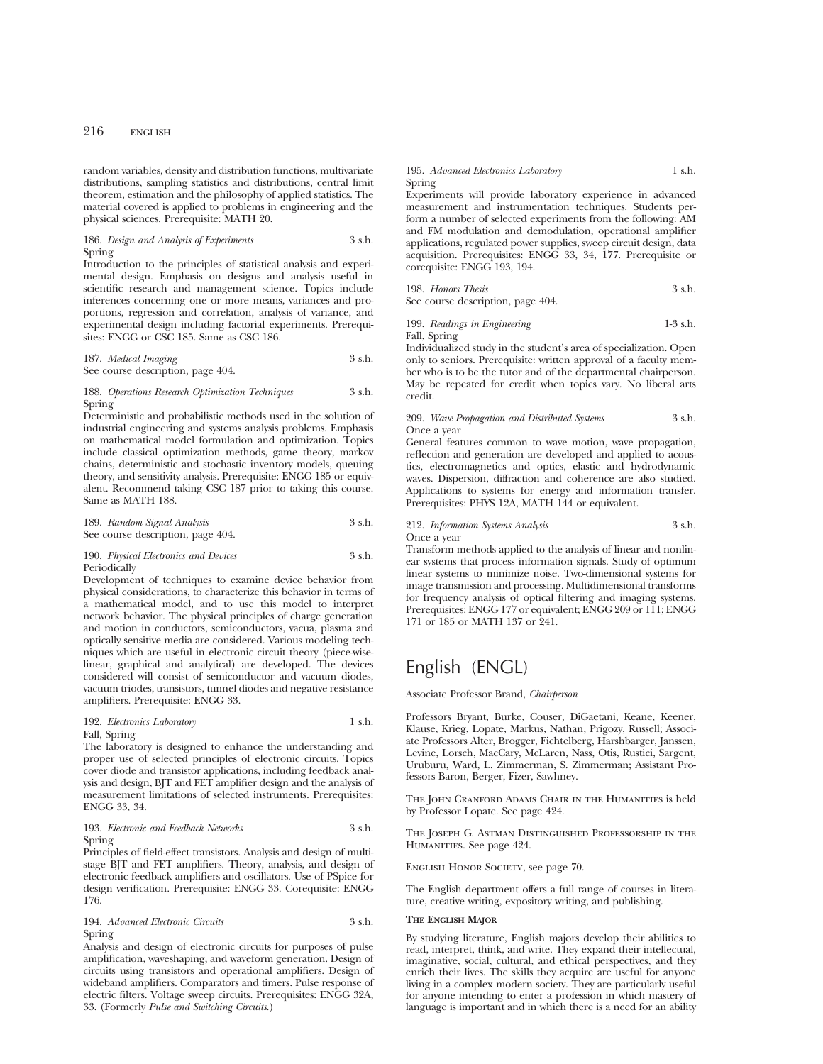random variables, density and distribution functions, multivariate distributions, sampling statistics and distributions, central limit theorem, estimation and the philosophy of applied statistics. The material covered is applied to problems in engineering and the physical sciences. Prerequisite: MATH 20.

186. *Design and Analysis of Experiments* 3 s.h.
Spring
Introduction to the principles of statistical analysis and experimental design. Emphasis on designs and analysis useful in scientific research and management science. Topics include inferences concerning one or more means, variances and proportions, regression and correlation, analysis of variance, and experimental design including factorial experiments. Prerequisites: ENGG or CSC 185. Same as CSC 186.

187. *Medical Imaging* 3 s.h.
See course description, page 404.

188. *Operations Research Optimization Techniques* 3 s.h.
Spring
Deterministic and probabilistic methods used in the solution of industrial engineering and systems analysis problems. Emphasis on mathematical model formulation and optimization. Topics include classical optimization methods, game theory, markov chains, deterministic and stochastic inventory models, queuing theory, and sensitivity analysis. Prerequisite: ENGG 185 or equivalent. Recommend taking CSC 187 prior to taking this course. Same as MATH 188.

189. *Random Signal Analysis* 3 s.h.
See course description, page 404.

190. *Physical Electronics and Devices* 3 s.h.
Periodically
Development of techniques to examine device behavior from physical considerations, to characterize this behavior in terms of a mathematical model, and to use this model to interpret network behavior. The physical principles of charge generation and motion in conductors, semiconductors, vacua, plasma and optically sensitive media are considered. Various modeling techniques which are useful in electronic circuit theory (piece-wise-linear, graphical and analytical) are developed. The devices considered will consist of semiconductor and vacuum diodes, vacuum triodes, transistors, tunnel diodes and negative resistance amplifiers. Prerequisite: ENGG 33.

192. *Electronics Laboratory* 1 s.h.
Fall, Spring
The laboratory is designed to enhance the understanding and proper use of selected principles of electronic circuits. Topics cover diode and transistor applications, including feedback analysis and design, BJT and FET amplifier design and the analysis of measurement limitations of selected instruments. Prerequisites: ENGG 33, 34.

193. *Electronic and Feedback Networks* 3 s.h.
Spring
Principles of field-effect transistors. Analysis and design of multistage BJT and FET amplifiers. Theory, analysis, and design of electronic feedback amplifiers and oscillators. Use of PSpice for design verification. Prerequisite: ENGG 33. Corequisite: ENGG 176.

194. *Advanced Electronic Circuits* 3 s.h.
Spring
Analysis and design of electronic circuits for purposes of pulse amplification, waveshaping, and waveform generation. Design of circuits using transistors and operational amplifiers. Design of wideband amplifiers. Comparators and timers. Pulse response of electric filters. Voltage sweep circuits. Prerequisites: ENGG 32A, 33. (Formerly *Pulse and Switching Circuits*.)

195. *Advanced Electronics Laboratory* 1 s.h.
Spring
Experiments will provide laboratory experience in advanced measurement and instrumentation techniques. Students perform a number of selected experiments from the following: AM and FM modulation and demodulation, operational amplifier applications, regulated power supplies, sweep circuit design, data acquisition. Prerequisites: ENGG 33, 34, 177. Prerequisite or corequisite: ENGG 193, 194.

198. *Honors Thesis* 3 s.h.
See course description, page 404.

199. *Readings in Engineering* 1-3 s.h.
Fall, Spring
Individualized study in the student's area of specialization. Open only to seniors. Prerequisite: written approval of a faculty member who is to be the tutor and of the departmental chairperson. May be repeated for credit when topics vary. No liberal arts credit.

209. *Wave Propagation and Distributed Systems* 3 s.h.
Once a year
General features common to wave motion, wave propagation, reflection and generation are developed and applied to acoustics, electromagnetics and optics, elastic and hydrodynamic waves. Dispersion, diffraction and coherence are also studied. Applications to systems for energy and information transfer. Prerequisites: PHYS 12A, MATH 144 or equivalent.

212. *Information Systems Analysis* 3 s.h.
Once a year
Transform methods applied to the analysis of linear and nonlinear systems that process information signals. Study of optimum linear systems to minimize noise. Two-dimensional systems for image transmission and processing. Multidimensional transforms for frequency analysis of optical filtering and imaging systems. Prerequisites: ENGG 177 or equivalent; ENGG 209 or 111; ENGG 171 or 185 or MATH 137 or 241.

# English (ENGL)

Associate Professor Brand, *Chairperson*

Professors Bryant, Burke, Couser, DiGaetani, Keane, Keener, Klause, Krieg, Lopate, Markus, Nathan, Prigozy, Russell; Associate Professors Alter, Brogger, Fichtelberg, Harshbarger, Janssen, Levine, Lorsch, MacCary, McLaren, Nass, Otis, Rustici, Sargent, Uruburu, Ward, L. Zimmerman, S. Zimmerman; Assistant Professors Baron, Berger, Fizer, Sawhney.

The John Cranford Adams Chair in the Humanities is held by Professor Lopate. See page 424.

The Joseph G. Astman Distinguished Professorship in the Humanities. See page 424.

English Honor Society, see page 70.

The English department offers a full range of courses in literature, creative writing, expository writing, and publishing.

## The English Major

By studying literature, English majors develop their abilities to read, interpret, think, and write. They expand their intellectual, imaginative, social, cultural, and ethical perspectives, and they enrich their lives. The skills they acquire are useful for anyone living in a complex modern society. They are particularly useful for anyone intending to enter a profession in which mastery of language is important and in which there is a need for an ability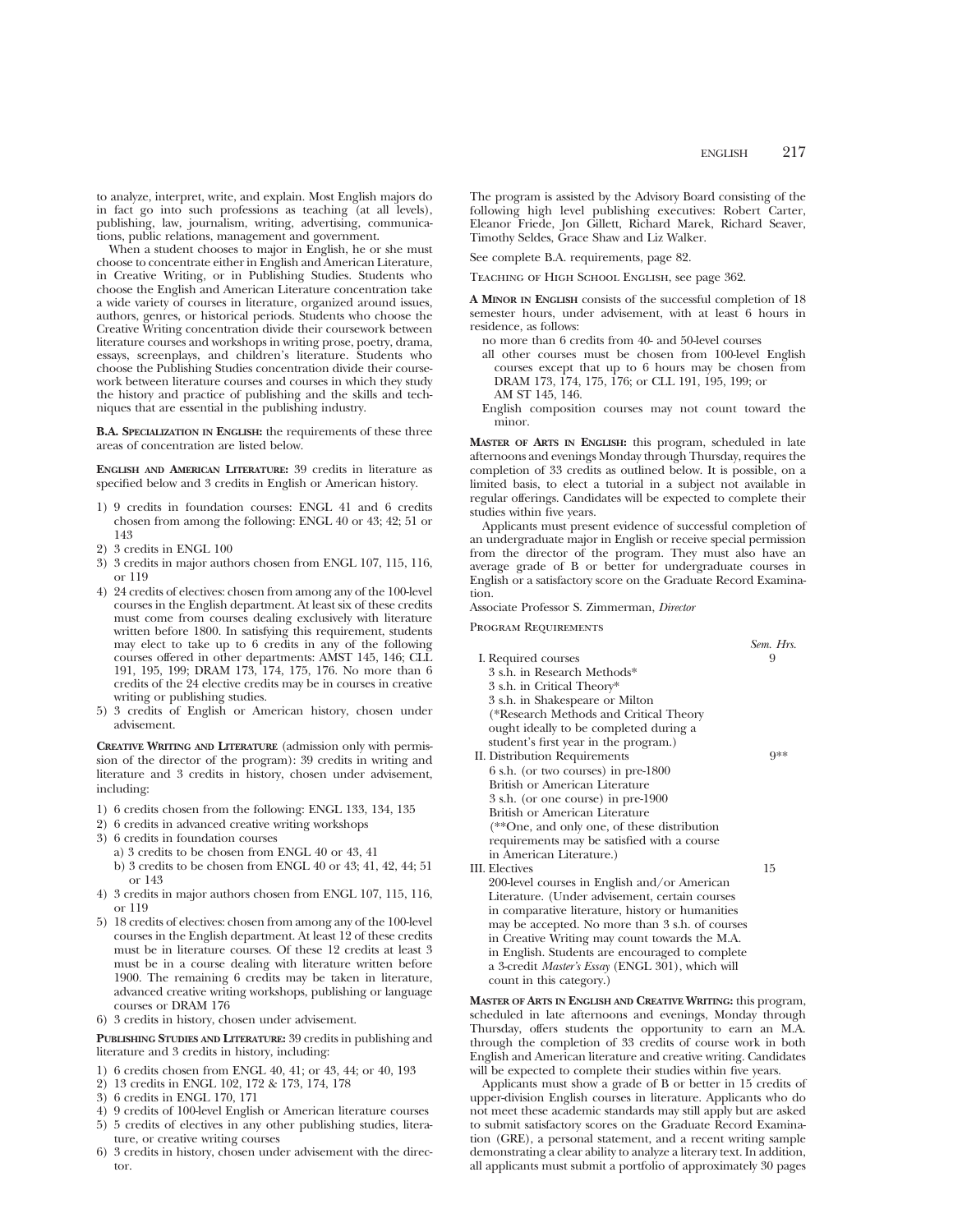to analyze, interpret, write, and explain. Most English majors do in fact go into such professions as teaching (at all levels), publishing, law, journalism, writing, advertising, communications, public relations, management and government.

When a student chooses to major in English, he or she must choose to concentrate either in English and American Literature, in Creative Writing, or in Publishing Studies. Students who choose the English and American Literature concentration take a wide variety of courses in literature, organized around issues, authors, genres, or historical periods. Students who choose the Creative Writing concentration divide their coursework between literature courses and workshops in writing prose, poetry, drama, essays, screenplays, and children's literature. Students who choose the Publishing Studies concentration divide their coursework between literature courses and courses in which they study the history and practice of publishing and the skills and techniques that are essential in the publishing industry.

**B.A. Specialization in English:** the requirements of these three areas of concentration are listed below.

**English and American Literature:** 39 credits in literature as specified below and 3 credits in English or American history.

1) 9 credits in foundation courses: ENGL 41 and 6 credits chosen from among the following: ENGL 40 or 43; 42; 51 or 143
2) 3 credits in ENGL 100
3) 3 credits in major authors chosen from ENGL 107, 115, 116, or 119
4) 24 credits of electives: chosen from among any of the 100-level courses in the English department. At least six of these credits must come from courses dealing exclusively with literature written before 1800. In satisfying this requirement, students may elect to take up to 6 credits in any of the following courses offered in other departments: AMST 145, 146; CLL 191, 195, 199; DRAM 173, 174, 175, 176. No more than 6 credits of the 24 elective credits may be in courses in creative writing or publishing studies.
5) 3 credits of English or American history, chosen under advisement.

**Creative Writing and Literature** (admission only with permission of the director of the program): 39 credits in writing and literature and 3 credits in history, chosen under advisement, including:

1) 6 credits chosen from the following: ENGL 133, 134, 135
2) 6 credits in advanced creative writing workshops
3) 6 credits in foundation courses
   a) 3 credits to be chosen from ENGL 40 or 43, 41
   b) 3 credits to be chosen from ENGL 40 or 43; 41, 42, 44; 51 or 143
4) 3 credits in major authors chosen from ENGL 107, 115, 116, or 119
5) 18 credits of electives: chosen from among any of the 100-level courses in the English department. At least 12 of these credits must be in literature courses. Of these 12 credits at least 3 must be in a course dealing with literature written before 1900. The remaining 6 credits may be taken in literature, advanced creative writing workshops, publishing or language courses or DRAM 176
6) 3 credits in history, chosen under advisement.

**Publishing Studies and Literature:** 39 credits in publishing and literature and 3 credits in history, including:

1) 6 credits chosen from ENGL 40, 41; or 43, 44; or 40, 193
2) 13 credits in ENGL 102, 172 & 173, 174, 178
3) 6 credits in ENGL 170, 171
4) 9 credits of 100-level English or American literature courses
5) 5 credits of electives in any other publishing studies, literature, or creative writing courses
6) 3 credits in history, chosen under advisement with the director.

The program is assisted by the Advisory Board consisting of the following high level publishing executives: Robert Carter, Eleanor Friede, Jon Gillett, Richard Marek, Richard Seaver, Timothy Seldes, Grace Shaw and Liz Walker.

See complete B.A. requirements, page 82.

Teaching of High School English, see page 362.

**A Minor in English** consists of the successful completion of 18 semester hours, under advisement, with at least 6 hours in residence, as follows:

- no more than 6 credits from 40- and 50-level courses
- all other courses must be chosen from 100-level English courses except that up to 6 hours may be chosen from DRAM 173, 174, 175, 176; or CLL 191, 195, 199; or AM ST 145, 146.
- English composition courses may not count toward the minor.

**Master of Arts in English:** this program, scheduled in late afternoons and evenings Monday through Thursday, requires the completion of 33 credits as outlined below. It is possible, on a limited basis, to elect a tutorial in a subject not available in regular offerings. Candidates will be expected to complete their studies within five years.

Applicants must present evidence of successful completion of an undergraduate major in English or receive special permission from the director of the program. They must also have an average grade of B or better for undergraduate courses in English or a satisfactory score on the Graduate Record Examination.

Associate Professor S. Zimmerman, *Director*

Program Requirements

| | *Sem. Hrs.* |
|---|---|
| I. Required courses | 9 |
| 3 s.h. in Research Methods* | |
| 3 s.h. in Critical Theory* | |
| 3 s.h. in Shakespeare or Milton | |
| (*Research Methods and Critical Theory ought ideally to be completed during a student's first year in the program.) | |
| II. Distribution Requirements | 9** |
| 6 s.h. (or two courses) in pre-1800 British or American Literature | |
| 3 s.h. (or one course) in pre-1900 British or American Literature | |
| (**One, and only one, of these distribution requirements may be satisfied with a course in American Literature.) | |
| III. Electives | 15 |
| 200-level courses in English and/or American Literature. (Under advisement, certain courses in comparative literature, history or humanities may be accepted. No more than 3 s.h. of courses in Creative Writing may count towards the M.A. in English. Students are encouraged to complete a 3-credit *Master's Essay* (ENGL 301), which will count in this category.) | |

**Master of Arts in English and Creative Writing:** this program, scheduled in late afternoons and evenings, Monday through Thursday, offers students the opportunity to earn an M.A. through the completion of 33 credits of course work in both English and American literature and creative writing. Candidates will be expected to complete their studies within five years.

Applicants must show a grade of B or better in 15 credits of upper-division English courses in literature. Applicants who do not meet these academic standards may still apply but are asked to submit satisfactory scores on the Graduate Record Examination (GRE), a personal statement, and a recent writing sample demonstrating a clear ability to analyze a literary text. In addition, all applicants must submit a portfolio of approximately 30 pages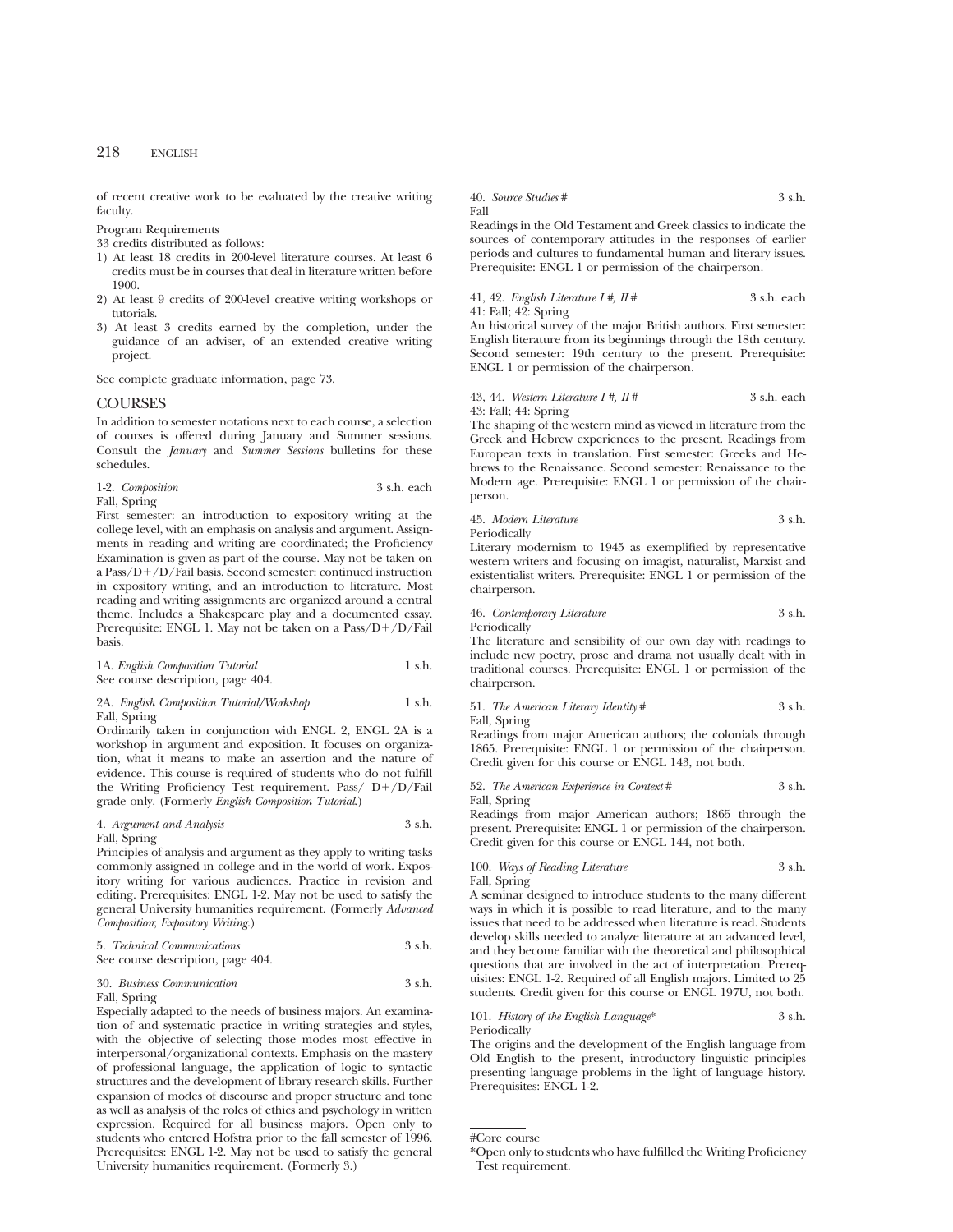of recent creative work to be evaluated by the creative writing faculty.

Program Requirements

33 credits distributed as follows:

1) At least 18 credits in 200-level literature courses. At least 6 credits must be in courses that deal in literature written before 1900.
2) At least 9 credits of 200-level creative writing workshops or tutorials.
3) At least 3 credits earned by the completion, under the guidance of an adviser, of an extended creative writing project.

See complete graduate information, page 73.

## COURSES

In addition to semester notations next to each course, a selection of courses is offered during January and Summer sessions. Consult the *January* and *Summer Sessions* bulletins for these schedules.

1-2. *Composition* 3 s.h. each
Fall, Spring

First semester: an introduction to expository writing at the college level, with an emphasis on analysis and argument. Assignments in reading and writing are coordinated; the Proficiency Examination is given as part of the course. May not be taken on a Pass/D+/D/Fail basis. Second semester: continued instruction in expository writing, and an introduction to literature. Most reading and writing assignments are organized around a central theme. Includes a Shakespeare play and a documented essay. Prerequisite: ENGL 1. May not be taken on a Pass/D+/D/Fail basis.

1A. *English Composition Tutorial* 1 s.h.
See course description, page 404.

2A. *English Composition Tutorial/Workshop* 1 s.h.
Fall, Spring

Ordinarily taken in conjunction with ENGL 2, ENGL 2A is a workshop in argument and exposition. It focuses on organization, what it means to make an assertion and the nature of evidence. This course is required of students who do not fulfill the Writing Proficiency Test requirement. Pass/ D+/D/Fail grade only. (Formerly *English Composition Tutorial*.)

4. *Argument and Analysis* 3 s.h.
Fall, Spring

Principles of analysis and argument as they apply to writing tasks commonly assigned in college and in the world of work. Expository writing for various audiences. Practice in revision and editing. Prerequisites: ENGL 1-2. May not be used to satisfy the general University humanities requirement. (Formerly *Advanced Composition*; *Expository Writing*.)

5. *Technical Communications* 3 s.h.
See course description, page 404.

30. *Business Communication* 3 s.h.
Fall, Spring

Especially adapted to the needs of business majors. An examination of and systematic practice in writing strategies and styles, with the objective of selecting those modes most effective in interpersonal/organizational contexts. Emphasis on the mastery of professional language, the application of logic to syntactic structures and the development of library research skills. Further expansion of modes of discourse and proper structure and tone as well as analysis of the roles of ethics and psychology in written expression. Required for all business majors. Open only to students who entered Hofstra prior to the fall semester of 1996. Prerequisites: ENGL 1-2. May not be used to satisfy the general University humanities requirement. (Formerly 3.)

40. *Source Studies* # 3 s.h.
Fall

Readings in the Old Testament and Greek classics to indicate the sources of contemporary attitudes in the responses of earlier periods and cultures to fundamental human and literary issues. Prerequisite: ENGL 1 or permission of the chairperson.

41, 42. *English Literature I #, II #* 3 s.h. each
41: Fall; 42: Spring

An historical survey of the major British authors. First semester: English literature from its beginnings through the 18th century. Second semester: 19th century to the present. Prerequisite: ENGL 1 or permission of the chairperson.

43, 44. *Western Literature I #, II #* 3 s.h. each
43: Fall; 44: Spring

The shaping of the western mind as viewed in literature from the Greek and Hebrew experiences to the present. Readings from European texts in translation. First semester: Greeks and Hebrews to the Renaissance. Second semester: Renaissance to the Modern age. Prerequisite: ENGL 1 or permission of the chairperson.

45. *Modern Literature* 3 s.h.
Periodically

Literary modernism to 1945 as exemplified by representative western writers and focusing on imagist, naturalist, Marxist and existentialist writers. Prerequisite: ENGL 1 or permission of the chairperson.

46. *Contemporary Literature* 3 s.h.
Periodically

The literature and sensibility of our own day with readings to include new poetry, prose and drama not usually dealt with in traditional courses. Prerequisite: ENGL 1 or permission of the chairperson.

51. *The American Literary Identity* # 3 s.h.
Fall, Spring

Readings from major American authors; the colonials through 1865. Prerequisite: ENGL 1 or permission of the chairperson. Credit given for this course or ENGL 143, not both.

52. *The American Experience in Context* # 3 s.h.
Fall, Spring

Readings from major American authors; 1865 through the present. Prerequisite: ENGL 1 or permission of the chairperson. Credit given for this course or ENGL 144, not both.

100. *Ways of Reading Literature* 3 s.h.
Fall, Spring

A seminar designed to introduce students to the many different ways in which it is possible to read literature, and to the many issues that need to be addressed when literature is read. Students develop skills needed to analyze literature at an advanced level, and they become familiar with the theoretical and philosophical questions that are involved in the act of interpretation. Prerequisites: ENGL 1-2. Required of all English majors. Limited to 25 students. Credit given for this course or ENGL 197U, not both.

101. *History of the English Language** 3 s.h.
Periodically

The origins and the development of the English language from Old English to the present, introductory linguistic principles presenting language problems in the light of language history. Prerequisites: ENGL 1-2.

---

#Core course

*Open only to students who have fulfilled the Writing Proficiency Test requirement.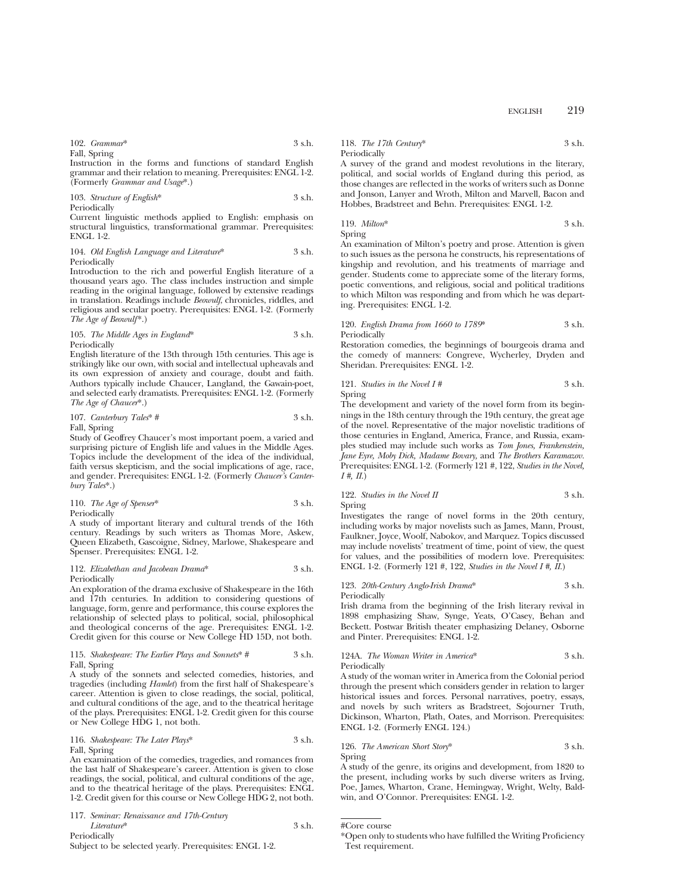102. *Grammar** 3 s.h.
Fall, Spring
Instruction in the forms and functions of standard English grammar and their relation to meaning. Prerequisites: ENGL 1-2. (Formerly *Grammar and Usage**.)

103. *Structure of English** 3 s.h.
Periodically
Current linguistic methods applied to English: emphasis on structural linguistics, transformational grammar. Prerequisites: ENGL 1-2.

104. *Old English Language and Literature** 3 s.h.
Periodically
Introduction to the rich and powerful English literature of a thousand years ago. The class includes instruction and simple reading in the original language, followed by extensive readings in translation. Readings include *Beowulf*, chronicles, riddles, and religious and secular poetry. Prerequisites: ENGL 1-2. (Formerly *The Age of Beowulf**.)

105. *The Middle Ages in England** 3 s.h.
Periodically
English literature of the 13th through 15th centuries. This age is strikingly like our own, with social and intellectual upheavals and its own expression of anxiety and courage, doubt and faith. Authors typically include Chaucer, Langland, the Gawain-poet, and selected early dramatists. Prerequisites: ENGL 1-2. (Formerly *The Age of Chaucer**.)

107. *Canterbury Tales** # 3 s.h.
Fall, Spring
Study of Geoffrey Chaucer's most important poem, a varied and surprising picture of English life and values in the Middle Ages. Topics include the development of the idea of the individual, faith versus skepticism, and the social implications of age, race, and gender. Prerequisites: ENGL 1-2. (Formerly *Chaucer's Canterbury Tales**.)

110. *The Age of Spenser** 3 s.h.
Periodically
A study of important literary and cultural trends of the 16th century. Readings by such writers as Thomas More, Askew, Queen Elizabeth, Gascoigne, Sidney, Marlowe, Shakespeare and Spenser. Prerequisites: ENGL 1-2.

112. *Elizabethan and Jacobean Drama** 3 s.h.
Periodically
An exploration of the drama exclusive of Shakespeare in the 16th and 17th centuries. In addition to considering questions of language, form, genre and performance, this course explores the relationship of selected plays to political, social, philosophical and theological concerns of the age. Prerequisites: ENGL 1-2. Credit given for this course or New College HD 15D, not both.

115. *Shakespeare: The Earlier Plays and Sonnets** # 3 s.h.
Fall, Spring
A study of the sonnets and selected comedies, histories, and tragedies (including *Hamlet*) from the first half of Shakespeare's career. Attention is given to close readings, the social, political, and cultural conditions of the age, and to the theatrical heritage of the plays. Prerequisites: ENGL 1-2. Credit given for this course or New College HDG 1, not both.

116. *Shakespeare: The Later Plays** 3 s.h.
Fall, Spring
An examination of the comedies, tragedies, and romances from the last half of Shakespeare's career. Attention is given to close readings, the social, political, and cultural conditions of the age, and to the theatrical heritage of the plays. Prerequisites: ENGL 1-2. Credit given for this course or New College HDG 2, not both.

117. *Seminar: Renaissance and 17th-Century Literature** 3 s.h.
Periodically
Subject to be selected yearly. Prerequisites: ENGL 1-2.

118. *The 17th Century** 3 s.h.
Periodically
A survey of the grand and modest revolutions in the literary, political, and social worlds of England during this period, as those changes are reflected in the works of writers such as Donne and Jonson, Lanyer and Wroth, Milton and Marvell, Bacon and Hobbes, Bradstreet and Behn. Prerequisites: ENGL 1-2.

119. *Milton** 3 s.h.
Spring
An examination of Milton's poetry and prose. Attention is given to such issues as the persona he constructs, his representations of kingship and revolution, and his treatments of marriage and gender. Students come to appreciate some of the literary forms, poetic conventions, and religious, social and political traditions to which Milton was responding and from which he was departing. Prerequisites: ENGL 1-2.

120. *English Drama from 1660 to 1789** 3 s.h.
Periodically
Restoration comedies, the beginnings of bourgeois drama and the comedy of manners: Congreve, Wycherley, Dryden and Sheridan. Prerequisites: ENGL 1-2.

121. *Studies in the Novel I #* 3 s.h.
Spring
The development and variety of the novel form from its beginnings in the 18th century through the 19th century, the great age of the novel. Representative of the major novelistic traditions of those centuries in England, America, France, and Russia, examples studied may include such works as *Tom Jones, Frankenstein, Jane Eyre, Moby Dick, Madame Bovary,* and *The Brothers Karamazov.* Prerequisites: ENGL 1-2. (Formerly 121 #, 122, *Studies in the Novel, I #, II.*)

122. *Studies in the Novel II* 3 s.h.
Spring
Investigates the range of novel forms in the 20th century, including works by major novelists such as James, Mann, Proust, Faulkner, Joyce, Woolf, Nabokov, and Marquez. Topics discussed may include novelists' treatment of time, point of view, the quest for values, and the possibilities of modern love. Prerequisites: ENGL 1-2. (Formerly 121 #, 122, *Studies in the Novel I #, II.*)

123. *20th-Century Anglo-Irish Drama** 3 s.h.
Periodically
Irish drama from the beginning of the Irish literary revival in 1898 emphasizing Shaw, Synge, Yeats, O'Casey, Behan and Beckett. Postwar British theater emphasizing Delaney, Osborne and Pinter. Prerequisites: ENGL 1-2.

124A. *The Woman Writer in America** 3 s.h.
Periodically
A study of the woman writer in America from the Colonial period through the present which considers gender in relation to larger historical issues and forces. Personal narratives, poetry, essays, and novels by such writers as Bradstreet, Sojourner Truth, Dickinson, Wharton, Plath, Oates, and Morrison. Prerequisites: ENGL 1-2. (Formerly ENGL 124.)

126. *The American Short Story** 3 s.h.
Spring
A study of the genre, its origins and development, from 1820 to the present, including works by such diverse writers as Irving, Poe, James, Wharton, Crane, Hemingway, Wright, Welty, Baldwin, and O'Connor. Prerequisites: ENGL 1-2.

---

#Core course

*Open only to students who have fulfilled the Writing Proficiency Test requirement.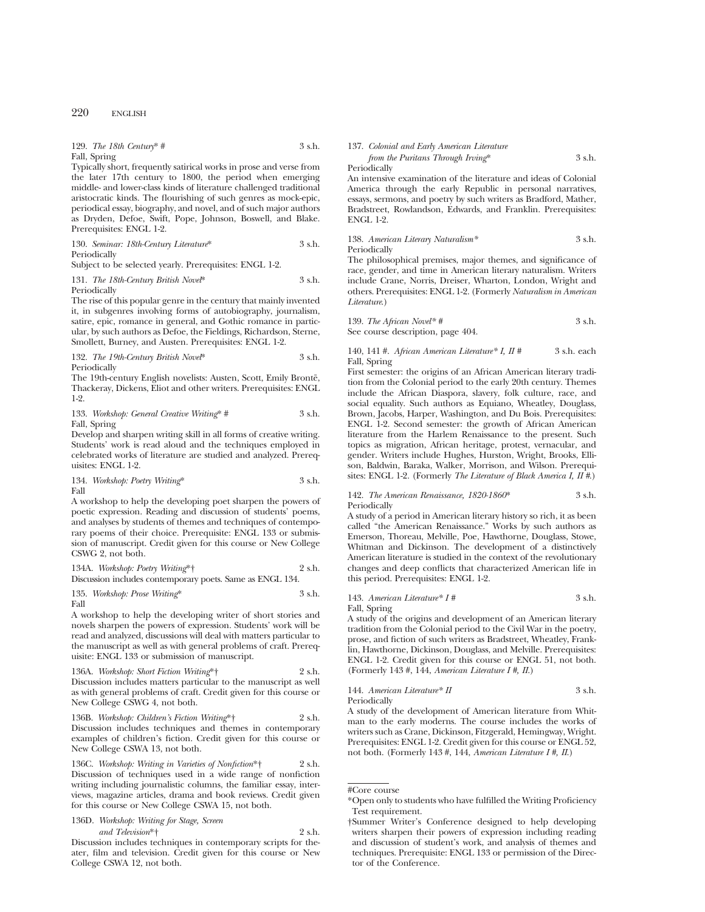129. *The 18th Century*\* # 3 s.h.
Fall, Spring

Typically short, frequently satirical works in prose and verse from the later 17th century to 1800, the period when emerging middle- and lower-class kinds of literature challenged traditional aristocratic kinds. The flourishing of such genres as mock-epic, periodical essay, biography, and novel, and of such major authors as Dryden, Defoe, Swift, Pope, Johnson, Boswell, and Blake. Prerequisites: ENGL 1-2.

130. *Seminar: 18th-Century Literature*\* 3 s.h.
Periodically

Subject to be selected yearly. Prerequisites: ENGL 1-2.

131. *The 18th-Century British Novel*\* 3 s.h.
Periodically

The rise of this popular genre in the century that mainly invented it, in subgenres involving forms of autobiography, journalism, satire, epic, romance in general, and Gothic romance in particular, by such authors as Defoe, the Fieldings, Richardson, Sterne, Smollett, Burney, and Austen. Prerequisites: ENGL 1-2.

132. *The 19th-Century British Novel*\* 3 s.h.
Periodically

The 19th-century English novelists: Austen, Scott, Emily Brontë, Thackeray, Dickens, Eliot and other writers. Prerequisites: ENGL 1-2.

133. *Workshop: General Creative Writing*\* # 3 s.h.
Fall, Spring

Develop and sharpen writing skill in all forms of creative writing. Students' work is read aloud and the techniques employed in celebrated works of literature are studied and analyzed. Prerequisites: ENGL 1-2.

134. *Workshop: Poetry Writing*\* 3 s.h.
Fall

A workshop to help the developing poet sharpen the powers of poetic expression. Reading and discussion of students' poems, and analyses by students of themes and techniques of contemporary poems of their choice. Prerequisite: ENGL 133 or submission of manuscript. Credit given for this course or New College CSWG 2, not both.

134A. *Workshop: Poetry Writing*\*† 2 s.h.

Discussion includes contemporary poets. Same as ENGL 134.

135. *Workshop: Prose Writing*\* 3 s.h.
Fall

A workshop to help the developing writer of short stories and novels sharpen the powers of expression. Students' work will be read and analyzed, discussions will deal with matters particular to the manuscript as well as with general problems of craft. Prerequisite: ENGL 133 or submission of manuscript.

136A. *Workshop: Short Fiction Writing*\*† 2 s.h.

Discussion includes matters particular to the manuscript as well as with general problems of craft. Credit given for this course or New College CSWG 4, not both.

136B. *Workshop: Children's Fiction Writing*\*† 2 s.h.

Discussion includes techniques and themes in contemporary examples of children's fiction. Credit given for this course or New College CSWA 13, not both.

136C. *Workshop: Writing in Varieties of Nonfiction*\*† 2 s.h.

Discussion of techniques used in a wide range of nonfiction writing including journalistic columns, the familiar essay, interviews, magazine articles, drama and book reviews. Credit given for this course or New College CSWA 15, not both.

136D. *Workshop: Writing for Stage, Screen and Television*\*† 2 s.h.

Discussion includes techniques in contemporary scripts for theater, film and television. Credit given for this course or New College CSWA 12, not both.

137. *Colonial and Early American Literature from the Puritans Through Irving*\* 3 s.h.
Periodically

An intensive examination of the literature and ideas of Colonial America through the early Republic in personal narratives, essays, sermons, and poetry by such writers as Bradford, Mather, Bradstreet, Rowlandson, Edwards, and Franklin. Prerequisites: ENGL 1-2.

138. *American Literary Naturalism*\* 3 s.h.
Periodically

The philosophical premises, major themes, and significance of race, gender, and time in American literary naturalism. Writers include Crane, Norris, Dreiser, Wharton, London, Wright and others. Prerequisites: ENGL 1-2. (Formerly *Naturalism in American Literature.*)

139. *The African Novel*\* # 3 s.h.

See course description, page 404.

140, 141 #. *African American Literature*\* *I, II* # 3 s.h. each
Fall, Spring

First semester: the origins of an African American literary tradition from the Colonial period to the early 20th century. Themes include the African Diaspora, slavery, folk culture, race, and social equality. Such authors as Equiano, Wheatley, Douglass, Brown, Jacobs, Harper, Washington, and Du Bois. Prerequisites: ENGL 1-2. Second semester: the growth of African American literature from the Harlem Renaissance to the present. Such topics as migration, African heritage, protest, vernacular, and gender. Writers include Hughes, Hurston, Wright, Brooks, Ellison, Baldwin, Baraka, Walker, Morrison, and Wilson. Prerequisites: ENGL 1-2. (Formerly *The Literature of Black America I, II #.*)

142. *The American Renaissance, 1820-1860*\* 3 s.h.
Periodically

A study of a period in American literary history so rich, it as been called "the American Renaissance." Works by such authors as Emerson, Thoreau, Melville, Poe, Hawthorne, Douglass, Stowe, Whitman and Dickinson. The development of a distinctively American literature is studied in the context of the revolutionary changes and deep conflicts that characterized American life in this period. Prerequisites: ENGL 1-2.

143. *American Literature*\* *I* # 3 s.h.
Fall, Spring

A study of the origins and development of an American literary tradition from the Colonial period to the Civil War in the poetry, prose, and fiction of such writers as Bradstreet, Wheatley, Franklin, Hawthorne, Dickinson, Douglass, and Melville. Prerequisites: ENGL 1-2. Credit given for this course or ENGL 51, not both. (Formerly 143 #, 144, *American Literature I #, II.*)

144. *American Literature*\* *II* 3 s.h.
Periodically

A study of the development of American literature from Whitman to the early moderns. The course includes the works of writers such as Crane, Dickinson, Fitzgerald, Hemingway, Wright. Prerequisites: ENGL 1-2. Credit given for this course or ENGL 52, not both. (Formerly 143 #, 144, *American Literature I #, II.*)

---

#Core course

\*Open only to students who have fulfilled the Writing Proficiency Test requirement.

†Summer Writer's Conference designed to help developing writers sharpen their powers of expression including reading and discussion of student's work, and analysis of themes and techniques. Prerequisite: ENGL 133 or permission of the Director of the Conference.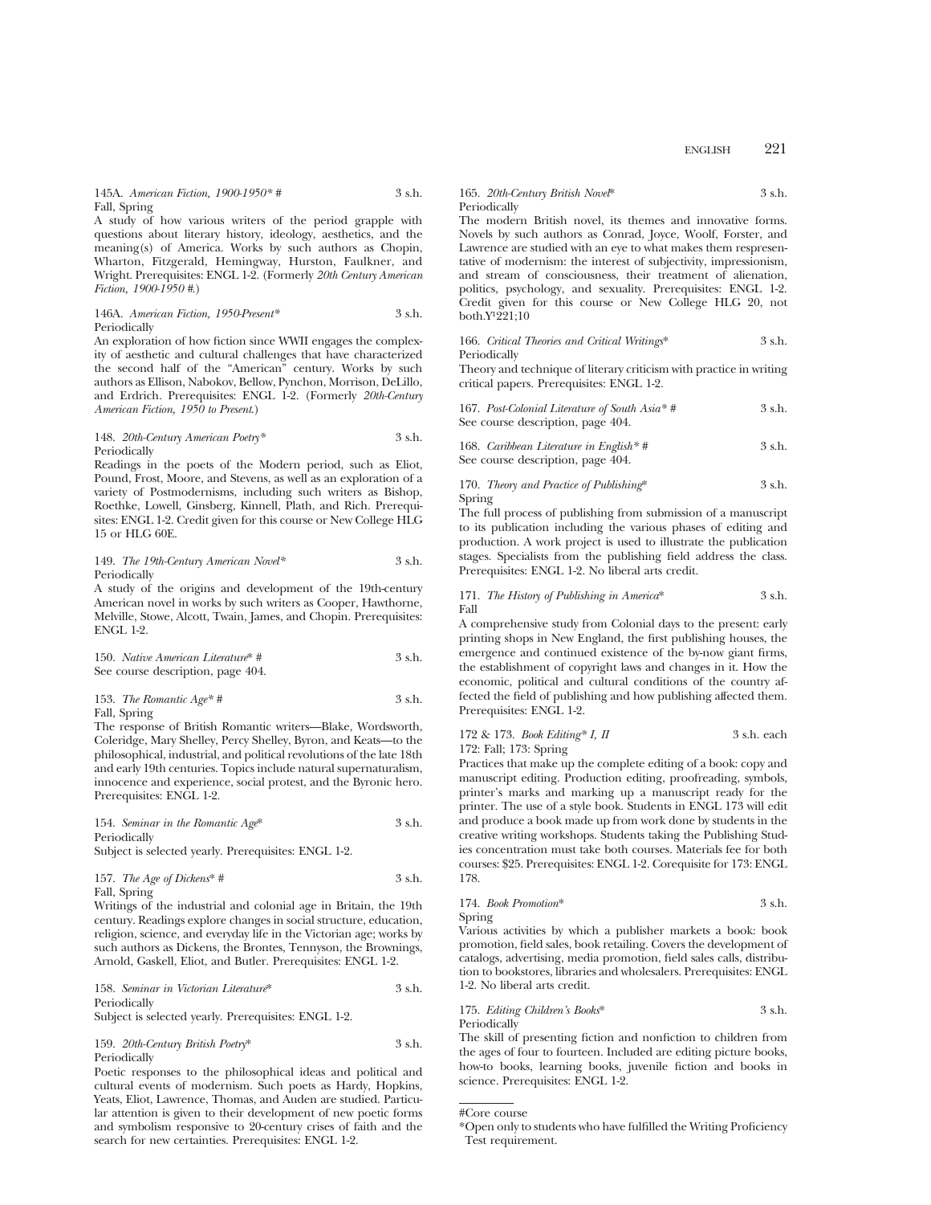145A. *American Fiction, 1900-1950* #* 3 s.h.
Fall, Spring
A study of how various writers of the period grapple with questions about literary history, ideology, aesthetics, and the meaning(s) of America. Works by such authors as Chopin, Wharton, Fitzgerald, Hemingway, Hurston, Faulkner, and Wright. Prerequisites: ENGL 1-2. (Formerly *20th Century American Fiction, 1900-1950 #*.)

146A. *American Fiction, 1950-Present** 3 s.h.
Periodically
An exploration of how fiction since WWII engages the complexity of aesthetic and cultural challenges that have characterized the second half of the "American" century. Works by such authors as Ellison, Nabokov, Bellow, Pynchon, Morrison, DeLillo, and Erdrich. Prerequisites: ENGL 1-2. (Formerly *20th-Century American Fiction, 1950 to Present*.)

148. *20th-Century American Poetry** 3 s.h.
Periodically
Readings in the poets of the Modern period, such as Eliot, Pound, Frost, Moore, and Stevens, as well as an exploration of a variety of Postmodernisms, including such writers as Bishop, Roethke, Lowell, Ginsberg, Kinnell, Plath, and Rich. Prerequisites: ENGL 1-2. Credit given for this course or New College HLG 15 or HLG 60E.

149. *The 19th-Century American Novel** 3 s.h.
Periodically
A study of the origins and development of the 19th-century American novel in works by such writers as Cooper, Hawthorne, Melville, Stowe, Alcott, Twain, James, and Chopin. Prerequisites: ENGL 1-2.

150. *Native American Literature* #* 3 s.h.
See course description, page 404.

153. *The Romantic Age* #* 3 s.h.
Fall, Spring
The response of British Romantic writers—Blake, Wordsworth, Coleridge, Mary Shelley, Percy Shelley, Byron, and Keats—to the philosophical, industrial, and political revolutions of the late 18th and early 19th centuries. Topics include natural supernaturalism, innocence and experience, social protest, and the Byronic hero. Prerequisites: ENGL 1-2.

154. *Seminar in the Romantic Age** 3 s.h.
Periodically
Subject is selected yearly. Prerequisites: ENGL 1-2.

157. *The Age of Dickens* #* 3 s.h.
Fall, Spring
Writings of the industrial and colonial age in Britain, the 19th century. Readings explore changes in social structure, education, religion, science, and everyday life in the Victorian age; works by such authors as Dickens, the Brontes, Tennyson, the Brownings, Arnold, Gaskell, Eliot, and Butler. Prerequisites: ENGL 1-2.

158. *Seminar in Victorian Literature** 3 s.h.
Periodically
Subject is selected yearly. Prerequisites: ENGL 1-2.

159. *20th-Century British Poetry** 3 s.h.
Periodically
Poetic responses to the philosophical ideas and political and cultural events of modernism. Such poets as Hardy, Hopkins, Yeats, Eliot, Lawrence, Thomas, and Auden are studied. Particular attention is given to their development of new poetic forms and symbolism responsive to 20-century crises of faith and the search for new certainties. Prerequisites: ENGL 1-2.

165. *20th-Century British Novel** 3 s.h.
Periodically
The modern British novel, its themes and innovative forms. Novels by such authors as Conrad, Joyce, Woolf, Forster, and Lawrence are studied with an eye to what makes them respresentative of modernism: the interest of subjectivity, impressionism, and stream of consciousness, their treatment of alienation, politics, psychology, and sexuality. Prerequisites: ENGL 1-2. Credit given for this course or New College HLG 20, not both.Y'221;10

166. *Critical Theories and Critical Writings** 3 s.h.
Periodically
Theory and technique of literary criticism with practice in writing critical papers. Prerequisites: ENGL 1-2.

167. *Post-Colonial Literature of South Asia* #* 3 s.h.
See course description, page 404.

168. *Caribbean Literature in English* #* 3 s.h.
See course description, page 404.

170. *Theory and Practice of Publishing** 3 s.h.
Spring
The full process of publishing from submission of a manuscript to its publication including the various phases of editing and production. A work project is used to illustrate the publication stages. Specialists from the publishing field address the class. Prerequisites: ENGL 1-2. No liberal arts credit.

171. *The History of Publishing in America** 3 s.h.
Fall
A comprehensive study from Colonial days to the present: early printing shops in New England, the first publishing houses, the emergence and continued existence of the by-now giant firms, the establishment of copyright laws and changes in it. How the economic, political and cultural conditions of the country affected the field of publishing and how publishing affected them. Prerequisites: ENGL 1-2.

172 & 173. *Book Editing* I, II* 3 s.h. each
172: Fall; 173: Spring
Practices that make up the complete editing of a book: copy and manuscript editing. Production editing, proofreading, symbols, printer's marks and marking up a manuscript ready for the printer. The use of a style book. Students in ENGL 173 will edit and produce a book made up from work done by students in the creative writing workshops. Students taking the Publishing Studies concentration must take both courses. Materials fee for both courses: $25. Prerequisites: ENGL 1-2. Corequisite for 173: ENGL 178.

174. *Book Promotion** 3 s.h.
Spring
Various activities by which a publisher markets a book: book promotion, field sales, book retailing. Covers the development of catalogs, advertising, media promotion, field sales calls, distribution to bookstores, libraries and wholesalers. Prerequisites: ENGL 1-2. No liberal arts credit.

175. *Editing Children's Books** 3 s.h.
Periodically
The skill of presenting fiction and nonfiction to children from the ages of four to fourteen. Included are editing picture books, how-to books, learning books, juvenile fiction and books in science. Prerequisites: ENGL 1-2.

---

#Core course

*Open only to students who have fulfilled the Writing Proficiency Test requirement.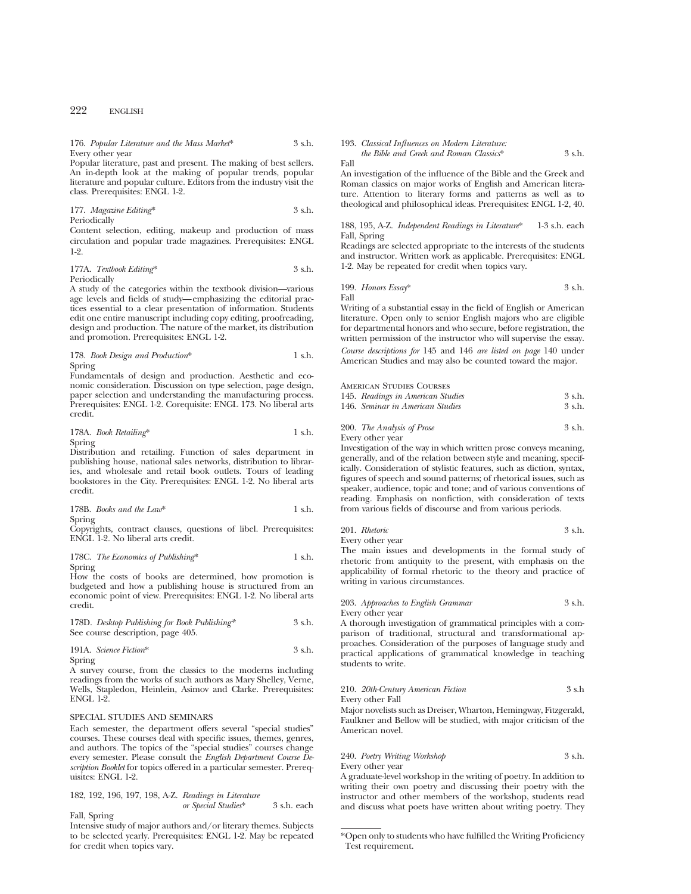176. *Popular Literature and the Mass Market** 3 s.h.
Every other year
Popular literature, past and present. The making of best sellers. An in-depth look at the making of popular trends, popular literature and popular culture. Editors from the industry visit the class. Prerequisites: ENGL 1-2.

177. *Magazine Editing** 3 s.h.
Periodically
Content selection, editing, makeup and production of mass circulation and popular trade magazines. Prerequisites: ENGL 1-2.

177A. *Textbook Editing** 3 s.h.
Periodically
A study of the categories within the textbook division—various age levels and fields of study—emphasizing the editorial practices essential to a clear presentation of information. Students edit one entire manuscript including copy editing, proofreading, design and production. The nature of the market, its distribution and promotion. Prerequisites: ENGL 1-2.

178. *Book Design and Production** 1 s.h.
Spring
Fundamentals of design and production. Aesthetic and economic consideration. Discussion on type selection, page design, paper selection and understanding the manufacturing process. Prerequisites: ENGL 1-2. Corequisite: ENGL 173. No liberal arts credit.

178A. *Book Retailing** 1 s.h.
Spring
Distribution and retailing. Function of sales department in publishing house, national sales networks, distribution to libraries, and wholesale and retail book outlets. Tours of leading bookstores in the City. Prerequisites: ENGL 1-2. No liberal arts credit.

178B. *Books and the Law** 1 s.h.
Spring
Copyrights, contract clauses, questions of libel. Prerequisites: ENGL 1-2. No liberal arts credit.

178C. *The Economics of Publishing** 1 s.h.
Spring
How the costs of books are determined, how promotion is budgeted and how a publishing house is structured from an economic point of view. Prerequisites: ENGL 1-2. No liberal arts credit.

178D. *Desktop Publishing for Book Publishing** 3 s.h.
See course description, page 405.

191A. *Science Fiction** 3 s.h.
Spring
A survey course, from the classics to the moderns including readings from the works of such authors as Mary Shelley, Verne, Wells, Stapledon, Heinlein, Asimov and Clarke. Prerequisites: ENGL 1-2.

## SPECIAL STUDIES AND SEMINARS

Each semester, the department offers several "special studies" courses. These courses deal with specific issues, themes, genres, and authors. The topics of the "special studies" courses change every semester. Please consult the *English Department Course Description Booklet* for topics offered in a particular semester. Prerequisites: ENGL 1-2.

182, 192, 196, 197, 198, A-Z. *Readings in Literature or Special Studies** 3 s.h. each
Fall, Spring
Intensive study of major authors and/or literary themes. Subjects to be selected yearly. Prerequisites: ENGL 1-2. May be repeated for credit when topics vary.

193. *Classical Influences on Modern Literature: the Bible and Greek and Roman Classics** 3 s.h.
Fall
An investigation of the influence of the Bible and the Greek and Roman classics on major works of English and American literature. Attention to literary forms and patterns as well as to theological and philosophical ideas. Prerequisites: ENGL 1-2, 40.

188, 195, A-Z. *Independent Readings in Literature** 1-3 s.h. each
Fall, Spring
Readings are selected appropriate to the interests of the students and instructor. Written work as applicable. Prerequisites: ENGL 1-2. May be repeated for credit when topics vary.

199. *Honors Essay** 3 s.h.
Fall
Writing of a substantial essay in the field of English or American literature. Open only to senior English majors who are eligible for departmental honors and who secure, before registration, the written permission of the instructor who will supervise the essay.

*Course descriptions for* 145 and 146 *are listed on page* 140 under American Studies and may also be counted toward the major.

### American Studies Courses

145. *Readings in American Studies* 3 s.h.
146. *Seminar in American Studies* 3 s.h.

200. *The Analysis of Prose* 3 s.h.
Every other year
Investigation of the way in which written prose conveys meaning, generally, and of the relation between style and meaning, specifically. Consideration of stylistic features, such as diction, syntax, figures of speech and sound patterns; of rhetorical issues, such as speaker, audience, topic and tone; and of various conventions of reading. Emphasis on nonfiction, with consideration of texts from various fields of discourse and from various periods.

201. *Rhetoric* 3 s.h.
Every other year
The main issues and developments in the formal study of rhetoric from antiquity to the present, with emphasis on the applicability of formal rhetoric to the theory and practice of writing in various circumstances.

203. *Approaches to English Grammar* 3 s.h.
Every other year
A thorough investigation of grammatical principles with a comparison of traditional, structural and transformational approaches. Consideration of the purposes of language study and practical applications of grammatical knowledge in teaching students to write.

210. *20th-Century American Fiction* 3 s.h
Every other Fall
Major novelists such as Dreiser, Wharton, Hemingway, Fitzgerald, Faulkner and Bellow will be studied, with major criticism of the American novel.

240. *Poetry Writing Workshop* 3 s.h.
Every other year
A graduate-level workshop in the writing of poetry. In addition to writing their own poetry and discussing their poetry with the instructor and other members of the workshop, students read and discuss what poets have written about writing poetry. They

*Open only to students who have fulfilled the Writing Proficiency Test requirement.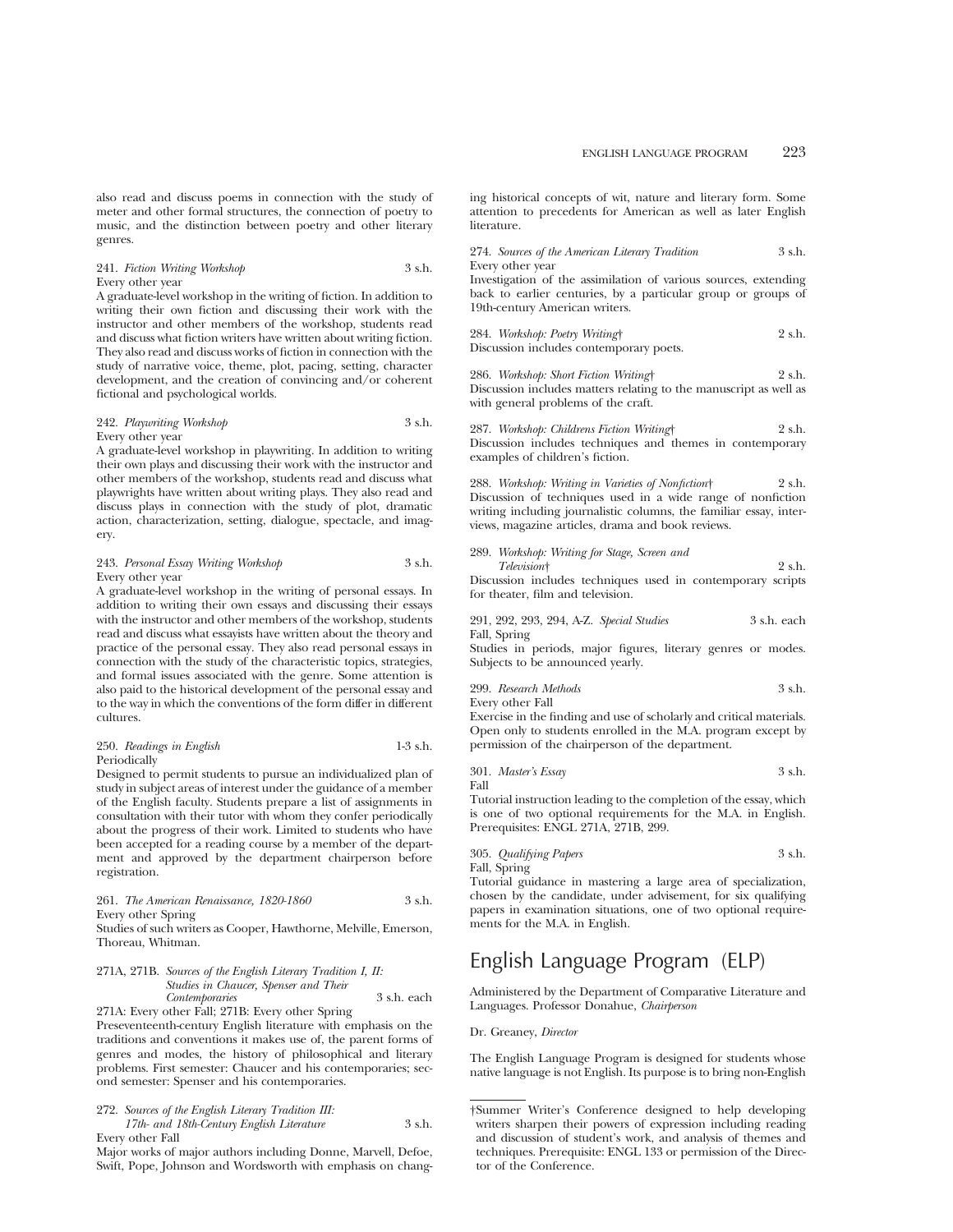also read and discuss poems in connection with the study of meter and other formal structures, the connection of poetry to music, and the distinction between poetry and other literary genres.

241. *Fiction Writing Workshop* 3 s.h.
Every other year
A graduate-level workshop in the writing of fiction. In addition to writing their own fiction and discussing their work with the instructor and other members of the workshop, students read and discuss what fiction writers have written about writing fiction. They also read and discuss works of fiction in connection with the study of narrative voice, theme, plot, pacing, setting, character development, and the creation of convincing and/or coherent fictional and psychological worlds.

242. *Playwriting Workshop* 3 s.h.
Every other year
A graduate-level workshop in playwriting. In addition to writing their own plays and discussing their work with the instructor and other members of the workshop, students read and discuss what playwrights have written about writing plays. They also read and discuss plays in connection with the study of plot, dramatic action, characterization, setting, dialogue, spectacle, and imagery.

243. *Personal Essay Writing Workshop* 3 s.h.
Every other year
A graduate-level workshop in the writing of personal essays. In addition to writing their own essays and discussing their essays with the instructor and other members of the workshop, students read and discuss what essayists have written about the theory and practice of the personal essay. They also read personal essays in connection with the study of the characteristic topics, strategies, and formal issues associated with the genre. Some attention is also paid to the historical development of the personal essay and to the way in which the conventions of the form differ in different cultures.

250. *Readings in English* 1-3 s.h.
Periodically
Designed to permit students to pursue an individualized plan of study in subject areas of interest under the guidance of a member of the English faculty. Students prepare a list of assignments in consultation with their tutor with whom they confer periodically about the progress of their work. Limited to students who have been accepted for a reading course by a member of the department and approved by the department chairperson before registration.

261. *The American Renaissance, 1820-1860* 3 s.h.
Every other Spring
Studies of such writers as Cooper, Hawthorne, Melville, Emerson, Thoreau, Whitman.

271A, 271B. *Sources of the English Literary Tradition I, II: Studies in Chaucer, Spenser and Their Contemporaries* 3 s.h. each
271A: Every other Fall; 271B: Every other Spring
Preseventeenth-century English literature with emphasis on the traditions and conventions it makes use of, the parent forms of genres and modes, the history of philosophical and literary problems. First semester: Chaucer and his contemporaries; second semester: Spenser and his contemporaries.

272. *Sources of the English Literary Tradition III: 17th- and 18th-Century English Literature* 3 s.h.
Every other Fall
Major works of major authors including Donne, Marvell, Defoe, Swift, Pope, Johnson and Wordsworth with emphasis on changing historical concepts of wit, nature and literary form. Some attention to precedents for American as well as later English literature.

274. *Sources of the American Literary Tradition* 3 s.h.
Every other year
Investigation of the assimilation of various sources, extending back to earlier centuries, by a particular group or groups of 19th-century American writers.

284. *Workshop: Poetry Writing*† 2 s.h.
Discussion includes contemporary poets.

286. *Workshop: Short Fiction Writing*† 2 s.h.
Discussion includes matters relating to the manuscript as well as with general problems of the craft.

287. *Workshop: Childrens Fiction Writing*† 2 s.h.
Discussion includes techniques and themes in contemporary examples of children's fiction.

288. *Workshop: Writing in Varieties of Nonfiction*† 2 s.h.
Discussion of techniques used in a wide range of nonfiction writing including journalistic columns, the familiar essay, interviews, magazine articles, drama and book reviews.

289. *Workshop: Writing for Stage, Screen and Television*† 2 s.h.
Discussion includes techniques used in contemporary scripts for theater, film and television.

291, 292, 293, 294, A-Z. *Special Studies* 3 s.h. each
Fall, Spring
Studies in periods, major figures, literary genres or modes. Subjects to be announced yearly.

299. *Research Methods* 3 s.h.
Every other Fall
Exercise in the finding and use of scholarly and critical materials. Open only to students enrolled in the M.A. program except by permission of the chairperson of the department.

301. *Master's Essay* 3 s.h.
Fall
Tutorial instruction leading to the completion of the essay, which is one of two optional requirements for the M.A. in English. Prerequisites: ENGL 271A, 271B, 299.

305. *Qualifying Papers* 3 s.h.
Fall, Spring
Tutorial guidance in mastering a large area of specialization, chosen by the candidate, under advisement, for six qualifying papers in examination situations, one of two optional requirements for the M.A. in English.

# English Language Program (ELP)

Administered by the Department of Comparative Literature and Languages. Professor Donahue, *Chairperson*

Dr. Greaney, *Director*

The English Language Program is designed for students whose native language is not English. Its purpose is to bring non-English

†Summer Writer's Conference designed to help developing writers sharpen their powers of expression including reading and discussion of student's work, and analysis of themes and techniques. Prerequisite: ENGL 133 or permission of the Director of the Conference.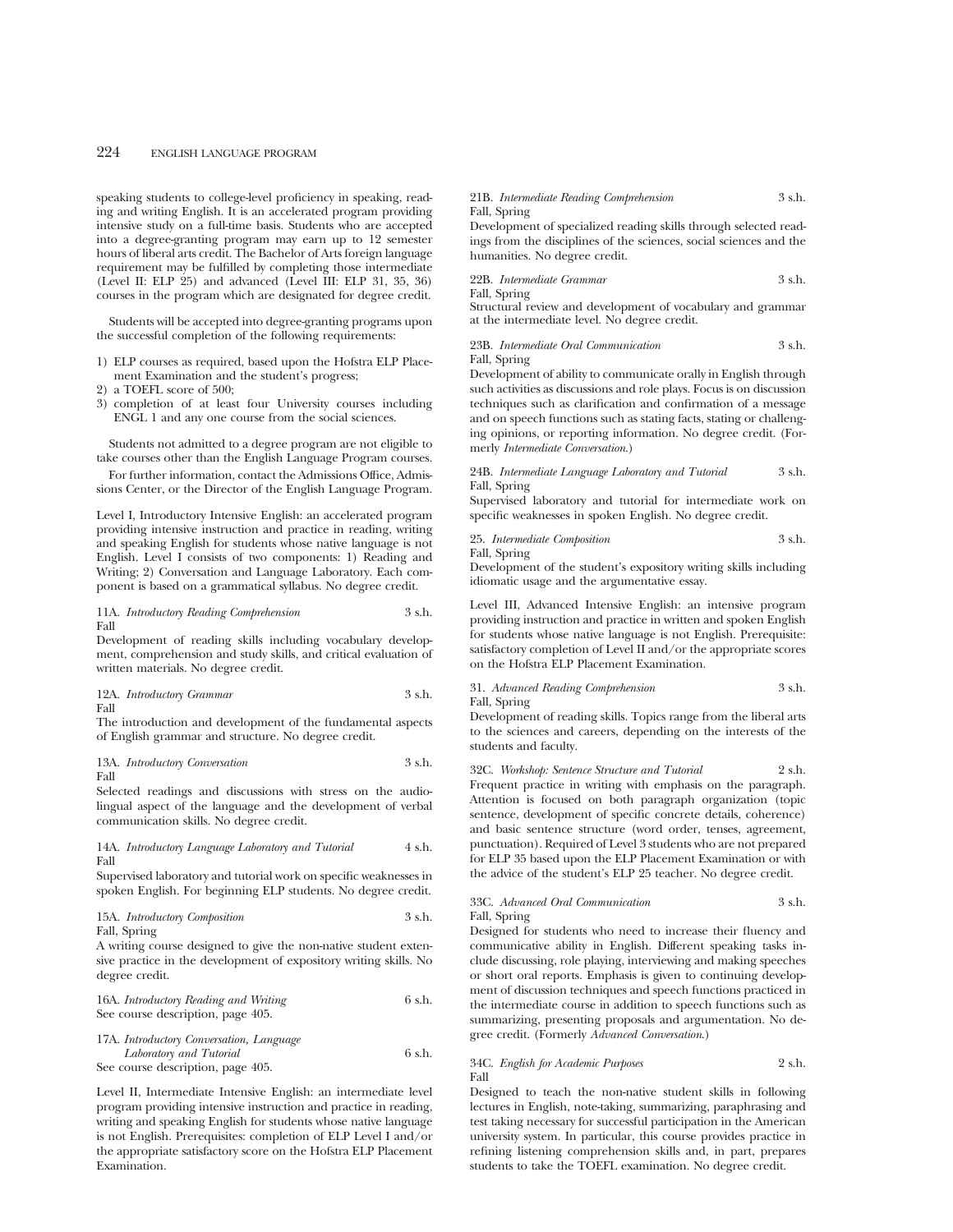speaking students to college-level proficiency in speaking, reading and writing English. It is an accelerated program providing intensive study on a full-time basis. Students who are accepted into a degree-granting program may earn up to 12 semester hours of liberal arts credit. The Bachelor of Arts foreign language requirement may be fulfilled by completing those intermediate (Level II: ELP 25) and advanced (Level III: ELP 31, 35, 36) courses in the program which are designated for degree credit.

Students will be accepted into degree-granting programs upon the successful completion of the following requirements:

1) ELP courses as required, based upon the Hofstra ELP Placement Examination and the student's progress;
2) a TOEFL score of 500;
3) completion of at least four University courses including ENGL 1 and any one course from the social sciences.

Students not admitted to a degree program are not eligible to take courses other than the English Language Program courses.

For further information, contact the Admissions Office, Admissions Center, or the Director of the English Language Program.

Level I, Introductory Intensive English: an accelerated program providing intensive instruction and practice in reading, writing and speaking English for students whose native language is not English. Level I consists of two components: 1) Reading and Writing; 2) Conversation and Language Laboratory. Each component is based on a grammatical syllabus. No degree credit.

11A. *Introductory Reading Comprehension* 3 s.h.
Fall
Development of reading skills including vocabulary development, comprehension and study skills, and critical evaluation of written materials. No degree credit.

12A. *Introductory Grammar* 3 s.h.
Fall
The introduction and development of the fundamental aspects of English grammar and structure. No degree credit.

13A. *Introductory Conversation* 3 s.h.
Fall
Selected readings and discussions with stress on the audio-lingual aspect of the language and the development of verbal communication skills. No degree credit.

14A. *Introductory Language Laboratory and Tutorial* 4 s.h.
Fall
Supervised laboratory and tutorial work on specific weaknesses in spoken English. For beginning ELP students. No degree credit.

15A. *Introductory Composition* 3 s.h.
Fall, Spring
A writing course designed to give the non-native student extensive practice in the development of expository writing skills. No degree credit.

16A. *Introductory Reading and Writing* 6 s.h.
See course description, page 405.

17A. *Introductory Conversation, Language Laboratory and Tutorial* 6 s.h.
See course description, page 405.

Level II, Intermediate Intensive English: an intermediate level program providing intensive instruction and practice in reading, writing and speaking English for students whose native language is not English. Prerequisites: completion of ELP Level I and/or the appropriate satisfactory score on the Hofstra ELP Placement Examination.

21B. *Intermediate Reading Comprehension* 3 s.h.
Fall, Spring
Development of specialized reading skills through selected readings from the disciplines of the sciences, social sciences and the humanities. No degree credit.

22B. *Intermediate Grammar* 3 s.h.
Fall, Spring
Structural review and development of vocabulary and grammar at the intermediate level. No degree credit.

23B. *Intermediate Oral Communication* 3 s.h.
Fall, Spring
Development of ability to communicate orally in English through such activities as discussions and role plays. Focus is on discussion techniques such as clarification and confirmation of a message and on speech functions such as stating facts, stating or challenging opinions, or reporting information. No degree credit. (Formerly *Intermediate Conversation*.)

24B. *Intermediate Language Laboratory and Tutorial* 3 s.h.
Fall, Spring
Supervised laboratory and tutorial for intermediate work on specific weaknesses in spoken English. No degree credit.

25. *Intermediate Composition* 3 s.h.
Fall, Spring
Development of the student's expository writing skills including idiomatic usage and the argumentative essay.

Level III, Advanced Intensive English: an intensive program providing instruction and practice in written and spoken English for students whose native language is not English. Prerequisite: satisfactory completion of Level II and/or the appropriate scores on the Hofstra ELP Placement Examination.

31. *Advanced Reading Comprehension* 3 s.h.
Fall, Spring
Development of reading skills. Topics range from the liberal arts to the sciences and careers, depending on the interests of the students and faculty.

32C. *Workshop: Sentence Structure and Tutorial* 2 s.h.
Frequent practice in writing with emphasis on the paragraph. Attention is focused on both paragraph organization (topic sentence, development of specific concrete details, coherence) and basic sentence structure (word order, tenses, agreement, punctuation). Required of Level 3 students who are not prepared for ELP 35 based upon the ELP Placement Examination or with the advice of the student's ELP 25 teacher. No degree credit.

33C. *Advanced Oral Communication* 3 s.h.
Fall, Spring
Designed for students who need to increase their fluency and communicative ability in English. Different speaking tasks include discussing, role playing, interviewing and making speeches or short oral reports. Emphasis is given to continuing development of discussion techniques and speech functions practiced in the intermediate course in addition to speech functions such as summarizing, presenting proposals and argumentation. No degree credit. (Formerly *Advanced Conversation*.)

34C. *English for Academic Purposes* 2 s.h.
Fall
Designed to teach the non-native student skills in following lectures in English, note-taking, summarizing, paraphrasing and test taking necessary for successful participation in the American university system. In particular, this course provides practice in refining listening comprehension skills and, in part, prepares students to take the TOEFL examination. No degree credit.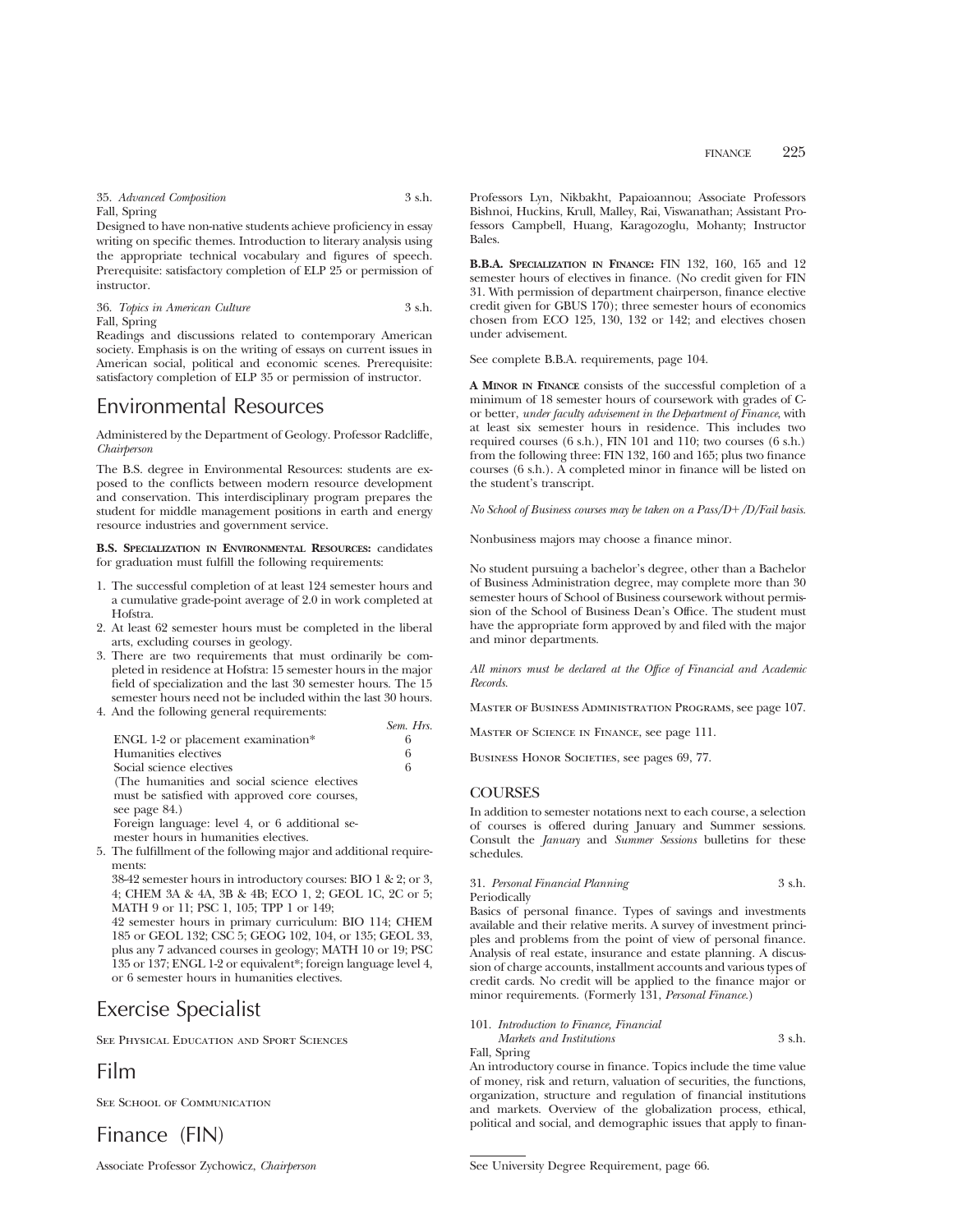35. *Advanced Composition* 3 s.h.
Fall, Spring
Designed to have non-native students achieve proficiency in essay writing on specific themes. Introduction to literary analysis using the appropriate technical vocabulary and figures of speech. Prerequisite: satisfactory completion of ELP 25 or permission of instructor.

36. *Topics in American Culture* 3 s.h.
Fall, Spring
Readings and discussions related to contemporary American society. Emphasis is on the writing of essays on current issues in American social, political and economic scenes. Prerequisite: satisfactory completion of ELP 35 or permission of instructor.

# Environmental Resources

Administered by the Department of Geology. Professor Radcliffe, *Chairperson*

The B.S. degree in Environmental Resources: students are exposed to the conflicts between modern resource development and conservation. This interdisciplinary program prepares the student for middle management positions in earth and energy resource industries and government service.

**B.S. Specialization in Environmental Resources:** candidates for graduation must fulfill the following requirements:

1. The successful completion of at least 124 semester hours and a cumulative grade-point average of 2.0 in work completed at Hofstra.
2. At least 62 semester hours must be completed in the liberal arts, excluding courses in geology.
3. There are two requirements that must ordinarily be completed in residence at Hofstra: 15 semester hours in the major field of specialization and the last 30 semester hours. The 15 semester hours need not be included within the last 30 hours.
4. And the following general requirements:

| | *Sem. Hrs.* |
|---|---|
| ENGL 1-2 or placement examination* | 6 |
| Humanities electives | 6 |
| Social science electives | 6 |

(The humanities and social science electives must be satisfied with approved core courses, see page 84.)
Foreign language: level 4, or 6 additional semester hours in humanities electives.

5. The fulfillment of the following major and additional requirements:
   38-42 semester hours in introductory courses: BIO 1 & 2; or 3, 4; CHEM 3A & 4A, 3B & 4B; ECO 1, 2; GEOL 1C, 2C or 5; MATH 9 or 11; PSC 1, 105; TPP 1 or 149;
   42 semester hours in primary curriculum: BIO 114; CHEM 185 or GEOL 132; CSC 5; GEOG 102, 104, or 135; GEOL 33, plus any 7 advanced courses in geology; MATH 10 or 19; PSC 135 or 137; ENGL 1-2 or equivalent*; foreign language level 4, or 6 semester hours in humanities electives.

# Exercise Specialist

See Physical Education and Sport Sciences

# Film

See School of Communication

# Finance (FIN)

Associate Professor Zychowicz, *Chairperson*

Professors Lyn, Nikbakht, Papaioannou; Associate Professors Bishnoi, Huckins, Krull, Malley, Rai, Viswanathan; Assistant Professors Campbell, Huang, Karagozoglu, Mohanty; Instructor Bales.

**B.B.A. Specialization in Finance:** FIN 132, 160, 165 and 12 semester hours of electives in finance. (No credit given for FIN 31. With permission of department chairperson, finance elective credit given for GBUS 170); three semester hours of economics chosen from ECO 125, 130, 132 or 142; and electives chosen under advisement.

See complete B.B.A. requirements, page 104.

**A Minor in Finance** consists of the successful completion of a minimum of 18 semester hours of coursework with grades of C- or better, *under faculty advisement in the Department of Finance*, with at least six semester hours in residence. This includes two required courses (6 s.h.), FIN 101 and 110; two courses (6 s.h.) from the following three: FIN 132, 160 and 165; plus two finance courses (6 s.h.). A completed minor in finance will be listed on the student's transcript.

*No School of Business courses may be taken on a Pass/D+/D/Fail basis.*

Nonbusiness majors may choose a finance minor.

No student pursuing a bachelor's degree, other than a Bachelor of Business Administration degree, may complete more than 30 semester hours of School of Business coursework without permission of the School of Business Dean's Office. The student must have the appropriate form approved by and filed with the major and minor departments.

*All minors must be declared at the Office of Financial and Academic Records.*

Master of Business Administration Programs, see page 107.

Master of Science in Finance, see page 111.

Business Honor Societies, see pages 69, 77.

## COURSES

In addition to semester notations next to each course, a selection of courses is offered during January and Summer sessions. Consult the *January* and *Summer Sessions* bulletins for these schedules.

31. *Personal Financial Planning* 3 s.h.
Periodically
Basics of personal finance. Types of savings and investments available and their relative merits. A survey of investment principles and problems from the point of view of personal finance. Analysis of real estate, insurance and estate planning. A discussion of charge accounts, installment accounts and various types of credit cards. No credit will be applied to the finance major or minor requirements. (Formerly 131, *Personal Finance*.)

101. *Introduction to Finance, Financial Markets and Institutions* 3 s.h.
Fall, Spring
An introductory course in finance. Topics include the time value of money, risk and return, valuation of securities, the functions, organization, structure and regulation of financial institutions and markets. Overview of the globalization process, ethical, political and social, and demographic issues that apply to finan-

See University Degree Requirement, page 66.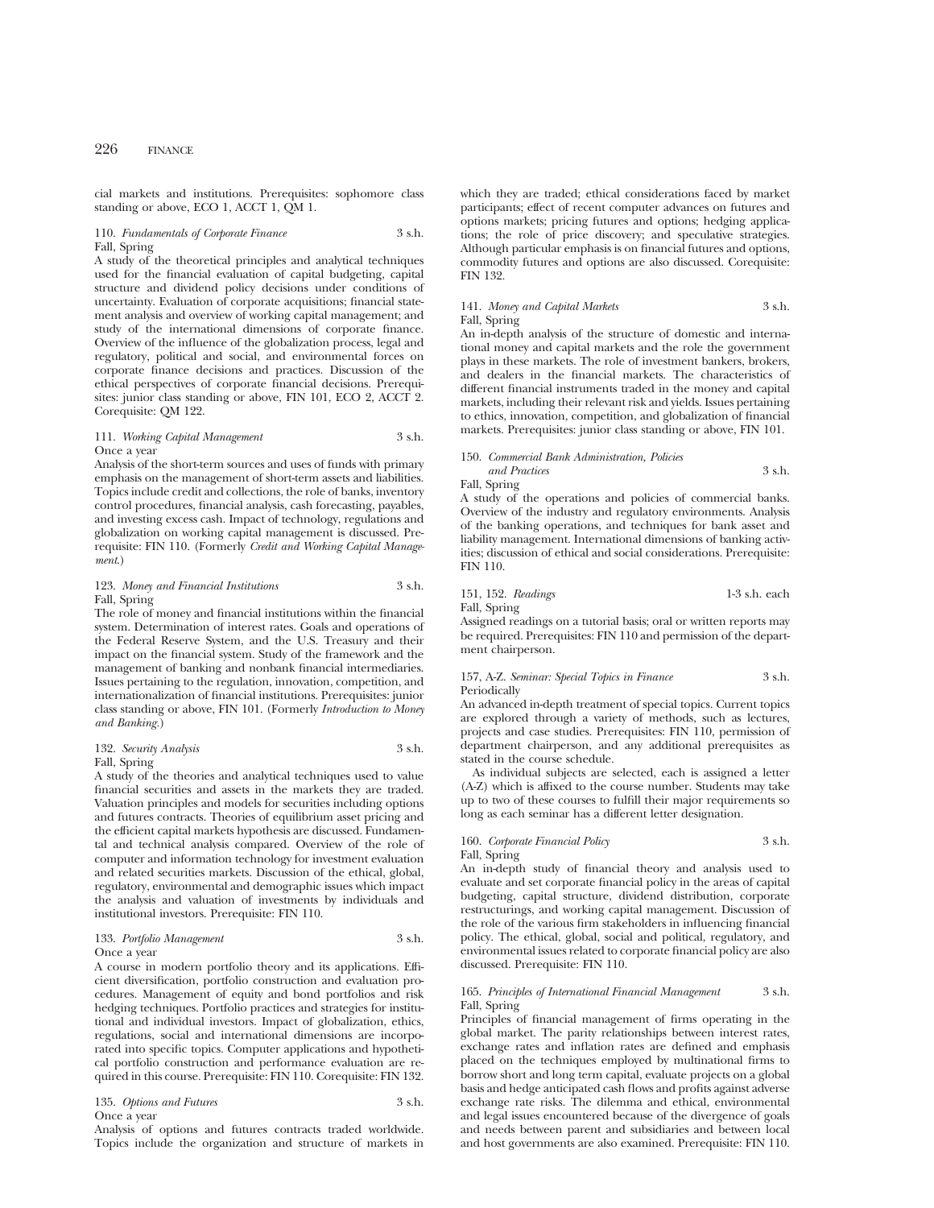cial markets and institutions. Prerequisites: sophomore class standing or above, ECO 1, ACCT 1, QM 1.

110. *Fundamentals of Corporate Finance* 3 s.h.
Fall, Spring

A study of the theoretical principles and analytical techniques used for the financial evaluation of capital budgeting, capital structure and dividend policy decisions under conditions of uncertainty. Evaluation of corporate acquisitions; financial statement analysis and overview of working capital management; and study of the international dimensions of corporate finance. Overview of the influence of the globalization process, legal and regulatory, political and social, and environmental forces on corporate finance decisions and practices. Discussion of the ethical perspectives of corporate financial decisions. Prerequisites: junior class standing or above, FIN 101, ECO 2, ACCT 2. Corequisite: QM 122.

111. *Working Capital Management* 3 s.h.
Once a year

Analysis of the short-term sources and uses of funds with primary emphasis on the management of short-term assets and liabilities. Topics include credit and collections, the role of banks, inventory control procedures, financial analysis, cash forecasting, payables, and investing excess cash. Impact of technology, regulations and globalization on working capital management is discussed. Prerequisite: FIN 110. (Formerly *Credit and Working Capital Management.*)

123. *Money and Financial Institutions* 3 s.h.
Fall, Spring

The role of money and financial institutions within the financial system. Determination of interest rates. Goals and operations of the Federal Reserve System, and the U.S. Treasury and their impact on the financial system. Study of the framework and the management of banking and nonbank financial intermediaries. Issues pertaining to the regulation, innovation, competition, and internationalization of financial institutions. Prerequisites: junior class standing or above, FIN 101. (Formerly *Introduction to Money and Banking.*)

132. *Security Analysis* 3 s.h.
Fall, Spring

A study of the theories and analytical techniques used to value financial securities and assets in the markets they are traded. Valuation principles and models for securities including options and futures contracts. Theories of equilibrium asset pricing and the efficient capital markets hypothesis are discussed. Fundamental and technical analysis compared. Overview of the role of computer and information technology for investment evaluation and related securities markets. Discussion of the ethical, global, regulatory, environmental and demographic issues which impact the analysis and valuation of investments by individuals and institutional investors. Prerequisite: FIN 110.

133. *Portfolio Management* 3 s.h.
Once a year

A course in modern portfolio theory and its applications. Efficient diversification, portfolio construction and evaluation procedures. Management of equity and bond portfolios and risk hedging techniques. Portfolio practices and strategies for institutional and individual investors. Impact of globalization, ethics, regulations, social and international dimensions are incorporated into specific topics. Computer applications and hypothetical portfolio construction and performance evaluation are required in this course. Prerequisite: FIN 110. Corequisite: FIN 132.

135. *Options and Futures* 3 s.h.
Once a year

Analysis of options and futures contracts traded worldwide. Topics include the organization and structure of markets in which they are traded; ethical considerations faced by market participants; effect of recent computer advances on futures and options markets; pricing futures and options; hedging applications; the role of price discovery; and speculative strategies. Although particular emphasis is on financial futures and options, commodity futures and options are also discussed. Corequisite: FIN 132.

141. *Money and Capital Markets* 3 s.h.
Fall, Spring

An in-depth analysis of the structure of domestic and international money and capital markets and the role the government plays in these markets. The role of investment bankers, brokers, and dealers in the financial markets. The characteristics of different financial instruments traded in the money and capital markets, including their relevant risk and yields. Issues pertaining to ethics, innovation, competition, and globalization of financial markets. Prerequisites: junior class standing or above, FIN 101.

150. *Commercial Bank Administration, Policies and Practices* 3 s.h.
Fall, Spring

A study of the operations and policies of commercial banks. Overview of the industry and regulatory environments. Analysis of the banking operations, and techniques for bank asset and liability management. International dimensions of banking activities; discussion of ethical and social considerations. Prerequisite: FIN 110.

151, 152. *Readings* 1-3 s.h. each
Fall, Spring

Assigned readings on a tutorial basis; oral or written reports may be required. Prerequisites: FIN 110 and permission of the department chairperson.

157, A-Z. *Seminar: Special Topics in Finance* 3 s.h.
Periodically

An advanced in-depth treatment of special topics. Current topics are explored through a variety of methods, such as lectures, projects and case studies. Prerequisites: FIN 110, permission of department chairperson, and any additional prerequisites as stated in the course schedule.

As individual subjects are selected, each is assigned a letter (A-Z) which is affixed to the course number. Students may take up to two of these courses to fulfill their major requirements so long as each seminar has a different letter designation.

160. *Corporate Financial Policy* 3 s.h.
Fall, Spring

An in-depth study of financial theory and analysis used to evaluate and set corporate financial policy in the areas of capital budgeting, capital structure, dividend distribution, corporate restructurings, and working capital management. Discussion of the role of the various firm stakeholders in influencing financial policy. The ethical, global, social and political, regulatory, and environmental issues related to corporate financial policy are also discussed. Prerequisite: FIN 110.

165. *Principles of International Financial Management* 3 s.h.
Fall, Spring

Principles of financial management of firms operating in the global market. The parity relationships between interest rates, exchange rates and inflation rates are defined and emphasis placed on the techniques employed by multinational firms to borrow short and long term capital, evaluate projects on a global basis and hedge anticipated cash flows and profits against adverse exchange rate risks. The dilemma and ethical, environmental and legal issues encountered because of the divergence of goals and needs between parent and subsidiaries and between local and host governments are also examined. Prerequisite: FIN 110.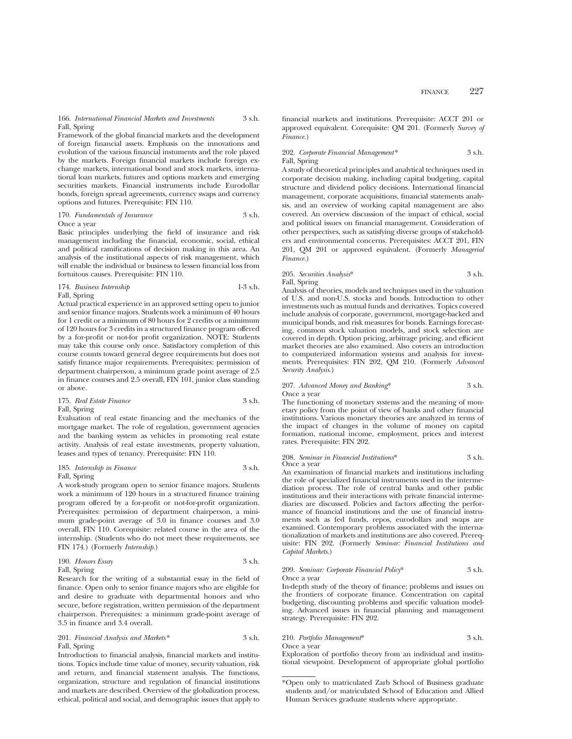166. *International Financial Markets and Investments* 3 s.h.
Fall, Spring
Framework of the global financial markets and the development of foreign financial assets. Emphasis on the innovations and evolution of the various financial instuments and the role played by the markets. Foreign financial markets include foreign exchange markets, international bond and stock markets, international loan markets, futures and options markets and emerging securities markets. Financial instruments include Eurodollar bonds, foreign spread agreements, currency swaps and currency options and futures. Prerequisite: FIN 110.

170. *Fundamentals of Insurance* 3 s.h.
Once a year
Basic principles underlying the field of insurance and risk management including the financial, economic, social, ethical and political ramifications of decision making in this area. An analysis of the institutional aspects of risk management, which will enable the individual or business to lessen financial loss from fortuitous causes. Prerequisite: FIN 110.

174. *Business Internship* 1-3 s.h.
Fall, Spring
Actual practical experience in an approved setting open to junior and senior finance majors. Students work a minimum of 40 hours for 1 credit or a minimum of 80 hours for 2 credits or a minimum of 120 hours for 3 credits in a structured finance program offered by a for-profit or not-for profit organization. NOTE: Students may take this course only once. Satisfactory completion of this course counts toward general degree requirements but does not satisfy finance major requirements. Prerequisites: permission of department chairperson, a minimum grade point average of 2.5 in finance courses and 2.5 overall, FIN 101, junior class standing or above.

175. *Real Estate Finance* 3 s.h.
Fall, Spring
Evaluation of real estate financing and the mechanics of the mortgage market. The role of regulation, government agencies and the banking system as vehicles in promoting real estate activity. Analysis of real estate investments, property valuation, leases and types of tenancy. Prerequisite: FIN 110.

185. *Internship in Finance* 3 s.h.
Fall, Spring
A work-study program open to senior finance majors. Students work a minimum of 120 hours in a structured finance training program offered by a for-profit or not-for-profit organization. Prerequisites: permission of department chairperson, a minimum grade-point average of 3.0 in finance courses and 3.0 overall, FIN 110. Corequisite: related course in the area of the internship. (Students who do not meet these requirements, see FIN 174.) (Formerly *Internship*.)

190. *Honors Essay* 3 s.h.
Fall, Spring
Research for the writing of a substantial essay in the field of finance. Open only to senior finance majors who are eligible for and desire to graduate with departmental honors and who secure, before registration, written permission of the department chairperson. Prerequisites: a minimum grade-point average of 3.5 in finance and 3.4 overall.

201. *Financial Analysis and Markets** 3 s.h.
Fall, Spring
Introduction to financial analysis, financial markets and institutions. Topics include time value of money, security valuation, risk and return, and financial statement analysis. The functions, organization, structure and regulation of financial institutions and markets are described. Overview of the globalization process, ethical, political and social, and demographic issues that apply to financial markets and institutions. Prerequisite: ACCT 201 or approved equivalent. Corequisite: QM 201. (Formerly *Survey of Finance.*)

202. *Corporate Financial Management** 3 s.h.
Fall, Spring
A study of theoretical principles and analytical techniques used in corporate decision making, including capital budgeting, capital structure and dividend policy decisions. International financial management, corporate acquisitions, financial statements analysis, and an overview of working capital management are also covered. An overview discussion of the impact of ethical, social and political issues on financial management. Consideration of other perspectives, such as satisfying diverse groups of stakeholders and environmental concerns. Prerequisites: ACCT 201, FIN 201, QM 201 or approved equivalent. (Formerly *Managerial Finance.*)

205. *Securities Analysis** 3 s.h.
Fall, Spring
Analysis of theories, models and techniques used in the valuation of U.S. and non-U.S. stocks and bonds. Introduction to other investments such as mutual funds and derivatives. Topics covered include analysis of corporate, government, mortgage-backed and municipal bonds, and risk measures for bonds. Earnings forecasting, common stock valuation models, and stock selection are covered in depth. Option pricing, arbitrage pricing, and efficient market theories are also examined. Also covers an introduction to computerized information systems and analysis for investments. Prerequisites: FIN 202, QM 210. (Formerly *Advanced Security Analysis.*)

207. *Advanced Money and Banking** 3 s.h.
Once a year
The functioning of monetary systems and the meaning of monetary policy from the point of view of banks and other financial institutions. Various monetary theories are analyzed in terms of the impact of changes in the volume of money on capital formation, national income, employment, prices and interest rates. Prerequisite: FIN 202.

208. *Seminar in Financial Institutions** 3 s.h.
Once a year
An examination of financial markets and institutions including the role of specialized financial instruments used in the intermediation process. The role of central banks and other public institutions and their interactions with private financial intermediaries are discussed. Policies and factors affecting the performance of financial institutions and the use of financial instruments such as fed funds, repos, eurodollars and swaps are examined. Contemporary problems associated with the internationalization of markets and institutions are also covered. Prerequisite: FIN 202. (Formerly *Seminar: Financial Institutions and Capital Markets.*)

209. *Seminar: Corporate Financial Policy** 3 s.h.
Once a year
In-depth study of the theory of finance; problems and issues on the frontiers of corporate finance. Concentration on capital budgeting, discounting problems and specific valuation modeling. Advanced issues in financial planning and management strategy. Prerequisite: FIN 202.

210. *Portfolio Management** 3 s.h.
Once a year
Exploration of portfolio theory from an individual and institutional viewpoint. Development of appropriate global portfolio

*Open only to matriculated Zarb School of Business graduate students and/or matriculated School of Education and Allied Human Services graduate students where appropriate.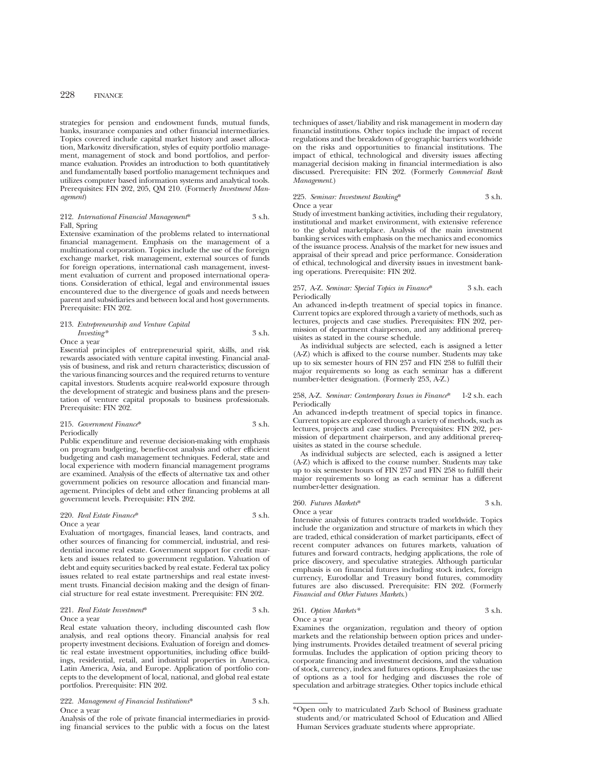strategies for pension and endowment funds, mutual funds, banks, insurance companies and other financial intermediaries. Topics covered include capital market history and asset allocation, Markowitz diversification, styles of equity portfolio management, management of stock and bond portfolios, and performance evaluation. Provides an introduction to both quantitatively and fundamentally based portfolio management techniques and utilizes computer based information systems and analytical tools. Prerequisites: FIN 202, 205, QM 210. (Formerly *Investment Management*)

212. *International Financial Management** 3 s.h.
Fall, Spring

Extensive examination of the problems related to international financial management. Emphasis on the management of a multinational corporation. Topics include the use of the foreign exchange market, risk management, external sources of funds for foreign operations, international cash management, investment evaluation of current and proposed international operations. Consideration of ethical, legal and environmental issues encountered due to the divergence of goals and needs between parent and subsidiaries and between local and host governments. Prerequisite: FIN 202.

213. *Entrepreneurship and Venture Capital Investing** 3 s.h.
Once a year

Essential principles of entrepreneurial spirit, skills, and risk rewards associated with venture capital investing. Financial analysis of business, and risk and return characteristics; discussion of the various financing sources and the required returns to venture capital investors. Students acquire real-world exposure through the development of strategic and business plans and the presentation of venture capital proposals to business professionals. Prerequisite: FIN 202.

215. *Government Finance** 3 s.h.
Periodically

Public expenditure and revenue decision-making with emphasis on program budgeting, benefit-cost analysis and other efficient budgeting and cash management techniques. Federal, state and local experience with modern financial management programs are examined. Analysis of the effects of alternative tax and other government policies on resource allocation and financial management. Principles of debt and other financing problems at all government levels. Prerequisite: FIN 202.

220. *Real Estate Finance** 3 s.h.
Once a year

Evaluation of mortgages, financial leases, land contracts, and other sources of financing for commercial, industrial, and residential income real estate. Government support for credit markets and issues related to government regulation. Valuation of debt and equity securities backed by real estate. Federal tax policy issues related to real estate partnerships and real estate investment trusts. Financial decision making and the design of financial structure for real estate investment. Prerequisite: FIN 202.

221. *Real Estate Investment** 3 s.h.
Once a year

Real estate valuation theory, including discounted cash flow analysis, and real options theory. Financial analysis for real property investment decisions. Evaluation of foreign and domestic real estate investment opportunities, including office buildings, residential, retail, and industrial properties in America, Latin America, Asia, and Europe. Application of portfolio concepts to the development of local, national, and global real estate portfolios. Prerequisite: FIN 202.

222. *Management of Financial Institutions** 3 s.h.
Once a year

Analysis of the role of private financial intermediaries in providing financial services to the public with a focus on the latest techniques of asset/liability and risk management in modern day financial institutions. Other topics include the impact of recent regulations and the breakdown of geographic barriers worldwide on the risks and opportunities to financial institutions. The impact of ethical, technological and diversity issues affecting managerial decision making in financial intermediation is also discussed. Prerequisite: FIN 202. (Formerly *Commercial Bank Management*.)

225. *Seminar: Investment Banking** 3 s.h.
Once a year

Study of investment banking activities, including their regulatory, institutional and market environment, with extensive reference to the global marketplace. Analysis of the main investment banking services with emphasis on the mechanics and economics of the issuance process. Analysis of the market for new issues and appraisal of their spread and price performance. Consideration of ethical, technological and diversity issues in investment banking operations. Prerequisite: FIN 202.

257, A-Z. *Seminar: Special Topics in Finance** 3 s.h. each
Periodically

An advanced in-depth treatment of special topics in finance. Current topics are explored through a variety of methods, such as lectures, projects and case studies. Prerequisites: FIN 202, permission of department chairperson, and any additional prerequisites as stated in the course schedule.

As individual subjects are selected, each is assigned a letter (A-Z) which is affixed to the course number. Students may take up to six semester hours of FIN 257 and FIN 258 to fulfill their major requirements so long as each seminar has a different number-letter designation. (Formerly 253, A-Z.)

258, A-Z. *Seminar: Contemporary Issues in Finance** 1-2 s.h. each
Periodically

An advanced in-depth treatment of special topics in finance. Current topics are explored through a variety of methods, such as lectures, projects and case studies. Prerequisites: FIN 202, permission of department chairperson, and any additional prerequisites as stated in the course schedule.

As individual subjects are selected, each is assigned a letter (A-Z) which is affixed to the course number. Students may take up to six semester hours of FIN 257 and FIN 258 to fulfill their major requirements so long as each seminar has a different number-letter designation.

260. *Futures Markets** 3 s.h.
Once a year

Intensive analysis of futures contracts traded worldwide. Topics include the organization and structure of markets in which they are traded, ethical consideration of market participants, effect of recent computer advances on futures markets, valuation of futures and forward contracts, hedging applications, the role of price discovery, and speculative strategies. Although particular emphasis is on financial futures including stock index, foreign currency, Eurodollar and Treasury bond futures, commodity futures are also discussed. Prerequisite: FIN 202. (Formerly *Financial and Other Futures Markets*.)

261. *Option Markets** 3 s.h.
Once a year

Examines the organization, regulation and theory of option markets and the relationship between option prices and underlying instruments. Provides detailed treatment of several pricing formulas. Includes the application of option pricing theory to corporate financing and investment decisions, and the valuation of stock, currency, index and futures options. Emphasizes the use of options as a tool for hedging and discusses the role of speculation and arbitrage strategies. Other topics include ethical

*Open only to matriculated Zarb School of Business graduate students and/or matriculated School of Education and Allied Human Services graduate students where appropriate.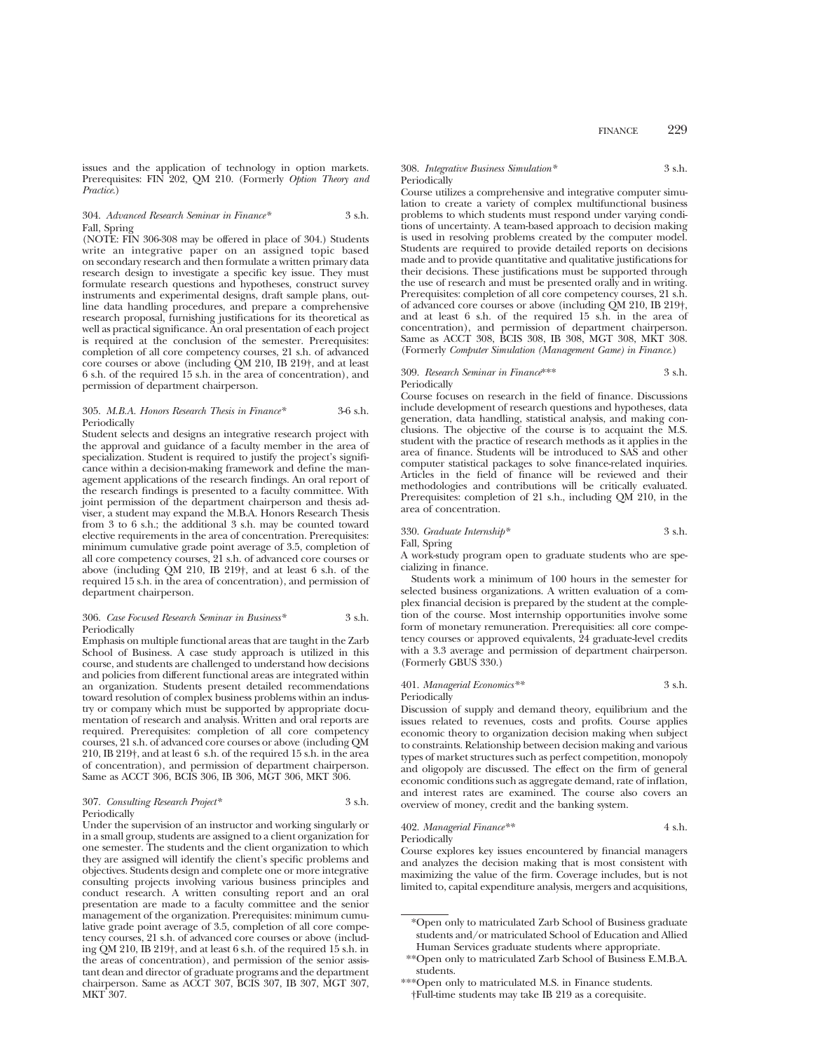issues and the application of technology in option markets. Prerequisites: FIN 202, QM 210. (Formerly *Option Theory and Practice*.)

304. *Advanced Research Seminar in Finance** 3 s.h.
Fall, Spring
(NOTE: FIN 306-308 may be offered in place of 304.) Students write an integrative paper on an assigned topic based on secondary research and then formulate a written primary data research design to investigate a specific key issue. They must formulate research questions and hypotheses, construct survey instruments and experimental designs, draft sample plans, outline data handling procedures, and prepare a comprehensive research proposal, furnishing justifications for its theoretical as well as practical significance. An oral presentation of each project is required at the conclusion of the semester. Prerequisites: completion of all core competency courses, 21 s.h. of advanced core courses or above (including QM 210, IB 219†, and at least 6 s.h. of the required 15 s.h. in the area of concentration), and permission of department chairperson.

305. *M.B.A. Honors Research Thesis in Finance** 3-6 s.h.
Periodically
Student selects and designs an integrative research project with the approval and guidance of a faculty member in the area of specialization. Student is required to justify the project's significance within a decision-making framework and define the management applications of the research findings. An oral report of the research findings is presented to a faculty committee. With joint permission of the department chairperson and thesis adviser, a student may expand the M.B.A. Honors Research Thesis from 3 to 6 s.h.; the additional 3 s.h. may be counted toward elective requirements in the area of concentration. Prerequisites: minimum cumulative grade point average of 3.5, completion of all core competency courses, 21 s.h. of advanced core courses or above (including QM 210, IB 219†, and at least 6 s.h. of the required 15 s.h. in the area of concentration), and permission of department chairperson.

306. *Case Focused Research Seminar in Business** 3 s.h.
Periodically
Emphasis on multiple functional areas that are taught in the Zarb School of Business. A case study approach is utilized in this course, and students are challenged to understand how decisions and policies from different functional areas are integrated within an organization. Students present detailed recommendations toward resolution of complex business problems within an industry or company which must be supported by appropriate documentation of research and analysis. Written and oral reports are required. Prerequisites: completion of all core competency courses, 21 s.h. of advanced core courses or above (including QM 210, IB 219†, and at least 6 s.h. of the required 15 s.h. in the area of concentration), and permission of department chairperson. Same as ACCT 306, BCIS 306, IB 306, MGT 306, MKT 306.

307. *Consulting Research Project** 3 s.h.
Periodically
Under the supervision of an instructor and working singularly or in a small group, students are assigned to a client organization for one semester. The students and the client organization to which they are assigned will identify the client's specific problems and objectives. Students design and complete one or more integrative consulting projects involving various business principles and conduct research. A written consulting report and an oral presentation are made to a faculty committee and the senior management of the organization. Prerequisites: minimum cumulative grade point average of 3.5, completion of all core competency courses, 21 s.h. of advanced core courses or above (including QM 210, IB 219†, and at least 6 s.h. of the required 15 s.h. in the areas of concentration), and permission of the senior assistant dean and director of graduate programs and the department chairperson. Same as ACCT 307, BCIS 307, IB 307, MGT 307, MKT 307.

308. *Integrative Business Simulation** 3 s.h.
Periodically
Course utilizes a comprehensive and integrative computer simulation to create a variety of complex multifunctional business problems to which students must respond under varying conditions of uncertainty. A team-based approach to decision making is used in resolving problems created by the computer model. Students are required to provide detailed reports on decisions made and to provide quantitative and qualitative justifications for their decisions. These justifications must be supported through the use of research and must be presented orally and in writing. Prerequisites: completion of all core competency courses, 21 s.h. of advanced core courses or above (including QM 210, IB 219†, and at least 6 s.h. of the required 15 s.h. in the area of concentration), and permission of department chairperson. Same as ACCT 308, BCIS 308, IB 308, MGT 308, MKT 308. (Formerly *Computer Simulation (Management Game) in Finance*.)

309. *Research Seminar in Finance**** 3 s.h.
Periodically
Course focuses on research in the field of finance. Discussions include development of research questions and hypotheses, data generation, data handling, statistical analysis, and making conclusions. The objective of the course is to acquaint the M.S. student with the practice of research methods as it applies in the area of finance. Students will be introduced to SAS and other computer statistical packages to solve finance-related inquiries. Articles in the field of finance will be reviewed and their methodologies and contributions will be critically evaluated. Prerequisites: completion of 21 s.h., including QM 210, in the area of concentration.

330. *Graduate Internship** 3 s.h.
Fall, Spring
A work-study program open to graduate students who are specializing in finance.

Students work a minimum of 100 hours in the semester for selected business organizations. A written evaluation of a complex financial decision is prepared by the student at the completion of the course. Most internship opportunities involve some form of monetary remuneration. Prerequisites: all core competency courses or approved equivalents, 24 graduate-level credits with a 3.3 average and permission of department chairperson. (Formerly GBUS 330.)

401. *Managerial Economics*** 3 s.h.
Periodically
Discussion of supply and demand theory, equilibrium and the issues related to revenues, costs and profits. Course applies economic theory to organization decision making when subject to constraints. Relationship between decision making and various types of market structures such as perfect competition, monopoly and oligopoly are discussed. The effect on the firm of general economic conditions such as aggregate demand, rate of inflation, and interest rates are examined. The course also covers an overview of money, credit and the banking system.

402. *Managerial Finance*** 4 s.h.
Periodically
Course explores key issues encountered by financial managers and analyzes the decision making that is most consistent with maximizing the value of the firm. Coverage includes, but is not limited to, capital expenditure analysis, mergers and acquisitions,

---

*Open only to matriculated Zarb School of Business graduate students and/or matriculated School of Education and Allied Human Services graduate students where appropriate.

**Open only to matriculated Zarb School of Business E.M.B.A. students.

***Open only to matriculated M.S. in Finance students.

†Full-time students may take IB 219 as a corequisite.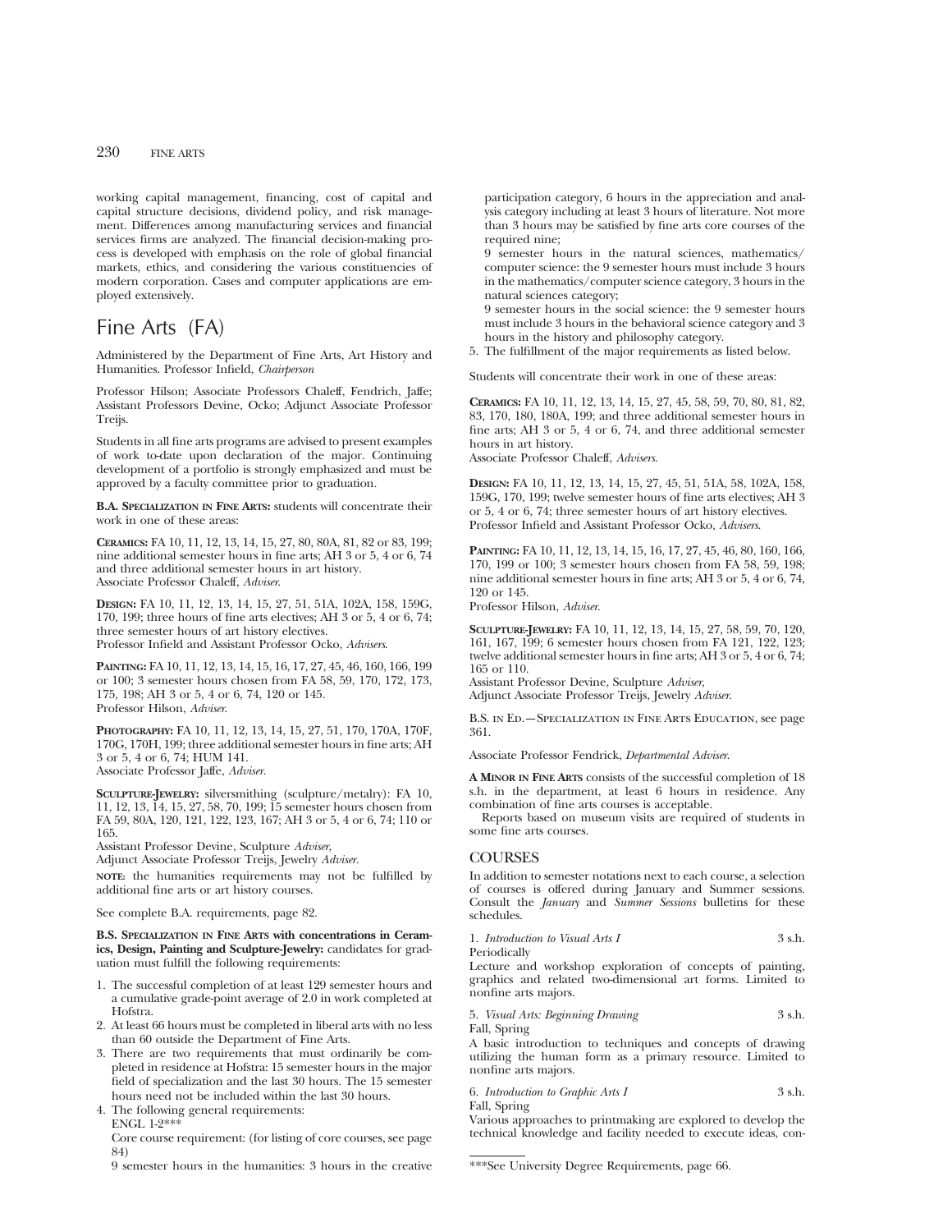working capital management, financing, cost of capital and capital structure decisions, dividend policy, and risk management. Differences among manufacturing services and financial services firms are analyzed. The financial decision-making process is developed with emphasis on the role of global financial markets, ethics, and considering the various constituencies of modern corporation. Cases and computer applications are employed extensively.

# Fine Arts (FA)

Administered by the Department of Fine Arts, Art History and Humanities. Professor Infield, *Chairperson*

Professor Hilson; Associate Professors Chaleff, Fendrich, Jaffe; Assistant Professors Devine, Ocko; Adjunct Associate Professor Treijs.

Students in all fine arts programs are advised to present examples of work to-date upon declaration of the major. Continuing development of a portfolio is strongly emphasized and must be approved by a faculty committee prior to graduation.

**B.A. Specialization in Fine Arts:** students will concentrate their work in one of these areas:

**Ceramics:** FA 10, 11, 12, 13, 14, 15, 27, 80, 80A, 81, 82 or 83, 199; nine additional semester hours in fine arts; AH 3 or 5, 4 or 6, 74 and three additional semester hours in art history.
Associate Professor Chaleff, *Adviser.*

**Design:** FA 10, 11, 12, 13, 14, 15, 27, 51, 51A, 102A, 158, 159G, 170, 199; three hours of fine arts electives; AH 3 or 5, 4 or 6, 74; three semester hours of art history electives.
Professor Infield and Assistant Professor Ocko, *Advisers.*

**Painting:** FA 10, 11, 12, 13, 14, 15, 16, 17, 27, 45, 46, 160, 166, 199 or 100; 3 semester hours chosen from FA 58, 59, 170, 172, 173, 175, 198; AH 3 or 5, 4 or 6, 74, 120 or 145.
Professor Hilson, *Adviser.*

**Photography:** FA 10, 11, 12, 13, 14, 15, 27, 51, 170, 170A, 170F, 170G, 170H, 199; three additional semester hours in fine arts; AH 3 or 5, 4 or 6, 74; HUM 141.
Associate Professor Jaffe, *Adviser.*

**Sculpture-Jewelry:** silversmithing (sculpture/metalry): FA 10, 11, 12, 13, 14, 15, 27, 58, 70, 199; 15 semester hours chosen from FA 59, 80A, 120, 121, 122, 123, 167; AH 3 or 5, 4 or 6, 74; 110 or 165.
Assistant Professor Devine, Sculpture *Adviser,*
Adjunct Associate Professor Treijs, Jewelry *Adviser.*

**note:** the humanities requirements may not be fulfilled by additional fine arts or art history courses.

See complete B.A. requirements, page 82.

**B.S. Specialization in Fine Arts with concentrations in Ceramics, Design, Painting and Sculpture-Jewelry:** candidates for graduation must fulfill the following requirements:

1. The successful completion of at least 129 semester hours and a cumulative grade-point average of 2.0 in work completed at Hofstra.
2. At least 66 hours must be completed in liberal arts with no less than 60 outside the Department of Fine Arts.
3. There are two requirements that must ordinarily be completed in residence at Hofstra: 15 semester hours in the major field of specialization and the last 30 hours. The 15 semester hours need not be included within the last 30 hours.
4. The following general requirements:
   ENGL 1-2***
   Core course requirement: (for listing of core courses, see page 84)
   9 semester hours in the humanities: 3 hours in the creative participation category, 6 hours in the appreciation and analysis category including at least 3 hours of literature. Not more than 3 hours may be satisfied by fine arts core courses of the required nine;
   9 semester hours in the natural sciences, mathematics/computer science: the 9 semester hours must include 3 hours in the mathematics/computer science category, 3 hours in the natural sciences category;
   9 semester hours in the social science: the 9 semester hours must include 3 hours in the behavioral science category and 3 hours in the history and philosophy category.
5. The fulfillment of the major requirements as listed below.

Students will concentrate their work in one of these areas:

**Ceramics:** FA 10, 11, 12, 13, 14, 15, 27, 45, 58, 59, 70, 80, 81, 82, 83, 170, 180, 180A, 199; and three additional semester hours in fine arts; AH 3 or 5, 4 or 6, 74, and three additional semester hours in art history.
Associate Professor Chaleff, *Advisers.*

**Design:** FA 10, 11, 12, 13, 14, 15, 27, 45, 51, 51A, 58, 102A, 158, 159G, 170, 199; twelve semester hours of fine arts electives; AH 3 or 5, 4 or 6, 74; three semester hours of art history electives.
Professor Infield and Assistant Professor Ocko, *Advisers.*

**Painting:** FA 10, 11, 12, 13, 14, 15, 16, 17, 27, 45, 46, 80, 160, 166, 170, 199 or 100; 3 semester hours chosen from FA 58, 59, 198; nine additional semester hours in fine arts; AH 3 or 5, 4 or 6, 74, 120 or 145.
Professor Hilson, *Adviser.*

**Sculpture-Jewelry:** FA 10, 11, 12, 13, 14, 15, 27, 58, 59, 70, 120, 161, 167, 199; 6 semester hours chosen from FA 121, 122, 123; twelve additional semester hours in fine arts; AH 3 or 5, 4 or 6, 74; 165 or 110.
Assistant Professor Devine, Sculpture *Adviser,*
Adjunct Associate Professor Treijs, Jewelry *Adviser.*

B.S. in Ed.—Specialization in Fine Arts Education, see page 361.

Associate Professor Fendrick, *Departmental Adviser.*

**A Minor in Fine Arts** consists of the successful completion of 18 s.h. in the department, at least 6 hours in residence. Any combination of fine arts courses is acceptable.

Reports based on museum visits are required of students in some fine arts courses.

## COURSES

In addition to semester notations next to each course, a selection of courses is offered during January and Summer sessions. Consult the *January* and *Summer Sessions* bulletins for these schedules.

1. *Introduction to Visual Arts I* — 3 s.h.
Periodically
Lecture and workshop exploration of concepts of painting, graphics and related two-dimensional art forms. Limited to nonfine arts majors.

5. *Visual Arts: Beginning Drawing* — 3 s.h.
Fall, Spring
A basic introduction to techniques and concepts of drawing utilizing the human form as a primary resource. Limited to nonfine arts majors.

6. *Introduction to Graphic Arts I* — 3 s.h.
Fall, Spring
Various approaches to printmaking are explored to develop the technical knowledge and facility needed to execute ideas, con-

***See University Degree Requirements, page 66.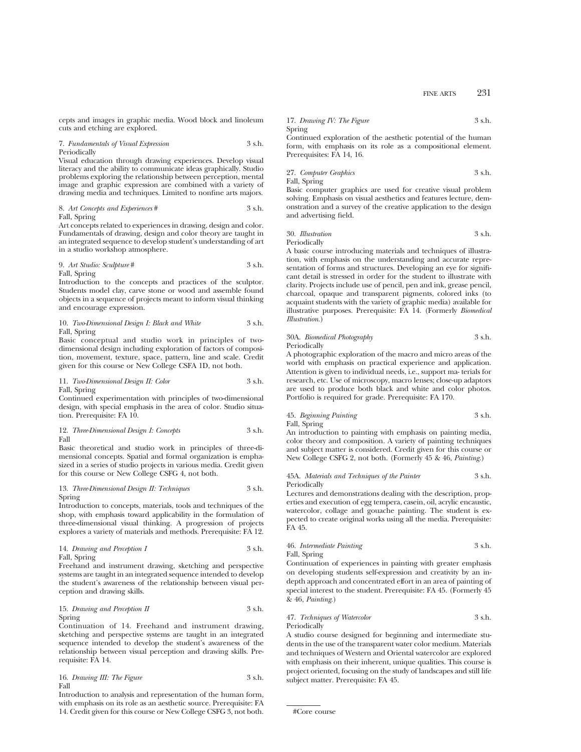cepts and images in graphic media. Wood block and linoleum cuts and etching are explored.

7. *Fundamentals of Visual Expression* 3 s.h.
Periodically
Visual education through drawing experiences. Develop visual literacy and the ability to communicate ideas graphically. Studio problems exploring the relationship between perception, mental image and graphic expression are combined with a variety of drawing media and techniques. Limited to nonfine arts majors.

8. *Art Concepts and Experiences* # 3 s.h.
Fall, Spring
Art concepts related to experiences in drawing, design and color. Fundamentals of drawing, design and color theory are taught in an integrated sequence to develop student's understanding of art in a studio workshop atmosphere.

9. *Art Studio: Sculpture* # 3 s.h.
Fall, Spring
Introduction to the concepts and practices of the sculptor. Students model clay, carve stone or wood and assemble found objects in a sequence of projects meant to inform visual thinking and encourage expression.

10. *Two-Dimensional Design I: Black and White* 3 s.h.
Fall, Spring
Basic conceptual and studio work in principles of two-dimensional design including exploration of factors of composition, movement, texture, space, pattern, line and scale. Credit given for this course or New College CSFA 1D, not both.

11. *Two-Dimensional Design II: Color* 3 s.h.
Fall, Spring
Continued experimentation with principles of two-dimensional design, with special emphasis in the area of color. Studio situation. Prerequisite: FA 10.

12. *Three-Dimensional Design I: Concepts* 3 s.h.
Fall
Basic theoretical and studio work in principles of three-dimensional concepts. Spatial and formal organization is emphasized in a series of studio projects in various media. Credit given for this course or New College CSFG 4, not both.

13. *Three-Dimensional Design II: Techniques* 3 s.h.
Spring
Introduction to concepts, materials, tools and techniques of the shop, with emphasis toward applicability in the formulation of three-dimensional visual thinking. A progression of projects explores a variety of materials and methods. Prerequisite: FA 12.

14. *Drawing and Perception I* 3 s.h.
Fall, Spring
Freehand and instrument drawing, sketching and perspective systems are taught in an integrated sequence intended to develop the student's awareness of the relationship between visual perception and drawing skills.

15. *Drawing and Perception II* 3 s.h.
Spring
Continuation of 14. Freehand and instrument drawing, sketching and perspective systems are taught in an integrated sequence intended to develop the student's awareness of the relationship between visual perception and drawing skills. Prerequisite: FA 14.

16. *Drawing III: The Figure* 3 s.h.
Fall
Introduction to analysis and representation of the human form, with emphasis on its role as an aesthetic source. Prerequisite: FA 14. Credit given for this course or New College CSFG 3, not both.

17. *Drawing IV: The Figure* 3 s.h.
Spring
Continued exploration of the aesthetic potential of the human form, with emphasis on its role as a compositional element. Prerequisites: FA 14, 16.

27. *Computer Graphics* 3 s.h.
Fall, Spring
Basic computer graphics are used for creative visual problem solving. Emphasis on visual aesthetics and features lecture, demonstration and a survey of the creative application to the design and advertising field.

30. *Illustration* 3 s.h.
Periodically
A basic course introducing materials and techniques of illustration, with emphasis on the understanding and accurate representation of forms and structures. Developing an eye for significant detail is stressed in order for the student to illustrate with clarity. Projects include use of pencil, pen and ink, grease pencil, charcoal, opaque and transparent pigments, colored inks (to acquaint students with the variety of graphic media) available for illustrative purposes. Prerequisite: FA 14. (Formerly *Biomedical Illustration*.)

30A. *Biomedical Photography* 3 s.h.
Periodically
A photographic exploration of the macro and micro areas of the world with emphasis on practical experience and application. Attention is given to individual needs, i.e., support ma- terials for research, etc. Use of microscopy, macro lenses; close-up adaptors are used to produce both black and white and color photos. Portfolio is required for grade. Prerequisite: FA 170.

45. *Beginning Painting* 3 s.h.
Fall, Spring
An introduction to painting with emphasis on painting media, color theory and composition. A variety of painting techniques and subject matter is considered. Credit given for this course or New College CSFG 2, not both. (Formerly 45 & 46, *Painting*.)

45A. *Materials and Techniques of the Painter* 3 s.h.
Periodically
Lectures and demonstrations dealing with the description, properties and execution of egg tempera, casein, oil, acrylic encaustic, watercolor, collage and gouache painting. The student is expected to create original works using all the media. Prerequisite: FA 45.

46. *Intermediate Painting* 3 s.h.
Fall, Spring
Continuation of experiences in painting with greater emphasis on developing students self-expression and creativity by an in-depth approach and concentrated effort in an area of painting of special interest to the student. Prerequisite: FA 45. (Formerly 45 & 46, *Painting*.)

47. *Techniques of Watercolor* 3 s.h.
Periodically
A studio course designed for beginning and intermediate students in the use of the transparent water color medium. Materials and techniques of Western and Oriental watercolor are explored with emphasis on their inherent, unique qualities. This course is project oriented, focusing on the study of landscapes and still life subject matter. Prerequisite: FA 45.

#Core course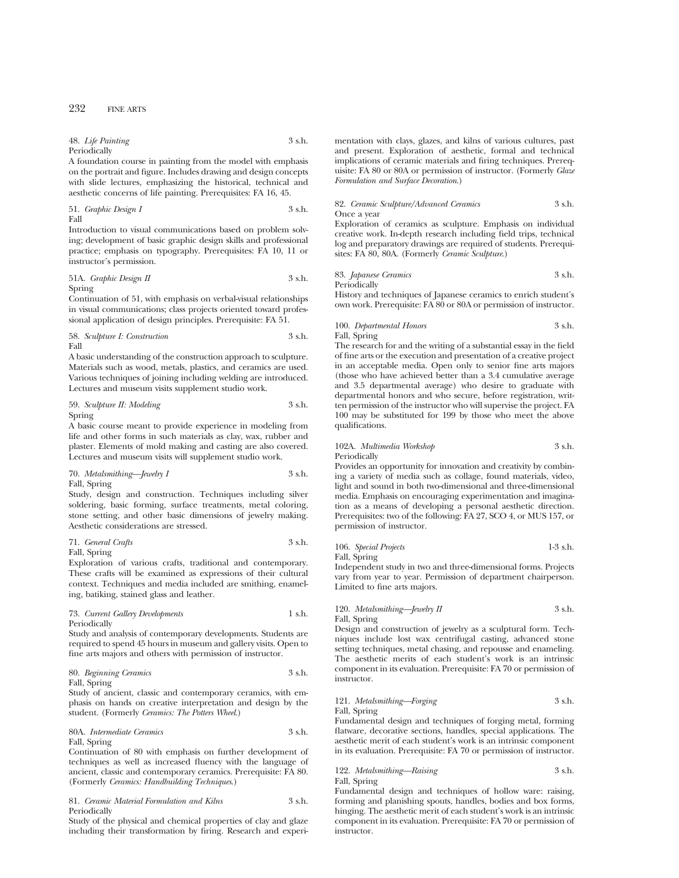48. *Life Painting* 3 s.h.
Periodically
A foundation course in painting from the model with emphasis on the portrait and figure. Includes drawing and design concepts with slide lectures, emphasizing the historical, technical and aesthetic concerns of life painting. Prerequisites: FA 16, 45.

51. *Graphic Design I* 3 s.h.
Fall
Introduction to visual communications based on problem solving; development of basic graphic design skills and professional practice; emphasis on typography. Prerequisites: FA 10, 11 or instructor's permission.

51A. *Graphic Design II* 3 s.h.
Spring
Continuation of 51, with emphasis on verbal-visual relationships in visual communications; class projects oriented toward professional application of design principles. Prerequisite: FA 51.

58. *Sculpture I: Construction* 3 s.h.
Fall
A basic understanding of the construction approach to sculpture. Materials such as wood, metals, plastics, and ceramics are used. Various techniques of joining including welding are introduced. Lectures and museum visits supplement studio work.

59. *Sculpture II: Modeling* 3 s.h.
Spring
A basic course meant to provide experience in modeling from life and other forms in such materials as clay, wax, rubber and plaster. Elements of mold making and casting are also covered. Lectures and museum visits will supplement studio work.

70. *Metalsmithing—Jewelry I* 3 s.h.
Fall, Spring
Study, design and construction. Techniques including silver soldering, basic forming, surface treatments, metal coloring, stone setting, and other basic dimensions of jewelry making. Aesthetic considerations are stressed.

71. *General Crafts* 3 s.h.
Fall, Spring
Exploration of various crafts, traditional and contemporary. These crafts will be examined as expressions of their cultural context. Techniques and media included are smithing, enameling, batiking, stained glass and leather.

73. *Current Gallery Developments* 1 s.h.
Periodically
Study and analysis of contemporary developments. Students are required to spend 45 hours in museum and gallery visits. Open to fine arts majors and others with permission of instructor.

80. *Beginning Ceramics* 3 s.h.
Fall, Spring
Study of ancient, classic and contemporary ceramics, with emphasis on hands on creative interpretation and design by the student. (Formerly *Ceramics: The Potters Wheel.*)

80A. *Intermediate Ceramics* 3 s.h.
Fall, Spring
Continuation of 80 with emphasis on further development of techniques as well as increased fluency with the language of ancient, classic and contemporary ceramics. Prerequisite: FA 80. (Formerly *Ceramics: Handbuilding Techniques.*)

81. *Ceramic Material Formulation and Kilns* 3 s.h.
Periodically
Study of the physical and chemical properties of clay and glaze including their transformation by firing. Research and experimentation with clays, glazes, and kilns of various cultures, past and present. Exploration of aesthetic, formal and technical implications of ceramic materials and firing techniques. Prerequisite: FA 80 or 80A or permission of instructor. (Formerly *Glaze Formulation and Surface Decoration.*)

82. *Ceramic Sculpture/Advanced Ceramics* 3 s.h.
Once a year
Exploration of ceramics as sculpture. Emphasis on individual creative work. In-depth research including field trips, technical log and preparatory drawings are required of students. Prerequisites: FA 80, 80A. (Formerly *Ceramic Sculpture.*)

83. *Japanese Ceramics* 3 s.h.
Periodically
History and techniques of Japanese ceramics to enrich student's own work. Prerequisite: FA 80 or 80A or permission of instructor.

100. *Departmental Honors* 3 s.h.
Fall, Spring
The research for and the writing of a substantial essay in the field of fine arts or the execution and presentation of a creative project in an acceptable media. Open only to senior fine arts majors (those who have achieved better than a 3.4 cumulative average and 3.5 departmental average) who desire to graduate with departmental honors and who secure, before registration, written permission of the instructor who will supervise the project. FA 100 may be substituted for 199 by those who meet the above qualifications.

102A. *Multimedia Workshop* 3 s.h.
Periodically
Provides an opportunity for innovation and creativity by combining a variety of media such as collage, found materials, video, light and sound in both two-dimensional and three-dimensional media. Emphasis on encouraging experimentation and imagination as a means of developing a personal aesthetic direction. Prerequisites: two of the following: FA 27, SCO 4, or MUS 157, or permission of instructor.

106. *Special Projects* 1-3 s.h.
Fall, Spring
Independent study in two and three-dimensional forms. Projects vary from year to year. Permission of department chairperson. Limited to fine arts majors.

120. *Metalsmithing—Jewelry II* 3 s.h.
Fall, Spring
Design and construction of jewelry as a sculptural form. Techniques include lost wax centrifugal casting, advanced stone setting techniques, metal chasing, and repousse and enameling. The aesthetic merits of each student's work is an intrinsic component in its evaluation. Prerequisite: FA 70 or permission of instructor.

121. *Metalsmithing—Forging* 3 s.h.
Fall, Spring
Fundamental design and techniques of forging metal, forming flatware, decorative sections, handles, special applications. The aesthetic merit of each student's work is an intrinsic component in its evaluation. Prerequisite: FA 70 or permission of instructor.

122. *Metalsmithing—Raising* 3 s.h.
Fall, Spring
Fundamental design and techniques of hollow ware: raising, forming and planishing spouts, handles, bodies and box forms, hinging. The aesthetic merit of each student's work is an intrinsic component in its evaluation. Prerequisite: FA 70 or permission of instructor.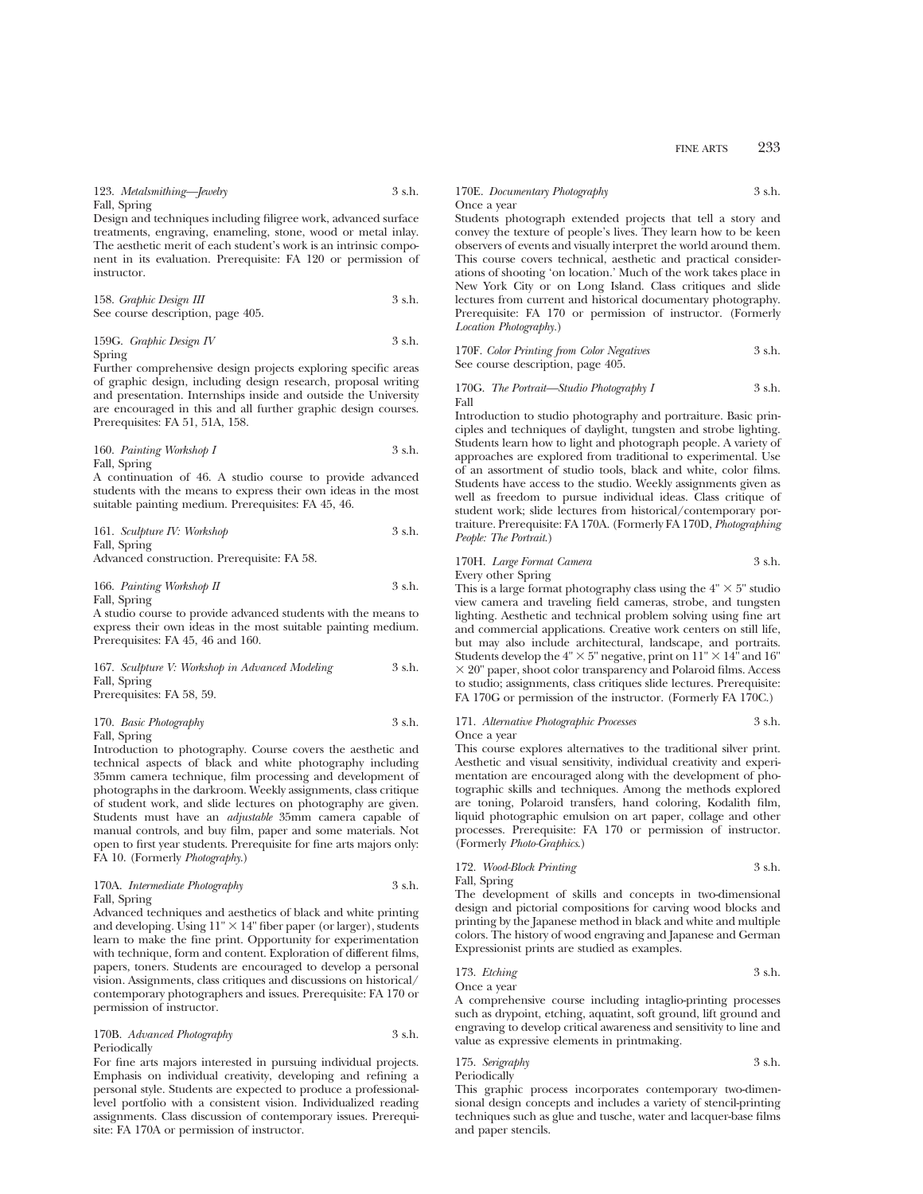123. *Metalsmithing—Jewelry* 3 s.h.
Fall, Spring

Design and techniques including filigree work, advanced surface treatments, engraving, enameling, stone, wood or metal inlay. The aesthetic merit of each student's work is an intrinsic component in its evaluation. Prerequisite: FA 120 or permission of instructor.

158. *Graphic Design III* 3 s.h.
See course description, page 405.

159G. *Graphic Design IV* 3 s.h.
Spring

Further comprehensive design projects exploring specific areas of graphic design, including design research, proposal writing and presentation. Internships inside and outside the University are encouraged in this and all further graphic design courses. Prerequisites: FA 51, 51A, 158.

160. *Painting Workshop I* 3 s.h.
Fall, Spring

A continuation of 46. A studio course to provide advanced students with the means to express their own ideas in the most suitable painting medium. Prerequisites: FA 45, 46.

161. *Sculpture IV: Workshop* 3 s.h.
Fall, Spring

Advanced construction. Prerequisite: FA 58.

166. *Painting Workshop II* 3 s.h.
Fall, Spring

A studio course to provide advanced students with the means to express their own ideas in the most suitable painting medium. Prerequisites: FA 45, 46 and 160.

167. *Sculpture V: Workshop in Advanced Modeling* 3 s.h.
Fall, Spring

Prerequisites: FA 58, 59.

170. *Basic Photography* 3 s.h.
Fall, Spring

Introduction to photography. Course covers the aesthetic and technical aspects of black and white photography including 35mm camera technique, film processing and development of photographs in the darkroom. Weekly assignments, class critique of student work, and slide lectures on photography are given. Students must have an *adjustable* 35mm camera capable of manual controls, and buy film, paper and some materials. Not open to first year students. Prerequisite for fine arts majors only: FA 10. (Formerly *Photography.*)

170A. *Intermediate Photography* 3 s.h.
Fall, Spring

Advanced techniques and aesthetics of black and white printing and developing. Using 11" × 14" fiber paper (or larger), students learn to make the fine print. Opportunity for experimentation with technique, form and content. Exploration of different films, papers, toners. Students are encouraged to develop a personal vision. Assignments, class critiques and discussions on historical/contemporary photographers and issues. Prerequisite: FA 170 or permission of instructor.

170B. *Advanced Photography* 3 s.h.
Periodically

For fine arts majors interested in pursuing individual projects. Emphasis on individual creativity, developing and refining a personal style. Students are expected to produce a professional-level portfolio with a consistent vision. Individualized reading assignments. Class discussion of contemporary issues. Prerequisite: FA 170A or permission of instructor.

170E. *Documentary Photography* 3 s.h.
Once a year

Students photograph extended projects that tell a story and convey the texture of people's lives. They learn how to be keen observers of events and visually interpret the world around them. This course covers technical, aesthetic and practical considerations of shooting 'on location.' Much of the work takes place in New York City or on Long Island. Class critiques and slide lectures from current and historical documentary photography. Prerequisite: FA 170 or permission of instructor. (Formerly *Location Photography.*)

170F. *Color Printing from Color Negatives* 3 s.h.
See course description, page 405.

170G. *The Portrait—Studio Photography I* 3 s.h.
Fall

Introduction to studio photography and portraiture. Basic principles and techniques of daylight, tungsten and strobe lighting. Students learn how to light and photograph people. A variety of approaches are explored from traditional to experimental. Use of an assortment of studio tools, black and white, color films. Students have access to the studio. Weekly assignments given as well as freedom to pursue individual ideas. Class critique of student work; slide lectures from historical/contemporary portraiture. Prerequisite: FA 170A. (Formerly FA 170D, *Photographing People: The Portrait.*)

170H. *Large Format Camera* 3 s.h.
Every other Spring

This is a large format photography class using the 4" × 5" studio view camera and traveling field cameras, strobe, and tungsten lighting. Aesthetic and technical problem solving using fine art and commercial applications. Creative work centers on still life, but may also include architectural, landscape, and portraits. Students develop the 4" × 5" negative, print on 11" × 14" and 16" × 20" paper, shoot color transparency and Polaroid films. Access to studio; assignments, class critiques slide lectures. Prerequisite: FA 170G or permission of the instructor. (Formerly FA 170C.)

171. *Alternative Photographic Processes* 3 s.h.
Once a year

This course explores alternatives to the traditional silver print. Aesthetic and visual sensitivity, individual creativity and experimentation are encouraged along with the development of photographic skills and techniques. Among the methods explored are toning, Polaroid transfers, hand coloring, Kodalith film, liquid photographic emulsion on art paper, collage and other processes. Prerequisite: FA 170 or permission of instructor. (Formerly *Photo-Graphics.*)

172. *Wood-Block Printing* 3 s.h.
Fall, Spring

The development of skills and concepts in two-dimensional design and pictorial compositions for carving wood blocks and printing by the Japanese method in black and white and multiple colors. The history of wood engraving and Japanese and German Expressionist prints are studied as examples.

173. *Etching* 3 s.h.
Once a year

A comprehensive course including intaglio-printing processes such as drypoint, etching, aquatint, soft ground, lift ground and engraving to develop critical awareness and sensitivity to line and value as expressive elements in printmaking.

175. *Serigraphy* 3 s.h.
Periodically

This graphic process incorporates contemporary two-dimensional design concepts and includes a variety of stencil-printing techniques such as glue and tusche, water and lacquer-base films and paper stencils.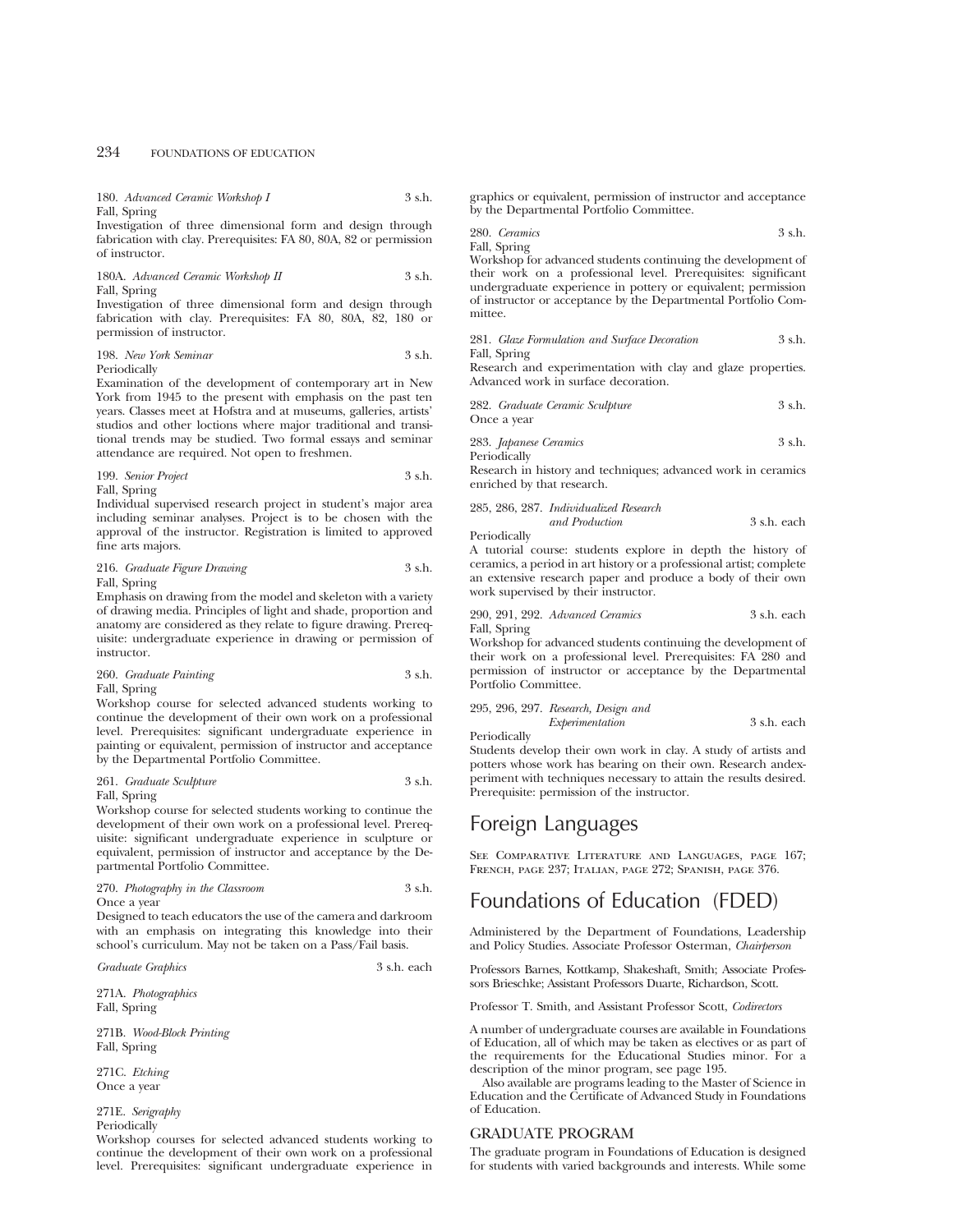180. *Advanced Ceramic Workshop I* 3 s.h.
Fall, Spring
Investigation of three dimensional form and design through fabrication with clay. Prerequisites: FA 80, 80A, 82 or permission of instructor.

180A. *Advanced Ceramic Workshop II* 3 s.h.
Fall, Spring
Investigation of three dimensional form and design through fabrication with clay. Prerequisites: FA 80, 80A, 82, 180 or permission of instructor.

198. *New York Seminar* 3 s.h.
Periodically
Examination of the development of contemporary art in New York from 1945 to the present with emphasis on the past ten years. Classes meet at Hofstra and at museums, galleries, artists' studios and other loctions where major traditional and transitional trends may be studied. Two formal essays and seminar attendance are required. Not open to freshmen.

199. *Senior Project* 3 s.h.
Fall, Spring
Individual supervised research project in student's major area including seminar analyses. Project is to be chosen with the approval of the instructor. Registration is limited to approved fine arts majors.

216. *Graduate Figure Drawing* 3 s.h.
Fall, Spring
Emphasis on drawing from the model and skeleton with a variety of drawing media. Principles of light and shade, proportion and anatomy are considered as they relate to figure drawing. Prerequisite: undergraduate experience in drawing or permission of instructor.

260. *Graduate Painting* 3 s.h.
Fall, Spring
Workshop course for selected advanced students working to continue the development of their own work on a professional level. Prerequisites: significant undergraduate experience in painting or equivalent, permission of instructor and acceptance by the Departmental Portfolio Committee.

261. *Graduate Sculpture* 3 s.h.
Fall, Spring
Workshop course for selected students working to continue the development of their own work on a professional level. Prerequisite: significant undergraduate experience in sculpture or equivalent, permission of instructor and acceptance by the Departmental Portfolio Committee.

270. *Photography in the Classroom* 3 s.h.
Once a year
Designed to teach educators the use of the camera and darkroom with an emphasis on integrating this knowledge into their school's curriculum. May not be taken on a Pass/Fail basis.

*Graduate Graphics* 3 s.h. each

271A. *Photographics*
Fall, Spring

271B. *Wood-Block Printing*
Fall, Spring

271C. *Etching*
Once a year

271E. *Serigraphy*
Periodically
Workshop courses for selected advanced students working to continue the development of their own work on a professional level. Prerequisites: significant undergraduate experience in graphics or equivalent, permission of instructor and acceptance by the Departmental Portfolio Committee.

280. *Ceramics* 3 s.h.
Fall, Spring
Workshop for advanced students continuing the development of their work on a professional level. Prerequisites: significant undergraduate experience in pottery or equivalent; permission of instructor or acceptance by the Departmental Portfolio Committee.

281. *Glaze Formulation and Surface Decoration* 3 s.h.
Fall, Spring
Research and experimentation with clay and glaze properties. Advanced work in surface decoration.

282. *Graduate Ceramic Sculpture* 3 s.h.
Once a year

283. *Japanese Ceramics* 3 s.h.
Periodically
Research in history and techniques; advanced work in ceramics enriched by that research.

285, 286, 287. *Individualized Research and Production* 3 s.h. each
Periodically
A tutorial course: students explore in depth the history of ceramics, a period in art history or a professional artist; complete an extensive research paper and produce a body of their own work supervised by their instructor.

290, 291, 292. *Advanced Ceramics* 3 s.h. each
Fall, Spring
Workshop for advanced students continuing the development of their work on a professional level. Prerequisites: FA 280 and permission of instructor or acceptance by the Departmental Portfolio Committee.

295, 296, 297. *Research, Design and Experimentation* 3 s.h. each
Periodically
Students develop their own work in clay. A study of artists and potters whose work has bearing on their own. Research andexperiment with techniques necessary to attain the results desired. Prerequisite: permission of the instructor.

# Foreign Languages

See Comparative Literature and Languages, page 167; French, page 237; Italian, page 272; Spanish, page 376.

# Foundations of Education (FDED)

Administered by the Department of Foundations, Leadership and Policy Studies. Associate Professor Osterman, *Chairperson*

Professors Barnes, Kottkamp, Shakeshaft, Smith; Associate Professors Brieschke; Assistant Professors Duarte, Richardson, Scott.

Professor T. Smith, and Assistant Professor Scott, *Codirectors*

A number of undergraduate courses are available in Foundations of Education, all of which may be taken as electives or as part of the requirements for the Educational Studies minor. For a description of the minor program, see page 195.

Also available are programs leading to the Master of Science in Education and the Certificate of Advanced Study in Foundations of Education.

## GRADUATE PROGRAM

The graduate program in Foundations of Education is designed for students with varied backgrounds and interests. While some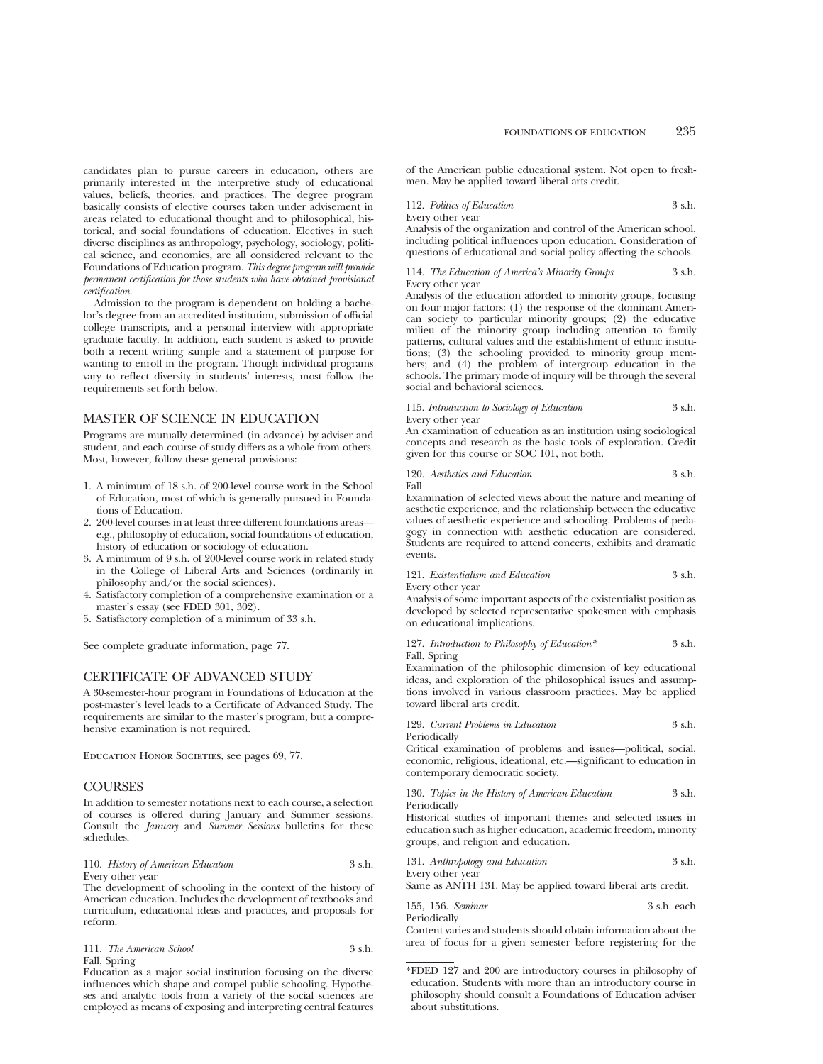candidates plan to pursue careers in education, others are primarily interested in the interpretive study of educational values, beliefs, theories, and practices. The degree program basically consists of elective courses taken under advisement in areas related to educational thought and to philosophical, historical, and social foundations of education. Electives in such diverse disciplines as anthropology, psychology, sociology, political science, and economics, are all considered relevant to the Foundations of Education program. *This degree program will provide permanent certification for those students who have obtained provisional certification.*

Admission to the program is dependent on holding a bachelor's degree from an accredited institution, submission of official college transcripts, and a personal interview with appropriate graduate faculty. In addition, each student is asked to provide both a recent writing sample and a statement of purpose for wanting to enroll in the program. Though individual programs vary to reflect diversity in students' interests, most follow the requirements set forth below.

## MASTER OF SCIENCE IN EDUCATION

Programs are mutually determined (in advance) by adviser and student, and each course of study differs as a whole from others. Most, however, follow these general provisions:

1. A minimum of 18 s.h. of 200-level course work in the School of Education, most of which is generally pursued in Foundations of Education.
2. 200-level courses in at least three different foundations areas—e.g., philosophy of education, social foundations of education, history of education or sociology of education.
3. A minimum of 9 s.h. of 200-level course work in related study in the College of Liberal Arts and Sciences (ordinarily in philosophy and/or the social sciences).
4. Satisfactory completion of a comprehensive examination or a master's essay (see FDED 301, 302).
5. Satisfactory completion of a minimum of 33 s.h.

See complete graduate information, page 77.

## CERTIFICATE OF ADVANCED STUDY

A 30-semester-hour program in Foundations of Education at the post-master's level leads to a Certificate of Advanced Study. The requirements are similar to the master's program, but a comprehensive examination is not required.

Education Honor Societies, see pages 69, 77.

## COURSES

In addition to semester notations next to each course, a selection of courses is offered during January and Summer sessions. Consult the *January* and *Summer Sessions* bulletins for these schedules.

110. *History of American Education* 3 s.h.
Every other year
The development of schooling in the context of the history of American education. Includes the development of textbooks and curriculum, educational ideas and practices, and proposals for reform.

111. *The American School* 3 s.h.
Fall, Spring
Education as a major social institution focusing on the diverse influences which shape and compel public schooling. Hypotheses and analytic tools from a variety of the social sciences are employed as means of exposing and interpreting central features of the American public educational system. Not open to freshmen. May be applied toward liberal arts credit.

112. *Politics of Education* 3 s.h.
Every other year
Analysis of the organization and control of the American school, including political influences upon education. Consideration of questions of educational and social policy affecting the schools.

114. *The Education of America's Minority Groups* 3 s.h.
Every other year
Analysis of the education afforded to minority groups, focusing on four major factors: (1) the response of the dominant American society to particular minority groups; (2) the educative milieu of the minority group including attention to family patterns, cultural values and the establishment of ethnic institutions; (3) the schooling provided to minority group members; and (4) the problem of intergroup education in the schools. The primary mode of inquiry will be through the several social and behavioral sciences.

115. *Introduction to Sociology of Education* 3 s.h.
Every other year
An examination of education as an institution using sociological concepts and research as the basic tools of exploration. Credit given for this course or SOC 101, not both.

120. *Aesthetics and Education* 3 s.h.
Fall
Examination of selected views about the nature and meaning of aesthetic experience, and the relationship between the educative values of aesthetic experience and schooling. Problems of pedagogy in connection with aesthetic education are considered. Students are required to attend concerts, exhibits and dramatic events.

121. *Existentialism and Education* 3 s.h.
Every other year
Analysis of some important aspects of the existentialist position as developed by selected representative spokesmen with emphasis on educational implications.

127. *Introduction to Philosophy of Education\** 3 s.h.
Fall, Spring
Examination of the philosophic dimension of key educational ideas, and exploration of the philosophical issues and assumptions involved in various classroom practices. May be applied toward liberal arts credit.

129. *Current Problems in Education* 3 s.h.
Periodically
Critical examination of problems and issues—political, social, economic, religious, ideational, etc.—significant to education in contemporary democratic society.

130. *Topics in the History of American Education* 3 s.h.
Periodically
Historical studies of important themes and selected issues in education such as higher education, academic freedom, minority groups, and religion and education.

131. *Anthropology and Education* 3 s.h.
Every other year
Same as ANTH 131. May be applied toward liberal arts credit.

155, 156. *Seminar* 3 s.h. each
Periodically
Content varies and students should obtain information about the area of focus for a given semester before registering for the

\*FDED 127 and 200 are introductory courses in philosophy of education. Students with more than an introductory course in philosophy should consult a Foundations of Education adviser about substitutions.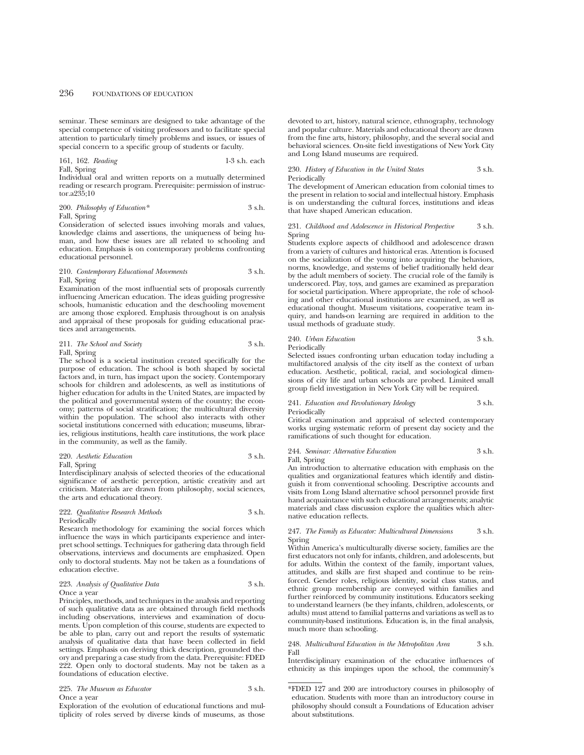seminar. These seminars are designed to take advantage of the special competence of visiting professors and to facilitate special attention to particularly timely problems and issues, or issues of special concern to a specific group of students or faculty.

161, 162. *Reading* 1-3 s.h. each
Fall, Spring
Individual oral and written reports on a mutually determined reading or research program. Prerequisite: permission of instructor.a235;10

200. *Philosophy of Education** 3 s.h.
Fall, Spring
Consideration of selected issues involving morals and values, knowledge claims and assertions, the uniqueness of being human, and how these issues are all related to schooling and education. Emphasis is on contemporary problems confronting educational personnel.

210. *Contemporary Educational Movements* 3 s.h.
Fall, Spring
Examination of the most influential sets of proposals currently influencing American education. The ideas guiding progressive schools, humanistic education and the deschooling movement are among those explored. Emphasis throughout is on analysis and appraisal of these proposals for guiding educational practices and arrangements.

211. *The School and Society* 3 s.h.
Fall, Spring
The school is a societal institution created specifically for the purpose of education. The school is both shaped by societal factors and, in turn, has impact upon the society. Contemporary schools for children and adolescents, as well as institutions of higher education for adults in the United States, are impacted by the political and governmental system of the country; the economy; patterns of social stratification; the multicultural diversity within the population. The school also interacts with other societal institutions concerned with education; museums, libraries, religious institutions, health care institutions, the work place in the community, as well as the family.

220. *Aesthetic Education* 3 s.h.
Fall, Spring
Interdisciplinary analysis of selected theories of the educational significance of aesthetic perception, artistic creativity and art criticism. Materials are drawn from philosophy, social sciences, the arts and educational theory.

222. *Qualitative Research Methods* 3 s.h.
Periodically
Research methodology for examining the social forces which influence the ways in which participants experience and interpret school settings. Techniques for gathering data through field observations, interviews and documents are emphasized. Open only to doctoral students. May not be taken as a foundations of education elective.

223. *Analysis of Qualitative Data* 3 s.h.
Once a year
Principles, methods, and techniques in the analysis and reporting of such qualitative data as are obtained through field methods including observations, interviews and examination of documents. Upon completion of this course, students are expected to be able to plan, carry out and report the results of systematic analysis of qualitative data that have been collected in field settings. Emphasis on deriving thick description, grounded theory and preparing a case study from the data. Prerequisite: FDED 222. Open only to doctoral students. May not be taken as a foundations of education elective.

225. *The Museum as Educator* 3 s.h.
Once a year
Exploration of the evolution of educational functions and multiplicity of roles served by diverse kinds of museums, as those devoted to art, history, natural science, ethnography, technology and popular culture. Materials and educational theory are drawn from the fine arts, history, philosophy, and the several social and behavioral sciences. On-site field investigations of New York City and Long Island museums are required.

230. *History of Education in the United States* 3 s.h.
Periodically
The development of American education from colonial times to the present in relation to social and intellectual history. Emphasis is on understanding the cultural forces, institutions and ideas that have shaped American education.

231. *Childhood and Adolescence in Historical Perspective* 3 s.h.
Spring
Students explore aspects of childhood and adolescence drawn from a variety of cultures and historical eras. Attention is focused on the socialization of the young into acquiring the behaviors, norms, knowledge, and systems of belief traditionally held dear by the adult members of society. The crucial role of the family is underscored. Play, toys, and games are examined as preparation for societal participation. Where appropriate, the role of schooling and other educational institutions are examined, as well as educational thought. Museum visitations, cooperative team inquiry, and hands-on learning are required in addition to the usual methods of graduate study.

240. *Urban Education* 3 s.h.
Periodically
Selected issues confronting urban education today including a multifactored analysis of the city itself as the context of urban education. Aesthetic, political, racial, and sociological dimensions of city life and urban schools are probed. Limited small group field investigation in New York City will be required.

241. *Education and Revolutionary Ideology* 3 s.h.
Periodically
Critical examination and appraisal of selected contemporary works urging systematic reform of present day society and the ramifications of such thought for education.

244. *Seminar: Alternative Education* 3 s.h.
Fall, Spring
An introduction to alternative education with emphasis on the qualities and organizational features which identify and distinguish it from conventional schooling. Descriptive accounts and visits from Long Island alternative school personnel provide first hand acquaintance with such educational arrangements; analytic materials and class discussion explore the qualities which alternative education reflects.

247. *The Family as Educator: Multicultural Dimensions* 3 s.h.
Spring
Within America's multiculturally diverse society, families are the first educators not only for infants, children, and adolescents, but for adults. Within the context of the family, important values, attitudes, and skills are first shaped and continue to be reinforced. Gender roles, religious identity, social class status, and ethnic group membership are conveyed within families and further reinforced by community institutions. Educators seeking to understand learners (be they infants, children, adolescents, or adults) must attend to familial patterns and variations as well as to community-based institutions. Education is, in the final analysis, much more than schooling.

248. *Multicultural Education in the Metropolitan Area* 3 s.h.
Fall
Interdisciplinary examination of the educative influences of ethnicity as this impinges upon the school, the community's

*FDED 127 and 200 are introductory courses in philosophy of education. Students with more than an introductory course in philosophy should consult a Foundations of Education adviser about substitutions.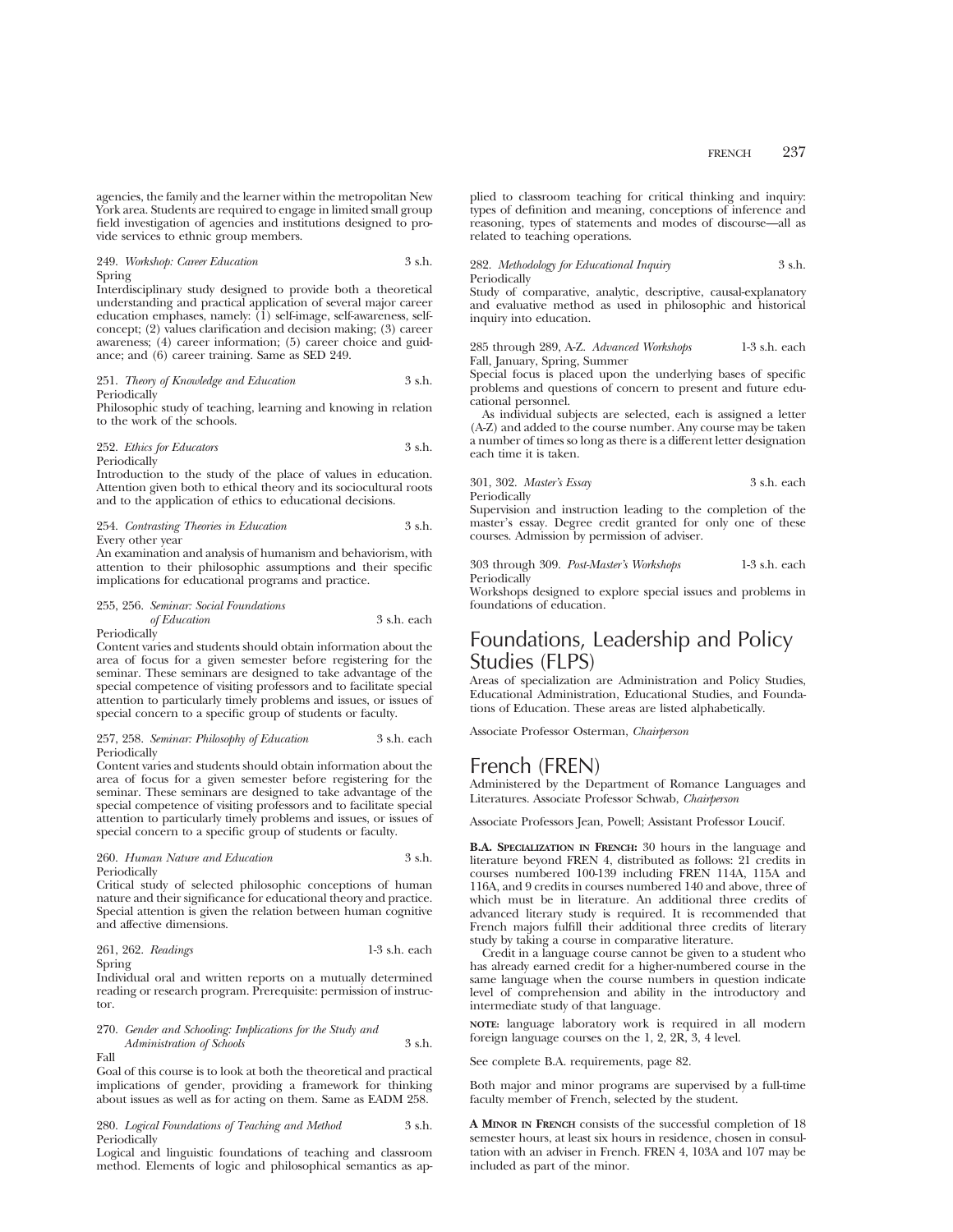agencies, the family and the learner within the metropolitan New York area. Students are required to engage in limited small group field investigation of agencies and institutions designed to provide services to ethnic group members.

249. *Workshop: Career Education* 3 s.h.
Spring
Interdisciplinary study designed to provide both a theoretical understanding and practical application of several major career education emphases, namely: (1) self-image, self-awareness, self-concept; (2) values clarification and decision making; (3) career awareness; (4) career information; (5) career choice and guidance; and (6) career training. Same as SED 249.

251. *Theory of Knowledge and Education* 3 s.h.
Periodically
Philosophic study of teaching, learning and knowing in relation to the work of the schools.

252. *Ethics for Educators* 3 s.h.
Periodically
Introduction to the study of the place of values in education. Attention given both to ethical theory and its sociocultural roots and to the application of ethics to educational decisions.

254. *Contrasting Theories in Education* 3 s.h.
Every other year
An examination and analysis of humanism and behaviorism, with attention to their philosophic assumptions and their specific implications for educational programs and practice.

255, 256. *Seminar: Social Foundations of Education* 3 s.h. each
Periodically
Content varies and students should obtain information about the area of focus for a given semester before registering for the seminar. These seminars are designed to take advantage of the special competence of visiting professors and to facilitate special attention to particularly timely problems and issues, or issues of special concern to a specific group of students or faculty.

257, 258. *Seminar: Philosophy of Education* 3 s.h. each
Periodically
Content varies and students should obtain information about the area of focus for a given semester before registering for the seminar. These seminars are designed to take advantage of the special competence of visiting professors and to facilitate special attention to particularly timely problems and issues, or issues of special concern to a specific group of students or faculty.

260. *Human Nature and Education* 3 s.h.
Periodically
Critical study of selected philosophic conceptions of human nature and their significance for educational theory and practice. Special attention is given the relation between human cognitive and affective dimensions.

261, 262. *Readings* 1-3 s.h. each
Spring
Individual oral and written reports on a mutually determined reading or research program. Prerequisite: permission of instructor.

270. *Gender and Schooling: Implications for the Study and Administration of Schools* 3 s.h.
Fall
Goal of this course is to look at both the theoretical and practical implications of gender, providing a framework for thinking about issues as well as for acting on them. Same as EADM 258.

280. *Logical Foundations of Teaching and Method* 3 s.h.
Periodically
Logical and linguistic foundations of teaching and classroom method. Elements of logic and philosophical semantics as applied to classroom teaching for critical thinking and inquiry: types of definition and meaning, conceptions of inference and reasoning, types of statements and modes of discourse—all as related to teaching operations.

282. *Methodology for Educational Inquiry* 3 s.h.
Periodically
Study of comparative, analytic, descriptive, causal-explanatory and evaluative method as used in philosophic and historical inquiry into education.

285 through 289, A-Z. *Advanced Workshops* 1-3 s.h. each
Fall, January, Spring, Summer
Special focus is placed upon the underlying bases of specific problems and questions of concern to present and future educational personnel.

As individual subjects are selected, each is assigned a letter (A-Z) and added to the course number. Any course may be taken a number of times so long as there is a different letter designation each time it is taken.

301, 302. *Master's Essay* 3 s.h. each
Periodically
Supervision and instruction leading to the completion of the master's essay. Degree credit granted for only one of these courses. Admission by permission of adviser.

303 through 309. *Post-Master's Workshops* 1-3 s.h. each
Periodically
Workshops designed to explore special issues and problems in foundations of education.

# Foundations, Leadership and Policy Studies (FLPS)

Areas of specialization are Administration and Policy Studies, Educational Administration, Educational Studies, and Foundations of Education. These areas are listed alphabetically.

Associate Professor Osterman, *Chairperson*

# French (FREN)

Administered by the Department of Romance Languages and Literatures. Associate Professor Schwab, *Chairperson*

Associate Professors Jean, Powell; Assistant Professor Loucif.

**B.A. Specialization in French:** 30 hours in the language and literature beyond FREN 4, distributed as follows: 21 credits in courses numbered 100-139 including FREN 114A, 115A and 116A, and 9 credits in courses numbered 140 and above, three of which must be in literature. An additional three credits of advanced literary study is required. It is recommended that French majors fulfill their additional three credits of literary study by taking a course in comparative literature.

Credit in a language course cannot be given to a student who has already earned credit for a higher-numbered course in the same language when the course numbers in question indicate level of comprehension and ability in the introductory and intermediate study of that language.

**note:** language laboratory work is required in all modern foreign language courses on the 1, 2, 2R, 3, 4 level.

See complete B.A. requirements, page 82.

Both major and minor programs are supervised by a full-time faculty member of French, selected by the student.

**A Minor in French** consists of the successful completion of 18 semester hours, at least six hours in residence, chosen in consultation with an adviser in French. FREN 4, 103A and 107 may be included as part of the minor.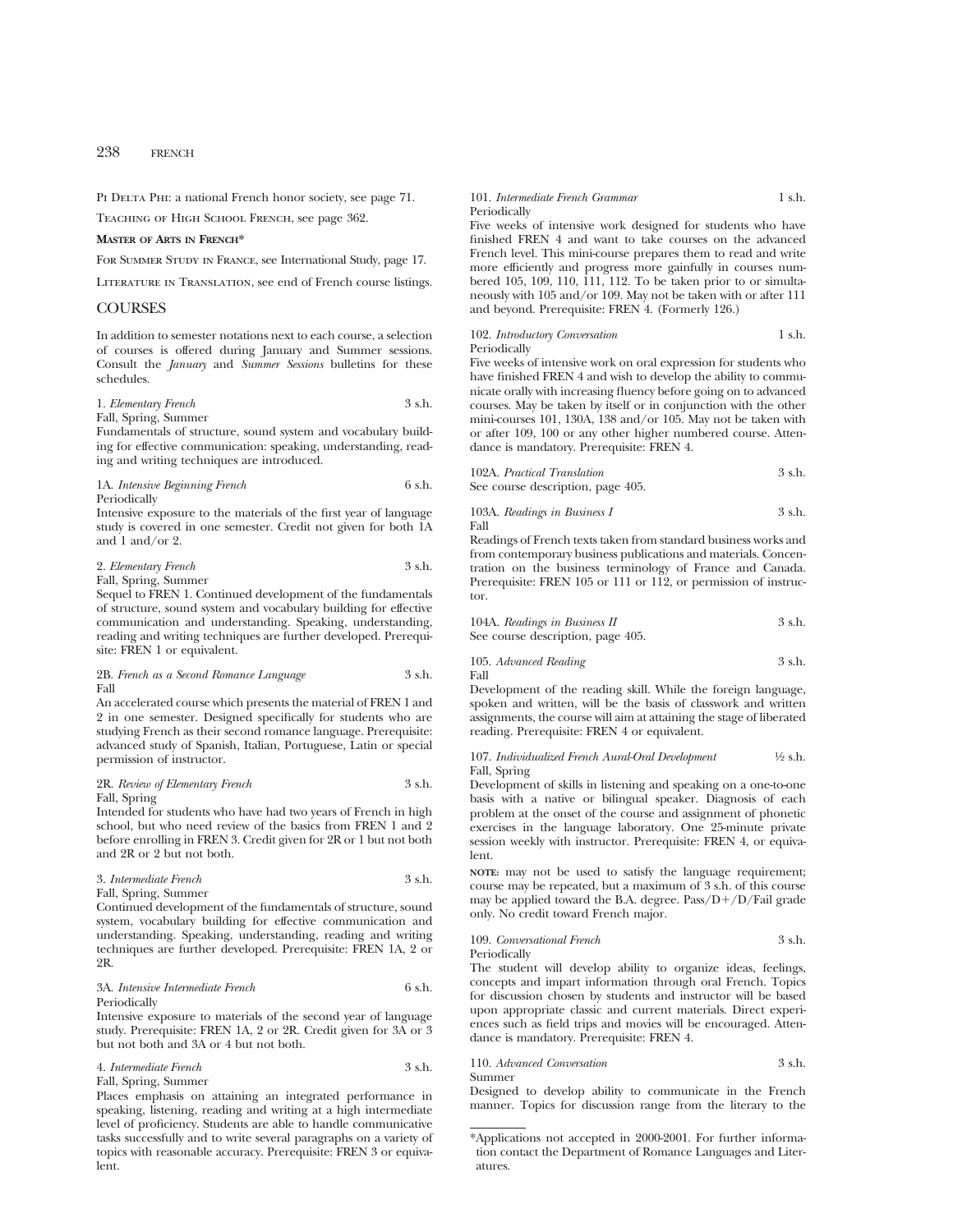Pi Delta Phi: a national French honor society, see page 71.

Teaching of High School French, see page 362.

**Master of Arts in French***

For Summer Study in France, see International Study, page 17.

Literature in Translation, see end of French course listings.

## COURSES

In addition to semester notations next to each course, a selection of courses is offered during January and Summer sessions. Consult the *January* and *Summer Sessions* bulletins for these schedules.

1. *Elementary French* 3 s.h.
Fall, Spring, Summer
Fundamentals of structure, sound system and vocabulary building for effective communication: speaking, understanding, reading and writing techniques are introduced.

1A. *Intensive Beginning French* 6 s.h.
Periodically
Intensive exposure to the materials of the first year of language study is covered in one semester. Credit not given for both 1A and 1 and/or 2.

2. *Elementary French* 3 s.h.
Fall, Spring, Summer
Sequel to FREN 1. Continued development of the fundamentals of structure, sound system and vocabulary building for effective communication and understanding. Speaking, understanding, reading and writing techniques are further developed. Prerequisite: FREN 1 or equivalent.

2B. *French as a Second Romance Language* 3 s.h.
Fall
An accelerated course which presents the material of FREN 1 and 2 in one semester. Designed specifically for students who are studying French as their second romance language. Prerequisite: advanced study of Spanish, Italian, Portuguese, Latin or special permission of instructor.

2R. *Review of Elementary French* 3 s.h.
Fall, Spring
Intended for students who have had two years of French in high school, but who need review of the basics from FREN 1 and 2 before enrolling in FREN 3. Credit given for 2R or 1 but not both and 2R or 2 but not both.

3. *Intermediate French* 3 s.h.
Fall, Spring, Summer
Continued development of the fundamentals of structure, sound system, vocabulary building for effective communication and understanding. Speaking, understanding, reading and writing techniques are further developed. Prerequisite: FREN 1A, 2 or 2R.

3A. *Intensive Intermediate French* 6 s.h.
Periodically
Intensive exposure to materials of the second year of language study. Prerequisite: FREN 1A, 2 or 2R. Credit given for 3A or 3 but not both and 3A or 4 but not both.

4. *Intermediate French* 3 s.h.
Fall, Spring, Summer
Places emphasis on attaining an integrated performance in speaking, listening, reading and writing at a high intermediate level of proficiency. Students are able to handle communicative tasks successfully and to write several paragraphs on a variety of topics with reasonable accuracy. Prerequisite: FREN 3 or equivalent.

101. *Intermediate French Grammar* 1 s.h.
Periodically
Five weeks of intensive work designed for students who have finished FREN 4 and want to take courses on the advanced French level. This mini-course prepares them to read and write more efficiently and progress more gainfully in courses numbered 105, 109, 110, 111, 112. To be taken prior to or simultaneously with 105 and/or 109. May not be taken with or after 111 and beyond. Prerequisite: FREN 4. (Formerly 126.)

102. *Introductory Conversation* 1 s.h.
Periodically
Five weeks of intensive work on oral expression for students who have finished FREN 4 and wish to develop the ability to communicate orally with increasing fluency before going on to advanced courses. May be taken by itself or in conjunction with the other mini-courses 101, 130A, 138 and/or 105. May not be taken with or after 109, 100 or any other higher numbered course. Attendance is mandatory. Prerequisite: FREN 4.

102A. *Practical Translation* 3 s.h.
See course description, page 405.

103A. *Readings in Business I* 3 s.h.
Fall
Readings of French texts taken from standard business works and from contemporary business publications and materials. Concentration on the business terminology of France and Canada. Prerequisite: FREN 105 or 111 or 112, or permission of instructor.

104A. *Readings in Business II* 3 s.h.
See course description, page 405.

105. *Advanced Reading* 3 s.h.
Fall
Development of the reading skill. While the foreign language, spoken and written, will be the basis of classwork and written assignments, the course will aim at attaining the stage of liberated reading. Prerequisite: FREN 4 or equivalent.

107. *Individualized French Aural-Oral Development* ½ s.h.
Fall, Spring
Development of skills in listening and speaking on a one-to-one basis with a native or bilingual speaker. Diagnosis of each problem at the onset of the course and assignment of phonetic exercises in the language laboratory. One 25-minute private session weekly with instructor. Prerequisite: FREN 4, or equivalent.

**note:** may not be used to satisfy the language requirement; course may be repeated, but a maximum of 3 s.h. of this course may be applied toward the B.A. degree. Pass/D+/D/Fail grade only. No credit toward French major.

109. *Conversational French* 3 s.h.
Periodically
The student will develop ability to organize ideas, feelings, concepts and impart information through oral French. Topics for discussion chosen by students and instructor will be based upon appropriate classic and current materials. Direct experiences such as field trips and movies will be encouraged. Attendance is mandatory. Prerequisite: FREN 4.

110. *Advanced Conversation* 3 s.h.
Summer
Designed to develop ability to communicate in the French manner. Topics for discussion range from the literary to the

*Applications not accepted in 2000-2001. For further information contact the Department of Romance Languages and Literatures.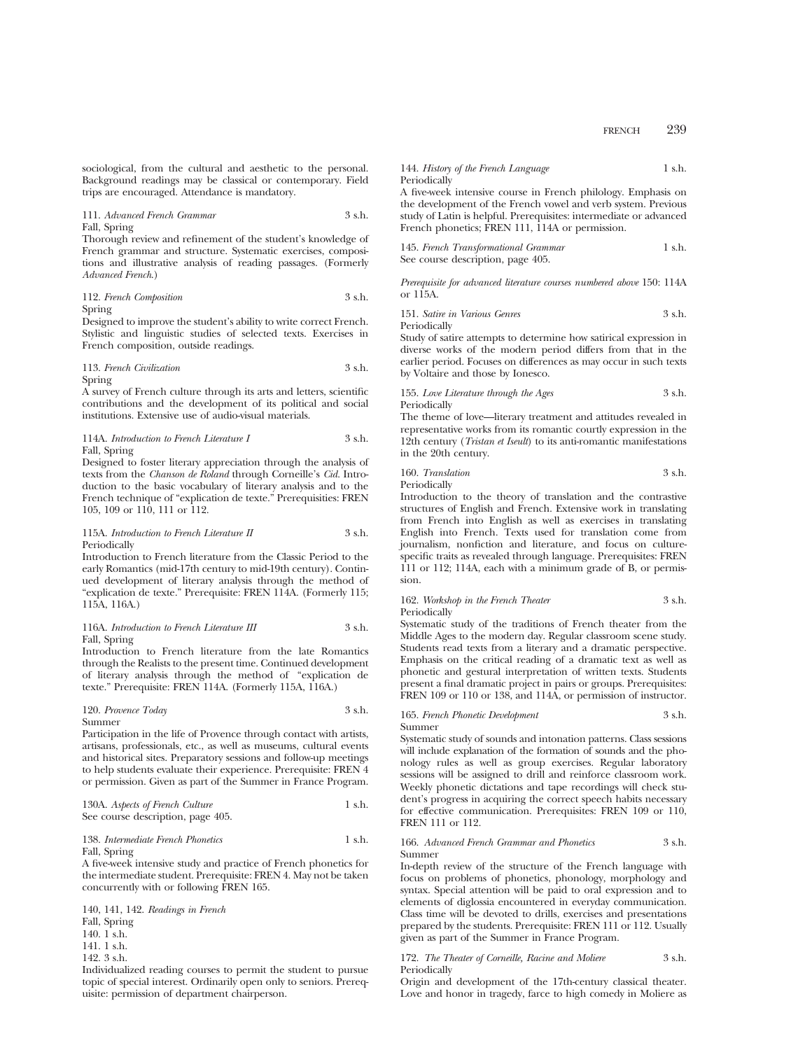sociological, from the cultural and aesthetic to the personal. Background readings may be classical or contemporary. Field trips are encouraged. Attendance is mandatory.

111. *Advanced French Grammar* 3 s.h.
Fall, Spring
Thorough review and refinement of the student's knowledge of French grammar and structure. Systematic exercises, compositions and illustrative analysis of reading passages. (Formerly *Advanced French.*)

112. *French Composition* 3 s.h.
Spring
Designed to improve the student's ability to write correct French. Stylistic and linguistic studies of selected texts. Exercises in French composition, outside readings.

113. *French Civilization* 3 s.h.
Spring
A survey of French culture through its arts and letters, scientific contributions and the development of its political and social institutions. Extensive use of audio-visual materials.

114A. *Introduction to French Literature I* 3 s.h.
Fall, Spring
Designed to foster literary appreciation through the analysis of texts from the *Chanson de Roland* through Corneille's *Cid*. Introduction to the basic vocabulary of literary analysis and to the French technique of "explication de texte." Prerequisities: FREN 105, 109 or 110, 111 or 112.

115A. *Introduction to French Literature II* 3 s.h.
Periodically
Introduction to French literature from the Classic Period to the early Romantics (mid-17th century to mid-19th century). Continued development of literary analysis through the method of "explication de texte." Prerequisite: FREN 114A. (Formerly 115; 115A, 116A.)

116A. *Introduction to French Literature III* 3 s.h.
Fall, Spring
Introduction to French literature from the late Romantics through the Realists to the present time. Continued development of literary analysis through the method of "explication de texte." Prerequisite: FREN 114A. (Formerly 115A, 116A.)

120. *Provence Today* 3 s.h.
Summer
Participation in the life of Provence through contact with artists, artisans, professionals, etc., as well as museums, cultural events and historical sites. Preparatory sessions and follow-up meetings to help students evaluate their experience. Prerequisite: FREN 4 or permission. Given as part of the Summer in France Program.

130A. *Aspects of French Culture* 1 s.h.
See course description, page 405.

138. *Intermediate French Phonetics* 1 s.h.
Fall, Spring
A five-week intensive study and practice of French phonetics for the intermediate student. Prerequisite: FREN 4. May not be taken concurrently with or following FREN 165.

140, 141, 142. *Readings in French*
Fall, Spring
140. 1 s.h.
141. 1 s.h.
142. 3 s.h.
Individualized reading courses to permit the student to pursue topic of special interest. Ordinarily open only to seniors. Prerequisite: permission of department chairperson.

144. *History of the French Language* 1 s.h.
Periodically
A five-week intensive course in French philology. Emphasis on the development of the French vowel and verb system. Previous study of Latin is helpful. Prerequisites: intermediate or advanced French phonetics; FREN 111, 114A or permission.

145. *French Transformational Grammar* 1 s.h.
See course description, page 405.

*Prerequisite for advanced literature courses numbered above* 150: 114A or 115A.

151. *Satire in Various Genres* 3 s.h.
Periodically
Study of satire attempts to determine how satirical expression in diverse works of the modern period differs from that in the earlier period. Focuses on differences as may occur in such texts by Voltaire and those by Ionesco.

155. *Love Literature through the Ages* 3 s.h.
Periodically
The theme of love—literary treatment and attitudes revealed in representative works from its romantic courtly expression in the 12th century (*Tristan et Iseult*) to its anti-romantic manifestations in the 20th century.

160. *Translation* 3 s.h.
Periodically
Introduction to the theory of translation and the contrastive structures of English and French. Extensive work in translating from French into English as well as exercises in translating English into French. Texts used for translation come from journalism, nonfiction and literature, and focus on culture-specific traits as revealed through language. Prerequisites: FREN 111 or 112; 114A, each with a minimum grade of B, or permission.

162. *Workshop in the French Theater* 3 s.h.
Periodically
Systematic study of the traditions of French theater from the Middle Ages to the modern day. Regular classroom scene study. Students read texts from a literary and a dramatic perspective. Emphasis on the critical reading of a dramatic text as well as phonetic and gestural interpretation of written texts. Students present a final dramatic project in pairs or groups. Prerequisites: FREN 109 or 110 or 138, and 114A, or permission of instructor.

165. *French Phonetic Development* 3 s.h.
Summer
Systematic study of sounds and intonation patterns. Class sessions will include explanation of the formation of sounds and the phonology rules as well as group exercises. Regular laboratory sessions will be assigned to drill and reinforce classroom work. Weekly phonetic dictations and tape recordings will check student's progress in acquiring the correct speech habits necessary for effective communication. Prerequisites: FREN 109 or 110, FREN 111 or 112.

166. *Advanced French Grammar and Phonetics* 3 s.h.
Summer
In-depth review of the structure of the French language with focus on problems of phonetics, phonology, morphology and syntax. Special attention will be paid to oral expression and to elements of diglossia encountered in everyday communication. Class time will be devoted to drills, exercises and presentations prepared by the students. Prerequisite: FREN 111 or 112. Usually given as part of the Summer in France Program.

172. *The Theater of Corneille, Racine and Moliere* 3 s.h.
Periodically
Origin and development of the 17th-century classical theater. Love and honor in tragedy, farce to high comedy in Moliere as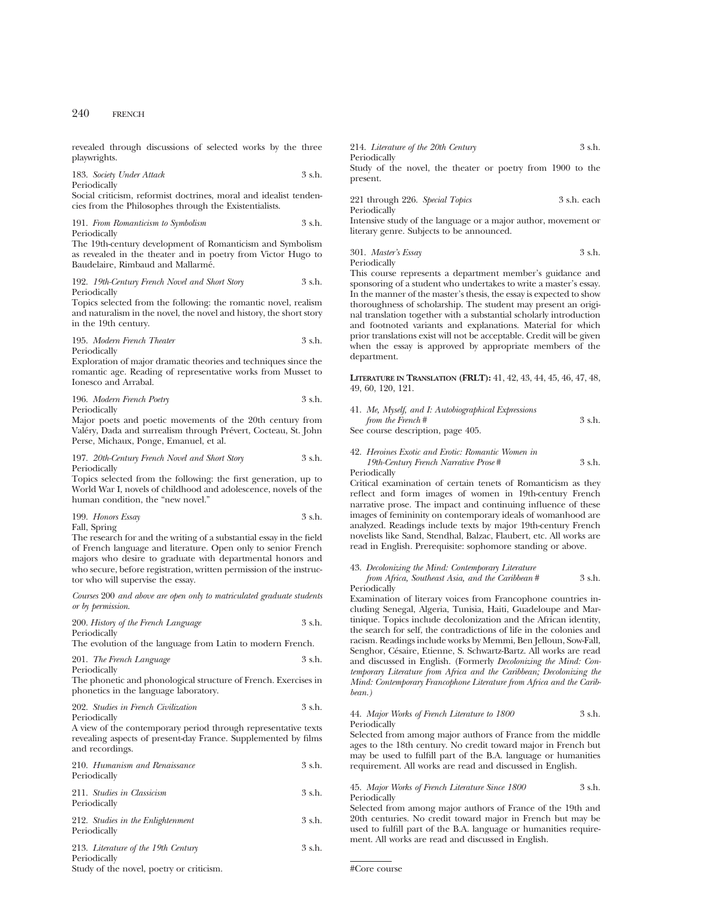revealed through discussions of selected works by the three playwrights.

183. *Society Under Attack* 3 s.h.
Periodically
Social criticism, reformist doctrines, moral and idealist tendencies from the Philosophes through the Existentialists.

191. *From Romanticism to Symbolism* 3 s.h.
Periodically
The 19th-century development of Romanticism and Symbolism as revealed in the theater and in poetry from Victor Hugo to Baudelaire, Rimbaud and Mallarmé.

192. *19th-Century French Novel and Short Story* 3 s.h.
Periodically
Topics selected from the following: the romantic novel, realism and naturalism in the novel, the novel and history, the short story in the 19th century.

195. *Modern French Theater* 3 s.h.
Periodically
Exploration of major dramatic theories and techniques since the romantic age. Reading of representative works from Musset to Ionesco and Arrabal.

196. *Modern French Poetry* 3 s.h.
Periodically
Major poets and poetic movements of the 20th century from Valéry, Dada and surrealism through Prévert, Cocteau, St. John Perse, Michaux, Ponge, Emanuel, et al.

197. *20th-Century French Novel and Short Story* 3 s.h.
Periodically
Topics selected from the following: the first generation, up to World War I, novels of childhood and adolescence, novels of the human condition, the "new novel."

199. *Honors Essay* 3 s.h.
Fall, Spring
The research for and the writing of a substantial essay in the field of French language and literature. Open only to senior French majors who desire to graduate with departmental honors and who secure, before registration, written permission of the instructor who will supervise the essay.

*Courses* 200 *and above are open only to matriculated graduate students or by permission.*

200. *History of the French Language* 3 s.h.
Periodically
The evolution of the language from Latin to modern French.

201. *The French Language* 3 s.h.
Periodically
The phonetic and phonological structure of French. Exercises in phonetics in the language laboratory.

202. *Studies in French Civilization* 3 s.h.
Periodically
A view of the contemporary period through representative texts revealing aspects of present-day France. Supplemented by films and recordings.

210. *Humanism and Renaissance* 3 s.h.
Periodically

211. *Studies in Classicism* 3 s.h.
Periodically

212. *Studies in the Enlightenment* 3 s.h.
Periodically

213. *Literature of the 19th Century* 3 s.h.
Periodically
Study of the novel, poetry or criticism.

214. *Literature of the 20th Century* 3 s.h.
Periodically
Study of the novel, the theater or poetry from 1900 to the present.

221 through 226. *Special Topics* 3 s.h. each
Periodically
Intensive study of the language or a major author, movement or literary genre. Subjects to be announced.

301. *Master's Essay* 3 s.h.
Periodically
This course represents a department member's guidance and sponsoring of a student who undertakes to write a master's essay. In the manner of the master's thesis, the essay is expected to show thoroughness of scholarship. The student may present an original translation together with a substantial scholarly introduction and footnoted variants and explanations. Material for which prior translations exist will not be acceptable. Credit will be given when the essay is approved by appropriate members of the department.

**LITERATURE IN TRANSLATION (FRLT):** 41, 42, 43, 44, 45, 46, 47, 48, 49, 60, 120, 121.

41. *Me, Myself, and I: Autobiographical Expressions from the French* # 3 s.h.
See course description, page 405.

42. *Heroines Exotic and Erotic: Romantic Women in 19th-Century French Narrative Prose* # 3 s.h.
Periodically
Critical examination of certain tenets of Romanticism as they reflect and form images of women in 19th-century French narrative prose. The impact and continuing influence of these images of femininity on contemporary ideals of womanhood are analyzed. Readings include texts by major 19th-century French novelists like Sand, Stendhal, Balzac, Flaubert, etc. All works are read in English. Prerequisite: sophomore standing or above.

43. *Decolonizing the Mind: Contemporary Literature from Africa, Southeast Asia, and the Caribbean* # 3 s.h.
Periodically
Examination of literary voices from Francophone countries including Senegal, Algeria, Tunisia, Haiti, Guadeloupe and Martinique. Topics include decolonization and the African identity, the search for self, the contradictions of life in the colonies and racism. Readings include works by Memmi, Ben Jelloun, Sow-Fall, Senghor, Césaire, Etienne, S. Schwartz-Bartz. All works are read and discussed in English. (Formerly *Decolonizing the Mind: Contemporary Literature from Africa and the Caribbean; Decolonizing the Mind: Contemporary Francophone Literature from Africa and the Caribbean.)*

44. *Major Works of French Literature to 1800* 3 s.h.
Periodically
Selected from among major authors of France from the middle ages to the 18th century. No credit toward major in French but may be used to fulfill part of the B.A. language or humanities requirement. All works are read and discussed in English.

45. *Major Works of French Literature Since 1800* 3 s.h.
Periodically
Selected from among major authors of France of the 19th and 20th centuries. No credit toward major in French but may be used to fulfill part of the B.A. language or humanities requirement. All works are read and discussed in English.

---

#Core course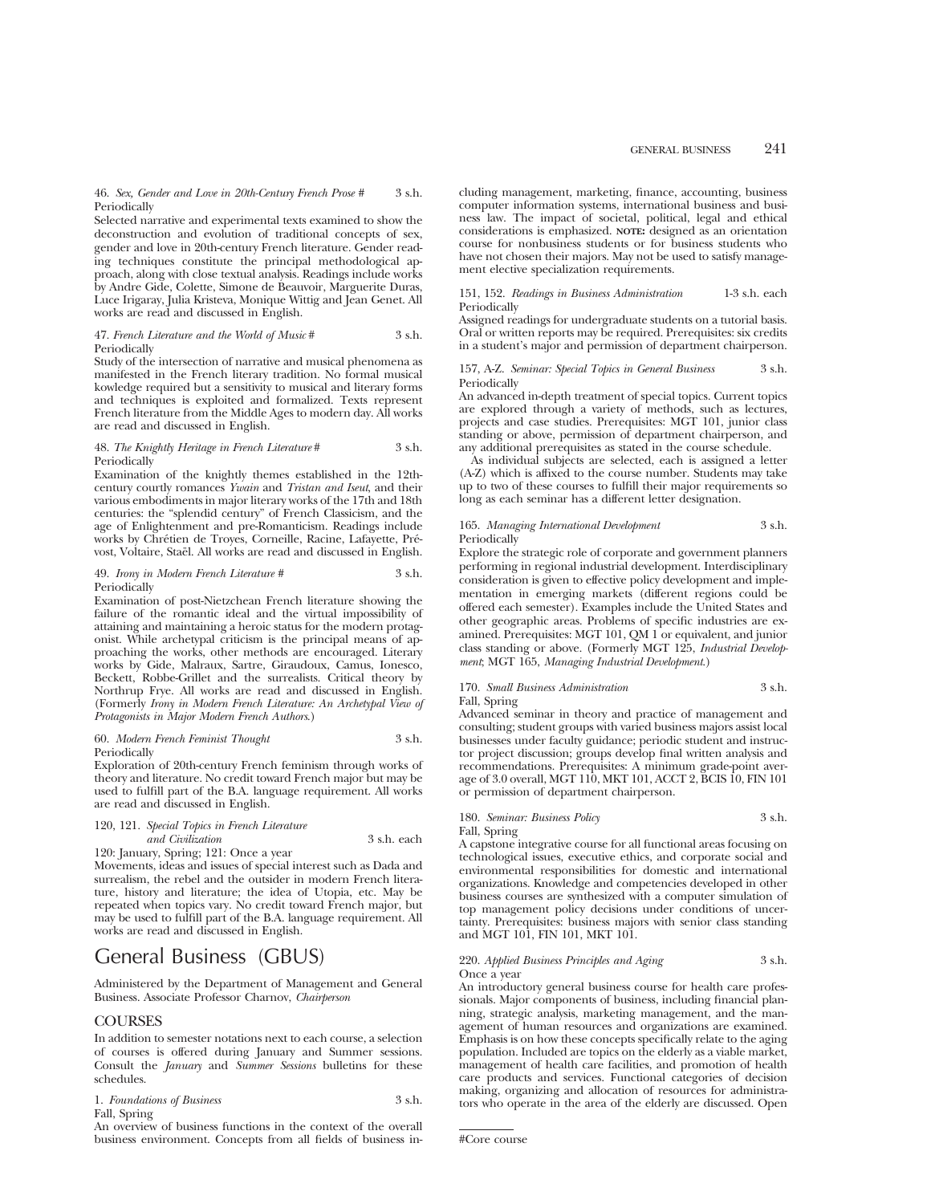46. *Sex, Gender and Love in 20th-Century French Prose #* 3 s.h.
Periodically

Selected narrative and experimental texts examined to show the deconstruction and evolution of traditional concepts of sex, gender and love in 20th-century French literature. Gender reading techniques constitute the principal methodological approach, along with close textual analysis. Readings include works by Andre Gide, Colette, Simone de Beauvoir, Marguerite Duras, Luce Irigaray, Julia Kristeva, Monique Wittig and Jean Genet. All works are read and discussed in English.

47. *French Literature and the World of Music #* 3 s.h.
Periodically

Study of the intersection of narrative and musical phenomena as manifested in the French literary tradition. No formal musical kowledge required but a sensitivity to musical and literary forms and techniques is exploited and formalized. Texts represent French literature from the Middle Ages to modern day. All works are read and discussed in English.

48. *The Knightly Heritage in French Literature #* 3 s.h.
Periodically

Examination of the knightly themes established in the 12th-century courtly romances *Yvain* and *Tristan and Iseut*, and their various embodiments in major literary works of the 17th and 18th centuries: the "splendid century" of French Classicism, and the age of Enlightenment and pre-Romanticism. Readings include works by Chrétien de Troyes, Corneille, Racine, Lafayette, Prévost, Voltaire, Staël. All works are read and discussed in English.

49. *Irony in Modern French Literature #* 3 s.h.
Periodically

Examination of post-Nietzchean French literature showing the failure of the romantic ideal and the virtual impossibility of attaining and maintaining a heroic status for the modern protagonist. While archetypal criticism is the principal means of approaching the works, other methods are encouraged. Literary works by Gide, Malraux, Sartre, Giraudoux, Camus, Ionesco, Beckett, Robbe-Grillet and the surrealists. Critical theory by Northrup Frye. All works are read and discussed in English. (Formerly *Irony in Modern French Literature: An Archetypal View of Protagonists in Major Modern French Authors*.)

60. *Modern French Feminist Thought* 3 s.h.
Periodically

Exploration of 20th-century French feminism through works of theory and literature. No credit toward French major but may be used to fulfill part of the B.A. language requirement. All works are read and discussed in English.

120, 121. *Special Topics in French Literature and Civilization* 3 s.h. each
120: January, Spring; 121: Once a year

Movements, ideas and issues of special interest such as Dada and surrealism, the rebel and the outsider in modern French literature, history and literature; the idea of Utopia, etc. May be repeated when topics vary. No credit toward French major, but may be used to fulfill part of the B.A. language requirement. All works are read and discussed in English.

# General Business (GBUS)

Administered by the Department of Management and General Business. Associate Professor Charnov, *Chairperson*

## COURSES

In addition to semester notations next to each course, a selection of courses is offered during January and Summer sessions. Consult the *January* and *Summer Sessions* bulletins for these schedules.

1. *Foundations of Business* 3 s.h.
Fall, Spring

An overview of business functions in the context of the overall business environment. Concepts from all fields of business including management, marketing, finance, accounting, business computer information systems, international business and business law. The impact of societal, political, legal and ethical considerations is emphasized. **NOTE:** designed as an orientation course for nonbusiness students or for business students who have not chosen their majors. May not be used to satisfy management elective specialization requirements.

151, 152. *Readings in Business Administration* 1-3 s.h. each
Periodically

Assigned readings for undergraduate students on a tutorial basis. Oral or written reports may be required. Prerequisites: six credits in a student's major and permission of department chairperson.

157, A-Z. *Seminar: Special Topics in General Business* 3 s.h.
Periodically

An advanced in-depth treatment of special topics. Current topics are explored through a variety of methods, such as lectures, projects and case studies. Prerequisites: MGT 101, junior class standing or above, permission of department chairperson, and any additional prerequisites as stated in the course schedule.

As individual subjects are selected, each is assigned a letter (A-Z) which is affixed to the course number. Students may take up to two of these courses to fulfill their major requirements so long as each seminar has a different letter designation.

165. *Managing International Development* 3 s.h.
Periodically

Explore the strategic role of corporate and government planners performing in regional industrial development. Interdisciplinary consideration is given to effective policy development and implementation in emerging markets (different regions could be offered each semester). Examples include the United States and other geographic areas. Problems of specific industries are examined. Prerequisites: MGT 101, QM 1 or equivalent, and junior class standing or above. (Formerly MGT 125, *Industrial Development*; MGT 165, *Managing Industrial Development*.)

170. *Small Business Administration* 3 s.h.
Fall, Spring

Advanced seminar in theory and practice of management and consulting; student groups with varied business majors assist local businesses under faculty guidance; periodic student and instructor project discussion; groups develop final written analysis and recommendations. Prerequisites: A minimum grade-point average of 3.0 overall, MGT 110, MKT 101, ACCT 2, BCIS 10, FIN 101 or permission of department chairperson.

180. *Seminar: Business Policy* 3 s.h.
Fall, Spring

A capstone integrative course for all functional areas focusing on technological issues, executive ethics, and corporate social and environmental responsibilities for domestic and international organizations. Knowledge and competencies developed in other business courses are synthesized with a computer simulation of top management policy decisions under conditions of uncertainty. Prerequisites: business majors with senior class standing and MGT 101, FIN 101, MKT 101.

220. *Applied Business Principles and Aging* 3 s.h.
Once a year

An introductory general business course for health care professionals. Major components of business, including financial planning, strategic analysis, marketing management, and the management of human resources and organizations are examined. Emphasis is on how these concepts specifically relate to the aging population. Included are topics on the elderly as a viable market, management of health care facilities, and promotion of health care products and services. Functional categories of decision making, organizing and allocation of resources for administrators who operate in the area of the elderly are discussed. Open

#Core course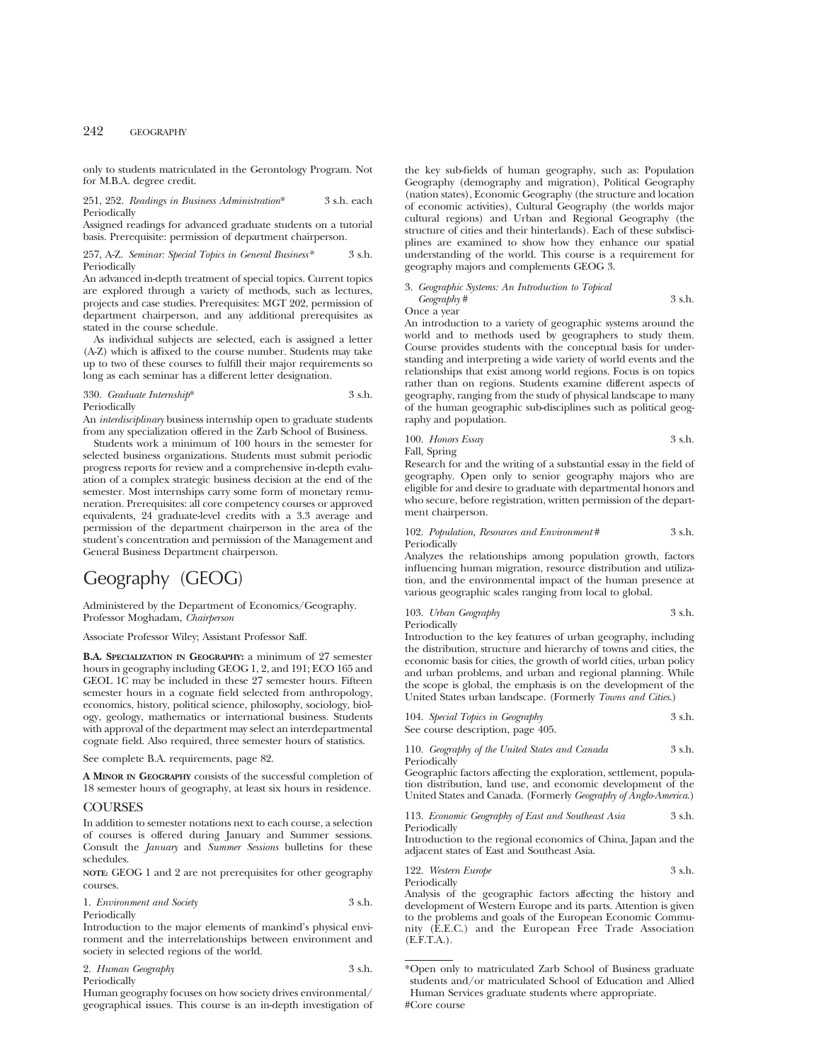only to students matriculated in the Gerontology Program. Not for M.B.A. degree credit.

251, 252. *Readings in Business Administration** 3 s.h. each
Periodically

Assigned readings for advanced graduate students on a tutorial basis. Prerequisite: permission of department chairperson.

257, A-Z. *Seminar: Special Topics in General Business** 3 s.h.
Periodically

An advanced in-depth treatment of special topics. Current topics are explored through a variety of methods, such as lectures, projects and case studies. Prerequisites: MGT 202, permission of department chairperson, and any additional prerequisites as stated in the course schedule.

As individual subjects are selected, each is assigned a letter (A-Z) which is affixed to the course number. Students may take up to two of these courses to fulfill their major requirements so long as each seminar has a different letter designation.

330. *Graduate Internship** 3 s.h.
Periodically

An *interdisciplinary* business internship open to graduate students from any specialization offered in the Zarb School of Business.

Students work a minimum of 100 hours in the semester for selected business organizations. Students must submit periodic progress reports for review and a comprehensive in-depth evaluation of a complex strategic business decision at the end of the semester. Most internships carry some form of monetary remuneration. Prerequisites: all core competency courses or approved equivalents, 24 graduate-level credits with a 3.3 average and permission of the department chairperson in the area of the student's concentration and permission of the Management and General Business Department chairperson.

# Geography (GEOG)

Administered by the Department of Economics/Geography.
Professor Moghadam, *Chairperson*

Associate Professor Wiley; Assistant Professor Saff.

**B.A. Specialization in Geography:** a minimum of 27 semester hours in geography including GEOG 1, 2, and 191; ECO 165 and GEOL 1C may be included in these 27 semester hours. Fifteen semester hours in a cognate field selected from anthropology, economics, history, political science, philosophy, sociology, biology, geology, mathematics or international business. Students with approval of the department may select an interdepartmental cognate field. Also required, three semester hours of statistics.

See complete B.A. requirements, page 82.

**A Minor in Geography** consists of the successful completion of 18 semester hours of geography, at least six hours in residence.

## COURSES

In addition to semester notations next to each course, a selection of courses is offered during January and Summer sessions. Consult the *January* and *Summer Sessions* bulletins for these schedules.

**note:** GEOG 1 and 2 are not prerequisites for other geography courses.

1. *Environment and Society* 3 s.h.
Periodically

Introduction to the major elements of mankind's physical environment and the interrelationships between environment and society in selected regions of the world.

2. *Human Geography* 3 s.h.
Periodically

Human geography focuses on how society drives environmental/geographical issues. This course is an in-depth investigation of the key sub-fields of human geography, such as: Population Geography (demography and migration), Political Geography (nation states), Economic Geography (the structure and location of economic activities), Cultural Geography (the worlds major cultural regions) and Urban and Regional Geography (the structure of cities and their hinterlands). Each of these subdisciplines are examined to show how they enhance our spatial understanding of the world. This course is a requirement for geography majors and complements GEOG 3.

3. *Geographic Systems: An Introduction to Topical Geography* # 3 s.h.
Once a year

An introduction to a variety of geographic systems around the world and to methods used by geographers to study them. Course provides students with the conceptual basis for understanding and interpreting a wide variety of world events and the relationships that exist among world regions. Focus is on topics rather than on regions. Students examine different aspects of geography, ranging from the study of physical landscape to many of the human geographic sub-disciplines such as political geography and population.

100. *Honors Essay* 3 s.h.
Fall, Spring

Research for and the writing of a substantial essay in the field of geography. Open only to senior geography majors who are eligible for and desire to graduate with departmental honors and who secure, before registration, written permission of the department chairperson.

102. *Population, Resources and Environment* # 3 s.h.
Periodically

Analyzes the relationships among population growth, factors influencing human migration, resource distribution and utilization, and the environmental impact of the human presence at various geographic scales ranging from local to global.

103. *Urban Geography* 3 s.h.
Periodically

Introduction to the key features of urban geography, including the distribution, structure and hierarchy of towns and cities, the economic basis for cities, the growth of world cities, urban policy and urban problems, and urban and regional planning. While the scope is global, the emphasis is on the development of the United States urban landscape. (Formerly *Towns and Cities*.)

104. *Special Topics in Geography* 3 s.h.
See course description, page 405.

110. *Geography of the United States and Canada* 3 s.h.
Periodically

Geographic factors affecting the exploration, settlement, population distribution, land use, and economic development of the United States and Canada. (Formerly *Geography of Anglo-America*.)

113. *Economic Geography of East and Southeast Asia* 3 s.h.
Periodically

Introduction to the regional economics of China, Japan and the adjacent states of East and Southeast Asia.

122. *Western Europe* 3 s.h.
Periodically

Analysis of the geographic factors affecting the history and development of Western Europe and its parts. Attention is given to the problems and goals of the European Economic Community (E.E.C.) and the European Free Trade Association (E.F.T.A.).

---

*Open only to matriculated Zarb School of Business graduate students and/or matriculated School of Education and Allied Human Services graduate students where appropriate.

#Core course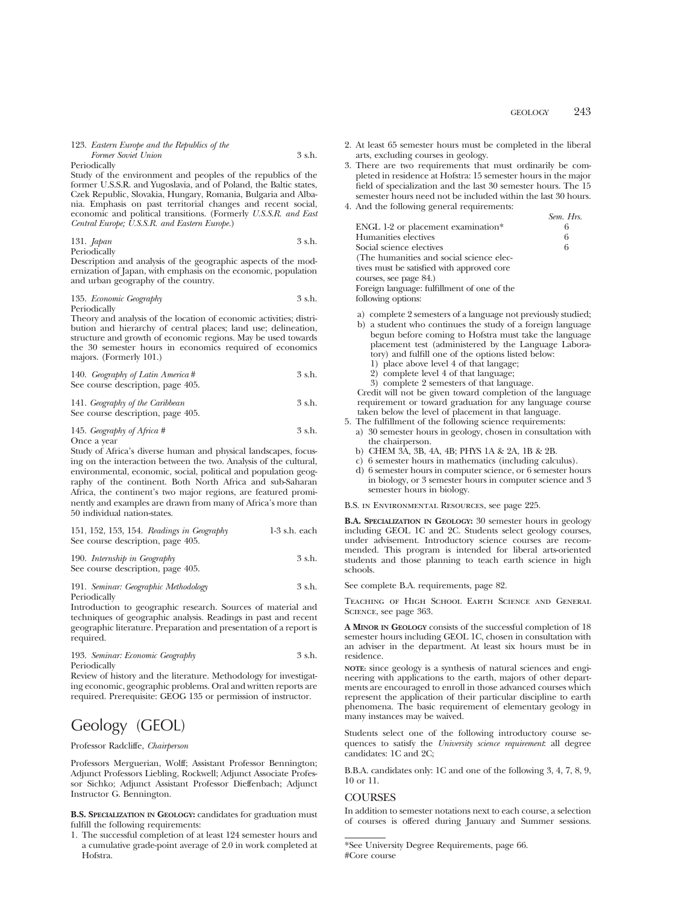123. *Eastern Europe and the Republics of the Former Soviet Union* 3 s.h.
Periodically
Study of the environment and peoples of the republics of the former U.S.S.R. and Yugoslavia, and of Poland, the Baltic states, Czek Republic, Slovakia, Hungary, Romania, Bulgaria and Albania. Emphasis on past territorial changes and recent social, economic and political transitions. (Formerly *U.S.S.R. and East Central Europe; U.S.S.R. and Eastern Europe.*)

131. *Japan* 3 s.h.
Periodically
Description and analysis of the geographic aspects of the modernization of Japan, with emphasis on the economic, population and urban geography of the country.

135. *Economic Geography* 3 s.h.
Periodically
Theory and analysis of the location of economic activities; distribution and hierarchy of central places; land use; delineation, structure and growth of economic regions. May be used towards the 30 semester hours in economics required of economics majors. (Formerly 101.)

140. *Geography of Latin America* # 3 s.h.
See course description, page 405.

141. *Geography of the Caribbean* 3 s.h.
See course description, page 405.

145. *Geography of Africa* # 3 s.h.
Once a year
Study of Africa's diverse human and physical landscapes, focusing on the interaction between the two. Analysis of the cultural, environmental, economic, social, political and population geography of the continent. Both North Africa and sub-Saharan Africa, the continent's two major regions, are featured prominently and examples are drawn from many of Africa's more than 50 individual nation-states.

151, 152, 153, 154. *Readings in Geography* 1-3 s.h. each
See course description, page 405.

190. *Internship in Geography* 3 s.h.
See course description, page 405.

191. *Seminar: Geographic Methodology* 3 s.h.
Periodically
Introduction to geographic research. Sources of material and techniques of geographic analysis. Readings in past and recent geographic literature. Preparation and presentation of a report is required.

193. *Seminar: Economic Geography* 3 s.h.
Periodically
Review of history and the literature. Methodology for investigating economic, geographic problems. Oral and written reports are required. Prerequisite: GEOG 135 or permission of instructor.

# Geology (GEOL)

Professor Radcliffe, *Chairperson*

Professors Merguerian, Wolff; Assistant Professor Bennington; Adjunct Professors Liebling, Rockwell; Adjunct Associate Professor Sichko; Adjunct Assistant Professor Dieffenbach; Adjunct Instructor G. Bennington.

**B.S. Specialization in Geology:** candidates for graduation must fulfill the following requirements:

1. The successful completion of at least 124 semester hours and a cumulative grade-point average of 2.0 in work completed at Hofstra.
2. At least 65 semester hours must be completed in the liberal arts, excluding courses in geology.
3. There are two requirements that must ordinarily be completed in residence at Hofstra: 15 semester hours in the major field of specialization and the last 30 semester hours. The 15 semester hours need not be included within the last 30 hours.
4. And the following general requirements:

| | *Sem. Hrs.* |
|---|---|
| ENGL 1-2 or placement examination* | 6 |
| Humanities electives | 6 |
| Social science electives | 6 |

(The humanities and social science electives must be satisfied with approved core courses, see page 84.)
Foreign language: fulfillment of one of the following options:

   a) complete 2 semesters of a language not previously studied;
   b) a student who continues the study of a foreign language begun before coming to Hofstra must take the language placement test (administered by the Language Laboratory) and fulfill one of the options listed below:
      1) place above level 4 of that langage;
      2) complete level 4 of that language;
      3) complete 2 semesters of that language.

   Credit will not be given toward completion of the language requirement or toward graduation for any language course taken below the level of placement in that language.
5. The fulfillment of the following science requirements:
   a) 30 semester hours in geology, chosen in consultation with the chairperson.
   b) CHEM 3A, 3B, 4A, 4B; PHYS 1A & 2A, 1B & 2B.
   c) 6 semester hours in mathematics (including calculus).
   d) 6 semester hours in computer science, or 6 semester hours in biology, or 3 semester hours in computer science and 3 semester hours in biology.

B.S. in Environmental Resources, see page 225.

**B.A. Specialization in Geology:** 30 semester hours in geology including GEOL 1C and 2C. Students select geology courses, under advisement. Introductory science courses are recommended. This program is intended for liberal arts-oriented students and those planning to teach earth science in high schools.

See complete B.A. requirements, page 82.

Teaching of High School Earth Science and General Science, see page 363.

**A Minor in Geology** consists of the successful completion of 18 semester hours including GEOL 1C, chosen in consultation with an adviser in the department. At least six hours must be in residence.

**note:** since geology is a synthesis of natural sciences and engineering with applications to the earth, majors of other departments are encouraged to enroll in those advanced courses which represent the application of their particular discipline to earth phenomena. The basic requirement of elementary geology in many instances may be waived.

Students select one of the following introductory course sequences to satisfy the *University science requirement*: all degree candidates: 1C and 2C;

B.B.A. candidates only: 1C and one of the following 3, 4, 7, 8, 9, 10 or 11.

## COURSES

In addition to semester notations next to each course, a selection of courses is offered during January and Summer sessions.

*See University Degree Requirements, page 66.
#Core course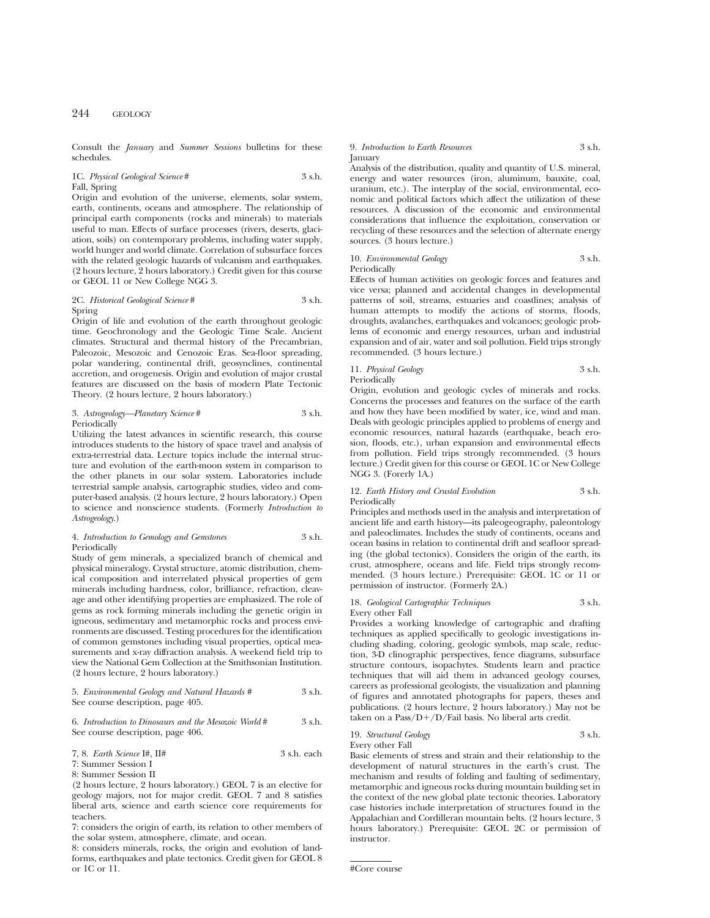Consult the *January* and *Summer Sessions* bulletins for these schedules.

1C. *Physical Geological Science* # 3 s.h.
Fall, Spring

Origin and evolution of the universe, elements, solar system, earth, continents, oceans and atmosphere. The relationship of principal earth components (rocks and minerals) to materials useful to man. Effects of surface processes (rivers, deserts, glaciation, soils) on contemporary problems, including water supply, world hunger and world climate. Correlation of subsurface forces with the related geologic hazards of vulcanism and earthquakes. (2 hours lecture, 2 hours laboratory.) Credit given for this course or GEOL 11 or New College NGG 3.

2C. *Historical Geological Science* # 3 s.h.
Spring

Origin of life and evolution of the earth throughout geologic time. Geochronology and the Geologic Time Scale. Ancient climates. Structural and thermal history of the Precambrian, Paleozoic, Mesozoic and Cenozoic Eras. Sea-floor spreading, polar wandering, continental drift, geosynclines, continental accretion, and orogenesis. Origin and evolution of major crustal features are discussed on the basis of modern Plate Tectonic Theory. (2 hours lecture, 2 hours laboratory.)

3. *Astrogeology—Planetary Science* # 3 s.h.
Periodically

Utilizing the latest advances in scientific research, this course introduces students to the history of space travel and analysis of extra-terrestrial data. Lecture topics include the internal structure and evolution of the earth-moon system in comparison to the other planets in our solar system. Laboratories include terrestrial sample analysis, cartographic studies, video and computer-based analysis. (2 hours lecture, 2 hours laboratory.) Open to science and nonscience students. (Formerly *Introduction to Astrogeology.*)

4. *Introduction to Gemology and Gemstones* 3 s.h.
Periodically

Study of gem minerals, a specialized branch of chemical and physical mineralogy. Crystal structure, atomic distribution, chemical composition and interrelated physical properties of gem minerals including hardness, color, brilliance, refraction, cleavage and other identifying properties are emphasized. The role of gems as rock forming minerals including the genetic origin in igneous, sedimentary and metamorphic rocks and process environments are discussed. Testing procedures for the identification of common gemstones including visual properties, optical measurements and x-ray diffraction analysis. A weekend field trip to view the National Gem Collection at the Smithsonian Institution. (2 hours lecture, 2 hours laboratory.)

5. *Environmental Geology and Natural Hazards* # 3 s.h.
See course description, page 405.

6. *Introduction to Dinosaurs and the Mesozoic World* # 3 s.h.
See course description, page 406.

7, 8. *Earth Science* I#, II# 3 s.h. each
7: Summer Session I
8: Summer Session II

(2 hours lecture, 2 hours laboratory.) GEOL 7 is an elective for geology majors, not for major credit. GEOL 7 and 8 satisfies liberal arts, science and earth science core requirements for teachers.

7: considers the origin of earth, its relation to other members of the solar system, atmosphere, climate, and ocean.

8: considers minerals, rocks, the origin and evolution of landforms, earthquakes and plate tectonics. Credit given for GEOL 8 or 1C or 11.

9. *Introduction to Earth Resources* 3 s.h.
January

Analysis of the distribution, quality and quantity of U.S. mineral, energy and water resources (iron, aluminum, bauxite, coal, uranium, etc.). The interplay of the social, environmental, economic and political factors which affect the utilization of these resources. A discussion of the economic and environmental considerations that influence the exploitation, conservation or recycling of these resources and the selection of alternate energy sources. (3 hours lecture.)

10. *Environmental Geology* 3 s.h.
Periodically

Effects of human activities on geologic forces and features and vice versa; planned and accidental changes in developmental patterns of soil, streams, estuaries and coastlines; analysis of human attempts to modify the actions of storms, floods, droughts, avalanches, earthquakes and volcanoes; geologic problems of economic and energy resources, urban and industrial expansion and of air, water and soil pollution. Field trips strongly recommended. (3 hours lecture.)

11. *Physical Geology* 3 s.h.
Periodically

Origin, evolution and geologic cycles of minerals and rocks. Concerns the processes and features on the surface of the earth and how they have been modified by water, ice, wind and man. Deals with geologic principles applied to problems of energy and economic resources, natural hazards (earthquake, beach erosion, floods, etc.), urban expansion and environmental effects from pollution. Field trips strongly recommended. (3 hours lecture.) Credit given for this course or GEOL 1C or New College NGG 3. (Forerly 1A.)

12. *Earth History and Crustal Evolution* 3 s.h.
Periodically

Principles and methods used in the analysis and interpretation of ancient life and earth history—its paleogeography, paleontology and paleoclimates. Includes the study of continents, oceans and ocean basins in relation to continental drift and seafloor spreading (the global tectonics). Considers the origin of the earth, its crust, atmosphere, oceans and life. Field trips strongly recommended. (3 hours lecture.) Prerequisite: GEOL 1C or 11 or permission of instructor. (Formerly 2A.)

18. *Geological Cartographic Techniques* 3 s.h.
Every other Fall

Provides a working knowledge of cartographic and drafting techniques as applied specifically to geologic investigations including shading, coloring, geologic symbols, map scale, reduction, 3-D clinographic perspectives, fence diagrams, subsurface structure contours, isopachytes. Students learn and practice techniques that will aid them in advanced geology courses, careers as professional geologists, the visualization and planning of figures and annotated photographs for papers, theses and publications. (2 hours lecture, 2 hours laboratory.) May not be taken on a Pass/D+/D/Fail basis. No liberal arts credit.

19. *Structural Geology* 3 s.h.
Every other Fall

Basic elements of stress and strain and their relationship to the development of natural structures in the earth's crust. The mechanism and results of folding and faulting of sedimentary, metamorphic and igneous rocks during mountain building set in the context of the new global plate tectonic theories. Laboratory case histories include interpretation of structures found in the Appalachian and Cordilleran mountain belts. (2 hours lecture, 3 hours laboratory.) Prerequisite: GEOL 2C or permission of instructor.

#Core course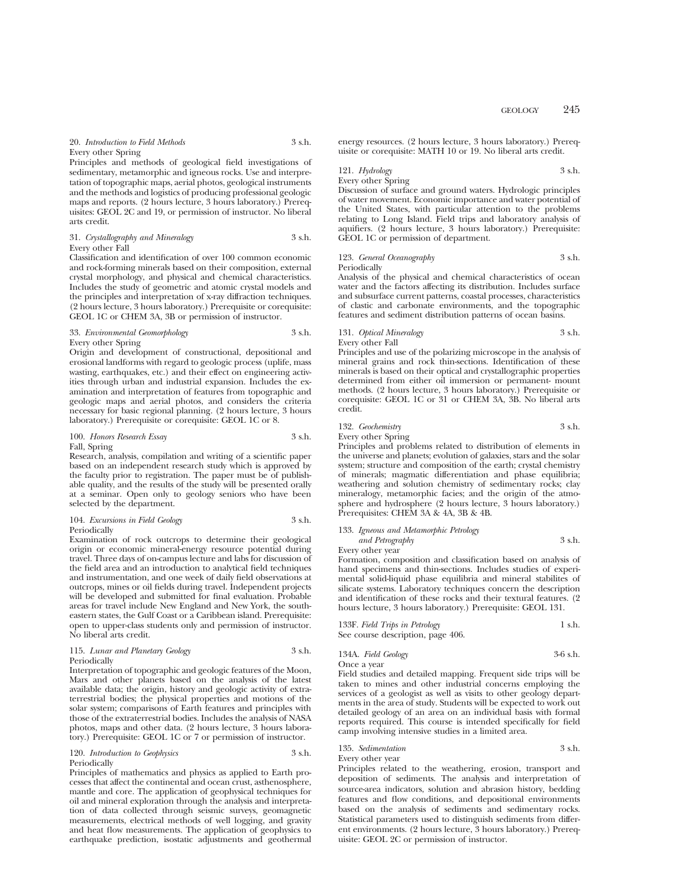20. *Introduction to Field Methods* 3 s.h.
Every other Spring
Principles and methods of geological field investigations of sedimentary, metamorphic and igneous rocks. Use and interpretation of topographic maps, aerial photos, geological instruments and the methods and logistics of producing professional geologic maps and reports. (2 hours lecture, 3 hours laboratory.) Prerequisites: GEOL 2C and 19, or permission of instructor. No liberal arts credit.

31. *Crystallography and Mineralogy* 3 s.h.
Every other Fall
Classification and identification of over 100 common economic and rock-forming minerals based on their composition, external crystal morphology, and physical and chemical characteristics. Includes the study of geometric and atomic crystal models and the principles and interpretation of x-ray diffraction techniques. (2 hours lecture, 3 hours laboratory.) Prerequisite or corequisite: GEOL 1C or CHEM 3A, 3B or permission of instructor.

33. *Environmental Geomorphology* 3 s.h.
Every other Spring
Origin and development of constructional, depositional and erosional landforms with regard to geologic process (uplife, mass wasting, earthquakes, etc.) and their effect on engineering activities through urban and industrial expansion. Includes the examination and interpretation of features from topographic and geologic maps and aerial photos, and considers the criteria necessary for basic regional planning. (2 hours lecture, 3 hours laboratory.) Prerequisite or corequisite: GEOL 1C or 8.

100. *Honors Research Essay* 3 s.h.
Fall, Spring
Research, analysis, compilation and writing of a scientific paper based on an independent research study which is approved by the faculty prior to registration. The paper must be of publishable quality, and the results of the study will be presented orally at a seminar. Open only to geology seniors who have been selected by the department.

104. *Excursions in Field Geology* 3 s.h.
Periodically
Examination of rock outcrops to determine their geological origin or economic mineral-energy resource potential during travel. Three days of on-campus lecture and labs for discussion of the field area and an introduction to analytical field techniques and instrumentation, and one week of daily field observations at outcrops, mines or oil fields during travel. Independent projects will be developed and submitted for final evaluation. Probable areas for travel include New England and New York, the southeastern states, the Gulf Coast or a Caribbean island. Prerequisite: open to upper-class students only and permission of instructor. No liberal arts credit.

115. *Lunar and Planetary Geology* 3 s.h.
Periodically
Interpretation of topographic and geologic features of the Moon, Mars and other planets based on the analysis of the latest available data; the origin, history and geologic activity of extraterrestrial bodies; the physical properties and motions of the solar system; comparisons of Earth features and principles with those of the extraterrestrial bodies. Includes the analysis of NASA photos, maps and other data. (2 hours lecture, 3 hours laboratory.) Prerequisite: GEOL 1C or 7 or permission of instructor.

120. *Introduction to Geophysics* 3 s.h.
Periodically
Principles of mathematics and physics as applied to Earth processes that affect the continental and ocean crust, asthenosphere, mantle and core. The application of geophysical techniques for oil and mineral exploration through the analysis and interpretation of data collected through seismic surveys, geomagnetic measurements, electrical methods of well logging, and gravity and heat flow measurements. The application of geophysics to earthquake prediction, isostatic adjustments and geothermal energy resources. (2 hours lecture, 3 hours laboratory.) Prerequisite or corequisite: MATH 10 or 19. No liberal arts credit.

121. *Hydrology* 3 s.h.
Every other Spring
Discussion of surface and ground waters. Hydrologic principles of water movement. Economic importance and water potential of the United States, with particular attention to the problems relating to Long Island. Field trips and laboratory analysis of aquifiers. (2 hours lecture, 3 hours laboratory.) Prerequisite: GEOL 1C or permission of department.

123. *General Oceanography* 3 s.h.
Periodically
Analysis of the physical and chemical characteristics of ocean water and the factors affecting its distribution. Includes surface and subsurface current patterns, coastal processes, characteristics of clastic and carbonate environments, and the topographic features and sediment distribution patterns of ocean basins.

131. *Optical Mineralogy* 3 s.h.
Every other Fall
Principles and use of the polarizing microscope in the analysis of mineral grains and rock thin-sections. Identification of these minerals is based on their optical and crystallographic properties determined from either oil immersion or permanent- mount methods. (2 hours lecture, 3 hours laboratory.) Prerequisite or corequisite: GEOL 1C or 31 or CHEM 3A, 3B. No liberal arts credit.

132. *Geochemistry* 3 s.h.
Every other Spring
Principles and problems related to distribution of elements in the universe and planets; evolution of galaxies, stars and the solar system; structure and composition of the earth; crystal chemistry of minerals; magmatic differentiation and phase equilibria; weathering and solution chemistry of sedimentary rocks; clay mineralogy, metamorphic facies; and the origin of the atmosphere and hydrosphere (2 hours lecture, 3 hours laboratory.) Prerequisites: CHEM 3A & 4A, 3B & 4B.

133. *Igneous and Metamorphic Petrology and Petrography* 3 s.h.
Every other year
Formation, composition and classification based on analysis of hand specimens and thin-sections. Includes studies of experimental solid-liquid phase equilibria and mineral stabilites of silicate systems. Laboratory techniques concern the description and identification of these rocks and their textural features. (2 hours lecture, 3 hours laboratory.) Prerequisite: GEOL 131.

133F. *Field Trips in Petrology* 1 s.h.
See course description, page 406.

134A. *Field Geology* 3-6 s.h.
Once a year
Field studies and detailed mapping. Frequent side trips will be taken to mines and other industrial concerns employing the services of a geologist as well as visits to other geology departments in the area of study. Students will be expected to work out detailed geology of an area on an individual basis with formal reports required. This course is intended specifically for field camp involving intensive studies in a limited area.

135. *Sedimentation* 3 s.h.
Every other year
Principles related to the weathering, erosion, transport and deposition of sediments. The analysis and interpretation of source-area indicators, solution and abrasion history, bedding features and flow conditions, and depositional environments based on the analysis of sediments and sedimentary rocks. Statistical parameters used to distinguish sediments from different environments. (2 hours lecture, 3 hours laboratory.) Prerequisite: GEOL 2C or permission of instructor.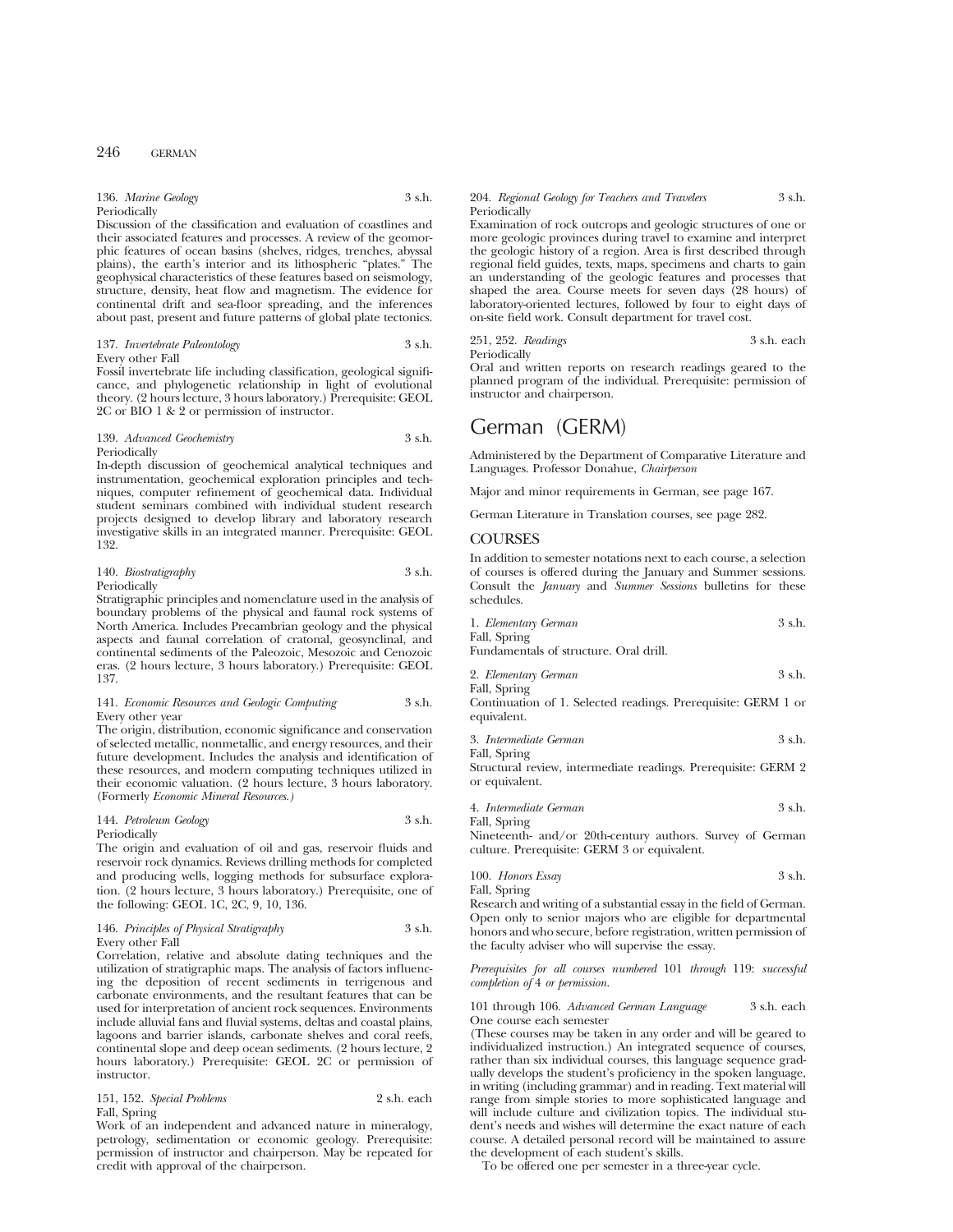136. *Marine Geology* 3 s.h.
Periodically
Discussion of the classification and evaluation of coastlines and their associated features and processes. A review of the geomorphic features of ocean basins (shelves, ridges, trenches, abyssal plains), the earth's interior and its lithospheric "plates." The geophysical characteristics of these features based on seismology, structure, density, heat flow and magnetism. The evidence for continental drift and sea-floor spreading, and the inferences about past, present and future patterns of global plate tectonics.

137. *Invertebrate Paleontology* 3 s.h.
Every other Fall
Fossil invertebrate life including classification, geological significance, and phylogenetic relationship in light of evolutional theory. (2 hours lecture, 3 hours laboratory.) Prerequisite: GEOL 2C or BIO 1 & 2 or permission of instructor.

139. *Advanced Geochemistry* 3 s.h.
Periodically
In-depth discussion of geochemical analytical techniques and instrumentation, geochemical exploration principles and techniques, computer refinement of geochemical data. Individual student seminars combined with individual student research projects designed to develop library and laboratory research investigative skills in an integrated manner. Prerequisite: GEOL 132.

140. *Biostratigraphy* 3 s.h.
Periodically
Stratigraphic principles and nomenclature used in the analysis of boundary problems of the physical and faunal rock systems of North America. Includes Precambrian geology and the physical aspects and faunal correlation of cratonal, geosynclinal, and continental sediments of the Paleozoic, Mesozoic and Cenozoic eras. (2 hours lecture, 3 hours laboratory.) Prerequisite: GEOL 137.

141. *Economic Resources and Geologic Computing* 3 s.h.
Every other year
The origin, distribution, economic significance and conservation of selected metallic, nonmetallic, and energy resources, and their future development. Includes the analysis and identification of these resources, and modern computing techniques utilized in their economic valuation. (2 hours lecture, 3 hours laboratory. (Formerly *Economic Mineral Resources.*)

144. *Petroleum Geology* 3 s.h.
Periodically
The origin and evaluation of oil and gas, reservoir fluids and reservoir rock dynamics. Reviews drilling methods for completed and producing wells, logging methods for subsurface exploration. (2 hours lecture, 3 hours laboratory.) Prerequisite, one of the following: GEOL 1C, 2C, 9, 10, 136.

146. *Principles of Physical Stratigraphy* 3 s.h.
Every other Fall
Correlation, relative and absolute dating techniques and the utilization of stratigraphic maps. The analysis of factors influencing the deposition of recent sediments in terrigenous and carbonate environments, and the resultant features that can be used for interpretation of ancient rock sequences. Environments include alluvial fans and fluvial systems, deltas and coastal plains, lagoons and barrier islands, carbonate shelves and coral reefs, continental slope and deep ocean sediments. (2 hours lecture, 2 hours laboratory.) Prerequisite: GEOL 2C or permission of instructor.

151, 152. *Special Problems* 2 s.h. each
Fall, Spring
Work of an independent and advanced nature in mineralogy, petrology, sedimentation or economic geology. Prerequisite: permission of instructor and chairperson. May be repeated for credit with approval of the chairperson.

204. *Regional Geology for Teachers and Travelers* 3 s.h.
Periodically
Examination of rock outcrops and geologic structures of one or more geologic provinces during travel to examine and interpret the geologic history of a region. Area is first described through regional field guides, texts, maps, specimens and charts to gain an understanding of the geologic features and processes that shaped the area. Course meets for seven days (28 hours) of laboratory-oriented lectures, followed by four to eight days of on-site field work. Consult department for travel cost.

251, 252. *Readings* 3 s.h. each
Periodically
Oral and written reports on research readings geared to the planned program of the individual. Prerequisite: permission of instructor and chairperson.

# German (GERM)

Administered by the Department of Comparative Literature and Languages. Professor Donahue, *Chairperson*

Major and minor requirements in German, see page 167.

German Literature in Translation courses, see page 282.

## COURSES

In addition to semester notations next to each course, a selection of courses is offered during the January and Summer sessions. Consult the *January* and *Summer Sessions* bulletins for these schedules.

1. *Elementary German* 3 s.h.
Fall, Spring
Fundamentals of structure. Oral drill.

2. *Elementary German* 3 s.h.
Fall, Spring
Continuation of 1. Selected readings. Prerequisite: GERM 1 or equivalent.

3. *Intermediate German* 3 s.h.
Fall, Spring
Structural review, intermediate readings. Prerequisite: GERM 2 or equivalent.

4. *Intermediate German* 3 s.h.
Fall, Spring
Nineteenth- and/or 20th-century authors. Survey of German culture. Prerequisite: GERM 3 or equivalent.

100. *Honors Essay* 3 s.h.
Fall, Spring
Research and writing of a substantial essay in the field of German. Open only to senior majors who are eligible for departmental honors and who secure, before registration, written permission of the faculty adviser who will supervise the essay.

*Prerequisites for all courses numbered* 101 *through* 119: *successful completion of* 4 *or permission.*

101 through 106. *Advanced German Language* 3 s.h. each
One course each semester
(These courses may be taken in any order and will be geared to individualized instruction.) An integrated sequence of courses, rather than six individual courses, this language sequence gradually develops the student's proficiency in the spoken language, in writing (including grammar) and in reading. Text material will range from simple stories to more sophisticated language and will include culture and civilization topics. The individual student's needs and wishes will determine the exact nature of each course. A detailed personal record will be maintained to assure the development of each student's skills.

To be offered one per semester in a three-year cycle.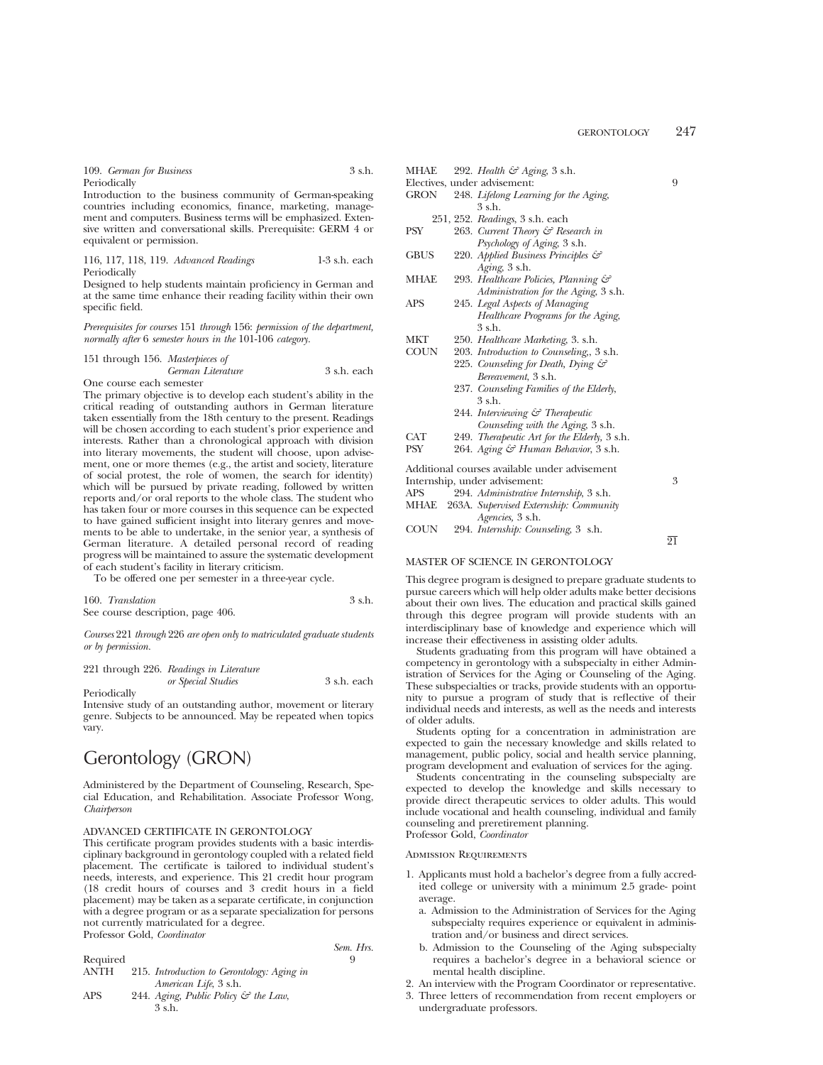109. *German for Business* 3 s.h.
Periodically
Introduction to the business community of German-speaking countries including economics, finance, marketing, management and computers. Business terms will be emphasized. Extensive written and conversational skills. Prerequisite: GERM 4 or equivalent or permission.

116, 117, 118, 119. *Advanced Readings* 1-3 s.h. each
Periodically
Designed to help students maintain proficiency in German and at the same time enhance their reading facility within their own specific field.

*Prerequisites for courses* 151 *through* 156: *permission of the department, normally after* 6 *semester hours in the* 101-106 *category.*

151 through 156. *Masterpieces of German Literature* 3 s.h. each
One course each semester
The primary objective is to develop each student's ability in the critical reading of outstanding authors in German literature taken essentially from the 18th century to the present. Readings will be chosen according to each student's prior experience and interests. Rather than a chronological approach with division into literary movements, the student will choose, upon advisement, one or more themes (e.g., the artist and society, literature of social protest, the role of women, the search for identity) which will be pursued by private reading, followed by written reports and/or oral reports to the whole class. The student who has taken four or more courses in this sequence can be expected to have gained sufficient insight into literary genres and movements to be able to undertake, in the senior year, a synthesis of German literature. A detailed personal record of reading progress will be maintained to assure the systematic development of each student's facility in literary criticism.
To be offered one per semester in a three-year cycle.

160. *Translation* 3 s.h.
See course description, page 406.

*Courses* 221 *through* 226 *are open only to matriculated graduate students or by permission.*

221 through 226. *Readings in Literature or Special Studies* 3 s.h. each
Periodically
Intensive study of an outstanding author, movement or literary genre. Subjects to be announced. May be repeated when topics vary.

# Gerontology (GRON)

Administered by the Department of Counseling, Research, Special Education, and Rehabilitation. Associate Professor Wong, *Chairperson*

## ADVANCED CERTIFICATE IN GERONTOLOGY

This certificate program provides students with a basic interdisciplinary background in gerontology coupled with a related field placement. The certificate is tailored to individual student's needs, interests, and experience. This 21 credit hour program (18 credit hours of courses and 3 credit hours in a field placement) may be taken as a separate certificate, in conjunction with a degree program or as a separate specialization for persons not currently matriculated for a degree.
Professor Gold, *Coordinator*

| | | Sem. Hrs. |
|---|---|---|
| Required | | 9 |
| ANTH | 215. *Introduction to Gerontology: Aging in American Life*, 3 s.h. | |
| APS | 244. *Aging, Public Policy & the Law*, 3 s.h. | |
| MHAE | 292. *Health & Aging*, 3 s.h. | |
| Electives, under advisement: | | 9 |
| GRON | 248. *Lifelong Learning for the Aging*, 3 s.h. | |
| | 251, 252. *Readings*, 3 s.h. each | |
| PSY | 263. *Current Theory & Research in Psychology of Aging*, 3 s.h. | |
| GBUS | 220. *Applied Business Principles & Aging*, 3 s.h. | |
| MHAE | 293. *Healthcare Policies, Planning & Administration for the Aging*, 3 s.h. | |
| APS | 245. *Legal Aspects of Managing Healthcare Programs for the Aging*, 3 s.h. | |
| MKT | 250. *Healthcare Marketing*, 3. s.h. | |
| COUN | 203. *Introduction to Counseling*,, 3 s.h. | |
| | 225. *Counseling for Death, Dying & Bereavement*, 3 s.h. | |
| | 237. *Counseling Families of the Elderly*, 3 s.h. | |
| | 244. *Interviewing & Therapeutic Counseling with the Aging*, 3 s.h. | |
| CAT | 249. *Therapeutic Art for the Elderly*, 3 s.h. | |
| PSY | 264. *Aging & Human Behavior*, 3 s.h. | |
| Additional courses available under advisement | | |
| Internship, under advisement: | | 3 |
| APS | 294. *Administrative Internship*, 3 s.h. | |
| MHAE | 263A. *Supervised Externship: Community Agencies*, 3 s.h. | |
| COUN | 294. *Internship: Counseling*, 3 s.h. | |
| | | 21 |

## MASTER OF SCIENCE IN GERONTOLOGY

This degree program is designed to prepare graduate students to pursue careers which will help older adults make better decisions about their own lives. The education and practical skills gained through this degree program will provide students with an interdisciplinary base of knowledge and experience which will increase their effectiveness in assisting older adults.

Students graduating from this program will have obtained a competency in gerontology with a subspecialty in either Administration of Services for the Aging or Counseling of the Aging. These subspecialties or tracks, provide students with an opportunity to pursue a program of study that is reflective of their individual needs and interests, as well as the needs and interests of older adults.

Students opting for a concentration in administration are expected to gain the necessary knowledge and skills related to management, public policy, social and health service planning, program development and evaluation of services for the aging.

Students concentrating in the counseling subspecialty are expected to develop the knowledge and skills necessary to provide direct therapeutic services to older adults. This would include vocational and health counseling, individual and family counseling and preretirement planning.
Professor Gold, *Coordinator*

### Admission Requirements

1. Applicants must hold a bachelor's degree from a fully accredited college or university with a minimum 2.5 grade- point average.
   a. Admission to the Administration of Services for the Aging subspecialty requires experience or equivalent in administration and/or business and direct services.
   b. Admission to the Counseling of the Aging subspecialty requires a bachelor's degree in a behavioral science or mental health discipline.
2. An interview with the Program Coordinator or representative.
3. Three letters of recommendation from recent employers or undergraduate professors.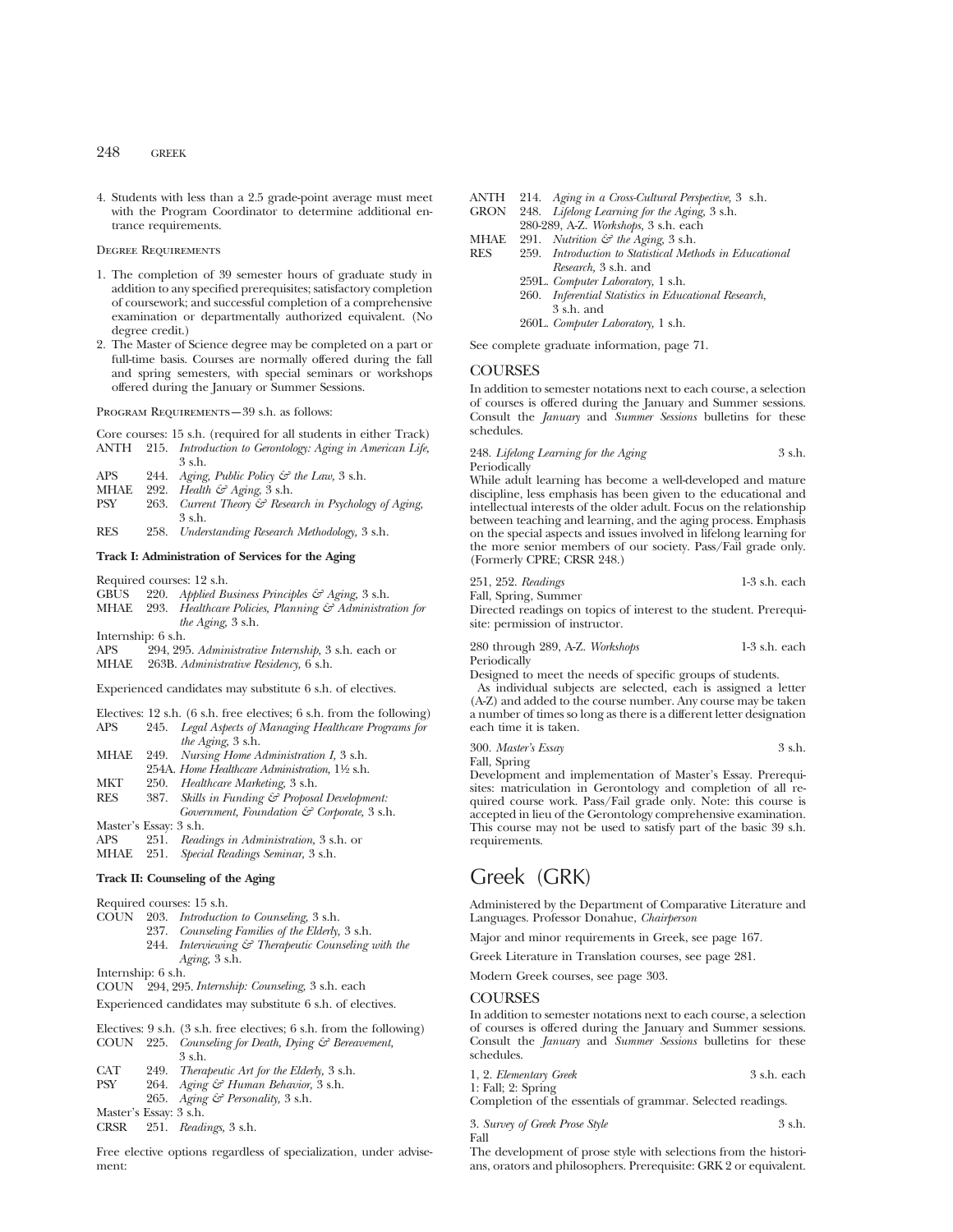4. Students with less than a 2.5 grade-point average must meet with the Program Coordinator to determine additional entrance requirements.

Degree Requirements

1. The completion of 39 semester hours of graduate study in addition to any specified prerequisites; satisfactory completion of coursework; and successful completion of a comprehensive examination or departmentally authorized equivalent. (No degree credit.)
2. The Master of Science degree may be completed on a part or full-time basis. Courses are normally offered during the fall and spring semesters, with special seminars or workshops offered during the January or Summer Sessions.

Program Requirements—39 s.h. as follows:

Core courses: 15 s.h. (required for all students in either Track)

ANTH 215. *Introduction to Gerontology: Aging in American Life,* 3 s.h.
APS 244. *Aging, Public Policy & the Law,* 3 s.h.
MHAE 292. *Health & Aging,* 3 s.h.
PSY 263. *Current Theory & Research in Psychology of Aging,* 3 s.h.
RES 258. *Understanding Research Methodology,* 3 s.h.

**Track I: Administration of Services for the Aging**

Required courses: 12 s.h.

GBUS 220. *Applied Business Principles & Aging,* 3 s.h.
MHAE 293. *Healthcare Policies, Planning & Administration for the Aging,* 3 s.h.

Internship: 6 s.h.

APS 294, 295. *Administrative Internship,* 3 s.h. each or
MHAE 263B. *Administrative Residency,* 6 s.h.

Experienced candidates may substitute 6 s.h. of electives.

Electives: 12 s.h. (6 s.h. free electives; 6 s.h. from the following)

APS 245. *Legal Aspects of Managing Healthcare Programs for the Aging,* 3 s.h.
MHAE 249. *Nursing Home Administration I,* 3 s.h.
254A. *Home Healthcare Administration,* 1½ s.h.
MKT 250. *Healthcare Marketing,* 3 s.h.
RES 387. *Skills in Funding & Proposal Development: Government, Foundation & Corporate,* 3 s.h.

Master's Essay: 3 s.h.

APS 251. *Readings in Administration,* 3 s.h. or
MHAE 251. *Special Readings Seminar,* 3 s.h.

**Track II: Counseling of the Aging**

Required courses: 15 s.h.

COUN 203. *Introduction to Counseling,* 3 s.h.
237. *Counseling Families of the Elderly,* 3 s.h.
244. *Interviewing & Therapeutic Counseling with the Aging,* 3 s.h.

Internship: 6 s.h.

COUN 294, 295. *Internship: Counseling,* 3 s.h. each

Experienced candidates may substitute 6 s.h. of electives.

Electives: 9 s.h. (3 s.h. free electives; 6 s.h. from the following)

COUN 225. *Counseling for Death, Dying & Bereavement,* 3 s.h.
CAT 249. *Therapeutic Art for the Elderly,* 3 s.h.
PSY 264. *Aging & Human Behavior,* 3 s.h.
265. *Aging & Personality,* 3 s.h.

Master's Essay: 3 s.h.

CRSR 251. *Readings,* 3 s.h.

Free elective options regardless of specialization, under advisement:

ANTH 214. *Aging in a Cross-Cultural Perspective,* 3 s.h.
GRON 248. *Lifelong Learning for the Aging,* 3 s.h.
280-289, A-Z. *Workshops,* 3 s.h. each
MHAE 291. *Nutrition & the Aging,* 3 s.h.
RES 259. *Introduction to Statistical Methods in Educational Research,* 3 s.h. and
259L. *Computer Laboratory,* 1 s.h.
260. *Inferential Statistics in Educational Research,* 3 s.h. and
260L. *Computer Laboratory,* 1 s.h.

See complete graduate information, page 71.

## COURSES

In addition to semester notations next to each course, a selection of courses is offered during the January and Summer sessions. Consult the *January* and *Summer Sessions* bulletins for these schedules.

248. *Lifelong Learning for the Aging* 3 s.h.
Periodically
While adult learning has become a well-developed and mature discipline, less emphasis has been given to the educational and intellectual interests of the older adult. Focus on the relationship between teaching and learning, and the aging process. Emphasis on the special aspects and issues involved in lifelong learning for the more senior members of our society. Pass/Fail grade only. (Formerly CPRE; CRSR 248.)

251, 252. *Readings* 1-3 s.h. each
Fall, Spring, Summer
Directed readings on topics of interest to the student. Prerequisite: permission of instructor.

280 through 289, A-Z. *Workshops* 1-3 s.h. each
Periodically
Designed to meet the needs of specific groups of students.
As individual subjects are selected, each is assigned a letter (A-Z) and added to the course number. Any course may be taken a number of times so long as there is a different letter designation each time it is taken.

300. *Master's Essay* 3 s.h.
Fall, Spring
Development and implementation of Master's Essay. Prerequisites: matriculation in Gerontology and completion of all required course work. Pass/Fail grade only. Note: this course is accepted in lieu of the Gerontology comprehensive examination. This course may not be used to satisfy part of the basic 39 s.h. requirements.

# Greek (GRK)

Administered by the Department of Comparative Literature and Languages. Professor Donahue, *Chairperson*

Major and minor requirements in Greek, see page 167.

Greek Literature in Translation courses, see page 281.

Modern Greek courses, see page 303.

## COURSES

In addition to semester notations next to each course, a selection of courses is offered during the January and Summer sessions. Consult the *January* and *Summer Sessions* bulletins for these schedules.

1, 2. *Elementary Greek* 3 s.h. each
1: Fall; 2: Spring
Completion of the essentials of grammar. Selected readings.

3. *Survey of Greek Prose Style* 3 s.h.
Fall
The development of prose style with selections from the historians, orators and philosophers. Prerequisite: GRK 2 or equivalent.